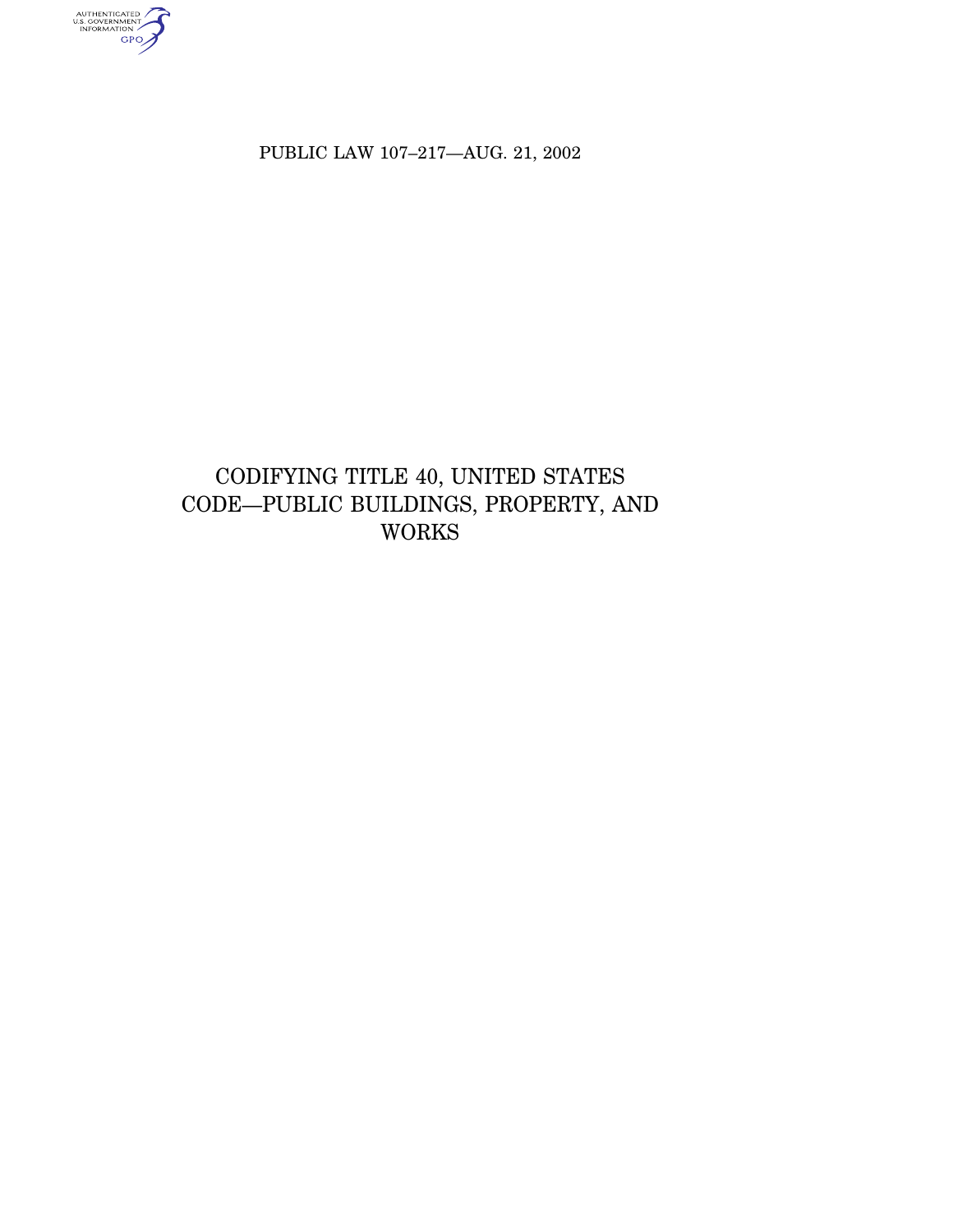PUBLIC LAW 107–217—AUG. 21, 2002

# CODIFYING TITLE 40, UNITED STATES CODE—PUBLIC BUILDINGS, PROPERTY, AND WORKS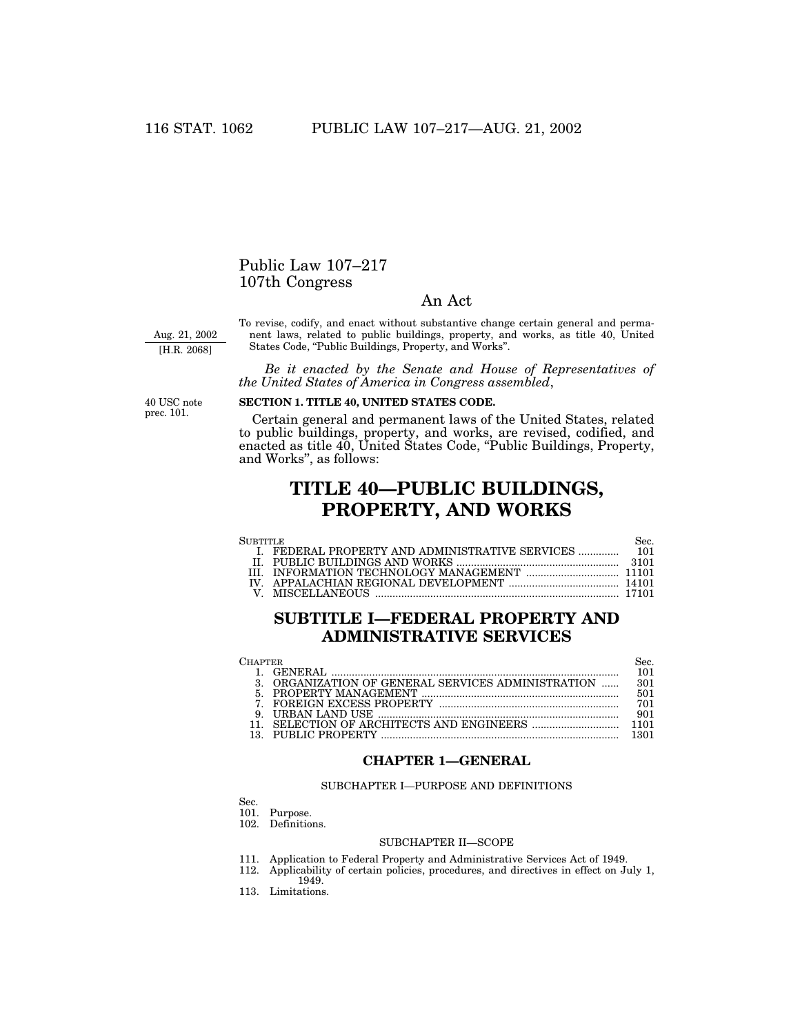# Public Law 107–217
# 107th Congress

## An Act

Aug. 21, 2002
[H.R. 2068]

To revise, codify, and enact without substantive change certain general and permanent laws, related to public buildings, property, and works, as title 40, United States Code, "Public Buildings, Property, and Works".

*Be it enacted by the Senate and House of Representatives of the United States of America in Congress assembled*,

40 USC note prec. 101.

**SECTION 1. TITLE 40, UNITED STATES CODE.**

Certain general and permanent laws of the United States, related to public buildings, property, and works, are revised, codified, and enacted as title 40, United States Code, "Public Buildings, Property, and Works", as follows:

# TITLE 40—PUBLIC BUILDINGS, PROPERTY, AND WORKS

| Subtitle | | Sec. |
|---|---|---|
| I. | FEDERAL PROPERTY AND ADMINISTRATIVE SERVICES | 101 |
| II. | PUBLIC BUILDINGS AND WORKS | 3101 |
| III. | INFORMATION TECHNOLOGY MANAGEMENT | 11101 |
| IV. | APPALACHIAN REGIONAL DEVELOPMENT | 14101 |
| V. | MISCELLANEOUS | 17101 |

# SUBTITLE I—FEDERAL PROPERTY AND ADMINISTRATIVE SERVICES

| Chapter | | Sec. |
|---|---|---|
| 1. | GENERAL | 101 |
| 3. | ORGANIZATION OF GENERAL SERVICES ADMINISTRATION | 301 |
| 5. | PROPERTY MANAGEMENT | 501 |
| 7. | FOREIGN EXCESS PROPERTY | 701 |
| 9. | URBAN LAND USE | 901 |
| 11. | SELECTION OF ARCHITECTS AND ENGINEERS | 1101 |
| 13. | PUBLIC PROPERTY | 1301 |

## CHAPTER 1—GENERAL

### SUBCHAPTER I—PURPOSE AND DEFINITIONS

Sec.
101. Purpose.
102. Definitions.

### SUBCHAPTER II—SCOPE

111. Application to Federal Property and Administrative Services Act of 1949.
112. Applicability of certain policies, procedures, and directives in effect on July 1, 1949.
113. Limitations.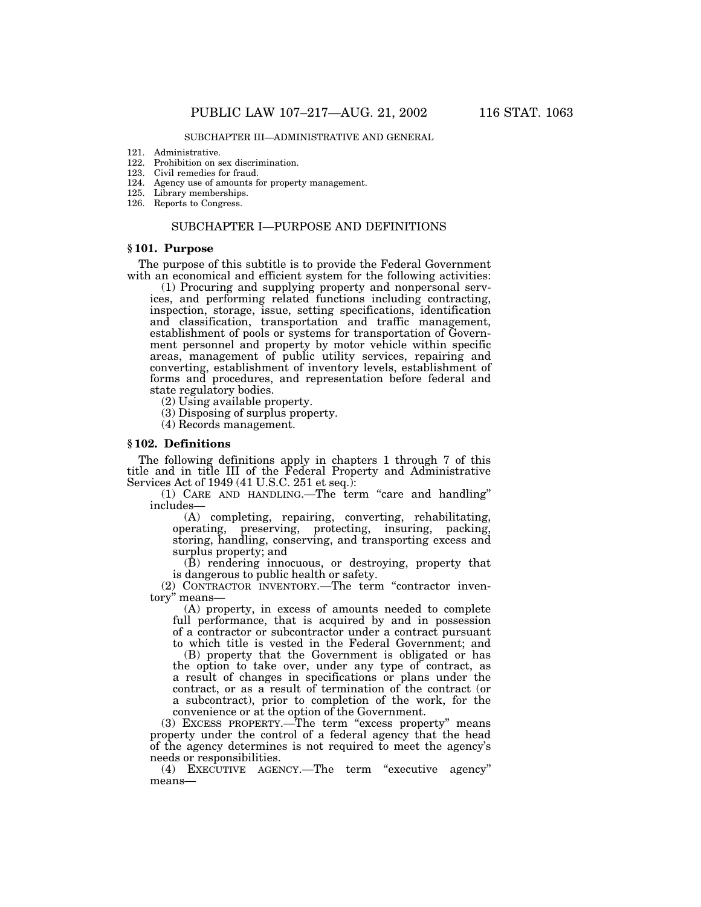SUBCHAPTER III—ADMINISTRATIVE AND GENERAL

121. Administrative.
122. Prohibition on sex discrimination.
123. Civil remedies for fraud.
124. Agency use of amounts for property management.
125. Library memberships.
126. Reports to Congress.

## SUBCHAPTER I—PURPOSE AND DEFINITIONS

### § 101. Purpose

The purpose of this subtitle is to provide the Federal Government with an economical and efficient system for the following activities:

(1) Procuring and supplying property and nonpersonal services, and performing related functions including contracting, inspection, storage, issue, setting specifications, identification and classification, transportation and traffic management, establishment of pools or systems for transportation of Government personnel and property by motor vehicle within specific areas, management of public utility services, repairing and converting, establishment of inventory levels, establishment of forms and procedures, and representation before federal and state regulatory bodies.

(2) Using available property.

(3) Disposing of surplus property.

(4) Records management.

### § 102. Definitions

The following definitions apply in chapters 1 through 7 of this title and in title III of the Federal Property and Administrative Services Act of 1949 (41 U.S.C. 251 et seq.):

(1) CARE AND HANDLING.—The term "care and handling" includes—

(A) completing, repairing, converting, rehabilitating, operating, preserving, protecting, insuring, packing, storing, handling, conserving, and transporting excess and surplus property; and

(B) rendering innocuous, or destroying, property that is dangerous to public health or safety.

(2) CONTRACTOR INVENTORY.—The term "contractor inventory" means—

(A) property, in excess of amounts needed to complete full performance, that is acquired by and in possession of a contractor or subcontractor under a contract pursuant to which title is vested in the Federal Government; and

(B) property that the Government is obligated or has the option to take over, under any type of contract, as a result of changes in specifications or plans under the contract, or as a result of termination of the contract (or a subcontract), prior to completion of the work, for the convenience or at the option of the Government.

(3) EXCESS PROPERTY.—The term "excess property" means property under the control of a federal agency that the head of the agency determines is not required to meet the agency's needs or responsibilities.

(4) EXECUTIVE AGENCY.—The term "executive agency" means—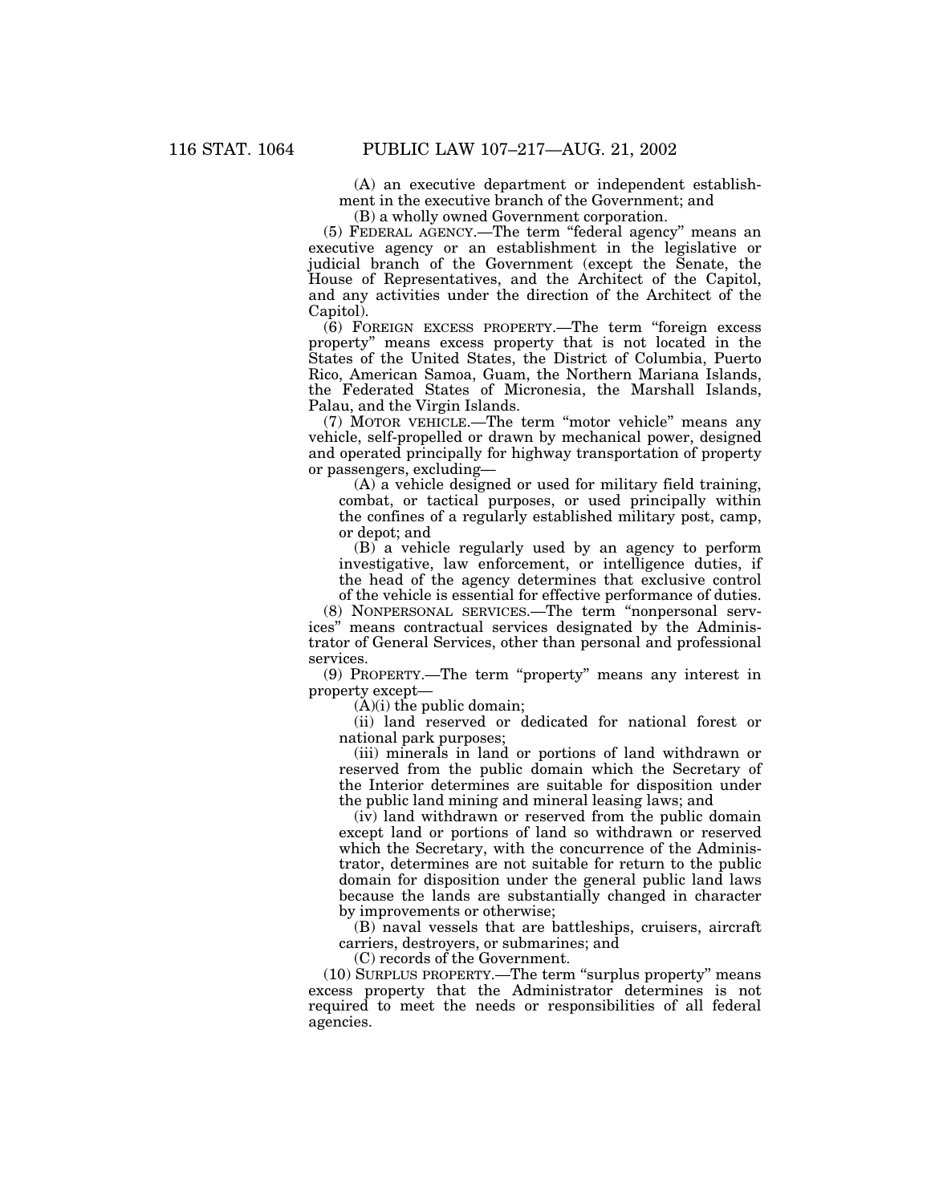(A) an executive department or independent establishment in the executive branch of the Government; and

(B) a wholly owned Government corporation.

(5) FEDERAL AGENCY.—The term "federal agency" means an executive agency or an establishment in the legislative or judicial branch of the Government (except the Senate, the House of Representatives, and the Architect of the Capitol, and any activities under the direction of the Architect of the Capitol).

(6) FOREIGN EXCESS PROPERTY.—The term "foreign excess property" means excess property that is not located in the States of the United States, the District of Columbia, Puerto Rico, American Samoa, Guam, the Northern Mariana Islands, the Federated States of Micronesia, the Marshall Islands, Palau, and the Virgin Islands.

(7) MOTOR VEHICLE.—The term "motor vehicle" means any vehicle, self-propelled or drawn by mechanical power, designed and operated principally for highway transportation of property or passengers, excluding—

(A) a vehicle designed or used for military field training, combat, or tactical purposes, or used principally within the confines of a regularly established military post, camp, or depot; and

(B) a vehicle regularly used by an agency to perform investigative, law enforcement, or intelligence duties, if the head of the agency determines that exclusive control of the vehicle is essential for effective performance of duties.

(8) NONPERSONAL SERVICES.—The term "nonpersonal services" means contractual services designated by the Administrator of General Services, other than personal and professional services.

(9) PROPERTY.—The term "property" means any interest in property except—

(A)(i) the public domain;

(ii) land reserved or dedicated for national forest or national park purposes;

(iii) minerals in land or portions of land withdrawn or reserved from the public domain which the Secretary of the Interior determines are suitable for disposition under the public land mining and mineral leasing laws; and

(iv) land withdrawn or reserved from the public domain except land or portions of land so withdrawn or reserved which the Secretary, with the concurrence of the Administrator, determines are not suitable for return to the public domain for disposition under the general public land laws because the lands are substantially changed in character by improvements or otherwise;

(B) naval vessels that are battleships, cruisers, aircraft carriers, destroyers, or submarines; and

(C) records of the Government.

(10) SURPLUS PROPERTY.—The term "surplus property" means excess property that the Administrator determines is not required to meet the needs or responsibilities of all federal agencies.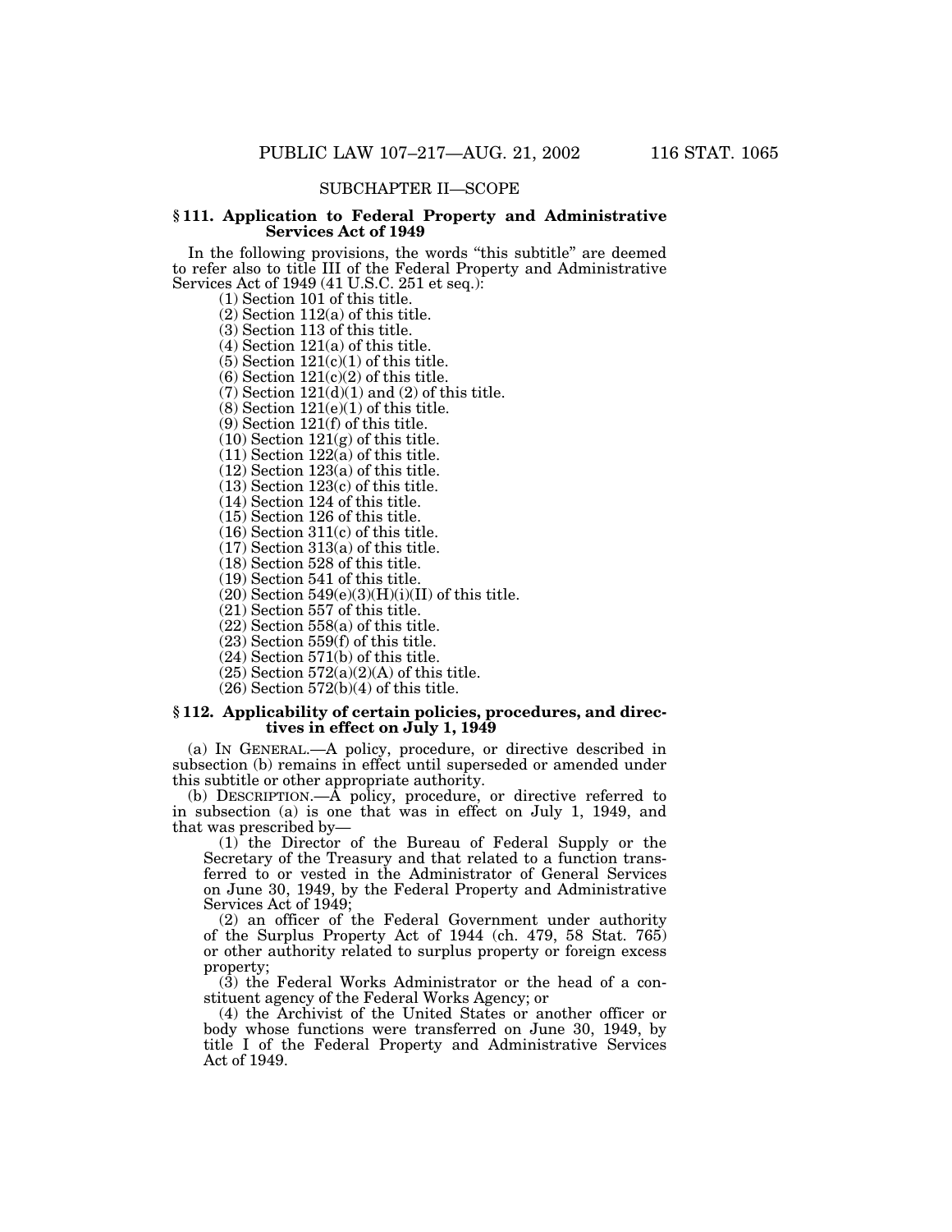## SUBCHAPTER II—SCOPE

### § 111. Application to Federal Property and Administrative Services Act of 1949

In the following provisions, the words "this subtitle" are deemed to refer also to title III of the Federal Property and Administrative Services Act of 1949 (41 U.S.C. 251 et seq.):

(1) Section 101 of this title.
(2) Section 112(a) of this title.
(3) Section 113 of this title.
(4) Section 121(a) of this title.
(5) Section 121(c)(1) of this title.
(6) Section 121(c)(2) of this title.
(7) Section 121(d)(1) and (2) of this title.
(8) Section 121(e)(1) of this title.
(9) Section 121(f) of this title.
(10) Section 121(g) of this title.
(11) Section 122(a) of this title.
(12) Section 123(a) of this title.
(13) Section 123(c) of this title.
(14) Section 124 of this title.
(15) Section 126 of this title.
(16) Section 311(c) of this title.
(17) Section 313(a) of this title.
(18) Section 528 of this title.
(19) Section 541 of this title.
(20) Section 549(e)(3)(H)(i)(II) of this title.
(21) Section 557 of this title.
(22) Section 558(a) of this title.
(23) Section 559(f) of this title.
(24) Section 571(b) of this title.
(25) Section 572(a)(2)(A) of this title.
(26) Section 572(b)(4) of this title.

### § 112. Applicability of certain policies, procedures, and directives in effect on July 1, 1949

(a) IN GENERAL.—A policy, procedure, or directive described in subsection (b) remains in effect until superseded or amended under this subtitle or other appropriate authority.

(b) DESCRIPTION.—A policy, procedure, or directive referred to in subsection (a) is one that was in effect on July 1, 1949, and that was prescribed by—

(1) the Director of the Bureau of Federal Supply or the Secretary of the Treasury and that related to a function transferred to or vested in the Administrator of General Services on June 30, 1949, by the Federal Property and Administrative Services Act of 1949;

(2) an officer of the Federal Government under authority of the Surplus Property Act of 1944 (ch. 479, 58 Stat. 765) or other authority related to surplus property or foreign excess property;

(3) the Federal Works Administrator or the head of a constituent agency of the Federal Works Agency; or

(4) the Archivist of the United States or another officer or body whose functions were transferred on June 30, 1949, by title I of the Federal Property and Administrative Services Act of 1949.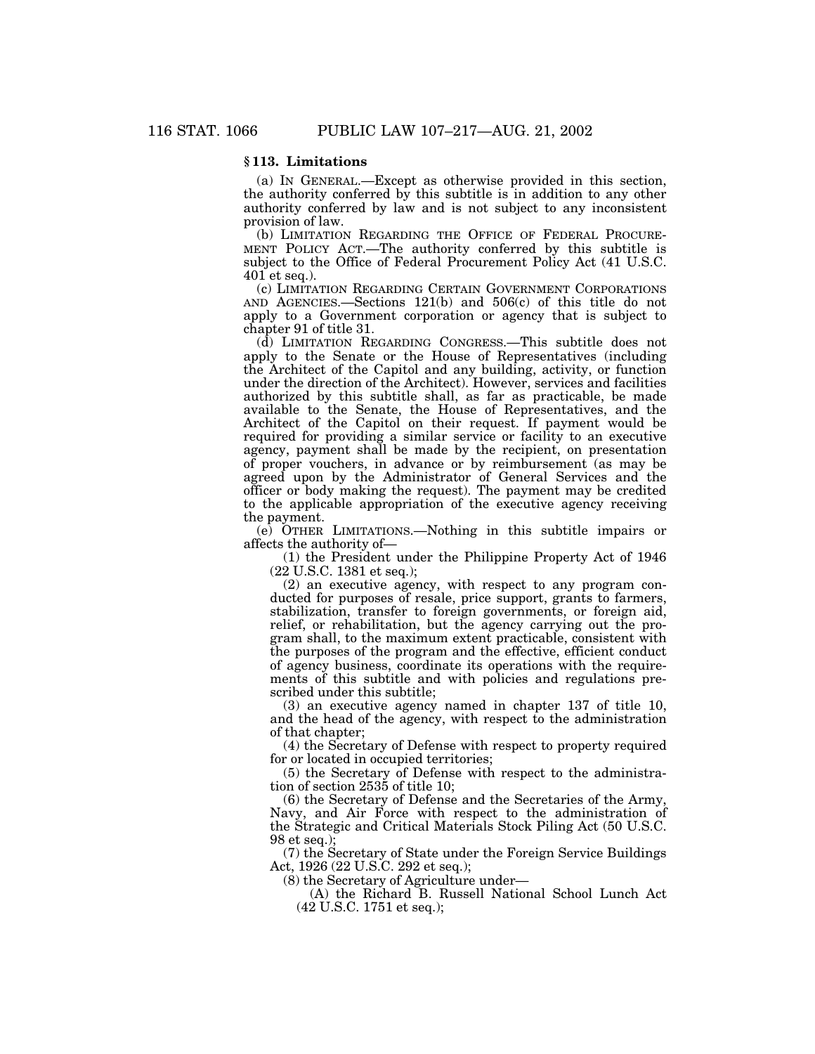### § 113. Limitations

(a) IN GENERAL.—Except as otherwise provided in this section, the authority conferred by this subtitle is in addition to any other authority conferred by law and is not subject to any inconsistent provision of law.

(b) LIMITATION REGARDING THE OFFICE OF FEDERAL PROCUREMENT POLICY ACT.—The authority conferred by this subtitle is subject to the Office of Federal Procurement Policy Act (41 U.S.C. 401 et seq.).

(c) LIMITATION REGARDING CERTAIN GOVERNMENT CORPORATIONS AND AGENCIES.—Sections 121(b) and 506(c) of this title do not apply to a Government corporation or agency that is subject to chapter 91 of title 31.

(d) LIMITATION REGARDING CONGRESS.—This subtitle does not apply to the Senate or the House of Representatives (including the Architect of the Capitol and any building, activity, or function under the direction of the Architect). However, services and facilities authorized by this subtitle shall, as far as practicable, be made available to the Senate, the House of Representatives, and the Architect of the Capitol on their request. If payment would be required for providing a similar service or facility to an executive agency, payment shall be made by the recipient, on presentation of proper vouchers, in advance or by reimbursement (as may be agreed upon by the Administrator of General Services and the officer or body making the request). The payment may be credited to the applicable appropriation of the executive agency receiving the payment.

(e) OTHER LIMITATIONS.—Nothing in this subtitle impairs or affects the authority of—

(1) the President under the Philippine Property Act of 1946 (22 U.S.C. 1381 et seq.);

(2) an executive agency, with respect to any program conducted for purposes of resale, price support, grants to farmers, stabilization, transfer to foreign governments, or foreign aid, relief, or rehabilitation, but the agency carrying out the program shall, to the maximum extent practicable, consistent with the purposes of the program and the effective, efficient conduct of agency business, coordinate its operations with the requirements of this subtitle and with policies and regulations prescribed under this subtitle;

(3) an executive agency named in chapter 137 of title 10, and the head of the agency, with respect to the administration of that chapter;

(4) the Secretary of Defense with respect to property required for or located in occupied territories;

(5) the Secretary of Defense with respect to the administration of section 2535 of title 10;

(6) the Secretary of Defense and the Secretaries of the Army, Navy, and Air Force with respect to the administration of the Strategic and Critical Materials Stock Piling Act (50 U.S.C. 98 et seq.);

(7) the Secretary of State under the Foreign Service Buildings Act, 1926 (22 U.S.C. 292 et seq.);

(8) the Secretary of Agriculture under—

(A) the Richard B. Russell National School Lunch Act (42 U.S.C. 1751 et seq.);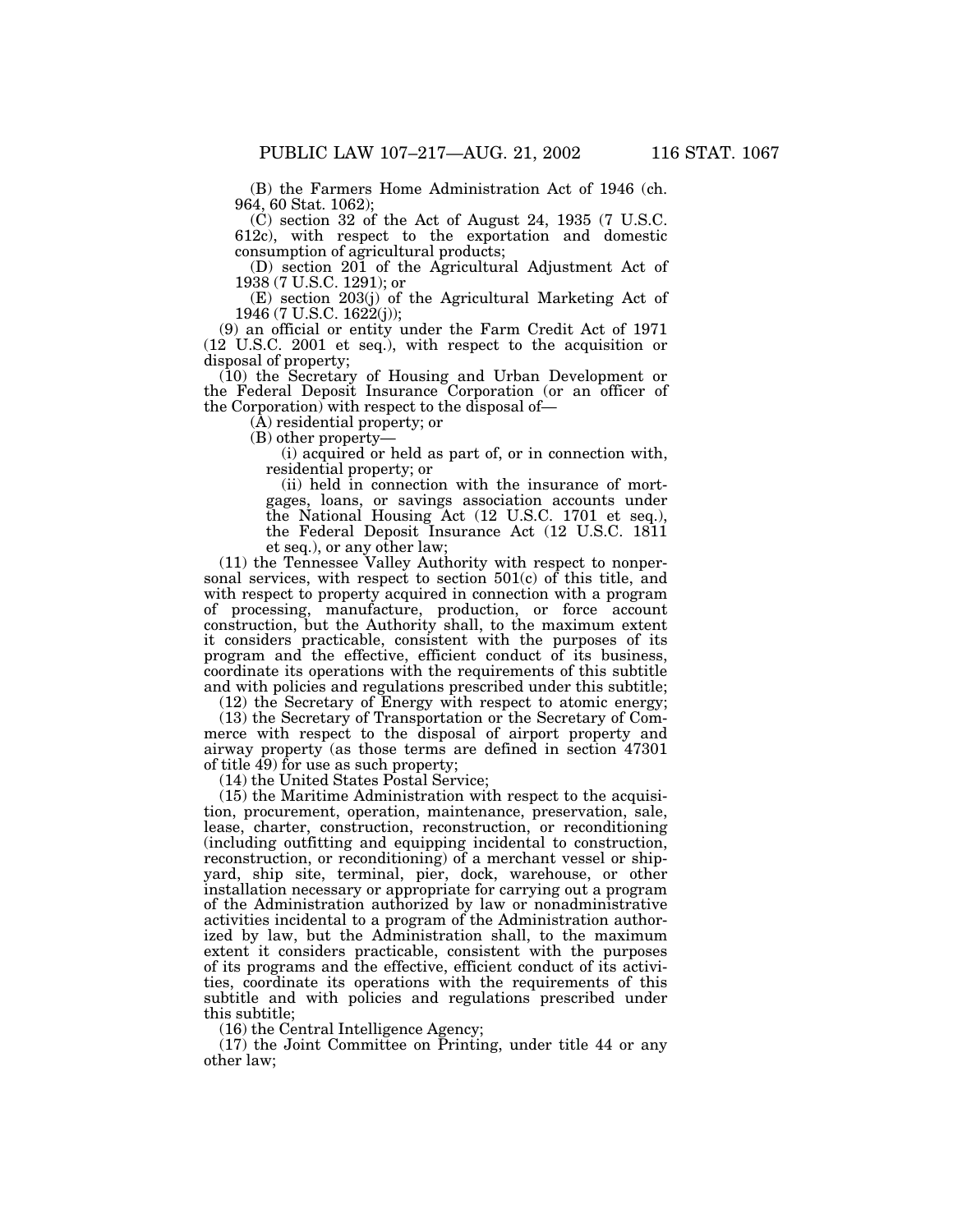(B) the Farmers Home Administration Act of 1946 (ch. 964, 60 Stat. 1062);

(C) section 32 of the Act of August 24, 1935 (7 U.S.C. 612c), with respect to the exportation and domestic consumption of agricultural products;

(D) section 201 of the Agricultural Adjustment Act of 1938 (7 U.S.C. 1291); or

(E) section 203(j) of the Agricultural Marketing Act of 1946 (7 U.S.C. 1622(j));

(9) an official or entity under the Farm Credit Act of 1971 (12 U.S.C. 2001 et seq.), with respect to the acquisition or disposal of property;

(10) the Secretary of Housing and Urban Development or the Federal Deposit Insurance Corporation (or an officer of the Corporation) with respect to the disposal of—

(A) residential property; or

(B) other property—

(i) acquired or held as part of, or in connection with, residential property; or

(ii) held in connection with the insurance of mortgages, loans, or savings association accounts under the National Housing Act (12 U.S.C. 1701 et seq.), the Federal Deposit Insurance Act (12 U.S.C. 1811 et seq.), or any other law;

(11) the Tennessee Valley Authority with respect to nonpersonal services, with respect to section 501(c) of this title, and with respect to property acquired in connection with a program of processing, manufacture, production, or force account construction, but the Authority shall, to the maximum extent it considers practicable, consistent with the purposes of its program and the effective, efficient conduct of its business, coordinate its operations with the requirements of this subtitle and with policies and regulations prescribed under this subtitle;

(12) the Secretary of Energy with respect to atomic energy;

(13) the Secretary of Transportation or the Secretary of Commerce with respect to the disposal of airport property and airway property (as those terms are defined in section 47301 of title 49) for use as such property;

(14) the United States Postal Service;

(15) the Maritime Administration with respect to the acquisition, procurement, operation, maintenance, preservation, sale, lease, charter, construction, reconstruction, or reconditioning (including outfitting and equipping incidental to construction, reconstruction, or reconditioning) of a merchant vessel or shipyard, ship site, terminal, pier, dock, warehouse, or other installation necessary or appropriate for carrying out a program of the Administration authorized by law or nonadministrative activities incidental to a program of the Administration authorized by law, but the Administration shall, to the maximum extent it considers practicable, consistent with the purposes of its programs and the effective, efficient conduct of its activities, coordinate its operations with the requirements of this subtitle and with policies and regulations prescribed under this subtitle;

(16) the Central Intelligence Agency;

(17) the Joint Committee on Printing, under title 44 or any other law;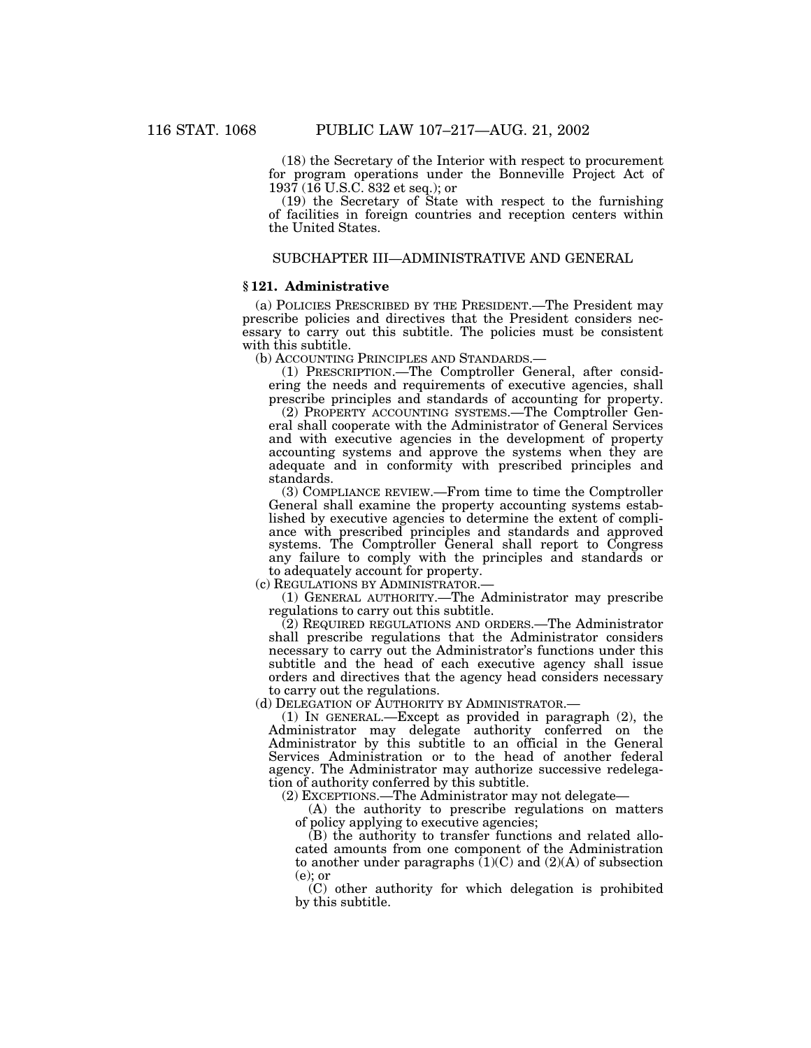(18) the Secretary of the Interior with respect to procurement for program operations under the Bonneville Project Act of 1937 (16 U.S.C. 832 et seq.); or

(19) the Secretary of State with respect to the furnishing of facilities in foreign countries and reception centers within the United States.

## SUBCHAPTER III—ADMINISTRATIVE AND GENERAL

### § 121. Administrative

(a) POLICIES PRESCRIBED BY THE PRESIDENT.—The President may prescribe policies and directives that the President considers necessary to carry out this subtitle. The policies must be consistent with this subtitle.

(b) ACCOUNTING PRINCIPLES AND STANDARDS.—

(1) PRESCRIPTION.—The Comptroller General, after considering the needs and requirements of executive agencies, shall prescribe principles and standards of accounting for property.

(2) PROPERTY ACCOUNTING SYSTEMS.—The Comptroller General shall cooperate with the Administrator of General Services and with executive agencies in the development of property accounting systems and approve the systems when they are adequate and in conformity with prescribed principles and standards.

(3) COMPLIANCE REVIEW.—From time to time the Comptroller General shall examine the property accounting systems established by executive agencies to determine the extent of compliance with prescribed principles and standards and approved systems. The Comptroller General shall report to Congress any failure to comply with the principles and standards or to adequately account for property.

(c) REGULATIONS BY ADMINISTRATOR.—

(1) GENERAL AUTHORITY.—The Administrator may prescribe regulations to carry out this subtitle.

(2) REQUIRED REGULATIONS AND ORDERS.—The Administrator shall prescribe regulations that the Administrator considers necessary to carry out the Administrator's functions under this subtitle and the head of each executive agency shall issue orders and directives that the agency head considers necessary to carry out the regulations.

(d) DELEGATION OF AUTHORITY BY ADMINISTRATOR.—

(1) IN GENERAL.—Except as provided in paragraph (2), the Administrator may delegate authority conferred on the Administrator by this subtitle to an official in the General Services Administration or to the head of another federal agency. The Administrator may authorize successive redelegation of authority conferred by this subtitle.

(2) EXCEPTIONS.—The Administrator may not delegate—

(A) the authority to prescribe regulations on matters of policy applying to executive agencies;

(B) the authority to transfer functions and related allocated amounts from one component of the Administration to another under paragraphs (1)(C) and (2)(A) of subsection (e); or

(C) other authority for which delegation is prohibited by this subtitle.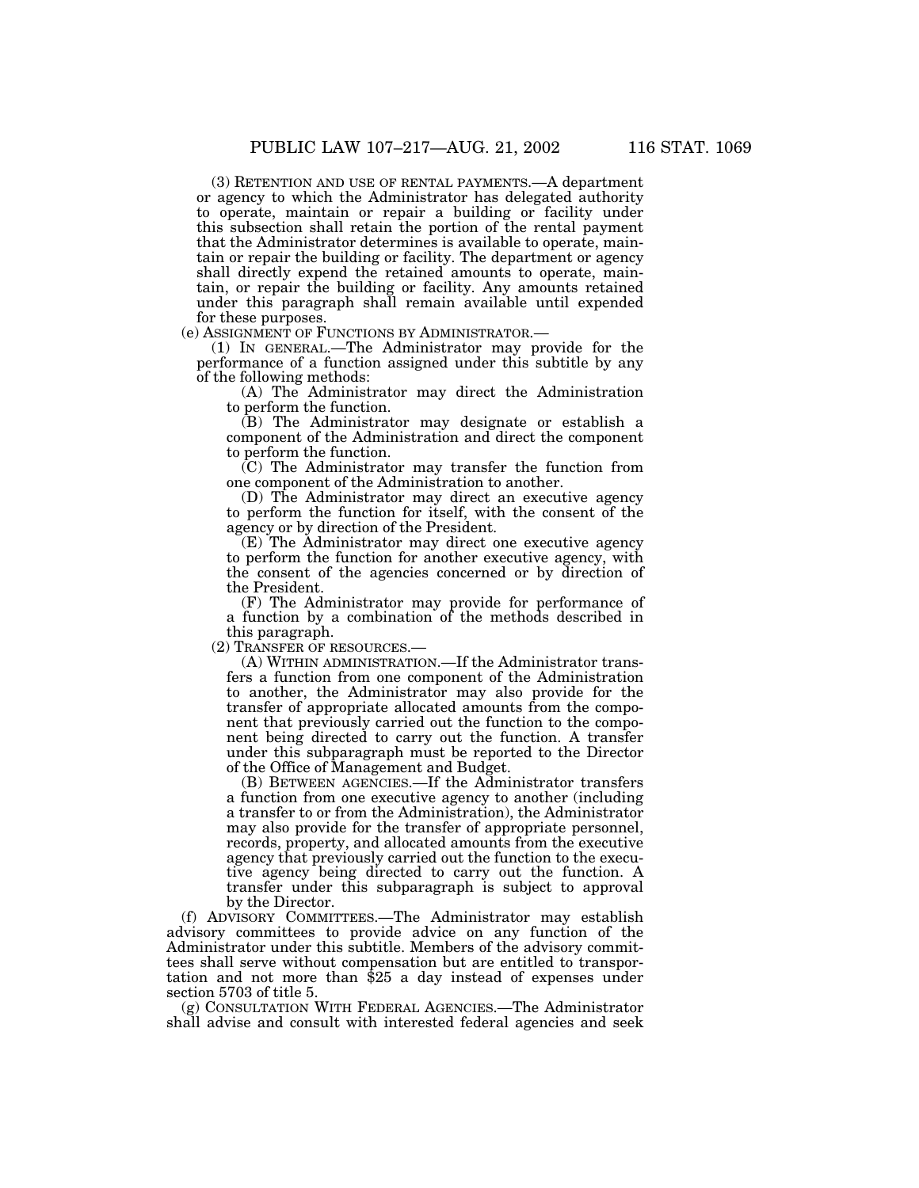(3) RETENTION AND USE OF RENTAL PAYMENTS.—A department or agency to which the Administrator has delegated authority to operate, maintain or repair a building or facility under this subsection shall retain the portion of the rental payment that the Administrator determines is available to operate, maintain or repair the building or facility. The department or agency shall directly expend the retained amounts to operate, maintain, or repair the building or facility. Any amounts retained under this paragraph shall remain available until expended for these purposes.

(e) ASSIGNMENT OF FUNCTIONS BY ADMINISTRATOR.—

(1) IN GENERAL.—The Administrator may provide for the performance of a function assigned under this subtitle by any of the following methods:

(A) The Administrator may direct the Administration to perform the function.

(B) The Administrator may designate or establish a component of the Administration and direct the component to perform the function.

(C) The Administrator may transfer the function from one component of the Administration to another.

(D) The Administrator may direct an executive agency to perform the function for itself, with the consent of the agency or by direction of the President.

(E) The Administrator may direct one executive agency to perform the function for another executive agency, with the consent of the agencies concerned or by direction of the President.

(F) The Administrator may provide for performance of a function by a combination of the methods described in this paragraph.

(2) TRANSFER OF RESOURCES.—

(A) WITHIN ADMINISTRATION.—If the Administrator transfers a function from one component of the Administration to another, the Administrator may also provide for the transfer of appropriate allocated amounts from the component that previously carried out the function to the component being directed to carry out the function. A transfer under this subparagraph must be reported to the Director of the Office of Management and Budget.

(B) BETWEEN AGENCIES.—If the Administrator transfers a function from one executive agency to another (including a transfer to or from the Administration), the Administrator may also provide for the transfer of appropriate personnel, records, property, and allocated amounts from the executive agency that previously carried out the function to the executive agency being directed to carry out the function. A transfer under this subparagraph is subject to approval by the Director.

(f) ADVISORY COMMITTEES.—The Administrator may establish advisory committees to provide advice on any function of the Administrator under this subtitle. Members of the advisory committees shall serve without compensation but are entitled to transportation and not more than $25 a day instead of expenses under section 5703 of title 5.

(g) CONSULTATION WITH FEDERAL AGENCIES.—The Administrator shall advise and consult with interested federal agencies and seek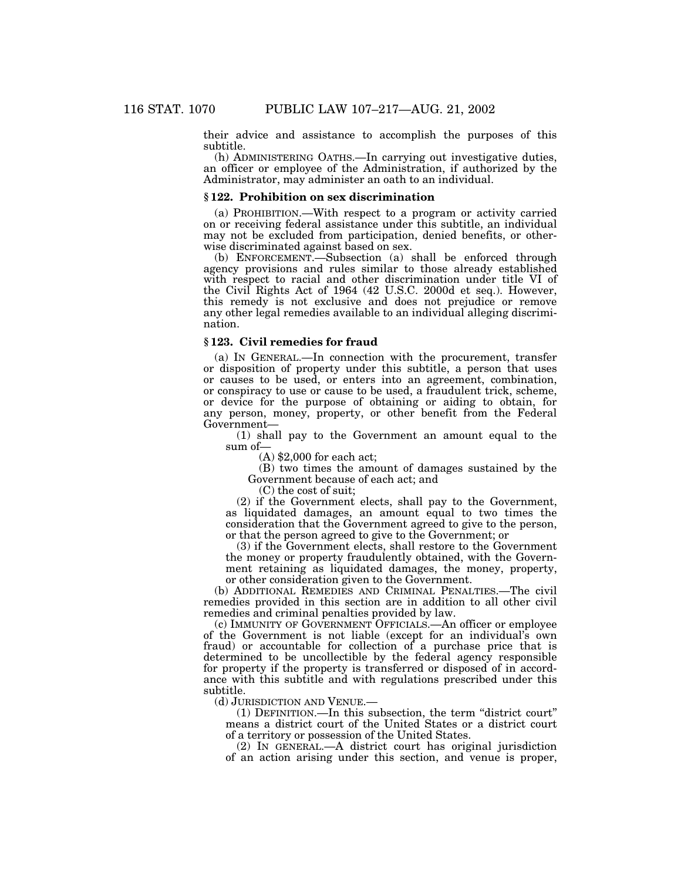their advice and assistance to accomplish the purposes of this subtitle.

(h) ADMINISTERING OATHS.—In carrying out investigative duties, an officer or employee of the Administration, if authorized by the Administrator, may administer an oath to an individual.

### § 122. Prohibition on sex discrimination

(a) PROHIBITION.—With respect to a program or activity carried on or receiving federal assistance under this subtitle, an individual may not be excluded from participation, denied benefits, or otherwise discriminated against based on sex.

(b) ENFORCEMENT.—Subsection (a) shall be enforced through agency provisions and rules similar to those already established with respect to racial and other discrimination under title VI of the Civil Rights Act of 1964 (42 U.S.C. 2000d et seq.). However, this remedy is not exclusive and does not prejudice or remove any other legal remedies available to an individual alleging discrimination.

### § 123. Civil remedies for fraud

(a) IN GENERAL.—In connection with the procurement, transfer or disposition of property under this subtitle, a person that uses or causes to be used, or enters into an agreement, combination, or conspiracy to use or cause to be used, a fraudulent trick, scheme, or device for the purpose of obtaining or aiding to obtain, for any person, money, property, or other benefit from the Federal Government—

(1) shall pay to the Government an amount equal to the sum of—

(A) $2,000 for each act;

(B) two times the amount of damages sustained by the Government because of each act; and

(C) the cost of suit;

(2) if the Government elects, shall pay to the Government, as liquidated damages, an amount equal to two times the consideration that the Government agreed to give to the person, or that the person agreed to give to the Government; or

(3) if the Government elects, shall restore to the Government the money or property fraudulently obtained, with the Government retaining as liquidated damages, the money, property, or other consideration given to the Government.

(b) ADDITIONAL REMEDIES AND CRIMINAL PENALTIES.—The civil remedies provided in this section are in addition to all other civil remedies and criminal penalties provided by law.

(c) IMMUNITY OF GOVERNMENT OFFICIALS.—An officer or employee of the Government is not liable (except for an individual's own fraud) or accountable for collection of a purchase price that is determined to be uncollectible by the federal agency responsible for property if the property is transferred or disposed of in accordance with this subtitle and with regulations prescribed under this subtitle.

(d) JURISDICTION AND VENUE.—

(1) DEFINITION.—In this subsection, the term "district court" means a district court of the United States or a district court of a territory or possession of the United States.

(2) IN GENERAL.—A district court has original jurisdiction of an action arising under this section, and venue is proper,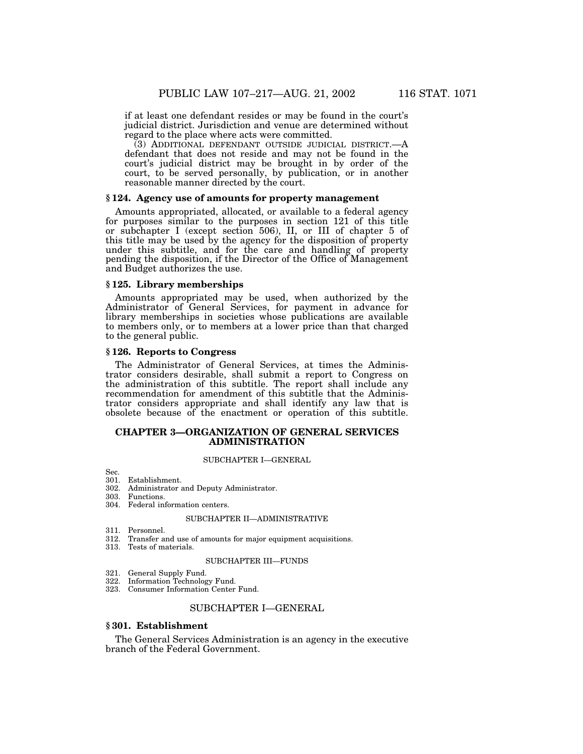if at least one defendant resides or may be found in the court's judicial district. Jurisdiction and venue are determined without regard to the place where acts were committed.

(3) ADDITIONAL DEFENDANT OUTSIDE JUDICIAL DISTRICT.—A defendant that does not reside and may not be found in the court's judicial district may be brought in by order of the court, to be served personally, by publication, or in another reasonable manner directed by the court.

### § 124. Agency use of amounts for property management

Amounts appropriated, allocated, or available to a federal agency for purposes similar to the purposes in section 121 of this title or subchapter I (except section 506), II, or III of chapter 5 of this title may be used by the agency for the disposition of property under this subtitle, and for the care and handling of property pending the disposition, if the Director of the Office of Management and Budget authorizes the use.

### § 125. Library memberships

Amounts appropriated may be used, when authorized by the Administrator of General Services, for payment in advance for library memberships in societies whose publications are available to members only, or to members at a lower price than that charged to the general public.

### § 126. Reports to Congress

The Administrator of General Services, at times the Administrator considers desirable, shall submit a report to Congress on the administration of this subtitle. The report shall include any recommendation for amendment of this subtitle that the Administrator considers appropriate and shall identify any law that is obsolete because of the enactment or operation of this subtitle.

## CHAPTER 3—ORGANIZATION OF GENERAL SERVICES ADMINISTRATION

SUBCHAPTER I—GENERAL

Sec.
301. Establishment.
302. Administrator and Deputy Administrator.
303. Functions.
304. Federal information centers.

SUBCHAPTER II—ADMINISTRATIVE

311. Personnel.
312. Transfer and use of amounts for major equipment acquisitions.
313. Tests of materials.

SUBCHAPTER III—FUNDS

321. General Supply Fund.
322. Information Technology Fund.
323. Consumer Information Center Fund.

## SUBCHAPTER I—GENERAL

### § 301. Establishment

The General Services Administration is an agency in the executive branch of the Federal Government.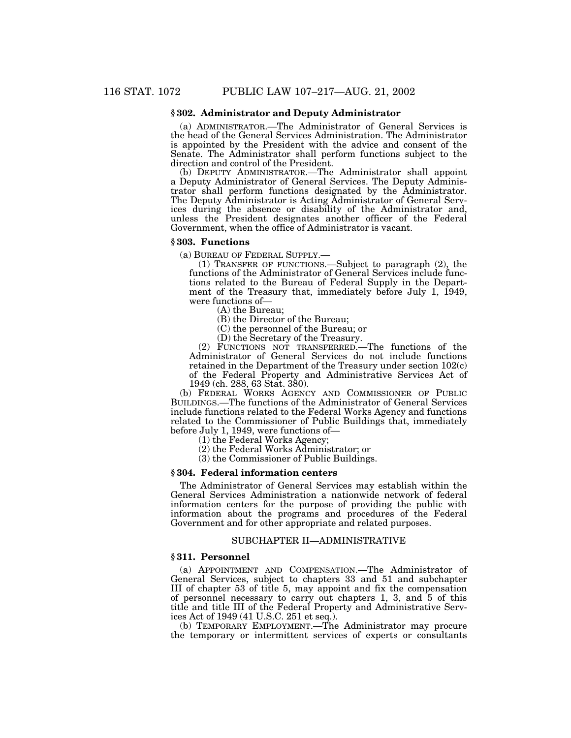### § 302. Administrator and Deputy Administrator

(a) ADMINISTRATOR.—The Administrator of General Services is the head of the General Services Administration. The Administrator is appointed by the President with the advice and consent of the Senate. The Administrator shall perform functions subject to the direction and control of the President.

(b) DEPUTY ADMINISTRATOR.—The Administrator shall appoint a Deputy Administrator of General Services. The Deputy Administrator shall perform functions designated by the Administrator. The Deputy Administrator is Acting Administrator of General Services during the absence or disability of the Administrator and, unless the President designates another officer of the Federal Government, when the office of Administrator is vacant.

### § 303. Functions

(a) BUREAU OF FEDERAL SUPPLY.—

(1) TRANSFER OF FUNCTIONS.—Subject to paragraph (2), the functions of the Administrator of General Services include functions related to the Bureau of Federal Supply in the Department of the Treasury that, immediately before July 1, 1949, were functions of—

(A) the Bureau;

(B) the Director of the Bureau;

(C) the personnel of the Bureau; or

(D) the Secretary of the Treasury.

(2) FUNCTIONS NOT TRANSFERRED.—The functions of the Administrator of General Services do not include functions retained in the Department of the Treasury under section 102(c) of the Federal Property and Administrative Services Act of 1949 (ch. 288, 63 Stat. 380).

(b) FEDERAL WORKS AGENCY AND COMMISSIONER OF PUBLIC BUILDINGS.—The functions of the Administrator of General Services include functions related to the Federal Works Agency and functions related to the Commissioner of Public Buildings that, immediately before July 1, 1949, were functions of—

(1) the Federal Works Agency;

(2) the Federal Works Administrator; or

(3) the Commissioner of Public Buildings.

### § 304. Federal information centers

The Administrator of General Services may establish within the General Services Administration a nationwide network of federal information centers for the purpose of providing the public with information about the programs and procedures of the Federal Government and for other appropriate and related purposes.

## SUBCHAPTER II—ADMINISTRATIVE

### § 311. Personnel

(a) APPOINTMENT AND COMPENSATION.—The Administrator of General Services, subject to chapters 33 and 51 and subchapter III of chapter 53 of title 5, may appoint and fix the compensation of personnel necessary to carry out chapters 1, 3, and 5 of this title and title III of the Federal Property and Administrative Services Act of 1949 (41 U.S.C. 251 et seq.).

(b) TEMPORARY EMPLOYMENT.—The Administrator may procure the temporary or intermittent services of experts or consultants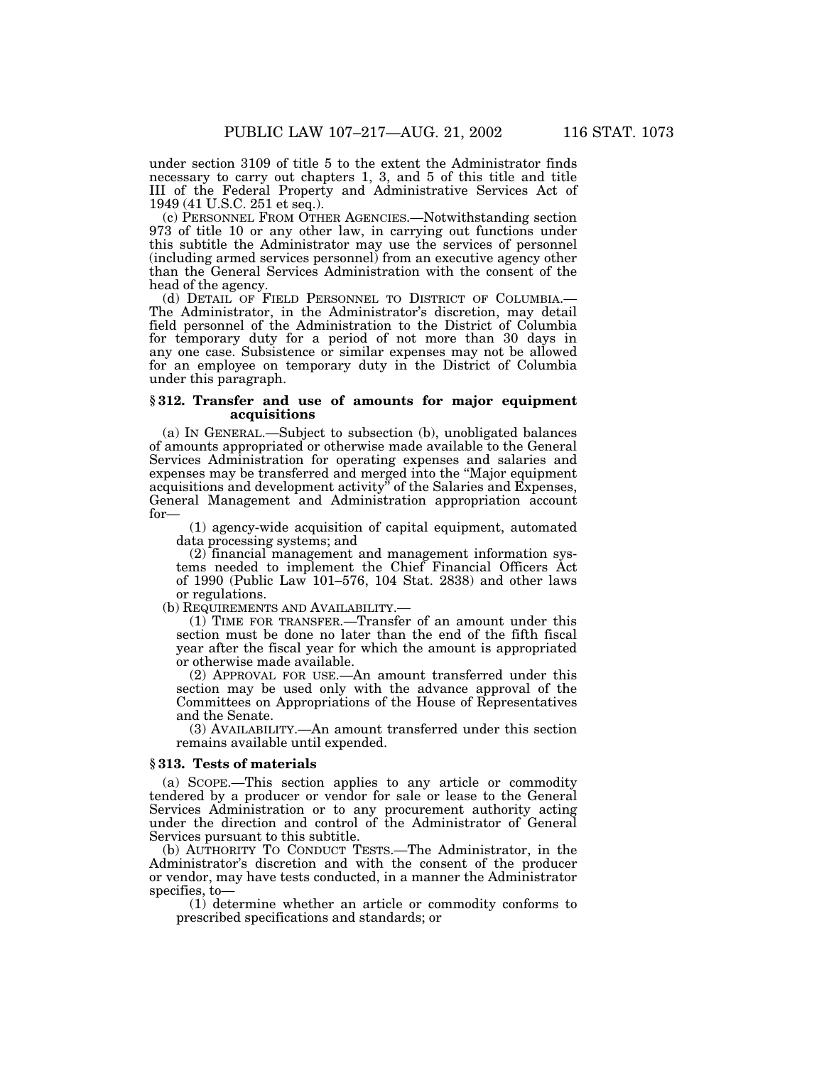under section 3109 of title 5 to the extent the Administrator finds necessary to carry out chapters 1, 3, and 5 of this title and title III of the Federal Property and Administrative Services Act of 1949 (41 U.S.C. 251 et seq.).

(c) PERSONNEL FROM OTHER AGENCIES.—Notwithstanding section 973 of title 10 or any other law, in carrying out functions under this subtitle the Administrator may use the services of personnel (including armed services personnel) from an executive agency other than the General Services Administration with the consent of the head of the agency.

(d) DETAIL OF FIELD PERSONNEL TO DISTRICT OF COLUMBIA.—The Administrator, in the Administrator's discretion, may detail field personnel of the Administration to the District of Columbia for temporary duty for a period of not more than 30 days in any one case. Subsistence or similar expenses may not be allowed for an employee on temporary duty in the District of Columbia under this paragraph.

### § 312. Transfer and use of amounts for major equipment acquisitions

(a) IN GENERAL.—Subject to subsection (b), unobligated balances of amounts appropriated or otherwise made available to the General Services Administration for operating expenses and salaries and expenses may be transferred and merged into the "Major equipment acquisitions and development activity" of the Salaries and Expenses, General Management and Administration appropriation account for—

(1) agency-wide acquisition of capital equipment, automated data processing systems; and

(2) financial management and management information systems needed to implement the Chief Financial Officers Act of 1990 (Public Law 101–576, 104 Stat. 2838) and other laws or regulations.

(b) REQUIREMENTS AND AVAILABILITY.—

(1) TIME FOR TRANSFER.—Transfer of an amount under this section must be done no later than the end of the fifth fiscal year after the fiscal year for which the amount is appropriated or otherwise made available.

(2) APPROVAL FOR USE.—An amount transferred under this section may be used only with the advance approval of the Committees on Appropriations of the House of Representatives and the Senate.

(3) AVAILABILITY.—An amount transferred under this section remains available until expended.

### § 313. Tests of materials

(a) SCOPE.—This section applies to any article or commodity tendered by a producer or vendor for sale or lease to the General Services Administration or to any procurement authority acting under the direction and control of the Administrator of General Services pursuant to this subtitle.

(b) AUTHORITY TO CONDUCT TESTS.—The Administrator, in the Administrator's discretion and with the consent of the producer or vendor, may have tests conducted, in a manner the Administrator specifies, to—

(1) determine whether an article or commodity conforms to prescribed specifications and standards; or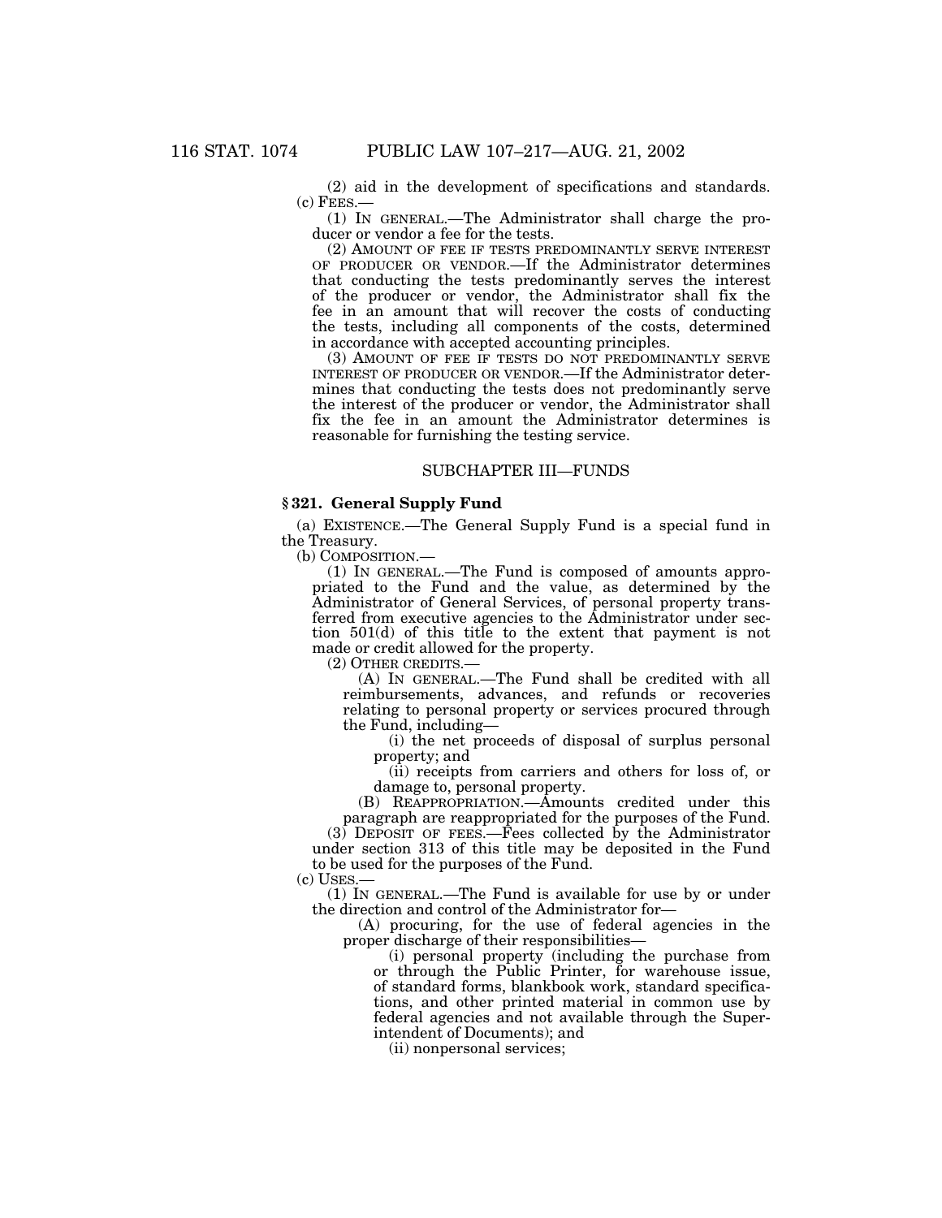(2) aid in the development of specifications and standards.

(c) FEES.—

(1) IN GENERAL.—The Administrator shall charge the producer or vendor a fee for the tests.

(2) AMOUNT OF FEE IF TESTS PREDOMINANTLY SERVE INTEREST OF PRODUCER OR VENDOR.—If the Administrator determines that conducting the tests predominantly serves the interest of the producer or vendor, the Administrator shall fix the fee in an amount that will recover the costs of conducting the tests, including all components of the costs, determined in accordance with accepted accounting principles.

(3) AMOUNT OF FEE IF TESTS DO NOT PREDOMINANTLY SERVE INTEREST OF PRODUCER OR VENDOR.—If the Administrator determines that conducting the tests does not predominantly serve the interest of the producer or vendor, the Administrator shall fix the fee in an amount the Administrator determines is reasonable for furnishing the testing service.

## SUBCHAPTER III—FUNDS

### § 321. General Supply Fund

(a) EXISTENCE.—The General Supply Fund is a special fund in the Treasury.

(b) COMPOSITION.—

(1) IN GENERAL.—The Fund is composed of amounts appropriated to the Fund and the value, as determined by the Administrator of General Services, of personal property transferred from executive agencies to the Administrator under section 501(d) of this title to the extent that payment is not made or credit allowed for the property.

(2) OTHER CREDITS.—

(A) IN GENERAL.—The Fund shall be credited with all reimbursements, advances, and refunds or recoveries relating to personal property or services procured through the Fund, including—

(i) the net proceeds of disposal of surplus personal property; and

(ii) receipts from carriers and others for loss of, or damage to, personal property.

(B) REAPPROPRIATION.—Amounts credited under this paragraph are reappropriated for the purposes of the Fund.

(3) DEPOSIT OF FEES.—Fees collected by the Administrator under section 313 of this title may be deposited in the Fund to be used for the purposes of the Fund.

(c) USES.—

(1) IN GENERAL.—The Fund is available for use by or under the direction and control of the Administrator for—

(A) procuring, for the use of federal agencies in the proper discharge of their responsibilities—

(i) personal property (including the purchase from or through the Public Printer, for warehouse issue, of standard forms, blankbook work, standard specifications, and other printed material in common use by federal agencies and not available through the Superintendent of Documents); and

(ii) nonpersonal services;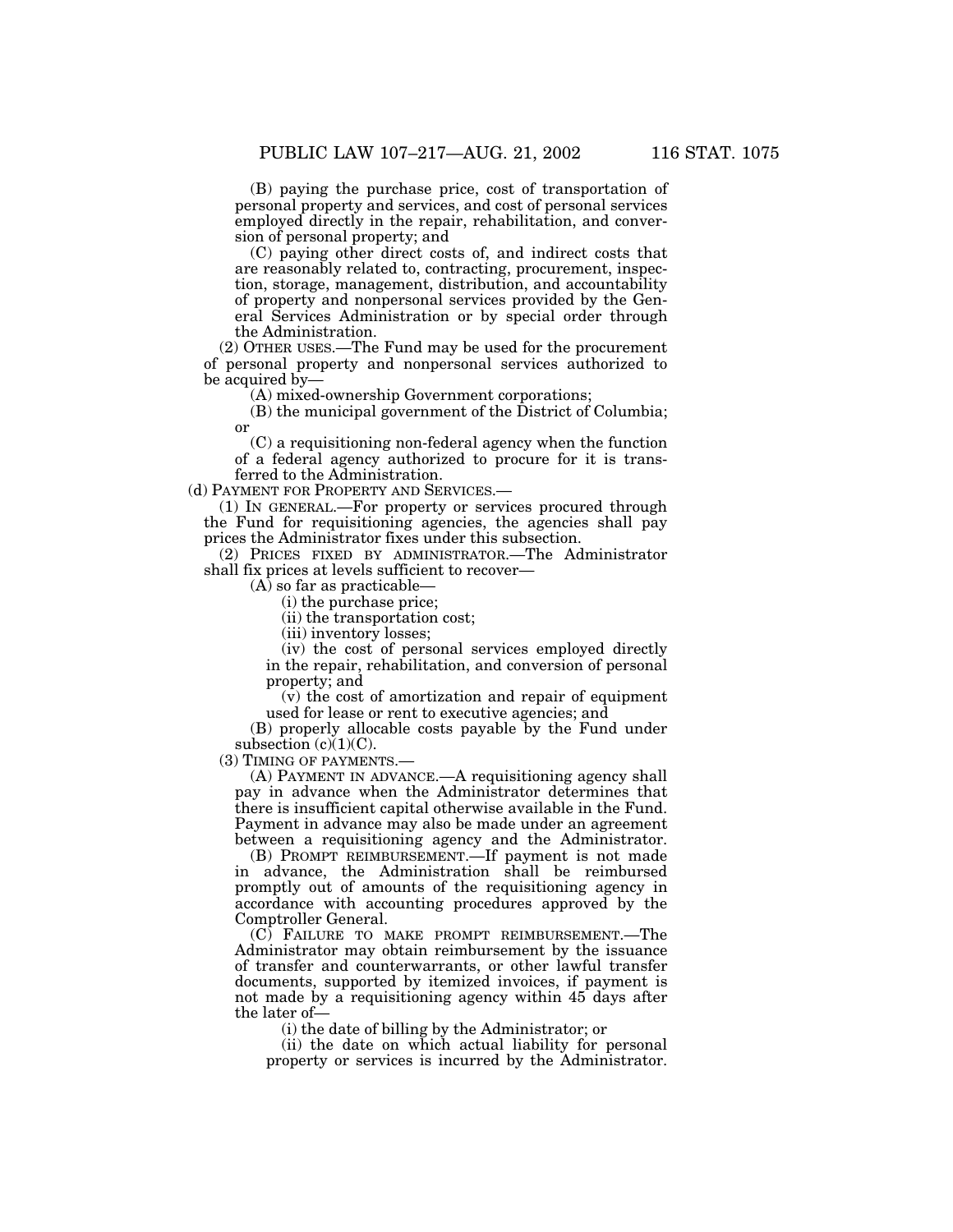(B) paying the purchase price, cost of transportation of personal property and services, and cost of personal services employed directly in the repair, rehabilitation, and conversion of personal property; and

(C) paying other direct costs of, and indirect costs that are reasonably related to, contracting, procurement, inspection, storage, management, distribution, and accountability of property and nonpersonal services provided by the General Services Administration or by special order through the Administration.

(2) OTHER USES.—The Fund may be used for the procurement of personal property and nonpersonal services authorized to be acquired by—

(A) mixed-ownership Government corporations;

(B) the municipal government of the District of Columbia; or

(C) a requisitioning non-federal agency when the function of a federal agency authorized to procure for it is transferred to the Administration.

(d) PAYMENT FOR PROPERTY AND SERVICES.—

(1) IN GENERAL.—For property or services procured through the Fund for requisitioning agencies, the agencies shall pay prices the Administrator fixes under this subsection.

(2) PRICES FIXED BY ADMINISTRATOR.—The Administrator shall fix prices at levels sufficient to recover—

(A) so far as practicable—

(i) the purchase price;

(ii) the transportation cost;

(iii) inventory losses;

(iv) the cost of personal services employed directly in the repair, rehabilitation, and conversion of personal property; and

(v) the cost of amortization and repair of equipment used for lease or rent to executive agencies; and

(B) properly allocable costs payable by the Fund under subsection (c)(1)(C).

(3) TIMING OF PAYMENTS.—

(A) PAYMENT IN ADVANCE.—A requisitioning agency shall pay in advance when the Administrator determines that there is insufficient capital otherwise available in the Fund. Payment in advance may also be made under an agreement between a requisitioning agency and the Administrator.

(B) PROMPT REIMBURSEMENT.—If payment is not made in advance, the Administration shall be reimbursed promptly out of amounts of the requisitioning agency in accordance with accounting procedures approved by the Comptroller General.

(C) FAILURE TO MAKE PROMPT REIMBURSEMENT.—The Administrator may obtain reimbursement by the issuance of transfer and counterwarrants, or other lawful transfer documents, supported by itemized invoices, if payment is not made by a requisitioning agency within 45 days after the later of—

(i) the date of billing by the Administrator; or

(ii) the date on which actual liability for personal property or services is incurred by the Administrator.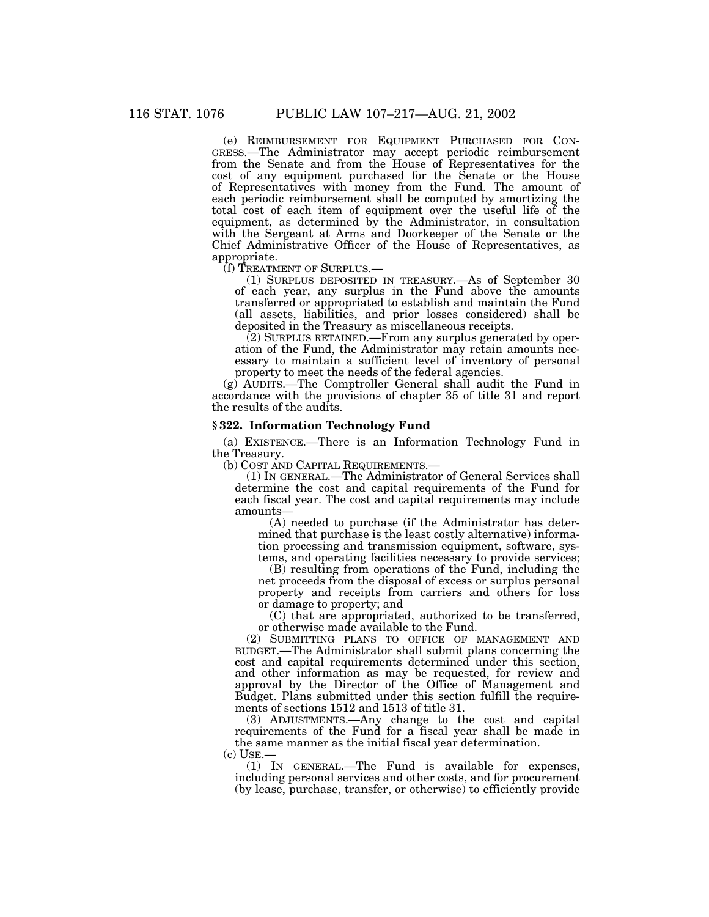(e) REIMBURSEMENT FOR EQUIPMENT PURCHASED FOR CONGRESS.—The Administrator may accept periodic reimbursement from the Senate and from the House of Representatives for the cost of any equipment purchased for the Senate or the House of Representatives with money from the Fund. The amount of each periodic reimbursement shall be computed by amortizing the total cost of each item of equipment over the useful life of the equipment, as determined by the Administrator, in consultation with the Sergeant at Arms and Doorkeeper of the Senate or the Chief Administrative Officer of the House of Representatives, as appropriate.

(f) TREATMENT OF SURPLUS.—

(1) SURPLUS DEPOSITED IN TREASURY.—As of September 30 of each year, any surplus in the Fund above the amounts transferred or appropriated to establish and maintain the Fund (all assets, liabilities, and prior losses considered) shall be deposited in the Treasury as miscellaneous receipts.

(2) SURPLUS RETAINED.—From any surplus generated by operation of the Fund, the Administrator may retain amounts necessary to maintain a sufficient level of inventory of personal property to meet the needs of the federal agencies.

(g) AUDITS.—The Comptroller General shall audit the Fund in accordance with the provisions of chapter 35 of title 31 and report the results of the audits.

### § 322. Information Technology Fund

(a) EXISTENCE.—There is an Information Technology Fund in the Treasury.

(b) COST AND CAPITAL REQUIREMENTS.—

(1) IN GENERAL.—The Administrator of General Services shall determine the cost and capital requirements of the Fund for each fiscal year. The cost and capital requirements may include amounts—

(A) needed to purchase (if the Administrator has determined that purchase is the least costly alternative) information processing and transmission equipment, software, systems, and operating facilities necessary to provide services;

(B) resulting from operations of the Fund, including the net proceeds from the disposal of excess or surplus personal property and receipts from carriers and others for loss or damage to property; and

(C) that are appropriated, authorized to be transferred, or otherwise made available to the Fund.

(2) SUBMITTING PLANS TO OFFICE OF MANAGEMENT AND BUDGET.—The Administrator shall submit plans concerning the cost and capital requirements determined under this section, and other information as may be requested, for review and approval by the Director of the Office of Management and Budget. Plans submitted under this section fulfill the requirements of sections 1512 and 1513 of title 31.

(3) ADJUSTMENTS.—Any change to the cost and capital requirements of the Fund for a fiscal year shall be made in the same manner as the initial fiscal year determination.

(c) USE.—

(1) IN GENERAL.—The Fund is available for expenses, including personal services and other costs, and for procurement (by lease, purchase, transfer, or otherwise) to efficiently provide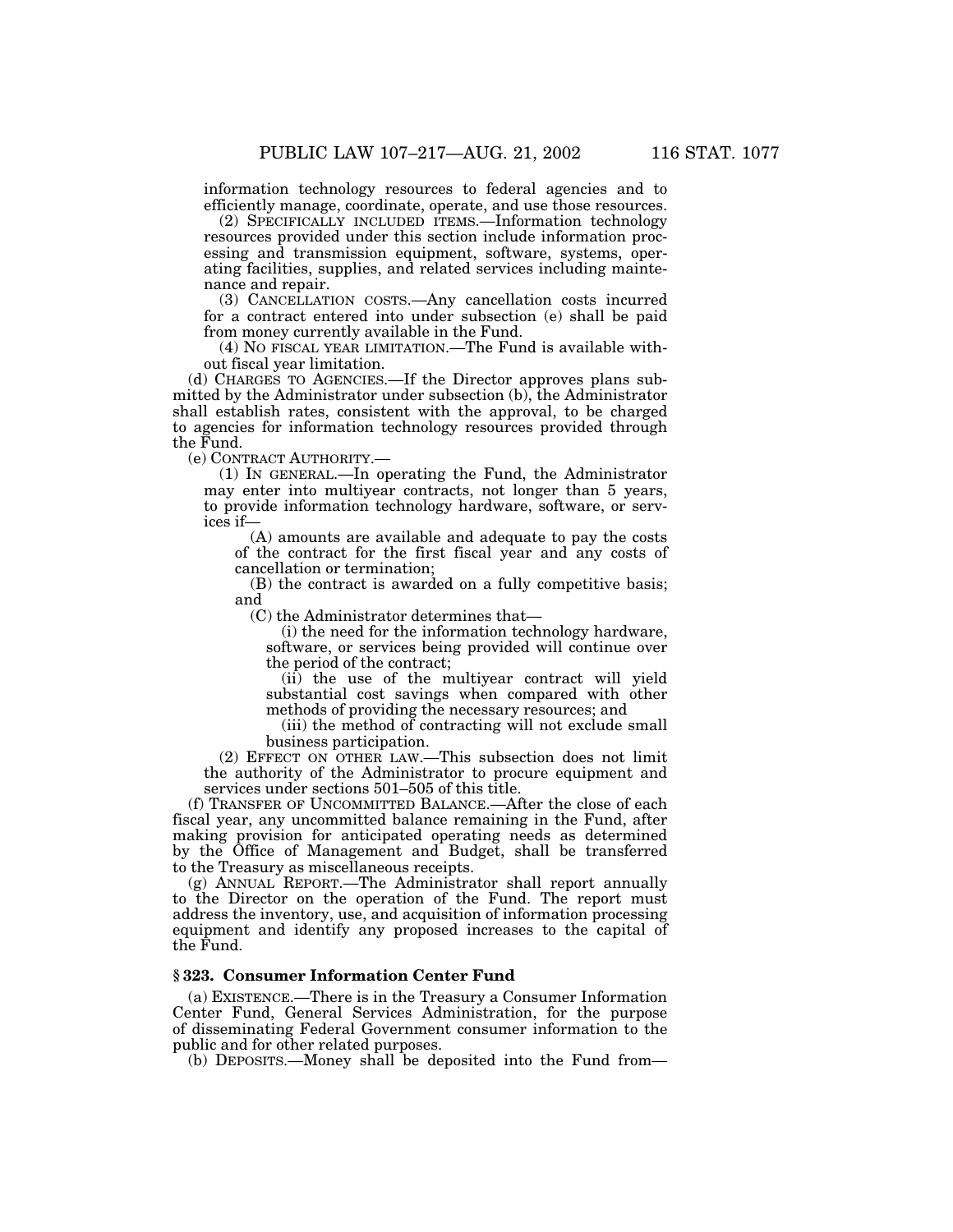information technology resources to federal agencies and to efficiently manage, coordinate, operate, and use those resources.

(2) SPECIFICALLY INCLUDED ITEMS.—Information technology resources provided under this section include information processing and transmission equipment, software, systems, operating facilities, supplies, and related services including maintenance and repair.

(3) CANCELLATION COSTS.—Any cancellation costs incurred for a contract entered into under subsection (e) shall be paid from money currently available in the Fund.

(4) NO FISCAL YEAR LIMITATION.—The Fund is available without fiscal year limitation.

(d) CHARGES TO AGENCIES.—If the Director approves plans submitted by the Administrator under subsection (b), the Administrator shall establish rates, consistent with the approval, to be charged to agencies for information technology resources provided through the Fund.

(e) CONTRACT AUTHORITY.—

(1) IN GENERAL.—In operating the Fund, the Administrator may enter into multiyear contracts, not longer than 5 years, to provide information technology hardware, software, or services if—

(A) amounts are available and adequate to pay the costs of the contract for the first fiscal year and any costs of cancellation or termination;

(B) the contract is awarded on a fully competitive basis; and

(C) the Administrator determines that—

(i) the need for the information technology hardware, software, or services being provided will continue over the period of the contract;

(ii) the use of the multiyear contract will yield substantial cost savings when compared with other methods of providing the necessary resources; and

(iii) the method of contracting will not exclude small business participation.

(2) EFFECT ON OTHER LAW.—This subsection does not limit the authority of the Administrator to procure equipment and services under sections 501–505 of this title.

(f) TRANSFER OF UNCOMMITTED BALANCE.—After the close of each fiscal year, any uncommitted balance remaining in the Fund, after making provision for anticipated operating needs as determined by the Office of Management and Budget, shall be transferred to the Treasury as miscellaneous receipts.

(g) ANNUAL REPORT.—The Administrator shall report annually to the Director on the operation of the Fund. The report must address the inventory, use, and acquisition of information processing equipment and identify any proposed increases to the capital of the Fund.

### § 323. Consumer Information Center Fund

(a) EXISTENCE.—There is in the Treasury a Consumer Information Center Fund, General Services Administration, for the purpose of disseminating Federal Government consumer information to the public and for other related purposes.

(b) DEPOSITS.—Money shall be deposited into the Fund from—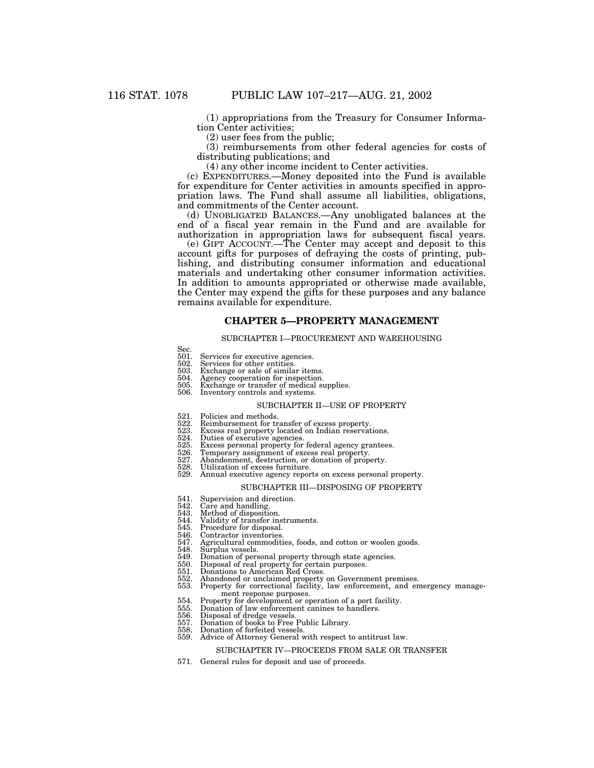(1) appropriations from the Treasury for Consumer Information Center activities;

(2) user fees from the public;

(3) reimbursements from other federal agencies for costs of distributing publications; and

(4) any other income incident to Center activities.

(c) EXPENDITURES.—Money deposited into the Fund is available for expenditure for Center activities in amounts specified in appropriation laws. The Fund shall assume all liabilities, obligations, and commitments of the Center account.

(d) UNOBLIGATED BALANCES.—Any unobligated balances at the end of a fiscal year remain in the Fund and are available for authorization in appropriation laws for subsequent fiscal years.

(e) GIFT ACCOUNT.—The Center may accept and deposit to this account gifts for purposes of defraying the costs of printing, publishing, and distributing consumer information and educational materials and undertaking other consumer information activities. In addition to amounts appropriated or otherwise made available, the Center may expend the gifts for these purposes and any balance remains available for expenditure.

## CHAPTER 5—PROPERTY MANAGEMENT

### SUBCHAPTER I—PROCUREMENT AND WAREHOUSING

Sec.
501. Services for executive agencies.
502. Services for other entities.
503. Exchange or sale of similar items.
504. Agency cooperation for inspection.
505. Exchange or transfer of medical supplies.
506. Inventory controls and systems.

### SUBCHAPTER II—USE OF PROPERTY

521. Policies and methods.
522. Reimbursement for transfer of excess property.
523. Excess real property located on Indian reservations.
524. Duties of executive agencies.
525. Excess personal property for federal agency grantees.
526. Temporary assignment of excess real property.
527. Abandonment, destruction, or donation of property.
528. Utilization of excess furniture.
529. Annual executive agency reports on excess personal property.

### SUBCHAPTER III—DISPOSING OF PROPERTY

541. Supervision and direction.
542. Care and handling.
543. Method of disposition.
544. Validity of transfer instruments.
545. Procedure for disposal.
546. Contractor inventories.
547. Agricultural commodities, foods, and cotton or woolen goods.
548. Surplus vessels.
549. Donation of personal property through state agencies.
550. Disposal of real property for certain purposes.
551. Donations to American Red Cross.
552. Abandoned or unclaimed property on Government premises.
553. Property for correctional facility, law enforcement, and emergency management response purposes.
554. Property for development or operation of a port facility.
555. Donation of law enforcement canines to handlers.
556. Disposal of dredge vessels.
557. Donation of books to Free Public Library.
558. Donation of forfeited vessels.
559. Advice of Attorney General with respect to antitrust law.

### SUBCHAPTER IV—PROCEEDS FROM SALE OR TRANSFER

571. General rules for deposit and use of proceeds.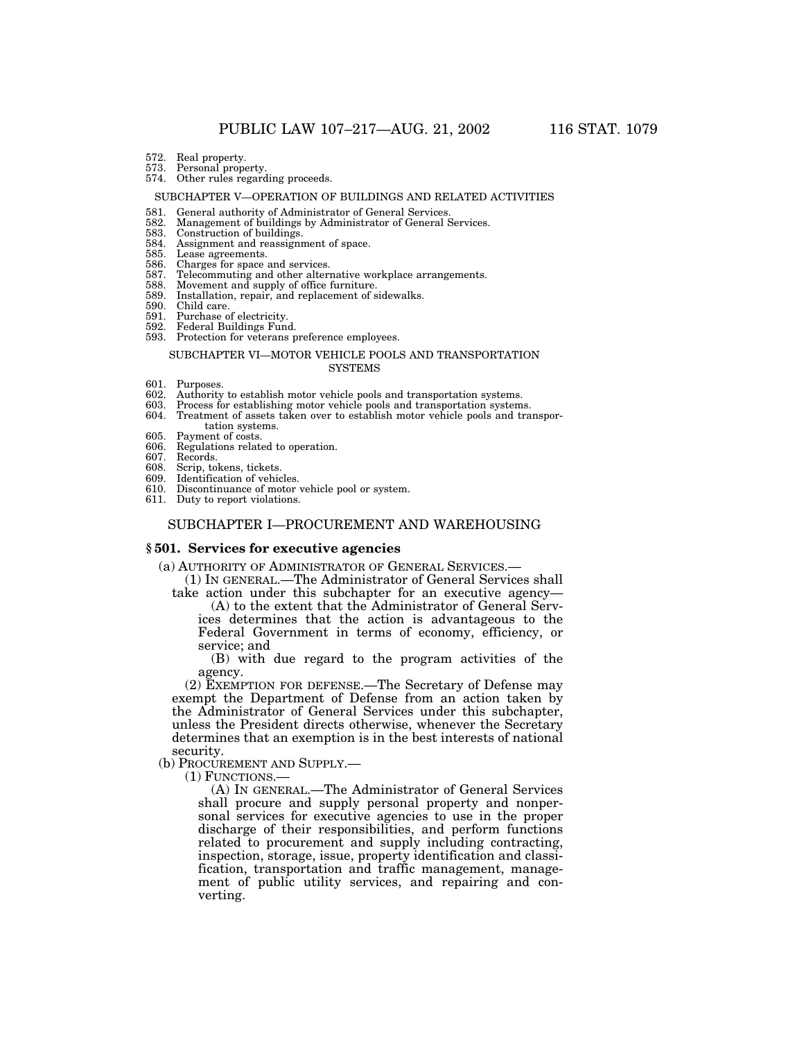572. Real property.
573. Personal property.
574. Other rules regarding proceeds.

SUBCHAPTER V—OPERATION OF BUILDINGS AND RELATED ACTIVITIES

581. General authority of Administrator of General Services.
582. Management of buildings by Administrator of General Services.
583. Construction of buildings.
584. Assignment and reassignment of space.
585. Lease agreements.
586. Charges for space and services.
587. Telecommuting and other alternative workplace arrangements.
588. Movement and supply of office furniture.
589. Installation, repair, and replacement of sidewalks.
590. Child care.
591. Purchase of electricity.
592. Federal Buildings Fund.
593. Protection for veterans preference employees.

SUBCHAPTER VI—MOTOR VEHICLE POOLS AND TRANSPORTATION SYSTEMS

601. Purposes.
602. Authority to establish motor vehicle pools and transportation systems.
603. Process for establishing motor vehicle pools and transportation systems.
604. Treatment of assets taken over to establish motor vehicle pools and transportation systems.
605. Payment of costs.
606. Regulations related to operation.
607. Records.
608. Scrip, tokens, tickets.
609. Identification of vehicles.
610. Discontinuance of motor vehicle pool or system.
611. Duty to report violations.

## SUBCHAPTER I—PROCUREMENT AND WAREHOUSING

### § 501. Services for executive agencies

(a) AUTHORITY OF ADMINISTRATOR OF GENERAL SERVICES.—

(1) IN GENERAL.—The Administrator of General Services shall take action under this subchapter for an executive agency—

(A) to the extent that the Administrator of General Services determines that the action is advantageous to the Federal Government in terms of economy, efficiency, or service; and

(B) with due regard to the program activities of the agency.

(2) EXEMPTION FOR DEFENSE.—The Secretary of Defense may exempt the Department of Defense from an action taken by the Administrator of General Services under this subchapter, unless the President directs otherwise, whenever the Secretary determines that an exemption is in the best interests of national security.

(b) PROCUREMENT AND SUPPLY.—

(1) FUNCTIONS.—

(A) IN GENERAL.—The Administrator of General Services shall procure and supply personal property and nonpersonal services for executive agencies to use in the proper discharge of their responsibilities, and perform functions related to procurement and supply including contracting, inspection, storage, issue, property identification and classification, transportation and traffic management, management of public utility services, and repairing and converting.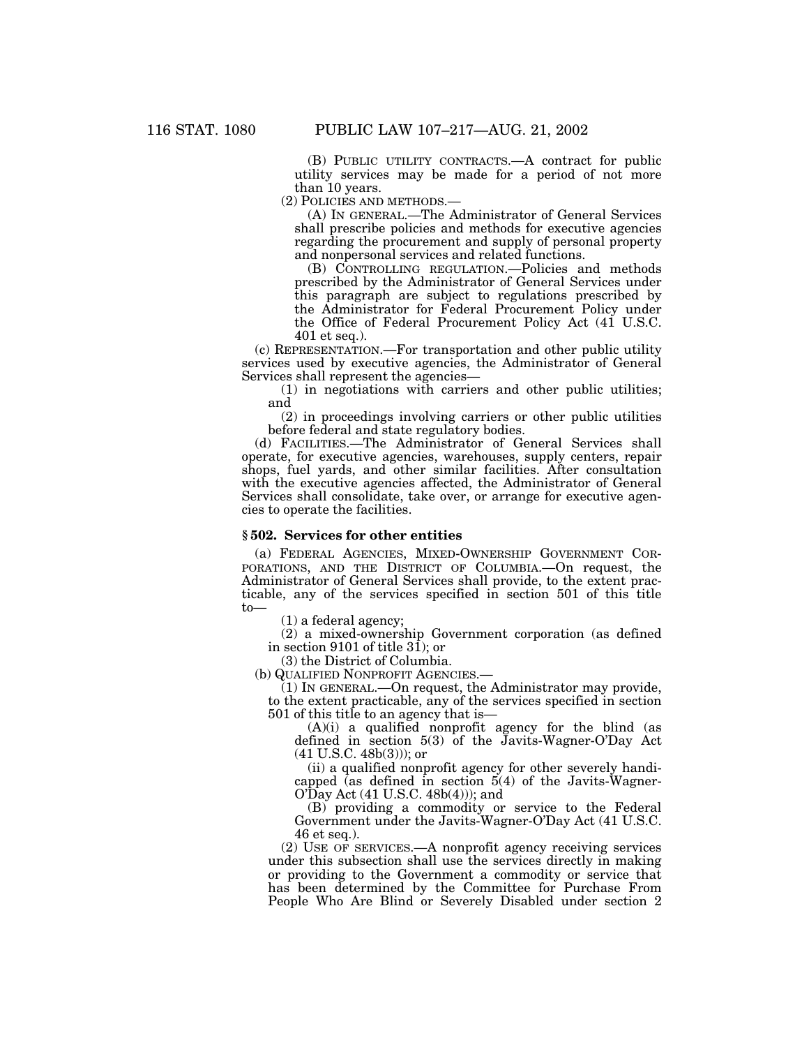(B) PUBLIC UTILITY CONTRACTS.—A contract for public utility services may be made for a period of not more than 10 years.

(2) POLICIES AND METHODS.—

(A) IN GENERAL.—The Administrator of General Services shall prescribe policies and methods for executive agencies regarding the procurement and supply of personal property and nonpersonal services and related functions.

(B) CONTROLLING REGULATION.—Policies and methods prescribed by the Administrator of General Services under this paragraph are subject to regulations prescribed by the Administrator for Federal Procurement Policy under the Office of Federal Procurement Policy Act (41 U.S.C. 401 et seq.).

(c) REPRESENTATION.—For transportation and other public utility services used by executive agencies, the Administrator of General Services shall represent the agencies—

(1) in negotiations with carriers and other public utilities; and

(2) in proceedings involving carriers or other public utilities before federal and state regulatory bodies.

(d) FACILITIES.—The Administrator of General Services shall operate, for executive agencies, warehouses, supply centers, repair shops, fuel yards, and other similar facilities. After consultation with the executive agencies affected, the Administrator of General Services shall consolidate, take over, or arrange for executive agencies to operate the facilities.

### § 502. Services for other entities

(a) FEDERAL AGENCIES, MIXED-OWNERSHIP GOVERNMENT CORPORATIONS, AND THE DISTRICT OF COLUMBIA.—On request, the Administrator of General Services shall provide, to the extent practicable, any of the services specified in section 501 of this title to—

(1) a federal agency;

(2) a mixed-ownership Government corporation (as defined in section 9101 of title 31); or

(3) the District of Columbia.

(b) QUALIFIED NONPROFIT AGENCIES.—

(1) IN GENERAL.—On request, the Administrator may provide, to the extent practicable, any of the services specified in section 501 of this title to an agency that is—

(A)(i) a qualified nonprofit agency for the blind (as defined in section 5(3) of the Javits-Wagner-O'Day Act (41 U.S.C. 48b(3))); or

(ii) a qualified nonprofit agency for other severely handicapped (as defined in section 5(4) of the Javits-Wagner-O'Day Act (41 U.S.C. 48b(4))); and

(B) providing a commodity or service to the Federal Government under the Javits-Wagner-O'Day Act (41 U.S.C. 46 et seq.).

(2) USE OF SERVICES.—A nonprofit agency receiving services under this subsection shall use the services directly in making or providing to the Government a commodity or service that has been determined by the Committee for Purchase From People Who Are Blind or Severely Disabled under section 2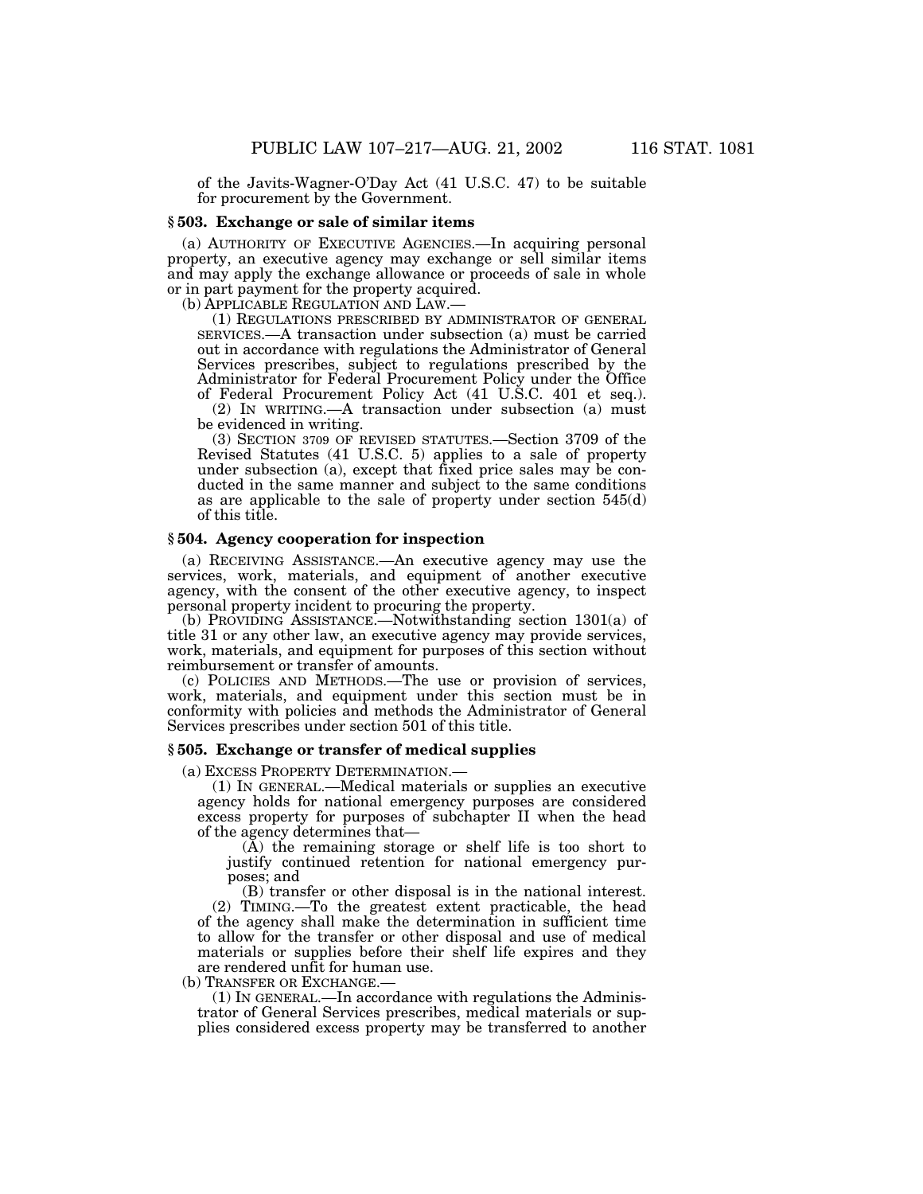of the Javits-Wagner-O'Day Act (41 U.S.C. 47) to be suitable for procurement by the Government.

### § 503. Exchange or sale of similar items

(a) AUTHORITY OF EXECUTIVE AGENCIES.—In acquiring personal property, an executive agency may exchange or sell similar items and may apply the exchange allowance or proceeds of sale in whole or in part payment for the property acquired.

(b) APPLICABLE REGULATION AND LAW.—

(1) REGULATIONS PRESCRIBED BY ADMINISTRATOR OF GENERAL SERVICES.—A transaction under subsection (a) must be carried out in accordance with regulations the Administrator of General Services prescribes, subject to regulations prescribed by the Administrator for Federal Procurement Policy under the Office of Federal Procurement Policy Act (41 U.S.C. 401 et seq.).

(2) IN WRITING.—A transaction under subsection (a) must be evidenced in writing.

(3) SECTION 3709 OF REVISED STATUTES.—Section 3709 of the Revised Statutes (41 U.S.C. 5) applies to a sale of property under subsection (a), except that fixed price sales may be conducted in the same manner and subject to the same conditions as are applicable to the sale of property under section 545(d) of this title.

### § 504. Agency cooperation for inspection

(a) RECEIVING ASSISTANCE.—An executive agency may use the services, work, materials, and equipment of another executive agency, with the consent of the other executive agency, to inspect personal property incident to procuring the property.

(b) PROVIDING ASSISTANCE.—Notwithstanding section 1301(a) of title 31 or any other law, an executive agency may provide services, work, materials, and equipment for purposes of this section without reimbursement or transfer of amounts.

(c) POLICIES AND METHODS.—The use or provision of services, work, materials, and equipment under this section must be in conformity with policies and methods the Administrator of General Services prescribes under section 501 of this title.

### § 505. Exchange or transfer of medical supplies

(a) EXCESS PROPERTY DETERMINATION.—

(1) IN GENERAL.—Medical materials or supplies an executive agency holds for national emergency purposes are considered excess property for purposes of subchapter II when the head of the agency determines that—

(A) the remaining storage or shelf life is too short to justify continued retention for national emergency purposes; and

(B) transfer or other disposal is in the national interest.

(2) TIMING.—To the greatest extent practicable, the head of the agency shall make the determination in sufficient time to allow for the transfer or other disposal and use of medical materials or supplies before their shelf life expires and they are rendered unfit for human use.

(b) TRANSFER OR EXCHANGE.—

(1) IN GENERAL.—In accordance with regulations the Administrator of General Services prescribes, medical materials or supplies considered excess property may be transferred to another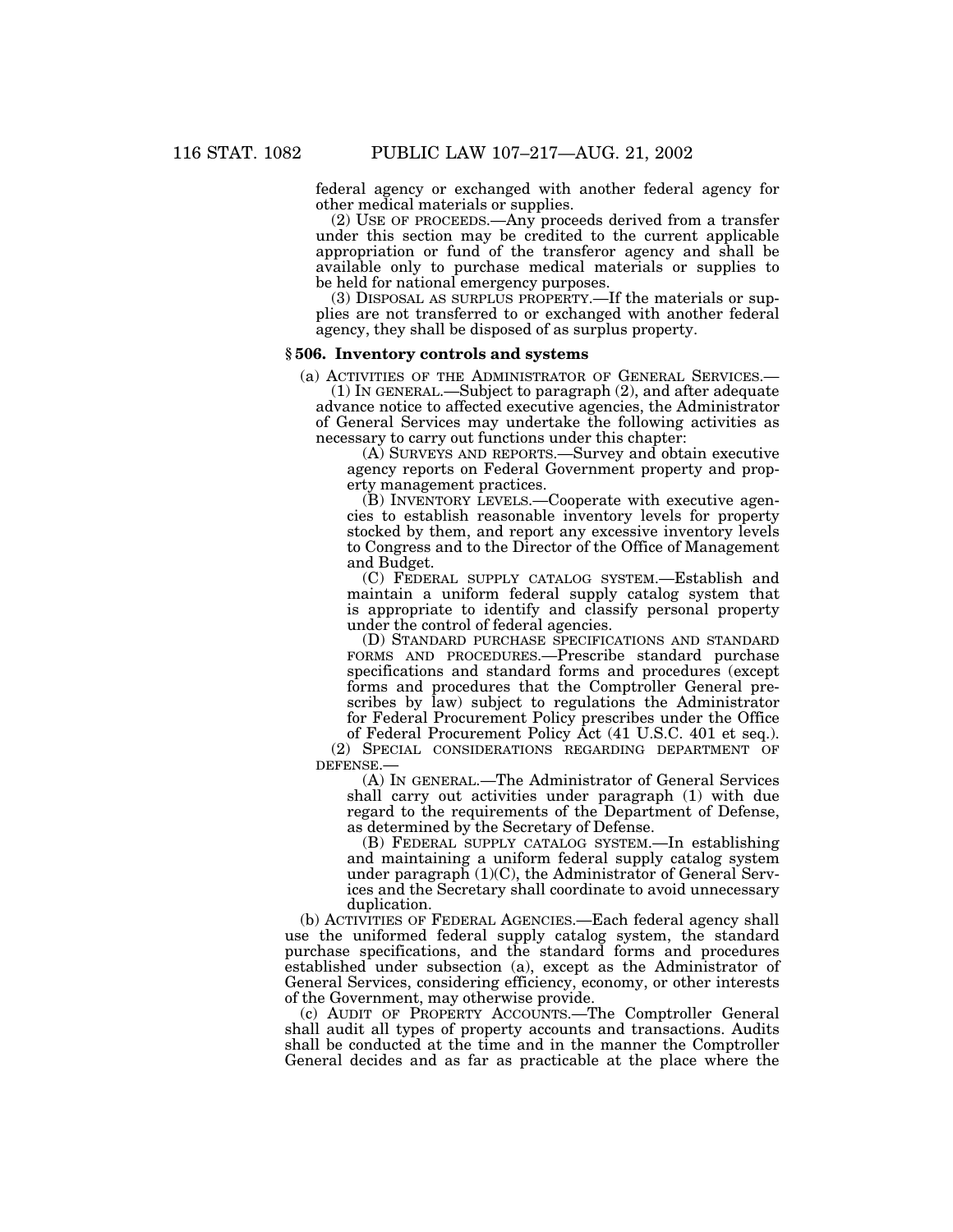federal agency or exchanged with another federal agency for other medical materials or supplies.

(2) USE OF PROCEEDS.—Any proceeds derived from a transfer under this section may be credited to the current applicable appropriation or fund of the transferor agency and shall be available only to purchase medical materials or supplies to be held for national emergency purposes.

(3) DISPOSAL AS SURPLUS PROPERTY.—If the materials or supplies are not transferred to or exchanged with another federal agency, they shall be disposed of as surplus property.

### § 506. Inventory controls and systems

(a) ACTIVITIES OF THE ADMINISTRATOR OF GENERAL SERVICES.—

(1) IN GENERAL.—Subject to paragraph (2), and after adequate advance notice to affected executive agencies, the Administrator of General Services may undertake the following activities as necessary to carry out functions under this chapter:

(A) SURVEYS AND REPORTS.—Survey and obtain executive agency reports on Federal Government property and property management practices.

(B) INVENTORY LEVELS.—Cooperate with executive agencies to establish reasonable inventory levels for property stocked by them, and report any excessive inventory levels to Congress and to the Director of the Office of Management and Budget.

(C) FEDERAL SUPPLY CATALOG SYSTEM.—Establish and maintain a uniform federal supply catalog system that is appropriate to identify and classify personal property under the control of federal agencies.

(D) STANDARD PURCHASE SPECIFICATIONS AND STANDARD FORMS AND PROCEDURES.—Prescribe standard purchase specifications and standard forms and procedures (except forms and procedures that the Comptroller General prescribes by law) subject to regulations the Administrator for Federal Procurement Policy prescribes under the Office of Federal Procurement Policy Act (41 U.S.C. 401 et seq.).

(2) SPECIAL CONSIDERATIONS REGARDING DEPARTMENT OF DEFENSE.—

(A) IN GENERAL.—The Administrator of General Services shall carry out activities under paragraph (1) with due regard to the requirements of the Department of Defense, as determined by the Secretary of Defense.

(B) FEDERAL SUPPLY CATALOG SYSTEM.—In establishing and maintaining a uniform federal supply catalog system under paragraph (1)(C), the Administrator of General Services and the Secretary shall coordinate to avoid unnecessary duplication.

(b) ACTIVITIES OF FEDERAL AGENCIES.—Each federal agency shall use the uniformed federal supply catalog system, the standard purchase specifications, and the standard forms and procedures established under subsection (a), except as the Administrator of General Services, considering efficiency, economy, or other interests of the Government, may otherwise provide.

(c) AUDIT OF PROPERTY ACCOUNTS.—The Comptroller General shall audit all types of property accounts and transactions. Audits shall be conducted at the time and in the manner the Comptroller General decides and as far as practicable at the place where the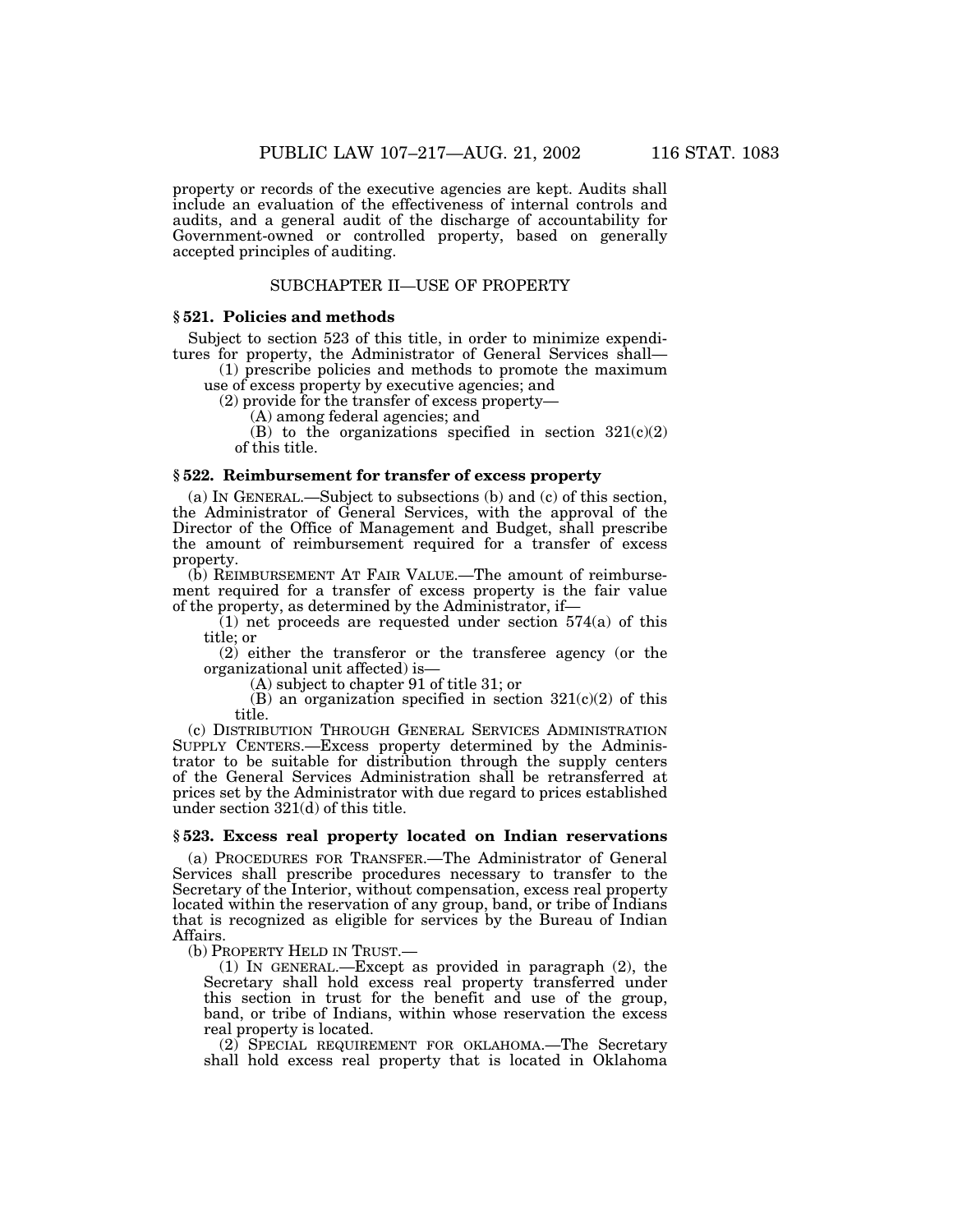property or records of the executive agencies are kept. Audits shall include an evaluation of the effectiveness of internal controls and audits, and a general audit of the discharge of accountability for Government-owned or controlled property, based on generally accepted principles of auditing.

## SUBCHAPTER II—USE OF PROPERTY

### § 521. Policies and methods

Subject to section 523 of this title, in order to minimize expenditures for property, the Administrator of General Services shall—

(1) prescribe policies and methods to promote the maximum use of excess property by executive agencies; and

(2) provide for the transfer of excess property—

(A) among federal agencies; and

(B) to the organizations specified in section 321(c)(2) of this title.

### § 522. Reimbursement for transfer of excess property

(a) IN GENERAL.—Subject to subsections (b) and (c) of this section, the Administrator of General Services, with the approval of the Director of the Office of Management and Budget, shall prescribe the amount of reimbursement required for a transfer of excess property.

(b) REIMBURSEMENT AT FAIR VALUE.—The amount of reimbursement required for a transfer of excess property is the fair value of the property, as determined by the Administrator, if—

(1) net proceeds are requested under section 574(a) of this title; or

(2) either the transferor or the transferee agency (or the organizational unit affected) is—

(A) subject to chapter 91 of title 31; or

(B) an organization specified in section 321(c)(2) of this title.

(c) DISTRIBUTION THROUGH GENERAL SERVICES ADMINISTRATION SUPPLY CENTERS.—Excess property determined by the Administrator to be suitable for distribution through the supply centers of the General Services Administration shall be retransferred at prices set by the Administrator with due regard to prices established under section 321(d) of this title.

### § 523. Excess real property located on Indian reservations

(a) PROCEDURES FOR TRANSFER.—The Administrator of General Services shall prescribe procedures necessary to transfer to the Secretary of the Interior, without compensation, excess real property located within the reservation of any group, band, or tribe of Indians that is recognized as eligible for services by the Bureau of Indian Affairs.

(b) PROPERTY HELD IN TRUST.—

(1) IN GENERAL.—Except as provided in paragraph (2), the Secretary shall hold excess real property transferred under this section in trust for the benefit and use of the group, band, or tribe of Indians, within whose reservation the excess real property is located.

(2) SPECIAL REQUIREMENT FOR OKLAHOMA.—The Secretary shall hold excess real property that is located in Oklahoma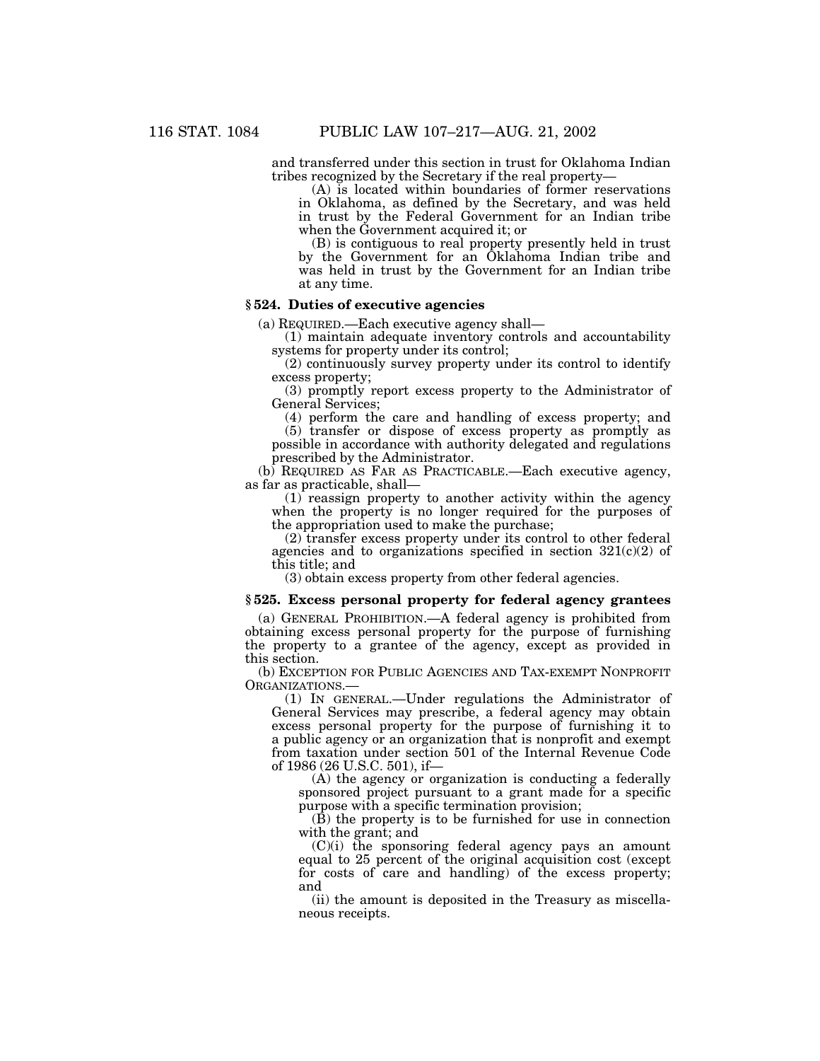and transferred under this section in trust for Oklahoma Indian tribes recognized by the Secretary if the real property—

(A) is located within boundaries of former reservations in Oklahoma, as defined by the Secretary, and was held in trust by the Federal Government for an Indian tribe when the Government acquired it; or

(B) is contiguous to real property presently held in trust by the Government for an Oklahoma Indian tribe and was held in trust by the Government for an Indian tribe at any time.

### § 524. Duties of executive agencies

(a) REQUIRED.—Each executive agency shall—

(1) maintain adequate inventory controls and accountability systems for property under its control;

(2) continuously survey property under its control to identify excess property;

(3) promptly report excess property to the Administrator of General Services;

(4) perform the care and handling of excess property; and

(5) transfer or dispose of excess property as promptly as possible in accordance with authority delegated and regulations prescribed by the Administrator.

(b) REQUIRED AS FAR AS PRACTICABLE.—Each executive agency, as far as practicable, shall—

(1) reassign property to another activity within the agency when the property is no longer required for the purposes of the appropriation used to make the purchase;

(2) transfer excess property under its control to other federal agencies and to organizations specified in section 321(c)(2) of this title; and

(3) obtain excess property from other federal agencies.

### § 525. Excess personal property for federal agency grantees

(a) GENERAL PROHIBITION.—A federal agency is prohibited from obtaining excess personal property for the purpose of furnishing the property to a grantee of the agency, except as provided in this section.

(b) EXCEPTION FOR PUBLIC AGENCIES AND TAX-EXEMPT NONPROFIT ORGANIZATIONS.—

(1) IN GENERAL.—Under regulations the Administrator of General Services may prescribe, a federal agency may obtain excess personal property for the purpose of furnishing it to a public agency or an organization that is nonprofit and exempt from taxation under section 501 of the Internal Revenue Code of 1986 (26 U.S.C. 501), if—

(A) the agency or organization is conducting a federally sponsored project pursuant to a grant made for a specific purpose with a specific termination provision;

(B) the property is to be furnished for use in connection with the grant; and

(C)(i) the sponsoring federal agency pays an amount equal to 25 percent of the original acquisition cost (except for costs of care and handling) of the excess property; and

(ii) the amount is deposited in the Treasury as miscellaneous receipts.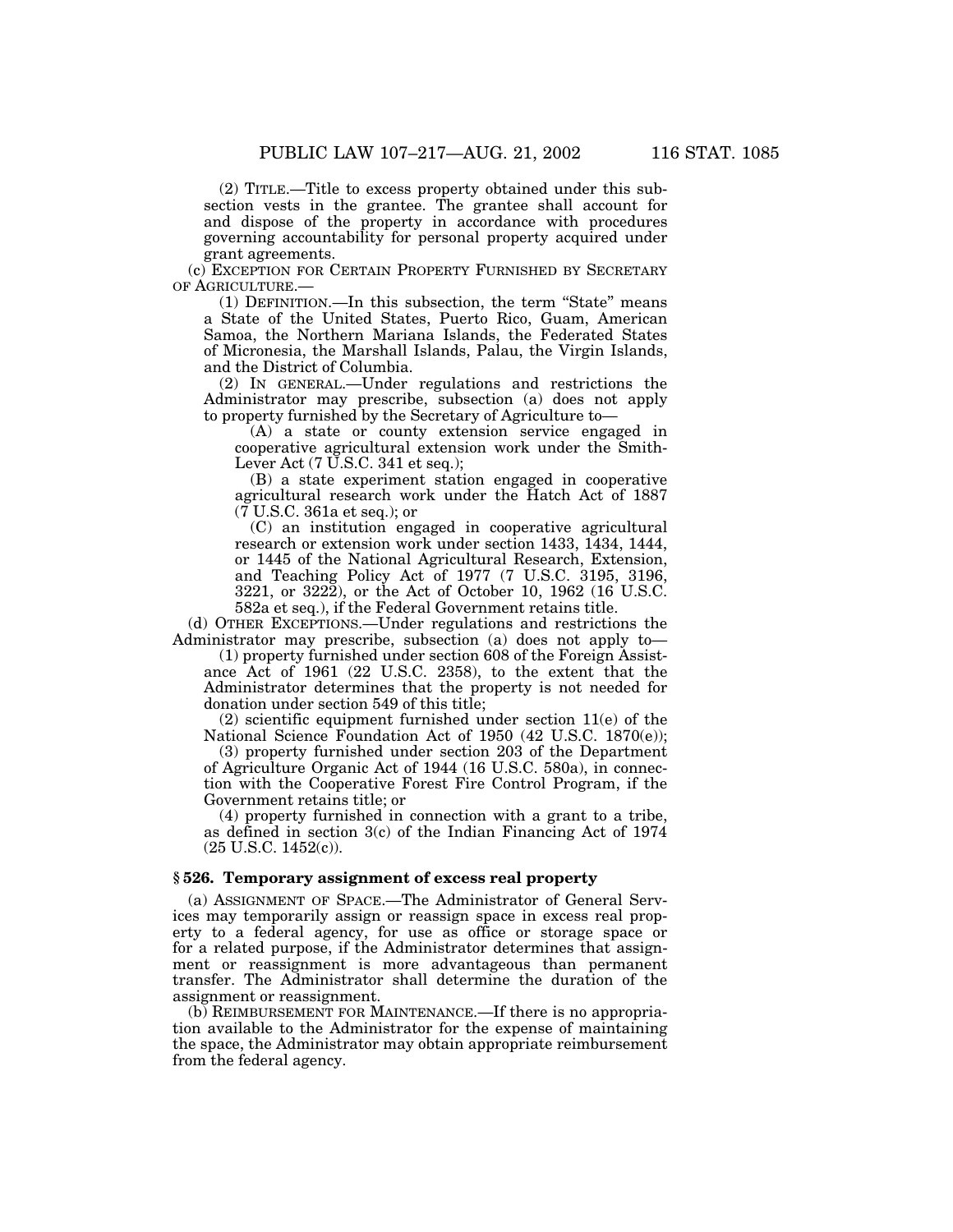(2) TITLE.—Title to excess property obtained under this subsection vests in the grantee. The grantee shall account for and dispose of the property in accordance with procedures governing accountability for personal property acquired under grant agreements.

(c) EXCEPTION FOR CERTAIN PROPERTY FURNISHED BY SECRETARY OF AGRICULTURE.—

(1) DEFINITION.—In this subsection, the term "State" means a State of the United States, Puerto Rico, Guam, American Samoa, the Northern Mariana Islands, the Federated States of Micronesia, the Marshall Islands, Palau, the Virgin Islands, and the District of Columbia.

(2) IN GENERAL.—Under regulations and restrictions the Administrator may prescribe, subsection (a) does not apply to property furnished by the Secretary of Agriculture to—

(A) a state or county extension service engaged in cooperative agricultural extension work under the Smith-Lever Act (7 U.S.C. 341 et seq.);

(B) a state experiment station engaged in cooperative agricultural research work under the Hatch Act of 1887 (7 U.S.C. 361a et seq.); or

(C) an institution engaged in cooperative agricultural research or extension work under section 1433, 1434, 1444, or 1445 of the National Agricultural Research, Extension, and Teaching Policy Act of 1977 (7 U.S.C. 3195, 3196, 3221, or 3222), or the Act of October 10, 1962 (16 U.S.C. 582a et seq.), if the Federal Government retains title.

(d) OTHER EXCEPTIONS.—Under regulations and restrictions the Administrator may prescribe, subsection (a) does not apply to—

(1) property furnished under section 608 of the Foreign Assistance Act of 1961 (22 U.S.C. 2358), to the extent that the Administrator determines that the property is not needed for donation under section 549 of this title;

(2) scientific equipment furnished under section 11(e) of the National Science Foundation Act of 1950 (42 U.S.C. 1870(e));

(3) property furnished under section 203 of the Department of Agriculture Organic Act of 1944 (16 U.S.C. 580a), in connection with the Cooperative Forest Fire Control Program, if the Government retains title; or

(4) property furnished in connection with a grant to a tribe, as defined in section 3(c) of the Indian Financing Act of 1974 (25 U.S.C. 1452(c)).

### § 526. Temporary assignment of excess real property

(a) ASSIGNMENT OF SPACE.—The Administrator of General Services may temporarily assign or reassign space in excess real property to a federal agency, for use as office or storage space or for a related purpose, if the Administrator determines that assignment or reassignment is more advantageous than permanent transfer. The Administrator shall determine the duration of the assignment or reassignment.

(b) REIMBURSEMENT FOR MAINTENANCE.—If there is no appropriation available to the Administrator for the expense of maintaining the space, the Administrator may obtain appropriate reimbursement from the federal agency.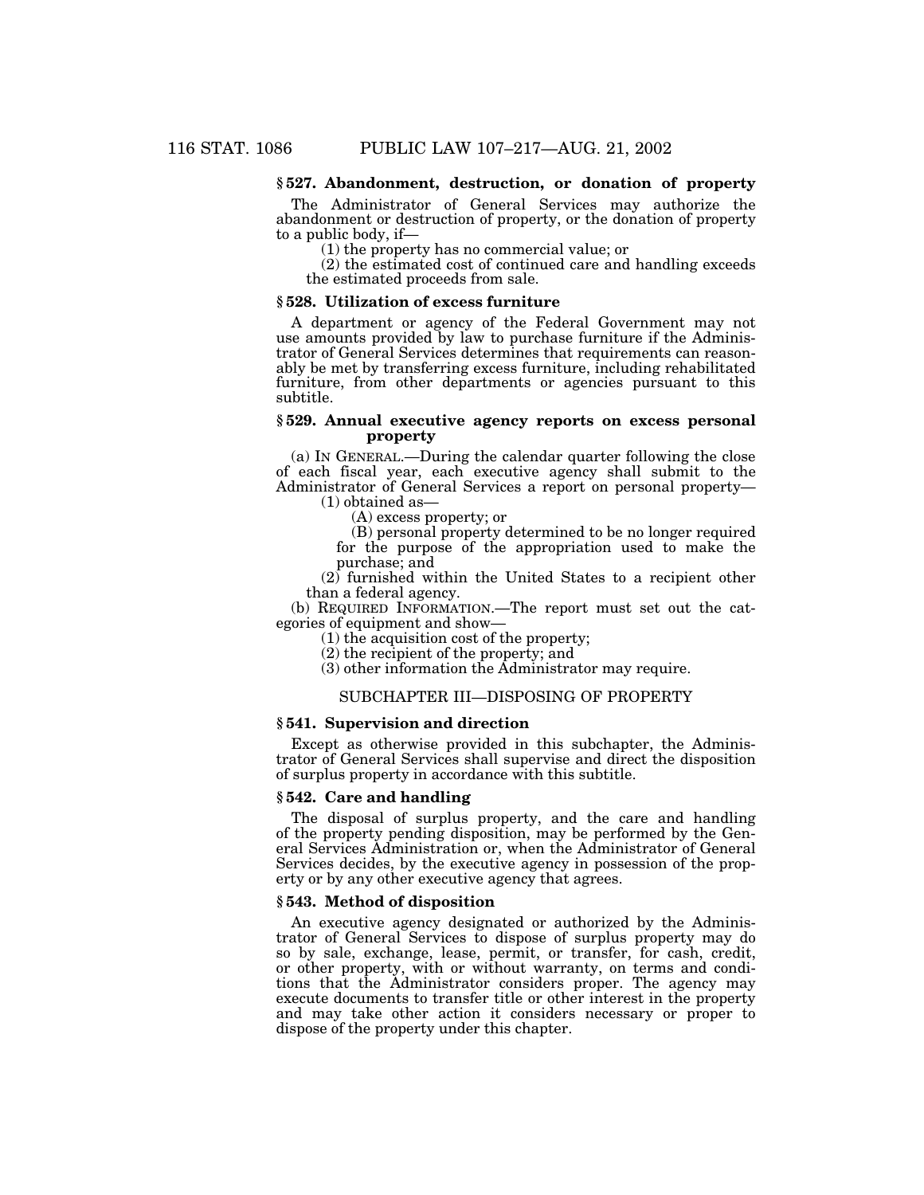### § 527. Abandonment, destruction, or donation of property

The Administrator of General Services may authorize the abandonment or destruction of property, or the donation of property to a public body, if—

(1) the property has no commercial value; or

(2) the estimated cost of continued care and handling exceeds the estimated proceeds from sale.

### § 528. Utilization of excess furniture

A department or agency of the Federal Government may not use amounts provided by law to purchase furniture if the Administrator of General Services determines that requirements can reasonably be met by transferring excess furniture, including rehabilitated furniture, from other departments or agencies pursuant to this subtitle.

### § 529. Annual executive agency reports on excess personal property

(a) IN GENERAL.—During the calendar quarter following the close of each fiscal year, each executive agency shall submit to the Administrator of General Services a report on personal property—

(1) obtained as—

(A) excess property; or

(B) personal property determined to be no longer required for the purpose of the appropriation used to make the purchase; and

(2) furnished within the United States to a recipient other than a federal agency.

(b) REQUIRED INFORMATION.—The report must set out the categories of equipment and show—

(1) the acquisition cost of the property;

(2) the recipient of the property; and

(3) other information the Administrator may require.

## SUBCHAPTER III—DISPOSING OF PROPERTY

### § 541. Supervision and direction

Except as otherwise provided in this subchapter, the Administrator of General Services shall supervise and direct the disposition of surplus property in accordance with this subtitle.

### § 542. Care and handling

The disposal of surplus property, and the care and handling of the property pending disposition, may be performed by the General Services Administration or, when the Administrator of General Services decides, by the executive agency in possession of the property or by any other executive agency that agrees.

### § 543. Method of disposition

An executive agency designated or authorized by the Administrator of General Services to dispose of surplus property may do so by sale, exchange, lease, permit, or transfer, for cash, credit, or other property, with or without warranty, on terms and conditions that the Administrator considers proper. The agency may execute documents to transfer title or other interest in the property and may take other action it considers necessary or proper to dispose of the property under this chapter.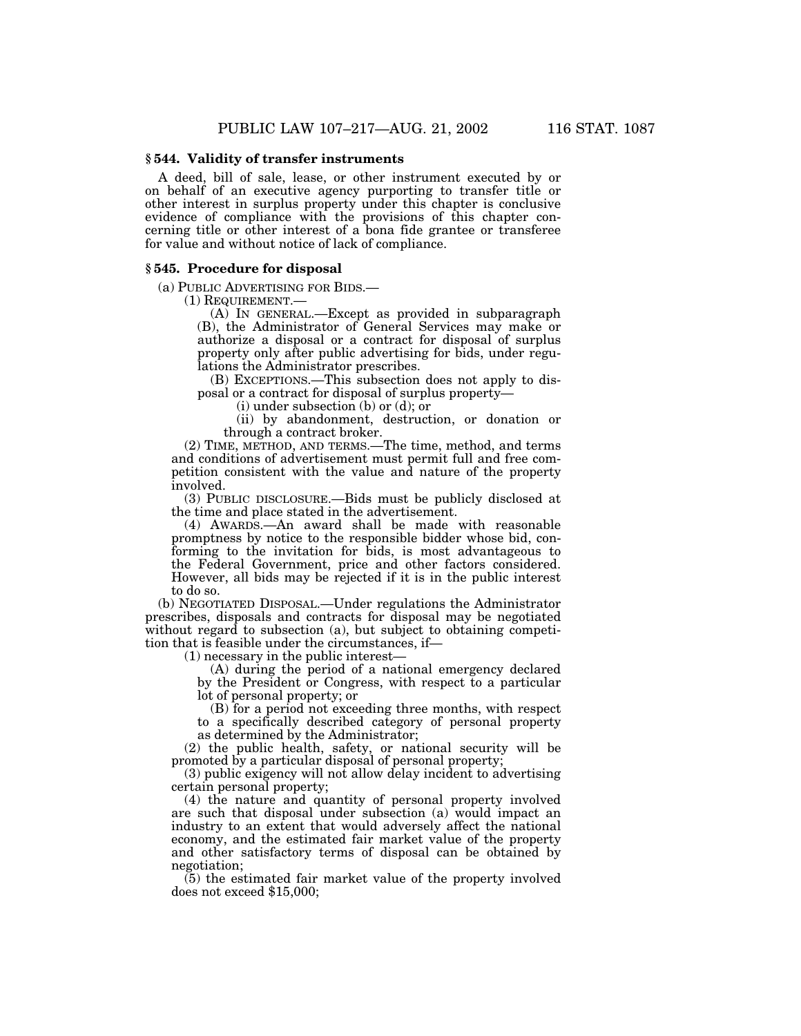### § 544. Validity of transfer instruments

A deed, bill of sale, lease, or other instrument executed by or on behalf of an executive agency purporting to transfer title or other interest in surplus property under this chapter is conclusive evidence of compliance with the provisions of this chapter concerning title or other interest of a bona fide grantee or transferee for value and without notice of lack of compliance.

### § 545. Procedure for disposal

(a) PUBLIC ADVERTISING FOR BIDS.—

(1) REQUIREMENT.—

(A) IN GENERAL.—Except as provided in subparagraph (B), the Administrator of General Services may make or authorize a disposal or a contract for disposal of surplus property only after public advertising for bids, under regulations the Administrator prescribes.

(B) EXCEPTIONS.—This subsection does not apply to disposal or a contract for disposal of surplus property—

(i) under subsection (b) or (d); or

(ii) by abandonment, destruction, or donation or through a contract broker.

(2) TIME, METHOD, AND TERMS.—The time, method, and terms and conditions of advertisement must permit full and free competition consistent with the value and nature of the property involved.

(3) PUBLIC DISCLOSURE.—Bids must be publicly disclosed at the time and place stated in the advertisement.

(4) AWARDS.—An award shall be made with reasonable promptness by notice to the responsible bidder whose bid, conforming to the invitation for bids, is most advantageous to the Federal Government, price and other factors considered. However, all bids may be rejected if it is in the public interest to do so.

(b) NEGOTIATED DISPOSAL.—Under regulations the Administrator prescribes, disposals and contracts for disposal may be negotiated without regard to subsection (a), but subject to obtaining competition that is feasible under the circumstances, if—

(1) necessary in the public interest—

(A) during the period of a national emergency declared by the President or Congress, with respect to a particular lot of personal property; or

(B) for a period not exceeding three months, with respect to a specifically described category of personal property as determined by the Administrator;

(2) the public health, safety, or national security will be promoted by a particular disposal of personal property;

(3) public exigency will not allow delay incident to advertising certain personal property;

(4) the nature and quantity of personal property involved are such that disposal under subsection (a) would impact an industry to an extent that would adversely affect the national economy, and the estimated fair market value of the property and other satisfactory terms of disposal can be obtained by negotiation;

(5) the estimated fair market value of the property involved does not exceed $15,000;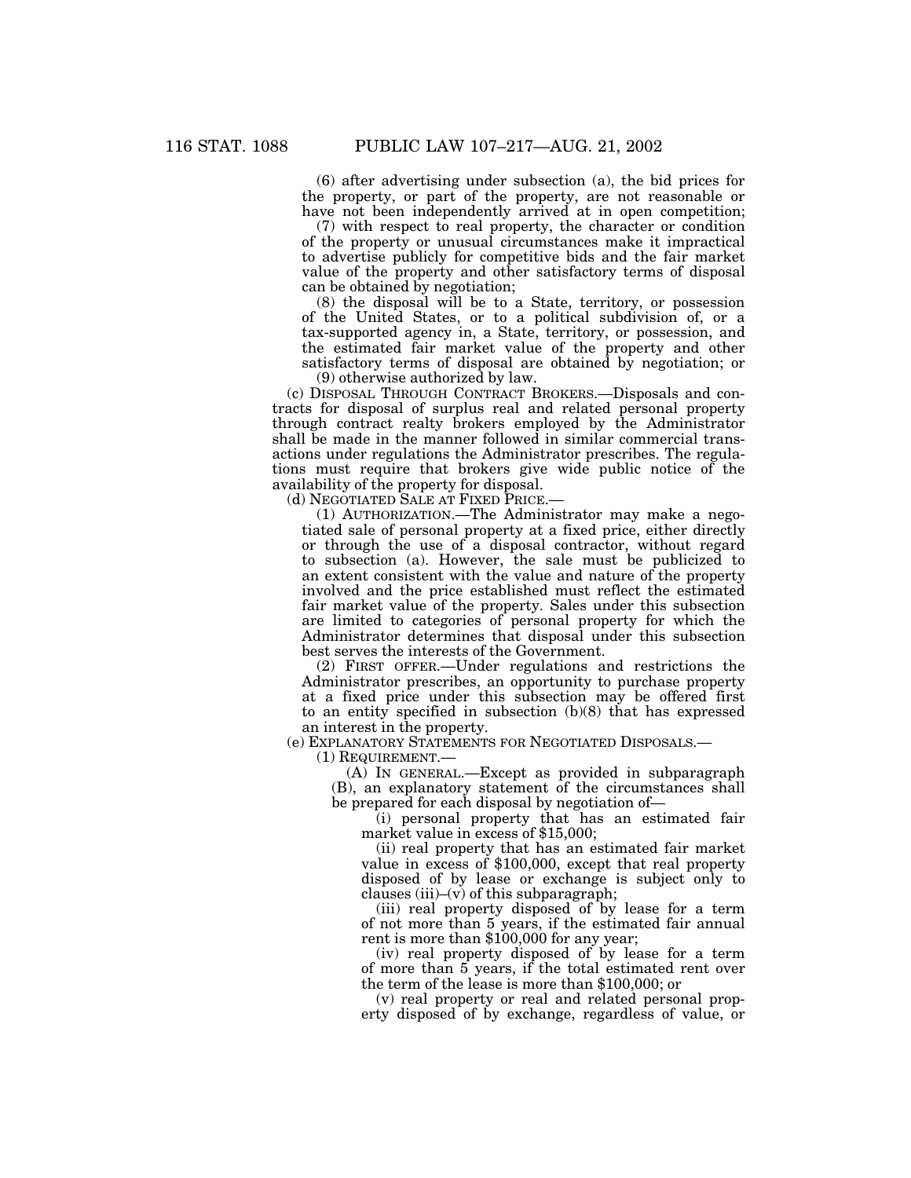(6) after advertising under subsection (a), the bid prices for the property, or part of the property, are not reasonable or have not been independently arrived at in open competition;

(7) with respect to real property, the character or condition of the property or unusual circumstances make it impractical to advertise publicly for competitive bids and the fair market value of the property and other satisfactory terms of disposal can be obtained by negotiation;

(8) the disposal will be to a State, territory, or possession of the United States, or to a political subdivision of, or a tax-supported agency in, a State, territory, or possession, and the estimated fair market value of the property and other satisfactory terms of disposal are obtained by negotiation; or

(9) otherwise authorized by law.

(c) DISPOSAL THROUGH CONTRACT BROKERS.—Disposals and contracts for disposal of surplus real and related personal property through contract realty brokers employed by the Administrator shall be made in the manner followed in similar commercial transactions under regulations the Administrator prescribes. The regulations must require that brokers give wide public notice of the availability of the property for disposal.

(d) NEGOTIATED SALE AT FIXED PRICE.—

(1) AUTHORIZATION.—The Administrator may make a negotiated sale of personal property at a fixed price, either directly or through the use of a disposal contractor, without regard to subsection (a). However, the sale must be publicized to an extent consistent with the value and nature of the property involved and the price established must reflect the estimated fair market value of the property. Sales under this subsection are limited to categories of personal property for which the Administrator determines that disposal under this subsection best serves the interests of the Government.

(2) FIRST OFFER.—Under regulations and restrictions the Administrator prescribes, an opportunity to purchase property at a fixed price under this subsection may be offered first to an entity specified in subsection (b)(8) that has expressed an interest in the property.

(e) EXPLANATORY STATEMENTS FOR NEGOTIATED DISPOSALS.—

(1) REQUIREMENT.—

(A) IN GENERAL.—Except as provided in subparagraph (B), an explanatory statement of the circumstances shall be prepared for each disposal by negotiation of—

(i) personal property that has an estimated fair market value in excess of $15,000;

(ii) real property that has an estimated fair market value in excess of $100,000, except that real property disposed of by lease or exchange is subject only to clauses (iii)–(v) of this subparagraph;

(iii) real property disposed of by lease for a term of not more than 5 years, if the estimated fair annual rent is more than $100,000 for any year;

(iv) real property disposed of by lease for a term of more than 5 years, if the total estimated rent over the term of the lease is more than $100,000; or

(v) real property or real and related personal property disposed of by exchange, regardless of value, or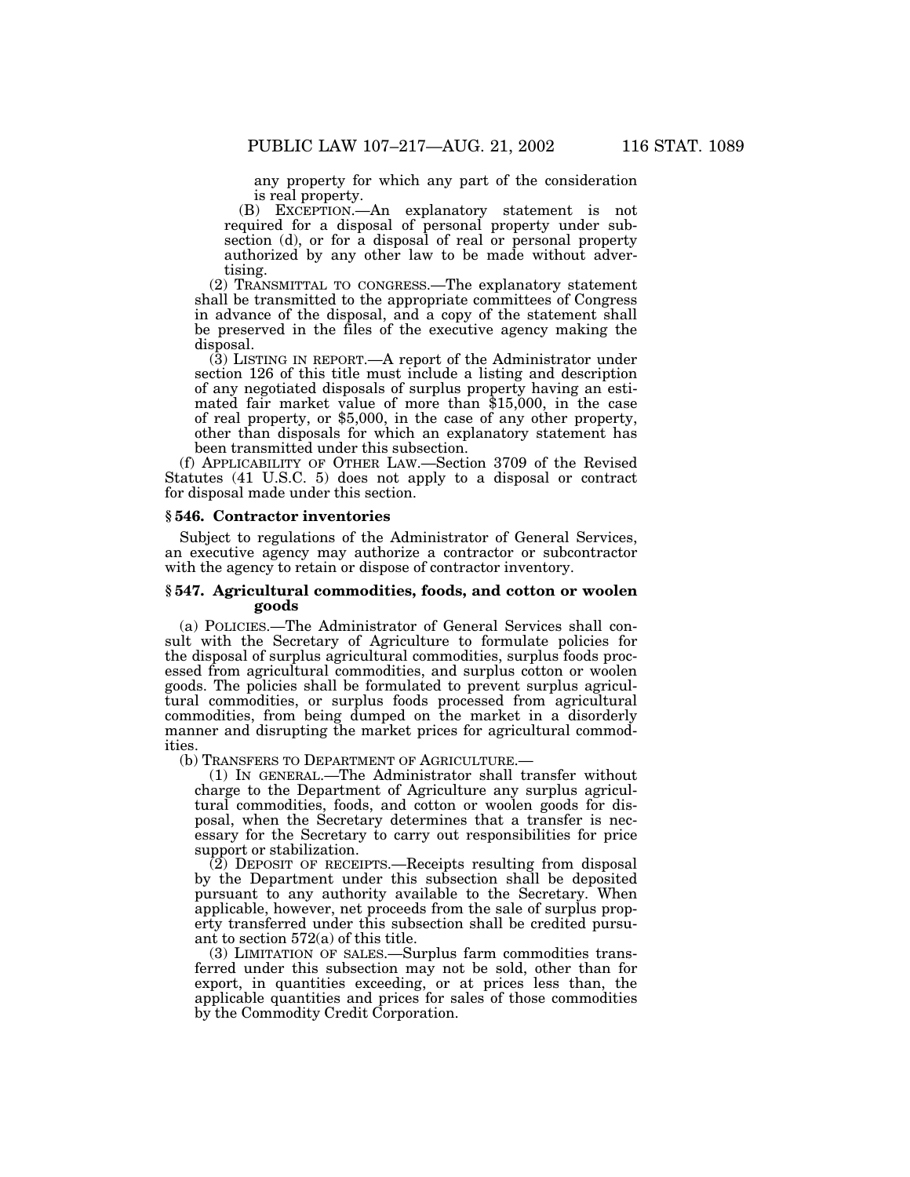any property for which any part of the consideration is real property.

(B) EXCEPTION.—An explanatory statement is not required for a disposal of personal property under subsection (d), or for a disposal of real or personal property authorized by any other law to be made without advertising.

(2) TRANSMITTAL TO CONGRESS.—The explanatory statement shall be transmitted to the appropriate committees of Congress in advance of the disposal, and a copy of the statement shall be preserved in the files of the executive agency making the disposal.

(3) LISTING IN REPORT.—A report of the Administrator under section 126 of this title must include a listing and description of any negotiated disposals of surplus property having an estimated fair market value of more than $15,000, in the case of real property, or $5,000, in the case of any other property, other than disposals for which an explanatory statement has been transmitted under this subsection.

(f) APPLICABILITY OF OTHER LAW.—Section 3709 of the Revised Statutes (41 U.S.C. 5) does not apply to a disposal or contract for disposal made under this section.

### § 546. Contractor inventories

Subject to regulations of the Administrator of General Services, an executive agency may authorize a contractor or subcontractor with the agency to retain or dispose of contractor inventory.

### § 547. Agricultural commodities, foods, and cotton or woolen goods

(a) POLICIES.—The Administrator of General Services shall consult with the Secretary of Agriculture to formulate policies for the disposal of surplus agricultural commodities, surplus foods processed from agricultural commodities, and surplus cotton or woolen goods. The policies shall be formulated to prevent surplus agricultural commodities, or surplus foods processed from agricultural commodities, from being dumped on the market in a disorderly manner and disrupting the market prices for agricultural commodities.

(b) TRANSFERS TO DEPARTMENT OF AGRICULTURE.—

(1) IN GENERAL.—The Administrator shall transfer without charge to the Department of Agriculture any surplus agricultural commodities, foods, and cotton or woolen goods for disposal, when the Secretary determines that a transfer is necessary for the Secretary to carry out responsibilities for price support or stabilization.

(2) DEPOSIT OF RECEIPTS.—Receipts resulting from disposal by the Department under this subsection shall be deposited pursuant to any authority available to the Secretary. When applicable, however, net proceeds from the sale of surplus property transferred under this subsection shall be credited pursuant to section 572(a) of this title.

(3) LIMITATION OF SALES.—Surplus farm commodities transferred under this subsection may not be sold, other than for export, in quantities exceeding, or at prices less than, the applicable quantities and prices for sales of those commodities by the Commodity Credit Corporation.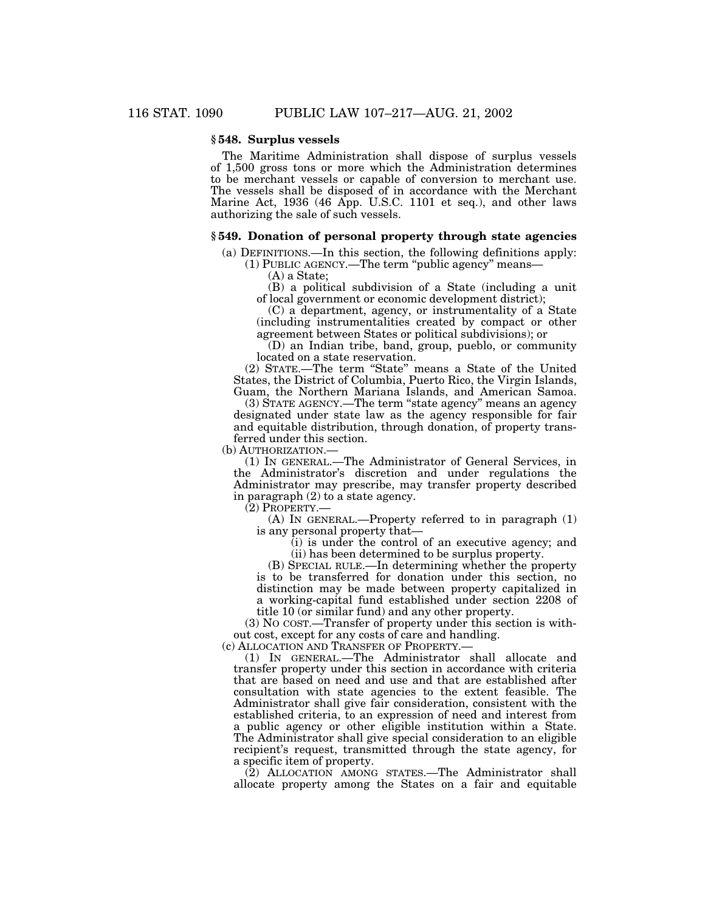### § 548. Surplus vessels

The Maritime Administration shall dispose of surplus vessels of 1,500 gross tons or more which the Administration determines to be merchant vessels or capable of conversion to merchant use. The vessels shall be disposed of in accordance with the Merchant Marine Act, 1936 (46 App. U.S.C. 1101 et seq.), and other laws authorizing the sale of such vessels.

### § 549. Donation of personal property through state agencies

(a) DEFINITIONS.—In this section, the following definitions apply:

(1) PUBLIC AGENCY.—The term "public agency" means—

(A) a State;

(B) a political subdivision of a State (including a unit of local government or economic development district);

(C) a department, agency, or instrumentality of a State (including instrumentalities created by compact or other agreement between States or political subdivisions); or

(D) an Indian tribe, band, group, pueblo, or community located on a state reservation.

(2) STATE.—The term "State" means a State of the United States, the District of Columbia, Puerto Rico, the Virgin Islands, Guam, the Northern Mariana Islands, and American Samoa.

(3) STATE AGENCY.—The term "state agency" means an agency designated under state law as the agency responsible for fair and equitable distribution, through donation, of property transferred under this section.

(b) AUTHORIZATION.—

(1) IN GENERAL.—The Administrator of General Services, in the Administrator's discretion and under regulations the Administrator may prescribe, may transfer property described in paragraph (2) to a state agency.

(2) PROPERTY.—

(A) IN GENERAL.—Property referred to in paragraph (1) is any personal property that—

(i) is under the control of an executive agency; and

(ii) has been determined to be surplus property.

(B) SPECIAL RULE.—In determining whether the property is to be transferred for donation under this section, no distinction may be made between property capitalized in a working-capital fund established under section 2208 of title 10 (or similar fund) and any other property.

(3) NO COST.—Transfer of property under this section is without cost, except for any costs of care and handling.

(c) ALLOCATION AND TRANSFER OF PROPERTY.—

(1) IN GENERAL.—The Administrator shall allocate and transfer property under this section in accordance with criteria that are based on need and use and that are established after consultation with state agencies to the extent feasible. The Administrator shall give fair consideration, consistent with the established criteria, to an expression of need and interest from a public agency or other eligible institution within a State. The Administrator shall give special consideration to an eligible recipient's request, transmitted through the state agency, for a specific item of property.

(2) ALLOCATION AMONG STATES.—The Administrator shall allocate property among the States on a fair and equitable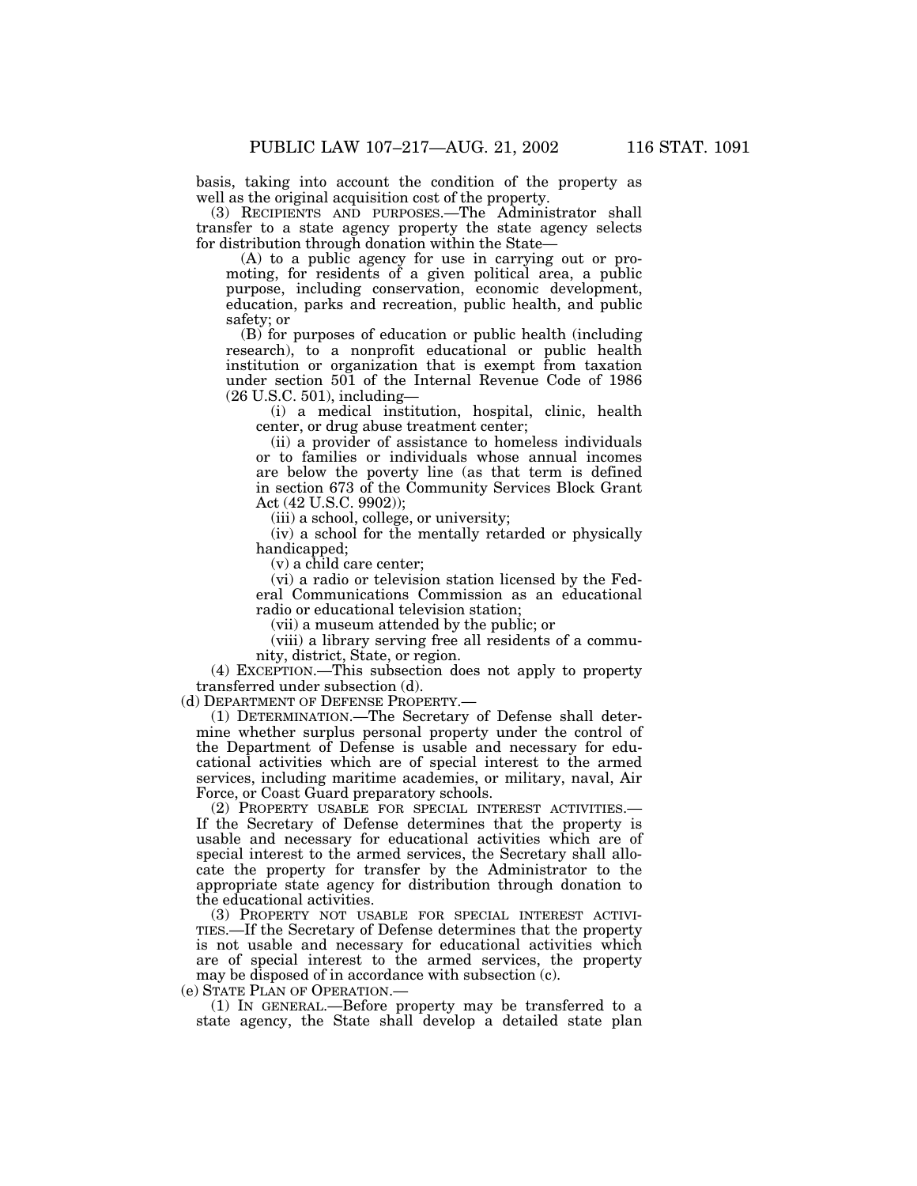basis, taking into account the condition of the property as well as the original acquisition cost of the property.

(3) RECIPIENTS AND PURPOSES.—The Administrator shall transfer to a state agency property the state agency selects for distribution through donation within the State—

(A) to a public agency for use in carrying out or promoting, for residents of a given political area, a public purpose, including conservation, economic development, education, parks and recreation, public health, and public safety; or

(B) for purposes of education or public health (including research), to a nonprofit educational or public health institution or organization that is exempt from taxation under section 501 of the Internal Revenue Code of 1986 (26 U.S.C. 501), including—

(i) a medical institution, hospital, clinic, health center, or drug abuse treatment center;

(ii) a provider of assistance to homeless individuals or to families or individuals whose annual incomes are below the poverty line (as that term is defined in section 673 of the Community Services Block Grant Act (42 U.S.C. 9902));

(iii) a school, college, or university;

(iv) a school for the mentally retarded or physically handicapped;

(v) a child care center;

(vi) a radio or television station licensed by the Federal Communications Commission as an educational radio or educational television station;

(vii) a museum attended by the public; or

(viii) a library serving free all residents of a community, district, State, or region.

(4) EXCEPTION.—This subsection does not apply to property transferred under subsection (d).

(d) DEPARTMENT OF DEFENSE PROPERTY.—

(1) DETERMINATION.—The Secretary of Defense shall determine whether surplus personal property under the control of the Department of Defense is usable and necessary for educational activities which are of special interest to the armed services, including maritime academies, or military, naval, Air Force, or Coast Guard preparatory schools.

(2) PROPERTY USABLE FOR SPECIAL INTEREST ACTIVITIES.—If the Secretary of Defense determines that the property is usable and necessary for educational activities which are of special interest to the armed services, the Secretary shall allocate the property for transfer by the Administrator to the appropriate state agency for distribution through donation to the educational activities.

(3) PROPERTY NOT USABLE FOR SPECIAL INTEREST ACTIVITIES.—If the Secretary of Defense determines that the property is not usable and necessary for educational activities which are of special interest to the armed services, the property may be disposed of in accordance with subsection (c).

(e) STATE PLAN OF OPERATION.—

(1) IN GENERAL.—Before property may be transferred to a state agency, the State shall develop a detailed state plan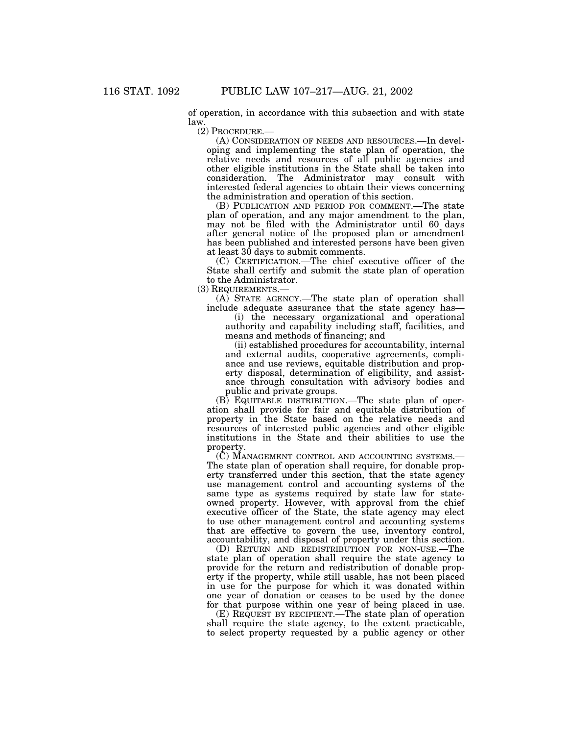of operation, in accordance with this subsection and with state law.

(2) PROCEDURE.—

(A) CONSIDERATION OF NEEDS AND RESOURCES.—In developing and implementing the state plan of operation, the relative needs and resources of all public agencies and other eligible institutions in the State shall be taken into consideration. The Administrator may consult with interested federal agencies to obtain their views concerning the administration and operation of this section.

(B) PUBLICATION AND PERIOD FOR COMMENT.—The state plan of operation, and any major amendment to the plan, may not be filed with the Administrator until 60 days after general notice of the proposed plan or amendment has been published and interested persons have been given at least 30 days to submit comments.

(C) CERTIFICATION.—The chief executive officer of the State shall certify and submit the state plan of operation to the Administrator.

(3) REQUIREMENTS.—

(A) STATE AGENCY.—The state plan of operation shall include adequate assurance that the state agency has—

(i) the necessary organizational and operational authority and capability including staff, facilities, and means and methods of financing; and

(ii) established procedures for accountability, internal and external audits, cooperative agreements, compliance and use reviews, equitable distribution and property disposal, determination of eligibility, and assistance through consultation with advisory bodies and public and private groups.

(B) EQUITABLE DISTRIBUTION.—The state plan of operation shall provide for fair and equitable distribution of property in the State based on the relative needs and resources of interested public agencies and other eligible institutions in the State and their abilities to use the property.

(C) MANAGEMENT CONTROL AND ACCOUNTING SYSTEMS.—The state plan of operation shall require, for donable property transferred under this section, that the state agency use management control and accounting systems of the same type as systems required by state law for state-owned property. However, with approval from the chief executive officer of the State, the state agency may elect to use other management control and accounting systems that are effective to govern the use, inventory control, accountability, and disposal of property under this section.

(D) RETURN AND REDISTRIBUTION FOR NON-USE.—The state plan of operation shall require the state agency to provide for the return and redistribution of donable property if the property, while still usable, has not been placed in use for the purpose for which it was donated within one year of donation or ceases to be used by the donee for that purpose within one year of being placed in use.

(E) REQUEST BY RECIPIENT.—The state plan of operation shall require the state agency, to the extent practicable, to select property requested by a public agency or other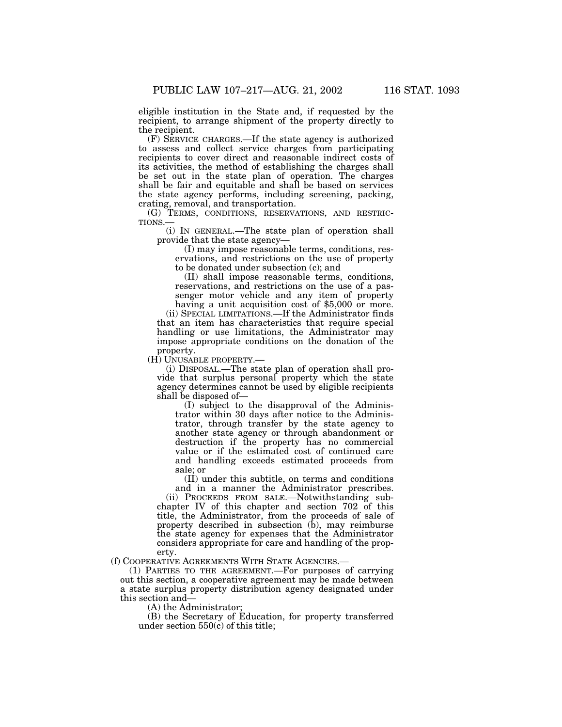eligible institution in the State and, if requested by the recipient, to arrange shipment of the property directly to the recipient.

(F) SERVICE CHARGES.—If the state agency is authorized to assess and collect service charges from participating recipients to cover direct and reasonable indirect costs of its activities, the method of establishing the charges shall be set out in the state plan of operation. The charges shall be fair and equitable and shall be based on services the state agency performs, including screening, packing, crating, removal, and transportation.

(G) TERMS, CONDITIONS, RESERVATIONS, AND RESTRICTIONS.—

(i) IN GENERAL.—The state plan of operation shall provide that the state agency—

(I) may impose reasonable terms, conditions, reservations, and restrictions on the use of property to be donated under subsection (c); and

(II) shall impose reasonable terms, conditions, reservations, and restrictions on the use of a passenger motor vehicle and any item of property having a unit acquisition cost of $5,000 or more.

(ii) SPECIAL LIMITATIONS.—If the Administrator finds that an item has characteristics that require special handling or use limitations, the Administrator may impose appropriate conditions on the donation of the property.

(H) UNUSABLE PROPERTY.—

(i) DISPOSAL.—The state plan of operation shall provide that surplus personal property which the state agency determines cannot be used by eligible recipients shall be disposed of—

(I) subject to the disapproval of the Administrator within 30 days after notice to the Administrator, through transfer by the state agency to another state agency or through abandonment or destruction if the property has no commercial value or if the estimated cost of continued care and handling exceeds estimated proceeds from sale; or

(II) under this subtitle, on terms and conditions and in a manner the Administrator prescribes.

(ii) PROCEEDS FROM SALE.—Notwithstanding subchapter IV of this chapter and section 702 of this title, the Administrator, from the proceeds of sale of property described in subsection (b), may reimburse the state agency for expenses that the Administrator considers appropriate for care and handling of the property.

(f) COOPERATIVE AGREEMENTS WITH STATE AGENCIES.—

(1) PARTIES TO THE AGREEMENT.—For purposes of carrying out this section, a cooperative agreement may be made between a state surplus property distribution agency designated under this section and—

(A) the Administrator;

(B) the Secretary of Education, for property transferred under section 550(c) of this title;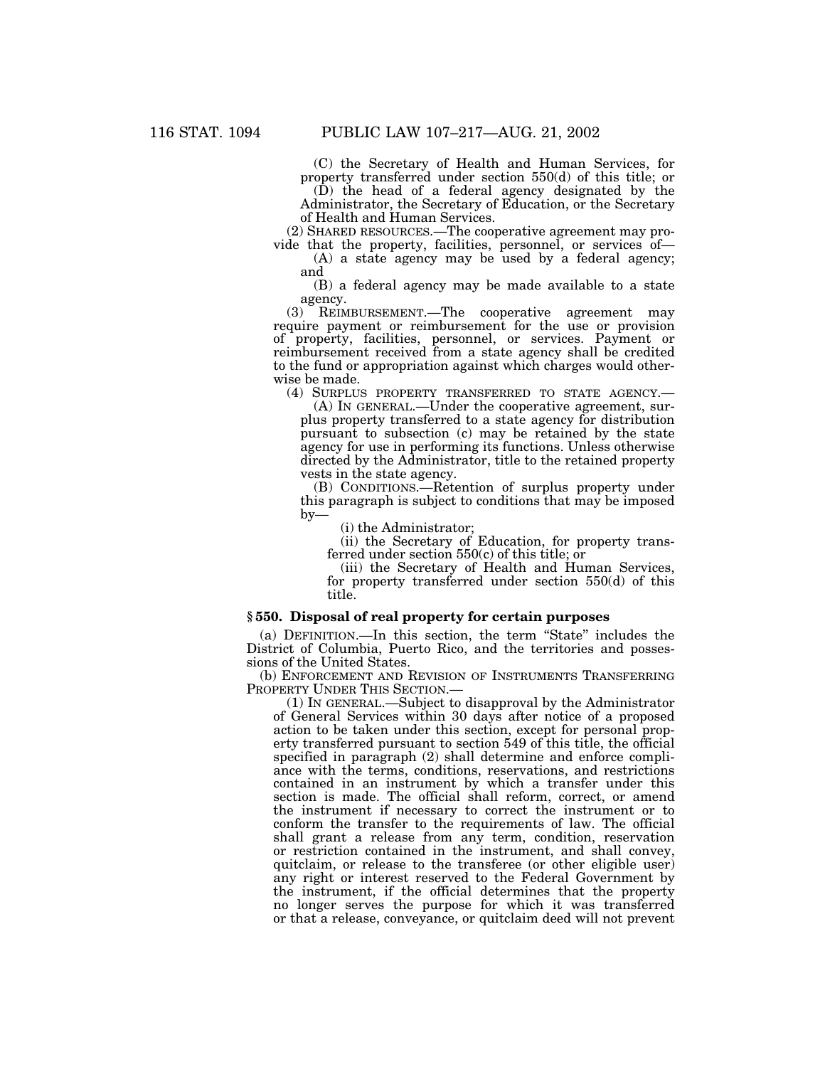(C) the Secretary of Health and Human Services, for property transferred under section 550(d) of this title; or

(D) the head of a federal agency designated by the Administrator, the Secretary of Education, or the Secretary of Health and Human Services.

(2) SHARED RESOURCES.—The cooperative agreement may provide that the property, facilities, personnel, or services of—

(A) a state agency may be used by a federal agency; and

(B) a federal agency may be made available to a state agency.

(3) REIMBURSEMENT.—The cooperative agreement may require payment or reimbursement for the use or provision of property, facilities, personnel, or services. Payment or reimbursement received from a state agency shall be credited to the fund or appropriation against which charges would otherwise be made.

(4) SURPLUS PROPERTY TRANSFERRED TO STATE AGENCY.—

(A) IN GENERAL.—Under the cooperative agreement, surplus property transferred to a state agency for distribution pursuant to subsection (c) may be retained by the state agency for use in performing its functions. Unless otherwise directed by the Administrator, title to the retained property vests in the state agency.

(B) CONDITIONS.—Retention of surplus property under this paragraph is subject to conditions that may be imposed by—

(i) the Administrator;

(ii) the Secretary of Education, for property transferred under section 550(c) of this title; or

(iii) the Secretary of Health and Human Services, for property transferred under section 550(d) of this title.

### § 550. Disposal of real property for certain purposes

(a) DEFINITION.—In this section, the term "State" includes the District of Columbia, Puerto Rico, and the territories and possessions of the United States.

(b) ENFORCEMENT AND REVISION OF INSTRUMENTS TRANSFERRING PROPERTY UNDER THIS SECTION.—

(1) IN GENERAL.—Subject to disapproval by the Administrator of General Services within 30 days after notice of a proposed action to be taken under this section, except for personal property transferred pursuant to section 549 of this title, the official specified in paragraph (2) shall determine and enforce compliance with the terms, conditions, reservations, and restrictions contained in an instrument by which a transfer under this section is made. The official shall reform, correct, or amend the instrument if necessary to correct the instrument or to conform the transfer to the requirements of law. The official shall grant a release from any term, condition, reservation or restriction contained in the instrument, and shall convey, quitclaim, or release to the transferee (or other eligible user) any right or interest reserved to the Federal Government by the instrument, if the official determines that the property no longer serves the purpose for which it was transferred or that a release, conveyance, or quitclaim deed will not prevent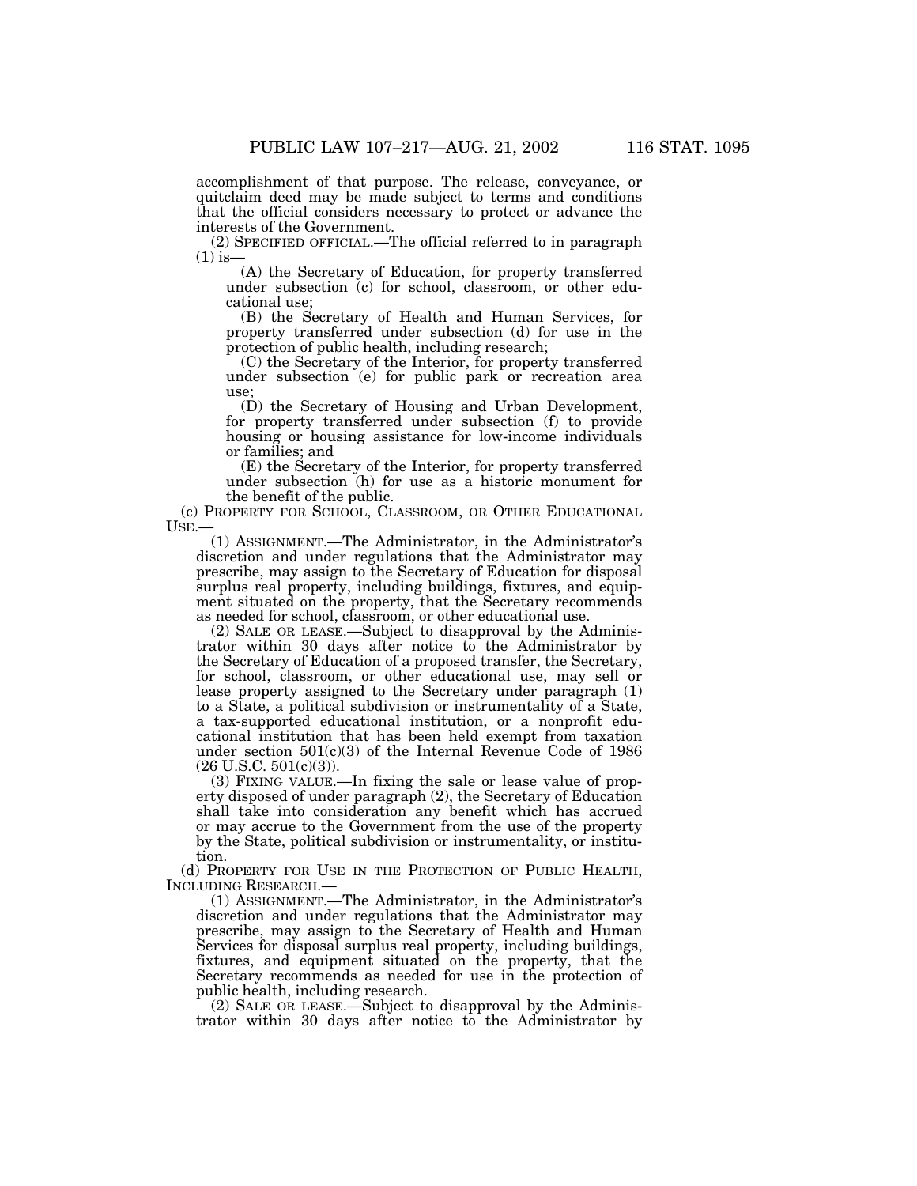accomplishment of that purpose. The release, conveyance, or quitclaim deed may be made subject to terms and conditions that the official considers necessary to protect or advance the interests of the Government.

(2) SPECIFIED OFFICIAL.—The official referred to in paragraph (1) is—

(A) the Secretary of Education, for property transferred under subsection (c) for school, classroom, or other educational use;

(B) the Secretary of Health and Human Services, for property transferred under subsection (d) for use in the protection of public health, including research;

(C) the Secretary of the Interior, for property transferred under subsection (e) for public park or recreation area use;

(D) the Secretary of Housing and Urban Development, for property transferred under subsection (f) to provide housing or housing assistance for low-income individuals or families; and

(E) the Secretary of the Interior, for property transferred under subsection (h) for use as a historic monument for the benefit of the public.

(c) PROPERTY FOR SCHOOL, CLASSROOM, OR OTHER EDUCATIONAL USE.—

(1) ASSIGNMENT.—The Administrator, in the Administrator's discretion and under regulations that the Administrator may prescribe, may assign to the Secretary of Education for disposal surplus real property, including buildings, fixtures, and equipment situated on the property, that the Secretary recommends as needed for school, classroom, or other educational use.

(2) SALE OR LEASE.—Subject to disapproval by the Administrator within 30 days after notice to the Administrator by the Secretary of Education of a proposed transfer, the Secretary, for school, classroom, or other educational use, may sell or lease property assigned to the Secretary under paragraph (1) to a State, a political subdivision or instrumentality of a State, a tax-supported educational institution, or a nonprofit educational institution that has been held exempt from taxation under section 501(c)(3) of the Internal Revenue Code of 1986 (26 U.S.C. 501(c)(3)).

(3) FIXING VALUE.—In fixing the sale or lease value of property disposed of under paragraph (2), the Secretary of Education shall take into consideration any benefit which has accrued or may accrue to the Government from the use of the property by the State, political subdivision or instrumentality, or institution.

(d) PROPERTY FOR USE IN THE PROTECTION OF PUBLIC HEALTH, INCLUDING RESEARCH.—

(1) ASSIGNMENT.—The Administrator, in the Administrator's discretion and under regulations that the Administrator may prescribe, may assign to the Secretary of Health and Human Services for disposal surplus real property, including buildings, fixtures, and equipment situated on the property, that the Secretary recommends as needed for use in the protection of public health, including research.

(2) SALE OR LEASE.—Subject to disapproval by the Administrator within 30 days after notice to the Administrator by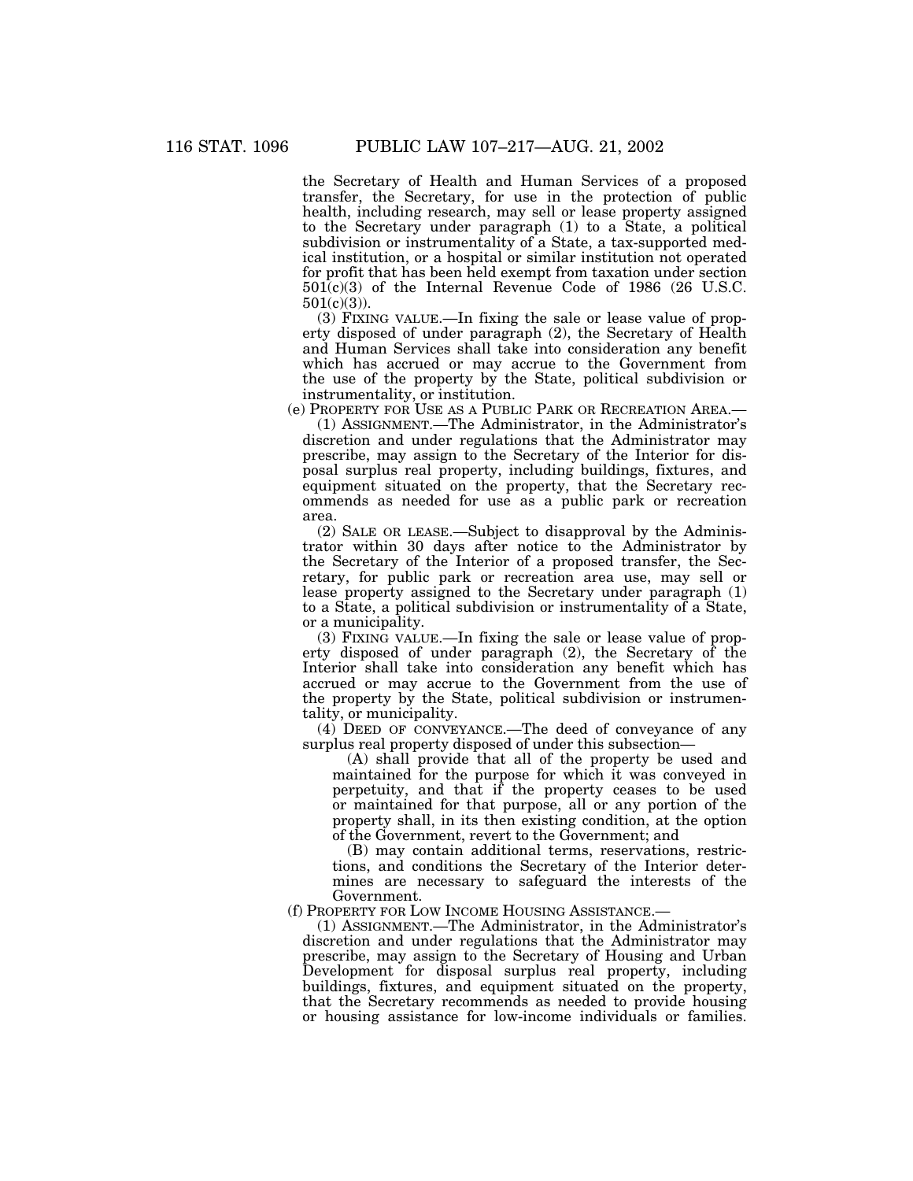the Secretary of Health and Human Services of a proposed transfer, the Secretary, for use in the protection of public health, including research, may sell or lease property assigned to the Secretary under paragraph (1) to a State, a political subdivision or instrumentality of a State, a tax-supported medical institution, or a hospital or similar institution not operated for profit that has been held exempt from taxation under section 501(c)(3) of the Internal Revenue Code of 1986 (26 U.S.C. 501(c)(3)).

(3) FIXING VALUE.—In fixing the sale or lease value of property disposed of under paragraph (2), the Secretary of Health and Human Services shall take into consideration any benefit which has accrued or may accrue to the Government from the use of the property by the State, political subdivision or instrumentality, or institution.

(e) PROPERTY FOR USE AS A PUBLIC PARK OR RECREATION AREA.—

(1) ASSIGNMENT.—The Administrator, in the Administrator's discretion and under regulations that the Administrator may prescribe, may assign to the Secretary of the Interior for disposal surplus real property, including buildings, fixtures, and equipment situated on the property, that the Secretary recommends as needed for use as a public park or recreation area.

(2) SALE OR LEASE.—Subject to disapproval by the Administrator within 30 days after notice to the Administrator by the Secretary of the Interior of a proposed transfer, the Secretary, for public park or recreation area use, may sell or lease property assigned to the Secretary under paragraph (1) to a State, a political subdivision or instrumentality of a State, or a municipality.

(3) FIXING VALUE.—In fixing the sale or lease value of property disposed of under paragraph (2), the Secretary of the Interior shall take into consideration any benefit which has accrued or may accrue to the Government from the use of the property by the State, political subdivision or instrumentality, or municipality.

(4) DEED OF CONVEYANCE.—The deed of conveyance of any surplus real property disposed of under this subsection—

(A) shall provide that all of the property be used and maintained for the purpose for which it was conveyed in perpetuity, and that if the property ceases to be used or maintained for that purpose, all or any portion of the property shall, in its then existing condition, at the option of the Government, revert to the Government; and

(B) may contain additional terms, reservations, restrictions, and conditions the Secretary of the Interior determines are necessary to safeguard the interests of the Government.

(f) PROPERTY FOR LOW INCOME HOUSING ASSISTANCE.—

(1) ASSIGNMENT.—The Administrator, in the Administrator's discretion and under regulations that the Administrator may prescribe, may assign to the Secretary of Housing and Urban Development for disposal surplus real property, including buildings, fixtures, and equipment situated on the property, that the Secretary recommends as needed to provide housing or housing assistance for low-income individuals or families.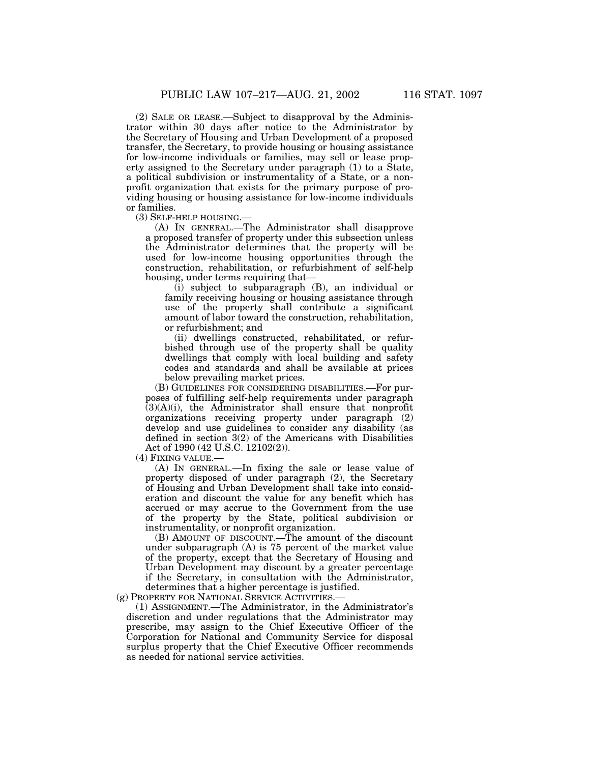(2) SALE OR LEASE.—Subject to disapproval by the Administrator within 30 days after notice to the Administrator by the Secretary of Housing and Urban Development of a proposed transfer, the Secretary, to provide housing or housing assistance for low-income individuals or families, may sell or lease property assigned to the Secretary under paragraph (1) to a State, a political subdivision or instrumentality of a State, or a nonprofit organization that exists for the primary purpose of providing housing or housing assistance for low-income individuals or families.

(3) SELF-HELP HOUSING.—

(A) IN GENERAL.—The Administrator shall disapprove a proposed transfer of property under this subsection unless the Administrator determines that the property will be used for low-income housing opportunities through the construction, rehabilitation, or refurbishment of self-help housing, under terms requiring that—

(i) subject to subparagraph (B), an individual or family receiving housing or housing assistance through use of the property shall contribute a significant amount of labor toward the construction, rehabilitation, or refurbishment; and

(ii) dwellings constructed, rehabilitated, or refurbished through use of the property shall be quality dwellings that comply with local building and safety codes and standards and shall be available at prices below prevailing market prices.

(B) GUIDELINES FOR CONSIDERING DISABILITIES.—For purposes of fulfilling self-help requirements under paragraph (3)(A)(i), the Administrator shall ensure that nonprofit organizations receiving property under paragraph (2) develop and use guidelines to consider any disability (as defined in section 3(2) of the Americans with Disabilities Act of 1990 (42 U.S.C. 12102(2)).

(4) FIXING VALUE.—

(A) IN GENERAL.—In fixing the sale or lease value of property disposed of under paragraph (2), the Secretary of Housing and Urban Development shall take into consideration and discount the value for any benefit which has accrued or may accrue to the Government from the use of the property by the State, political subdivision or instrumentality, or nonprofit organization.

(B) AMOUNT OF DISCOUNT.—The amount of the discount under subparagraph (A) is 75 percent of the market value of the property, except that the Secretary of Housing and Urban Development may discount by a greater percentage if the Secretary, in consultation with the Administrator, determines that a higher percentage is justified.

(g) PROPERTY FOR NATIONAL SERVICE ACTIVITIES.—

(1) ASSIGNMENT.—The Administrator, in the Administrator's discretion and under regulations that the Administrator may prescribe, may assign to the Chief Executive Officer of the Corporation for National and Community Service for disposal surplus property that the Chief Executive Officer recommends as needed for national service activities.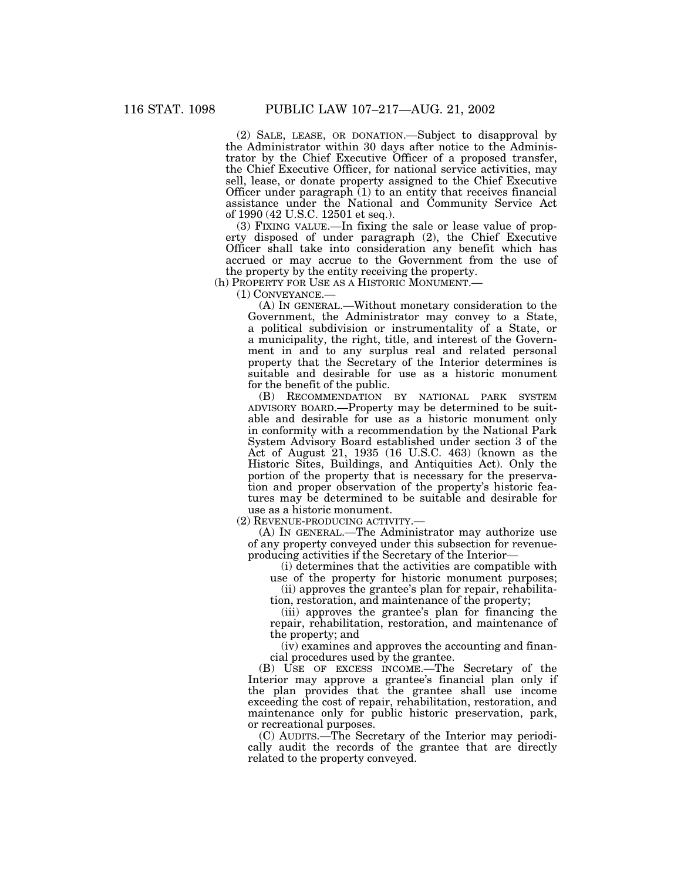(2) SALE, LEASE, OR DONATION.—Subject to disapproval by the Administrator within 30 days after notice to the Administrator by the Chief Executive Officer of a proposed transfer, the Chief Executive Officer, for national service activities, may sell, lease, or donate property assigned to the Chief Executive Officer under paragraph (1) to an entity that receives financial assistance under the National and Community Service Act of 1990 (42 U.S.C. 12501 et seq.).

(3) FIXING VALUE.—In fixing the sale or lease value of property disposed of under paragraph (2), the Chief Executive Officer shall take into consideration any benefit which has accrued or may accrue to the Government from the use of the property by the entity receiving the property.

(h) PROPERTY FOR USE AS A HISTORIC MONUMENT.—

(1) CONVEYANCE.—

(A) IN GENERAL.—Without monetary consideration to the Government, the Administrator may convey to a State, a political subdivision or instrumentality of a State, or a municipality, the right, title, and interest of the Government in and to any surplus real and related personal property that the Secretary of the Interior determines is suitable and desirable for use as a historic monument for the benefit of the public.

(B) RECOMMENDATION BY NATIONAL PARK SYSTEM ADVISORY BOARD.—Property may be determined to be suitable and desirable for use as a historic monument only in conformity with a recommendation by the National Park System Advisory Board established under section 3 of the Act of August 21, 1935 (16 U.S.C. 463) (known as the Historic Sites, Buildings, and Antiquities Act). Only the portion of the property that is necessary for the preservation and proper observation of the property's historic features may be determined to be suitable and desirable for use as a historic monument.

(2) REVENUE-PRODUCING ACTIVITY.—

(A) IN GENERAL.—The Administrator may authorize use of any property conveyed under this subsection for revenue-producing activities if the Secretary of the Interior—

(i) determines that the activities are compatible with use of the property for historic monument purposes;

(ii) approves the grantee's plan for repair, rehabilitation, restoration, and maintenance of the property;

(iii) approves the grantee's plan for financing the repair, rehabilitation, restoration, and maintenance of the property; and

(iv) examines and approves the accounting and financial procedures used by the grantee.

(B) USE OF EXCESS INCOME.—The Secretary of the Interior may approve a grantee's financial plan only if the plan provides that the grantee shall use income exceeding the cost of repair, rehabilitation, restoration, and maintenance only for public historic preservation, park, or recreational purposes.

(C) AUDITS.—The Secretary of the Interior may periodically audit the records of the grantee that are directly related to the property conveyed.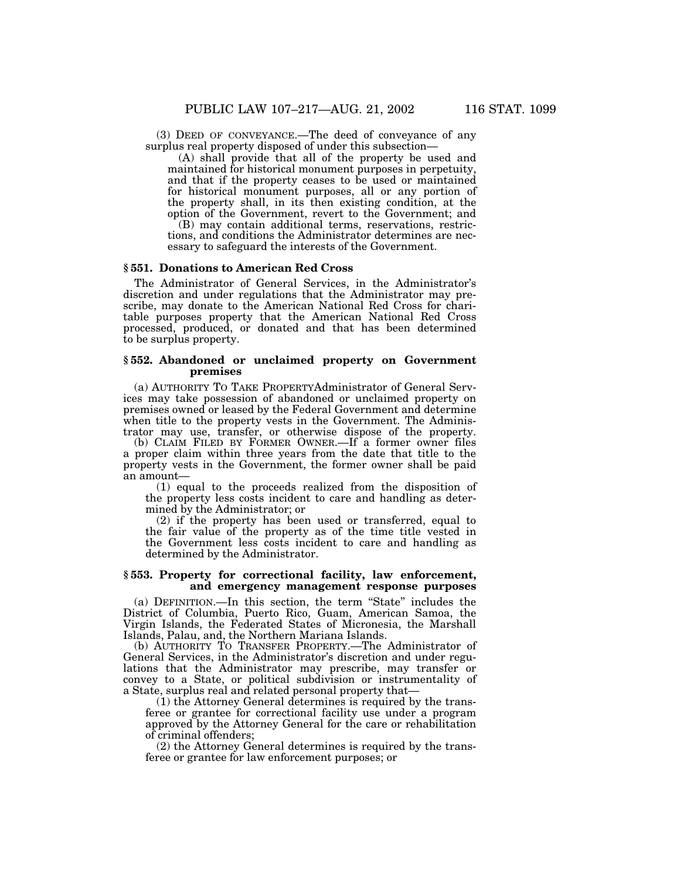(3) DEED OF CONVEYANCE.—The deed of conveyance of any surplus real property disposed of under this subsection—

(A) shall provide that all of the property be used and maintained for historical monument purposes in perpetuity, and that if the property ceases to be used or maintained for historical monument purposes, all or any portion of the property shall, in its then existing condition, at the option of the Government, revert to the Government; and

(B) may contain additional terms, reservations, restrictions, and conditions the Administrator determines are necessary to safeguard the interests of the Government.

### § 551. Donations to American Red Cross

The Administrator of General Services, in the Administrator's discretion and under regulations that the Administrator may prescribe, may donate to the American National Red Cross for charitable purposes property that the American National Red Cross processed, produced, or donated and that has been determined to be surplus property.

### § 552. Abandoned or unclaimed property on Government premises

(a) AUTHORITY TO TAKE PROPERTYAdministrator of General Services may take possession of abandoned or unclaimed property on premises owned or leased by the Federal Government and determine when title to the property vests in the Government. The Administrator may use, transfer, or otherwise dispose of the property.

(b) CLAIM FILED BY FORMER OWNER.—If a former owner files a proper claim within three years from the date that title to the property vests in the Government, the former owner shall be paid an amount—

(1) equal to the proceeds realized from the disposition of the property less costs incident to care and handling as determined by the Administrator; or

(2) if the property has been used or transferred, equal to the fair value of the property as of the time title vested in the Government less costs incident to care and handling as determined by the Administrator.

### § 553. Property for correctional facility, law enforcement, and emergency management response purposes

(a) DEFINITION.—In this section, the term "State" includes the District of Columbia, Puerto Rico, Guam, American Samoa, the Virgin Islands, the Federated States of Micronesia, the Marshall Islands, Palau, and, the Northern Mariana Islands.

(b) AUTHORITY TO TRANSFER PROPERTY.—The Administrator of General Services, in the Administrator's discretion and under regulations that the Administrator may prescribe, may transfer or convey to a State, or political subdivision or instrumentality of a State, surplus real and related personal property that—

(1) the Attorney General determines is required by the transferee or grantee for correctional facility use under a program approved by the Attorney General for the care or rehabilitation of criminal offenders;

(2) the Attorney General determines is required by the transferee or grantee for law enforcement purposes; or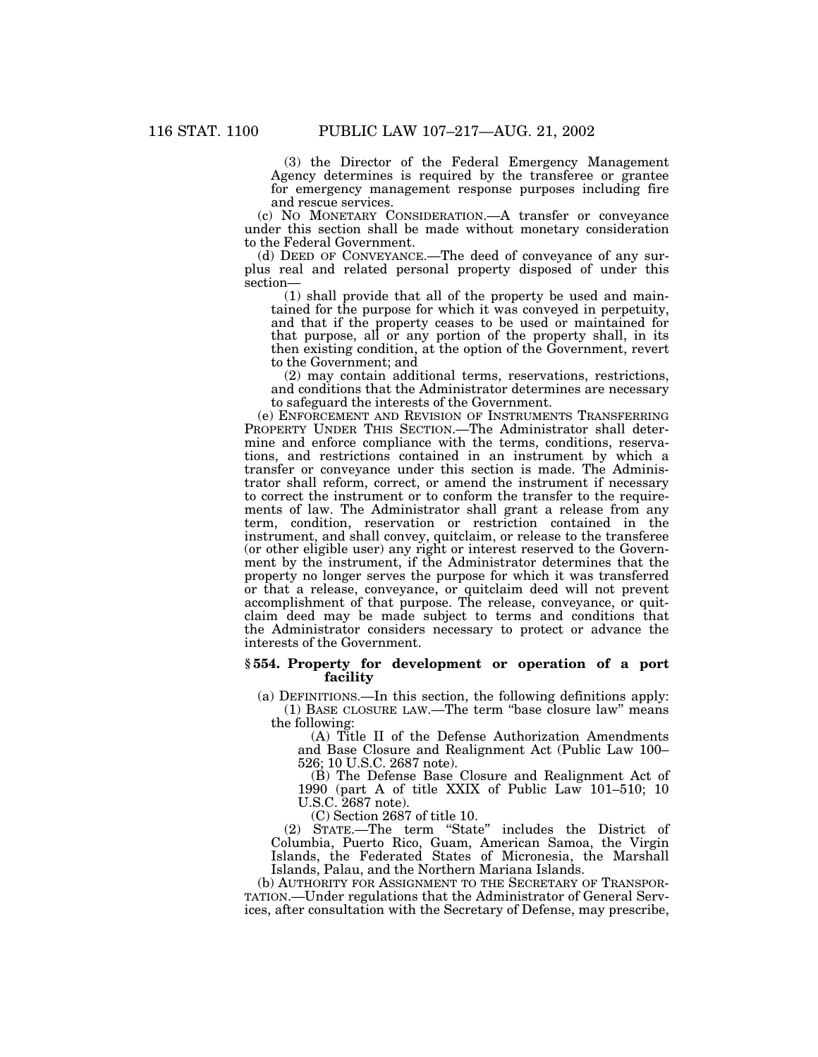(3) the Director of the Federal Emergency Management Agency determines is required by the transferee or grantee for emergency management response purposes including fire and rescue services.

(c) NO MONETARY CONSIDERATION.—A transfer or conveyance under this section shall be made without monetary consideration to the Federal Government.

(d) DEED OF CONVEYANCE.—The deed of conveyance of any surplus real and related personal property disposed of under this section—

(1) shall provide that all of the property be used and maintained for the purpose for which it was conveyed in perpetuity, and that if the property ceases to be used or maintained for that purpose, all or any portion of the property shall, in its then existing condition, at the option of the Government, revert to the Government; and

(2) may contain additional terms, reservations, restrictions, and conditions that the Administrator determines are necessary to safeguard the interests of the Government.

(e) ENFORCEMENT AND REVISION OF INSTRUMENTS TRANSFERRING PROPERTY UNDER THIS SECTION.—The Administrator shall determine and enforce compliance with the terms, conditions, reservations, and restrictions contained in an instrument by which a transfer or conveyance under this section is made. The Administrator shall reform, correct, or amend the instrument if necessary to correct the instrument or to conform the transfer to the requirements of law. The Administrator shall grant a release from any term, condition, reservation or restriction contained in the instrument, and shall convey, quitclaim, or release to the transferee (or other eligible user) any right or interest reserved to the Government by the instrument, if the Administrator determines that the property no longer serves the purpose for which it was transferred or that a release, conveyance, or quitclaim deed will not prevent accomplishment of that purpose. The release, conveyance, or quitclaim deed may be made subject to terms and conditions that the Administrator considers necessary to protect or advance the interests of the Government.

### § 554. Property for development or operation of a port facility

(a) DEFINITIONS.—In this section, the following definitions apply:

(1) BASE CLOSURE LAW.—The term "base closure law" means the following:

(A) Title II of the Defense Authorization Amendments and Base Closure and Realignment Act (Public Law 100–526; 10 U.S.C. 2687 note).

(B) The Defense Base Closure and Realignment Act of 1990 (part A of title XXIX of Public Law 101–510; 10 U.S.C. 2687 note).

(C) Section 2687 of title 10.

(2) STATE.—The term "State" includes the District of Columbia, Puerto Rico, Guam, American Samoa, the Virgin Islands, the Federated States of Micronesia, the Marshall Islands, Palau, and the Northern Mariana Islands.

(b) AUTHORITY FOR ASSIGNMENT TO THE SECRETARY OF TRANSPORTATION.—Under regulations that the Administrator of General Services, after consultation with the Secretary of Defense, may prescribe,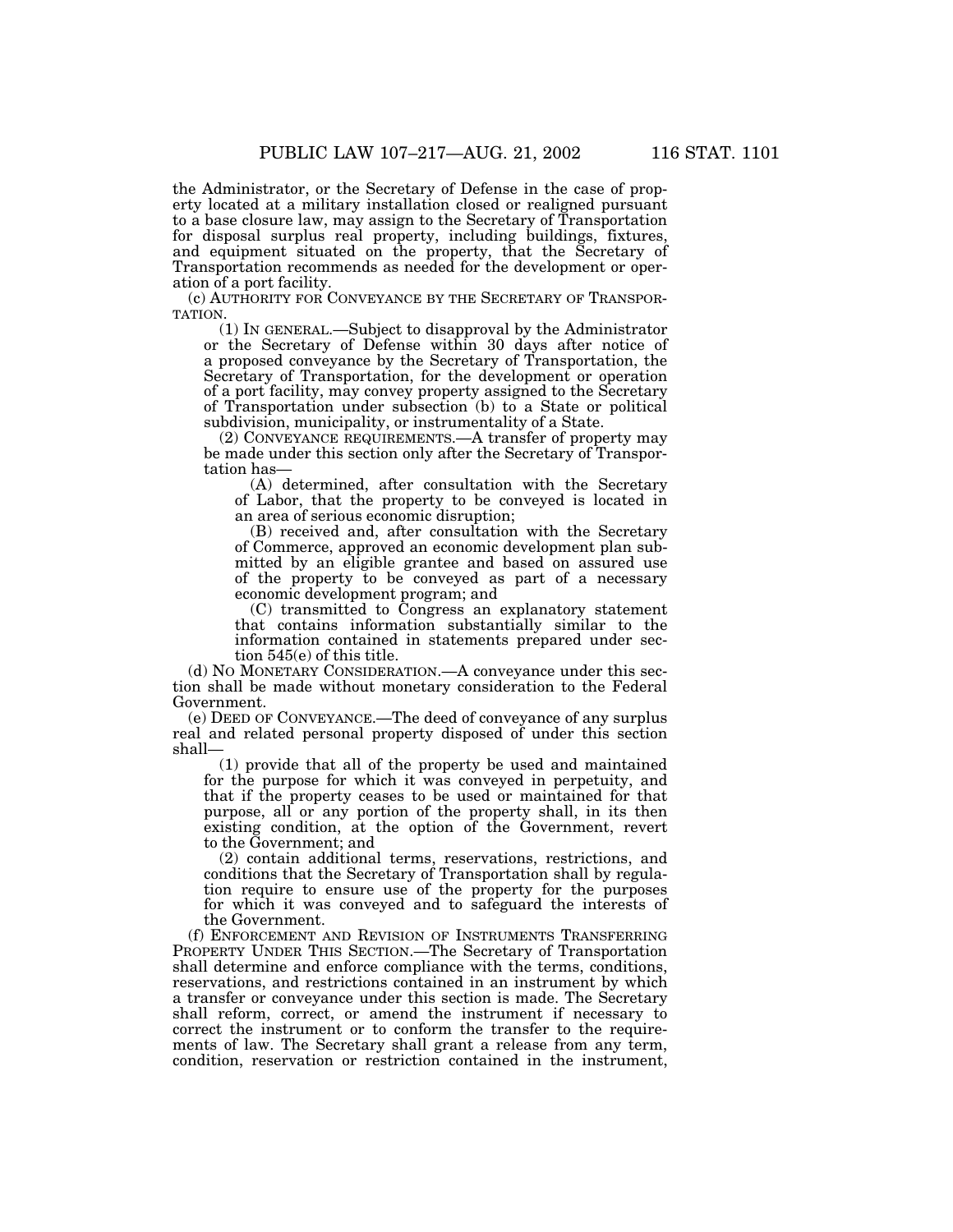the Administrator, or the Secretary of Defense in the case of property located at a military installation closed or realigned pursuant to a base closure law, may assign to the Secretary of Transportation for disposal surplus real property, including buildings, fixtures, and equipment situated on the property, that the Secretary of Transportation recommends as needed for the development or operation of a port facility.

(c) AUTHORITY FOR CONVEYANCE BY THE SECRETARY OF TRANSPORTATION.

(1) IN GENERAL.—Subject to disapproval by the Administrator or the Secretary of Defense within 30 days after notice of a proposed conveyance by the Secretary of Transportation, the Secretary of Transportation, for the development or operation of a port facility, may convey property assigned to the Secretary of Transportation under subsection (b) to a State or political subdivision, municipality, or instrumentality of a State.

(2) CONVEYANCE REQUIREMENTS.—A transfer of property may be made under this section only after the Secretary of Transportation has—

(A) determined, after consultation with the Secretary of Labor, that the property to be conveyed is located in an area of serious economic disruption;

(B) received and, after consultation with the Secretary of Commerce, approved an economic development plan submitted by an eligible grantee and based on assured use of the property to be conveyed as part of a necessary economic development program; and

(C) transmitted to Congress an explanatory statement that contains information substantially similar to the information contained in statements prepared under section 545(e) of this title.

(d) NO MONETARY CONSIDERATION.—A conveyance under this section shall be made without monetary consideration to the Federal Government.

(e) DEED OF CONVEYANCE.—The deed of conveyance of any surplus real and related personal property disposed of under this section shall—

(1) provide that all of the property be used and maintained for the purpose for which it was conveyed in perpetuity, and that if the property ceases to be used or maintained for that purpose, all or any portion of the property shall, in its then existing condition, at the option of the Government, revert to the Government; and

(2) contain additional terms, reservations, restrictions, and conditions that the Secretary of Transportation shall by regulation require to ensure use of the property for the purposes for which it was conveyed and to safeguard the interests of the Government.

(f) ENFORCEMENT AND REVISION OF INSTRUMENTS TRANSFERRING PROPERTY UNDER THIS SECTION.—The Secretary of Transportation shall determine and enforce compliance with the terms, conditions, reservations, and restrictions contained in an instrument by which a transfer or conveyance under this section is made. The Secretary shall reform, correct, or amend the instrument if necessary to correct the instrument or to conform the transfer to the requirements of law. The Secretary shall grant a release from any term, condition, reservation or restriction contained in the instrument,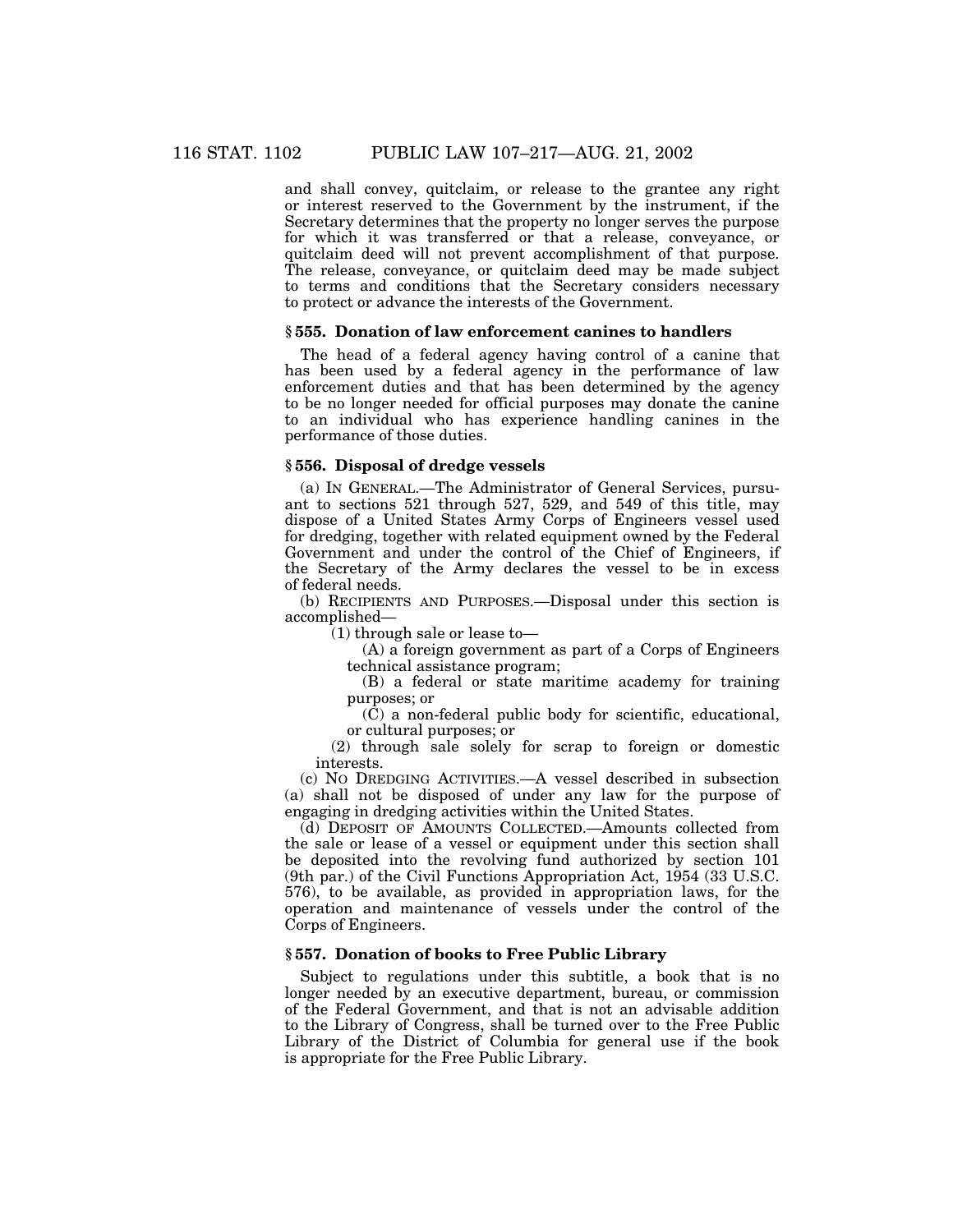and shall convey, quitclaim, or release to the grantee any right or interest reserved to the Government by the instrument, if the Secretary determines that the property no longer serves the purpose for which it was transferred or that a release, conveyance, or quitclaim deed will not prevent accomplishment of that purpose. The release, conveyance, or quitclaim deed may be made subject to terms and conditions that the Secretary considers necessary to protect or advance the interests of the Government.

### § 555. Donation of law enforcement canines to handlers

The head of a federal agency having control of a canine that has been used by a federal agency in the performance of law enforcement duties and that has been determined by the agency to be no longer needed for official purposes may donate the canine to an individual who has experience handling canines in the performance of those duties.

### § 556. Disposal of dredge vessels

(a) IN GENERAL.—The Administrator of General Services, pursuant to sections 521 through 527, 529, and 549 of this title, may dispose of a United States Army Corps of Engineers vessel used for dredging, together with related equipment owned by the Federal Government and under the control of the Chief of Engineers, if the Secretary of the Army declares the vessel to be in excess of federal needs.

(b) RECIPIENTS AND PURPOSES.—Disposal under this section is accomplished—

(1) through sale or lease to—

(A) a foreign government as part of a Corps of Engineers technical assistance program;

(B) a federal or state maritime academy for training purposes; or

(C) a non-federal public body for scientific, educational, or cultural purposes; or

(2) through sale solely for scrap to foreign or domestic interests.

(c) NO DREDGING ACTIVITIES.—A vessel described in subsection (a) shall not be disposed of under any law for the purpose of engaging in dredging activities within the United States.

(d) DEPOSIT OF AMOUNTS COLLECTED.—Amounts collected from the sale or lease of a vessel or equipment under this section shall be deposited into the revolving fund authorized by section 101 (9th par.) of the Civil Functions Appropriation Act, 1954 (33 U.S.C. 576), to be available, as provided in appropriation laws, for the operation and maintenance of vessels under the control of the Corps of Engineers.

### § 557. Donation of books to Free Public Library

Subject to regulations under this subtitle, a book that is no longer needed by an executive department, bureau, or commission of the Federal Government, and that is not an advisable addition to the Library of Congress, shall be turned over to the Free Public Library of the District of Columbia for general use if the book is appropriate for the Free Public Library.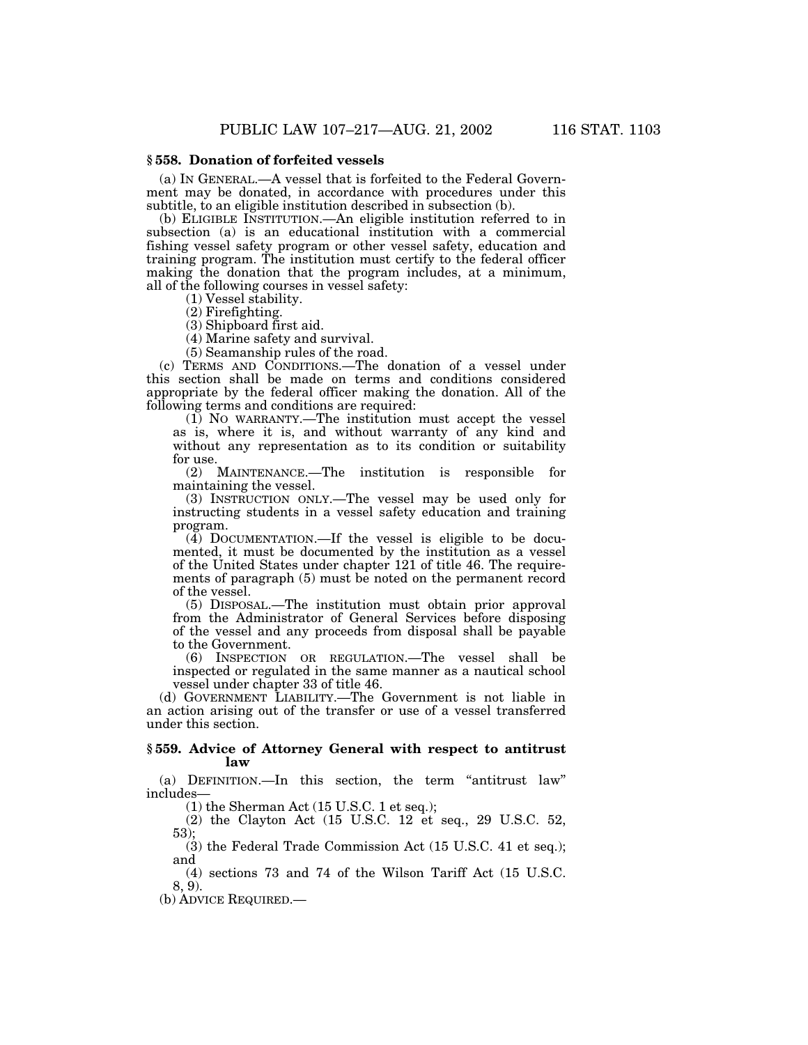### § 558. Donation of forfeited vessels

(a) IN GENERAL.—A vessel that is forfeited to the Federal Government may be donated, in accordance with procedures under this subtitle, to an eligible institution described in subsection (b).

(b) ELIGIBLE INSTITUTION.—An eligible institution referred to in subsection (a) is an educational institution with a commercial fishing vessel safety program or other vessel safety, education and training program. The institution must certify to the federal officer making the donation that the program includes, at a minimum, all of the following courses in vessel safety:

(1) Vessel stability.

(2) Firefighting.

(3) Shipboard first aid.

(4) Marine safety and survival.

(5) Seamanship rules of the road.

(c) TERMS AND CONDITIONS.—The donation of a vessel under this section shall be made on terms and conditions considered appropriate by the federal officer making the donation. All of the following terms and conditions are required:

(1) NO WARRANTY.—The institution must accept the vessel as is, where it is, and without warranty of any kind and without any representation as to its condition or suitability for use.

(2) MAINTENANCE.—The institution is responsible for maintaining the vessel.

(3) INSTRUCTION ONLY.—The vessel may be used only for instructing students in a vessel safety education and training program.

(4) DOCUMENTATION.—If the vessel is eligible to be documented, it must be documented by the institution as a vessel of the United States under chapter 121 of title 46. The requirements of paragraph (5) must be noted on the permanent record of the vessel.

(5) DISPOSAL.—The institution must obtain prior approval from the Administrator of General Services before disposing of the vessel and any proceeds from disposal shall be payable to the Government.

(6) INSPECTION OR REGULATION.—The vessel shall be inspected or regulated in the same manner as a nautical school vessel under chapter 33 of title 46.

(d) GOVERNMENT LIABILITY.—The Government is not liable in an action arising out of the transfer or use of a vessel transferred under this section.

### § 559. Advice of Attorney General with respect to antitrust law

(a) DEFINITION.—In this section, the term "antitrust law" includes—

(1) the Sherman Act (15 U.S.C. 1 et seq.);

(2) the Clayton Act (15 U.S.C. 12 et seq., 29 U.S.C. 52, 53);

(3) the Federal Trade Commission Act (15 U.S.C. 41 et seq.); and

(4) sections 73 and 74 of the Wilson Tariff Act (15 U.S.C. 8, 9).

(b) ADVICE REQUIRED.—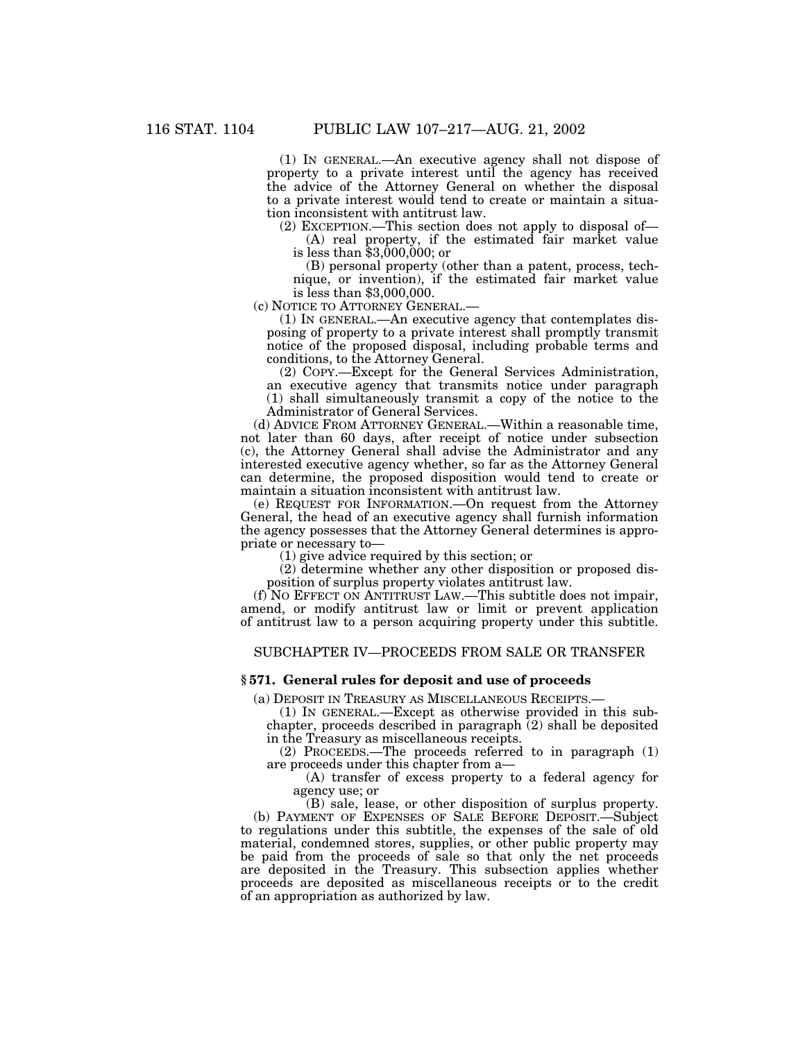(1) IN GENERAL.—An executive agency shall not dispose of property to a private interest until the agency has received the advice of the Attorney General on whether the disposal to a private interest would tend to create or maintain a situation inconsistent with antitrust law.

(2) EXCEPTION.—This section does not apply to disposal of—

(A) real property, if the estimated fair market value is less than $3,000,000; or

(B) personal property (other than a patent, process, technique, or invention), if the estimated fair market value is less than $3,000,000.

(c) NOTICE TO ATTORNEY GENERAL.—

(1) IN GENERAL.—An executive agency that contemplates disposing of property to a private interest shall promptly transmit notice of the proposed disposal, including probable terms and conditions, to the Attorney General.

(2) COPY.—Except for the General Services Administration, an executive agency that transmits notice under paragraph (1) shall simultaneously transmit a copy of the notice to the Administrator of General Services.

(d) ADVICE FROM ATTORNEY GENERAL.—Within a reasonable time, not later than 60 days, after receipt of notice under subsection (c), the Attorney General shall advise the Administrator and any interested executive agency whether, so far as the Attorney General can determine, the proposed disposition would tend to create or maintain a situation inconsistent with antitrust law.

(e) REQUEST FOR INFORMATION.—On request from the Attorney General, the head of an executive agency shall furnish information the agency possesses that the Attorney General determines is appropriate or necessary to—

(1) give advice required by this section; or

(2) determine whether any other disposition or proposed disposition of surplus property violates antitrust law.

(f) NO EFFECT ON ANTITRUST LAW.—This subtitle does not impair, amend, or modify antitrust law or limit or prevent application of antitrust law to a person acquiring property under this subtitle.

## SUBCHAPTER IV—PROCEEDS FROM SALE OR TRANSFER

### § 571. General rules for deposit and use of proceeds

(a) DEPOSIT IN TREASURY AS MISCELLANEOUS RECEIPTS.—

(1) IN GENERAL.—Except as otherwise provided in this subchapter, proceeds described in paragraph (2) shall be deposited in the Treasury as miscellaneous receipts.

(2) PROCEEDS.—The proceeds referred to in paragraph (1) are proceeds under this chapter from a—

(A) transfer of excess property to a federal agency for agency use; or

(B) sale, lease, or other disposition of surplus property.

(b) PAYMENT OF EXPENSES OF SALE BEFORE DEPOSIT.—Subject to regulations under this subtitle, the expenses of the sale of old material, condemned stores, supplies, or other public property may be paid from the proceeds of sale so that only the net proceeds are deposited in the Treasury. This subsection applies whether proceeds are deposited as miscellaneous receipts or to the credit of an appropriation as authorized by law.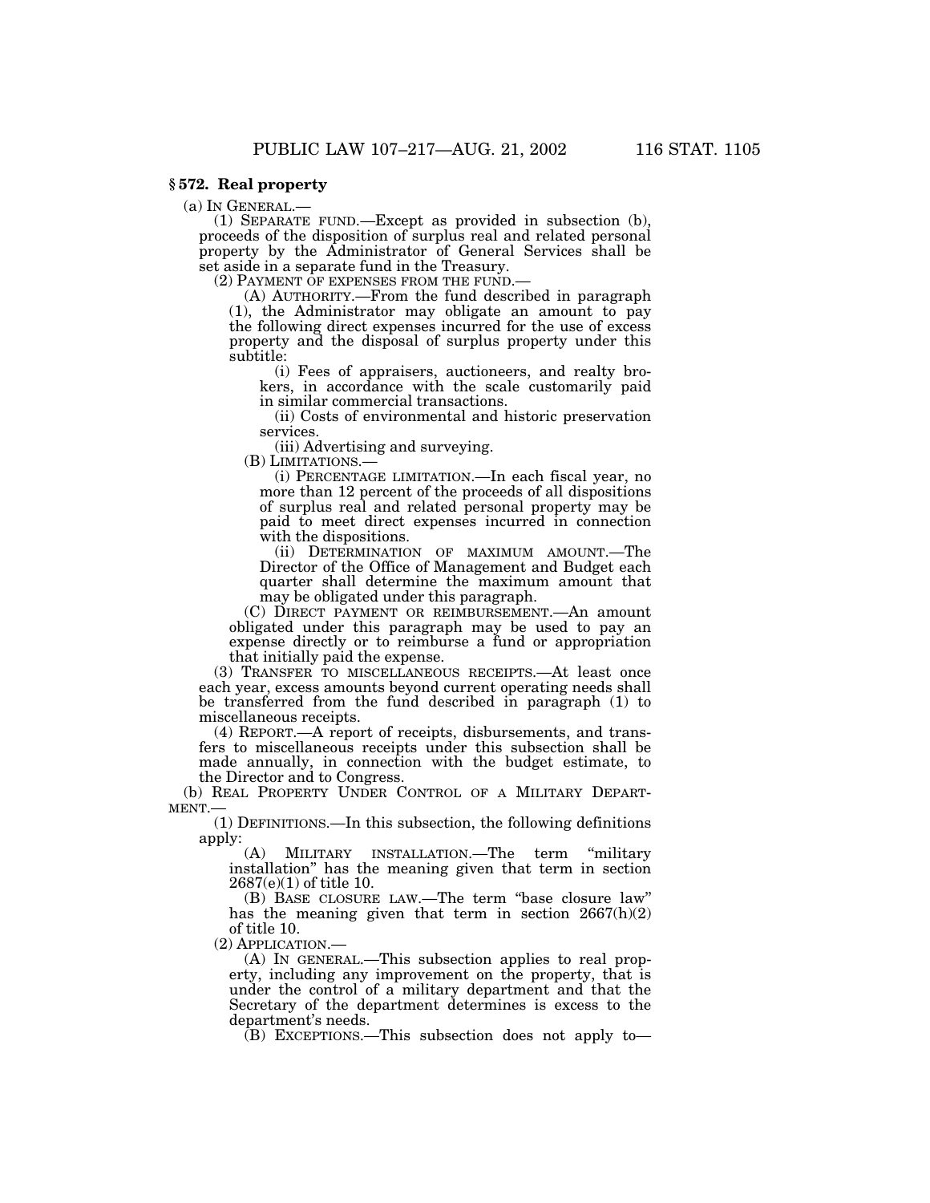### § 572. Real property

(a) IN GENERAL.—

(1) SEPARATE FUND.—Except as provided in subsection (b), proceeds of the disposition of surplus real and related personal property by the Administrator of General Services shall be set aside in a separate fund in the Treasury.

(2) PAYMENT OF EXPENSES FROM THE FUND.—

(A) AUTHORITY.—From the fund described in paragraph (1), the Administrator may obligate an amount to pay the following direct expenses incurred for the use of excess property and the disposal of surplus property under this subtitle:

(i) Fees of appraisers, auctioneers, and realty brokers, in accordance with the scale customarily paid in similar commercial transactions.

(ii) Costs of environmental and historic preservation services.

(iii) Advertising and surveying.

(B) LIMITATIONS.—

(i) PERCENTAGE LIMITATION.—In each fiscal year, no more than 12 percent of the proceeds of all dispositions of surplus real and related personal property may be paid to meet direct expenses incurred in connection with the dispositions.

(ii) DETERMINATION OF MAXIMUM AMOUNT.—The Director of the Office of Management and Budget each quarter shall determine the maximum amount that may be obligated under this paragraph.

(C) DIRECT PAYMENT OR REIMBURSEMENT.—An amount obligated under this paragraph may be used to pay an expense directly or to reimburse a fund or appropriation that initially paid the expense.

(3) TRANSFER TO MISCELLANEOUS RECEIPTS.—At least once each year, excess amounts beyond current operating needs shall be transferred from the fund described in paragraph (1) to miscellaneous receipts.

(4) REPORT.—A report of receipts, disbursements, and transfers to miscellaneous receipts under this subsection shall be made annually, in connection with the budget estimate, to the Director and to Congress.

(b) REAL PROPERTY UNDER CONTROL OF A MILITARY DEPARTMENT.—

(1) DEFINITIONS.—In this subsection, the following definitions apply:

(A) MILITARY INSTALLATION.—The term "military installation" has the meaning given that term in section 2687(e)(1) of title 10.

(B) BASE CLOSURE LAW.—The term "base closure law" has the meaning given that term in section 2667(h)(2) of title 10.

(2) APPLICATION.—

(A) IN GENERAL.—This subsection applies to real property, including any improvement on the property, that is under the control of a military department and that the Secretary of the department determines is excess to the department's needs.

(B) EXCEPTIONS.—This subsection does not apply to—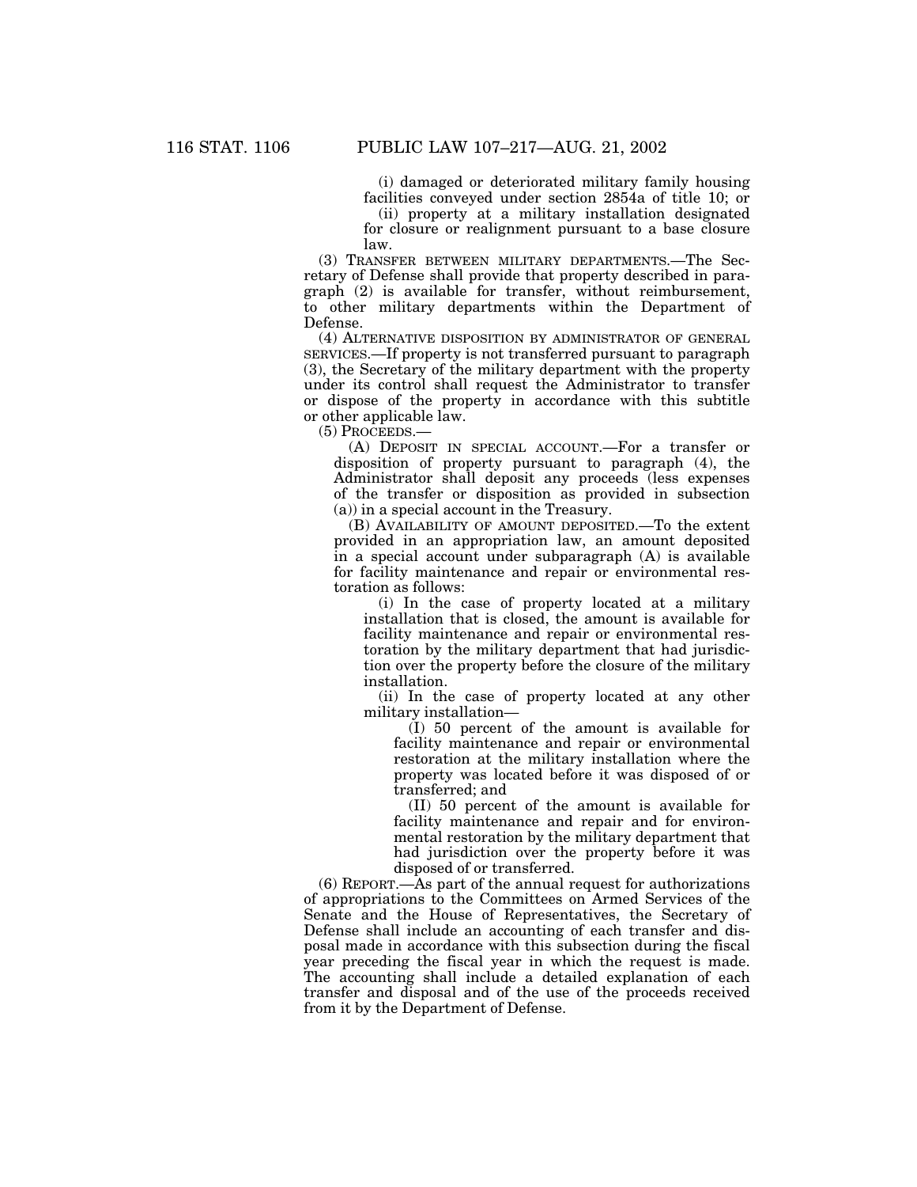(i) damaged or deteriorated military family housing facilities conveyed under section 2854a of title 10; or

(ii) property at a military installation designated for closure or realignment pursuant to a base closure law.

(3) TRANSFER BETWEEN MILITARY DEPARTMENTS.—The Secretary of Defense shall provide that property described in paragraph (2) is available for transfer, without reimbursement, to other military departments within the Department of Defense.

(4) ALTERNATIVE DISPOSITION BY ADMINISTRATOR OF GENERAL SERVICES.—If property is not transferred pursuant to paragraph (3), the Secretary of the military department with the property under its control shall request the Administrator to transfer or dispose of the property in accordance with this subtitle or other applicable law.

(5) PROCEEDS.—

(A) DEPOSIT IN SPECIAL ACCOUNT.—For a transfer or disposition of property pursuant to paragraph (4), the Administrator shall deposit any proceeds (less expenses of the transfer or disposition as provided in subsection (a)) in a special account in the Treasury.

(B) AVAILABILITY OF AMOUNT DEPOSITED.—To the extent provided in an appropriation law, an amount deposited in a special account under subparagraph (A) is available for facility maintenance and repair or environmental restoration as follows:

(i) In the case of property located at a military installation that is closed, the amount is available for facility maintenance and repair or environmental restoration by the military department that had jurisdiction over the property before the closure of the military installation.

(ii) In the case of property located at any other military installation—

(I) 50 percent of the amount is available for facility maintenance and repair or environmental restoration at the military installation where the property was located before it was disposed of or transferred; and

(II) 50 percent of the amount is available for facility maintenance and repair and for environmental restoration by the military department that had jurisdiction over the property before it was disposed of or transferred.

(6) REPORT.—As part of the annual request for authorizations of appropriations to the Committees on Armed Services of the Senate and the House of Representatives, the Secretary of Defense shall include an accounting of each transfer and disposal made in accordance with this subsection during the fiscal year preceding the fiscal year in which the request is made. The accounting shall include a detailed explanation of each transfer and disposal and of the use of the proceeds received from it by the Department of Defense.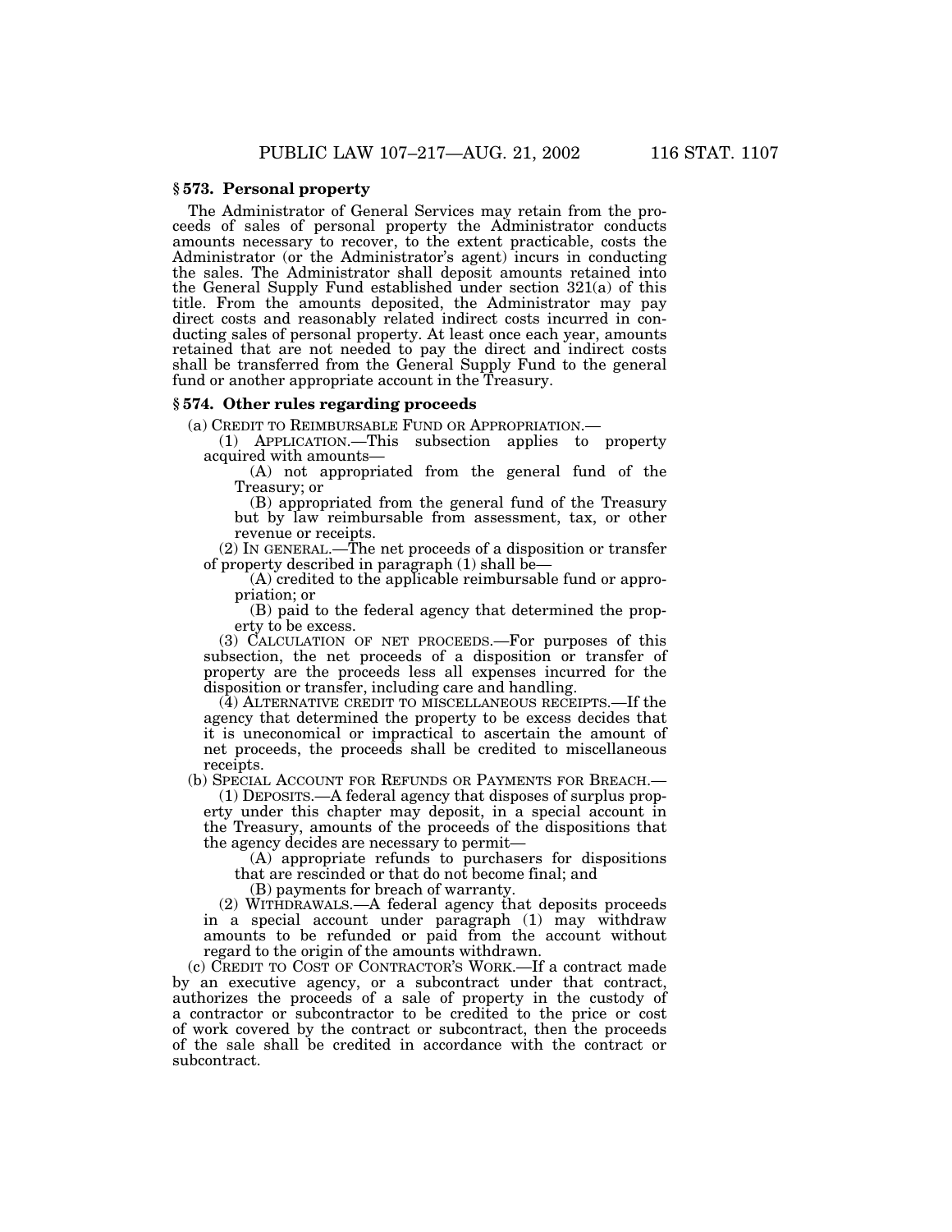### § 573. Personal property

The Administrator of General Services may retain from the proceeds of sales of personal property the Administrator conducts amounts necessary to recover, to the extent practicable, costs the Administrator (or the Administrator's agent) incurs in conducting the sales. The Administrator shall deposit amounts retained into the General Supply Fund established under section 321(a) of this title. From the amounts deposited, the Administrator may pay direct costs and reasonably related indirect costs incurred in conducting sales of personal property. At least once each year, amounts retained that are not needed to pay the direct and indirect costs shall be transferred from the General Supply Fund to the general fund or another appropriate account in the Treasury.

### § 574. Other rules regarding proceeds

(a) CREDIT TO REIMBURSABLE FUND OR APPROPRIATION.—

(1) APPLICATION.—This subsection applies to property acquired with amounts—

(A) not appropriated from the general fund of the Treasury; or

(B) appropriated from the general fund of the Treasury but by law reimbursable from assessment, tax, or other revenue or receipts.

(2) IN GENERAL.—The net proceeds of a disposition or transfer of property described in paragraph (1) shall be—

(A) credited to the applicable reimbursable fund or appropriation; or

(B) paid to the federal agency that determined the property to be excess.

(3) CALCULATION OF NET PROCEEDS.—For purposes of this subsection, the net proceeds of a disposition or transfer of property are the proceeds less all expenses incurred for the disposition or transfer, including care and handling.

(4) ALTERNATIVE CREDIT TO MISCELLANEOUS RECEIPTS.—If the agency that determined the property to be excess decides that it is uneconomical or impractical to ascertain the amount of net proceeds, the proceeds shall be credited to miscellaneous receipts.

(b) SPECIAL ACCOUNT FOR REFUNDS OR PAYMENTS FOR BREACH.—

(1) DEPOSITS.—A federal agency that disposes of surplus property under this chapter may deposit, in a special account in the Treasury, amounts of the proceeds of the dispositions that the agency decides are necessary to permit—

(A) appropriate refunds to purchasers for dispositions that are rescinded or that do not become final; and

(B) payments for breach of warranty.

(2) WITHDRAWALS.—A federal agency that deposits proceeds in a special account under paragraph (1) may withdraw amounts to be refunded or paid from the account without regard to the origin of the amounts withdrawn.

(c) CREDIT TO COST OF CONTRACTOR'S WORK.—If a contract made by an executive agency, or a subcontract under that contract, authorizes the proceeds of a sale of property in the custody of a contractor or subcontractor to be credited to the price or cost of work covered by the contract or subcontract, then the proceeds of the sale shall be credited in accordance with the contract or subcontract.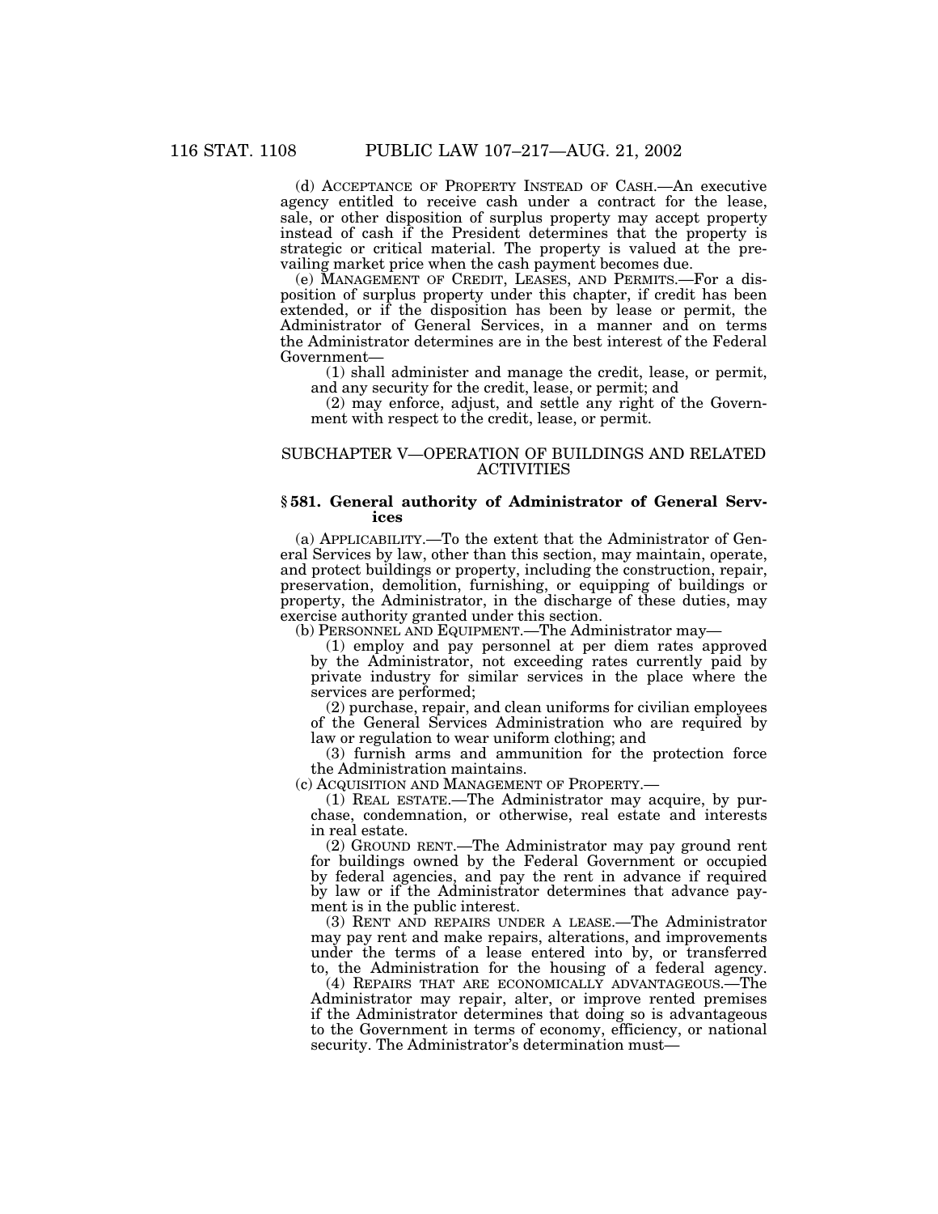(d) ACCEPTANCE OF PROPERTY INSTEAD OF CASH.—An executive agency entitled to receive cash under a contract for the lease, sale, or other disposition of surplus property may accept property instead of cash if the President determines that the property is strategic or critical material. The property is valued at the prevailing market price when the cash payment becomes due.

(e) MANAGEMENT OF CREDIT, LEASES, AND PERMITS.—For a disposition of surplus property under this chapter, if credit has been extended, or if the disposition has been by lease or permit, the Administrator of General Services, in a manner and on terms the Administrator determines are in the best interest of the Federal Government—

(1) shall administer and manage the credit, lease, or permit, and any security for the credit, lease, or permit; and

(2) may enforce, adjust, and settle any right of the Government with respect to the credit, lease, or permit.

## SUBCHAPTER V—OPERATION OF BUILDINGS AND RELATED ACTIVITIES

### § 581. General authority of Administrator of General Services

(a) APPLICABILITY.—To the extent that the Administrator of General Services by law, other than this section, may maintain, operate, and protect buildings or property, including the construction, repair, preservation, demolition, furnishing, or equipping of buildings or property, the Administrator, in the discharge of these duties, may exercise authority granted under this section.

(b) PERSONNEL AND EQUIPMENT.—The Administrator may—

(1) employ and pay personnel at per diem rates approved by the Administrator, not exceeding rates currently paid by private industry for similar services in the place where the services are performed;

(2) purchase, repair, and clean uniforms for civilian employees of the General Services Administration who are required by law or regulation to wear uniform clothing; and

(3) furnish arms and ammunition for the protection force the Administration maintains.

(c) ACQUISITION AND MANAGEMENT OF PROPERTY.—

(1) REAL ESTATE.—The Administrator may acquire, by purchase, condemnation, or otherwise, real estate and interests in real estate.

(2) GROUND RENT.—The Administrator may pay ground rent for buildings owned by the Federal Government or occupied by federal agencies, and pay the rent in advance if required by law or if the Administrator determines that advance payment is in the public interest.

(3) RENT AND REPAIRS UNDER A LEASE.—The Administrator may pay rent and make repairs, alterations, and improvements under the terms of a lease entered into by, or transferred to, the Administration for the housing of a federal agency.

(4) REPAIRS THAT ARE ECONOMICALLY ADVANTAGEOUS.—The Administrator may repair, alter, or improve rented premises if the Administrator determines that doing so is advantageous to the Government in terms of economy, efficiency, or national security. The Administrator's determination must—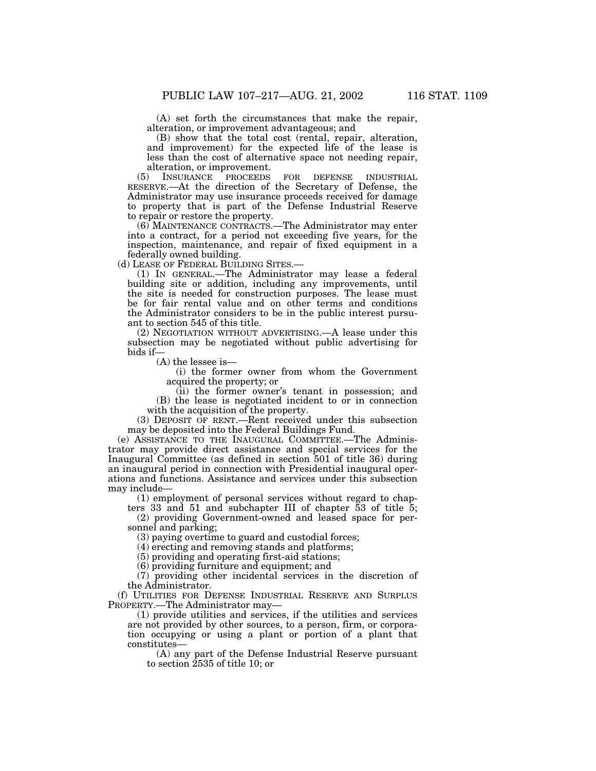(A) set forth the circumstances that make the repair, alteration, or improvement advantageous; and

(B) show that the total cost (rental, repair, alteration, and improvement) for the expected life of the lease is less than the cost of alternative space not needing repair, alteration, or improvement.

(5) INSURANCE PROCEEDS FOR DEFENSE INDUSTRIAL RESERVE.—At the direction of the Secretary of Defense, the Administrator may use insurance proceeds received for damage to property that is part of the Defense Industrial Reserve to repair or restore the property.

(6) MAINTENANCE CONTRACTS.—The Administrator may enter into a contract, for a period not exceeding five years, for the inspection, maintenance, and repair of fixed equipment in a federally owned building.

(d) LEASE OF FEDERAL BUILDING SITES.—

(1) IN GENERAL.—The Administrator may lease a federal building site or addition, including any improvements, until the site is needed for construction purposes. The lease must be for fair rental value and on other terms and conditions the Administrator considers to be in the public interest pursuant to section 545 of this title.

(2) NEGOTIATION WITHOUT ADVERTISING.—A lease under this subsection may be negotiated without public advertising for bids if—

(A) the lessee is—

(i) the former owner from whom the Government acquired the property; or

(ii) the former owner's tenant in possession; and

(B) the lease is negotiated incident to or in connection with the acquisition of the property.

(3) DEPOSIT OF RENT.—Rent received under this subsection may be deposited into the Federal Buildings Fund.

(e) ASSISTANCE TO THE INAUGURAL COMMITTEE.—The Administrator may provide direct assistance and special services for the Inaugural Committee (as defined in section 501 of title 36) during an inaugural period in connection with Presidential inaugural operations and functions. Assistance and services under this subsection may include—

(1) employment of personal services without regard to chapters 33 and 51 and subchapter III of chapter 53 of title 5;

(2) providing Government-owned and leased space for personnel and parking;

(3) paying overtime to guard and custodial forces;

(4) erecting and removing stands and platforms;

(5) providing and operating first-aid stations;

(6) providing furniture and equipment; and

(7) providing other incidental services in the discretion of the Administrator.

(f) UTILITIES FOR DEFENSE INDUSTRIAL RESERVE AND SURPLUS PROPERTY.—The Administrator may—

(1) provide utilities and services, if the utilities and services are not provided by other sources, to a person, firm, or corporation occupying or using a plant or portion of a plant that constitutes—

(A) any part of the Defense Industrial Reserve pursuant to section 2535 of title 10; or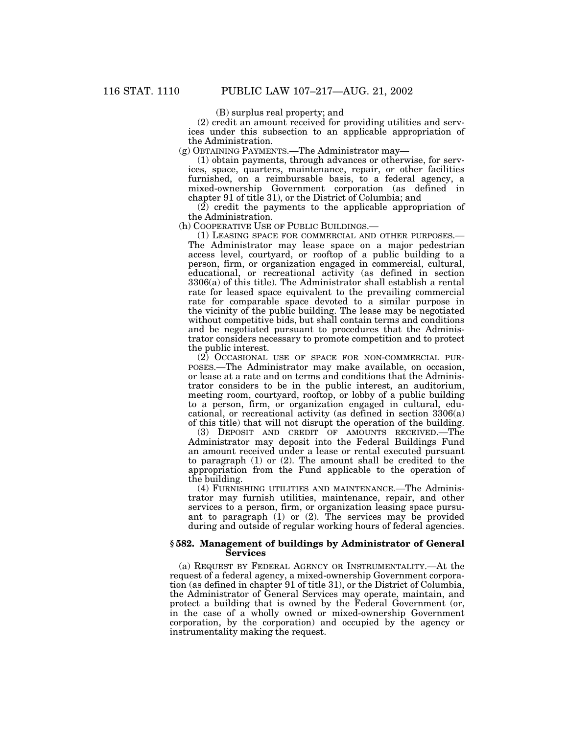(B) surplus real property; and

(2) credit an amount received for providing utilities and services under this subsection to an applicable appropriation of the Administration.

(g) OBTAINING PAYMENTS.—The Administrator may—

(1) obtain payments, through advances or otherwise, for services, space, quarters, maintenance, repair, or other facilities furnished, on a reimbursable basis, to a federal agency, a mixed-ownership Government corporation (as defined in chapter 91 of title 31), or the District of Columbia; and

(2) credit the payments to the applicable appropriation of the Administration.

(h) COOPERATIVE USE OF PUBLIC BUILDINGS.—

(1) LEASING SPACE FOR COMMERCIAL AND OTHER PURPOSES.—The Administrator may lease space on a major pedestrian access level, courtyard, or rooftop of a public building to a person, firm, or organization engaged in commercial, cultural, educational, or recreational activity (as defined in section 3306(a) of this title). The Administrator shall establish a rental rate for leased space equivalent to the prevailing commercial rate for comparable space devoted to a similar purpose in the vicinity of the public building. The lease may be negotiated without competitive bids, but shall contain terms and conditions and be negotiated pursuant to procedures that the Administrator considers necessary to promote competition and to protect the public interest.

(2) OCCASIONAL USE OF SPACE FOR NON-COMMERCIAL PURPOSES.—The Administrator may make available, on occasion, or lease at a rate and on terms and conditions that the Administrator considers to be in the public interest, an auditorium, meeting room, courtyard, rooftop, or lobby of a public building to a person, firm, or organization engaged in cultural, educational, or recreational activity (as defined in section 3306(a) of this title) that will not disrupt the operation of the building.

(3) DEPOSIT AND CREDIT OF AMOUNTS RECEIVED.—The Administrator may deposit into the Federal Buildings Fund an amount received under a lease or rental executed pursuant to paragraph (1) or (2). The amount shall be credited to the appropriation from the Fund applicable to the operation of the building.

(4) FURNISHING UTILITIES AND MAINTENANCE.—The Administrator may furnish utilities, maintenance, repair, and other services to a person, firm, or organization leasing space pursuant to paragraph (1) or (2). The services may be provided during and outside of regular working hours of federal agencies.

### § 582. Management of buildings by Administrator of General Services

(a) REQUEST BY FEDERAL AGENCY OR INSTRUMENTALITY.—At the request of a federal agency, a mixed-ownership Government corporation (as defined in chapter 91 of title 31), or the District of Columbia, the Administrator of General Services may operate, maintain, and protect a building that is owned by the Federal Government (or, in the case of a wholly owned or mixed-ownership Government corporation, by the corporation) and occupied by the agency or instrumentality making the request.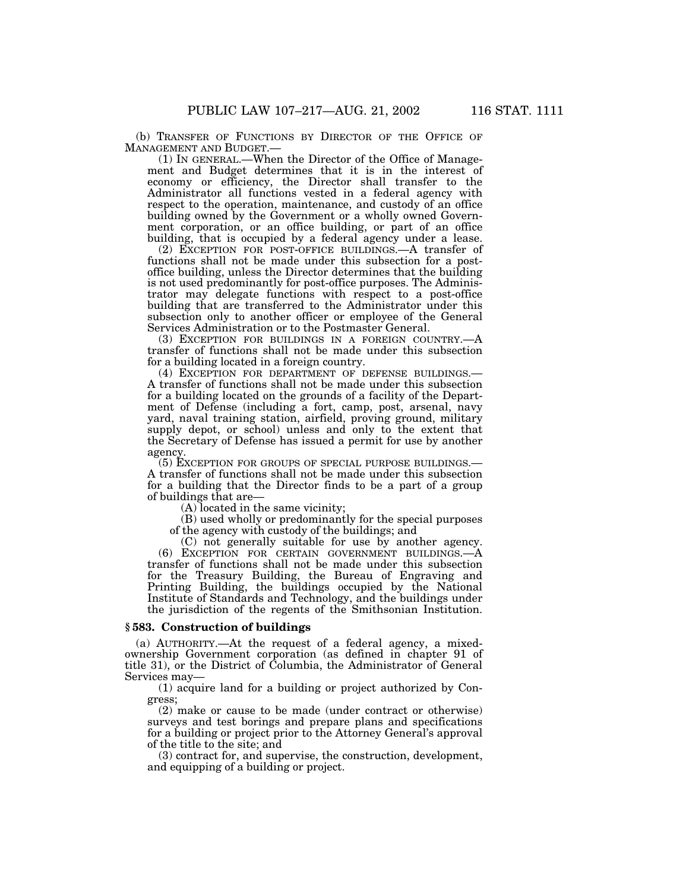(b) TRANSFER OF FUNCTIONS BY DIRECTOR OF THE OFFICE OF MANAGEMENT AND BUDGET.—

(1) IN GENERAL.—When the Director of the Office of Management and Budget determines that it is in the interest of economy or efficiency, the Director shall transfer to the Administrator all functions vested in a federal agency with respect to the operation, maintenance, and custody of an office building owned by the Government or a wholly owned Government corporation, or an office building, or part of an office building, that is occupied by a federal agency under a lease.

(2) EXCEPTION FOR POST-OFFICE BUILDINGS.—A transfer of functions shall not be made under this subsection for a post-office building, unless the Director determines that the building is not used predominantly for post-office purposes. The Administrator may delegate functions with respect to a post-office building that are transferred to the Administrator under this subsection only to another officer or employee of the General Services Administration or to the Postmaster General.

(3) EXCEPTION FOR BUILDINGS IN A FOREIGN COUNTRY.—A transfer of functions shall not be made under this subsection for a building located in a foreign country.

(4) EXCEPTION FOR DEPARTMENT OF DEFENSE BUILDINGS.—A transfer of functions shall not be made under this subsection for a building located on the grounds of a facility of the Department of Defense (including a fort, camp, post, arsenal, navy yard, naval training station, airfield, proving ground, military supply depot, or school) unless and only to the extent that the Secretary of Defense has issued a permit for use by another agency.

(5) EXCEPTION FOR GROUPS OF SPECIAL PURPOSE BUILDINGS.—A transfer of functions shall not be made under this subsection for a building that the Director finds to be a part of a group of buildings that are—

(A) located in the same vicinity;

(B) used wholly or predominantly for the special purposes of the agency with custody of the buildings; and

(C) not generally suitable for use by another agency.

(6) EXCEPTION FOR CERTAIN GOVERNMENT BUILDINGS.—A transfer of functions shall not be made under this subsection for the Treasury Building, the Bureau of Engraving and Printing Building, the buildings occupied by the National Institute of Standards and Technology, and the buildings under the jurisdiction of the regents of the Smithsonian Institution.

### § 583. Construction of buildings

(a) AUTHORITY.—At the request of a federal agency, a mixed-ownership Government corporation (as defined in chapter 91 of title 31), or the District of Columbia, the Administrator of General Services may—

(1) acquire land for a building or project authorized by Congress;

(2) make or cause to be made (under contract or otherwise) surveys and test borings and prepare plans and specifications for a building or project prior to the Attorney General's approval of the title to the site; and

(3) contract for, and supervise, the construction, development, and equipping of a building or project.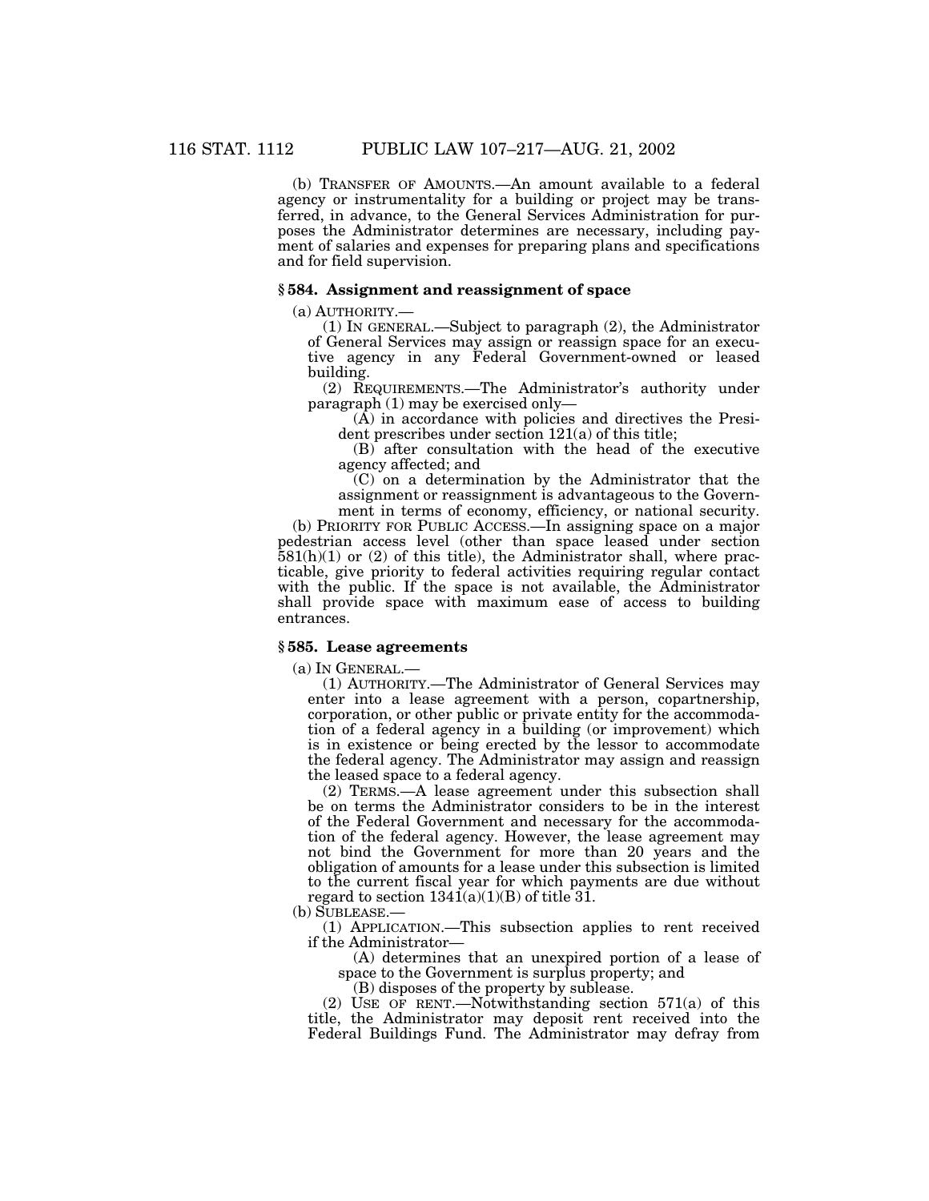(b) TRANSFER OF AMOUNTS.—An amount available to a federal agency or instrumentality for a building or project may be transferred, in advance, to the General Services Administration for purposes the Administrator determines are necessary, including payment of salaries and expenses for preparing plans and specifications and for field supervision.

### § 584. Assignment and reassignment of space

(a) AUTHORITY.—

(1) IN GENERAL.—Subject to paragraph (2), the Administrator of General Services may assign or reassign space for an executive agency in any Federal Government-owned or leased building.

(2) REQUIREMENTS.—The Administrator's authority under paragraph (1) may be exercised only—

(A) in accordance with policies and directives the President prescribes under section 121(a) of this title;

(B) after consultation with the head of the executive agency affected; and

(C) on a determination by the Administrator that the assignment or reassignment is advantageous to the Government in terms of economy, efficiency, or national security.

(b) PRIORITY FOR PUBLIC ACCESS.—In assigning space on a major pedestrian access level (other than space leased under section 581(h)(1) or (2) of this title), the Administrator shall, where practicable, give priority to federal activities requiring regular contact with the public. If the space is not available, the Administrator shall provide space with maximum ease of access to building entrances.

### § 585. Lease agreements

(a) IN GENERAL.—

(1) AUTHORITY.—The Administrator of General Services may enter into a lease agreement with a person, copartnership, corporation, or other public or private entity for the accommodation of a federal agency in a building (or improvement) which is in existence or being erected by the lessor to accommodate the federal agency. The Administrator may assign and reassign the leased space to a federal agency.

(2) TERMS.—A lease agreement under this subsection shall be on terms the Administrator considers to be in the interest of the Federal Government and necessary for the accommodation of the federal agency. However, the lease agreement may not bind the Government for more than 20 years and the obligation of amounts for a lease under this subsection is limited to the current fiscal year for which payments are due without regard to section 1341(a)(1)(B) of title 31.

(b) SUBLEASE.—

(1) APPLICATION.—This subsection applies to rent received if the Administrator—

(A) determines that an unexpired portion of a lease of space to the Government is surplus property; and

(B) disposes of the property by sublease.

(2) USE OF RENT.—Notwithstanding section 571(a) of this title, the Administrator may deposit rent received into the Federal Buildings Fund. The Administrator may defray from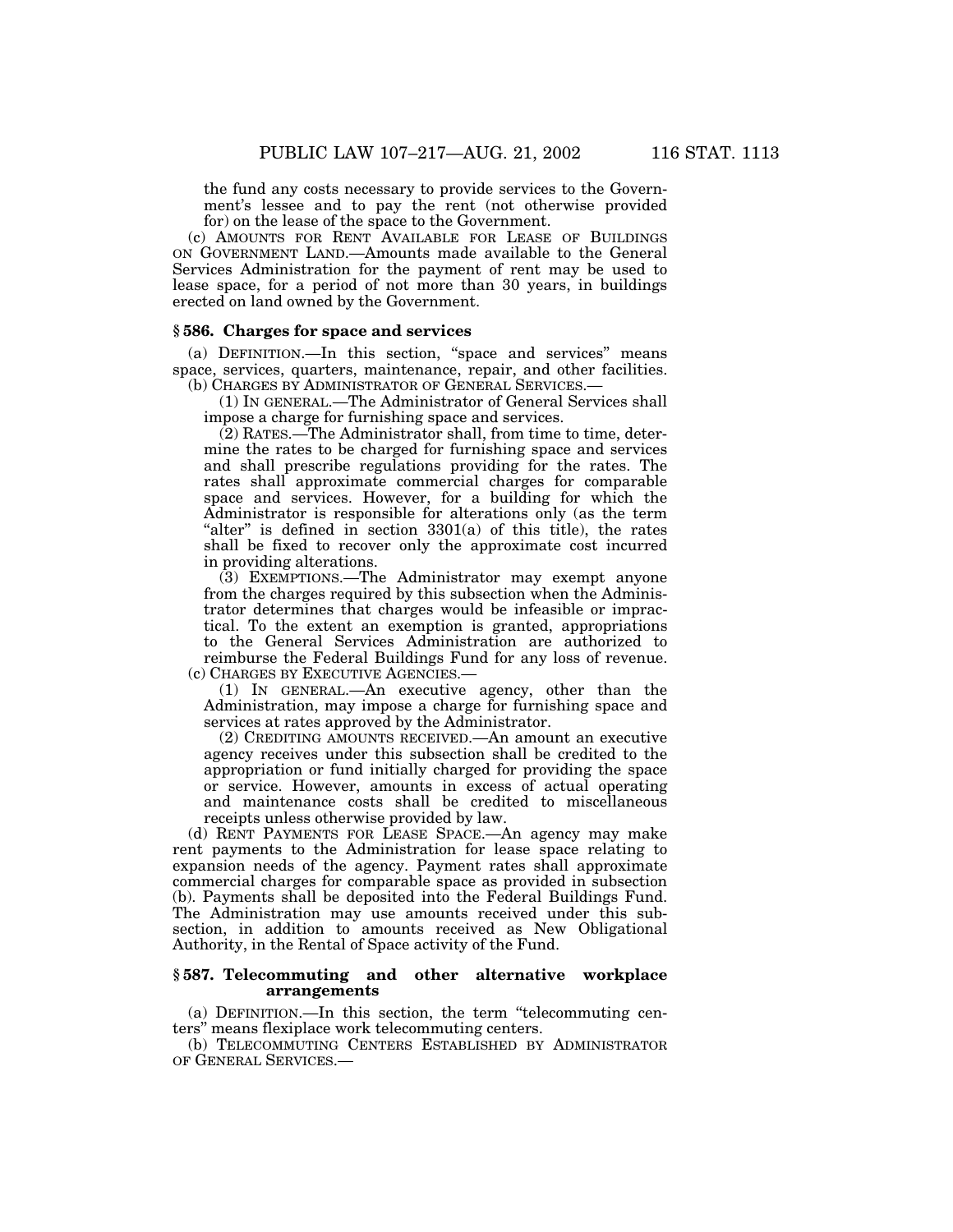the fund any costs necessary to provide services to the Government's lessee and to pay the rent (not otherwise provided for) on the lease of the space to the Government.

(c) AMOUNTS FOR RENT AVAILABLE FOR LEASE OF BUILDINGS ON GOVERNMENT LAND.—Amounts made available to the General Services Administration for the payment of rent may be used to lease space, for a period of not more than 30 years, in buildings erected on land owned by the Government.

### § 586. Charges for space and services

(a) DEFINITION.—In this section, "space and services" means space, services, quarters, maintenance, repair, and other facilities.

(b) CHARGES BY ADMINISTRATOR OF GENERAL SERVICES.—

(1) IN GENERAL.—The Administrator of General Services shall impose a charge for furnishing space and services.

(2) RATES.—The Administrator shall, from time to time, determine the rates to be charged for furnishing space and services and shall prescribe regulations providing for the rates. The rates shall approximate commercial charges for comparable space and services. However, for a building for which the Administrator is responsible for alterations only (as the term "alter" is defined in section 3301(a) of this title), the rates shall be fixed to recover only the approximate cost incurred in providing alterations.

(3) EXEMPTIONS.—The Administrator may exempt anyone from the charges required by this subsection when the Administrator determines that charges would be infeasible or impractical. To the extent an exemption is granted, appropriations to the General Services Administration are authorized to reimburse the Federal Buildings Fund for any loss of revenue.

(c) CHARGES BY EXECUTIVE AGENCIES.—

(1) IN GENERAL.—An executive agency, other than the Administration, may impose a charge for furnishing space and services at rates approved by the Administrator.

(2) CREDITING AMOUNTS RECEIVED.—An amount an executive agency receives under this subsection shall be credited to the appropriation or fund initially charged for providing the space or service. However, amounts in excess of actual operating and maintenance costs shall be credited to miscellaneous receipts unless otherwise provided by law.

(d) RENT PAYMENTS FOR LEASE SPACE.—An agency may make rent payments to the Administration for lease space relating to expansion needs of the agency. Payment rates shall approximate commercial charges for comparable space as provided in subsection (b). Payments shall be deposited into the Federal Buildings Fund. The Administration may use amounts received under this subsection, in addition to amounts received as New Obligational Authority, in the Rental of Space activity of the Fund.

### § 587. Telecommuting and other alternative workplace arrangements

(a) DEFINITION.—In this section, the term "telecommuting centers" means flexiplace work telecommuting centers.

(b) TELECOMMUTING CENTERS ESTABLISHED BY ADMINISTRATOR OF GENERAL SERVICES.—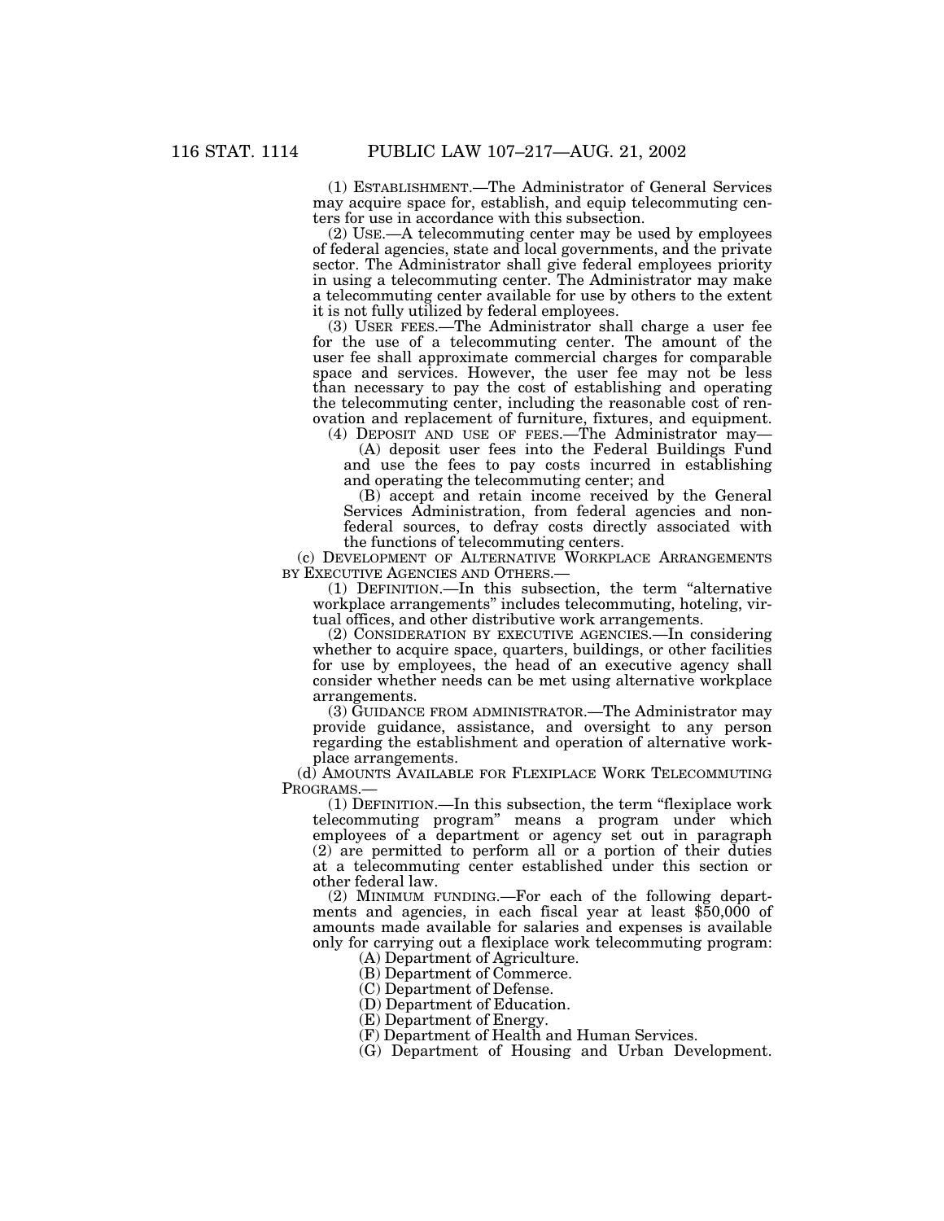(1) ESTABLISHMENT.—The Administrator of General Services may acquire space for, establish, and equip telecommuting centers for use in accordance with this subsection.

(2) USE.—A telecommuting center may be used by employees of federal agencies, state and local governments, and the private sector. The Administrator shall give federal employees priority in using a telecommuting center. The Administrator may make a telecommuting center available for use by others to the extent it is not fully utilized by federal employees.

(3) USER FEES.—The Administrator shall charge a user fee for the use of a telecommuting center. The amount of the user fee shall approximate commercial charges for comparable space and services. However, the user fee may not be less than necessary to pay the cost of establishing and operating the telecommuting center, including the reasonable cost of renovation and replacement of furniture, fixtures, and equipment.

(4) DEPOSIT AND USE OF FEES.—The Administrator may—

(A) deposit user fees into the Federal Buildings Fund and use the fees to pay costs incurred in establishing and operating the telecommuting center; and

(B) accept and retain income received by the General Services Administration, from federal agencies and nonfederal sources, to defray costs directly associated with the functions of telecommuting centers.

(c) DEVELOPMENT OF ALTERNATIVE WORKPLACE ARRANGEMENTS BY EXECUTIVE AGENCIES AND OTHERS.—

(1) DEFINITION.—In this subsection, the term "alternative workplace arrangements" includes telecommuting, hoteling, virtual offices, and other distributive work arrangements.

(2) CONSIDERATION BY EXECUTIVE AGENCIES.—In considering whether to acquire space, quarters, buildings, or other facilities for use by employees, the head of an executive agency shall consider whether needs can be met using alternative workplace arrangements.

(3) GUIDANCE FROM ADMINISTRATOR.—The Administrator may provide guidance, assistance, and oversight to any person regarding the establishment and operation of alternative workplace arrangements.

(d) AMOUNTS AVAILABLE FOR FLEXIPLACE WORK TELECOMMUTING PROGRAMS.—

(1) DEFINITION.—In this subsection, the term "flexiplace work telecommuting program" means a program under which employees of a department or agency set out in paragraph (2) are permitted to perform all or a portion of their duties at a telecommuting center established under this section or other federal law.

(2) MINIMUM FUNDING.—For each of the following departments and agencies, in each fiscal year at least $50,000 of amounts made available for salaries and expenses is available only for carrying out a flexiplace work telecommuting program:

(A) Department of Agriculture.

(B) Department of Commerce.

(C) Department of Defense.

(D) Department of Education.

(E) Department of Energy.

(F) Department of Health and Human Services.

(G) Department of Housing and Urban Development.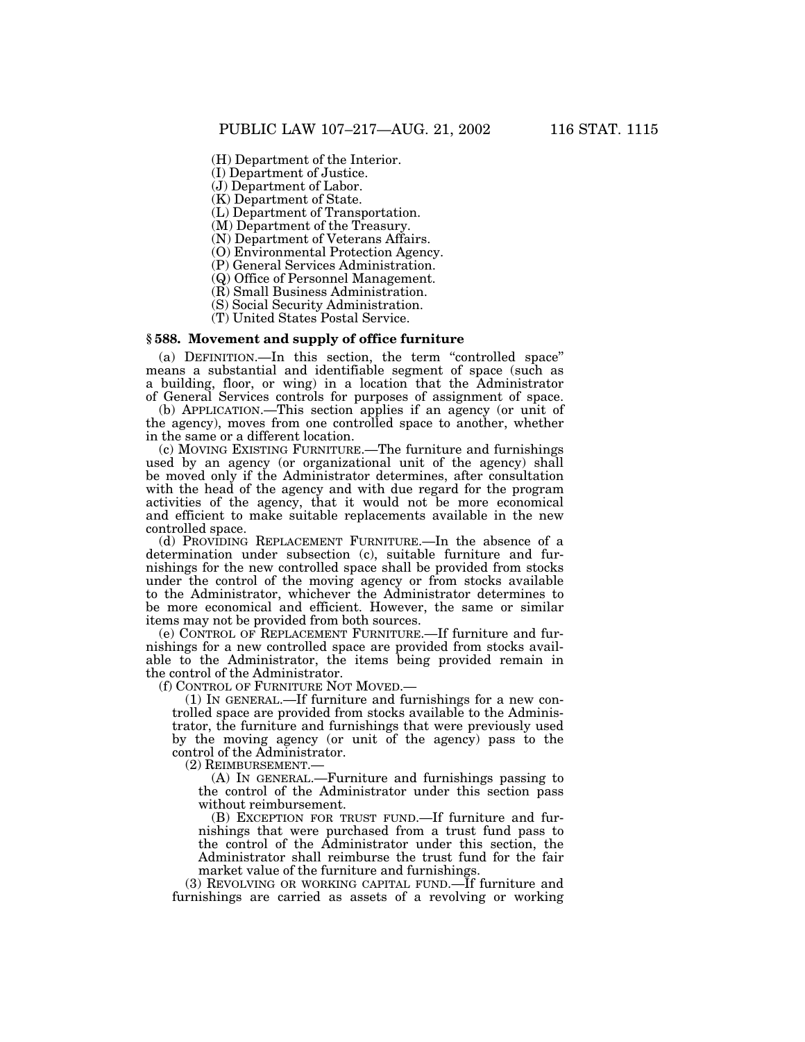(H) Department of the Interior.
(I) Department of Justice.
(J) Department of Labor.
(K) Department of State.
(L) Department of Transportation.
(M) Department of the Treasury.
(N) Department of Veterans Affairs.
(O) Environmental Protection Agency.
(P) General Services Administration.
(Q) Office of Personnel Management.
(R) Small Business Administration.
(S) Social Security Administration.
(T) United States Postal Service.

### § 588. Movement and supply of office furniture

(a) DEFINITION.—In this section, the term "controlled space" means a substantial and identifiable segment of space (such as a building, floor, or wing) in a location that the Administrator of General Services controls for purposes of assignment of space.

(b) APPLICATION.—This section applies if an agency (or unit of the agency), moves from one controlled space to another, whether in the same or a different location.

(c) MOVING EXISTING FURNITURE.—The furniture and furnishings used by an agency (or organizational unit of the agency) shall be moved only if the Administrator determines, after consultation with the head of the agency and with due regard for the program activities of the agency, that it would not be more economical and efficient to make suitable replacements available in the new controlled space.

(d) PROVIDING REPLACEMENT FURNITURE.—In the absence of a determination under subsection (c), suitable furniture and furnishings for the new controlled space shall be provided from stocks under the control of the moving agency or from stocks available to the Administrator, whichever the Administrator determines to be more economical and efficient. However, the same or similar items may not be provided from both sources.

(e) CONTROL OF REPLACEMENT FURNITURE.—If furniture and furnishings for a new controlled space are provided from stocks available to the Administrator, the items being provided remain in the control of the Administrator.

(f) CONTROL OF FURNITURE NOT MOVED.—

(1) IN GENERAL.—If furniture and furnishings for a new controlled space are provided from stocks available to the Administrator, the furniture and furnishings that were previously used by the moving agency (or unit of the agency) pass to the control of the Administrator.

(2) REIMBURSEMENT.—

(A) IN GENERAL.—Furniture and furnishings passing to the control of the Administrator under this section pass without reimbursement.

(B) EXCEPTION FOR TRUST FUND.—If furniture and furnishings that were purchased from a trust fund pass to the control of the Administrator under this section, the Administrator shall reimburse the trust fund for the fair market value of the furniture and furnishings.

(3) REVOLVING OR WORKING CAPITAL FUND.—If furniture and furnishings are carried as assets of a revolving or working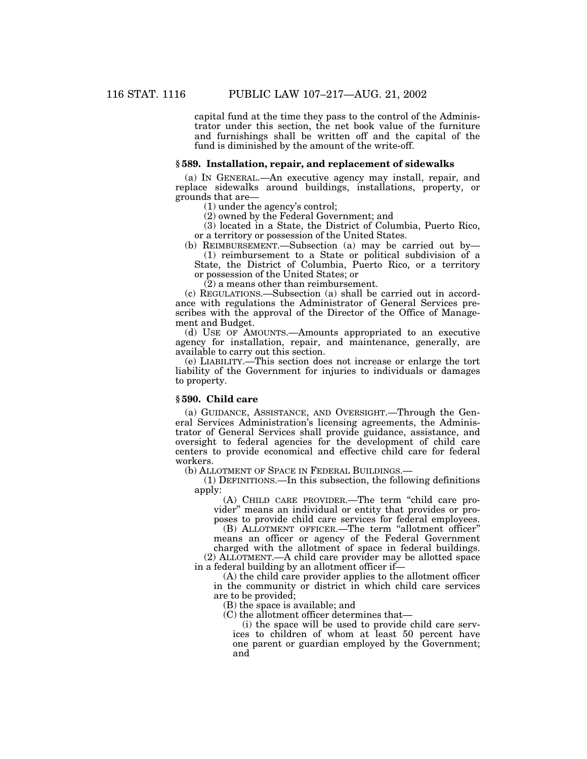capital fund at the time they pass to the control of the Administrator under this section, the net book value of the furniture and furnishings shall be written off and the capital of the fund is diminished by the amount of the write-off.

### § 589. Installation, repair, and replacement of sidewalks

(a) IN GENERAL.—An executive agency may install, repair, and replace sidewalks around buildings, installations, property, or grounds that are—

(1) under the agency's control;

(2) owned by the Federal Government; and

(3) located in a State, the District of Columbia, Puerto Rico, or a territory or possession of the United States.

(b) REIMBURSEMENT.—Subsection (a) may be carried out by—

(1) reimbursement to a State or political subdivision of a State, the District of Columbia, Puerto Rico, or a territory or possession of the United States; or

(2) a means other than reimbursement.

(c) REGULATIONS.—Subsection (a) shall be carried out in accordance with regulations the Administrator of General Services prescribes with the approval of the Director of the Office of Management and Budget.

(d) USE OF AMOUNTS.—Amounts appropriated to an executive agency for installation, repair, and maintenance, generally, are available to carry out this section.

(e) LIABILITY.—This section does not increase or enlarge the tort liability of the Government for injuries to individuals or damages to property.

### § 590. Child care

(a) GUIDANCE, ASSISTANCE, AND OVERSIGHT.—Through the General Services Administration's licensing agreements, the Administrator of General Services shall provide guidance, assistance, and oversight to federal agencies for the development of child care centers to provide economical and effective child care for federal workers.

(b) ALLOTMENT OF SPACE IN FEDERAL BUILDINGS.—

(1) DEFINITIONS.—In this subsection, the following definitions apply:

(A) CHILD CARE PROVIDER.—The term "child care provider" means an individual or entity that provides or proposes to provide child care services for federal employees.

(B) ALLOTMENT OFFICER.—The term "allotment officer" means an officer or agency of the Federal Government charged with the allotment of space in federal buildings.

(2) ALLOTMENT.—A child care provider may be allotted space in a federal building by an allotment officer if—

(A) the child care provider applies to the allotment officer in the community or district in which child care services are to be provided;

(B) the space is available; and

(C) the allotment officer determines that—

(i) the space will be used to provide child care services to children of whom at least 50 percent have one parent or guardian employed by the Government; and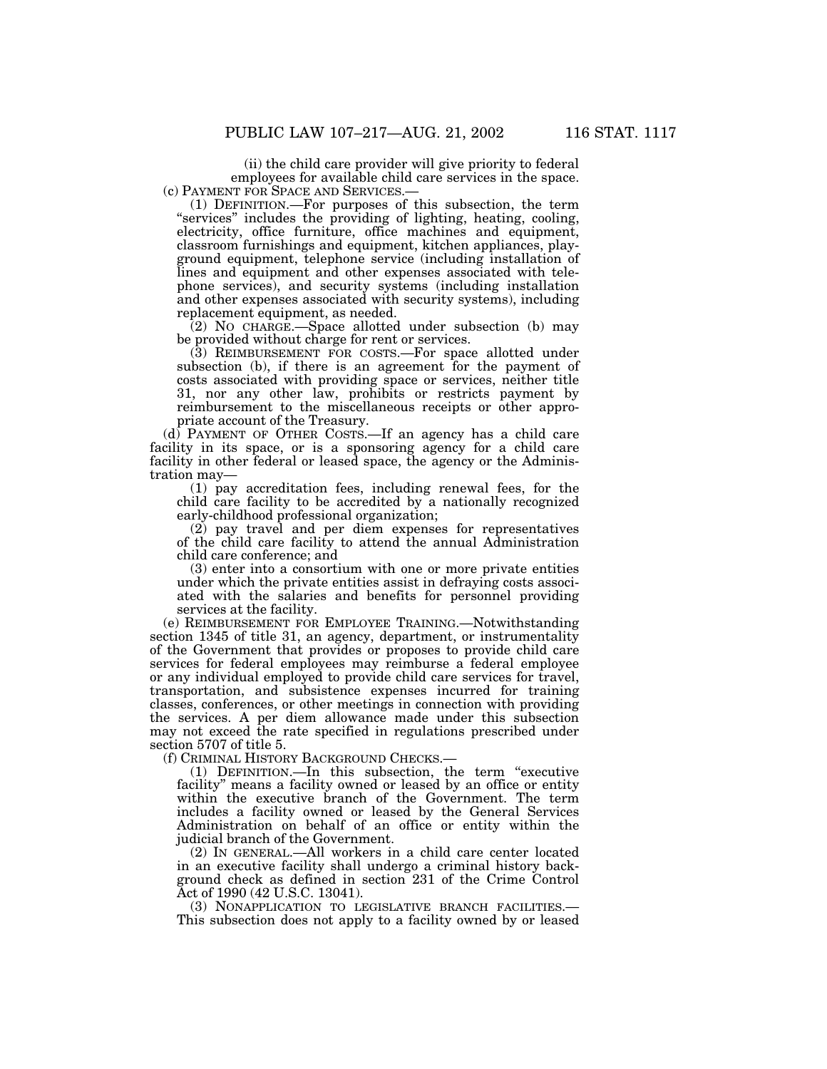(ii) the child care provider will give priority to federal employees for available child care services in the space.

(c) PAYMENT FOR SPACE AND SERVICES.—

(1) DEFINITION.—For purposes of this subsection, the term "services" includes the providing of lighting, heating, cooling, electricity, office furniture, office machines and equipment, classroom furnishings and equipment, kitchen appliances, playground equipment, telephone service (including installation of lines and equipment and other expenses associated with telephone services), and security systems (including installation and other expenses associated with security systems), including replacement equipment, as needed.

(2) NO CHARGE.—Space allotted under subsection (b) may be provided without charge for rent or services.

(3) REIMBURSEMENT FOR COSTS.—For space allotted under subsection (b), if there is an agreement for the payment of costs associated with providing space or services, neither title 31, nor any other law, prohibits or restricts payment by reimbursement to the miscellaneous receipts or other appropriate account of the Treasury.

(d) PAYMENT OF OTHER COSTS.—If an agency has a child care facility in its space, or is a sponsoring agency for a child care facility in other federal or leased space, the agency or the Administration may—

(1) pay accreditation fees, including renewal fees, for the child care facility to be accredited by a nationally recognized early-childhood professional organization;

(2) pay travel and per diem expenses for representatives of the child care facility to attend the annual Administration child care conference; and

(3) enter into a consortium with one or more private entities under which the private entities assist in defraying costs associated with the salaries and benefits for personnel providing services at the facility.

(e) REIMBURSEMENT FOR EMPLOYEE TRAINING.—Notwithstanding section 1345 of title 31, an agency, department, or instrumentality of the Government that provides or proposes to provide child care services for federal employees may reimburse a federal employee or any individual employed to provide child care services for travel, transportation, and subsistence expenses incurred for training classes, conferences, or other meetings in connection with providing the services. A per diem allowance made under this subsection may not exceed the rate specified in regulations prescribed under section 5707 of title 5.

(f) CRIMINAL HISTORY BACKGROUND CHECKS.—

(1) DEFINITION.—In this subsection, the term "executive facility" means a facility owned or leased by an office or entity within the executive branch of the Government. The term includes a facility owned or leased by the General Services Administration on behalf of an office or entity within the judicial branch of the Government.

(2) IN GENERAL.—All workers in a child care center located in an executive facility shall undergo a criminal history background check as defined in section 231 of the Crime Control Act of 1990 (42 U.S.C. 13041).

(3) NONAPPLICATION TO LEGISLATIVE BRANCH FACILITIES.— This subsection does not apply to a facility owned by or leased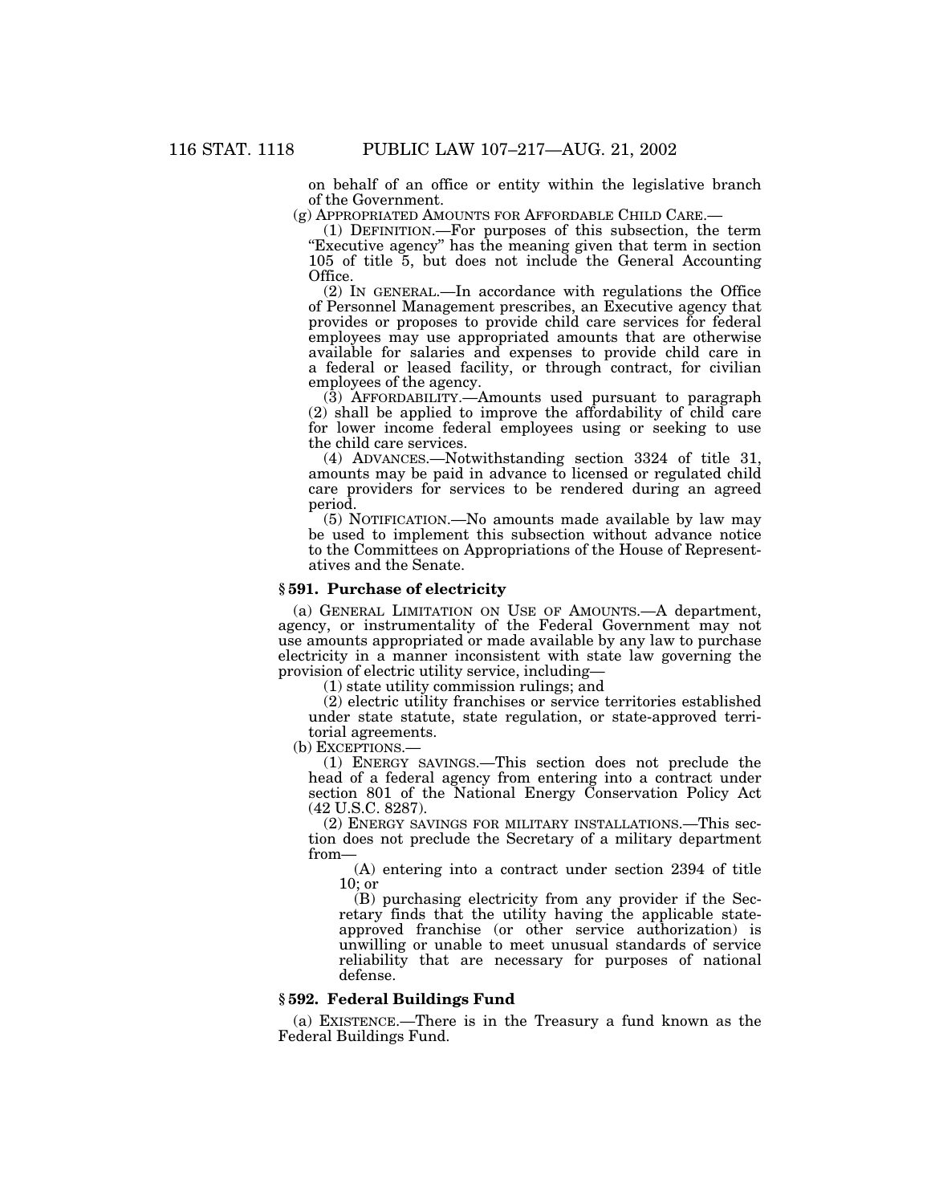on behalf of an office or entity within the legislative branch of the Government.

(g) APPROPRIATED AMOUNTS FOR AFFORDABLE CHILD CARE.—

(1) DEFINITION.—For purposes of this subsection, the term "Executive agency" has the meaning given that term in section 105 of title 5, but does not include the General Accounting Office.

(2) IN GENERAL.—In accordance with regulations the Office of Personnel Management prescribes, an Executive agency that provides or proposes to provide child care services for federal employees may use appropriated amounts that are otherwise available for salaries and expenses to provide child care in a federal or leased facility, or through contract, for civilian employees of the agency.

(3) AFFORDABILITY.—Amounts used pursuant to paragraph (2) shall be applied to improve the affordability of child care for lower income federal employees using or seeking to use the child care services.

(4) ADVANCES.—Notwithstanding section 3324 of title 31, amounts may be paid in advance to licensed or regulated child care providers for services to be rendered during an agreed period.

(5) NOTIFICATION.—No amounts made available by law may be used to implement this subsection without advance notice to the Committees on Appropriations of the House of Representatives and the Senate.

### § 591. Purchase of electricity

(a) GENERAL LIMITATION ON USE OF AMOUNTS.—A department, agency, or instrumentality of the Federal Government may not use amounts appropriated or made available by any law to purchase electricity in a manner inconsistent with state law governing the provision of electric utility service, including—

(1) state utility commission rulings; and

(2) electric utility franchises or service territories established under state statute, state regulation, or state-approved territorial agreements.

(b) EXCEPTIONS.—

(1) ENERGY SAVINGS.—This section does not preclude the head of a federal agency from entering into a contract under section 801 of the National Energy Conservation Policy Act (42 U.S.C. 8287).

(2) ENERGY SAVINGS FOR MILITARY INSTALLATIONS.—This section does not preclude the Secretary of a military department from—

(A) entering into a contract under section 2394 of title 10; or

(B) purchasing electricity from any provider if the Secretary finds that the utility having the applicable state-approved franchise (or other service authorization) is unwilling or unable to meet unusual standards of service reliability that are necessary for purposes of national defense.

### § 592. Federal Buildings Fund

(a) EXISTENCE.—There is in the Treasury a fund known as the Federal Buildings Fund.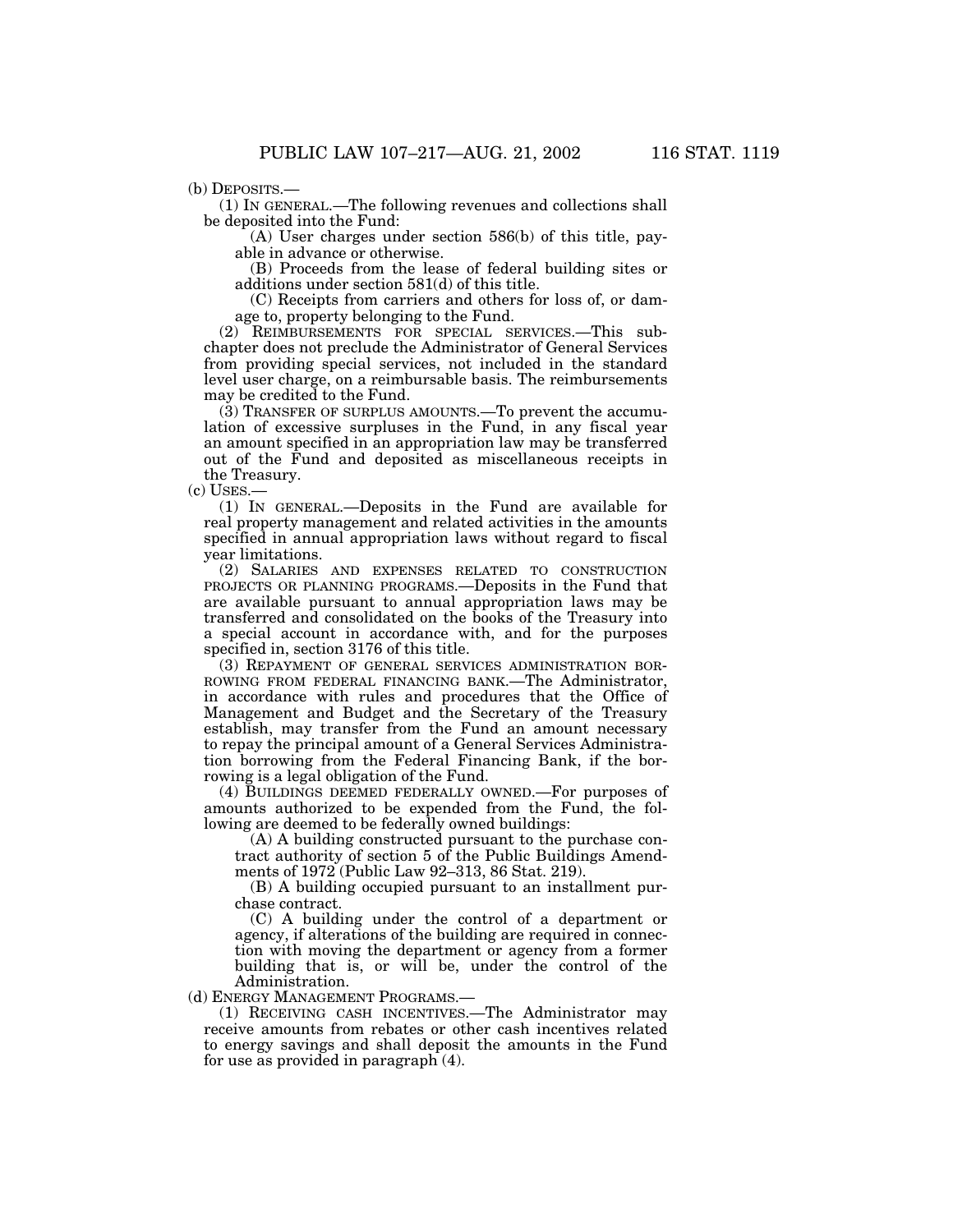(b) DEPOSITS.—

(1) IN GENERAL.—The following revenues and collections shall be deposited into the Fund:

(A) User charges under section 586(b) of this title, payable in advance or otherwise.

(B) Proceeds from the lease of federal building sites or additions under section 581(d) of this title.

(C) Receipts from carriers and others for loss of, or damage to, property belonging to the Fund.

(2) REIMBURSEMENTS FOR SPECIAL SERVICES.—This subchapter does not preclude the Administrator of General Services from providing special services, not included in the standard level user charge, on a reimbursable basis. The reimbursements may be credited to the Fund.

(3) TRANSFER OF SURPLUS AMOUNTS.—To prevent the accumulation of excessive surpluses in the Fund, in any fiscal year an amount specified in an appropriation law may be transferred out of the Fund and deposited as miscellaneous receipts in the Treasury.

(c) USES.—

(1) IN GENERAL.—Deposits in the Fund are available for real property management and related activities in the amounts specified in annual appropriation laws without regard to fiscal year limitations.

(2) SALARIES AND EXPENSES RELATED TO CONSTRUCTION PROJECTS OR PLANNING PROGRAMS.—Deposits in the Fund that are available pursuant to annual appropriation laws may be transferred and consolidated on the books of the Treasury into a special account in accordance with, and for the purposes specified in, section 3176 of this title.

(3) REPAYMENT OF GENERAL SERVICES ADMINISTRATION BORROWING FROM FEDERAL FINANCING BANK.—The Administrator, in accordance with rules and procedures that the Office of Management and Budget and the Secretary of the Treasury establish, may transfer from the Fund an amount necessary to repay the principal amount of a General Services Administration borrowing from the Federal Financing Bank, if the borrowing is a legal obligation of the Fund.

(4) BUILDINGS DEEMED FEDERALLY OWNED.—For purposes of amounts authorized to be expended from the Fund, the following are deemed to be federally owned buildings:

(A) A building constructed pursuant to the purchase contract authority of section 5 of the Public Buildings Amendments of 1972 (Public Law 92–313, 86 Stat. 219).

(B) A building occupied pursuant to an installment purchase contract.

(C) A building under the control of a department or agency, if alterations of the building are required in connection with moving the department or agency from a former building that is, or will be, under the control of the Administration.

(d) ENERGY MANAGEMENT PROGRAMS.—

(1) RECEIVING CASH INCENTIVES.—The Administrator may receive amounts from rebates or other cash incentives related to energy savings and shall deposit the amounts in the Fund for use as provided in paragraph (4).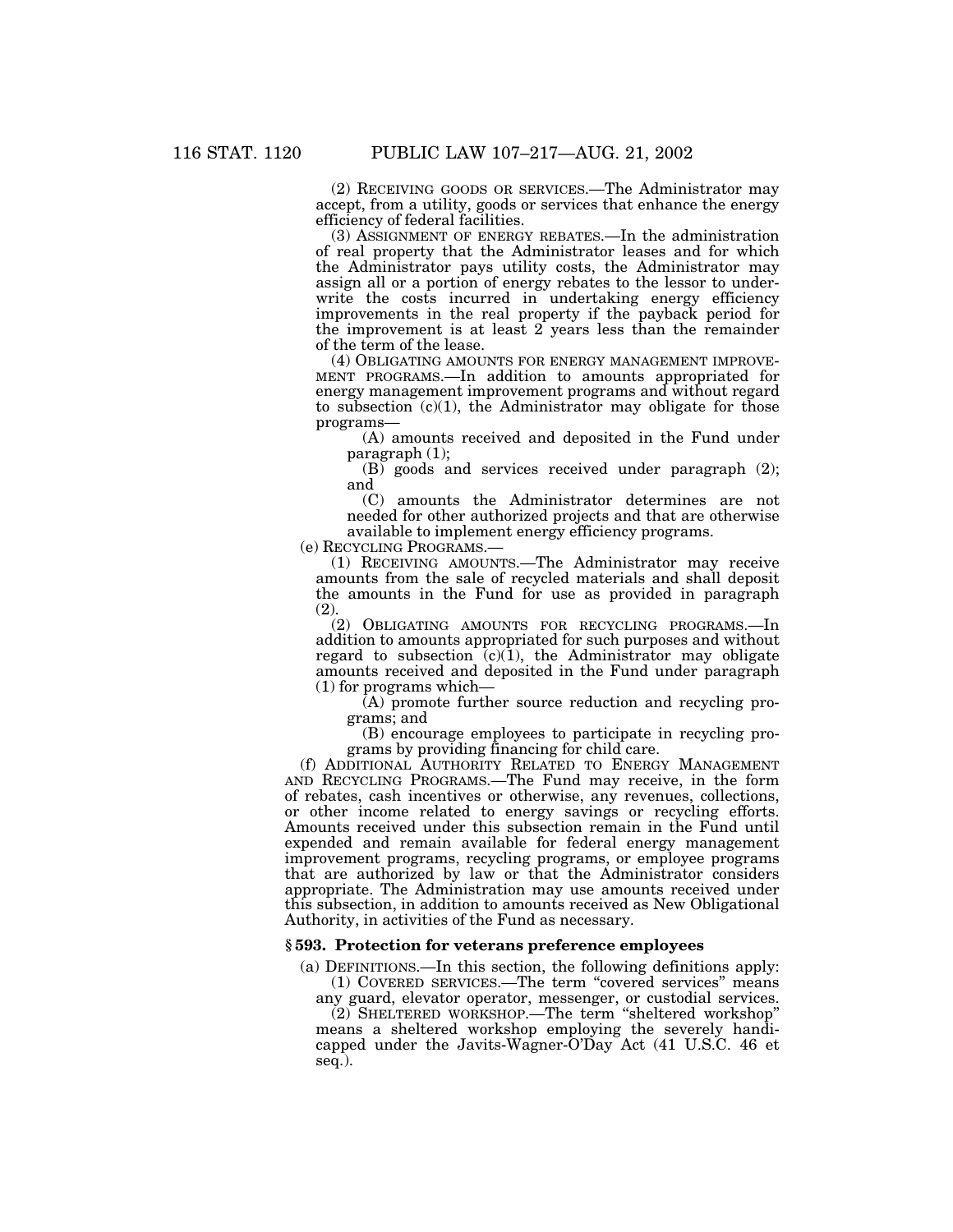(2) RECEIVING GOODS OR SERVICES.—The Administrator may accept, from a utility, goods or services that enhance the energy efficiency of federal facilities.

(3) ASSIGNMENT OF ENERGY REBATES.—In the administration of real property that the Administrator leases and for which the Administrator pays utility costs, the Administrator may assign all or a portion of energy rebates to the lessor to underwrite the costs incurred in undertaking energy efficiency improvements in the real property if the payback period for the improvement is at least 2 years less than the remainder of the term of the lease.

(4) OBLIGATING AMOUNTS FOR ENERGY MANAGEMENT IMPROVEMENT PROGRAMS.—In addition to amounts appropriated for energy management improvement programs and without regard to subsection (c)(1), the Administrator may obligate for those programs—

(A) amounts received and deposited in the Fund under paragraph (1);

(B) goods and services received under paragraph (2); and

(C) amounts the Administrator determines are not needed for other authorized projects and that are otherwise available to implement energy efficiency programs.

(e) RECYCLING PROGRAMS.—

(1) RECEIVING AMOUNTS.—The Administrator may receive amounts from the sale of recycled materials and shall deposit the amounts in the Fund for use as provided in paragraph (2).

(2) OBLIGATING AMOUNTS FOR RECYCLING PROGRAMS.—In addition to amounts appropriated for such purposes and without regard to subsection (c)(1), the Administrator may obligate amounts received and deposited in the Fund under paragraph (1) for programs which—

(A) promote further source reduction and recycling programs; and

(B) encourage employees to participate in recycling programs by providing financing for child care.

(f) ADDITIONAL AUTHORITY RELATED TO ENERGY MANAGEMENT AND RECYCLING PROGRAMS.—The Fund may receive, in the form of rebates, cash incentives or otherwise, any revenues, collections, or other income related to energy savings or recycling efforts. Amounts received under this subsection remain in the Fund until expended and remain available for federal energy management improvement programs, recycling programs, or employee programs that are authorized by law or that the Administrator considers appropriate. The Administration may use amounts received under this subsection, in addition to amounts received as New Obligational Authority, in activities of the Fund as necessary.

### § 593. Protection for veterans preference employees

(a) DEFINITIONS.—In this section, the following definitions apply:

(1) COVERED SERVICES.—The term "covered services" means any guard, elevator operator, messenger, or custodial services.

(2) SHELTERED WORKSHOP.—The term "sheltered workshop" means a sheltered workshop employing the severely handicapped under the Javits-Wagner-O'Day Act (41 U.S.C. 46 et seq.).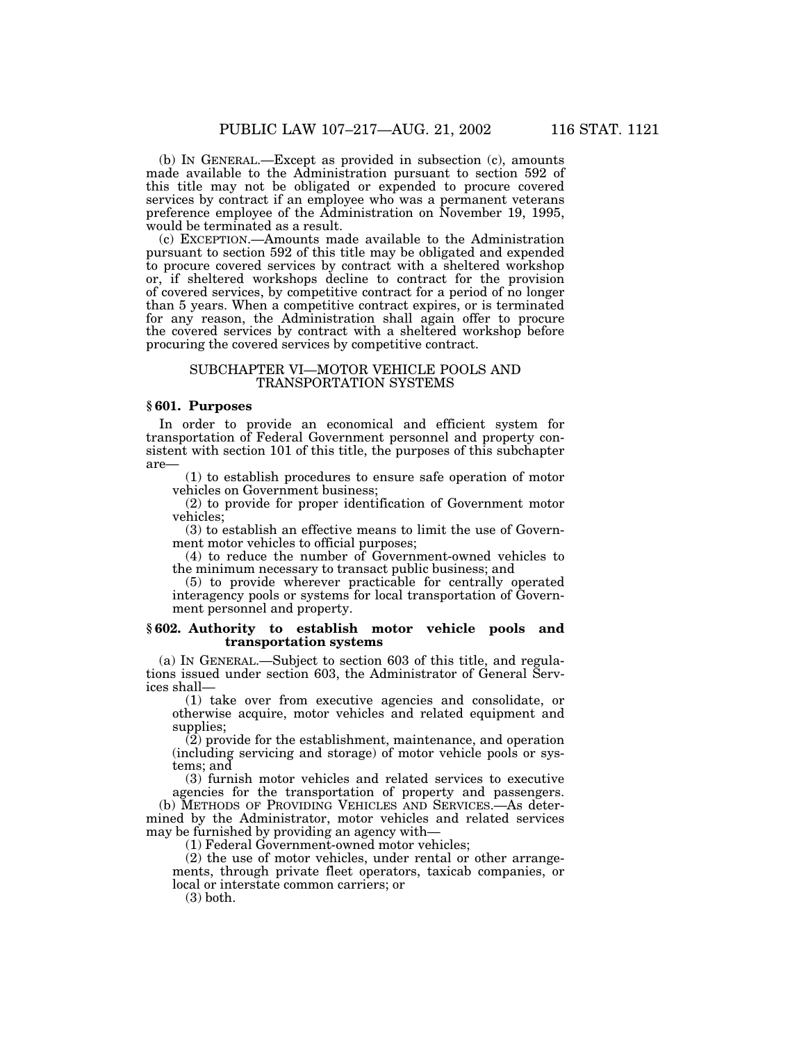(b) IN GENERAL.—Except as provided in subsection (c), amounts made available to the Administration pursuant to section 592 of this title may not be obligated or expended to procure covered services by contract if an employee who was a permanent veterans preference employee of the Administration on November 19, 1995, would be terminated as a result.

(c) EXCEPTION.—Amounts made available to the Administration pursuant to section 592 of this title may be obligated and expended to procure covered services by contract with a sheltered workshop or, if sheltered workshops decline to contract for the provision of covered services, by competitive contract for a period of no longer than 5 years. When a competitive contract expires, or is terminated for any reason, the Administration shall again offer to procure the covered services by contract with a sheltered workshop before procuring the covered services by competitive contract.

## SUBCHAPTER VI—MOTOR VEHICLE POOLS AND TRANSPORTATION SYSTEMS

### § 601. Purposes

In order to provide an economical and efficient system for transportation of Federal Government personnel and property consistent with section 101 of this title, the purposes of this subchapter are—

(1) to establish procedures to ensure safe operation of motor vehicles on Government business;

(2) to provide for proper identification of Government motor vehicles;

(3) to establish an effective means to limit the use of Government motor vehicles to official purposes;

(4) to reduce the number of Government-owned vehicles to the minimum necessary to transact public business; and

(5) to provide wherever practicable for centrally operated interagency pools or systems for local transportation of Government personnel and property.

### § 602. Authority to establish motor vehicle pools and transportation systems

(a) IN GENERAL.—Subject to section 603 of this title, and regulations issued under section 603, the Administrator of General Services shall—

(1) take over from executive agencies and consolidate, or otherwise acquire, motor vehicles and related equipment and supplies;

(2) provide for the establishment, maintenance, and operation (including servicing and storage) of motor vehicle pools or systems; and

(3) furnish motor vehicles and related services to executive agencies for the transportation of property and passengers.

(b) METHODS OF PROVIDING VEHICLES AND SERVICES.—As determined by the Administrator, motor vehicles and related services may be furnished by providing an agency with—

(1) Federal Government-owned motor vehicles;

(2) the use of motor vehicles, under rental or other arrangements, through private fleet operators, taxicab companies, or local or interstate common carriers; or

(3) both.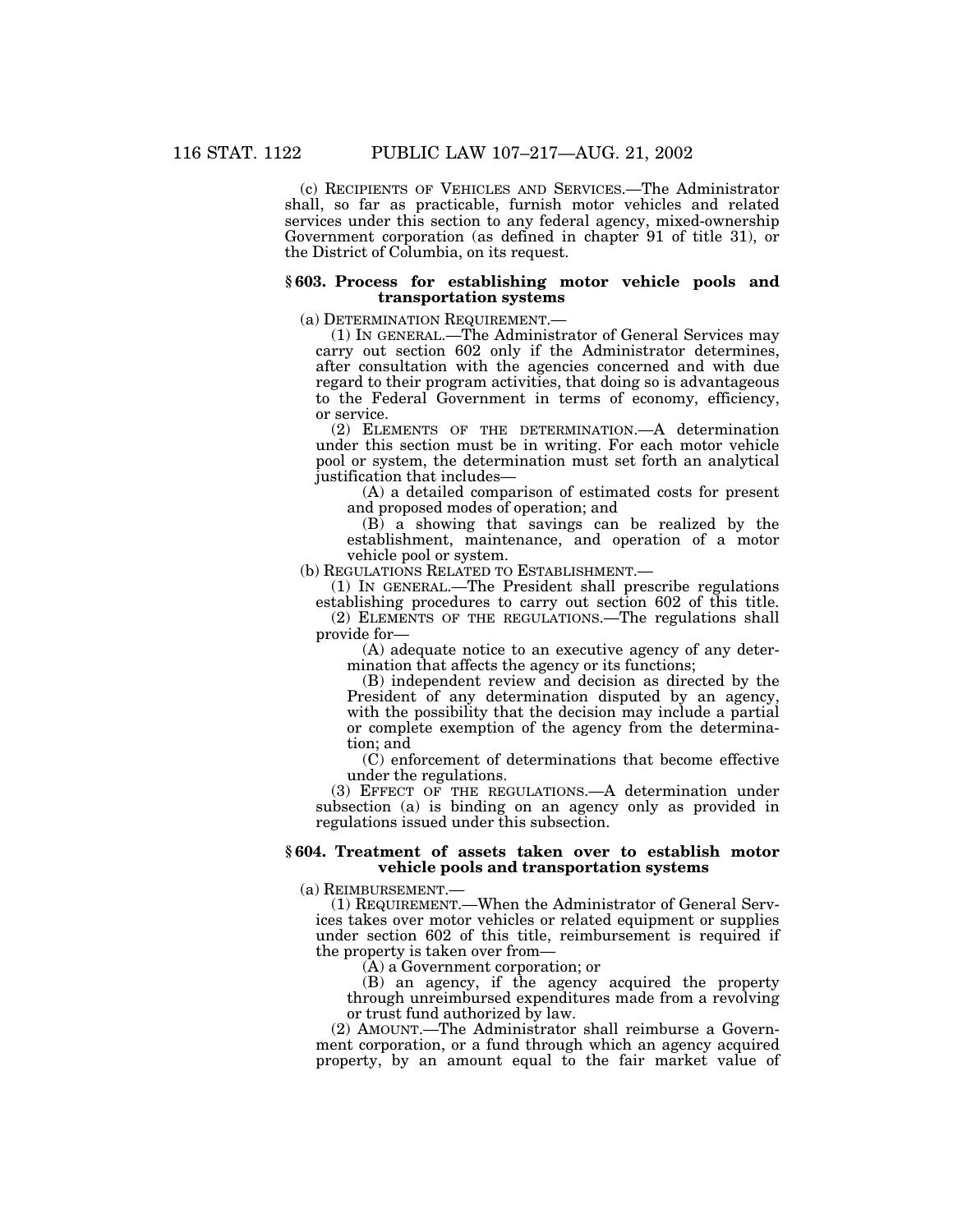(c) RECIPIENTS OF VEHICLES AND SERVICES.—The Administrator shall, so far as practicable, furnish motor vehicles and related services under this section to any federal agency, mixed-ownership Government corporation (as defined in chapter 91 of title 31), or the District of Columbia, on its request.

### § 603. Process for establishing motor vehicle pools and transportation systems

(a) DETERMINATION REQUIREMENT.—

(1) IN GENERAL.—The Administrator of General Services may carry out section 602 only if the Administrator determines, after consultation with the agencies concerned and with due regard to their program activities, that doing so is advantageous to the Federal Government in terms of economy, efficiency, or service.

(2) ELEMENTS OF THE DETERMINATION.—A determination under this section must be in writing. For each motor vehicle pool or system, the determination must set forth an analytical justification that includes—

(A) a detailed comparison of estimated costs for present and proposed modes of operation; and

(B) a showing that savings can be realized by the establishment, maintenance, and operation of a motor vehicle pool or system.

(b) REGULATIONS RELATED TO ESTABLISHMENT.—

(1) IN GENERAL.—The President shall prescribe regulations establishing procedures to carry out section 602 of this title.

(2) ELEMENTS OF THE REGULATIONS.—The regulations shall provide for—

(A) adequate notice to an executive agency of any determination that affects the agency or its functions;

(B) independent review and decision as directed by the President of any determination disputed by an agency, with the possibility that the decision may include a partial or complete exemption of the agency from the determination; and

(C) enforcement of determinations that become effective under the regulations.

(3) EFFECT OF THE REGULATIONS.—A determination under subsection (a) is binding on an agency only as provided in regulations issued under this subsection.

### § 604. Treatment of assets taken over to establish motor vehicle pools and transportation systems

(a) REIMBURSEMENT.—

(1) REQUIREMENT.—When the Administrator of General Services takes over motor vehicles or related equipment or supplies under section 602 of this title, reimbursement is required if the property is taken over from—

(A) a Government corporation; or

(B) an agency, if the agency acquired the property through unreimbursed expenditures made from a revolving or trust fund authorized by law.

(2) AMOUNT.—The Administrator shall reimburse a Government corporation, or a fund through which an agency acquired property, by an amount equal to the fair market value of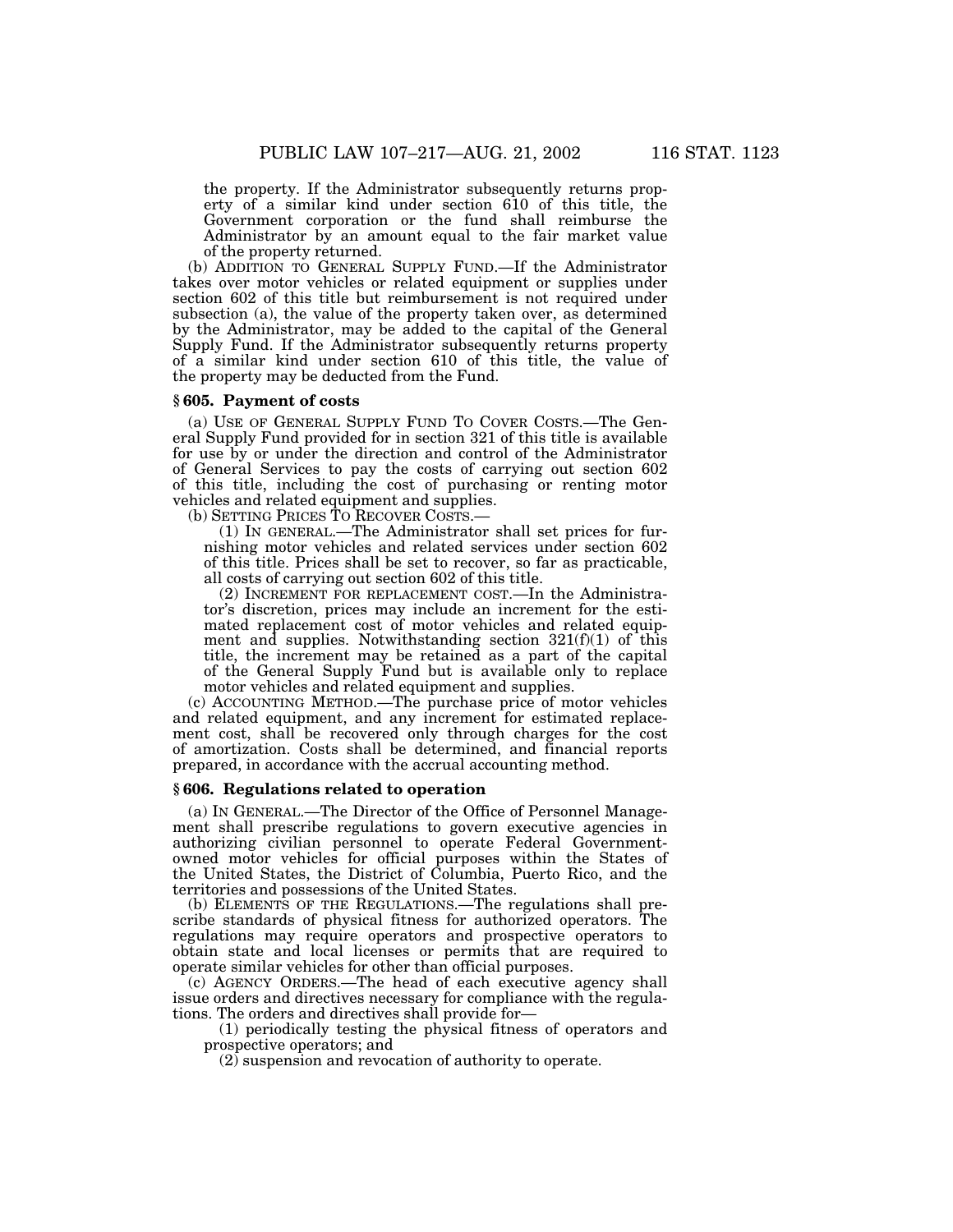the property. If the Administrator subsequently returns property of a similar kind under section 610 of this title, the Government corporation or the fund shall reimburse the Administrator by an amount equal to the fair market value of the property returned.

(b) ADDITION TO GENERAL SUPPLY FUND.—If the Administrator takes over motor vehicles or related equipment or supplies under section 602 of this title but reimbursement is not required under subsection (a), the value of the property taken over, as determined by the Administrator, may be added to the capital of the General Supply Fund. If the Administrator subsequently returns property of a similar kind under section 610 of this title, the value of the property may be deducted from the Fund.

### § 605. Payment of costs

(a) USE OF GENERAL SUPPLY FUND TO COVER COSTS.—The General Supply Fund provided for in section 321 of this title is available for use by or under the direction and control of the Administrator of General Services to pay the costs of carrying out section 602 of this title, including the cost of purchasing or renting motor vehicles and related equipment and supplies.

(b) SETTING PRICES TO RECOVER COSTS.—

(1) IN GENERAL.—The Administrator shall set prices for furnishing motor vehicles and related services under section 602 of this title. Prices shall be set to recover, so far as practicable, all costs of carrying out section 602 of this title.

(2) INCREMENT FOR REPLACEMENT COST.—In the Administrator's discretion, prices may include an increment for the estimated replacement cost of motor vehicles and related equipment and supplies. Notwithstanding section 321(f)(1) of this title, the increment may be retained as a part of the capital of the General Supply Fund but is available only to replace motor vehicles and related equipment and supplies.

(c) ACCOUNTING METHOD.—The purchase price of motor vehicles and related equipment, and any increment for estimated replacement cost, shall be recovered only through charges for the cost of amortization. Costs shall be determined, and financial reports prepared, in accordance with the accrual accounting method.

### § 606. Regulations related to operation

(a) IN GENERAL.—The Director of the Office of Personnel Management shall prescribe regulations to govern executive agencies in authorizing civilian personnel to operate Federal Government-owned motor vehicles for official purposes within the States of the United States, the District of Columbia, Puerto Rico, and the territories and possessions of the United States.

(b) ELEMENTS OF THE REGULATIONS.—The regulations shall prescribe standards of physical fitness for authorized operators. The regulations may require operators and prospective operators to obtain state and local licenses or permits that are required to operate similar vehicles for other than official purposes.

(c) AGENCY ORDERS.—The head of each executive agency shall issue orders and directives necessary for compliance with the regulations. The orders and directives shall provide for—

(1) periodically testing the physical fitness of operators and prospective operators; and

(2) suspension and revocation of authority to operate.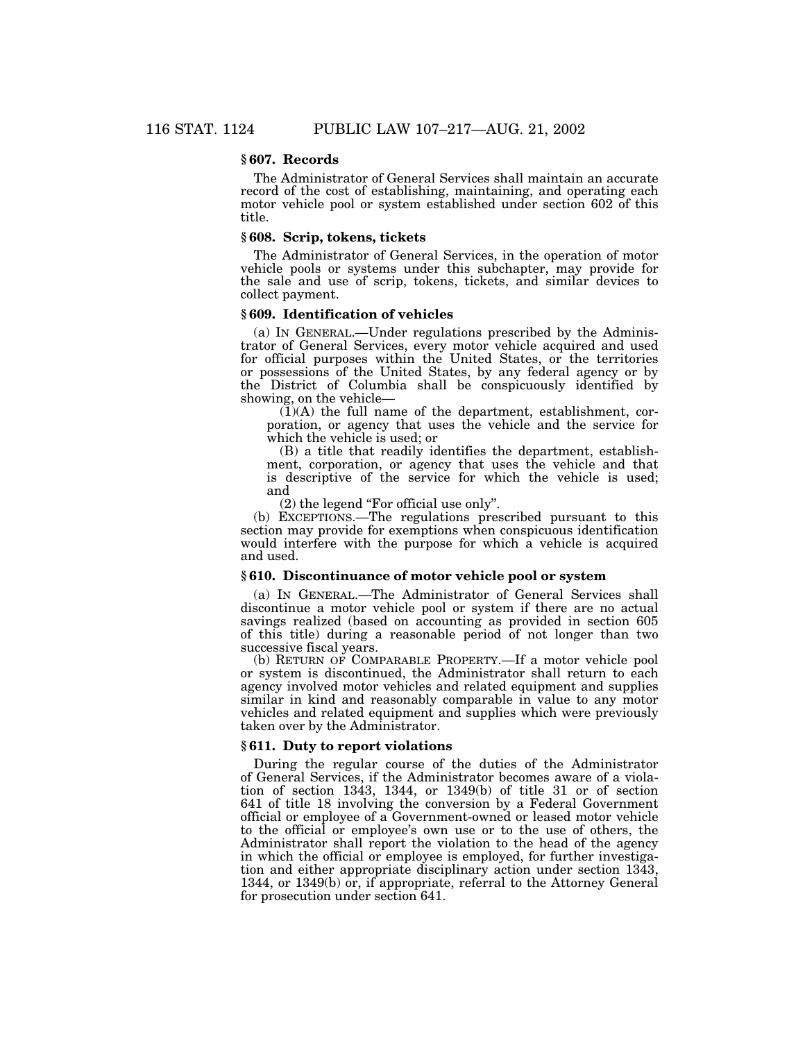### § 607. Records

The Administrator of General Services shall maintain an accurate record of the cost of establishing, maintaining, and operating each motor vehicle pool or system established under section 602 of this title.

### § 608. Scrip, tokens, tickets

The Administrator of General Services, in the operation of motor vehicle pools or systems under this subchapter, may provide for the sale and use of scrip, tokens, tickets, and similar devices to collect payment.

### § 609. Identification of vehicles

(a) IN GENERAL.—Under regulations prescribed by the Administrator of General Services, every motor vehicle acquired and used for official purposes within the United States, or the territories or possessions of the United States, by any federal agency or by the District of Columbia shall be conspicuously identified by showing, on the vehicle—

(1)(A) the full name of the department, establishment, corporation, or agency that uses the vehicle and the service for which the vehicle is used; or

(B) a title that readily identifies the department, establishment, corporation, or agency that uses the vehicle and that is descriptive of the service for which the vehicle is used; and

(2) the legend "For official use only".

(b) EXCEPTIONS.—The regulations prescribed pursuant to this section may provide for exemptions when conspicuous identification would interfere with the purpose for which a vehicle is acquired and used.

### § 610. Discontinuance of motor vehicle pool or system

(a) IN GENERAL.—The Administrator of General Services shall discontinue a motor vehicle pool or system if there are no actual savings realized (based on accounting as provided in section 605 of this title) during a reasonable period of not longer than two successive fiscal years.

(b) RETURN OF COMPARABLE PROPERTY.—If a motor vehicle pool or system is discontinued, the Administrator shall return to each agency involved motor vehicles and related equipment and supplies similar in kind and reasonably comparable in value to any motor vehicles and related equipment and supplies which were previously taken over by the Administrator.

### § 611. Duty to report violations

During the regular course of the duties of the Administrator of General Services, if the Administrator becomes aware of a violation of section 1343, 1344, or 1349(b) of title 31 or of section 641 of title 18 involving the conversion by a Federal Government official or employee of a Government-owned or leased motor vehicle to the official or employee's own use or to the use of others, the Administrator shall report the violation to the head of the agency in which the official or employee is employed, for further investigation and either appropriate disciplinary action under section 1343, 1344, or 1349(b) or, if appropriate, referral to the Attorney General for prosecution under section 641.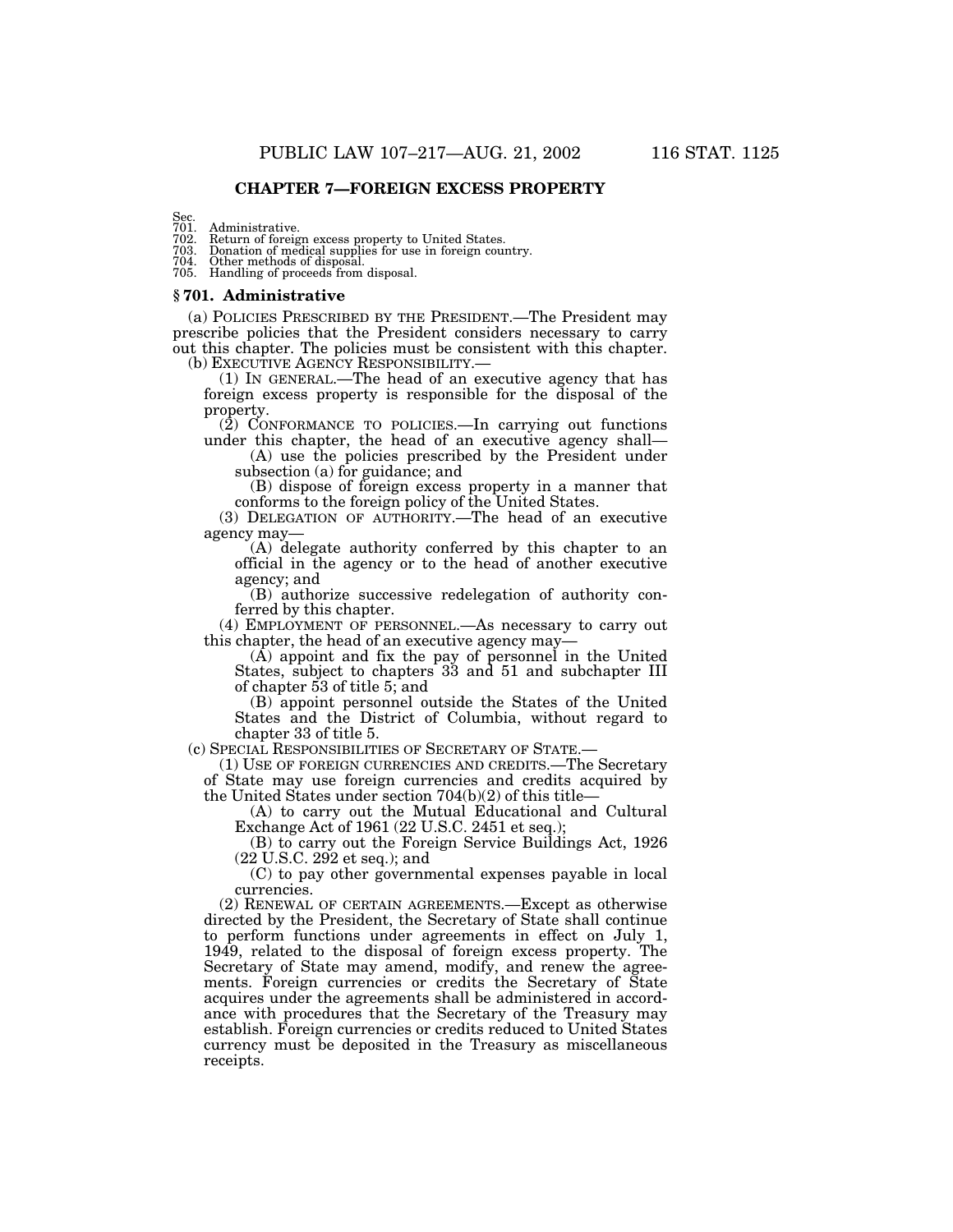## CHAPTER 7—FOREIGN EXCESS PROPERTY

Sec.
701. Administrative.
702. Return of foreign excess property to United States.
703. Donation of medical supplies for use in foreign country.
704. Other methods of disposal.
705. Handling of proceeds from disposal.

### § 701. Administrative

(a) POLICIES PRESCRIBED BY THE PRESIDENT.—The President may prescribe policies that the President considers necessary to carry out this chapter. The policies must be consistent with this chapter.

(b) EXECUTIVE AGENCY RESPONSIBILITY.—

(1) IN GENERAL.—The head of an executive agency that has foreign excess property is responsible for the disposal of the property.

(2) CONFORMANCE TO POLICIES.—In carrying out functions under this chapter, the head of an executive agency shall—

(A) use the policies prescribed by the President under subsection (a) for guidance; and

(B) dispose of foreign excess property in a manner that conforms to the foreign policy of the United States.

(3) DELEGATION OF AUTHORITY.—The head of an executive agency may—

(A) delegate authority conferred by this chapter to an official in the agency or to the head of another executive agency; and

(B) authorize successive redelegation of authority conferred by this chapter.

(4) EMPLOYMENT OF PERSONNEL.—As necessary to carry out this chapter, the head of an executive agency may—

(A) appoint and fix the pay of personnel in the United States, subject to chapters 33 and 51 and subchapter III of chapter 53 of title 5; and

(B) appoint personnel outside the States of the United States and the District of Columbia, without regard to chapter 33 of title 5.

(c) SPECIAL RESPONSIBILITIES OF SECRETARY OF STATE.—

(1) USE OF FOREIGN CURRENCIES AND CREDITS.—The Secretary of State may use foreign currencies and credits acquired by the United States under section 704(b)(2) of this title—

(A) to carry out the Mutual Educational and Cultural Exchange Act of 1961 (22 U.S.C. 2451 et seq.);

(B) to carry out the Foreign Service Buildings Act, 1926 (22 U.S.C. 292 et seq.); and

(C) to pay other governmental expenses payable in local currencies.

(2) RENEWAL OF CERTAIN AGREEMENTS.—Except as otherwise directed by the President, the Secretary of State shall continue to perform functions under agreements in effect on July 1, 1949, related to the disposal of foreign excess property. The Secretary of State may amend, modify, and renew the agreements. Foreign currencies or credits the Secretary of State acquires under the agreements shall be administered in accordance with procedures that the Secretary of the Treasury may establish. Foreign currencies or credits reduced to United States currency must be deposited in the Treasury as miscellaneous receipts.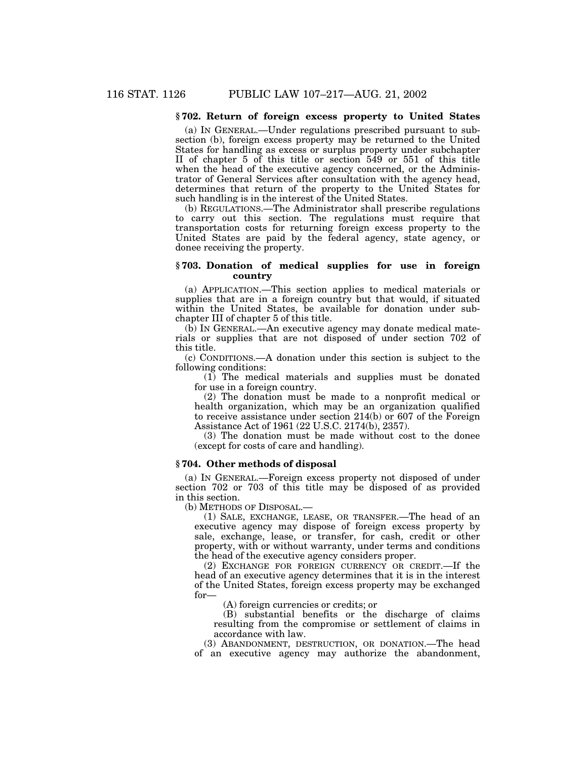### § 702. Return of foreign excess property to United States

(a) IN GENERAL.—Under regulations prescribed pursuant to subsection (b), foreign excess property may be returned to the United States for handling as excess or surplus property under subchapter II of chapter 5 of this title or section 549 or 551 of this title when the head of the executive agency concerned, or the Administrator of General Services after consultation with the agency head, determines that return of the property to the United States for such handling is in the interest of the United States.

(b) REGULATIONS.—The Administrator shall prescribe regulations to carry out this section. The regulations must require that transportation costs for returning foreign excess property to the United States are paid by the federal agency, state agency, or donee receiving the property.

### § 703. Donation of medical supplies for use in foreign country

(a) APPLICATION.—This section applies to medical materials or supplies that are in a foreign country but that would, if situated within the United States, be available for donation under subchapter III of chapter 5 of this title.

(b) IN GENERAL.—An executive agency may donate medical materials or supplies that are not disposed of under section 702 of this title.

(c) CONDITIONS.—A donation under this section is subject to the following conditions:

(1) The medical materials and supplies must be donated for use in a foreign country.

(2) The donation must be made to a nonprofit medical or health organization, which may be an organization qualified to receive assistance under section 214(b) or 607 of the Foreign Assistance Act of 1961 (22 U.S.C. 2174(b), 2357).

(3) The donation must be made without cost to the donee (except for costs of care and handling).

### § 704. Other methods of disposal

(a) IN GENERAL.—Foreign excess property not disposed of under section 702 or 703 of this title may be disposed of as provided in this section.

(b) METHODS OF DISPOSAL.—

(1) SALE, EXCHANGE, LEASE, OR TRANSFER.—The head of an executive agency may dispose of foreign excess property by sale, exchange, lease, or transfer, for cash, credit or other property, with or without warranty, under terms and conditions the head of the executive agency considers proper.

(2) EXCHANGE FOR FOREIGN CURRENCY OR CREDIT.—If the head of an executive agency determines that it is in the interest of the United States, foreign excess property may be exchanged for—

(A) foreign currencies or credits; or

(B) substantial benefits or the discharge of claims resulting from the compromise or settlement of claims in accordance with law.

(3) ABANDONMENT, DESTRUCTION, OR DONATION.—The head of an executive agency may authorize the abandonment,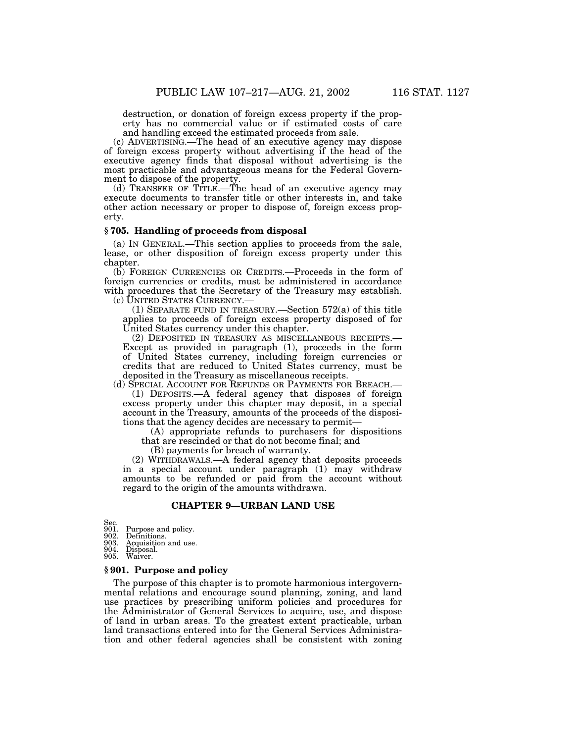destruction, or donation of foreign excess property if the property has no commercial value or if estimated costs of care and handling exceed the estimated proceeds from sale.

(c) ADVERTISING.—The head of an executive agency may dispose of foreign excess property without advertising if the head of the executive agency finds that disposal without advertising is the most practicable and advantageous means for the Federal Government to dispose of the property.

(d) TRANSFER OF TITLE.—The head of an executive agency may execute documents to transfer title or other interests in, and take other action necessary or proper to dispose of, foreign excess property.

### § 705. Handling of proceeds from disposal

(a) IN GENERAL.—This section applies to proceeds from the sale, lease, or other disposition of foreign excess property under this chapter.

(b) FOREIGN CURRENCIES OR CREDITS.—Proceeds in the form of foreign currencies or credits, must be administered in accordance with procedures that the Secretary of the Treasury may establish.

(c) UNITED STATES CURRENCY.—

(1) SEPARATE FUND IN TREASURY.—Section 572(a) of this title applies to proceeds of foreign excess property disposed of for United States currency under this chapter.

(2) DEPOSITED IN TREASURY AS MISCELLANEOUS RECEIPTS.—Except as provided in paragraph (1), proceeds in the form of United States currency, including foreign currencies or credits that are reduced to United States currency, must be deposited in the Treasury as miscellaneous receipts.

(d) SPECIAL ACCOUNT FOR REFUNDS OR PAYMENTS FOR BREACH.—

(1) DEPOSITS.—A federal agency that disposes of foreign excess property under this chapter may deposit, in a special account in the Treasury, amounts of the proceeds of the dispositions that the agency decides are necessary to permit—

(A) appropriate refunds to purchasers for dispositions that are rescinded or that do not become final; and

(B) payments for breach of warranty.

(2) WITHDRAWALS.—A federal agency that deposits proceeds in a special account under paragraph (1) may withdraw amounts to be refunded or paid from the account without regard to the origin of the amounts withdrawn.

## CHAPTER 9—URBAN LAND USE

Sec.
901. Purpose and policy.
902. Definitions.
903. Acquisition and use.
904. Disposal.
905. Waiver.

### § 901. Purpose and policy

The purpose of this chapter is to promote harmonious intergovernmental relations and encourage sound planning, zoning, and land use practices by prescribing uniform policies and procedures for the Administrator of General Services to acquire, use, and dispose of land in urban areas. To the greatest extent practicable, urban land transactions entered into for the General Services Administration and other federal agencies shall be consistent with zoning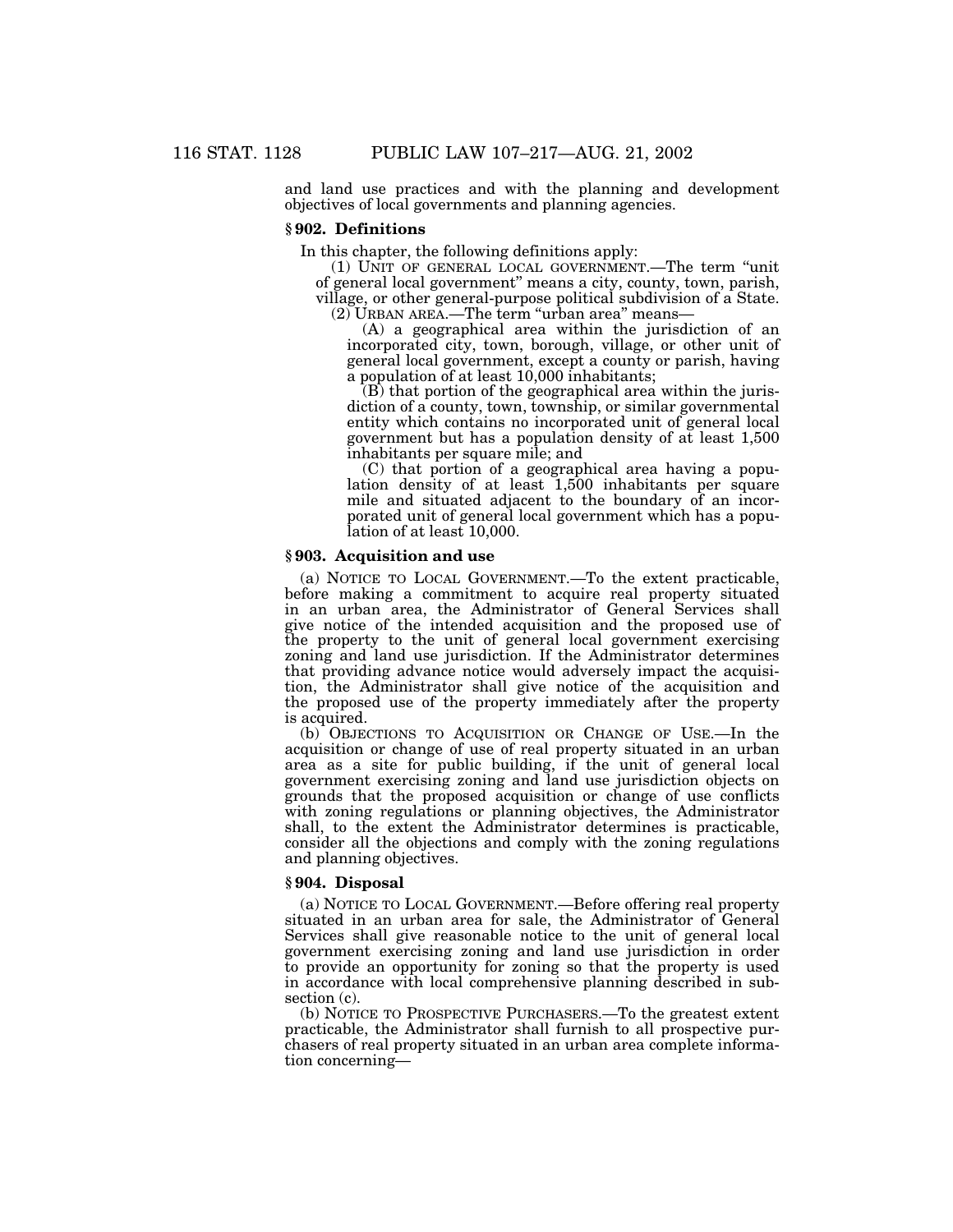and land use practices and with the planning and development objectives of local governments and planning agencies.

### § 902. Definitions

In this chapter, the following definitions apply:

(1) UNIT OF GENERAL LOCAL GOVERNMENT.—The term "unit of general local government" means a city, county, town, parish, village, or other general-purpose political subdivision of a State.

(2) URBAN AREA.—The term "urban area" means—

(A) a geographical area within the jurisdiction of an incorporated city, town, borough, village, or other unit of general local government, except a county or parish, having a population of at least 10,000 inhabitants;

(B) that portion of the geographical area within the jurisdiction of a county, town, township, or similar governmental entity which contains no incorporated unit of general local government but has a population density of at least 1,500 inhabitants per square mile; and

(C) that portion of a geographical area having a population density of at least 1,500 inhabitants per square mile and situated adjacent to the boundary of an incorporated unit of general local government which has a population of at least 10,000.

### § 903. Acquisition and use

(a) NOTICE TO LOCAL GOVERNMENT.—To the extent practicable, before making a commitment to acquire real property situated in an urban area, the Administrator of General Services shall give notice of the intended acquisition and the proposed use of the property to the unit of general local government exercising zoning and land use jurisdiction. If the Administrator determines that providing advance notice would adversely impact the acquisition, the Administrator shall give notice of the acquisition and the proposed use of the property immediately after the property is acquired.

(b) OBJECTIONS TO ACQUISITION OR CHANGE OF USE.—In the acquisition or change of use of real property situated in an urban area as a site for public building, if the unit of general local government exercising zoning and land use jurisdiction objects on grounds that the proposed acquisition or change of use conflicts with zoning regulations or planning objectives, the Administrator shall, to the extent the Administrator determines is practicable, consider all the objections and comply with the zoning regulations and planning objectives.

### § 904. Disposal

(a) NOTICE TO LOCAL GOVERNMENT.—Before offering real property situated in an urban area for sale, the Administrator of General Services shall give reasonable notice to the unit of general local government exercising zoning and land use jurisdiction in order to provide an opportunity for zoning so that the property is used in accordance with local comprehensive planning described in subsection (c).

(b) NOTICE TO PROSPECTIVE PURCHASERS.—To the greatest extent practicable, the Administrator shall furnish to all prospective purchasers of real property situated in an urban area complete information concerning—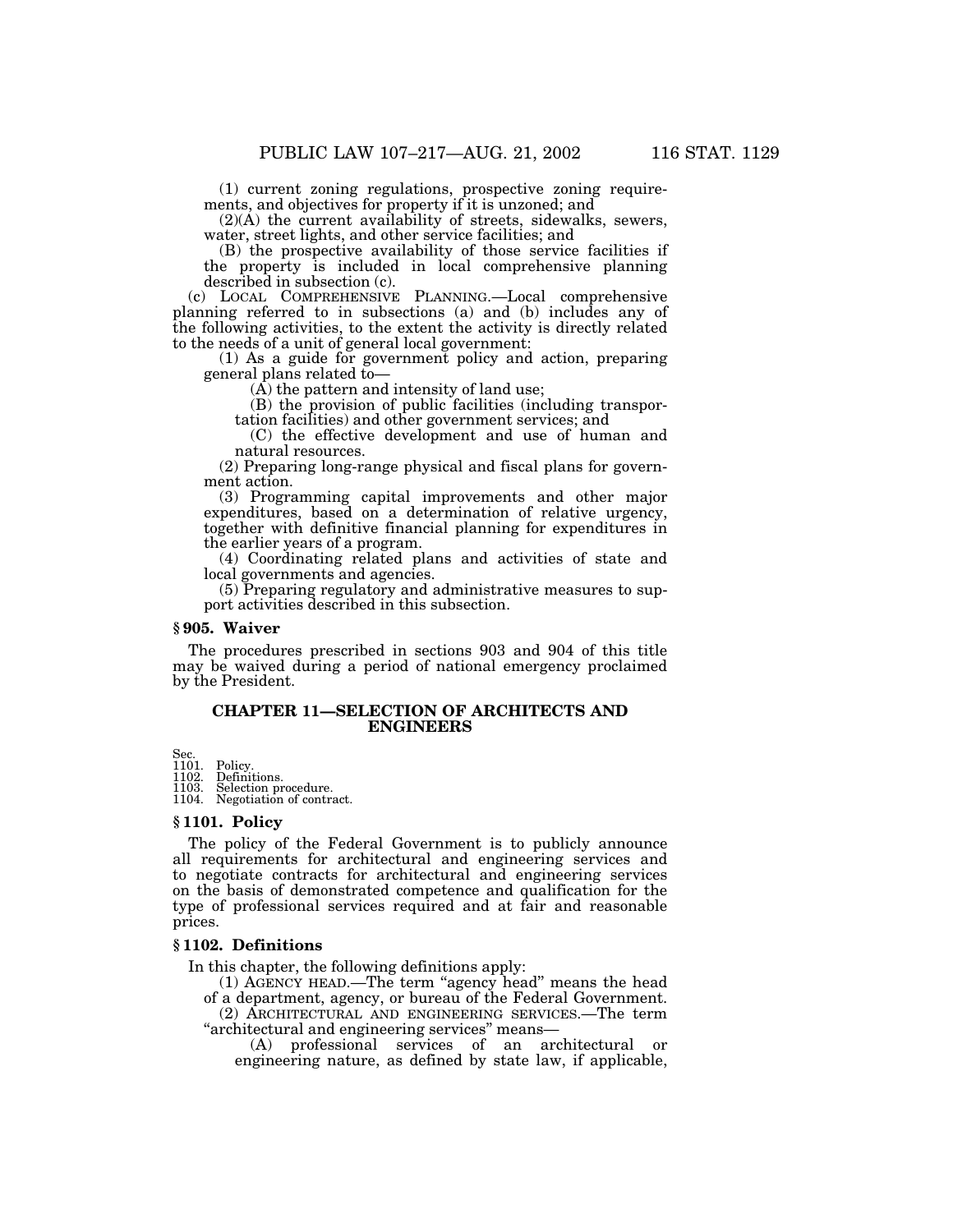(1) current zoning regulations, prospective zoning requirements, and objectives for property if it is unzoned; and

(2)(A) the current availability of streets, sidewalks, sewers, water, street lights, and other service facilities; and

(B) the prospective availability of those service facilities if the property is included in local comprehensive planning described in subsection (c).

(c) LOCAL COMPREHENSIVE PLANNING.—Local comprehensive planning referred to in subsections (a) and (b) includes any of the following activities, to the extent the activity is directly related to the needs of a unit of general local government:

(1) As a guide for government policy and action, preparing general plans related to—

(A) the pattern and intensity of land use;

(B) the provision of public facilities (including transportation facilities) and other government services; and

(C) the effective development and use of human and natural resources.

(2) Preparing long-range physical and fiscal plans for government action.

(3) Programming capital improvements and other major expenditures, based on a determination of relative urgency, together with definitive financial planning for expenditures in the earlier years of a program.

(4) Coordinating related plans and activities of state and local governments and agencies.

(5) Preparing regulatory and administrative measures to support activities described in this subsection.

### § 905. Waiver

The procedures prescribed in sections 903 and 904 of this title may be waived during a period of national emergency proclaimed by the President.

## CHAPTER 11—SELECTION OF ARCHITECTS AND ENGINEERS

Sec.
1101. Policy.
1102. Definitions.
1103. Selection procedure.
1104. Negotiation of contract.

### § 1101. Policy

The policy of the Federal Government is to publicly announce all requirements for architectural and engineering services and to negotiate contracts for architectural and engineering services on the basis of demonstrated competence and qualification for the type of professional services required and at fair and reasonable prices.

### § 1102. Definitions

In this chapter, the following definitions apply:

(1) AGENCY HEAD.—The term "agency head" means the head of a department, agency, or bureau of the Federal Government.

(2) ARCHITECTURAL AND ENGINEERING SERVICES.—The term "architectural and engineering services" means—

(A) professional services of an architectural or engineering nature, as defined by state law, if applicable,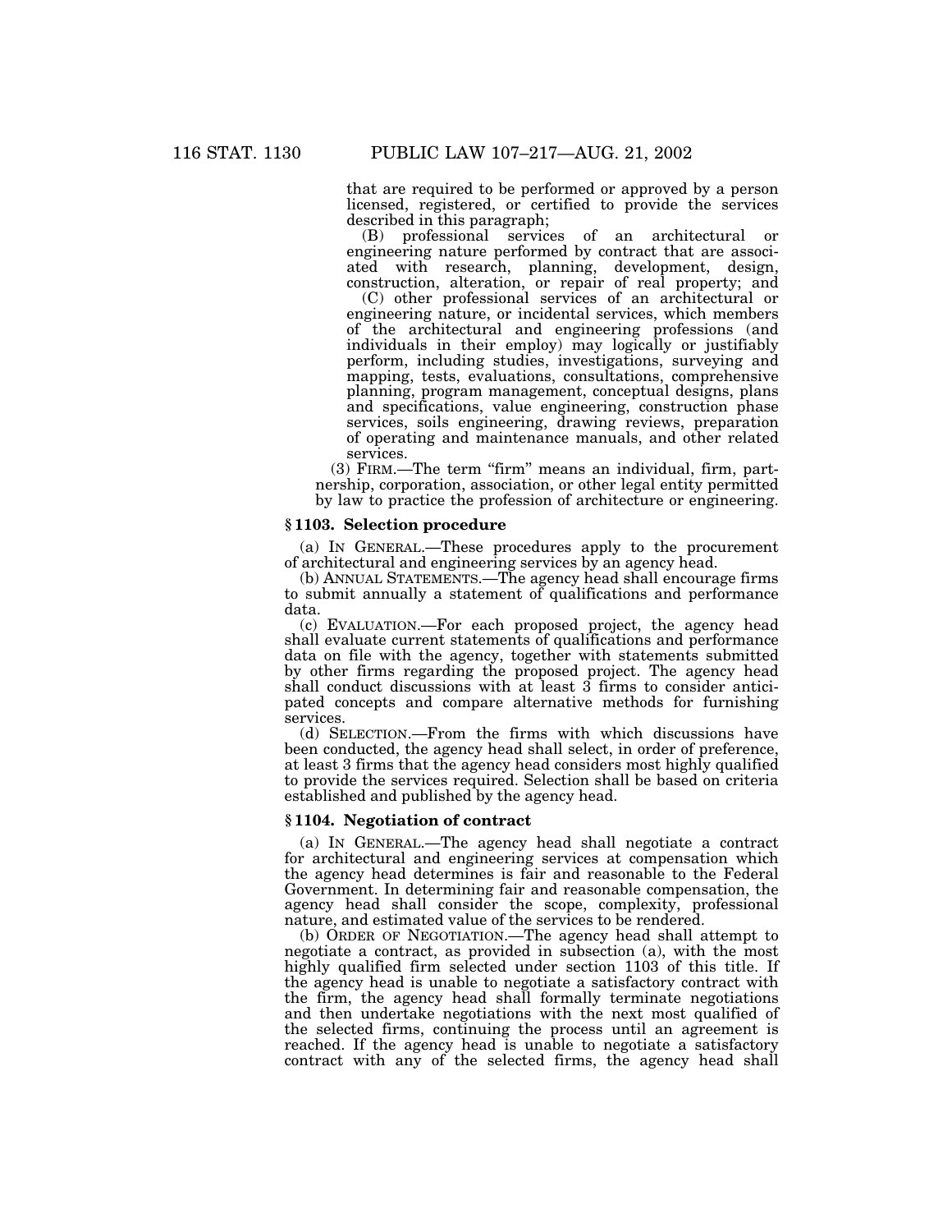that are required to be performed or approved by a person licensed, registered, or certified to provide the services described in this paragraph;

(B) professional services of an architectural or engineering nature performed by contract that are associated with research, planning, development, design, construction, alteration, or repair of real property; and

(C) other professional services of an architectural or engineering nature, or incidental services, which members of the architectural and engineering professions (and individuals in their employ) may logically or justifiably perform, including studies, investigations, surveying and mapping, tests, evaluations, consultations, comprehensive planning, program management, conceptual designs, plans and specifications, value engineering, construction phase services, soils engineering, drawing reviews, preparation of operating and maintenance manuals, and other related services.

(3) FIRM.—The term "firm" means an individual, firm, partnership, corporation, association, or other legal entity permitted by law to practice the profession of architecture or engineering.

### § 1103. Selection procedure

(a) IN GENERAL.—These procedures apply to the procurement of architectural and engineering services by an agency head.

(b) ANNUAL STATEMENTS.—The agency head shall encourage firms to submit annually a statement of qualifications and performance data.

(c) EVALUATION.—For each proposed project, the agency head shall evaluate current statements of qualifications and performance data on file with the agency, together with statements submitted by other firms regarding the proposed project. The agency head shall conduct discussions with at least 3 firms to consider anticipated concepts and compare alternative methods for furnishing services.

(d) SELECTION.—From the firms with which discussions have been conducted, the agency head shall select, in order of preference, at least 3 firms that the agency head considers most highly qualified to provide the services required. Selection shall be based on criteria established and published by the agency head.

### § 1104. Negotiation of contract

(a) IN GENERAL.—The agency head shall negotiate a contract for architectural and engineering services at compensation which the agency head determines is fair and reasonable to the Federal Government. In determining fair and reasonable compensation, the agency head shall consider the scope, complexity, professional nature, and estimated value of the services to be rendered.

(b) ORDER OF NEGOTIATION.—The agency head shall attempt to negotiate a contract, as provided in subsection (a), with the most highly qualified firm selected under section 1103 of this title. If the agency head is unable to negotiate a satisfactory contract with the firm, the agency head shall formally terminate negotiations and then undertake negotiations with the next most qualified of the selected firms, continuing the process until an agreement is reached. If the agency head is unable to negotiate a satisfactory contract with any of the selected firms, the agency head shall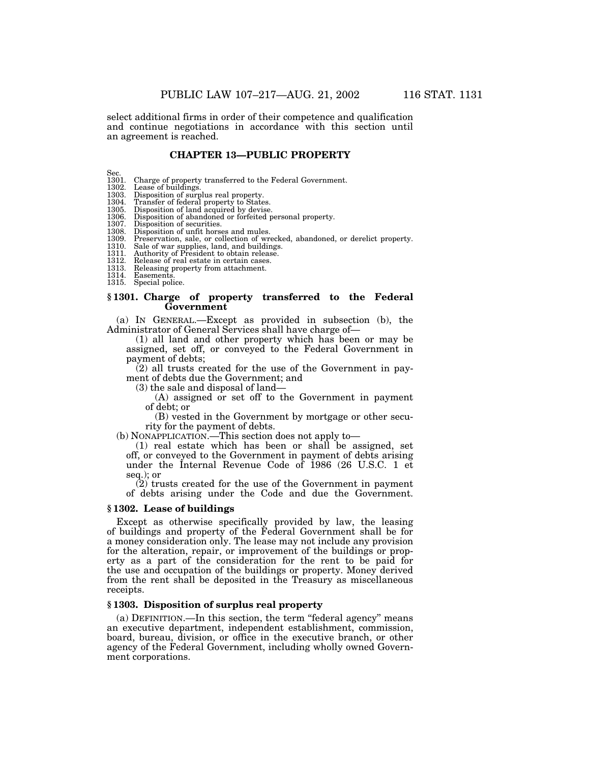select additional firms in order of their competence and qualification and continue negotiations in accordance with this section until an agreement is reached.

## CHAPTER 13—PUBLIC PROPERTY

Sec.
1301. Charge of property transferred to the Federal Government.
1302. Lease of buildings.
1303. Disposition of surplus real property.
1304. Transfer of federal property to States.
1305. Disposition of land acquired by devise.
1306. Disposition of abandoned or forfeited personal property.
1307. Disposition of securities.
1308. Disposition of unfit horses and mules.
1309. Preservation, sale, or collection of wrecked, abandoned, or derelict property.
1310. Sale of war supplies, land, and buildings.
1311. Authority of President to obtain release.
1312. Release of real estate in certain cases.
1313. Releasing property from attachment.
1314. Easements.
1315. Special police.

### § 1301. Charge of property transferred to the Federal Government

(a) IN GENERAL.—Except as provided in subsection (b), the Administrator of General Services shall have charge of—

(1) all land and other property which has been or may be assigned, set off, or conveyed to the Federal Government in payment of debts;

(2) all trusts created for the use of the Government in payment of debts due the Government; and

(3) the sale and disposal of land—

(A) assigned or set off to the Government in payment of debt; or

(B) vested in the Government by mortgage or other security for the payment of debts.

(b) NONAPPLICATION.—This section does not apply to—

(1) real estate which has been or shall be assigned, set off, or conveyed to the Government in payment of debts arising under the Internal Revenue Code of 1986 (26 U.S.C. 1 et seq.); or

(2) trusts created for the use of the Government in payment of debts arising under the Code and due the Government.

### § 1302. Lease of buildings

Except as otherwise specifically provided by law, the leasing of buildings and property of the Federal Government shall be for a money consideration only. The lease may not include any provision for the alteration, repair, or improvement of the buildings or property as a part of the consideration for the rent to be paid for the use and occupation of the buildings or property. Money derived from the rent shall be deposited in the Treasury as miscellaneous receipts.

### § 1303. Disposition of surplus real property

(a) DEFINITION.—In this section, the term "federal agency" means an executive department, independent establishment, commission, board, bureau, division, or office in the executive branch, or other agency of the Federal Government, including wholly owned Government corporations.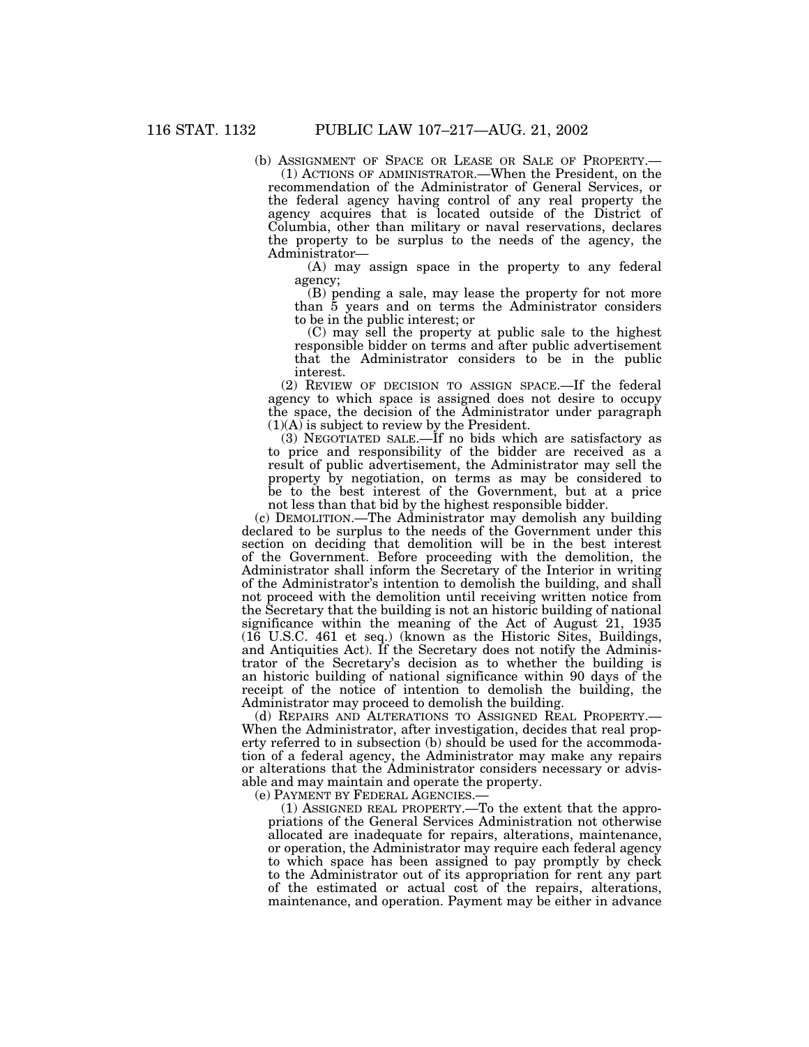(b) ASSIGNMENT OF SPACE OR LEASE OR SALE OF PROPERTY.—

(1) ACTIONS OF ADMINISTRATOR.—When the President, on the recommendation of the Administrator of General Services, or the federal agency having control of any real property the agency acquires that is located outside of the District of Columbia, other than military or naval reservations, declares the property to be surplus to the needs of the agency, the Administrator—

(A) may assign space in the property to any federal agency;

(B) pending a sale, may lease the property for not more than 5 years and on terms the Administrator considers to be in the public interest; or

(C) may sell the property at public sale to the highest responsible bidder on terms and after public advertisement that the Administrator considers to be in the public interest.

(2) REVIEW OF DECISION TO ASSIGN SPACE.—If the federal agency to which space is assigned does not desire to occupy the space, the decision of the Administrator under paragraph (1)(A) is subject to review by the President.

(3) NEGOTIATED SALE.—If no bids which are satisfactory as to price and responsibility of the bidder are received as a result of public advertisement, the Administrator may sell the property by negotiation, on terms as may be considered to be to the best interest of the Government, but at a price not less than that bid by the highest responsible bidder.

(c) DEMOLITION.—The Administrator may demolish any building declared to be surplus to the needs of the Government under this section on deciding that demolition will be in the best interest of the Government. Before proceeding with the demolition, the Administrator shall inform the Secretary of the Interior in writing of the Administrator's intention to demolish the building, and shall not proceed with the demolition until receiving written notice from the Secretary that the building is not an historic building of national significance within the meaning of the Act of August 21, 1935 (16 U.S.C. 461 et seq.) (known as the Historic Sites, Buildings, and Antiquities Act). If the Secretary does not notify the Administrator of the Secretary's decision as to whether the building is an historic building of national significance within 90 days of the receipt of the notice of intention to demolish the building, the Administrator may proceed to demolish the building.

(d) REPAIRS AND ALTERATIONS TO ASSIGNED REAL PROPERTY.—When the Administrator, after investigation, decides that real property referred to in subsection (b) should be used for the accommodation of a federal agency, the Administrator may make any repairs or alterations that the Administrator considers necessary or advisable and may maintain and operate the property.

(e) PAYMENT BY FEDERAL AGENCIES.—

(1) ASSIGNED REAL PROPERTY.—To the extent that the appropriations of the General Services Administration not otherwise allocated are inadequate for repairs, alterations, maintenance, or operation, the Administrator may require each federal agency to which space has been assigned to pay promptly by check to the Administrator out of its appropriation for rent any part of the estimated or actual cost of the repairs, alterations, maintenance, and operation. Payment may be either in advance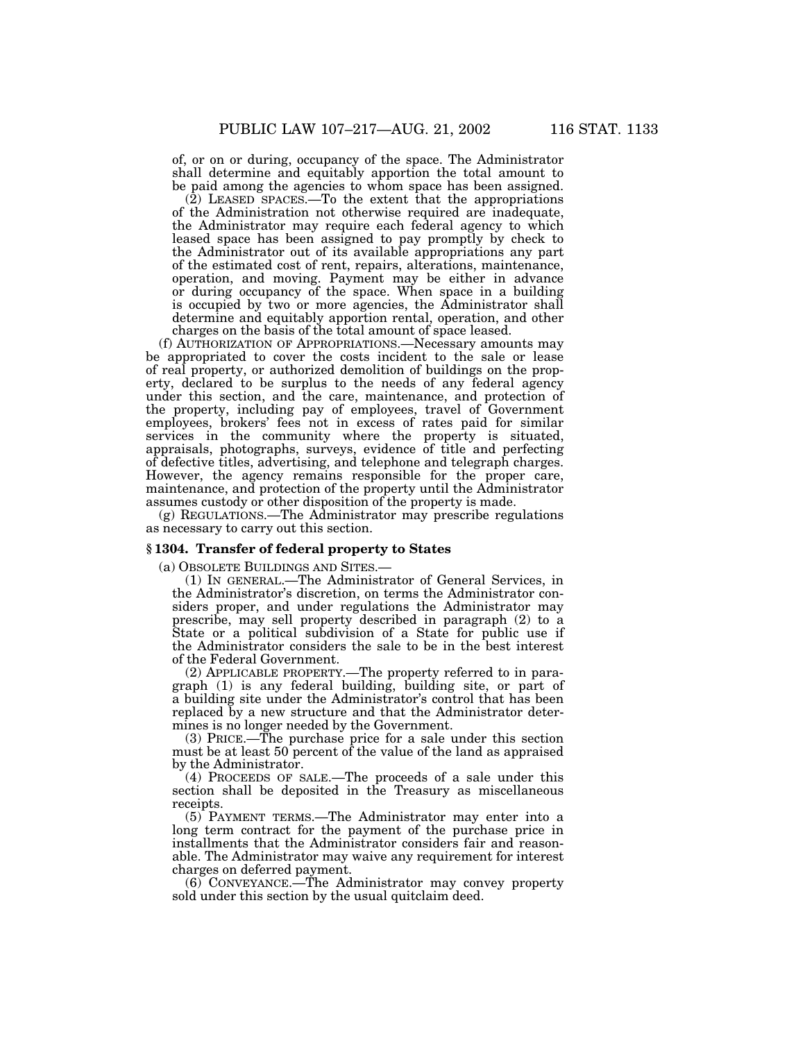of, or on or during, occupancy of the space. The Administrator shall determine and equitably apportion the total amount to be paid among the agencies to whom space has been assigned.

(2) LEASED SPACES.—To the extent that the appropriations of the Administration not otherwise required are inadequate, the Administrator may require each federal agency to which leased space has been assigned to pay promptly by check to the Administrator out of its available appropriations any part of the estimated cost of rent, repairs, alterations, maintenance, operation, and moving. Payment may be either in advance or during occupancy of the space. When space in a building is occupied by two or more agencies, the Administrator shall determine and equitably apportion rental, operation, and other charges on the basis of the total amount of space leased.

(f) AUTHORIZATION OF APPROPRIATIONS.—Necessary amounts may be appropriated to cover the costs incident to the sale or lease of real property, or authorized demolition of buildings on the property, declared to be surplus to the needs of any federal agency under this section, and the care, maintenance, and protection of the property, including pay of employees, travel of Government employees, brokers' fees not in excess of rates paid for similar services in the community where the property is situated, appraisals, photographs, surveys, evidence of title and perfecting of defective titles, advertising, and telephone and telegraph charges. However, the agency remains responsible for the proper care, maintenance, and protection of the property until the Administrator assumes custody or other disposition of the property is made.

(g) REGULATIONS.—The Administrator may prescribe regulations as necessary to carry out this section.

### § 1304. Transfer of federal property to States

(a) OBSOLETE BUILDINGS AND SITES.—

(1) IN GENERAL.—The Administrator of General Services, in the Administrator's discretion, on terms the Administrator considers proper, and under regulations the Administrator may prescribe, may sell property described in paragraph (2) to a State or a political subdivision of a State for public use if the Administrator considers the sale to be in the best interest of the Federal Government.

(2) APPLICABLE PROPERTY.—The property referred to in paragraph (1) is any federal building, building site, or part of a building site under the Administrator's control that has been replaced by a new structure and that the Administrator determines is no longer needed by the Government.

(3) PRICE.—The purchase price for a sale under this section must be at least 50 percent of the value of the land as appraised by the Administrator.

(4) PROCEEDS OF SALE.—The proceeds of a sale under this section shall be deposited in the Treasury as miscellaneous receipts.

(5) PAYMENT TERMS.—The Administrator may enter into a long term contract for the payment of the purchase price in installments that the Administrator considers fair and reasonable. The Administrator may waive any requirement for interest charges on deferred payment.

(6) CONVEYANCE.—The Administrator may convey property sold under this section by the usual quitclaim deed.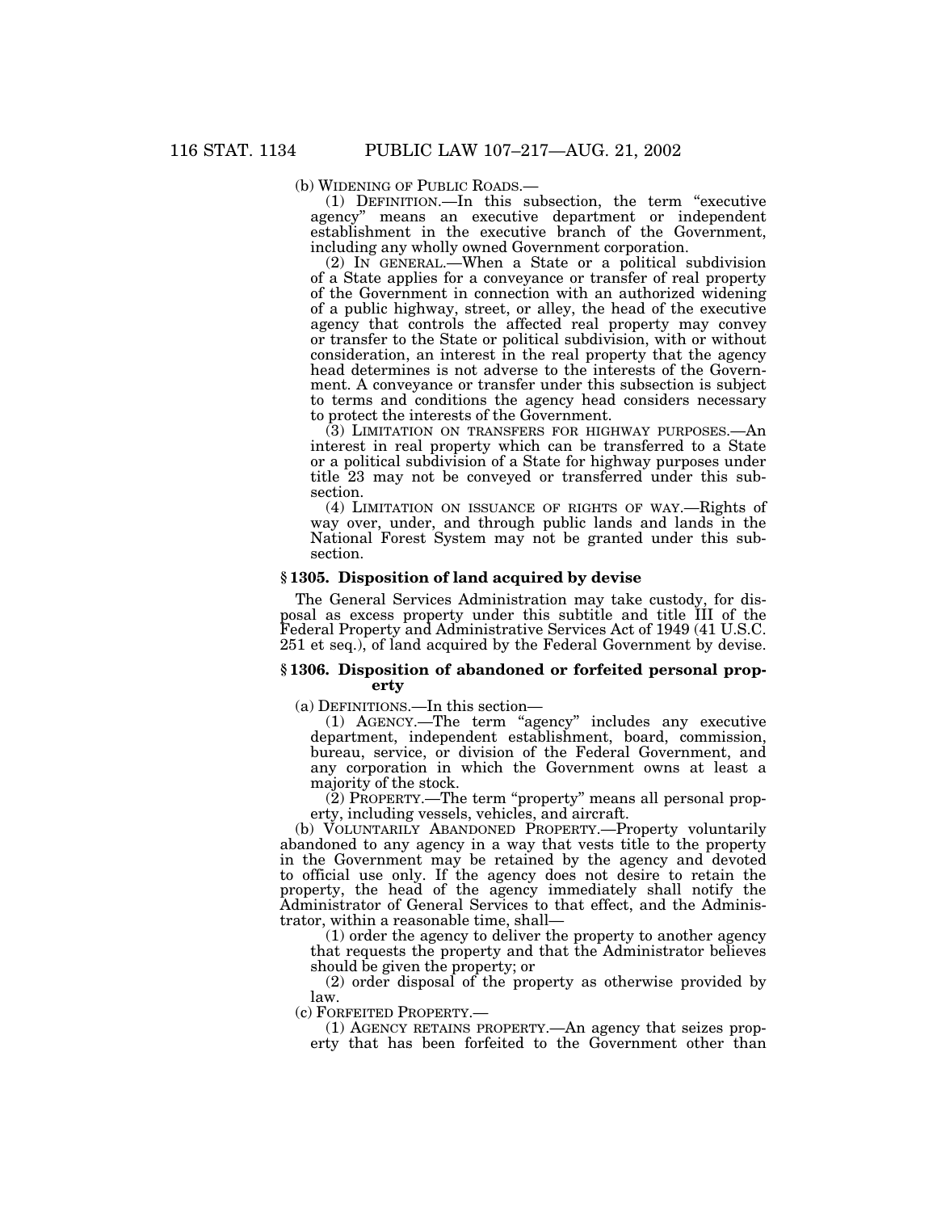(b) WIDENING OF PUBLIC ROADS.—

(1) DEFINITION.—In this subsection, the term "executive agency" means an executive department or independent establishment in the executive branch of the Government, including any wholly owned Government corporation.

(2) IN GENERAL.—When a State or a political subdivision of a State applies for a conveyance or transfer of real property of the Government in connection with an authorized widening of a public highway, street, or alley, the head of the executive agency that controls the affected real property may convey or transfer to the State or political subdivision, with or without consideration, an interest in the real property that the agency head determines is not adverse to the interests of the Government. A conveyance or transfer under this subsection is subject to terms and conditions the agency head considers necessary to protect the interests of the Government.

(3) LIMITATION ON TRANSFERS FOR HIGHWAY PURPOSES.—An interest in real property which can be transferred to a State or a political subdivision of a State for highway purposes under title 23 may not be conveyed or transferred under this subsection.

(4) LIMITATION ON ISSUANCE OF RIGHTS OF WAY.—Rights of way over, under, and through public lands and lands in the National Forest System may not be granted under this subsection.

### § 1305. Disposition of land acquired by devise

The General Services Administration may take custody, for disposal as excess property under this subtitle and title III of the Federal Property and Administrative Services Act of 1949 (41 U.S.C. 251 et seq.), of land acquired by the Federal Government by devise.

### § 1306. Disposition of abandoned or forfeited personal property

(a) DEFINITIONS.—In this section—

(1) AGENCY.—The term "agency" includes any executive department, independent establishment, board, commission, bureau, service, or division of the Federal Government, and any corporation in which the Government owns at least a majority of the stock.

(2) PROPERTY.—The term "property" means all personal property, including vessels, vehicles, and aircraft.

(b) VOLUNTARILY ABANDONED PROPERTY.—Property voluntarily abandoned to any agency in a way that vests title to the property in the Government may be retained by the agency and devoted to official use only. If the agency does not desire to retain the property, the head of the agency immediately shall notify the Administrator of General Services to that effect, and the Administrator, within a reasonable time, shall—

(1) order the agency to deliver the property to another agency that requests the property and that the Administrator believes should be given the property; or

(2) order disposal of the property as otherwise provided by law.

(c) FORFEITED PROPERTY.—

(1) AGENCY RETAINS PROPERTY.—An agency that seizes property that has been forfeited to the Government other than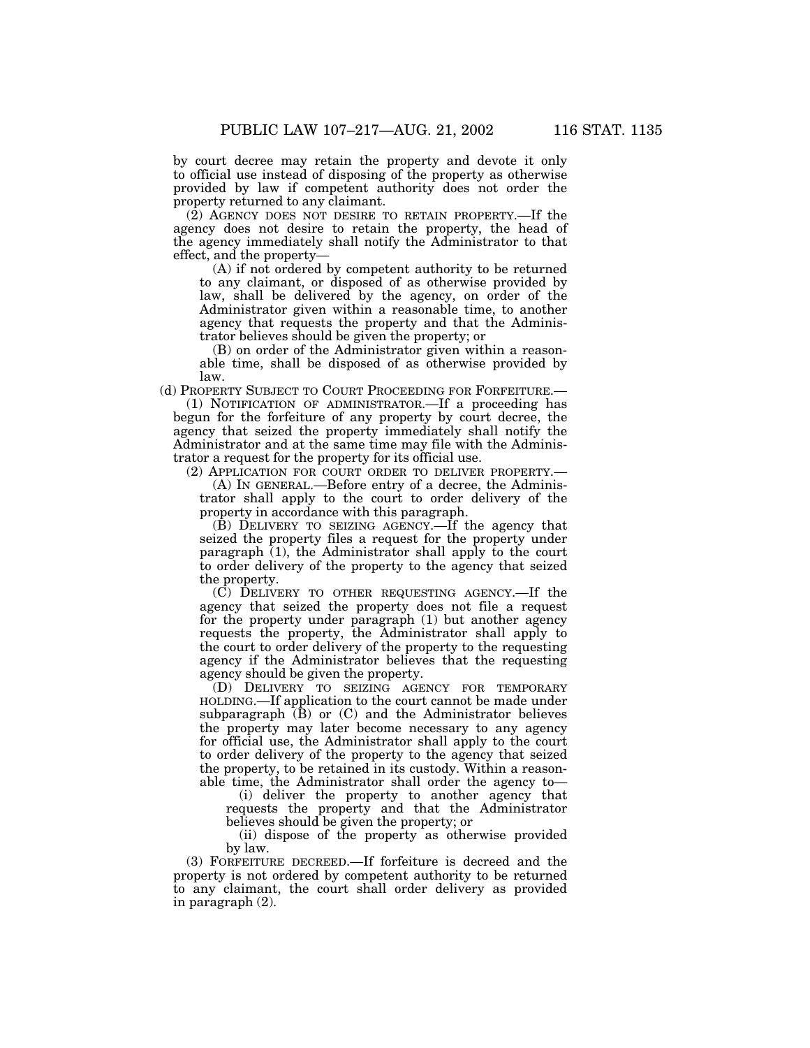by court decree may retain the property and devote it only to official use instead of disposing of the property as otherwise provided by law if competent authority does not order the property returned to any claimant.

(2) AGENCY DOES NOT DESIRE TO RETAIN PROPERTY.—If the agency does not desire to retain the property, the head of the agency immediately shall notify the Administrator to that effect, and the property—

(A) if not ordered by competent authority to be returned to any claimant, or disposed of as otherwise provided by law, shall be delivered by the agency, on order of the Administrator given within a reasonable time, to another agency that requests the property and that the Administrator believes should be given the property; or

(B) on order of the Administrator given within a reasonable time, shall be disposed of as otherwise provided by law.

(d) PROPERTY SUBJECT TO COURT PROCEEDING FOR FORFEITURE.—

(1) NOTIFICATION OF ADMINISTRATOR.—If a proceeding has begun for the forfeiture of any property by court decree, the agency that seized the property immediately shall notify the Administrator and at the same time may file with the Administrator a request for the property for its official use.

(2) APPLICATION FOR COURT ORDER TO DELIVER PROPERTY.—

(A) IN GENERAL.—Before entry of a decree, the Administrator shall apply to the court to order delivery of the property in accordance with this paragraph.

(B) DELIVERY TO SEIZING AGENCY.—If the agency that seized the property files a request for the property under paragraph (1), the Administrator shall apply to the court to order delivery of the property to the agency that seized the property.

(C) DELIVERY TO OTHER REQUESTING AGENCY.—If the agency that seized the property does not file a request for the property under paragraph (1) but another agency requests the property, the Administrator shall apply to the court to order delivery of the property to the requesting agency if the Administrator believes that the requesting agency should be given the property.

(D) DELIVERY TO SEIZING AGENCY FOR TEMPORARY HOLDING.—If application to the court cannot be made under subparagraph (B) or (C) and the Administrator believes the property may later become necessary to any agency for official use, the Administrator shall apply to the court to order delivery of the property to the agency that seized the property, to be retained in its custody. Within a reasonable time, the Administrator shall order the agency to—

(i) deliver the property to another agency that requests the property and that the Administrator believes should be given the property; or

(ii) dispose of the property as otherwise provided by law.

(3) FORFEITURE DECREED.—If forfeiture is decreed and the property is not ordered by competent authority to be returned to any claimant, the court shall order delivery as provided in paragraph (2).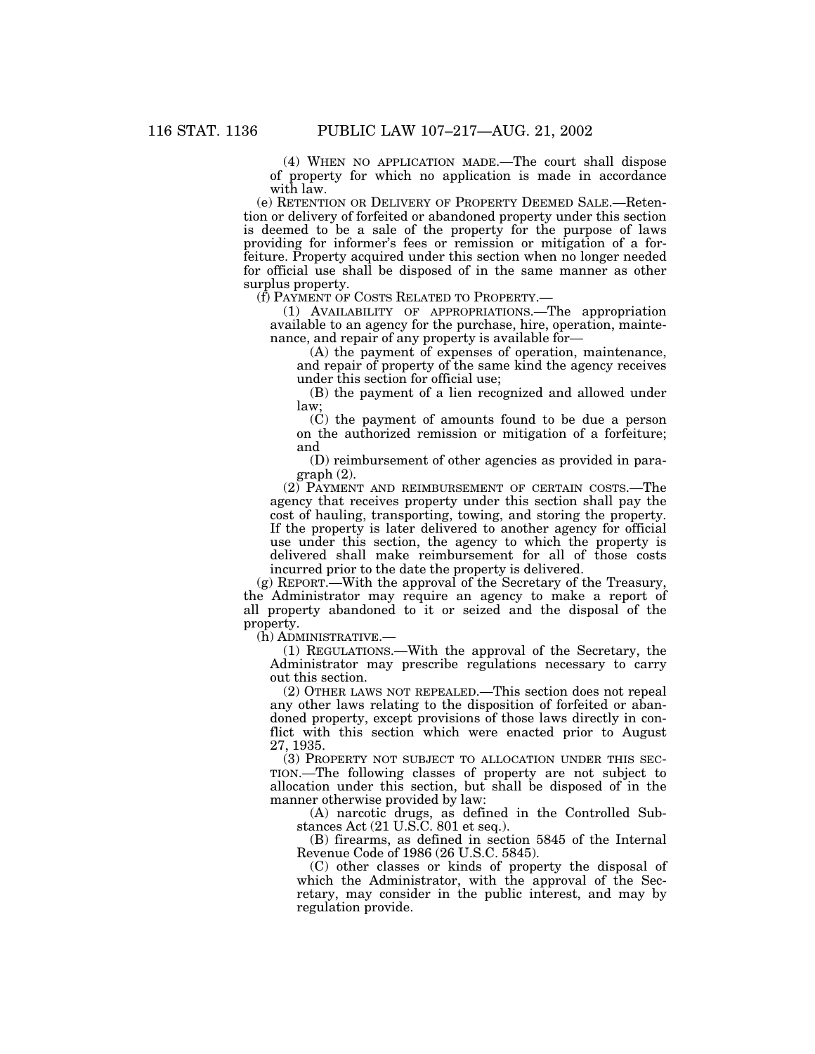(4) WHEN NO APPLICATION MADE.—The court shall dispose of property for which no application is made in accordance with law.

(e) RETENTION OR DELIVERY OF PROPERTY DEEMED SALE.—Retention or delivery of forfeited or abandoned property under this section is deemed to be a sale of the property for the purpose of laws providing for informer's fees or remission or mitigation of a forfeiture. Property acquired under this section when no longer needed for official use shall be disposed of in the same manner as other surplus property.

(f) PAYMENT OF COSTS RELATED TO PROPERTY.—

(1) AVAILABILITY OF APPROPRIATIONS.—The appropriation available to an agency for the purchase, hire, operation, maintenance, and repair of any property is available for—

(A) the payment of expenses of operation, maintenance, and repair of property of the same kind the agency receives under this section for official use;

(B) the payment of a lien recognized and allowed under law;

(C) the payment of amounts found to be due a person on the authorized remission or mitigation of a forfeiture; and

(D) reimbursement of other agencies as provided in paragraph (2).

(2) PAYMENT AND REIMBURSEMENT OF CERTAIN COSTS.—The agency that receives property under this section shall pay the cost of hauling, transporting, towing, and storing the property. If the property is later delivered to another agency for official use under this section, the agency to which the property is delivered shall make reimbursement for all of those costs incurred prior to the date the property is delivered.

(g) REPORT.—With the approval of the Secretary of the Treasury, the Administrator may require an agency to make a report of all property abandoned to it or seized and the disposal of the property.

(h) ADMINISTRATIVE.—

(1) REGULATIONS.—With the approval of the Secretary, the Administrator may prescribe regulations necessary to carry out this section.

(2) OTHER LAWS NOT REPEALED.—This section does not repeal any other laws relating to the disposition of forfeited or abandoned property, except provisions of those laws directly in conflict with this section which were enacted prior to August 27, 1935.

(3) PROPERTY NOT SUBJECT TO ALLOCATION UNDER THIS SECTION.—The following classes of property are not subject to allocation under this section, but shall be disposed of in the manner otherwise provided by law:

(A) narcotic drugs, as defined in the Controlled Substances Act (21 U.S.C. 801 et seq.).

(B) firearms, as defined in section 5845 of the Internal Revenue Code of 1986 (26 U.S.C. 5845).

(C) other classes or kinds of property the disposal of which the Administrator, with the approval of the Secretary, may consider in the public interest, and may by regulation provide.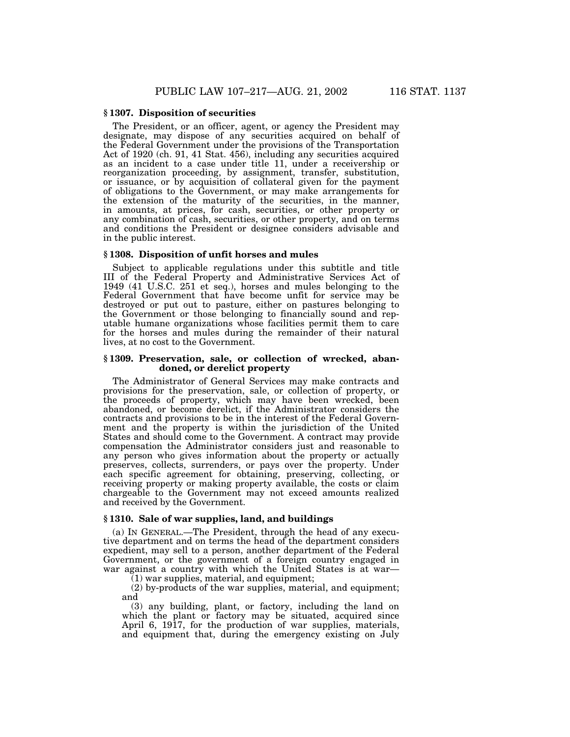### § 1307. Disposition of securities

The President, or an officer, agent, or agency the President may designate, may dispose of any securities acquired on behalf of the Federal Government under the provisions of the Transportation Act of 1920 (ch. 91, 41 Stat. 456), including any securities acquired as an incident to a case under title 11, under a receivership or reorganization proceeding, by assignment, transfer, substitution, or issuance, or by acquisition of collateral given for the payment of obligations to the Government, or may make arrangements for the extension of the maturity of the securities, in the manner, in amounts, at prices, for cash, securities, or other property or any combination of cash, securities, or other property, and on terms and conditions the President or designee considers advisable and in the public interest.

### § 1308. Disposition of unfit horses and mules

Subject to applicable regulations under this subtitle and title III of the Federal Property and Administrative Services Act of 1949 (41 U.S.C. 251 et seq.), horses and mules belonging to the Federal Government that have become unfit for service may be destroyed or put out to pasture, either on pastures belonging to the Government or those belonging to financially sound and reputable humane organizations whose facilities permit them to care for the horses and mules during the remainder of their natural lives, at no cost to the Government.

### § 1309. Preservation, sale, or collection of wrecked, abandoned, or derelict property

The Administrator of General Services may make contracts and provisions for the preservation, sale, or collection of property, or the proceeds of property, which may have been wrecked, been abandoned, or become derelict, if the Administrator considers the contracts and provisions to be in the interest of the Federal Government and the property is within the jurisdiction of the United States and should come to the Government. A contract may provide compensation the Administrator considers just and reasonable to any person who gives information about the property or actually preserves, collects, surrenders, or pays over the property. Under each specific agreement for obtaining, preserving, collecting, or receiving property or making property available, the costs or claim chargeable to the Government may not exceed amounts realized and received by the Government.

### § 1310. Sale of war supplies, land, and buildings

(a) IN GENERAL.—The President, through the head of any executive department and on terms the head of the department considers expedient, may sell to a person, another department of the Federal Government, or the government of a foreign country engaged in war against a country with which the United States is at war—

(1) war supplies, material, and equipment;

(2) by-products of the war supplies, material, and equipment; and

(3) any building, plant, or factory, including the land on which the plant or factory may be situated, acquired since April 6, 1917, for the production of war supplies, materials, and equipment that, during the emergency existing on July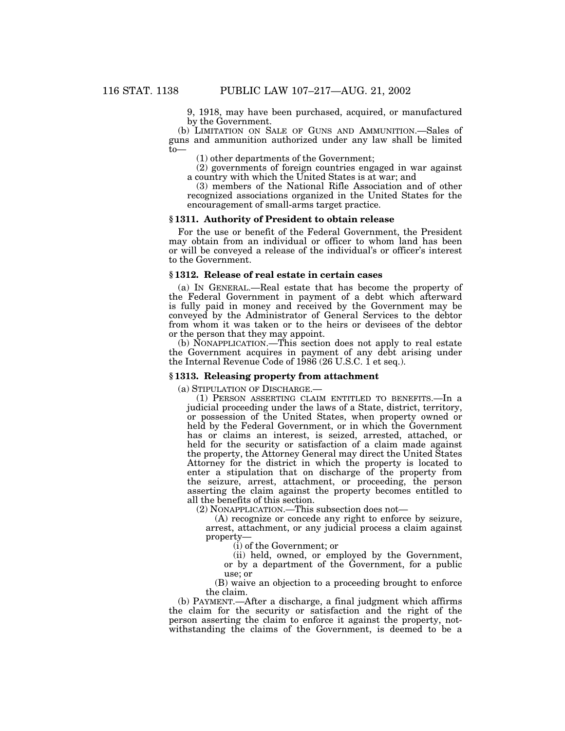9, 1918, may have been purchased, acquired, or manufactured by the Government.

(b) LIMITATION ON SALE OF GUNS AND AMMUNITION.—Sales of guns and ammunition authorized under any law shall be limited to—

(1) other departments of the Government;

(2) governments of foreign countries engaged in war against a country with which the United States is at war; and

(3) members of the National Rifle Association and of other recognized associations organized in the United States for the encouragement of small-arms target practice.

### § 1311. Authority of President to obtain release

For the use or benefit of the Federal Government, the President may obtain from an individual or officer to whom land has been or will be conveyed a release of the individual's or officer's interest to the Government.

### § 1312. Release of real estate in certain cases

(a) IN GENERAL.—Real estate that has become the property of the Federal Government in payment of a debt which afterward is fully paid in money and received by the Government may be conveyed by the Administrator of General Services to the debtor from whom it was taken or to the heirs or devisees of the debtor or the person that they may appoint.

(b) NONAPPLICATION.—This section does not apply to real estate the Government acquires in payment of any debt arising under the Internal Revenue Code of 1986 (26 U.S.C. 1 et seq.).

### § 1313. Releasing property from attachment

(a) STIPULATION OF DISCHARGE.—

(1) PERSON ASSERTING CLAIM ENTITLED TO BENEFITS.—In a judicial proceeding under the laws of a State, district, territory, or possession of the United States, when property owned or held by the Federal Government, or in which the Government has or claims an interest, is seized, arrested, attached, or held for the security or satisfaction of a claim made against the property, the Attorney General may direct the United States Attorney for the district in which the property is located to enter a stipulation that on discharge of the property from the seizure, arrest, attachment, or proceeding, the person asserting the claim against the property becomes entitled to all the benefits of this section.

(2) NONAPPLICATION.—This subsection does not—

(A) recognize or concede any right to enforce by seizure, arrest, attachment, or any judicial process a claim against property—

(i) of the Government; or

(ii) held, owned, or employed by the Government, or by a department of the Government, for a public use; or

(B) waive an objection to a proceeding brought to enforce the claim.

(b) PAYMENT.—After a discharge, a final judgment which affirms the claim for the security or satisfaction and the right of the person asserting the claim to enforce it against the property, notwithstanding the claims of the Government, is deemed to be a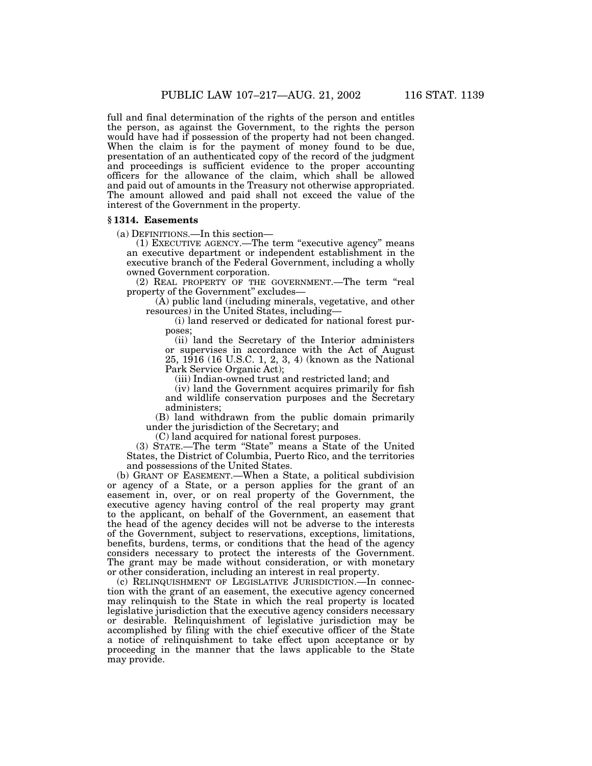full and final determination of the rights of the person and entitles the person, as against the Government, to the rights the person would have had if possession of the property had not been changed. When the claim is for the payment of money found to be due, presentation of an authenticated copy of the record of the judgment and proceedings is sufficient evidence to the proper accounting officers for the allowance of the claim, which shall be allowed and paid out of amounts in the Treasury not otherwise appropriated. The amount allowed and paid shall not exceed the value of the interest of the Government in the property.

### § 1314. Easements

(a) DEFINITIONS.—In this section—

(1) EXECUTIVE AGENCY.—The term "executive agency" means an executive department or independent establishment in the executive branch of the Federal Government, including a wholly owned Government corporation.

(2) REAL PROPERTY OF THE GOVERNMENT.—The term "real property of the Government" excludes—

(A) public land (including minerals, vegetative, and other resources) in the United States, including—

(i) land reserved or dedicated for national forest purposes;

(ii) land the Secretary of the Interior administers or supervises in accordance with the Act of August 25, 1916 (16 U.S.C. 1, 2, 3, 4) (known as the National Park Service Organic Act);

(iii) Indian-owned trust and restricted land; and

(iv) land the Government acquires primarily for fish and wildlife conservation purposes and the Secretary administers;

(B) land withdrawn from the public domain primarily under the jurisdiction of the Secretary; and

(C) land acquired for national forest purposes.

(3) STATE.—The term "State" means a State of the United States, the District of Columbia, Puerto Rico, and the territories and possessions of the United States.

(b) GRANT OF EASEMENT.—When a State, a political subdivision or agency of a State, or a person applies for the grant of an easement in, over, or on real property of the Government, the executive agency having control of the real property may grant to the applicant, on behalf of the Government, an easement that the head of the agency decides will not be adverse to the interests of the Government, subject to reservations, exceptions, limitations, benefits, burdens, terms, or conditions that the head of the agency considers necessary to protect the interests of the Government. The grant may be made without consideration, or with monetary or other consideration, including an interest in real property.

(c) RELINQUISHMENT OF LEGISLATIVE JURISDICTION.—In connection with the grant of an easement, the executive agency concerned may relinquish to the State in which the real property is located legislative jurisdiction that the executive agency considers necessary or desirable. Relinquishment of legislative jurisdiction may be accomplished by filing with the chief executive officer of the State a notice of relinquishment to take effect upon acceptance or by proceeding in the manner that the laws applicable to the State may provide.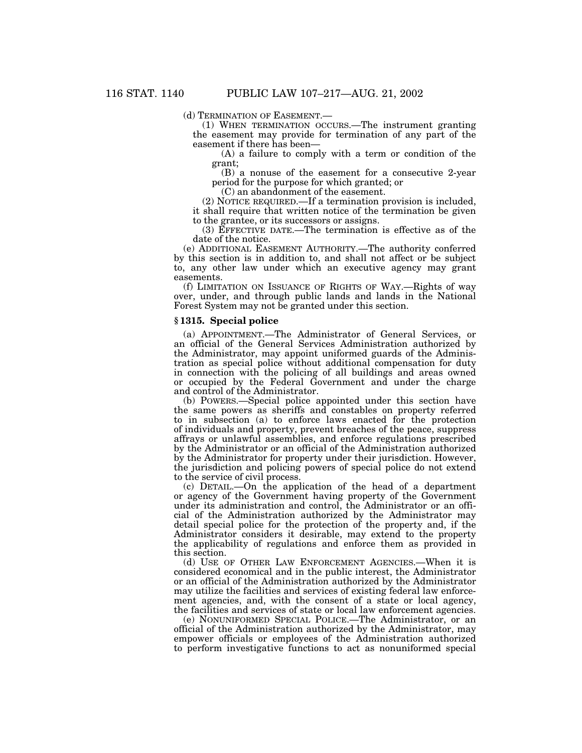(d) TERMINATION OF EASEMENT.—

(1) WHEN TERMINATION OCCURS.—The instrument granting the easement may provide for termination of any part of the easement if there has been—

(A) a failure to comply with a term or condition of the grant;

(B) a nonuse of the easement for a consecutive 2-year period for the purpose for which granted; or

(C) an abandonment of the easement.

(2) NOTICE REQUIRED.—If a termination provision is included, it shall require that written notice of the termination be given to the grantee, or its successors or assigns.

(3) EFFECTIVE DATE.—The termination is effective as of the date of the notice.

(e) ADDITIONAL EASEMENT AUTHORITY.—The authority conferred by this section is in addition to, and shall not affect or be subject to, any other law under which an executive agency may grant easements.

(f) LIMITATION ON ISSUANCE OF RIGHTS OF WAY.—Rights of way over, under, and through public lands and lands in the National Forest System may not be granted under this section.

### § 1315. Special police

(a) APPOINTMENT.—The Administrator of General Services, or an official of the General Services Administration authorized by the Administrator, may appoint uniformed guards of the Administration as special police without additional compensation for duty in connection with the policing of all buildings and areas owned or occupied by the Federal Government and under the charge and control of the Administrator.

(b) POWERS.—Special police appointed under this section have the same powers as sheriffs and constables on property referred to in subsection (a) to enforce laws enacted for the protection of individuals and property, prevent breaches of the peace, suppress affrays or unlawful assemblies, and enforce regulations prescribed by the Administrator or an official of the Administration authorized by the Administrator for property under their jurisdiction. However, the jurisdiction and policing powers of special police do not extend to the service of civil process.

(c) DETAIL.—On the application of the head of a department or agency of the Government having property of the Government under its administration and control, the Administrator or an official of the Administration authorized by the Administrator may detail special police for the protection of the property and, if the Administrator considers it desirable, may extend to the property the applicability of regulations and enforce them as provided in this section.

(d) USE OF OTHER LAW ENFORCEMENT AGENCIES.—When it is considered economical and in the public interest, the Administrator or an official of the Administration authorized by the Administrator may utilize the facilities and services of existing federal law enforcement agencies, and, with the consent of a state or local agency, the facilities and services of state or local law enforcement agencies.

(e) NONUNIFORMED SPECIAL POLICE.—The Administrator, or an official of the Administration authorized by the Administrator, may empower officials or employees of the Administration authorized to perform investigative functions to act as nonuniformed special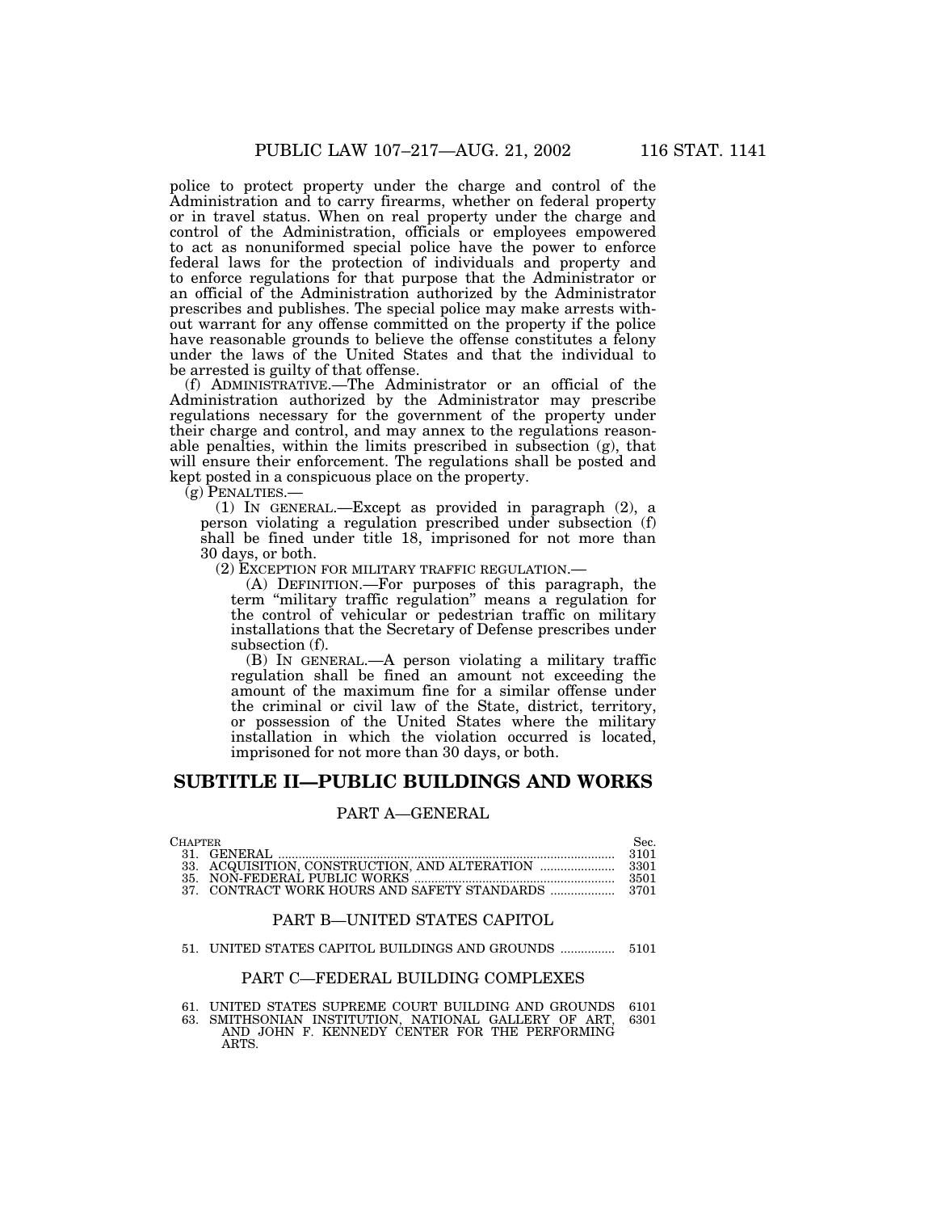police to protect property under the charge and control of the Administration and to carry firearms, whether on federal property or in travel status. When on real property under the charge and control of the Administration, officials or employees empowered to act as nonuniformed special police have the power to enforce federal laws for the protection of individuals and property and to enforce regulations for that purpose that the Administrator or an official of the Administration authorized by the Administrator prescribes and publishes. The special police may make arrests without warrant for any offense committed on the property if the police have reasonable grounds to believe the offense constitutes a felony under the laws of the United States and that the individual to be arrested is guilty of that offense.

(f) ADMINISTRATIVE.—The Administrator or an official of the Administration authorized by the Administrator may prescribe regulations necessary for the government of the property under their charge and control, and may annex to the regulations reasonable penalties, within the limits prescribed in subsection (g), that will ensure their enforcement. The regulations shall be posted and kept posted in a conspicuous place on the property.

(g) PENALTIES.—

(1) IN GENERAL.—Except as provided in paragraph (2), a person violating a regulation prescribed under subsection (f) shall be fined under title 18, imprisoned for not more than 30 days, or both.

(2) EXCEPTION FOR MILITARY TRAFFIC REGULATION.—

(A) DEFINITION.—For purposes of this paragraph, the term "military traffic regulation" means a regulation for the control of vehicular or pedestrian traffic on military installations that the Secretary of Defense prescribes under subsection (f).

(B) IN GENERAL.—A person violating a military traffic regulation shall be fined an amount not exceeding the amount of the maximum fine for a similar offense under the criminal or civil law of the State, district, territory, or possession of the United States where the military installation in which the violation occurred is located, imprisoned for not more than 30 days, or both.

# SUBTITLE II—PUBLIC BUILDINGS AND WORKS

## PART A—GENERAL

| Chapter | Sec. |
|---|---|
| 31. GENERAL | 3101 |
| 33. ACQUISITION, CONSTRUCTION, AND ALTERATION | 3301 |
| 35. NON-FEDERAL PUBLIC WORKS | 3501 |
| 37. CONTRACT WORK HOURS AND SAFETY STANDARDS | 3701 |

## PART B—UNITED STATES CAPITOL

| | |
|---|---|
| 51. UNITED STATES CAPITOL BUILDINGS AND GROUNDS | 5101 |

## PART C—FEDERAL BUILDING COMPLEXES

| | |
|---|---|
| 61. UNITED STATES SUPREME COURT BUILDING AND GROUNDS | 6101 |
| 63. SMITHSONIAN INSTITUTION, NATIONAL GALLERY OF ART, AND JOHN F. KENNEDY CENTER FOR THE PERFORMING ARTS. | 6301 |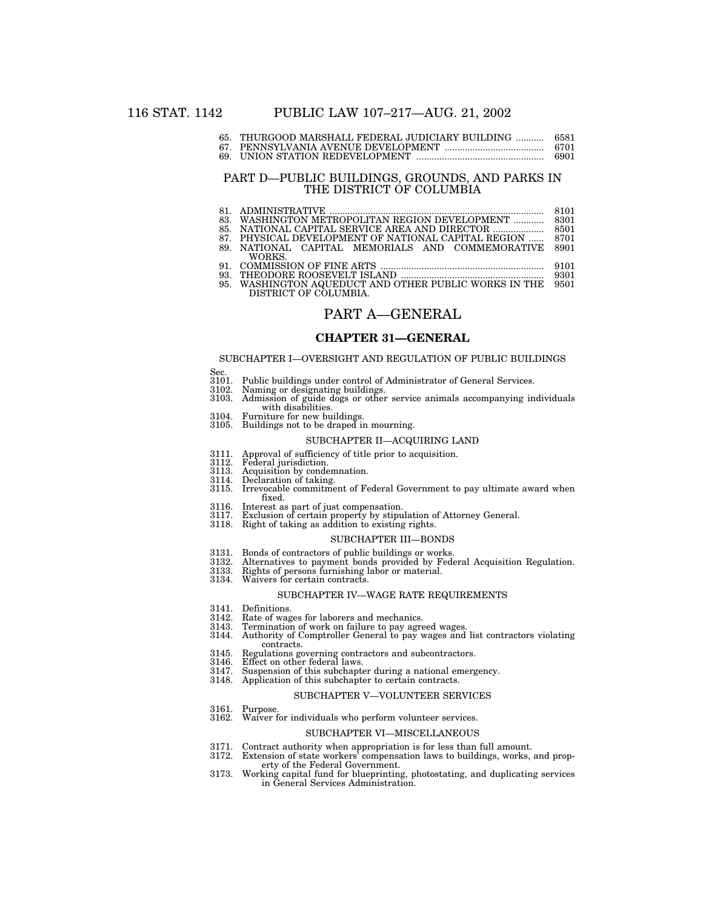| | | |
|---|---|---|
| 65. | THURGOOD MARSHALL FEDERAL JUDICIARY BUILDING | 6581 |
| 67. | PENNSYLVANIA AVENUE DEVELOPMENT | 6701 |
| 69. | UNION STATION REDEVELOPMENT | 6901 |

## PART D—PUBLIC BUILDINGS, GROUNDS, AND PARKS IN THE DISTRICT OF COLUMBIA

| | | |
|---|---|---|
| 81. | ADMINISTRATIVE | 8101 |
| 83. | WASHINGTON METROPOLITAN REGION DEVELOPMENT | 8301 |
| 85. | NATIONAL CAPITAL SERVICE AREA AND DIRECTOR | 8501 |
| 87. | PHYSICAL DEVELOPMENT OF NATIONAL CAPITAL REGION | 8701 |
| 89. | NATIONAL CAPITAL MEMORIALS AND COMMEMORATIVE WORKS. | 8901 |
| 91. | COMMISSION OF FINE ARTS | 9101 |
| 93. | THEODORE ROOSEVELT ISLAND | 9301 |
| 95. | WASHINGTON AQUEDUCT AND OTHER PUBLIC WORKS IN THE DISTRICT OF COLUMBIA. | 9501 |

# PART A—GENERAL

## CHAPTER 31—GENERAL

### SUBCHAPTER I—OVERSIGHT AND REGULATION OF PUBLIC BUILDINGS

Sec.

3101. Public buildings under control of Administrator of General Services.
3102. Naming or designating buildings.
3103. Admission of guide dogs or other service animals accompanying individuals with disabilities.
3104. Furniture for new buildings.
3105. Buildings not to be draped in mourning.

### SUBCHAPTER II—ACQUIRING LAND

3111. Approval of sufficiency of title prior to acquisition.
3112. Federal jurisdiction.
3113. Acquisition by condemnation.
3114. Declaration of taking.
3115. Irrevocable commitment of Federal Government to pay ultimate award when fixed.
3116. Interest as part of just compensation.
3117. Exclusion of certain property by stipulation of Attorney General.
3118. Right of taking as addition to existing rights.

### SUBCHAPTER III—BONDS

3131. Bonds of contractors of public buildings or works.
3132. Alternatives to payment bonds provided by Federal Acquisition Regulation.
3133. Rights of persons furnishing labor or material.
3134. Waivers for certain contracts.

### SUBCHAPTER IV—WAGE RATE REQUIREMENTS

3141. Definitions.
3142. Rate of wages for laborers and mechanics.
3143. Termination of work on failure to pay agreed wages.
3144. Authority of Comptroller General to pay wages and list contractors violating contracts.
3145. Regulations governing contractors and subcontractors.
3146. Effect on other federal laws.
3147. Suspension of this subchapter during a national emergency.
3148. Application of this subchapter to certain contracts.

### SUBCHAPTER V—VOLUNTEER SERVICES

3161. Purpose.
3162. Waiver for individuals who perform volunteer services.

### SUBCHAPTER VI—MISCELLANEOUS

3171. Contract authority when appropriation is for less than full amount.
3172. Extension of state workers' compensation laws to buildings, works, and property of the Federal Government.
3173. Working capital fund for blueprinting, photostating, and duplicating services in General Services Administration.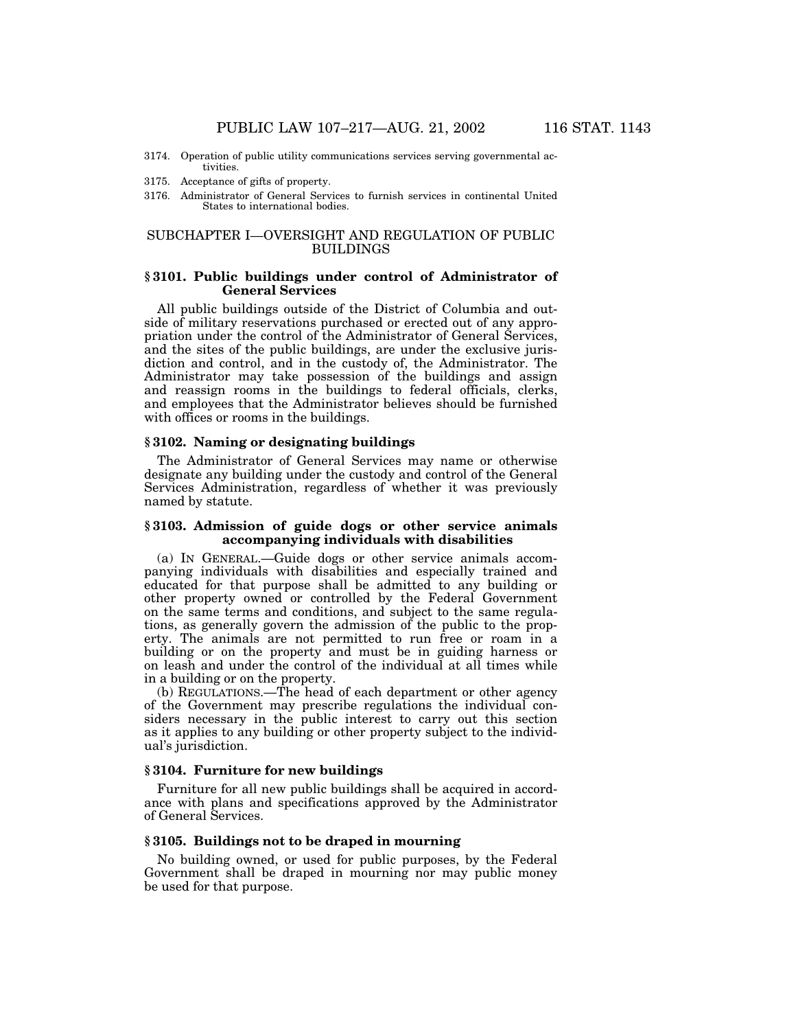3174. Operation of public utility communications services serving governmental activities.

3175. Acceptance of gifts of property.

3176. Administrator of General Services to furnish services in continental United States to international bodies.

## SUBCHAPTER I—OVERSIGHT AND REGULATION OF PUBLIC BUILDINGS

### § 3101. Public buildings under control of Administrator of General Services

All public buildings outside of the District of Columbia and outside of military reservations purchased or erected out of any appropriation under the control of the Administrator of General Services, and the sites of the public buildings, are under the exclusive jurisdiction and control, and in the custody of, the Administrator. The Administrator may take possession of the buildings and assign and reassign rooms in the buildings to federal officials, clerks, and employees that the Administrator believes should be furnished with offices or rooms in the buildings.

### § 3102. Naming or designating buildings

The Administrator of General Services may name or otherwise designate any building under the custody and control of the General Services Administration, regardless of whether it was previously named by statute.

### § 3103. Admission of guide dogs or other service animals accompanying individuals with disabilities

(a) IN GENERAL.—Guide dogs or other service animals accompanying individuals with disabilities and especially trained and educated for that purpose shall be admitted to any building or other property owned or controlled by the Federal Government on the same terms and conditions, and subject to the same regulations, as generally govern the admission of the public to the property. The animals are not permitted to run free or roam in a building or on the property and must be in guiding harness or on leash and under the control of the individual at all times while in a building or on the property.

(b) REGULATIONS.—The head of each department or other agency of the Government may prescribe regulations the individual considers necessary in the public interest to carry out this section as it applies to any building or other property subject to the individual's jurisdiction.

### § 3104. Furniture for new buildings

Furniture for all new public buildings shall be acquired in accordance with plans and specifications approved by the Administrator of General Services.

### § 3105. Buildings not to be draped in mourning

No building owned, or used for public purposes, by the Federal Government shall be draped in mourning nor may public money be used for that purpose.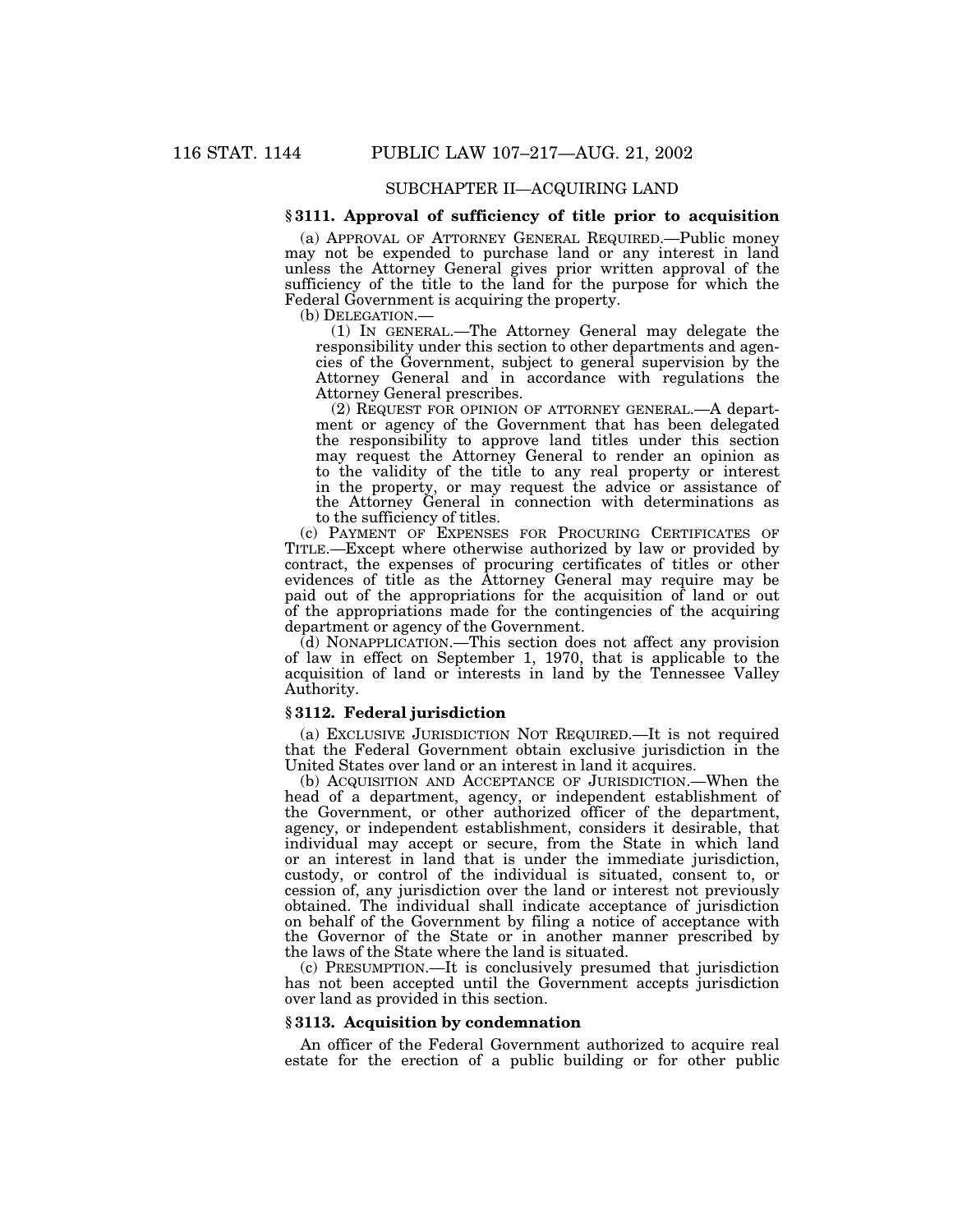## SUBCHAPTER II—ACQUIRING LAND

### § 3111. Approval of sufficiency of title prior to acquisition

(a) APPROVAL OF ATTORNEY GENERAL REQUIRED.—Public money may not be expended to purchase land or any interest in land unless the Attorney General gives prior written approval of the sufficiency of the title to the land for the purpose for which the Federal Government is acquiring the property.

(b) DELEGATION.—

(1) IN GENERAL.—The Attorney General may delegate the responsibility under this section to other departments and agencies of the Government, subject to general supervision by the Attorney General and in accordance with regulations the Attorney General prescribes.

(2) REQUEST FOR OPINION OF ATTORNEY GENERAL.—A department or agency of the Government that has been delegated the responsibility to approve land titles under this section may request the Attorney General to render an opinion as to the validity of the title to any real property or interest in the property, or may request the advice or assistance of the Attorney General in connection with determinations as to the sufficiency of titles.

(c) PAYMENT OF EXPENSES FOR PROCURING CERTIFICATES OF TITLE.—Except where otherwise authorized by law or provided by contract, the expenses of procuring certificates of titles or other evidences of title as the Attorney General may require may be paid out of the appropriations for the acquisition of land or out of the appropriations made for the contingencies of the acquiring department or agency of the Government.

(d) NONAPPLICATION.—This section does not affect any provision of law in effect on September 1, 1970, that is applicable to the acquisition of land or interests in land by the Tennessee Valley Authority.

### § 3112. Federal jurisdiction

(a) EXCLUSIVE JURISDICTION NOT REQUIRED.—It is not required that the Federal Government obtain exclusive jurisdiction in the United States over land or an interest in land it acquires.

(b) ACQUISITION AND ACCEPTANCE OF JURISDICTION.—When the head of a department, agency, or independent establishment of the Government, or other authorized officer of the department, agency, or independent establishment, considers it desirable, that individual may accept or secure, from the State in which land or an interest in land that is under the immediate jurisdiction, custody, or control of the individual is situated, consent to, or cession of, any jurisdiction over the land or interest not previously obtained. The individual shall indicate acceptance of jurisdiction on behalf of the Government by filing a notice of acceptance with the Governor of the State or in another manner prescribed by the laws of the State where the land is situated.

(c) PRESUMPTION.—It is conclusively presumed that jurisdiction has not been accepted until the Government accepts jurisdiction over land as provided in this section.

### § 3113. Acquisition by condemnation

An officer of the Federal Government authorized to acquire real estate for the erection of a public building or for other public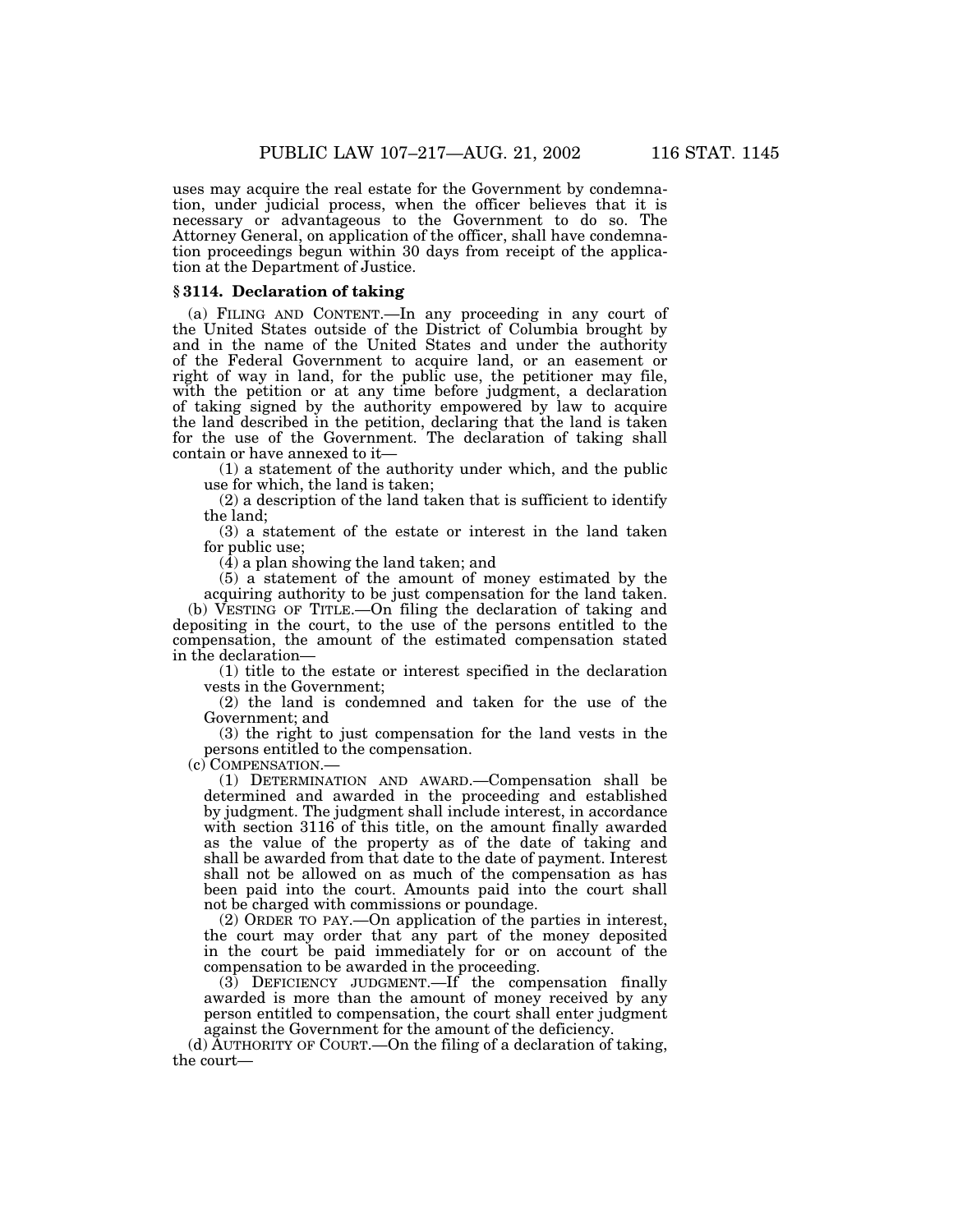uses may acquire the real estate for the Government by condemnation, under judicial process, when the officer believes that it is necessary or advantageous to the Government to do so. The Attorney General, on application of the officer, shall have condemnation proceedings begun within 30 days from receipt of the application at the Department of Justice.

### § 3114. Declaration of taking

(a) FILING AND CONTENT.—In any proceeding in any court of the United States outside of the District of Columbia brought by and in the name of the United States and under the authority of the Federal Government to acquire land, or an easement or right of way in land, for the public use, the petitioner may file, with the petition or at any time before judgment, a declaration of taking signed by the authority empowered by law to acquire the land described in the petition, declaring that the land is taken for the use of the Government. The declaration of taking shall contain or have annexed to it—

(1) a statement of the authority under which, and the public use for which, the land is taken;

(2) a description of the land taken that is sufficient to identify the land;

(3) a statement of the estate or interest in the land taken for public use;

(4) a plan showing the land taken; and

(5) a statement of the amount of money estimated by the acquiring authority to be just compensation for the land taken.

(b) VESTING OF TITLE.—On filing the declaration of taking and depositing in the court, to the use of the persons entitled to the compensation, the amount of the estimated compensation stated in the declaration—

(1) title to the estate or interest specified in the declaration vests in the Government;

(2) the land is condemned and taken for the use of the Government; and

(3) the right to just compensation for the land vests in the persons entitled to the compensation.

(c) COMPENSATION.—

(1) DETERMINATION AND AWARD.—Compensation shall be determined and awarded in the proceeding and established by judgment. The judgment shall include interest, in accordance with section 3116 of this title, on the amount finally awarded as the value of the property as of the date of taking and shall be awarded from that date to the date of payment. Interest shall not be allowed on as much of the compensation as has been paid into the court. Amounts paid into the court shall not be charged with commissions or poundage.

(2) ORDER TO PAY.—On application of the parties in interest, the court may order that any part of the money deposited in the court be paid immediately for or on account of the compensation to be awarded in the proceeding.

(3) DEFICIENCY JUDGMENT.—If the compensation finally awarded is more than the amount of money received by any person entitled to compensation, the court shall enter judgment against the Government for the amount of the deficiency.

(d) AUTHORITY OF COURT.—On the filing of a declaration of taking, the court—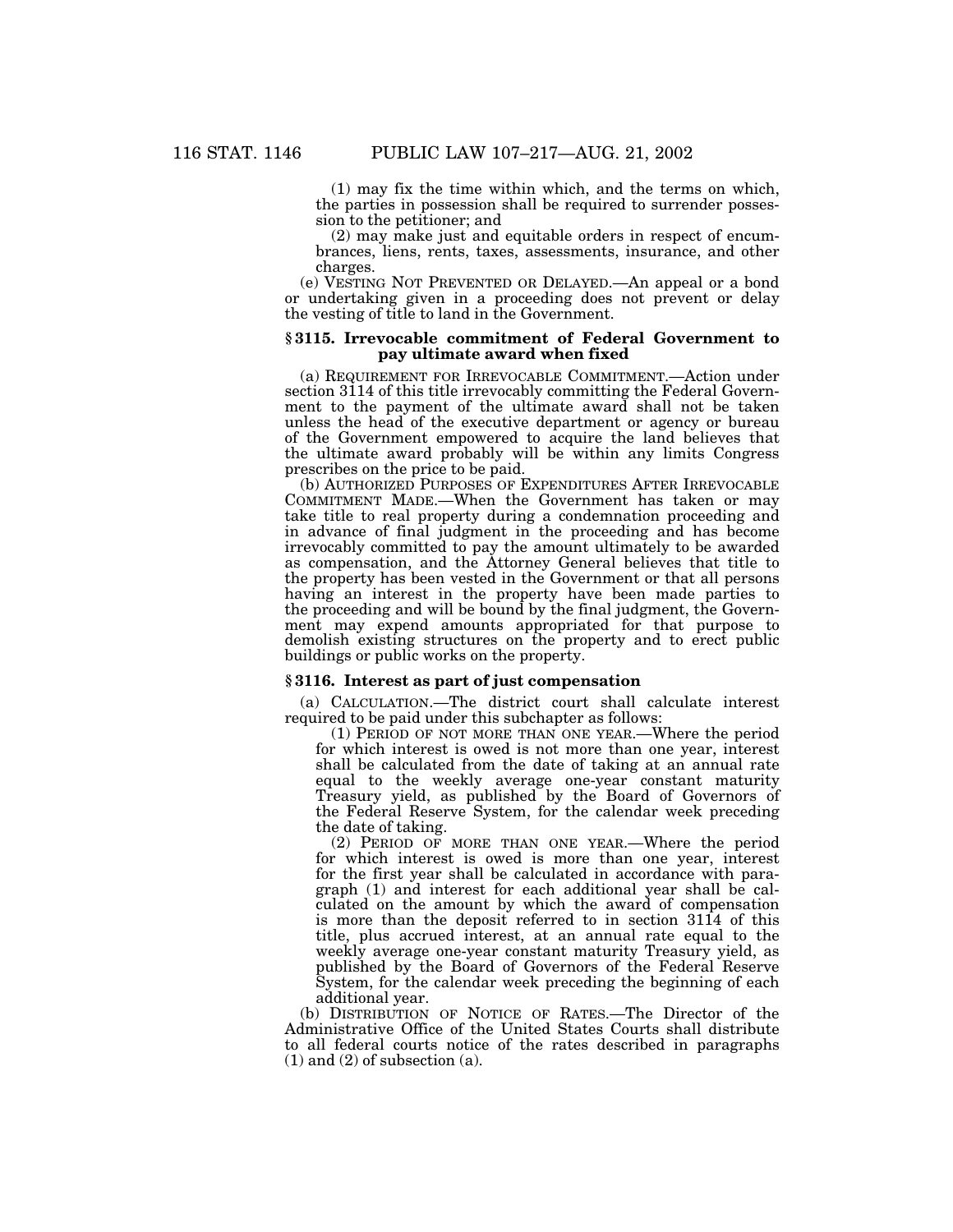(1) may fix the time within which, and the terms on which, the parties in possession shall be required to surrender possession to the petitioner; and

(2) may make just and equitable orders in respect of encumbrances, liens, rents, taxes, assessments, insurance, and other charges.

(e) VESTING NOT PREVENTED OR DELAYED.—An appeal or a bond or undertaking given in a proceeding does not prevent or delay the vesting of title to land in the Government.

### § 3115. Irrevocable commitment of Federal Government to pay ultimate award when fixed

(a) REQUIREMENT FOR IRREVOCABLE COMMITMENT.—Action under section 3114 of this title irrevocably committing the Federal Government to the payment of the ultimate award shall not be taken unless the head of the executive department or agency or bureau of the Government empowered to acquire the land believes that the ultimate award probably will be within any limits Congress prescribes on the price to be paid.

(b) AUTHORIZED PURPOSES OF EXPENDITURES AFTER IRREVOCABLE COMMITMENT MADE.—When the Government has taken or may take title to real property during a condemnation proceeding and in advance of final judgment in the proceeding and has become irrevocably committed to pay the amount ultimately to be awarded as compensation, and the Attorney General believes that title to the property has been vested in the Government or that all persons having an interest in the property have been made parties to the proceeding and will be bound by the final judgment, the Government may expend amounts appropriated for that purpose to demolish existing structures on the property and to erect public buildings or public works on the property.

### § 3116. Interest as part of just compensation

(a) CALCULATION.—The district court shall calculate interest required to be paid under this subchapter as follows:

(1) PERIOD OF NOT MORE THAN ONE YEAR.—Where the period for which interest is owed is not more than one year, interest shall be calculated from the date of taking at an annual rate equal to the weekly average one-year constant maturity Treasury yield, as published by the Board of Governors of the Federal Reserve System, for the calendar week preceding the date of taking.

(2) PERIOD OF MORE THAN ONE YEAR.—Where the period for which interest is owed is more than one year, interest for the first year shall be calculated in accordance with paragraph (1) and interest for each additional year shall be calculated on the amount by which the award of compensation is more than the deposit referred to in section 3114 of this title, plus accrued interest, at an annual rate equal to the weekly average one-year constant maturity Treasury yield, as published by the Board of Governors of the Federal Reserve System, for the calendar week preceding the beginning of each additional year.

(b) DISTRIBUTION OF NOTICE OF RATES.—The Director of the Administrative Office of the United States Courts shall distribute to all federal courts notice of the rates described in paragraphs (1) and (2) of subsection (a).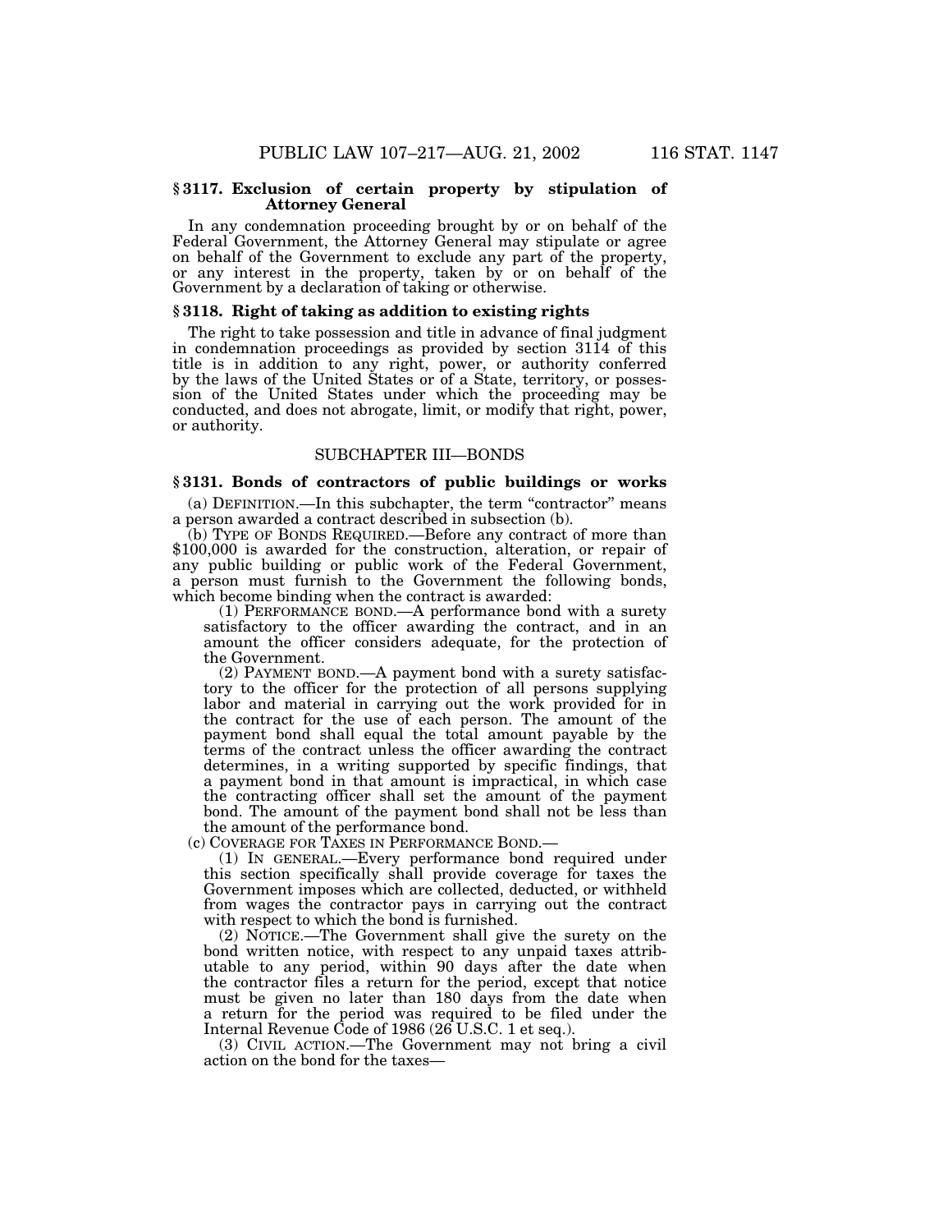### § 3117. Exclusion of certain property by stipulation of Attorney General

In any condemnation proceeding brought by or on behalf of the Federal Government, the Attorney General may stipulate or agree on behalf of the Government to exclude any part of the property, or any interest in the property, taken by or on behalf of the Government by a declaration of taking or otherwise.

### § 3118. Right of taking as addition to existing rights

The right to take possession and title in advance of final judgment in condemnation proceedings as provided by section 3114 of this title is in addition to any right, power, or authority conferred by the laws of the United States or of a State, territory, or possession of the United States under which the proceeding may be conducted, and does not abrogate, limit, or modify that right, power, or authority.

## SUBCHAPTER III—BONDS

### § 3131. Bonds of contractors of public buildings or works

(a) DEFINITION.—In this subchapter, the term "contractor" means a person awarded a contract described in subsection (b).

(b) TYPE OF BONDS REQUIRED.—Before any contract of more than $100,000 is awarded for the construction, alteration, or repair of any public building or public work of the Federal Government, a person must furnish to the Government the following bonds, which become binding when the contract is awarded:

(1) PERFORMANCE BOND.—A performance bond with a surety satisfactory to the officer awarding the contract, and in an amount the officer considers adequate, for the protection of the Government.

(2) PAYMENT BOND.—A payment bond with a surety satisfactory to the officer for the protection of all persons supplying labor and material in carrying out the work provided for in the contract for the use of each person. The amount of the payment bond shall equal the total amount payable by the terms of the contract unless the officer awarding the contract determines, in a writing supported by specific findings, that a payment bond in that amount is impractical, in which case the contracting officer shall set the amount of the payment bond. The amount of the payment bond shall not be less than the amount of the performance bond.

(c) COVERAGE FOR TAXES IN PERFORMANCE BOND.—

(1) IN GENERAL.—Every performance bond required under this section specifically shall provide coverage for taxes the Government imposes which are collected, deducted, or withheld from wages the contractor pays in carrying out the contract with respect to which the bond is furnished.

(2) NOTICE.—The Government shall give the surety on the bond written notice, with respect to any unpaid taxes attributable to any period, within 90 days after the date when the contractor files a return for the period, except that notice must be given no later than 180 days from the date when a return for the period was required to be filed under the Internal Revenue Code of 1986 (26 U.S.C. 1 et seq.).

(3) CIVIL ACTION.—The Government may not bring a civil action on the bond for the taxes—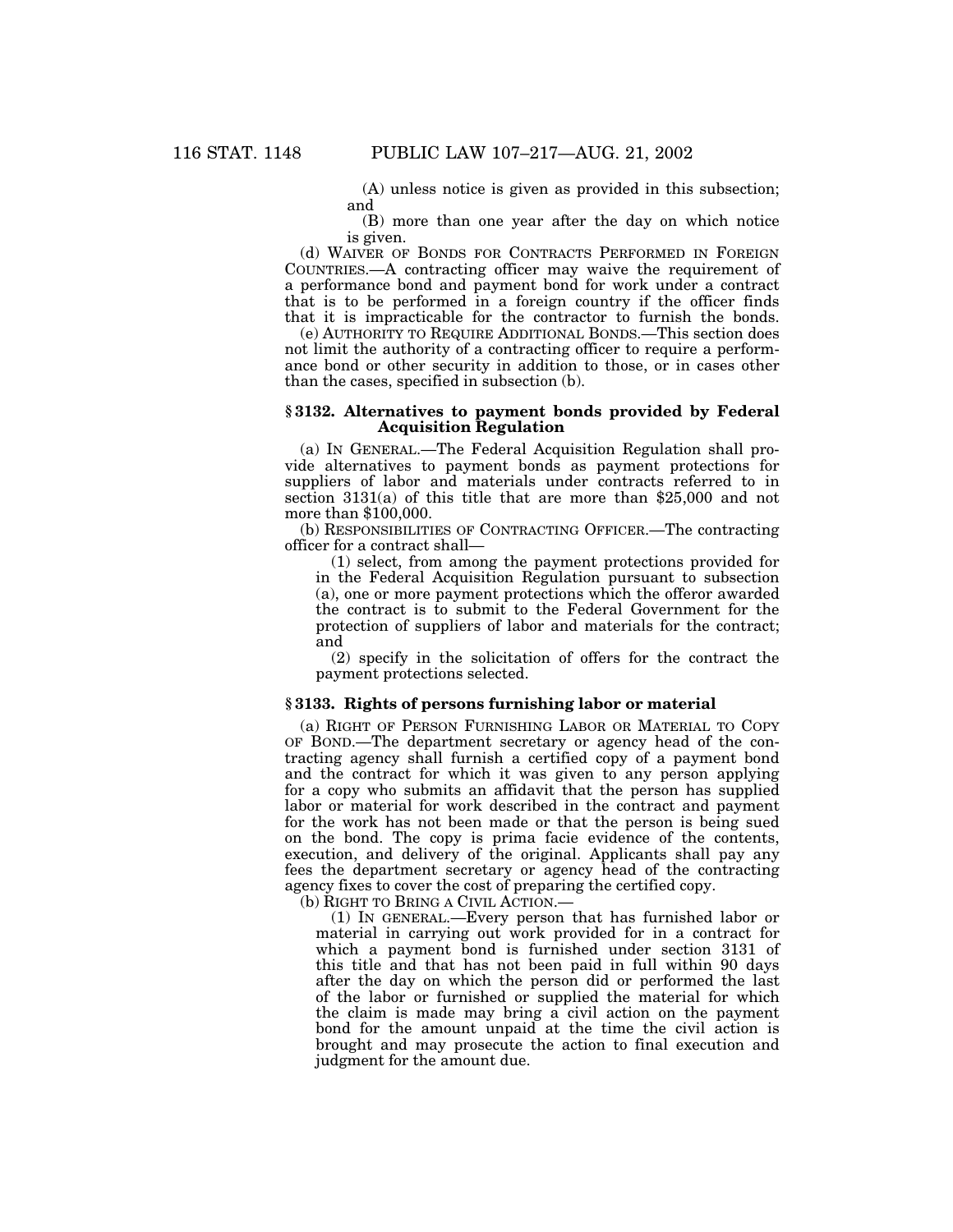(A) unless notice is given as provided in this subsection; and

(B) more than one year after the day on which notice is given.

(d) WAIVER OF BONDS FOR CONTRACTS PERFORMED IN FOREIGN COUNTRIES.—A contracting officer may waive the requirement of a performance bond and payment bond for work under a contract that is to be performed in a foreign country if the officer finds that it is impracticable for the contractor to furnish the bonds.

(e) AUTHORITY TO REQUIRE ADDITIONAL BONDS.—This section does not limit the authority of a contracting officer to require a performance bond or other security in addition to those, or in cases other than the cases, specified in subsection (b).

### § 3132. Alternatives to payment bonds provided by Federal Acquisition Regulation

(a) IN GENERAL.—The Federal Acquisition Regulation shall provide alternatives to payment bonds as payment protections for suppliers of labor and materials under contracts referred to in section 3131(a) of this title that are more than $25,000 and not more than $100,000.

(b) RESPONSIBILITIES OF CONTRACTING OFFICER.—The contracting officer for a contract shall—

(1) select, from among the payment protections provided for in the Federal Acquisition Regulation pursuant to subsection (a), one or more payment protections which the offeror awarded the contract is to submit to the Federal Government for the protection of suppliers of labor and materials for the contract; and

(2) specify in the solicitation of offers for the contract the payment protections selected.

### § 3133. Rights of persons furnishing labor or material

(a) RIGHT OF PERSON FURNISHING LABOR OR MATERIAL TO COPY OF BOND.—The department secretary or agency head of the contracting agency shall furnish a certified copy of a payment bond and the contract for which it was given to any person applying for a copy who submits an affidavit that the person has supplied labor or material for work described in the contract and payment for the work has not been made or that the person is being sued on the bond. The copy is prima facie evidence of the contents, execution, and delivery of the original. Applicants shall pay any fees the department secretary or agency head of the contracting agency fixes to cover the cost of preparing the certified copy.

(b) RIGHT TO BRING A CIVIL ACTION.—

(1) IN GENERAL.—Every person that has furnished labor or material in carrying out work provided for in a contract for which a payment bond is furnished under section 3131 of this title and that has not been paid in full within 90 days after the day on which the person did or performed the last of the labor or furnished or supplied the material for which the claim is made may bring a civil action on the payment bond for the amount unpaid at the time the civil action is brought and may prosecute the action to final execution and judgment for the amount due.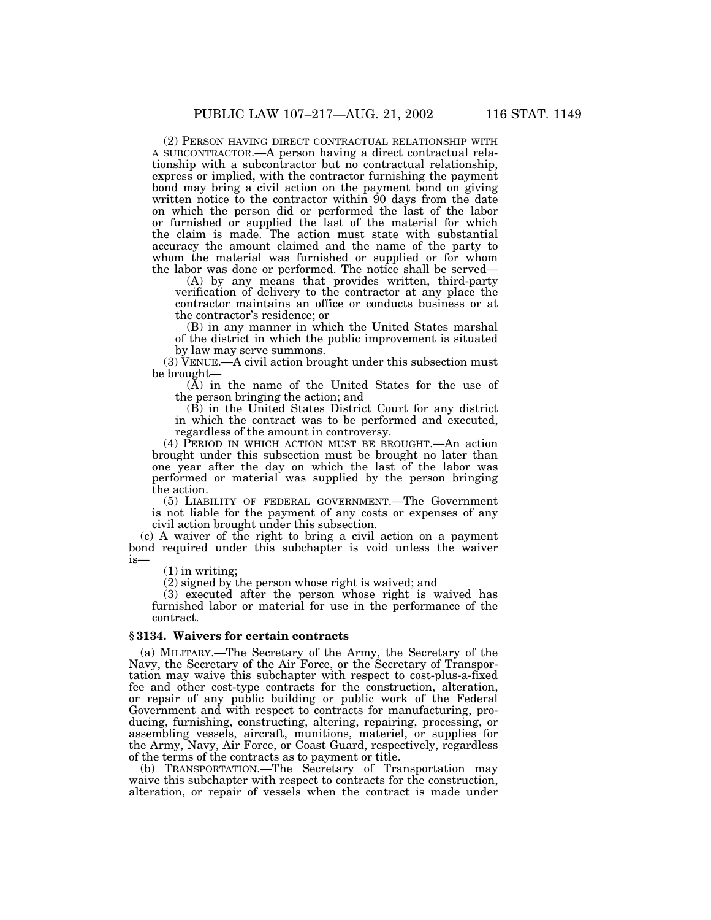(2) PERSON HAVING DIRECT CONTRACTUAL RELATIONSHIP WITH A SUBCONTRACTOR.—A person having a direct contractual relationship with a subcontractor but no contractual relationship, express or implied, with the contractor furnishing the payment bond may bring a civil action on the payment bond on giving written notice to the contractor within 90 days from the date on which the person did or performed the last of the labor or furnished or supplied the last of the material for which the claim is made. The action must state with substantial accuracy the amount claimed and the name of the party to whom the material was furnished or supplied or for whom the labor was done or performed. The notice shall be served—

(A) by any means that provides written, third-party verification of delivery to the contractor at any place the contractor maintains an office or conducts business or at the contractor's residence; or

(B) in any manner in which the United States marshal of the district in which the public improvement is situated by law may serve summons.

(3) VENUE.—A civil action brought under this subsection must be brought—

(A) in the name of the United States for the use of the person bringing the action; and

(B) in the United States District Court for any district in which the contract was to be performed and executed, regardless of the amount in controversy.

(4) PERIOD IN WHICH ACTION MUST BE BROUGHT.—An action brought under this subsection must be brought no later than one year after the day on which the last of the labor was performed or material was supplied by the person bringing the action.

(5) LIABILITY OF FEDERAL GOVERNMENT.—The Government is not liable for the payment of any costs or expenses of any civil action brought under this subsection.

(c) A waiver of the right to bring a civil action on a payment bond required under this subchapter is void unless the waiver is—

(1) in writing;

(2) signed by the person whose right is waived; and

(3) executed after the person whose right is waived has furnished labor or material for use in the performance of the contract.

### § 3134. Waivers for certain contracts

(a) MILITARY.—The Secretary of the Army, the Secretary of the Navy, the Secretary of the Air Force, or the Secretary of Transportation may waive this subchapter with respect to cost-plus-a-fixed fee and other cost-type contracts for the construction, alteration, or repair of any public building or public work of the Federal Government and with respect to contracts for manufacturing, producing, furnishing, constructing, altering, repairing, processing, or assembling vessels, aircraft, munitions, materiel, or supplies for the Army, Navy, Air Force, or Coast Guard, respectively, regardless of the terms of the contracts as to payment or title.

(b) TRANSPORTATION.—The Secretary of Transportation may waive this subchapter with respect to contracts for the construction, alteration, or repair of vessels when the contract is made under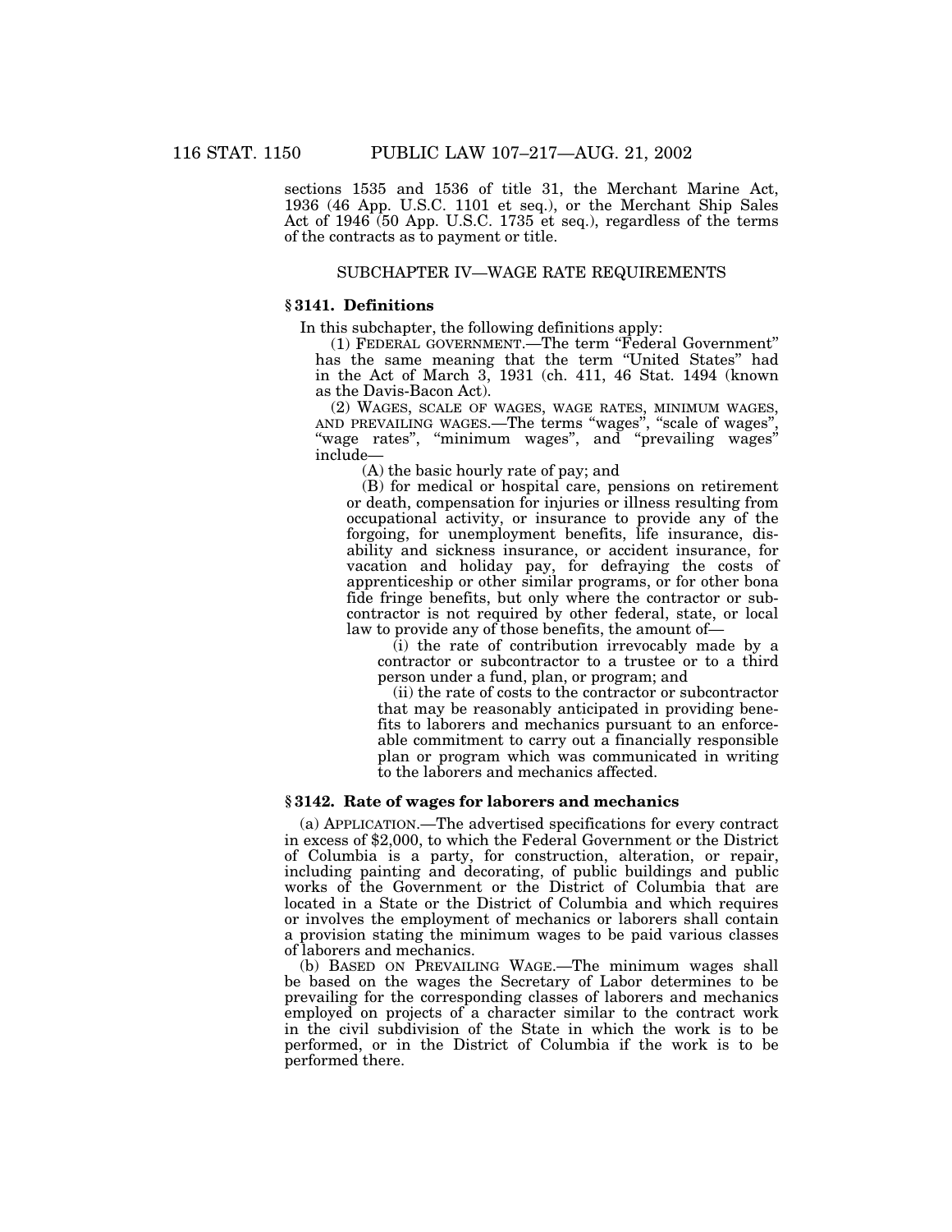sections 1535 and 1536 of title 31, the Merchant Marine Act, 1936 (46 App. U.S.C. 1101 et seq.), or the Merchant Ship Sales Act of 1946 (50 App. U.S.C. 1735 et seq.), regardless of the terms of the contracts as to payment or title.

## SUBCHAPTER IV—WAGE RATE REQUIREMENTS

### § 3141. Definitions

In this subchapter, the following definitions apply:

(1) FEDERAL GOVERNMENT.—The term "Federal Government" has the same meaning that the term "United States" had in the Act of March 3, 1931 (ch. 411, 46 Stat. 1494 (known as the Davis-Bacon Act).

(2) WAGES, SCALE OF WAGES, WAGE RATES, MINIMUM WAGES, AND PREVAILING WAGES.—The terms "wages", "scale of wages", "wage rates", "minimum wages", and "prevailing wages" include—

(A) the basic hourly rate of pay; and

(B) for medical or hospital care, pensions on retirement or death, compensation for injuries or illness resulting from occupational activity, or insurance to provide any of the forgoing, for unemployment benefits, life insurance, disability and sickness insurance, or accident insurance, for vacation and holiday pay, for defraying the costs of apprenticeship or other similar programs, or for other bona fide fringe benefits, but only where the contractor or subcontractor is not required by other federal, state, or local law to provide any of those benefits, the amount of—

(i) the rate of contribution irrevocably made by a contractor or subcontractor to a trustee or to a third person under a fund, plan, or program; and

(ii) the rate of costs to the contractor or subcontractor that may be reasonably anticipated in providing benefits to laborers and mechanics pursuant to an enforceable commitment to carry out a financially responsible plan or program which was communicated in writing to the laborers and mechanics affected.

### § 3142. Rate of wages for laborers and mechanics

(a) APPLICATION.—The advertised specifications for every contract in excess of $2,000, to which the Federal Government or the District of Columbia is a party, for construction, alteration, or repair, including painting and decorating, of public buildings and public works of the Government or the District of Columbia that are located in a State or the District of Columbia and which requires or involves the employment of mechanics or laborers shall contain a provision stating the minimum wages to be paid various classes of laborers and mechanics.

(b) BASED ON PREVAILING WAGE.—The minimum wages shall be based on the wages the Secretary of Labor determines to be prevailing for the corresponding classes of laborers and mechanics employed on projects of a character similar to the contract work in the civil subdivision of the State in which the work is to be performed, or in the District of Columbia if the work is to be performed there.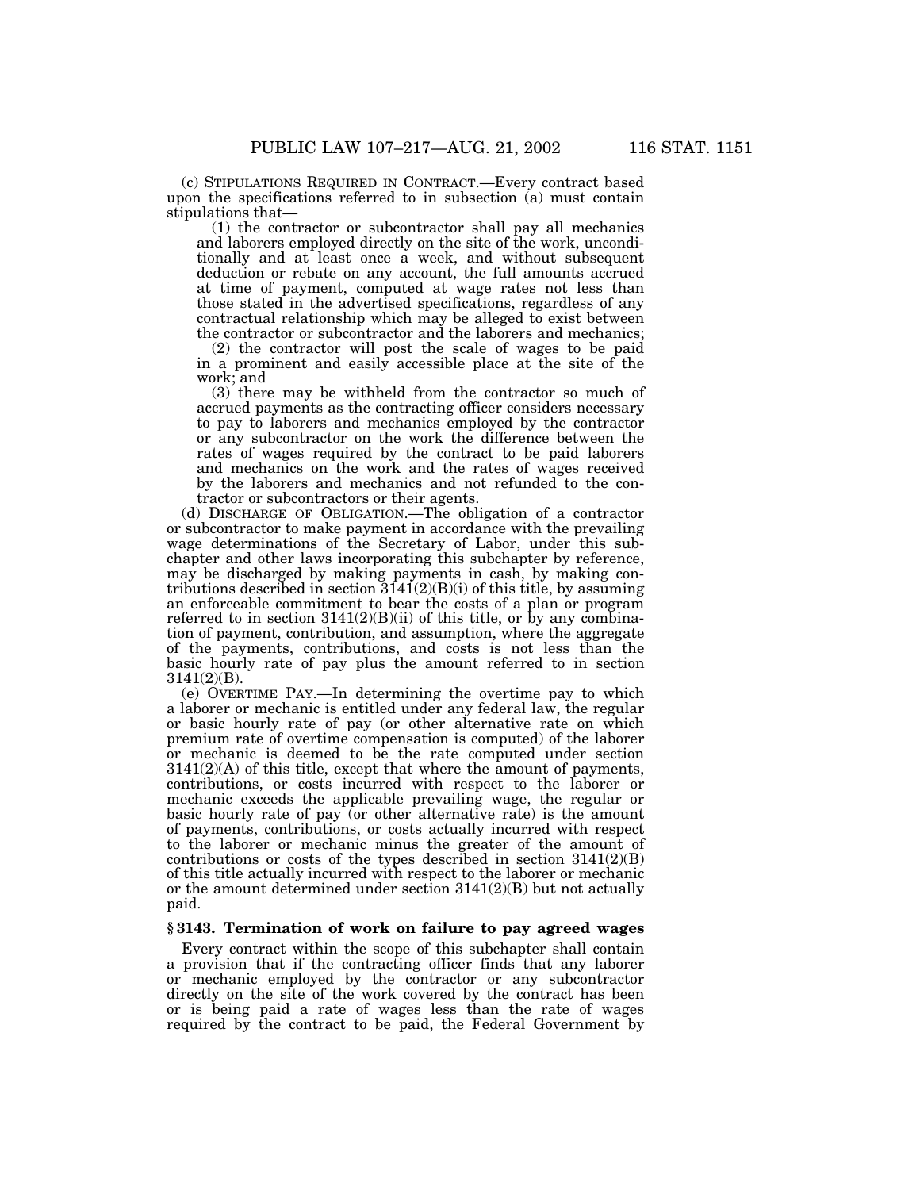(c) STIPULATIONS REQUIRED IN CONTRACT.—Every contract based upon the specifications referred to in subsection (a) must contain stipulations that—

(1) the contractor or subcontractor shall pay all mechanics and laborers employed directly on the site of the work, unconditionally and at least once a week, and without subsequent deduction or rebate on any account, the full amounts accrued at time of payment, computed at wage rates not less than those stated in the advertised specifications, regardless of any contractual relationship which may be alleged to exist between the contractor or subcontractor and the laborers and mechanics;

(2) the contractor will post the scale of wages to be paid in a prominent and easily accessible place at the site of the work; and

(3) there may be withheld from the contractor so much of accrued payments as the contracting officer considers necessary to pay to laborers and mechanics employed by the contractor or any subcontractor on the work the difference between the rates of wages required by the contract to be paid laborers and mechanics on the work and the rates of wages received by the laborers and mechanics and not refunded to the contractor or subcontractors or their agents.

(d) DISCHARGE OF OBLIGATION.—The obligation of a contractor or subcontractor to make payment in accordance with the prevailing wage determinations of the Secretary of Labor, under this subchapter and other laws incorporating this subchapter by reference, may be discharged by making payments in cash, by making contributions described in section 3141(2)(B)(i) of this title, by assuming an enforceable commitment to bear the costs of a plan or program referred to in section 3141(2)(B)(ii) of this title, or by any combination of payment, contribution, and assumption, where the aggregate of the payments, contributions, and costs is not less than the basic hourly rate of pay plus the amount referred to in section 3141(2)(B).

(e) OVERTIME PAY.—In determining the overtime pay to which a laborer or mechanic is entitled under any federal law, the regular or basic hourly rate of pay (or other alternative rate on which premium rate of overtime compensation is computed) of the laborer or mechanic is deemed to be the rate computed under section 3141(2)(A) of this title, except that where the amount of payments, contributions, or costs incurred with respect to the laborer or mechanic exceeds the applicable prevailing wage, the regular or basic hourly rate of pay (or other alternative rate) is the amount of payments, contributions, or costs actually incurred with respect to the laborer or mechanic minus the greater of the amount of contributions or costs of the types described in section 3141(2)(B) of this title actually incurred with respect to the laborer or mechanic or the amount determined under section 3141(2)(B) but not actually paid.

### § 3143. Termination of work on failure to pay agreed wages

Every contract within the scope of this subchapter shall contain a provision that if the contracting officer finds that any laborer or mechanic employed by the contractor or any subcontractor directly on the site of the work covered by the contract has been or is being paid a rate of wages less than the rate of wages required by the contract to be paid, the Federal Government by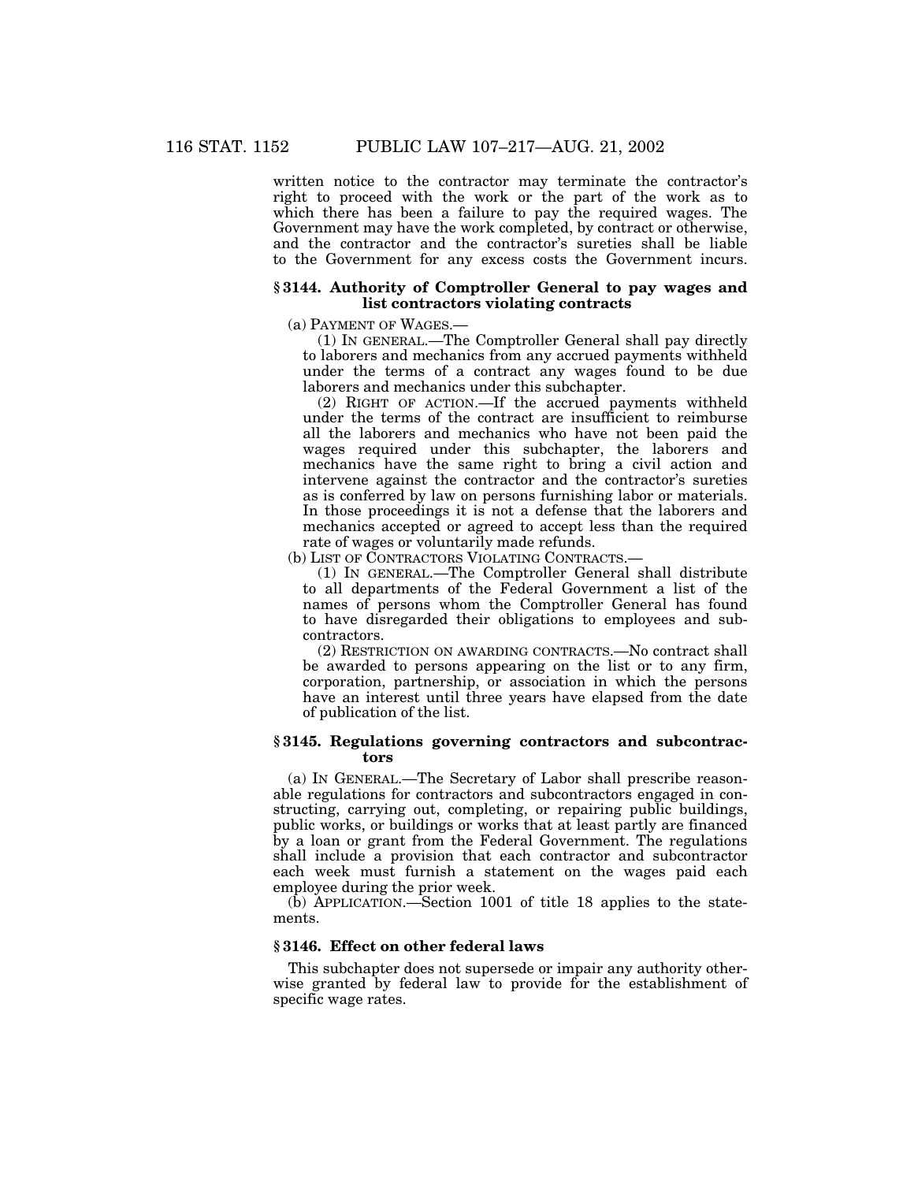written notice to the contractor may terminate the contractor's right to proceed with the work or the part of the work as to which there has been a failure to pay the required wages. The Government may have the work completed, by contract or otherwise, and the contractor and the contractor's sureties shall be liable to the Government for any excess costs the Government incurs.

### § 3144. Authority of Comptroller General to pay wages and list contractors violating contracts

(a) PAYMENT OF WAGES.—

(1) IN GENERAL.—The Comptroller General shall pay directly to laborers and mechanics from any accrued payments withheld under the terms of a contract any wages found to be due laborers and mechanics under this subchapter.

(2) RIGHT OF ACTION.—If the accrued payments withheld under the terms of the contract are insufficient to reimburse all the laborers and mechanics who have not been paid the wages required under this subchapter, the laborers and mechanics have the same right to bring a civil action and intervene against the contractor and the contractor's sureties as is conferred by law on persons furnishing labor or materials. In those proceedings it is not a defense that the laborers and mechanics accepted or agreed to accept less than the required rate of wages or voluntarily made refunds.

(b) LIST OF CONTRACTORS VIOLATING CONTRACTS.—

(1) IN GENERAL.—The Comptroller General shall distribute to all departments of the Federal Government a list of the names of persons whom the Comptroller General has found to have disregarded their obligations to employees and subcontractors.

(2) RESTRICTION ON AWARDING CONTRACTS.—No contract shall be awarded to persons appearing on the list or to any firm, corporation, partnership, or association in which the persons have an interest until three years have elapsed from the date of publication of the list.

### § 3145. Regulations governing contractors and subcontractors

(a) IN GENERAL.—The Secretary of Labor shall prescribe reasonable regulations for contractors and subcontractors engaged in constructing, carrying out, completing, or repairing public buildings, public works, or buildings or works that at least partly are financed by a loan or grant from the Federal Government. The regulations shall include a provision that each contractor and subcontractor each week must furnish a statement on the wages paid each employee during the prior week.

(b) APPLICATION.—Section 1001 of title 18 applies to the statements.

### § 3146. Effect on other federal laws

This subchapter does not supersede or impair any authority otherwise granted by federal law to provide for the establishment of specific wage rates.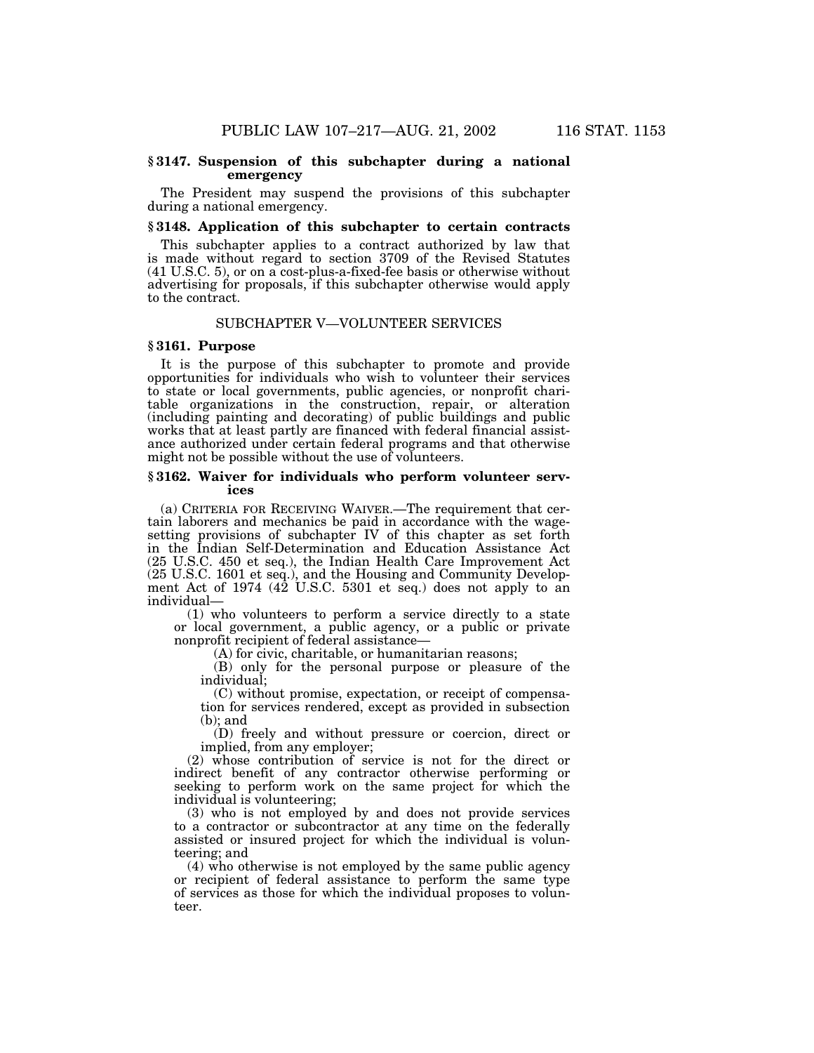### § 3147. Suspension of this subchapter during a national emergency

The President may suspend the provisions of this subchapter during a national emergency.

### § 3148. Application of this subchapter to certain contracts

This subchapter applies to a contract authorized by law that is made without regard to section 3709 of the Revised Statutes (41 U.S.C. 5), or on a cost-plus-a-fixed-fee basis or otherwise without advertising for proposals, if this subchapter otherwise would apply to the contract.

## SUBCHAPTER V—VOLUNTEER SERVICES

### § 3161. Purpose

It is the purpose of this subchapter to promote and provide opportunities for individuals who wish to volunteer their services to state or local governments, public agencies, or nonprofit charitable organizations in the construction, repair, or alteration (including painting and decorating) of public buildings and public works that at least partly are financed with federal financial assistance authorized under certain federal programs and that otherwise might not be possible without the use of volunteers.

### § 3162. Waiver for individuals who perform volunteer services

(a) CRITERIA FOR RECEIVING WAIVER.—The requirement that certain laborers and mechanics be paid in accordance with the wage-setting provisions of subchapter IV of this chapter as set forth in the Indian Self-Determination and Education Assistance Act (25 U.S.C. 450 et seq.), the Indian Health Care Improvement Act (25 U.S.C. 1601 et seq.), and the Housing and Community Development Act of 1974 (42 U.S.C. 5301 et seq.) does not apply to an individual—

(1) who volunteers to perform a service directly to a state or local government, a public agency, or a public or private nonprofit recipient of federal assistance—

(A) for civic, charitable, or humanitarian reasons;

(B) only for the personal purpose or pleasure of the individual;

(C) without promise, expectation, or receipt of compensation for services rendered, except as provided in subsection (b); and

(D) freely and without pressure or coercion, direct or implied, from any employer;

(2) whose contribution of service is not for the direct or indirect benefit of any contractor otherwise performing or seeking to perform work on the same project for which the individual is volunteering;

(3) who is not employed by and does not provide services to a contractor or subcontractor at any time on the federally assisted or insured project for which the individual is volunteering; and

(4) who otherwise is not employed by the same public agency or recipient of federal assistance to perform the same type of services as those for which the individual proposes to volunteer.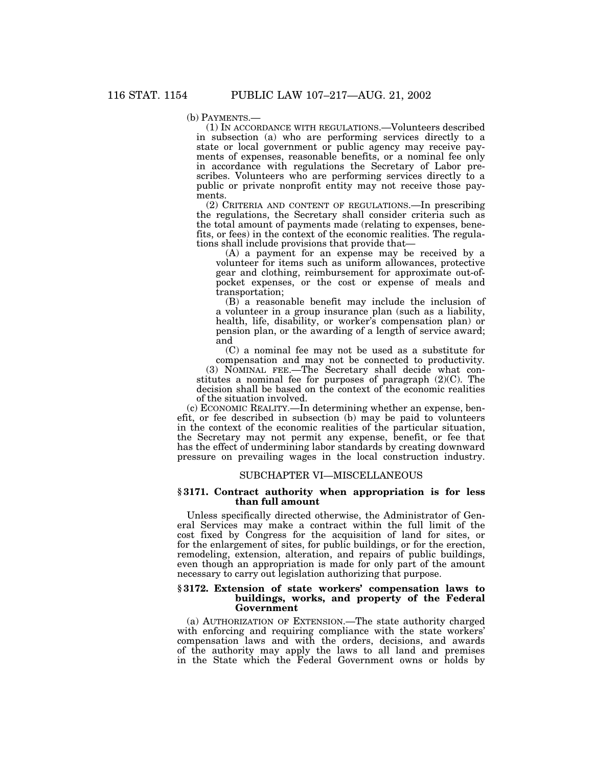(b) PAYMENTS.—

(1) IN ACCORDANCE WITH REGULATIONS.—Volunteers described in subsection (a) who are performing services directly to a state or local government or public agency may receive payments of expenses, reasonable benefits, or a nominal fee only in accordance with regulations the Secretary of Labor prescribes. Volunteers who are performing services directly to a public or private nonprofit entity may not receive those payments.

(2) CRITERIA AND CONTENT OF REGULATIONS.—In prescribing the regulations, the Secretary shall consider criteria such as the total amount of payments made (relating to expenses, benefits, or fees) in the context of the economic realities. The regulations shall include provisions that provide that—

(A) a payment for an expense may be received by a volunteer for items such as uniform allowances, protective gear and clothing, reimbursement for approximate out-of-pocket expenses, or the cost or expense of meals and transportation;

(B) a reasonable benefit may include the inclusion of a volunteer in a group insurance plan (such as a liability, health, life, disability, or worker's compensation plan) or pension plan, or the awarding of a length of service award; and

(C) a nominal fee may not be used as a substitute for compensation and may not be connected to productivity.

(3) NOMINAL FEE.—The Secretary shall decide what constitutes a nominal fee for purposes of paragraph (2)(C). The decision shall be based on the context of the economic realities of the situation involved.

(c) ECONOMIC REALITY.—In determining whether an expense, benefit, or fee described in subsection (b) may be paid to volunteers in the context of the economic realities of the particular situation, the Secretary may not permit any expense, benefit, or fee that has the effect of undermining labor standards by creating downward pressure on prevailing wages in the local construction industry.

## SUBCHAPTER VI—MISCELLANEOUS

### § 3171. Contract authority when appropriation is for less than full amount

Unless specifically directed otherwise, the Administrator of General Services may make a contract within the full limit of the cost fixed by Congress for the acquisition of land for sites, or for the enlargement of sites, for public buildings, or for the erection, remodeling, extension, alteration, and repairs of public buildings, even though an appropriation is made for only part of the amount necessary to carry out legislation authorizing that purpose.

### § 3172. Extension of state workers' compensation laws to buildings, works, and property of the Federal Government

(a) AUTHORIZATION OF EXTENSION.—The state authority charged with enforcing and requiring compliance with the state workers' compensation laws and with the orders, decisions, and awards of the authority may apply the laws to all land and premises in the State which the Federal Government owns or holds by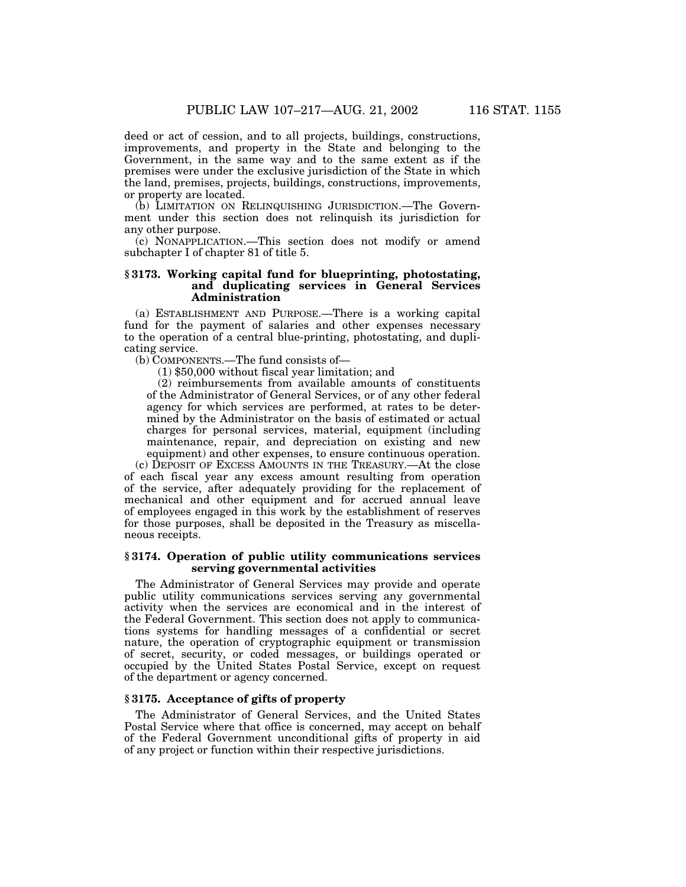deed or act of cession, and to all projects, buildings, constructions, improvements, and property in the State and belonging to the Government, in the same way and to the same extent as if the premises were under the exclusive jurisdiction of the State in which the land, premises, projects, buildings, constructions, improvements, or property are located.

(b) LIMITATION ON RELINQUISHING JURISDICTION.—The Government under this section does not relinquish its jurisdiction for any other purpose.

(c) NONAPPLICATION.—This section does not modify or amend subchapter I of chapter 81 of title 5.

### § 3173. Working capital fund for blueprinting, photostating, and duplicating services in General Services Administration

(a) ESTABLISHMENT AND PURPOSE.—There is a working capital fund for the payment of salaries and other expenses necessary to the operation of a central blue-printing, photostating, and duplicating service.

(b) COMPONENTS.—The fund consists of—

(1) $50,000 without fiscal year limitation; and

(2) reimbursements from available amounts of constituents of the Administrator of General Services, or of any other federal agency for which services are performed, at rates to be determined by the Administrator on the basis of estimated or actual charges for personal services, material, equipment (including maintenance, repair, and depreciation on existing and new equipment) and other expenses, to ensure continuous operation.

(c) DEPOSIT OF EXCESS AMOUNTS IN THE TREASURY.—At the close of each fiscal year any excess amount resulting from operation of the service, after adequately providing for the replacement of mechanical and other equipment and for accrued annual leave of employees engaged in this work by the establishment of reserves for those purposes, shall be deposited in the Treasury as miscellaneous receipts.

### § 3174. Operation of public utility communications services serving governmental activities

The Administrator of General Services may provide and operate public utility communications services serving any governmental activity when the services are economical and in the interest of the Federal Government. This section does not apply to communications systems for handling messages of a confidential or secret nature, the operation of cryptographic equipment or transmission of secret, security, or coded messages, or buildings operated or occupied by the United States Postal Service, except on request of the department or agency concerned.

### § 3175. Acceptance of gifts of property

The Administrator of General Services, and the United States Postal Service where that office is concerned, may accept on behalf of the Federal Government unconditional gifts of property in aid of any project or function within their respective jurisdictions.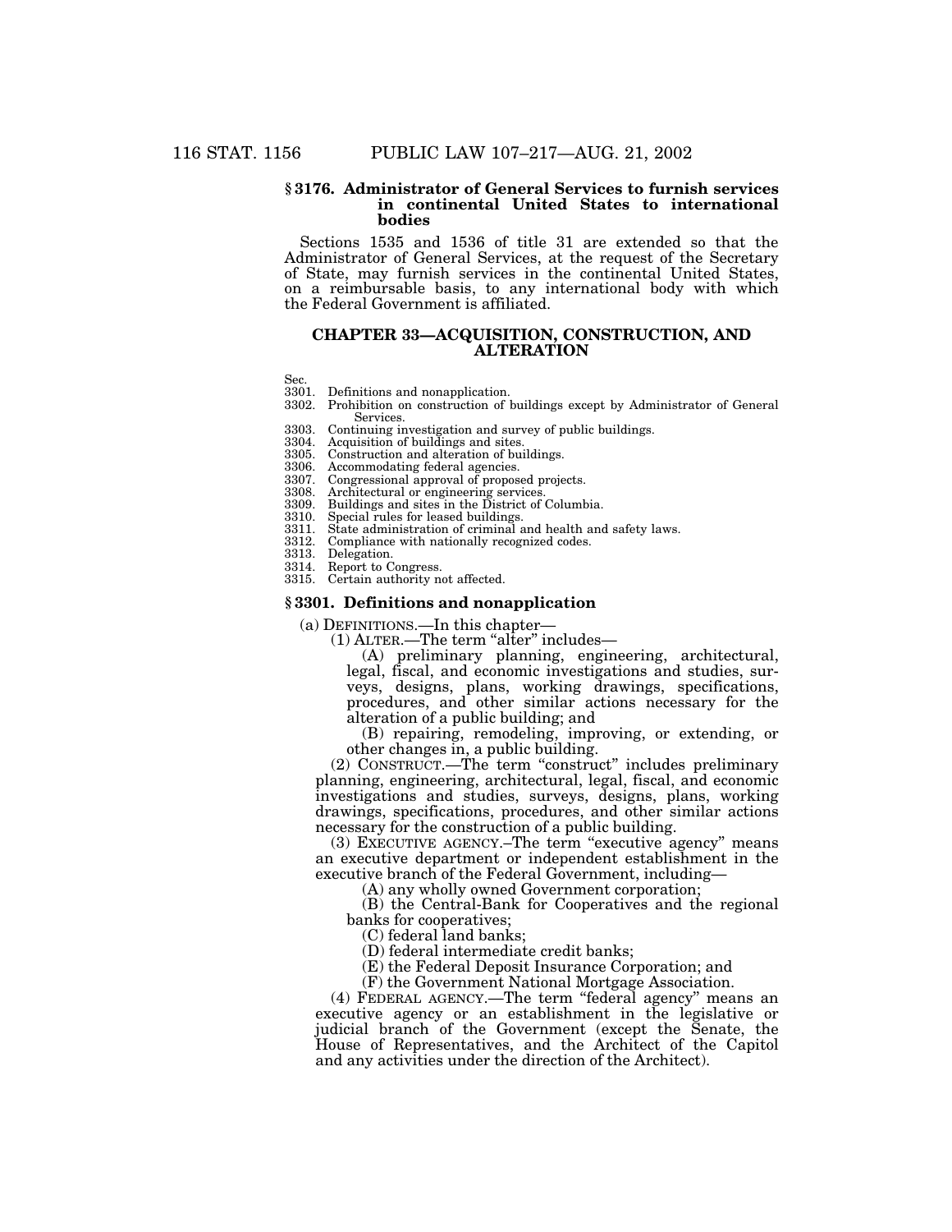### § 3176. Administrator of General Services to furnish services in continental United States to international bodies

Sections 1535 and 1536 of title 31 are extended so that the Administrator of General Services, at the request of the Secretary of State, may furnish services in the continental United States, on a reimbursable basis, to any international body with which the Federal Government is affiliated.

## CHAPTER 33—ACQUISITION, CONSTRUCTION, AND ALTERATION

Sec.
3301. Definitions and nonapplication.
3302. Prohibition on construction of buildings except by Administrator of General Services.
3303. Continuing investigation and survey of public buildings.
3304. Acquisition of buildings and sites.
3305. Construction and alteration of buildings.
3306. Accommodating federal agencies.
3307. Congressional approval of proposed projects.
3308. Architectural or engineering services.
3309. Buildings and sites in the District of Columbia.
3310. Special rules for leased buildings.
3311. State administration of criminal and health and safety laws.
3312. Compliance with nationally recognized codes.
3313. Delegation.
3314. Report to Congress.
3315. Certain authority not affected.

### § 3301. Definitions and nonapplication

(a) DEFINITIONS.—In this chapter—

(1) ALTER.—The term "alter" includes—

(A) preliminary planning, engineering, architectural, legal, fiscal, and economic investigations and studies, surveys, designs, plans, working drawings, specifications, procedures, and other similar actions necessary for the alteration of a public building; and

(B) repairing, remodeling, improving, or extending, or other changes in, a public building.

(2) CONSTRUCT.—The term "construct" includes preliminary planning, engineering, architectural, legal, fiscal, and economic investigations and studies, surveys, designs, plans, working drawings, specifications, procedures, and other similar actions necessary for the construction of a public building.

(3) EXECUTIVE AGENCY.–The term "executive agency" means an executive department or independent establishment in the executive branch of the Federal Government, including—

(A) any wholly owned Government corporation;

(B) the Central-Bank for Cooperatives and the regional banks for cooperatives;

(C) federal land banks;

(D) federal intermediate credit banks;

(E) the Federal Deposit Insurance Corporation; and

(F) the Government National Mortgage Association.

(4) FEDERAL AGENCY.—The term "federal agency" means an executive agency or an establishment in the legislative or judicial branch of the Government (except the Senate, the House of Representatives, and the Architect of the Capitol and any activities under the direction of the Architect).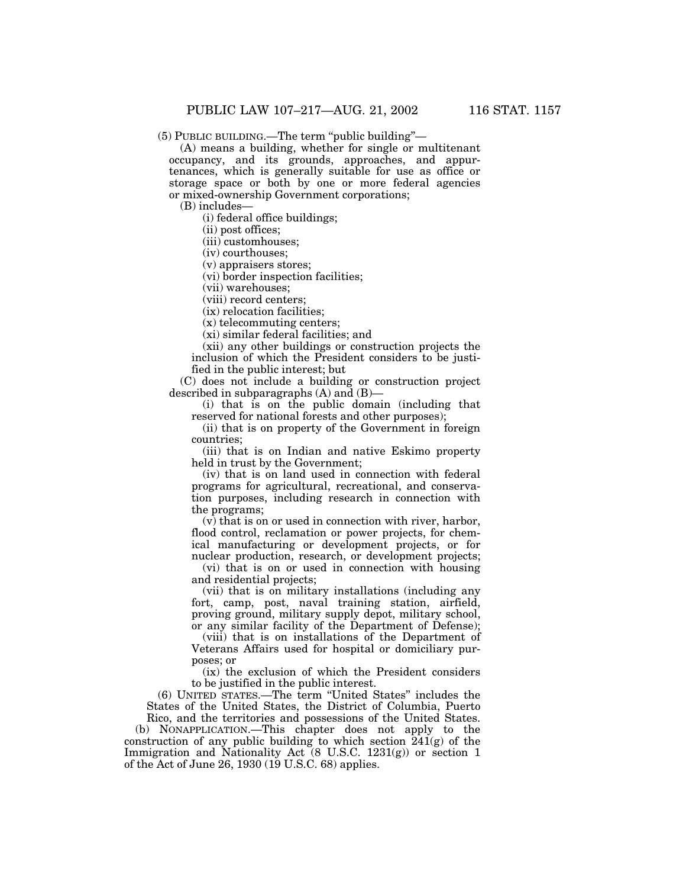(5) PUBLIC BUILDING.—The term "public building"—

(A) means a building, whether for single or multitenant occupancy, and its grounds, approaches, and appurtenances, which is generally suitable for use as office or storage space or both by one or more federal agencies or mixed-ownership Government corporations;

(B) includes—

(i) federal office buildings;

(ii) post offices;

(iii) customhouses;

(iv) courthouses;

(v) appraisers stores;

(vi) border inspection facilities;

(vii) warehouses;

(viii) record centers;

(ix) relocation facilities;

(x) telecommuting centers;

(xi) similar federal facilities; and

(xii) any other buildings or construction projects the inclusion of which the President considers to be justified in the public interest; but

(C) does not include a building or construction project described in subparagraphs (A) and (B)—

(i) that is on the public domain (including that reserved for national forests and other purposes);

(ii) that is on property of the Government in foreign countries;

(iii) that is on Indian and native Eskimo property held in trust by the Government;

(iv) that is on land used in connection with federal programs for agricultural, recreational, and conservation purposes, including research in connection with the programs;

(v) that is on or used in connection with river, harbor, flood control, reclamation or power projects, for chemical manufacturing or development projects, or for nuclear production, research, or development projects;

(vi) that is on or used in connection with housing and residential projects;

(vii) that is on military installations (including any fort, camp, post, naval training station, airfield, proving ground, military supply depot, military school, or any similar facility of the Department of Defense);

(viii) that is on installations of the Department of Veterans Affairs used for hospital or domiciliary purposes; or

(ix) the exclusion of which the President considers to be justified in the public interest.

(6) UNITED STATES.—The term "United States" includes the States of the United States, the District of Columbia, Puerto Rico, and the territories and possessions of the United States.

(b) NONAPPLICATION.—This chapter does not apply to the construction of any public building to which section 241(g) of the Immigration and Nationality Act (8 U.S.C. 1231(g)) or section 1 of the Act of June 26, 1930 (19 U.S.C. 68) applies.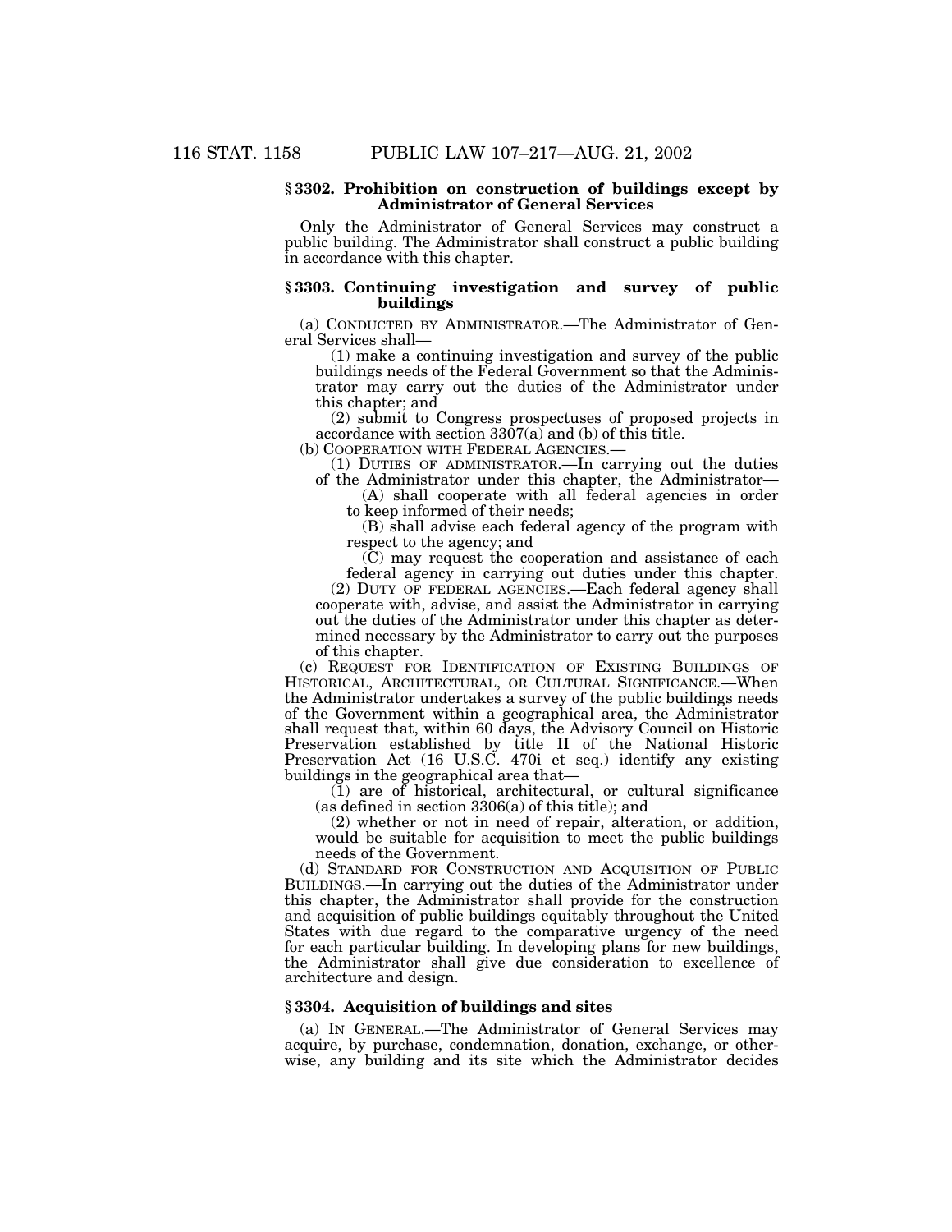### § 3302. Prohibition on construction of buildings except by Administrator of General Services

Only the Administrator of General Services may construct a public building. The Administrator shall construct a public building in accordance with this chapter.

### § 3303. Continuing investigation and survey of public buildings

(a) CONDUCTED BY ADMINISTRATOR.—The Administrator of General Services shall—

(1) make a continuing investigation and survey of the public buildings needs of the Federal Government so that the Administrator may carry out the duties of the Administrator under this chapter; and

(2) submit to Congress prospectuses of proposed projects in accordance with section 3307(a) and (b) of this title.

(b) COOPERATION WITH FEDERAL AGENCIES.—

(1) DUTIES OF ADMINISTRATOR.—In carrying out the duties of the Administrator under this chapter, the Administrator—

(A) shall cooperate with all federal agencies in order to keep informed of their needs;

(B) shall advise each federal agency of the program with respect to the agency; and

(C) may request the cooperation and assistance of each federal agency in carrying out duties under this chapter.

(2) DUTY OF FEDERAL AGENCIES.—Each federal agency shall cooperate with, advise, and assist the Administrator in carrying out the duties of the Administrator under this chapter as determined necessary by the Administrator to carry out the purposes of this chapter.

(c) REQUEST FOR IDENTIFICATION OF EXISTING BUILDINGS OF HISTORICAL, ARCHITECTURAL, OR CULTURAL SIGNIFICANCE.—When the Administrator undertakes a survey of the public buildings needs of the Government within a geographical area, the Administrator shall request that, within 60 days, the Advisory Council on Historic Preservation established by title II of the National Historic Preservation Act (16 U.S.C. 470i et seq.) identify any existing buildings in the geographical area that—

(1) are of historical, architectural, or cultural significance (as defined in section 3306(a) of this title); and

(2) whether or not in need of repair, alteration, or addition, would be suitable for acquisition to meet the public buildings needs of the Government.

(d) STANDARD FOR CONSTRUCTION AND ACQUISITION OF PUBLIC BUILDINGS.—In carrying out the duties of the Administrator under this chapter, the Administrator shall provide for the construction and acquisition of public buildings equitably throughout the United States with due regard to the comparative urgency of the need for each particular building. In developing plans for new buildings, the Administrator shall give due consideration to excellence of architecture and design.

### § 3304. Acquisition of buildings and sites

(a) IN GENERAL.—The Administrator of General Services may acquire, by purchase, condemnation, donation, exchange, or otherwise, any building and its site which the Administrator decides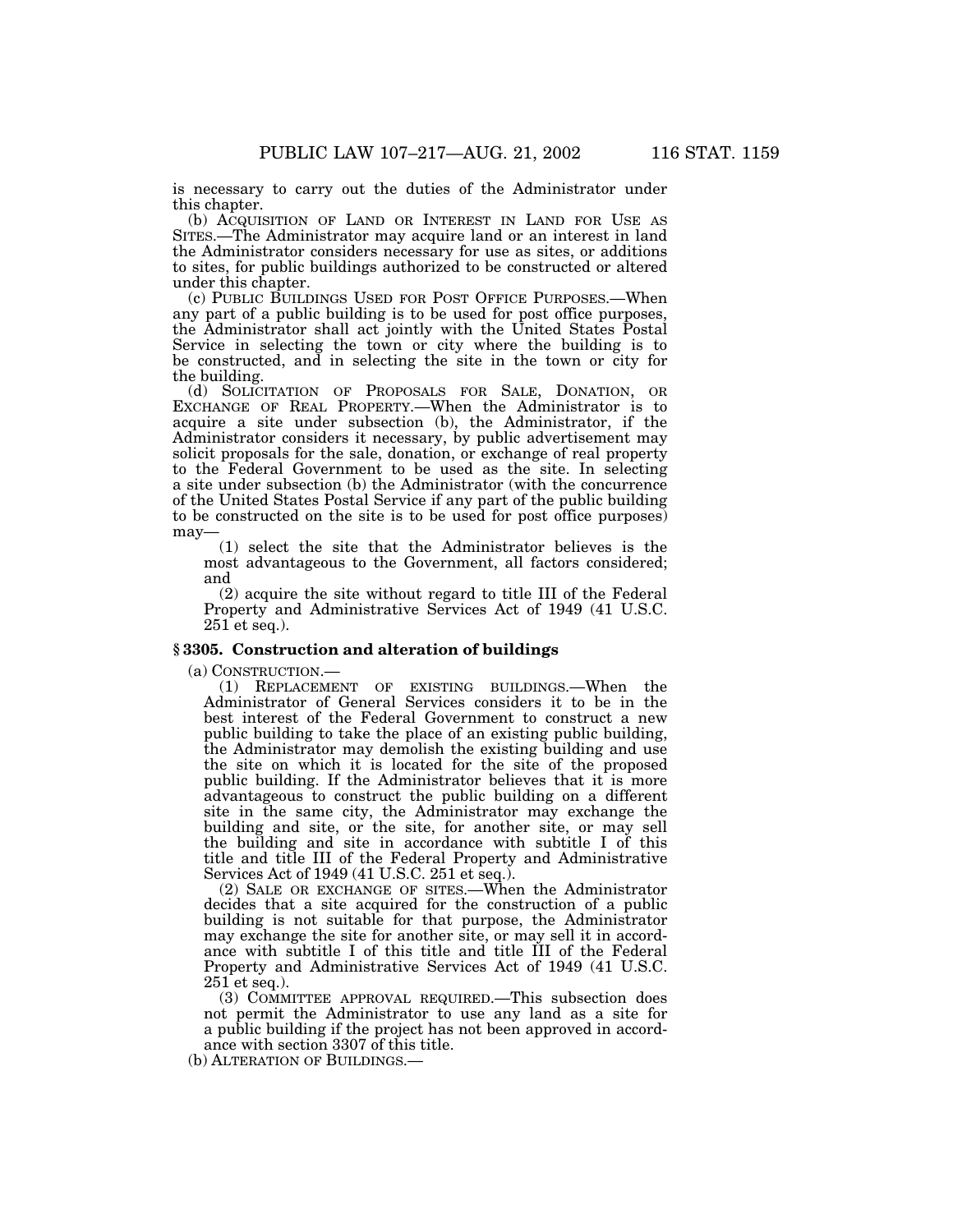is necessary to carry out the duties of the Administrator under this chapter.

(b) ACQUISITION OF LAND OR INTEREST IN LAND FOR USE AS SITES.—The Administrator may acquire land or an interest in land the Administrator considers necessary for use as sites, or additions to sites, for public buildings authorized to be constructed or altered under this chapter.

(c) PUBLIC BUILDINGS USED FOR POST OFFICE PURPOSES.—When any part of a public building is to be used for post office purposes, the Administrator shall act jointly with the United States Postal Service in selecting the town or city where the building is to be constructed, and in selecting the site in the town or city for the building.

(d) SOLICITATION OF PROPOSALS FOR SALE, DONATION, OR EXCHANGE OF REAL PROPERTY.—When the Administrator is to acquire a site under subsection (b), the Administrator, if the Administrator considers it necessary, by public advertisement may solicit proposals for the sale, donation, or exchange of real property to the Federal Government to be used as the site. In selecting a site under subsection (b) the Administrator (with the concurrence of the United States Postal Service if any part of the public building to be constructed on the site is to be used for post office purposes) may—

(1) select the site that the Administrator believes is the most advantageous to the Government, all factors considered; and

(2) acquire the site without regard to title III of the Federal Property and Administrative Services Act of 1949 (41 U.S.C. 251 et seq.).

### § 3305. Construction and alteration of buildings

(a) CONSTRUCTION.—

(1) REPLACEMENT OF EXISTING BUILDINGS.—When the Administrator of General Services considers it to be in the best interest of the Federal Government to construct a new public building to take the place of an existing public building, the Administrator may demolish the existing building and use the site on which it is located for the site of the proposed public building. If the Administrator believes that it is more advantageous to construct the public building on a different site in the same city, the Administrator may exchange the building and site, or the site, for another site, or may sell the building and site in accordance with subtitle I of this title and title III of the Federal Property and Administrative Services Act of 1949 (41 U.S.C. 251 et seq.).

(2) SALE OR EXCHANGE OF SITES.—When the Administrator decides that a site acquired for the construction of a public building is not suitable for that purpose, the Administrator may exchange the site for another site, or may sell it in accordance with subtitle I of this title and title III of the Federal Property and Administrative Services Act of 1949 (41 U.S.C. 251 et seq.).

(3) COMMITTEE APPROVAL REQUIRED.—This subsection does not permit the Administrator to use any land as a site for a public building if the project has not been approved in accordance with section 3307 of this title.

(b) ALTERATION OF BUILDINGS.—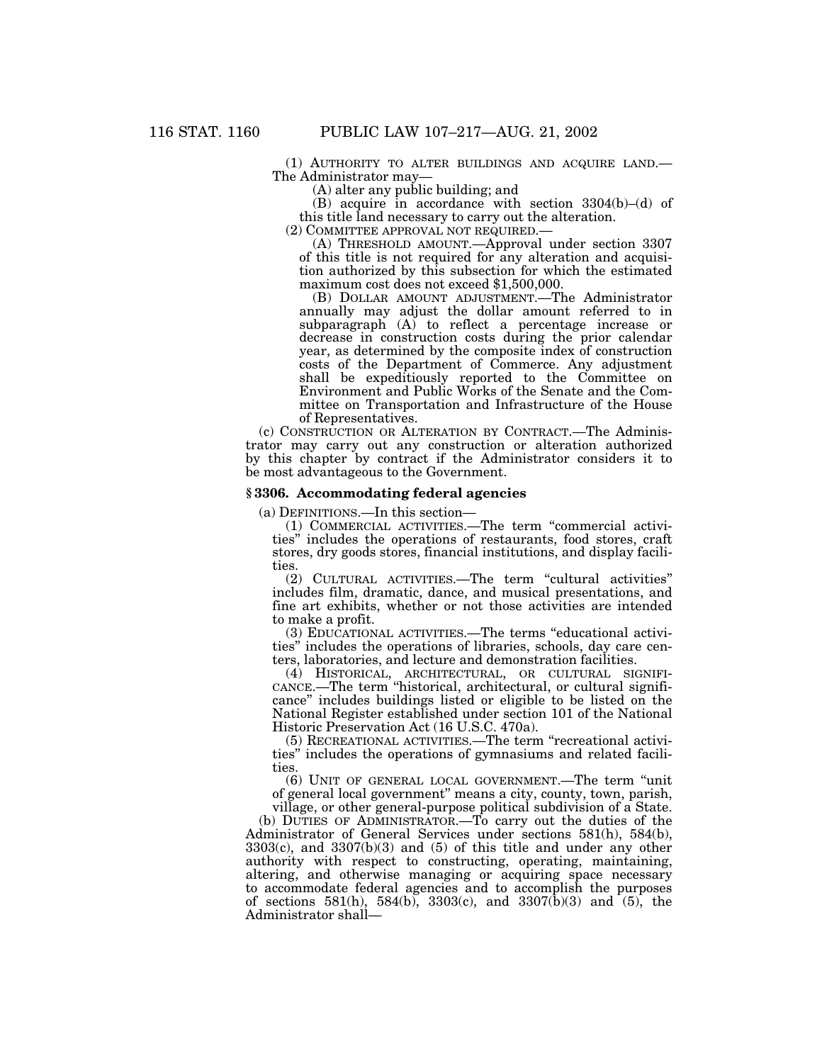(1) AUTHORITY TO ALTER BUILDINGS AND ACQUIRE LAND.—The Administrator may—

(A) alter any public building; and

(B) acquire in accordance with section 3304(b)–(d) of this title land necessary to carry out the alteration.

(2) COMMITTEE APPROVAL NOT REQUIRED.—

(A) THRESHOLD AMOUNT.—Approval under section 3307 of this title is not required for any alteration and acquisition authorized by this subsection for which the estimated maximum cost does not exceed $1,500,000.

(B) DOLLAR AMOUNT ADJUSTMENT.—The Administrator annually may adjust the dollar amount referred to in subparagraph (A) to reflect a percentage increase or decrease in construction costs during the prior calendar year, as determined by the composite index of construction costs of the Department of Commerce. Any adjustment shall be expeditiously reported to the Committee on Environment and Public Works of the Senate and the Committee on Transportation and Infrastructure of the House of Representatives.

(c) CONSTRUCTION OR ALTERATION BY CONTRACT.—The Administrator may carry out any construction or alteration authorized by this chapter by contract if the Administrator considers it to be most advantageous to the Government.

### § 3306. Accommodating federal agencies

(a) DEFINITIONS.—In this section—

(1) COMMERCIAL ACTIVITIES.—The term "commercial activities" includes the operations of restaurants, food stores, craft stores, dry goods stores, financial institutions, and display facilities.

(2) CULTURAL ACTIVITIES.—The term "cultural activities" includes film, dramatic, dance, and musical presentations, and fine art exhibits, whether or not those activities are intended to make a profit.

(3) EDUCATIONAL ACTIVITIES.—The terms "educational activities" includes the operations of libraries, schools, day care centers, laboratories, and lecture and demonstration facilities.

(4) HISTORICAL, ARCHITECTURAL, OR CULTURAL SIGNIFICANCE.—The term "historical, architectural, or cultural significance" includes buildings listed or eligible to be listed on the National Register established under section 101 of the National Historic Preservation Act (16 U.S.C. 470a).

(5) RECREATIONAL ACTIVITIES.—The term "recreational activities" includes the operations of gymnasiums and related facilities.

(6) UNIT OF GENERAL LOCAL GOVERNMENT.—The term "unit of general local government" means a city, county, town, parish, village, or other general-purpose political subdivision of a State.

(b) DUTIES OF ADMINISTRATOR.—To carry out the duties of the Administrator of General Services under sections 581(h), 584(b), 3303(c), and 3307(b)(3) and (5) of this title and under any other authority with respect to constructing, operating, maintaining, altering, and otherwise managing or acquiring space necessary to accommodate federal agencies and to accomplish the purposes of sections 581(h), 584(b), 3303(c), and 3307(b)(3) and (5), the Administrator shall—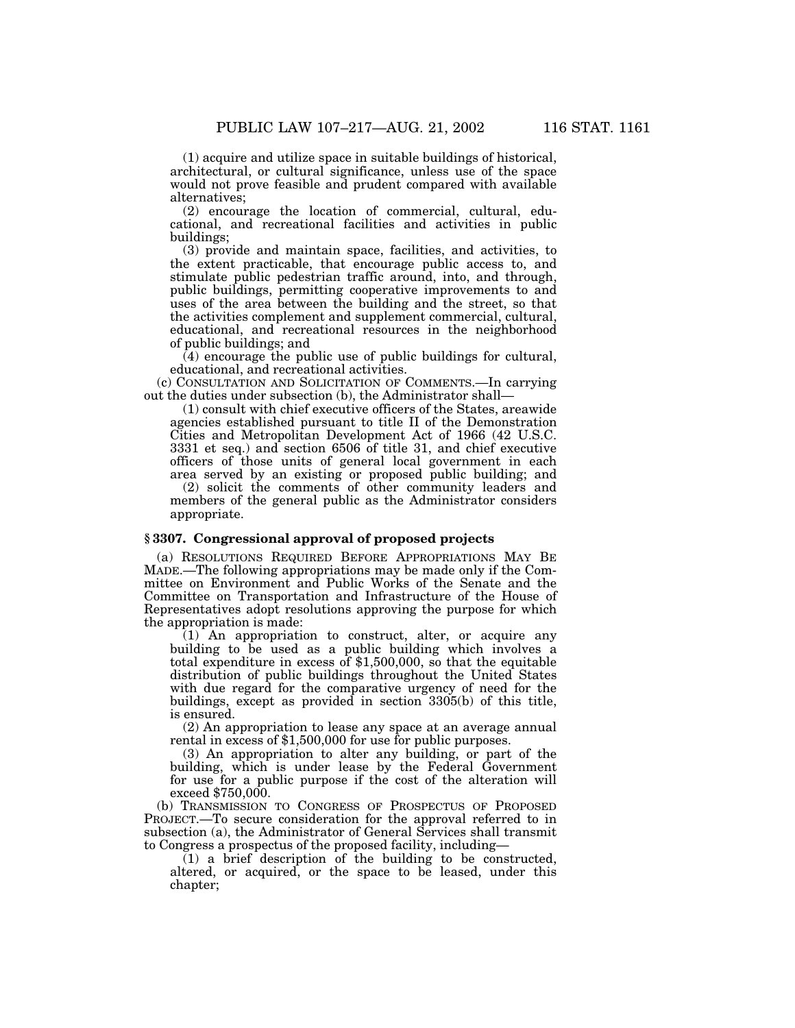(1) acquire and utilize space in suitable buildings of historical, architectural, or cultural significance, unless use of the space would not prove feasible and prudent compared with available alternatives;

(2) encourage the location of commercial, cultural, educational, and recreational facilities and activities in public buildings;

(3) provide and maintain space, facilities, and activities, to the extent practicable, that encourage public access to, and stimulate public pedestrian traffic around, into, and through, public buildings, permitting cooperative improvements to and uses of the area between the building and the street, so that the activities complement and supplement commercial, cultural, educational, and recreational resources in the neighborhood of public buildings; and

(4) encourage the public use of public buildings for cultural, educational, and recreational activities.

(c) CONSULTATION AND SOLICITATION OF COMMENTS.—In carrying out the duties under subsection (b), the Administrator shall—

(1) consult with chief executive officers of the States, areawide agencies established pursuant to title II of the Demonstration Cities and Metropolitan Development Act of 1966 (42 U.S.C. 3331 et seq.) and section 6506 of title 31, and chief executive officers of those units of general local government in each area served by an existing or proposed public building; and

(2) solicit the comments of other community leaders and members of the general public as the Administrator considers appropriate.

### § 3307. Congressional approval of proposed projects

(a) RESOLUTIONS REQUIRED BEFORE APPROPRIATIONS MAY BE MADE.—The following appropriations may be made only if the Committee on Environment and Public Works of the Senate and the Committee on Transportation and Infrastructure of the House of Representatives adopt resolutions approving the purpose for which the appropriation is made:

(1) An appropriation to construct, alter, or acquire any building to be used as a public building which involves a total expenditure in excess of $1,500,000, so that the equitable distribution of public buildings throughout the United States with due regard for the comparative urgency of need for the buildings, except as provided in section 3305(b) of this title, is ensured.

(2) An appropriation to lease any space at an average annual rental in excess of $1,500,000 for use for public purposes.

(3) An appropriation to alter any building, or part of the building, which is under lease by the Federal Government for use for a public purpose if the cost of the alteration will exceed $750,000.

(b) TRANSMISSION TO CONGRESS OF PROSPECTUS OF PROPOSED PROJECT.—To secure consideration for the approval referred to in subsection (a), the Administrator of General Services shall transmit to Congress a prospectus of the proposed facility, including—

(1) a brief description of the building to be constructed, altered, or acquired, or the space to be leased, under this chapter;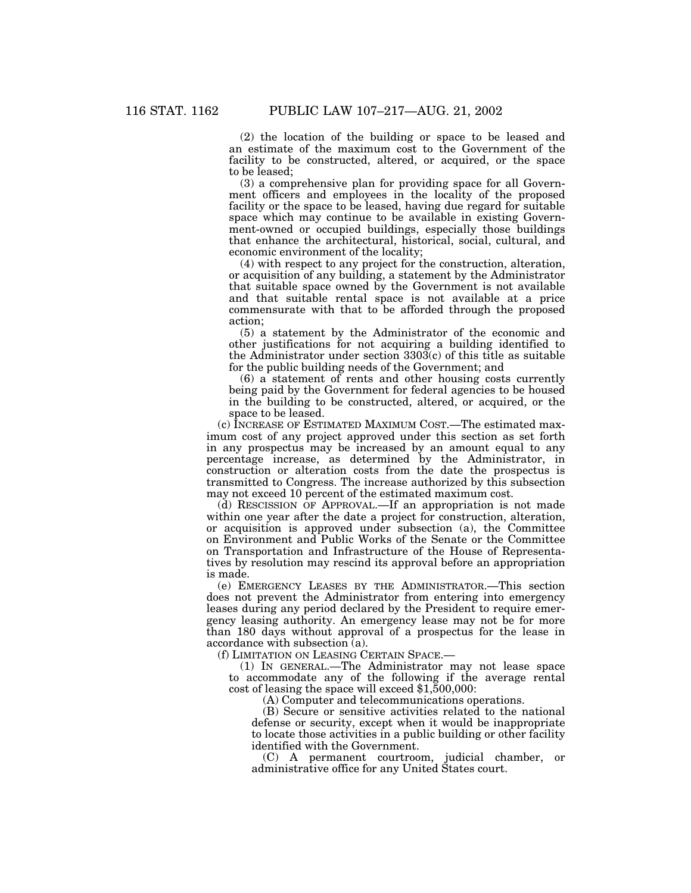(2) the location of the building or space to be leased and an estimate of the maximum cost to the Government of the facility to be constructed, altered, or acquired, or the space to be leased;

(3) a comprehensive plan for providing space for all Government officers and employees in the locality of the proposed facility or the space to be leased, having due regard for suitable space which may continue to be available in existing Government-owned or occupied buildings, especially those buildings that enhance the architectural, historical, social, cultural, and economic environment of the locality;

(4) with respect to any project for the construction, alteration, or acquisition of any building, a statement by the Administrator that suitable space owned by the Government is not available and that suitable rental space is not available at a price commensurate with that to be afforded through the proposed action;

(5) a statement by the Administrator of the economic and other justifications for not acquiring a building identified to the Administrator under section 3303(c) of this title as suitable for the public building needs of the Government; and

(6) a statement of rents and other housing costs currently being paid by the Government for federal agencies to be housed in the building to be constructed, altered, or acquired, or the space to be leased.

(c) INCREASE OF ESTIMATED MAXIMUM COST.—The estimated maximum cost of any project approved under this section as set forth in any prospectus may be increased by an amount equal to any percentage increase, as determined by the Administrator, in construction or alteration costs from the date the prospectus is transmitted to Congress. The increase authorized by this subsection may not exceed 10 percent of the estimated maximum cost.

(d) RESCISSION OF APPROVAL.—If an appropriation is not made within one year after the date a project for construction, alteration, or acquisition is approved under subsection (a), the Committee on Environment and Public Works of the Senate or the Committee on Transportation and Infrastructure of the House of Representatives by resolution may rescind its approval before an appropriation is made.

(e) EMERGENCY LEASES BY THE ADMINISTRATOR.—This section does not prevent the Administrator from entering into emergency leases during any period declared by the President to require emergency leasing authority. An emergency lease may not be for more than 180 days without approval of a prospectus for the lease in accordance with subsection (a).

(f) LIMITATION ON LEASING CERTAIN SPACE.—

(1) IN GENERAL.—The Administrator may not lease space to accommodate any of the following if the average rental cost of leasing the space will exceed $1,500,000:

(A) Computer and telecommunications operations.

(B) Secure or sensitive activities related to the national defense or security, except when it would be inappropriate to locate those activities in a public building or other facility identified with the Government.

(C) A permanent courtroom, judicial chamber, or administrative office for any United States court.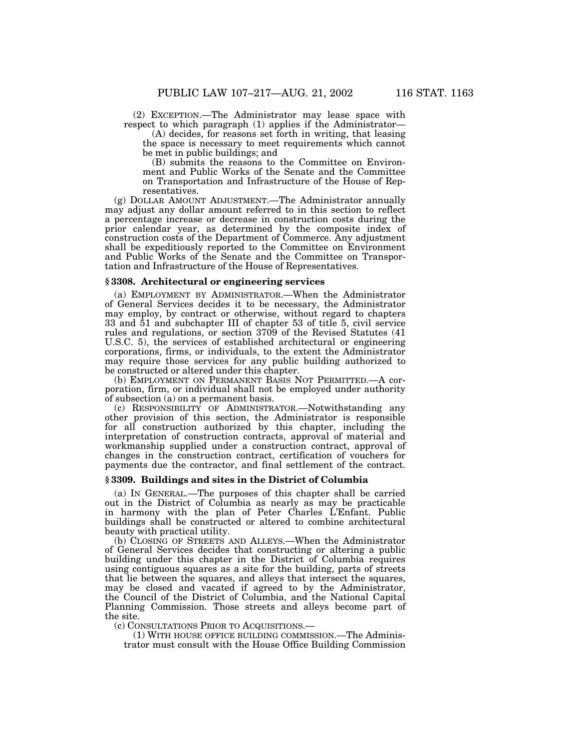(2) EXCEPTION.—The Administrator may lease space with respect to which paragraph (1) applies if the Administrator—

(A) decides, for reasons set forth in writing, that leasing the space is necessary to meet requirements which cannot be met in public buildings; and

(B) submits the reasons to the Committee on Environment and Public Works of the Senate and the Committee on Transportation and Infrastructure of the House of Representatives.

(g) DOLLAR AMOUNT ADJUSTMENT.—The Administrator annually may adjust any dollar amount referred to in this section to reflect a percentage increase or decrease in construction costs during the prior calendar year, as determined by the composite index of construction costs of the Department of Commerce. Any adjustment shall be expeditiously reported to the Committee on Environment and Public Works of the Senate and the Committee on Transportation and Infrastructure of the House of Representatives.

### § 3308. Architectural or engineering services

(a) EMPLOYMENT BY ADMINISTRATOR.—When the Administrator of General Services decides it to be necessary, the Administrator may employ, by contract or otherwise, without regard to chapters 33 and 51 and subchapter III of chapter 53 of title 5, civil service rules and regulations, or section 3709 of the Revised Statutes (41 U.S.C. 5), the services of established architectural or engineering corporations, firms, or individuals, to the extent the Administrator may require those services for any public building authorized to be constructed or altered under this chapter.

(b) EMPLOYMENT ON PERMANENT BASIS NOT PERMITTED.—A corporation, firm, or individual shall not be employed under authority of subsection (a) on a permanent basis.

(c) RESPONSIBILITY OF ADMINISTRATOR.—Notwithstanding any other provision of this section, the Administrator is responsible for all construction authorized by this chapter, including the interpretation of construction contracts, approval of material and workmanship supplied under a construction contract, approval of changes in the construction contract, certification of vouchers for payments due the contractor, and final settlement of the contract.

### § 3309. Buildings and sites in the District of Columbia

(a) IN GENERAL.—The purposes of this chapter shall be carried out in the District of Columbia as nearly as may be practicable in harmony with the plan of Peter Charles L'Enfant. Public buildings shall be constructed or altered to combine architectural beauty with practical utility.

(b) CLOSING OF STREETS AND ALLEYS.—When the Administrator of General Services decides that constructing or altering a public building under this chapter in the District of Columbia requires using contiguous squares as a site for the building, parts of streets that lie between the squares, and alleys that intersect the squares, may be closed and vacated if agreed to by the Administrator, the Council of the District of Columbia, and the National Capital Planning Commission. Those streets and alleys become part of the site.

(c) CONSULTATIONS PRIOR TO ACQUISITIONS.—

(1) WITH HOUSE OFFICE BUILDING COMMISSION.—The Administrator must consult with the House Office Building Commission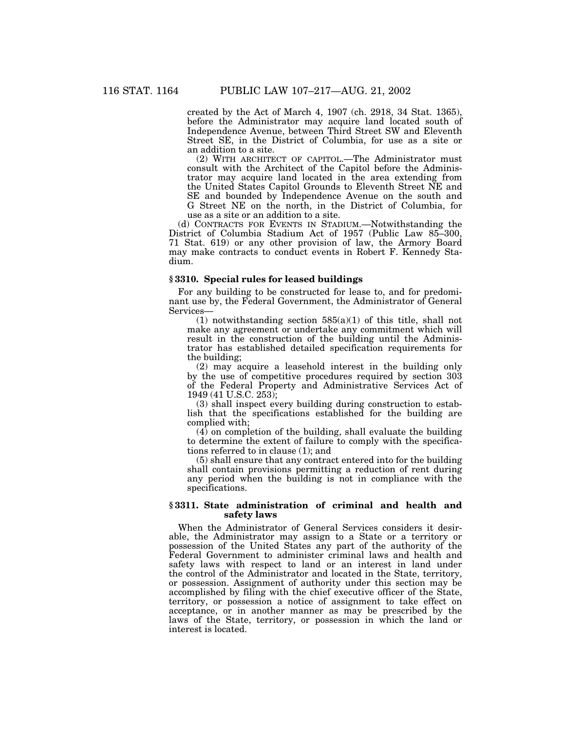created by the Act of March 4, 1907 (ch. 2918, 34 Stat. 1365), before the Administrator may acquire land located south of Independence Avenue, between Third Street SW and Eleventh Street SE, in the District of Columbia, for use as a site or an addition to a site.

(2) WITH ARCHITECT OF CAPITOL.—The Administrator must consult with the Architect of the Capitol before the Administrator may acquire land located in the area extending from the United States Capitol Grounds to Eleventh Street NE and SE and bounded by Independence Avenue on the south and G Street NE on the north, in the District of Columbia, for use as a site or an addition to a site.

(d) CONTRACTS FOR EVENTS IN STADIUM.—Notwithstanding the District of Columbia Stadium Act of 1957 (Public Law 85–300, 71 Stat. 619) or any other provision of law, the Armory Board may make contracts to conduct events in Robert F. Kennedy Stadium.

### § 3310. Special rules for leased buildings

For any building to be constructed for lease to, and for predominant use by, the Federal Government, the Administrator of General Services—

(1) notwithstanding section 585(a)(1) of this title, shall not make any agreement or undertake any commitment which will result in the construction of the building until the Administrator has established detailed specification requirements for the building;

(2) may acquire a leasehold interest in the building only by the use of competitive procedures required by section 303 of the Federal Property and Administrative Services Act of 1949 (41 U.S.C. 253);

(3) shall inspect every building during construction to establish that the specifications established for the building are complied with;

(4) on completion of the building, shall evaluate the building to determine the extent of failure to comply with the specifications referred to in clause (1); and

(5) shall ensure that any contract entered into for the building shall contain provisions permitting a reduction of rent during any period when the building is not in compliance with the specifications.

### § 3311. State administration of criminal and health and safety laws

When the Administrator of General Services considers it desirable, the Administrator may assign to a State or a territory or possession of the United States any part of the authority of the Federal Government to administer criminal laws and health and safety laws with respect to land or an interest in land under the control of the Administrator and located in the State, territory, or possession. Assignment of authority under this section may be accomplished by filing with the chief executive officer of the State, territory, or possession a notice of assignment to take effect on acceptance, or in another manner as may be prescribed by the laws of the State, territory, or possession in which the land or interest is located.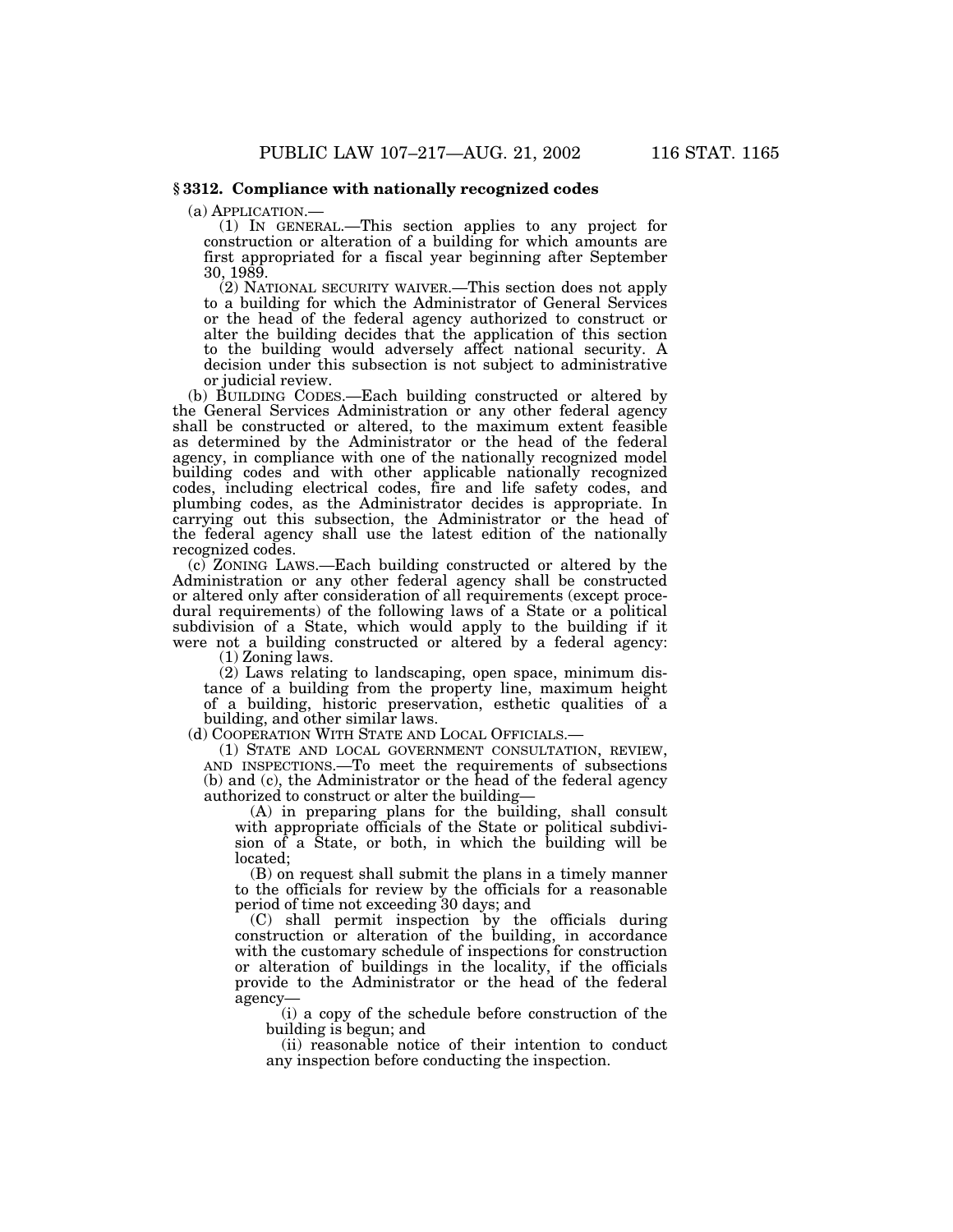### § 3312. Compliance with nationally recognized codes

(a) APPLICATION.—

(1) IN GENERAL.—This section applies to any project for construction or alteration of a building for which amounts are first appropriated for a fiscal year beginning after September 30, 1989.

(2) NATIONAL SECURITY WAIVER.—This section does not apply to a building for which the Administrator of General Services or the head of the federal agency authorized to construct or alter the building decides that the application of this section to the building would adversely affect national security. A decision under this subsection is not subject to administrative or judicial review.

(b) BUILDING CODES.—Each building constructed or altered by the General Services Administration or any other federal agency shall be constructed or altered, to the maximum extent feasible as determined by the Administrator or the head of the federal agency, in compliance with one of the nationally recognized model building codes and with other applicable nationally recognized codes, including electrical codes, fire and life safety codes, and plumbing codes, as the Administrator decides is appropriate. In carrying out this subsection, the Administrator or the head of the federal agency shall use the latest edition of the nationally recognized codes.

(c) ZONING LAWS.—Each building constructed or altered by the Administration or any other federal agency shall be constructed or altered only after consideration of all requirements (except procedural requirements) of the following laws of a State or a political subdivision of a State, which would apply to the building if it were not a building constructed or altered by a federal agency:

(1) Zoning laws.

(2) Laws relating to landscaping, open space, minimum distance of a building from the property line, maximum height of a building, historic preservation, esthetic qualities of a building, and other similar laws.

(d) COOPERATION WITH STATE AND LOCAL OFFICIALS.—

(1) STATE AND LOCAL GOVERNMENT CONSULTATION, REVIEW, AND INSPECTIONS.—To meet the requirements of subsections (b) and (c), the Administrator or the head of the federal agency authorized to construct or alter the building—

(A) in preparing plans for the building, shall consult with appropriate officials of the State or political subdivision of a State, or both, in which the building will be located;

(B) on request shall submit the plans in a timely manner to the officials for review by the officials for a reasonable period of time not exceeding 30 days; and

(C) shall permit inspection by the officials during construction or alteration of the building, in accordance with the customary schedule of inspections for construction or alteration of buildings in the locality, if the officials provide to the Administrator or the head of the federal agency—

(i) a copy of the schedule before construction of the building is begun; and

(ii) reasonable notice of their intention to conduct any inspection before conducting the inspection.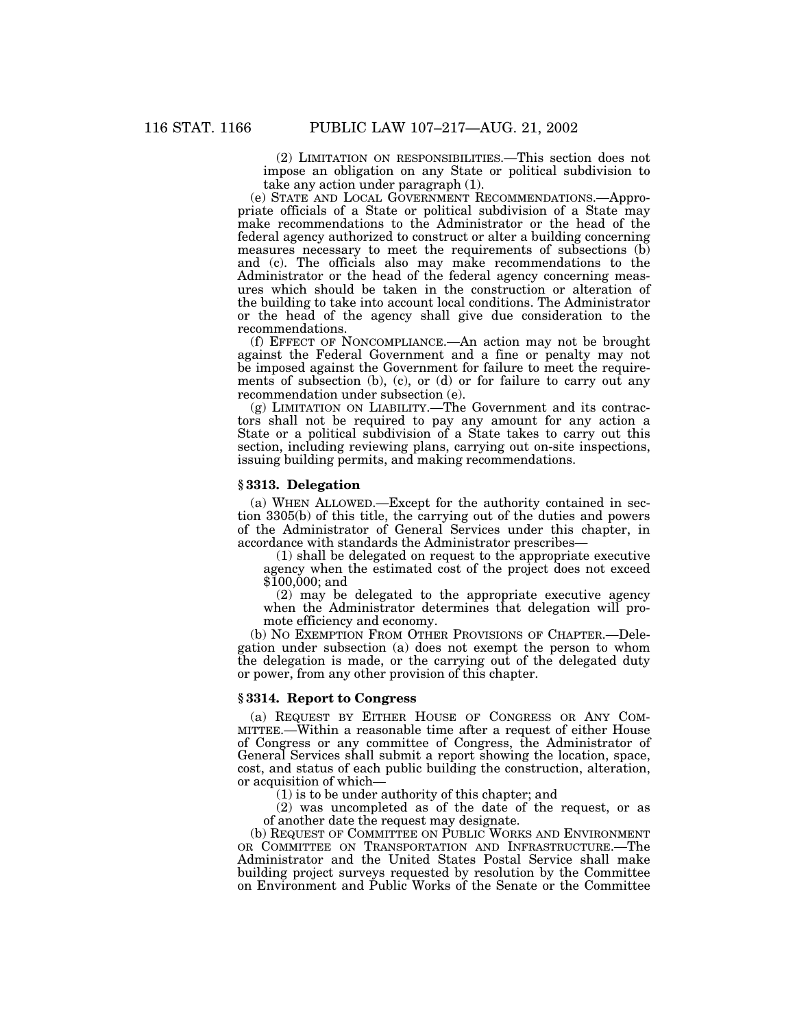(2) LIMITATION ON RESPONSIBILITIES.—This section does not impose an obligation on any State or political subdivision to take any action under paragraph (1).

(e) STATE AND LOCAL GOVERNMENT RECOMMENDATIONS.—Appropriate officials of a State or political subdivision of a State may make recommendations to the Administrator or the head of the federal agency authorized to construct or alter a building concerning measures necessary to meet the requirements of subsections (b) and (c). The officials also may make recommendations to the Administrator or the head of the federal agency concerning measures which should be taken in the construction or alteration of the building to take into account local conditions. The Administrator or the head of the agency shall give due consideration to the recommendations.

(f) EFFECT OF NONCOMPLIANCE.—An action may not be brought against the Federal Government and a fine or penalty may not be imposed against the Government for failure to meet the requirements of subsection (b), (c), or (d) or for failure to carry out any recommendation under subsection (e).

(g) LIMITATION ON LIABILITY.—The Government and its contractors shall not be required to pay any amount for any action a State or a political subdivision of a State takes to carry out this section, including reviewing plans, carrying out on-site inspections, issuing building permits, and making recommendations.

### § 3313. Delegation

(a) WHEN ALLOWED.—Except for the authority contained in section 3305(b) of this title, the carrying out of the duties and powers of the Administrator of General Services under this chapter, in accordance with standards the Administrator prescribes—

(1) shall be delegated on request to the appropriate executive agency when the estimated cost of the project does not exceed $100,000; and

(2) may be delegated to the appropriate executive agency when the Administrator determines that delegation will promote efficiency and economy.

(b) NO EXEMPTION FROM OTHER PROVISIONS OF CHAPTER.—Delegation under subsection (a) does not exempt the person to whom the delegation is made, or the carrying out of the delegated duty or power, from any other provision of this chapter.

### § 3314. Report to Congress

(a) REQUEST BY EITHER HOUSE OF CONGRESS OR ANY COMMITTEE.—Within a reasonable time after a request of either House of Congress or any committee of Congress, the Administrator of General Services shall submit a report showing the location, space, cost, and status of each public building the construction, alteration, or acquisition of which—

(1) is to be under authority of this chapter; and

(2) was uncompleted as of the date of the request, or as of another date the request may designate.

(b) REQUEST OF COMMITTEE ON PUBLIC WORKS AND ENVIRONMENT OR COMMITTEE ON TRANSPORTATION AND INFRASTRUCTURE.—The Administrator and the United States Postal Service shall make building project surveys requested by resolution by the Committee on Environment and Public Works of the Senate or the Committee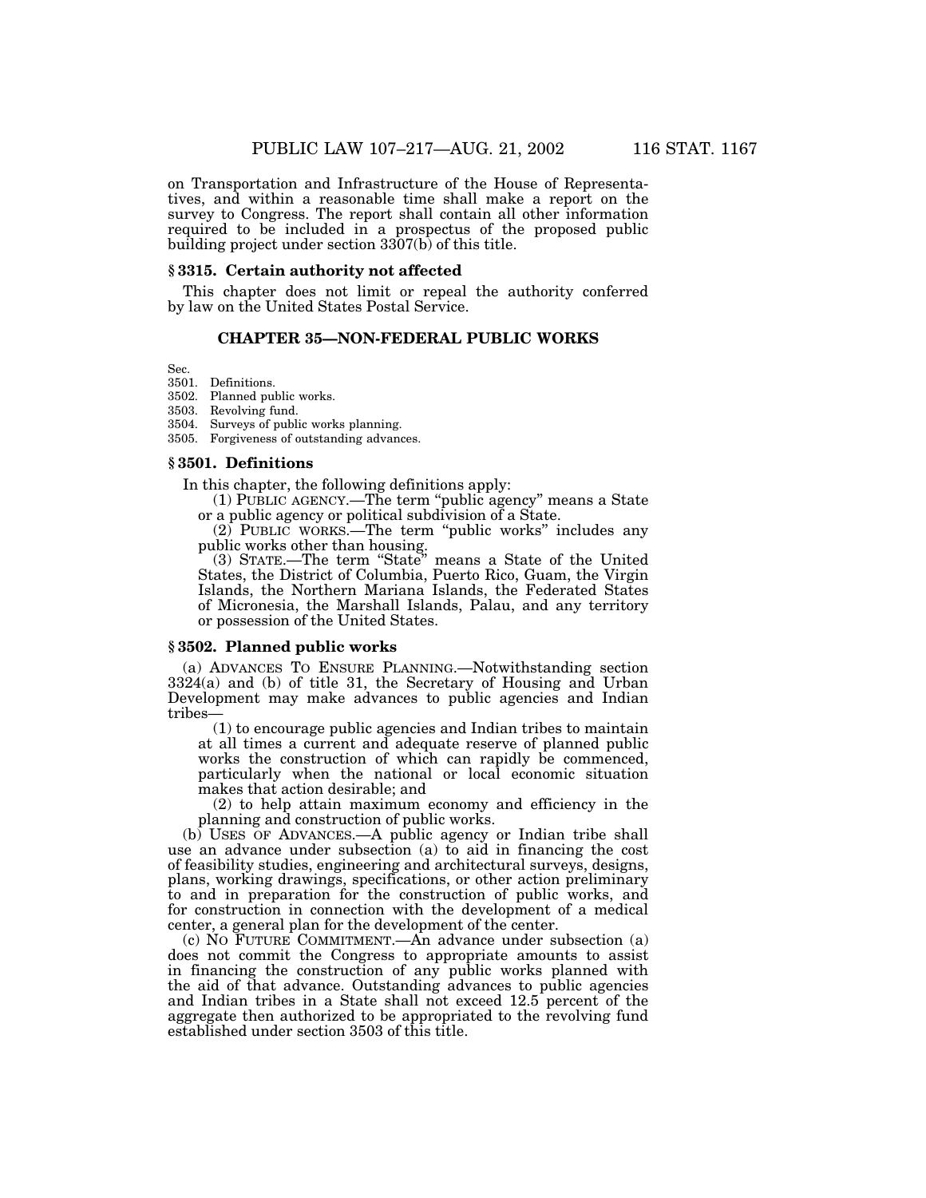on Transportation and Infrastructure of the House of Representatives, and within a reasonable time shall make a report on the survey to Congress. The report shall contain all other information required to be included in a prospectus of the proposed public building project under section 3307(b) of this title.

### § 3315. Certain authority not affected

This chapter does not limit or repeal the authority conferred by law on the United States Postal Service.

## CHAPTER 35—NON-FEDERAL PUBLIC WORKS

Sec.
3501. Definitions.
3502. Planned public works.
3503. Revolving fund.
3504. Surveys of public works planning.
3505. Forgiveness of outstanding advances.

### § 3501. Definitions

In this chapter, the following definitions apply:

(1) PUBLIC AGENCY.—The term "public agency" means a State or a public agency or political subdivision of a State.

(2) PUBLIC WORKS.—The term "public works" includes any public works other than housing.

(3) STATE.—The term "State" means a State of the United States, the District of Columbia, Puerto Rico, Guam, the Virgin Islands, the Northern Mariana Islands, the Federated States of Micronesia, the Marshall Islands, Palau, and any territory or possession of the United States.

### § 3502. Planned public works

(a) ADVANCES TO ENSURE PLANNING.—Notwithstanding section 3324(a) and (b) of title 31, the Secretary of Housing and Urban Development may make advances to public agencies and Indian tribes—

(1) to encourage public agencies and Indian tribes to maintain at all times a current and adequate reserve of planned public works the construction of which can rapidly be commenced, particularly when the national or local economic situation makes that action desirable; and

(2) to help attain maximum economy and efficiency in the planning and construction of public works.

(b) USES OF ADVANCES.—A public agency or Indian tribe shall use an advance under subsection (a) to aid in financing the cost of feasibility studies, engineering and architectural surveys, designs, plans, working drawings, specifications, or other action preliminary to and in preparation for the construction of public works, and for construction in connection with the development of a medical center, a general plan for the development of the center.

(c) NO FUTURE COMMITMENT.—An advance under subsection (a) does not commit the Congress to appropriate amounts to assist in financing the construction of any public works planned with the aid of that advance. Outstanding advances to public agencies and Indian tribes in a State shall not exceed 12.5 percent of the aggregate then authorized to be appropriated to the revolving fund established under section 3503 of this title.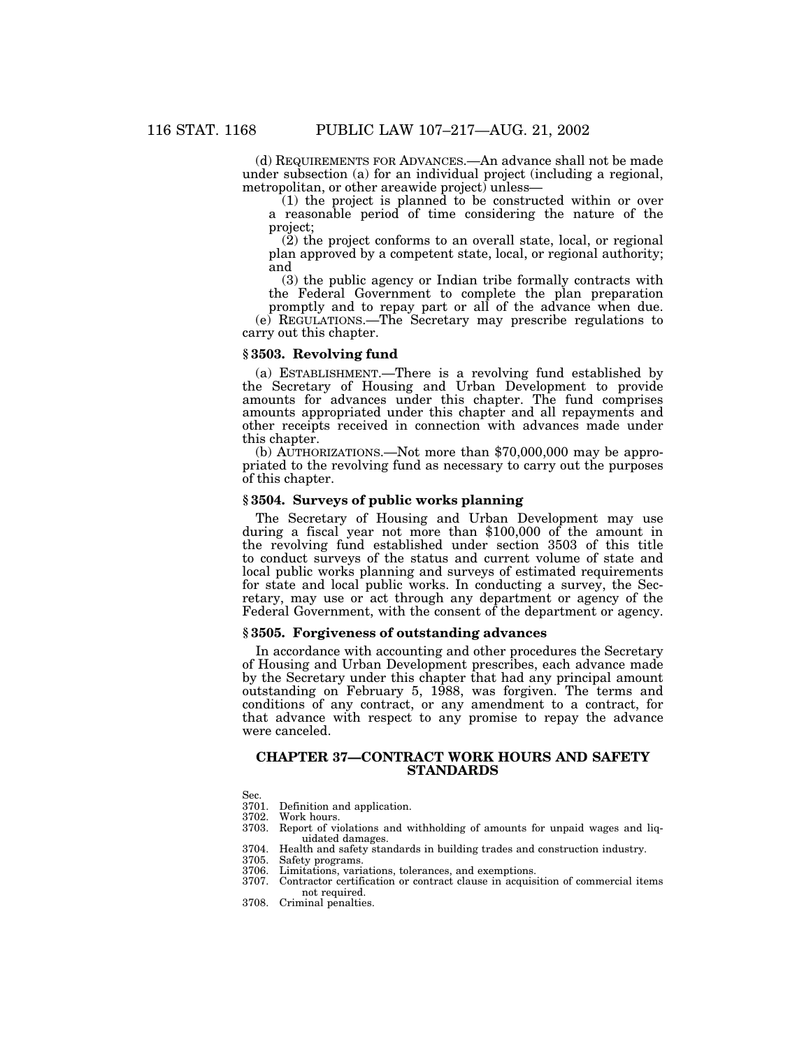(d) REQUIREMENTS FOR ADVANCES.—An advance shall not be made under subsection (a) for an individual project (including a regional, metropolitan, or other areawide project) unless—

(1) the project is planned to be constructed within or over a reasonable period of time considering the nature of the project;

(2) the project conforms to an overall state, local, or regional plan approved by a competent state, local, or regional authority; and

(3) the public agency or Indian tribe formally contracts with the Federal Government to complete the plan preparation promptly and to repay part or all of the advance when due.

(e) REGULATIONS.—The Secretary may prescribe regulations to carry out this chapter.

### § 3503. Revolving fund

(a) ESTABLISHMENT.—There is a revolving fund established by the Secretary of Housing and Urban Development to provide amounts for advances under this chapter. The fund comprises amounts appropriated under this chapter and all repayments and other receipts received in connection with advances made under this chapter.

(b) AUTHORIZATIONS.—Not more than $70,000,000 may be appropriated to the revolving fund as necessary to carry out the purposes of this chapter.

### § 3504. Surveys of public works planning

The Secretary of Housing and Urban Development may use during a fiscal year not more than $100,000 of the amount in the revolving fund established under section 3503 of this title to conduct surveys of the status and current volume of state and local public works planning and surveys of estimated requirements for state and local public works. In conducting a survey, the Secretary, may use or act through any department or agency of the Federal Government, with the consent of the department or agency.

### § 3505. Forgiveness of outstanding advances

In accordance with accounting and other procedures the Secretary of Housing and Urban Development prescribes, each advance made by the Secretary under this chapter that had any principal amount outstanding on February 5, 1988, was forgiven. The terms and conditions of any contract, or any amendment to a contract, for that advance with respect to any promise to repay the advance were canceled.

## CHAPTER 37—CONTRACT WORK HOURS AND SAFETY STANDARDS

Sec.
3701. Definition and application.
3702. Work hours.
3703. Report of violations and withholding of amounts for unpaid wages and liquidated damages.
3704. Health and safety standards in building trades and construction industry.
3705. Safety programs.
3706. Limitations, variations, tolerances, and exemptions.
3707. Contractor certification or contract clause in acquisition of commercial items not required.
3708. Criminal penalties.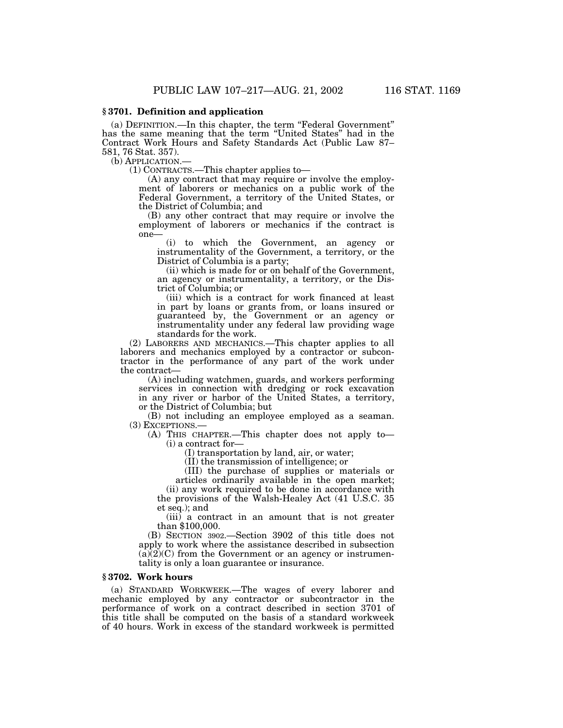### § 3701. Definition and application

(a) DEFINITION.—In this chapter, the term "Federal Government" has the same meaning that the term "United States" had in the Contract Work Hours and Safety Standards Act (Public Law 87–581, 76 Stat. 357).

(b) APPLICATION.—

(1) CONTRACTS.—This chapter applies to—

(A) any contract that may require or involve the employment of laborers or mechanics on a public work of the Federal Government, a territory of the United States, or the District of Columbia; and

(B) any other contract that may require or involve the employment of laborers or mechanics if the contract is one—

(i) to which the Government, an agency or instrumentality of the Government, a territory, or the District of Columbia is a party;

(ii) which is made for or on behalf of the Government, an agency or instrumentality, a territory, or the District of Columbia; or

(iii) which is a contract for work financed at least in part by loans or grants from, or loans insured or guaranteed by, the Government or an agency or instrumentality under any federal law providing wage standards for the work.

(2) LABORERS AND MECHANICS.—This chapter applies to all laborers and mechanics employed by a contractor or subcontractor in the performance of any part of the work under the contract—

(A) including watchmen, guards, and workers performing services in connection with dredging or rock excavation in any river or harbor of the United States, a territory, or the District of Columbia; but

(B) not including an employee employed as a seaman.

(3) EXCEPTIONS.—

(A) THIS CHAPTER.—This chapter does not apply to—

(i) a contract for—

(I) transportation by land, air, or water;

(II) the transmission of intelligence; or

(III) the purchase of supplies or materials or articles ordinarily available in the open market;

(ii) any work required to be done in accordance with the provisions of the Walsh-Healey Act (41 U.S.C. 35 et seq.); and

(iii) a contract in an amount that is not greater than $100,000.

(B) SECTION 3902.—Section 3902 of this title does not apply to work where the assistance described in subsection (a)(2)(C) from the Government or an agency or instrumentality is only a loan guarantee or insurance.

### § 3702. Work hours

(a) STANDARD WORKWEEK.—The wages of every laborer and mechanic employed by any contractor or subcontractor in the performance of work on a contract described in section 3701 of this title shall be computed on the basis of a standard workweek of 40 hours. Work in excess of the standard workweek is permitted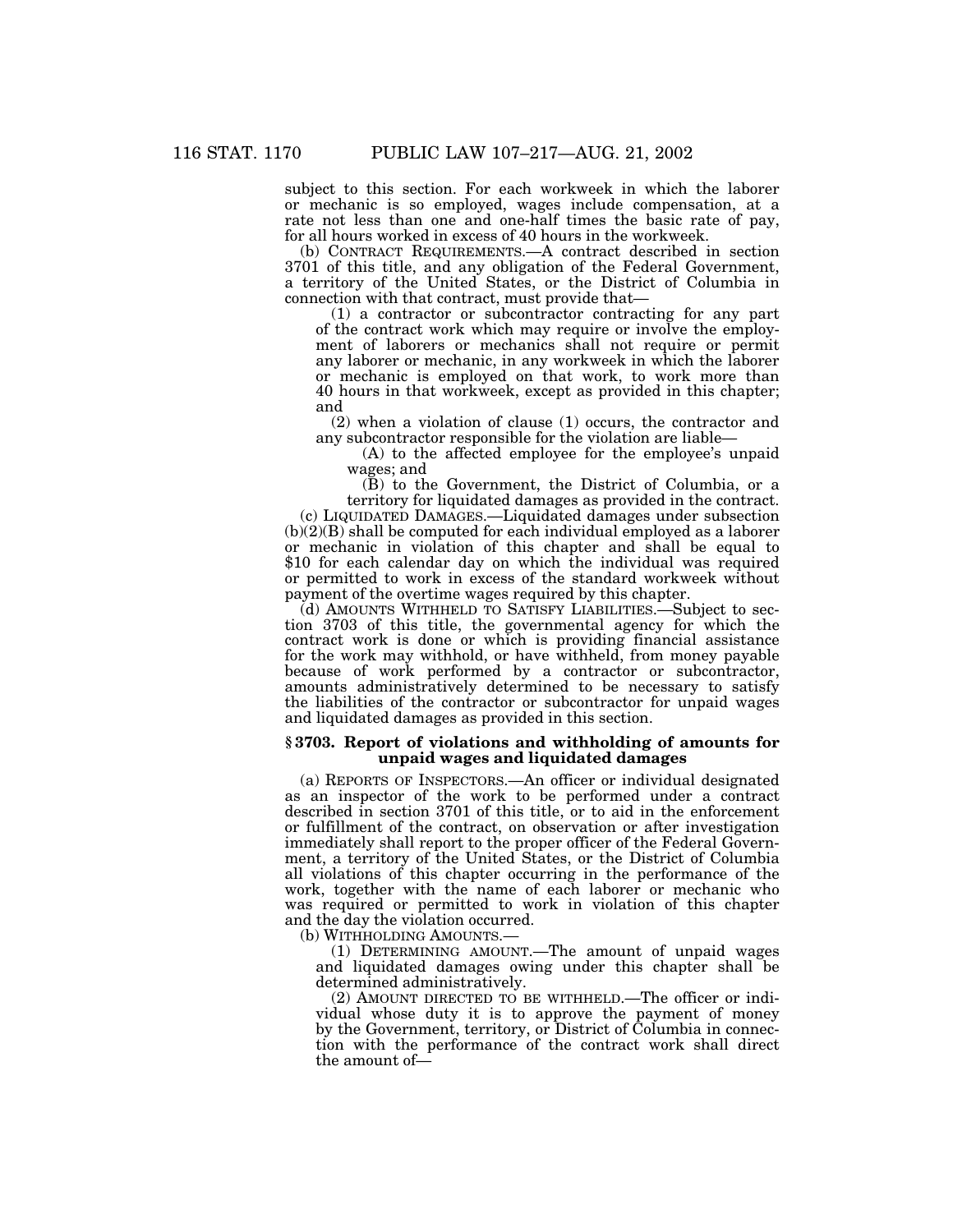subject to this section. For each workweek in which the laborer or mechanic is so employed, wages include compensation, at a rate not less than one and one-half times the basic rate of pay, for all hours worked in excess of 40 hours in the workweek.

(b) CONTRACT REQUIREMENTS.—A contract described in section 3701 of this title, and any obligation of the Federal Government, a territory of the United States, or the District of Columbia in connection with that contract, must provide that—

(1) a contractor or subcontractor contracting for any part of the contract work which may require or involve the employment of laborers or mechanics shall not require or permit any laborer or mechanic, in any workweek in which the laborer or mechanic is employed on that work, to work more than 40 hours in that workweek, except as provided in this chapter; and

(2) when a violation of clause (1) occurs, the contractor and any subcontractor responsible for the violation are liable—

(A) to the affected employee for the employee's unpaid wages; and

(B) to the Government, the District of Columbia, or a territory for liquidated damages as provided in the contract.

(c) LIQUIDATED DAMAGES.—Liquidated damages under subsection (b)(2)(B) shall be computed for each individual employed as a laborer or mechanic in violation of this chapter and shall be equal to $10 for each calendar day on which the individual was required or permitted to work in excess of the standard workweek without payment of the overtime wages required by this chapter.

(d) AMOUNTS WITHHELD TO SATISFY LIABILITIES.—Subject to section 3703 of this title, the governmental agency for which the contract work is done or which is providing financial assistance for the work may withhold, or have withheld, from money payable because of work performed by a contractor or subcontractor, amounts administratively determined to be necessary to satisfy the liabilities of the contractor or subcontractor for unpaid wages and liquidated damages as provided in this section.

### § 3703. Report of violations and withholding of amounts for unpaid wages and liquidated damages

(a) REPORTS OF INSPECTORS.—An officer or individual designated as an inspector of the work to be performed under a contract described in section 3701 of this title, or to aid in the enforcement or fulfillment of the contract, on observation or after investigation immediately shall report to the proper officer of the Federal Government, a territory of the United States, or the District of Columbia all violations of this chapter occurring in the performance of the work, together with the name of each laborer or mechanic who was required or permitted to work in violation of this chapter and the day the violation occurred.

(b) WITHHOLDING AMOUNTS.—

(1) DETERMINING AMOUNT.—The amount of unpaid wages and liquidated damages owing under this chapter shall be determined administratively.

(2) AMOUNT DIRECTED TO BE WITHHELD.—The officer or individual whose duty it is to approve the payment of money by the Government, territory, or District of Columbia in connection with the performance of the contract work shall direct the amount of—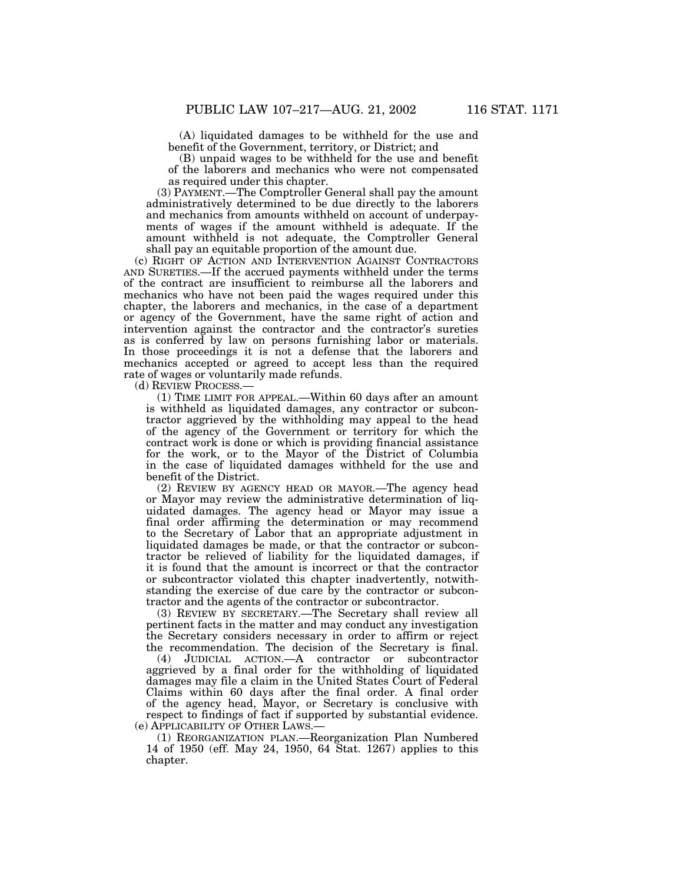(A) liquidated damages to be withheld for the use and benefit of the Government, territory, or District; and

(B) unpaid wages to be withheld for the use and benefit of the laborers and mechanics who were not compensated as required under this chapter.

(3) PAYMENT.—The Comptroller General shall pay the amount administratively determined to be due directly to the laborers and mechanics from amounts withheld on account of underpayments of wages if the amount withheld is adequate. If the amount withheld is not adequate, the Comptroller General shall pay an equitable proportion of the amount due.

(c) RIGHT OF ACTION AND INTERVENTION AGAINST CONTRACTORS AND SURETIES.—If the accrued payments withheld under the terms of the contract are insufficient to reimburse all the laborers and mechanics who have not been paid the wages required under this chapter, the laborers and mechanics, in the case of a department or agency of the Government, have the same right of action and intervention against the contractor and the contractor's sureties as is conferred by law on persons furnishing labor or materials. In those proceedings it is not a defense that the laborers and mechanics accepted or agreed to accept less than the required rate of wages or voluntarily made refunds.

(d) REVIEW PROCESS.—

(1) TIME LIMIT FOR APPEAL.—Within 60 days after an amount is withheld as liquidated damages, any contractor or subcontractor aggrieved by the withholding may appeal to the head of the agency of the Government or territory for which the contract work is done or which is providing financial assistance for the work, or to the Mayor of the District of Columbia in the case of liquidated damages withheld for the use and benefit of the District.

(2) REVIEW BY AGENCY HEAD OR MAYOR.—The agency head or Mayor may review the administrative determination of liquidated damages. The agency head or Mayor may issue a final order affirming the determination or may recommend to the Secretary of Labor that an appropriate adjustment in liquidated damages be made, or that the contractor or subcontractor be relieved of liability for the liquidated damages, if it is found that the amount is incorrect or that the contractor or subcontractor violated this chapter inadvertently, notwithstanding the exercise of due care by the contractor or subcontractor and the agents of the contractor or subcontractor.

(3) REVIEW BY SECRETARY.—The Secretary shall review all pertinent facts in the matter and may conduct any investigation the Secretary considers necessary in order to affirm or reject the recommendation. The decision of the Secretary is final.

(4) JUDICIAL ACTION.—A contractor or subcontractor aggrieved by a final order for the withholding of liquidated damages may file a claim in the United States Court of Federal Claims within 60 days after the final order. A final order of the agency head, Mayor, or Secretary is conclusive with respect to findings of fact if supported by substantial evidence.

(e) APPLICABILITY OF OTHER LAWS.—

(1) REORGANIZATION PLAN.—Reorganization Plan Numbered 14 of 1950 (eff. May 24, 1950, 64 Stat. 1267) applies to this chapter.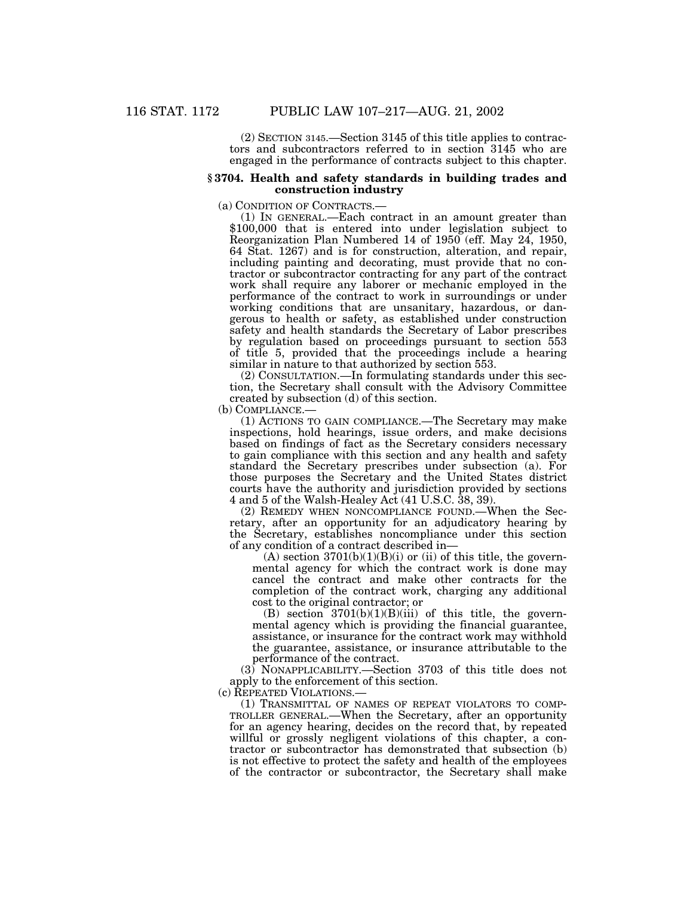(2) SECTION 3145.—Section 3145 of this title applies to contractors and subcontractors referred to in section 3145 who are engaged in the performance of contracts subject to this chapter.

### § 3704. Health and safety standards in building trades and construction industry

(a) CONDITION OF CONTRACTS.—

(1) IN GENERAL.—Each contract in an amount greater than $100,000 that is entered into under legislation subject to Reorganization Plan Numbered 14 of 1950 (eff. May 24, 1950, 64 Stat. 1267) and is for construction, alteration, and repair, including painting and decorating, must provide that no contractor or subcontractor contracting for any part of the contract work shall require any laborer or mechanic employed in the performance of the contract to work in surroundings or under working conditions that are unsanitary, hazardous, or dangerous to health or safety, as established under construction safety and health standards the Secretary of Labor prescribes by regulation based on proceedings pursuant to section 553 of title 5, provided that the proceedings include a hearing similar in nature to that authorized by section 553.

(2) CONSULTATION.—In formulating standards under this section, the Secretary shall consult with the Advisory Committee created by subsection (d) of this section.

(b) COMPLIANCE.—

(1) ACTIONS TO GAIN COMPLIANCE.—The Secretary may make inspections, hold hearings, issue orders, and make decisions based on findings of fact as the Secretary considers necessary to gain compliance with this section and any health and safety standard the Secretary prescribes under subsection (a). For those purposes the Secretary and the United States district courts have the authority and jurisdiction provided by sections 4 and 5 of the Walsh-Healey Act (41 U.S.C. 38, 39).

(2) REMEDY WHEN NONCOMPLIANCE FOUND.—When the Secretary, after an opportunity for an adjudicatory hearing by the Secretary, establishes noncompliance under this section of any condition of a contract described in—

(A) section 3701(b)(1)(B)(i) or (ii) of this title, the governmental agency for which the contract work is done may cancel the contract and make other contracts for the completion of the contract work, charging any additional cost to the original contractor; or

(B) section 3701(b)(1)(B)(iii) of this title, the governmental agency which is providing the financial guarantee, assistance, or insurance for the contract work may withhold the guarantee, assistance, or insurance attributable to the performance of the contract.

(3) NONAPPLICABILITY.—Section 3703 of this title does not apply to the enforcement of this section.

(c) REPEATED VIOLATIONS.—

(1) TRANSMITTAL OF NAMES OF REPEAT VIOLATORS TO COMPTROLLER GENERAL.—When the Secretary, after an opportunity for an agency hearing, decides on the record that, by repeated willful or grossly negligent violations of this chapter, a contractor or subcontractor has demonstrated that subsection (b) is not effective to protect the safety and health of the employees of the contractor or subcontractor, the Secretary shall make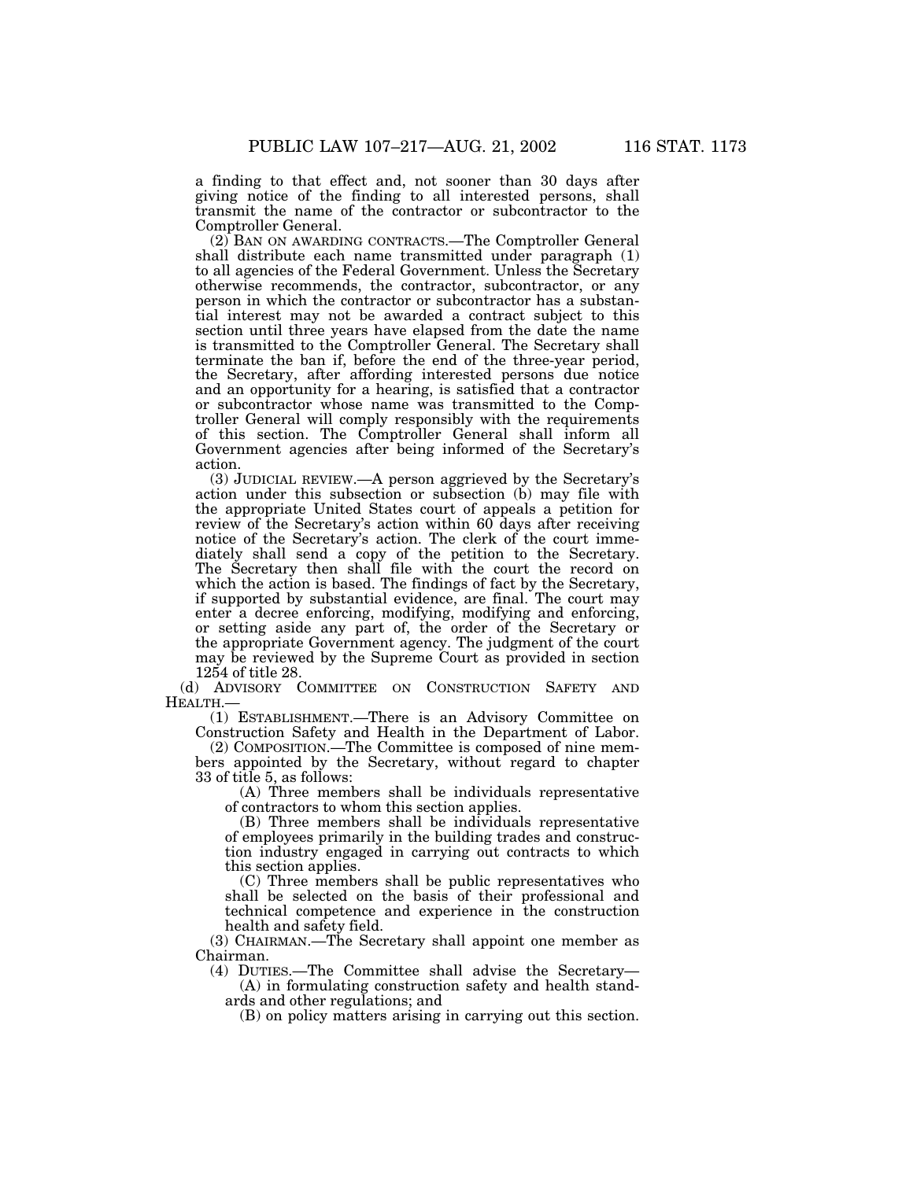a finding to that effect and, not sooner than 30 days after giving notice of the finding to all interested persons, shall transmit the name of the contractor or subcontractor to the Comptroller General.

(2) BAN ON AWARDING CONTRACTS.—The Comptroller General shall distribute each name transmitted under paragraph (1) to all agencies of the Federal Government. Unless the Secretary otherwise recommends, the contractor, subcontractor, or any person in which the contractor or subcontractor has a substantial interest may not be awarded a contract subject to this section until three years have elapsed from the date the name is transmitted to the Comptroller General. The Secretary shall terminate the ban if, before the end of the three-year period, the Secretary, after affording interested persons due notice and an opportunity for a hearing, is satisfied that a contractor or subcontractor whose name was transmitted to the Comptroller General will comply responsibly with the requirements of this section. The Comptroller General shall inform all Government agencies after being informed of the Secretary's action.

(3) JUDICIAL REVIEW.—A person aggrieved by the Secretary's action under this subsection or subsection (b) may file with the appropriate United States court of appeals a petition for review of the Secretary's action within 60 days after receiving notice of the Secretary's action. The clerk of the court immediately shall send a copy of the petition to the Secretary. The Secretary then shall file with the court the record on which the action is based. The findings of fact by the Secretary, if supported by substantial evidence, are final. The court may enter a decree enforcing, modifying, modifying and enforcing, or setting aside any part of, the order of the Secretary or the appropriate Government agency. The judgment of the court may be reviewed by the Supreme Court as provided in section 1254 of title 28.

(d) ADVISORY COMMITTEE ON CONSTRUCTION SAFETY AND HEALTH.—

(1) ESTABLISHMENT.—There is an Advisory Committee on Construction Safety and Health in the Department of Labor.

(2) COMPOSITION.—The Committee is composed of nine members appointed by the Secretary, without regard to chapter 33 of title 5, as follows:

(A) Three members shall be individuals representative of contractors to whom this section applies.

(B) Three members shall be individuals representative of employees primarily in the building trades and construction industry engaged in carrying out contracts to which this section applies.

(C) Three members shall be public representatives who shall be selected on the basis of their professional and technical competence and experience in the construction health and safety field.

(3) CHAIRMAN.—The Secretary shall appoint one member as Chairman.

(4) DUTIES.—The Committee shall advise the Secretary—

(A) in formulating construction safety and health standards and other regulations; and

(B) on policy matters arising in carrying out this section.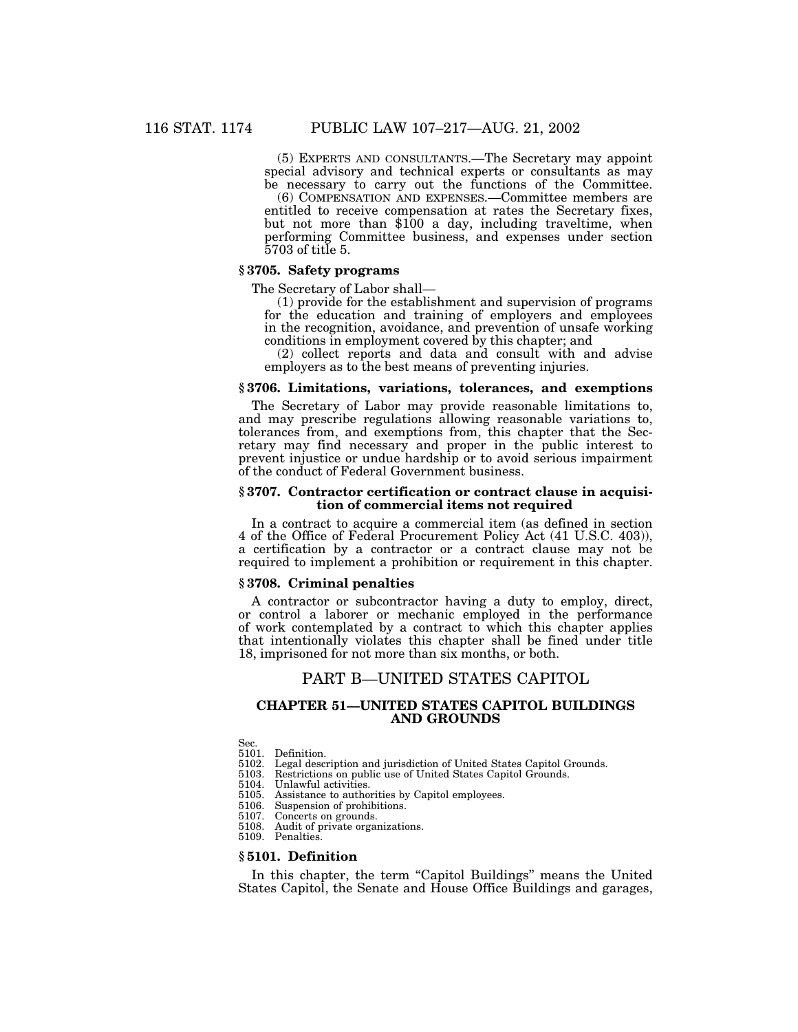(5) EXPERTS AND CONSULTANTS.—The Secretary may appoint special advisory and technical experts or consultants as may be necessary to carry out the functions of the Committee.

(6) COMPENSATION AND EXPENSES.—Committee members are entitled to receive compensation at rates the Secretary fixes, but not more than $100 a day, including traveltime, when performing Committee business, and expenses under section 5703 of title 5.

### § 3705. Safety programs

The Secretary of Labor shall—

(1) provide for the establishment and supervision of programs for the education and training of employers and employees in the recognition, avoidance, and prevention of unsafe working conditions in employment covered by this chapter; and

(2) collect reports and data and consult with and advise employers as to the best means of preventing injuries.

### § 3706. Limitations, variations, tolerances, and exemptions

The Secretary of Labor may provide reasonable limitations to, and may prescribe regulations allowing reasonable variations to, tolerances from, and exemptions from, this chapter that the Secretary may find necessary and proper in the public interest to prevent injustice or undue hardship or to avoid serious impairment of the conduct of Federal Government business.

### § 3707. Contractor certification or contract clause in acquisition of commercial items not required

In a contract to acquire a commercial item (as defined in section 4 of the Office of Federal Procurement Policy Act (41 U.S.C. 403)), a certification by a contractor or a contract clause may not be required to implement a prohibition or requirement in this chapter.

### § 3708. Criminal penalties

A contractor or subcontractor having a duty to employ, direct, or control a laborer or mechanic employed in the performance of work contemplated by a contract to which this chapter applies that intentionally violates this chapter shall be fined under title 18, imprisoned for not more than six months, or both.

# PART B—UNITED STATES CAPITOL

## CHAPTER 51—UNITED STATES CAPITOL BUILDINGS AND GROUNDS

Sec.
5101. Definition.
5102. Legal description and jurisdiction of United States Capitol Grounds.
5103. Restrictions on public use of United States Capitol Grounds.
5104. Unlawful activities.
5105. Assistance to authorities by Capitol employees.
5106. Suspension of prohibitions.
5107. Concerts on grounds.
5108. Audit of private organizations.
5109. Penalties.

### § 5101. Definition

In this chapter, the term "Capitol Buildings" means the United States Capitol, the Senate and House Office Buildings and garages,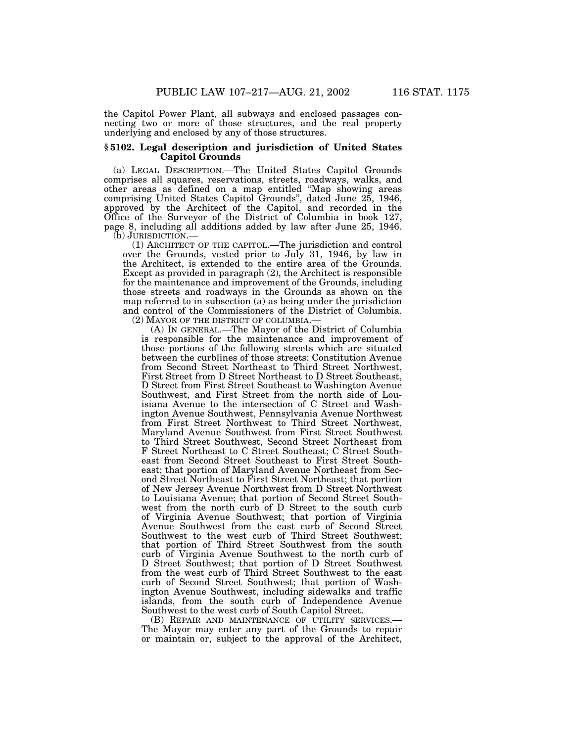the Capitol Power Plant, all subways and enclosed passages connecting two or more of those structures, and the real property underlying and enclosed by any of those structures.

### § 5102. Legal description and jurisdiction of United States Capitol Grounds

(a) LEGAL DESCRIPTION.—The United States Capitol Grounds comprises all squares, reservations, streets, roadways, walks, and other areas as defined on a map entitled "Map showing areas comprising United States Capitol Grounds", dated June 25, 1946, approved by the Architect of the Capitol, and recorded in the Office of the Surveyor of the District of Columbia in book 127, page 8, including all additions added by law after June 25, 1946.

(b) JURISDICTION.—

(1) ARCHITECT OF THE CAPITOL.—The jurisdiction and control over the Grounds, vested prior to July 31, 1946, by law in the Architect, is extended to the entire area of the Grounds. Except as provided in paragraph (2), the Architect is responsible for the maintenance and improvement of the Grounds, including those streets and roadways in the Grounds as shown on the map referred to in subsection (a) as being under the jurisdiction and control of the Commissioners of the District of Columbia.

(2) MAYOR OF THE DISTRICT OF COLUMBIA.—

(A) IN GENERAL.—The Mayor of the District of Columbia is responsible for the maintenance and improvement of those portions of the following streets which are situated between the curblines of those streets: Constitution Avenue from Second Street Northeast to Third Street Northwest, First Street from D Street Northeast to D Street Southeast, D Street from First Street Southeast to Washington Avenue Southwest, and First Street from the north side of Louisiana Avenue to the intersection of C Street and Washington Avenue Southwest, Pennsylvania Avenue Northwest from First Street Northwest to Third Street Northwest, Maryland Avenue Southwest from First Street Southwest to Third Street Southwest, Second Street Northeast from F Street Northeast to C Street Southeast; C Street Southeast from Second Street Southeast to First Street Southeast; that portion of Maryland Avenue Northeast from Second Street Northeast to First Street Northeast; that portion of New Jersey Avenue Northwest from D Street Northwest to Louisiana Avenue; that portion of Second Street Southwest from the north curb of D Street to the south curb of Virginia Avenue Southwest; that portion of Virginia Avenue Southwest from the east curb of Second Street Southwest to the west curb of Third Street Southwest; that portion of Third Street Southwest from the south curb of Virginia Avenue Southwest to the north curb of D Street Southwest; that portion of D Street Southwest from the west curb of Third Street Southwest to the east curb of Second Street Southwest; that portion of Washington Avenue Southwest, including sidewalks and traffic islands, from the south curb of Independence Avenue Southwest to the west curb of South Capitol Street.

(B) REPAIR AND MAINTENANCE OF UTILITY SERVICES.—The Mayor may enter any part of the Grounds to repair or maintain or, subject to the approval of the Architect,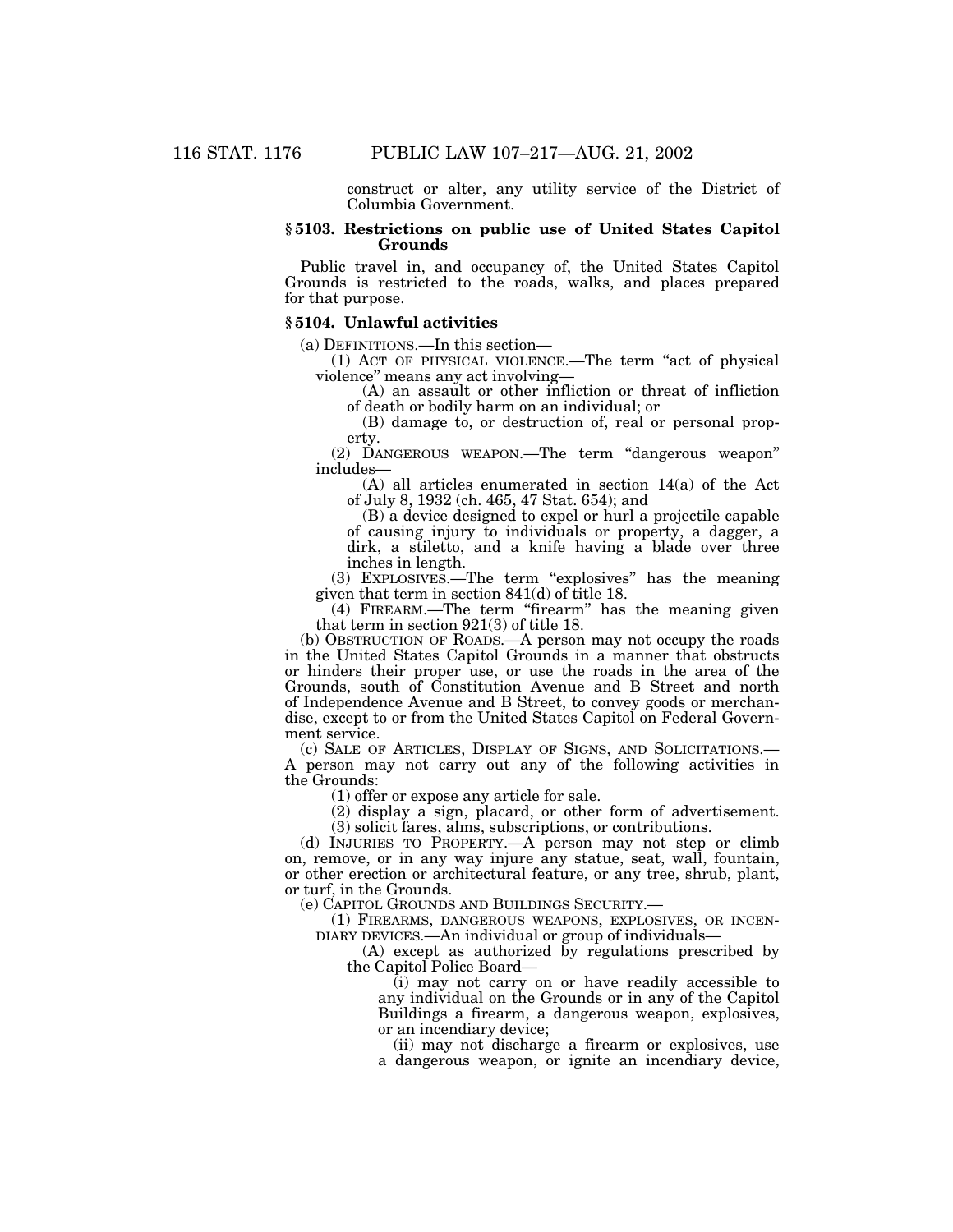construct or alter, any utility service of the District of Columbia Government.

### § 5103. Restrictions on public use of United States Capitol Grounds

Public travel in, and occupancy of, the United States Capitol Grounds is restricted to the roads, walks, and places prepared for that purpose.

### § 5104. Unlawful activities

(a) DEFINITIONS.—In this section—

(1) ACT OF PHYSICAL VIOLENCE.—The term "act of physical violence" means any act involving—

(A) an assault or other infliction or threat of infliction of death or bodily harm on an individual; or

(B) damage to, or destruction of, real or personal property.

(2) DANGEROUS WEAPON.—The term "dangerous weapon" includes—

(A) all articles enumerated in section 14(a) of the Act of July 8, 1932 (ch. 465, 47 Stat. 654); and

(B) a device designed to expel or hurl a projectile capable of causing injury to individuals or property, a dagger, a dirk, a stiletto, and a knife having a blade over three inches in length.

(3) EXPLOSIVES.—The term "explosives" has the meaning given that term in section 841(d) of title 18.

(4) FIREARM.—The term "firearm" has the meaning given that term in section 921(3) of title 18.

(b) OBSTRUCTION OF ROADS.—A person may not occupy the roads in the United States Capitol Grounds in a manner that obstructs or hinders their proper use, or use the roads in the area of the Grounds, south of Constitution Avenue and B Street and north of Independence Avenue and B Street, to convey goods or merchandise, except to or from the United States Capitol on Federal Government service.

(c) SALE OF ARTICLES, DISPLAY OF SIGNS, AND SOLICITATIONS.—A person may not carry out any of the following activities in the Grounds:

(1) offer or expose any article for sale.

(2) display a sign, placard, or other form of advertisement.

(3) solicit fares, alms, subscriptions, or contributions.

(d) INJURIES TO PROPERTY.—A person may not step or climb on, remove, or in any way injure any statue, seat, wall, fountain, or other erection or architectural feature, or any tree, shrub, plant, or turf, in the Grounds.

(e) CAPITOL GROUNDS AND BUILDINGS SECURITY.—

(1) FIREARMS, DANGEROUS WEAPONS, EXPLOSIVES, OR INCENDIARY DEVICES.—An individual or group of individuals—

(A) except as authorized by regulations prescribed by the Capitol Police Board—

(i) may not carry on or have readily accessible to any individual on the Grounds or in any of the Capitol Buildings a firearm, a dangerous weapon, explosives, or an incendiary device;

(ii) may not discharge a firearm or explosives, use a dangerous weapon, or ignite an incendiary device,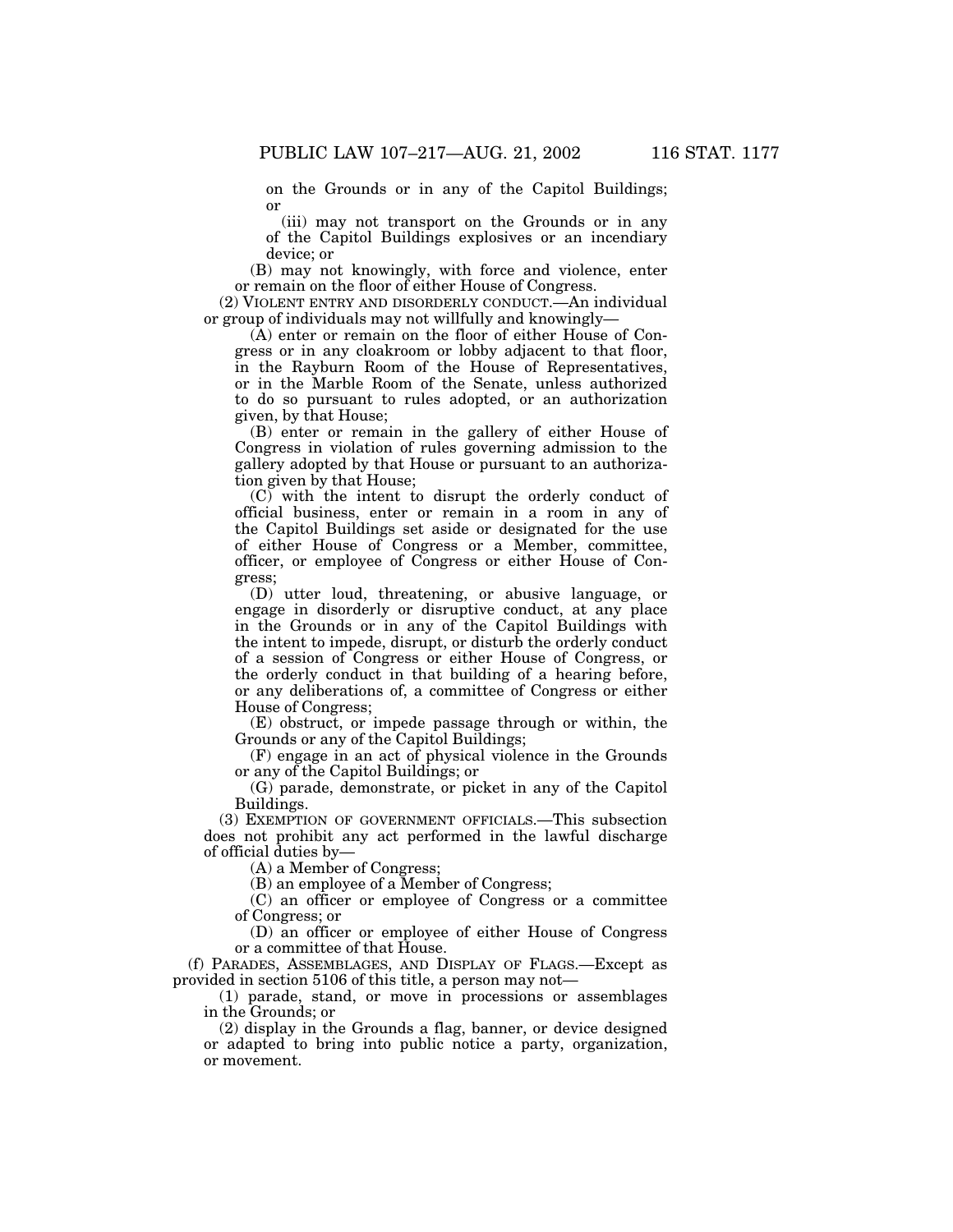on the Grounds or in any of the Capitol Buildings; or

(iii) may not transport on the Grounds or in any of the Capitol Buildings explosives or an incendiary device; or

(B) may not knowingly, with force and violence, enter or remain on the floor of either House of Congress.

(2) VIOLENT ENTRY AND DISORDERLY CONDUCT.—An individual or group of individuals may not willfully and knowingly—

(A) enter or remain on the floor of either House of Congress or in any cloakroom or lobby adjacent to that floor, in the Rayburn Room of the House of Representatives, or in the Marble Room of the Senate, unless authorized to do so pursuant to rules adopted, or an authorization given, by that House;

(B) enter or remain in the gallery of either House of Congress in violation of rules governing admission to the gallery adopted by that House or pursuant to an authorization given by that House;

(C) with the intent to disrupt the orderly conduct of official business, enter or remain in a room in any of the Capitol Buildings set aside or designated for the use of either House of Congress or a Member, committee, officer, or employee of Congress or either House of Congress;

(D) utter loud, threatening, or abusive language, or engage in disorderly or disruptive conduct, at any place in the Grounds or in any of the Capitol Buildings with the intent to impede, disrupt, or disturb the orderly conduct of a session of Congress or either House of Congress, or the orderly conduct in that building of a hearing before, or any deliberations of, a committee of Congress or either House of Congress;

(E) obstruct, or impede passage through or within, the Grounds or any of the Capitol Buildings;

(F) engage in an act of physical violence in the Grounds or any of the Capitol Buildings; or

(G) parade, demonstrate, or picket in any of the Capitol Buildings.

(3) EXEMPTION OF GOVERNMENT OFFICIALS.—This subsection does not prohibit any act performed in the lawful discharge of official duties by—

(A) a Member of Congress;

(B) an employee of a Member of Congress;

(C) an officer or employee of Congress or a committee of Congress; or

(D) an officer or employee of either House of Congress or a committee of that House.

(f) PARADES, ASSEMBLAGES, AND DISPLAY OF FLAGS.—Except as provided in section 5106 of this title, a person may not—

(1) parade, stand, or move in processions or assemblages in the Grounds; or

(2) display in the Grounds a flag, banner, or device designed or adapted to bring into public notice a party, organization, or movement.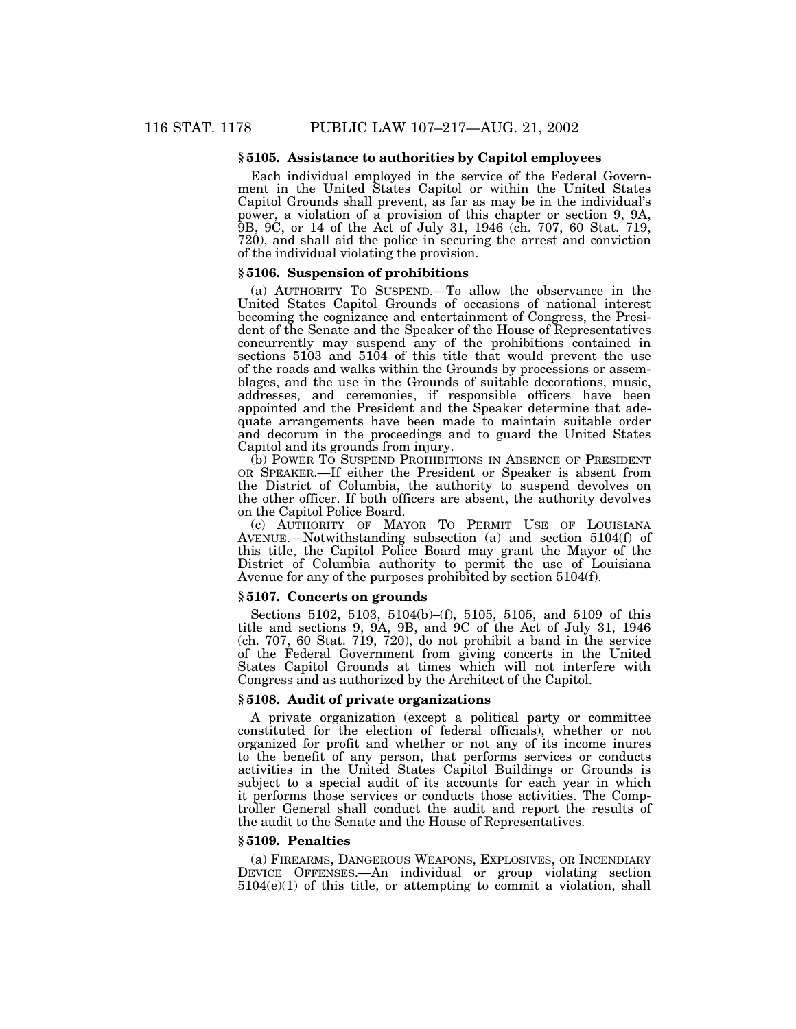### § 5105. Assistance to authorities by Capitol employees

Each individual employed in the service of the Federal Government in the United States Capitol or within the United States Capitol Grounds shall prevent, as far as may be in the individual's power, a violation of a provision of this chapter or section 9, 9A, 9B, 9C, or 14 of the Act of July 31, 1946 (ch. 707, 60 Stat. 719, 720), and shall aid the police in securing the arrest and conviction of the individual violating the provision.

### § 5106. Suspension of prohibitions

(a) AUTHORITY TO SUSPEND.—To allow the observance in the United States Capitol Grounds of occasions of national interest becoming the cognizance and entertainment of Congress, the President of the Senate and the Speaker of the House of Representatives concurrently may suspend any of the prohibitions contained in sections 5103 and 5104 of this title that would prevent the use of the roads and walks within the Grounds by processions or assemblages, and the use in the Grounds of suitable decorations, music, addresses, and ceremonies, if responsible officers have been appointed and the President and the Speaker determine that adequate arrangements have been made to maintain suitable order and decorum in the proceedings and to guard the United States Capitol and its grounds from injury.

(b) POWER TO SUSPEND PROHIBITIONS IN ABSENCE OF PRESIDENT OR SPEAKER.—If either the President or Speaker is absent from the District of Columbia, the authority to suspend devolves on the other officer. If both officers are absent, the authority devolves on the Capitol Police Board.

(c) AUTHORITY OF MAYOR TO PERMIT USE OF LOUISIANA AVENUE.—Notwithstanding subsection (a) and section 5104(f) of this title, the Capitol Police Board may grant the Mayor of the District of Columbia authority to permit the use of Louisiana Avenue for any of the purposes prohibited by section 5104(f).

### § 5107. Concerts on grounds

Sections 5102, 5103, 5104(b)–(f), 5105, 5105, and 5109 of this title and sections 9, 9A, 9B, and 9C of the Act of July 31, 1946 (ch. 707, 60 Stat. 719, 720), do not prohibit a band in the service of the Federal Government from giving concerts in the United States Capitol Grounds at times which will not interfere with Congress and as authorized by the Architect of the Capitol.

### § 5108. Audit of private organizations

A private organization (except a political party or committee constituted for the election of federal officials), whether or not organized for profit and whether or not any of its income inures to the benefit of any person, that performs services or conducts activities in the United States Capitol Buildings or Grounds is subject to a special audit of its accounts for each year in which it performs those services or conducts those activities. The Comptroller General shall conduct the audit and report the results of the audit to the Senate and the House of Representatives.

### § 5109. Penalties

(a) FIREARMS, DANGEROUS WEAPONS, EXPLOSIVES, OR INCENDIARY DEVICE OFFENSES.—An individual or group violating section 5104(e)(1) of this title, or attempting to commit a violation, shall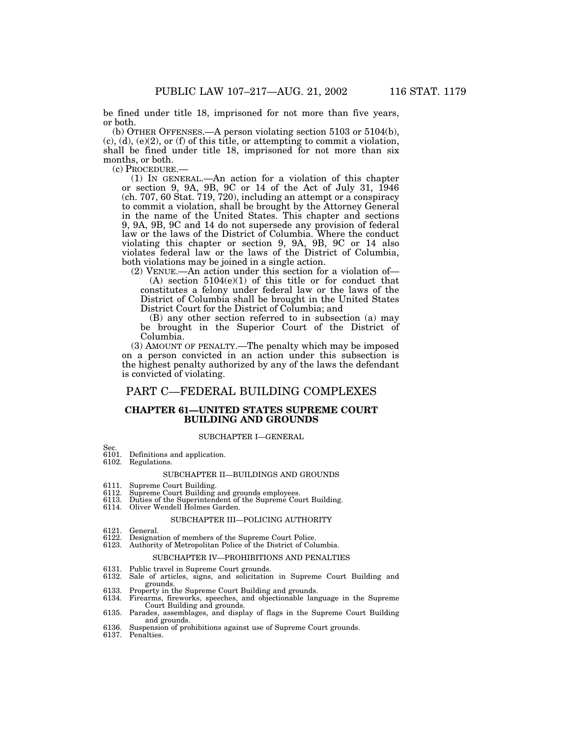be fined under title 18, imprisoned for not more than five years, or both.

(b) OTHER OFFENSES.—A person violating section 5103 or 5104(b), (c), (d), (e)(2), or (f) of this title, or attempting to commit a violation, shall be fined under title 18, imprisoned for not more than six months, or both.

(c) PROCEDURE.—

(1) IN GENERAL.—An action for a violation of this chapter or section 9, 9A, 9B, 9C or 14 of the Act of July 31, 1946 (ch. 707, 60 Stat. 719, 720), including an attempt or a conspiracy to commit a violation, shall be brought by the Attorney General in the name of the United States. This chapter and sections 9, 9A, 9B, 9C and 14 do not supersede any provision of federal law or the laws of the District of Columbia. Where the conduct violating this chapter or section 9, 9A, 9B, 9C or 14 also violates federal law or the laws of the District of Columbia, both violations may be joined in a single action.

(2) VENUE.—An action under this section for a violation of—

(A) section 5104(e)(1) of this title or for conduct that constitutes a felony under federal law or the laws of the District of Columbia shall be brought in the United States District Court for the District of Columbia; and

(B) any other section referred to in subsection (a) may be brought in the Superior Court of the District of Columbia.

(3) AMOUNT OF PENALTY.—The penalty which may be imposed on a person convicted in an action under this subsection is the highest penalty authorized by any of the laws the defendant is convicted of violating.

# PART C—FEDERAL BUILDING COMPLEXES

## CHAPTER 61—UNITED STATES SUPREME COURT BUILDING AND GROUNDS

### SUBCHAPTER I—GENERAL

Sec.
6101. Definitions and application.
6102. Regulations.

### SUBCHAPTER II—BUILDINGS AND GROUNDS

6111. Supreme Court Building.
6112. Supreme Court Building and grounds employees.
6113. Duties of the Superintendent of the Supreme Court Building.
6114. Oliver Wendell Holmes Garden.

### SUBCHAPTER III—POLICING AUTHORITY

6121. General.
6122. Designation of members of the Supreme Court Police.
6123. Authority of Metropolitan Police of the District of Columbia.

### SUBCHAPTER IV—PROHIBITIONS AND PENALTIES

6131. Public travel in Supreme Court grounds.
6132. Sale of articles, signs, and solicitation in Supreme Court Building and grounds.
6133. Property in the Supreme Court Building and grounds.
6134. Firearms, fireworks, speeches, and objectionable language in the Supreme Court Building and grounds.
6135. Parades, assemblages, and display of flags in the Supreme Court Building and grounds.
6136. Suspension of prohibitions against use of Supreme Court grounds.
6137. Penalties.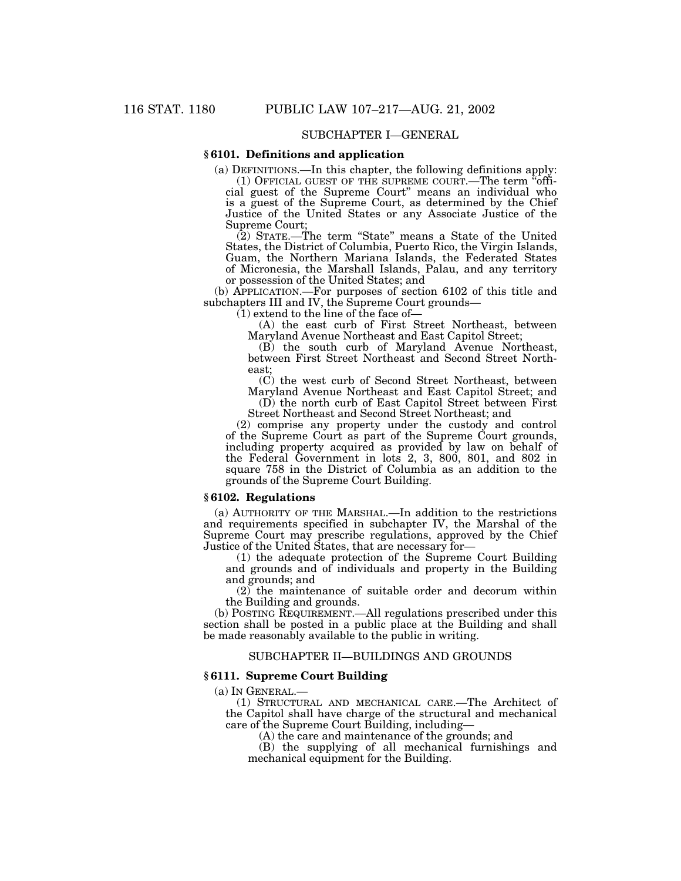## SUBCHAPTER I—GENERAL

### § 6101. Definitions and application

(a) DEFINITIONS.—In this chapter, the following definitions apply:

(1) OFFICIAL GUEST OF THE SUPREME COURT.—The term "official guest of the Supreme Court" means an individual who is a guest of the Supreme Court, as determined by the Chief Justice of the United States or any Associate Justice of the Supreme Court;

(2) STATE.—The term "State" means a State of the United States, the District of Columbia, Puerto Rico, the Virgin Islands, Guam, the Northern Mariana Islands, the Federated States of Micronesia, the Marshall Islands, Palau, and any territory or possession of the United States; and

(b) APPLICATION.—For purposes of section 6102 of this title and subchapters III and IV, the Supreme Court grounds—

(1) extend to the line of the face of—

(A) the east curb of First Street Northeast, between Maryland Avenue Northeast and East Capitol Street;

(B) the south curb of Maryland Avenue Northeast, between First Street Northeast and Second Street Northeast;

(C) the west curb of Second Street Northeast, between Maryland Avenue Northeast and East Capitol Street; and

(D) the north curb of East Capitol Street between First Street Northeast and Second Street Northeast; and

(2) comprise any property under the custody and control of the Supreme Court as part of the Supreme Court grounds, including property acquired as provided by law on behalf of the Federal Government in lots 2, 3, 800, 801, and 802 in square 758 in the District of Columbia as an addition to the grounds of the Supreme Court Building.

### § 6102. Regulations

(a) AUTHORITY OF THE MARSHAL.—In addition to the restrictions and requirements specified in subchapter IV, the Marshal of the Supreme Court may prescribe regulations, approved by the Chief Justice of the United States, that are necessary for—

(1) the adequate protection of the Supreme Court Building and grounds and of individuals and property in the Building and grounds; and

(2) the maintenance of suitable order and decorum within the Building and grounds.

(b) POSTING REQUIREMENT.—All regulations prescribed under this section shall be posted in a public place at the Building and shall be made reasonably available to the public in writing.

## SUBCHAPTER II—BUILDINGS AND GROUNDS

### § 6111. Supreme Court Building

(a) IN GENERAL.—

(1) STRUCTURAL AND MECHANICAL CARE.—The Architect of the Capitol shall have charge of the structural and mechanical care of the Supreme Court Building, including—

(A) the care and maintenance of the grounds; and

(B) the supplying of all mechanical furnishings and mechanical equipment for the Building.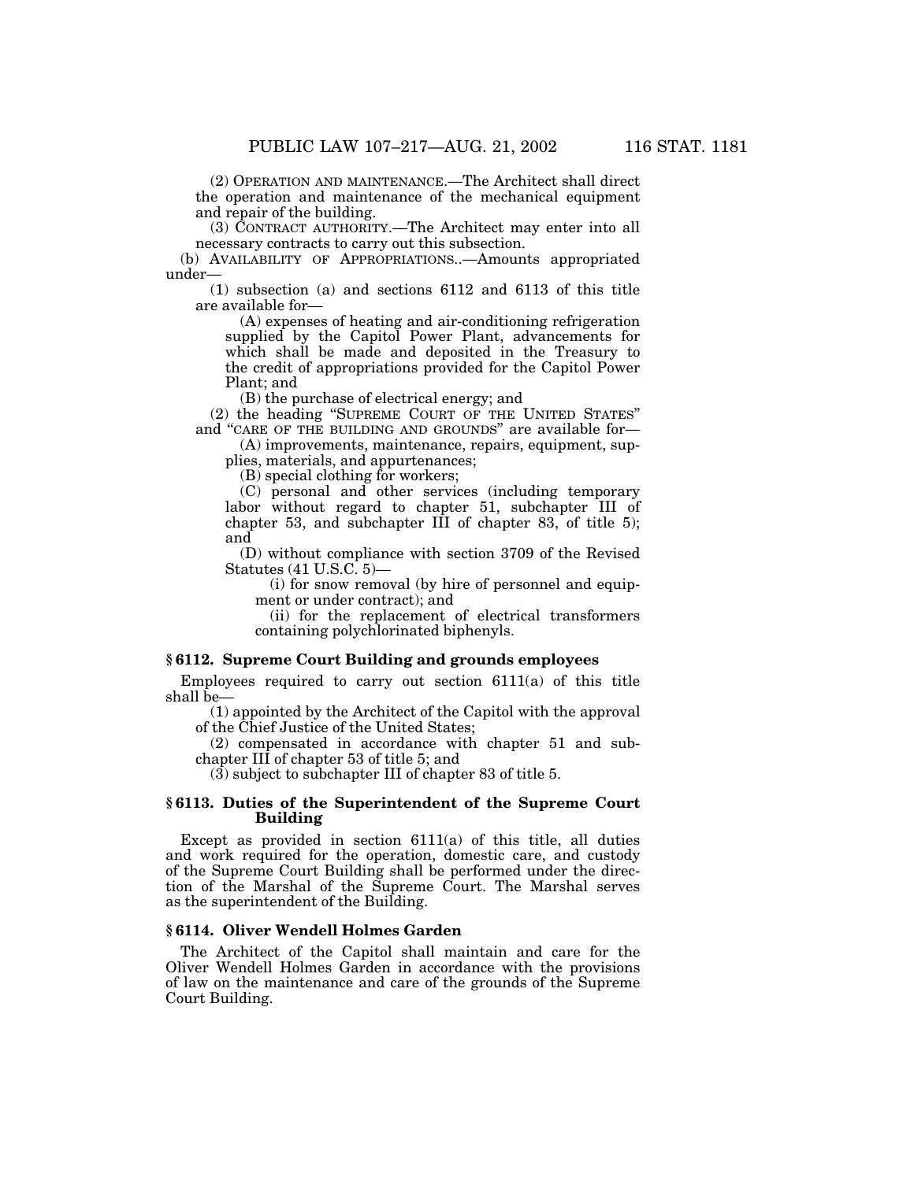(2) OPERATION AND MAINTENANCE.—The Architect shall direct the operation and maintenance of the mechanical equipment and repair of the building.

(3) CONTRACT AUTHORITY.—The Architect may enter into all necessary contracts to carry out this subsection.

(b) AVAILABILITY OF APPROPRIATIONS..—Amounts appropriated under—

(1) subsection (a) and sections 6112 and 6113 of this title are available for—

(A) expenses of heating and air-conditioning refrigeration supplied by the Capitol Power Plant, advancements for which shall be made and deposited in the Treasury to the credit of appropriations provided for the Capitol Power Plant; and

(B) the purchase of electrical energy; and

(2) the heading "SUPREME COURT OF THE UNITED STATES" and "CARE OF THE BUILDING AND GROUNDS" are available for—

(A) improvements, maintenance, repairs, equipment, supplies, materials, and appurtenances;

(B) special clothing for workers;

(C) personal and other services (including temporary labor without regard to chapter 51, subchapter III of chapter 53, and subchapter III of chapter 83, of title 5); and

(D) without compliance with section 3709 of the Revised Statutes (41 U.S.C. 5)—

(i) for snow removal (by hire of personnel and equipment or under contract); and

(ii) for the replacement of electrical transformers containing polychlorinated biphenyls.

### § 6112. Supreme Court Building and grounds employees

Employees required to carry out section 6111(a) of this title shall be—

(1) appointed by the Architect of the Capitol with the approval of the Chief Justice of the United States;

(2) compensated in accordance with chapter 51 and subchapter III of chapter 53 of title 5; and

(3) subject to subchapter III of chapter 83 of title 5.

### § 6113. Duties of the Superintendent of the Supreme Court Building

Except as provided in section 6111(a) of this title, all duties and work required for the operation, domestic care, and custody of the Supreme Court Building shall be performed under the direction of the Marshal of the Supreme Court. The Marshal serves as the superintendent of the Building.

### § 6114. Oliver Wendell Holmes Garden

The Architect of the Capitol shall maintain and care for the Oliver Wendell Holmes Garden in accordance with the provisions of law on the maintenance and care of the grounds of the Supreme Court Building.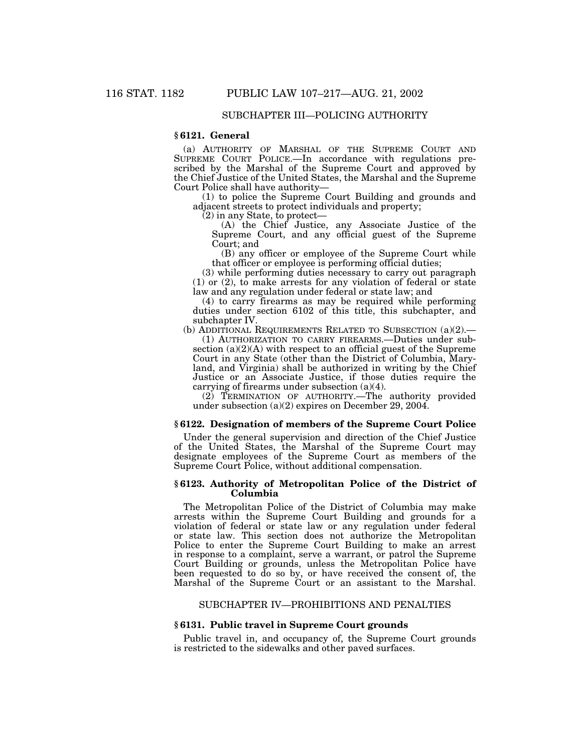## SUBCHAPTER III—POLICING AUTHORITY

### § 6121. General

(a) AUTHORITY OF MARSHAL OF THE SUPREME COURT AND SUPREME COURT POLICE.—In accordance with regulations prescribed by the Marshal of the Supreme Court and approved by the Chief Justice of the United States, the Marshal and the Supreme Court Police shall have authority—

(1) to police the Supreme Court Building and grounds and adjacent streets to protect individuals and property;

(2) in any State, to protect—

(A) the Chief Justice, any Associate Justice of the Supreme Court, and any official guest of the Supreme Court; and

(B) any officer or employee of the Supreme Court while that officer or employee is performing official duties;

(3) while performing duties necessary to carry out paragraph (1) or (2), to make arrests for any violation of federal or state law and any regulation under federal or state law; and

(4) to carry firearms as may be required while performing duties under section 6102 of this title, this subchapter, and subchapter IV.

(b) ADDITIONAL REQUIREMENTS RELATED TO SUBSECTION (a)(2).—

(1) AUTHORIZATION TO CARRY FIREARMS.—Duties under subsection (a)(2)(A) with respect to an official guest of the Supreme Court in any State (other than the District of Columbia, Maryland, and Virginia) shall be authorized in writing by the Chief Justice or an Associate Justice, if those duties require the carrying of firearms under subsection (a)(4).

(2) TERMINATION OF AUTHORITY.—The authority provided under subsection (a)(2) expires on December 29, 2004.

### § 6122. Designation of members of the Supreme Court Police

Under the general supervision and direction of the Chief Justice of the United States, the Marshal of the Supreme Court may designate employees of the Supreme Court as members of the Supreme Court Police, without additional compensation.

### § 6123. Authority of Metropolitan Police of the District of Columbia

The Metropolitan Police of the District of Columbia may make arrests within the Supreme Court Building and grounds for a violation of federal or state law or any regulation under federal or state law. This section does not authorize the Metropolitan Police to enter the Supreme Court Building to make an arrest in response to a complaint, serve a warrant, or patrol the Supreme Court Building or grounds, unless the Metropolitan Police have been requested to do so by, or have received the consent of, the Marshal of the Supreme Court or an assistant to the Marshal.

## SUBCHAPTER IV—PROHIBITIONS AND PENALTIES

### § 6131. Public travel in Supreme Court grounds

Public travel in, and occupancy of, the Supreme Court grounds is restricted to the sidewalks and other paved surfaces.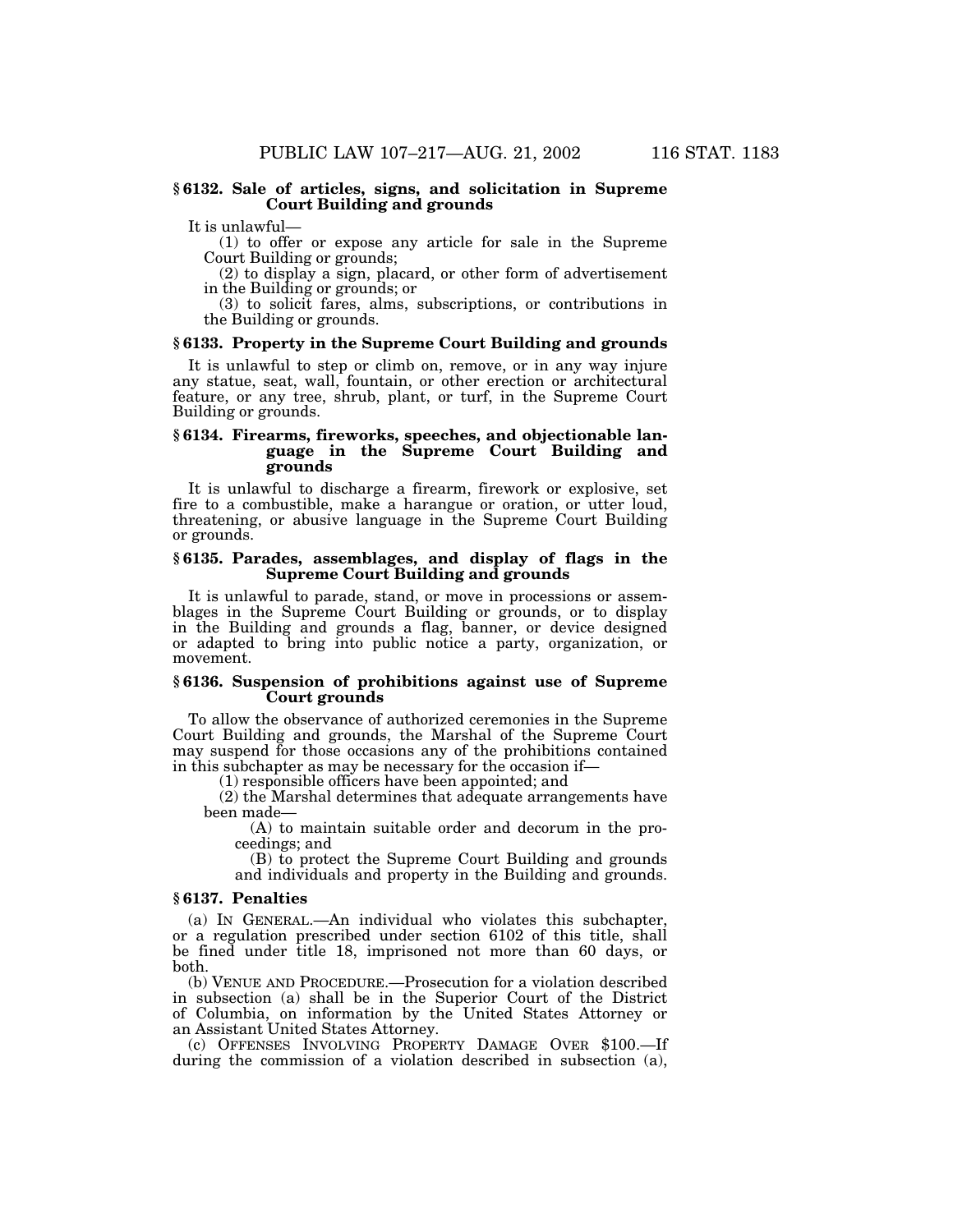### § 6132. Sale of articles, signs, and solicitation in Supreme Court Building and grounds

It is unlawful—

(1) to offer or expose any article for sale in the Supreme Court Building or grounds;

(2) to display a sign, placard, or other form of advertisement in the Building or grounds; or

(3) to solicit fares, alms, subscriptions, or contributions in the Building or grounds.

### § 6133. Property in the Supreme Court Building and grounds

It is unlawful to step or climb on, remove, or in any way injure any statue, seat, wall, fountain, or other erection or architectural feature, or any tree, shrub, plant, or turf, in the Supreme Court Building or grounds.

### § 6134. Firearms, fireworks, speeches, and objectionable language in the Supreme Court Building and grounds

It is unlawful to discharge a firearm, firework or explosive, set fire to a combustible, make a harangue or oration, or utter loud, threatening, or abusive language in the Supreme Court Building or grounds.

### § 6135. Parades, assemblages, and display of flags in the Supreme Court Building and grounds

It is unlawful to parade, stand, or move in processions or assemblages in the Supreme Court Building or grounds, or to display in the Building and grounds a flag, banner, or device designed or adapted to bring into public notice a party, organization, or movement.

### § 6136. Suspension of prohibitions against use of Supreme Court grounds

To allow the observance of authorized ceremonies in the Supreme Court Building and grounds, the Marshal of the Supreme Court may suspend for those occasions any of the prohibitions contained in this subchapter as may be necessary for the occasion if—

(1) responsible officers have been appointed; and

(2) the Marshal determines that adequate arrangements have been made—

(A) to maintain suitable order and decorum in the proceedings; and

(B) to protect the Supreme Court Building and grounds and individuals and property in the Building and grounds.

### § 6137. Penalties

(a) IN GENERAL.—An individual who violates this subchapter, or a regulation prescribed under section 6102 of this title, shall be fined under title 18, imprisoned not more than 60 days, or both.

(b) VENUE AND PROCEDURE.—Prosecution for a violation described in subsection (a) shall be in the Superior Court of the District of Columbia, on information by the United States Attorney or an Assistant United States Attorney.

(c) OFFENSES INVOLVING PROPERTY DAMAGE OVER $100.—If during the commission of a violation described in subsection (a),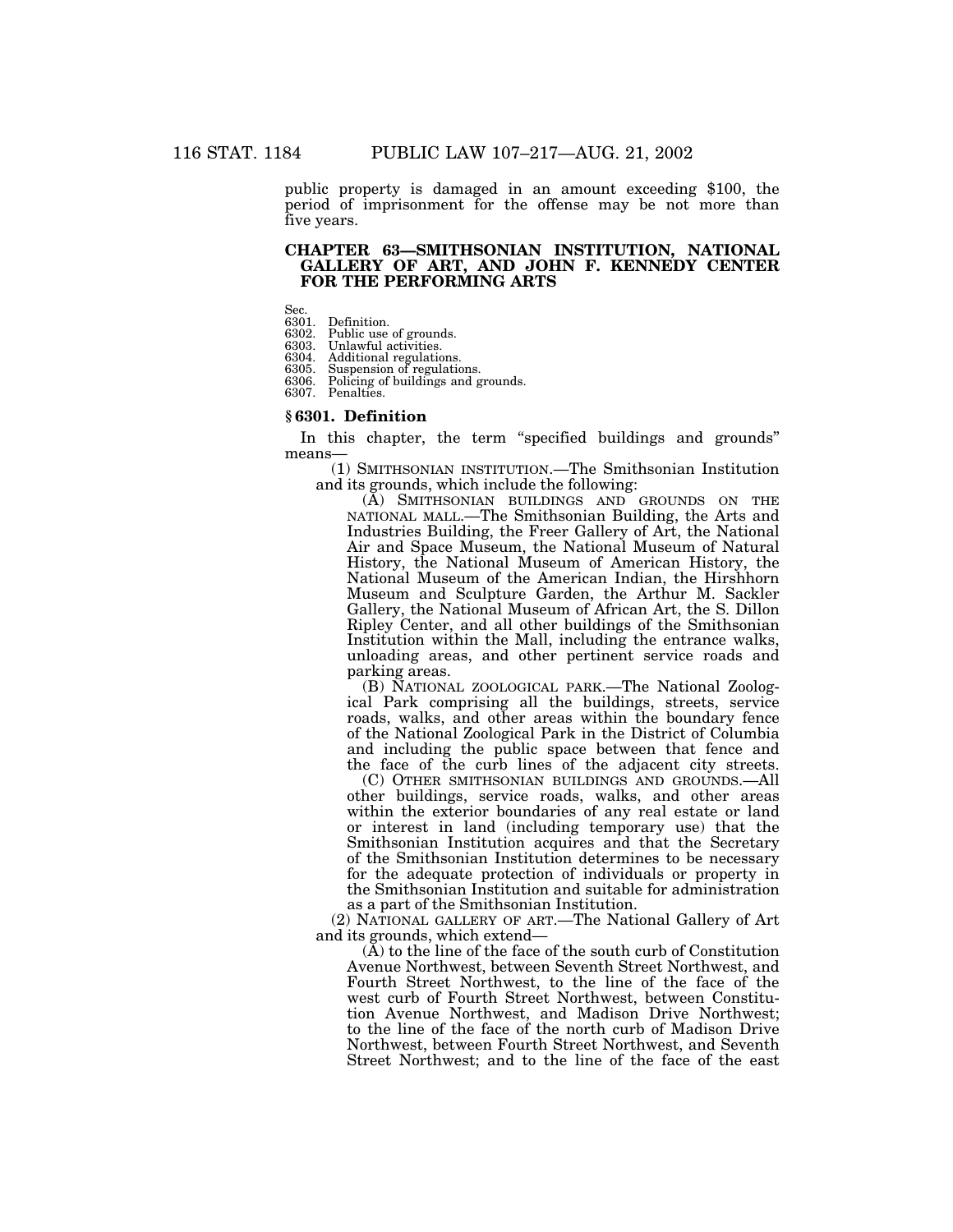public property is damaged in an amount exceeding $100, the period of imprisonment for the offense may be not more than five years.

## CHAPTER 63—SMITHSONIAN INSTITUTION, NATIONAL GALLERY OF ART, AND JOHN F. KENNEDY CENTER FOR THE PERFORMING ARTS

Sec.
6301. Definition.
6302. Public use of grounds.
6303. Unlawful activities.
6304. Additional regulations.
6305. Suspension of regulations.
6306. Policing of buildings and grounds.
6307. Penalties.

### § 6301. Definition

In this chapter, the term "specified buildings and grounds" means—

(1) SMITHSONIAN INSTITUTION.—The Smithsonian Institution and its grounds, which include the following:

(A) SMITHSONIAN BUILDINGS AND GROUNDS ON THE NATIONAL MALL.—The Smithsonian Building, the Arts and Industries Building, the Freer Gallery of Art, the National Air and Space Museum, the National Museum of Natural History, the National Museum of American History, the National Museum of the American Indian, the Hirshhorn Museum and Sculpture Garden, the Arthur M. Sackler Gallery, the National Museum of African Art, the S. Dillon Ripley Center, and all other buildings of the Smithsonian Institution within the Mall, including the entrance walks, unloading areas, and other pertinent service roads and parking areas.

(B) NATIONAL ZOOLOGICAL PARK.—The National Zoological Park comprising all the buildings, streets, service roads, walks, and other areas within the boundary fence of the National Zoological Park in the District of Columbia and including the public space between that fence and the face of the curb lines of the adjacent city streets.

(C) OTHER SMITHSONIAN BUILDINGS AND GROUNDS.—All other buildings, service roads, walks, and other areas within the exterior boundaries of any real estate or land or interest in land (including temporary use) that the Smithsonian Institution acquires and that the Secretary of the Smithsonian Institution determines to be necessary for the adequate protection of individuals or property in the Smithsonian Institution and suitable for administration as a part of the Smithsonian Institution.

(2) NATIONAL GALLERY OF ART.—The National Gallery of Art and its grounds, which extend—

(A) to the line of the face of the south curb of Constitution Avenue Northwest, between Seventh Street Northwest, and Fourth Street Northwest, to the line of the face of the west curb of Fourth Street Northwest, between Constitution Avenue Northwest, and Madison Drive Northwest; to the line of the face of the north curb of Madison Drive Northwest, between Fourth Street Northwest, and Seventh Street Northwest; and to the line of the face of the east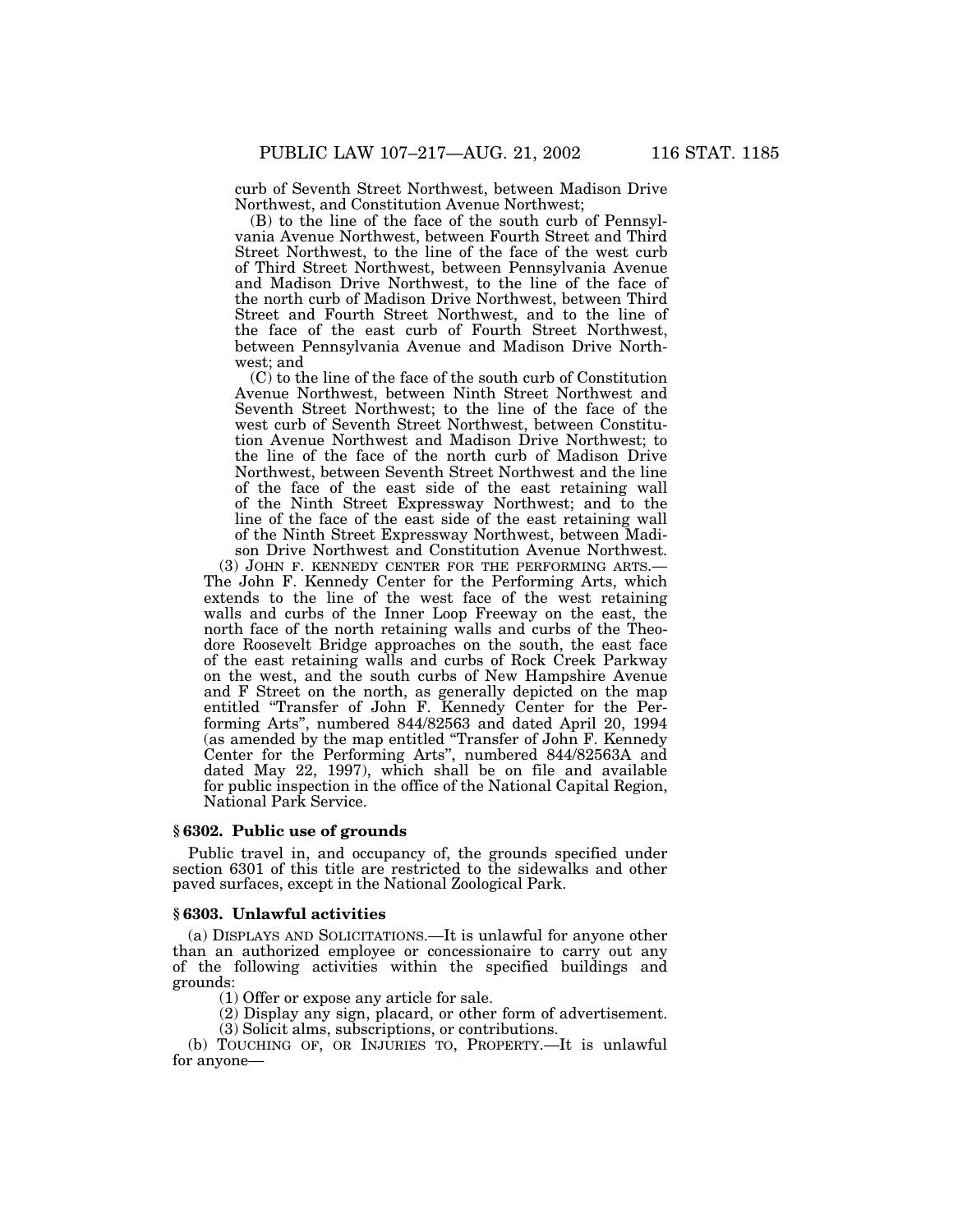curb of Seventh Street Northwest, between Madison Drive Northwest, and Constitution Avenue Northwest;

(B) to the line of the face of the south curb of Pennsylvania Avenue Northwest, between Fourth Street and Third Street Northwest, to the line of the face of the west curb of Third Street Northwest, between Pennsylvania Avenue and Madison Drive Northwest, to the line of the face of the north curb of Madison Drive Northwest, between Third Street and Fourth Street Northwest, and to the line of the face of the east curb of Fourth Street Northwest, between Pennsylvania Avenue and Madison Drive Northwest; and

(C) to the line of the face of the south curb of Constitution Avenue Northwest, between Ninth Street Northwest and Seventh Street Northwest; to the line of the face of the west curb of Seventh Street Northwest, between Constitution Avenue Northwest and Madison Drive Northwest; to the line of the face of the north curb of Madison Drive Northwest, between Seventh Street Northwest and the line of the face of the east side of the east retaining wall of the Ninth Street Expressway Northwest; and to the line of the face of the east side of the east retaining wall of the Ninth Street Expressway Northwest, between Madison Drive Northwest and Constitution Avenue Northwest.

(3) JOHN F. KENNEDY CENTER FOR THE PERFORMING ARTS.—The John F. Kennedy Center for the Performing Arts, which extends to the line of the west face of the west retaining walls and curbs of the Inner Loop Freeway on the east, the north face of the north retaining walls and curbs of the Theodore Roosevelt Bridge approaches on the south, the east face of the east retaining walls and curbs of Rock Creek Parkway on the west, and the south curbs of New Hampshire Avenue and F Street on the north, as generally depicted on the map entitled "Transfer of John F. Kennedy Center for the Performing Arts", numbered 844/82563 and dated April 20, 1994 (as amended by the map entitled "Transfer of John F. Kennedy Center for the Performing Arts", numbered 844/82563A and dated May 22, 1997), which shall be on file and available for public inspection in the office of the National Capital Region, National Park Service.

### § 6302. Public use of grounds

Public travel in, and occupancy of, the grounds specified under section 6301 of this title are restricted to the sidewalks and other paved surfaces, except in the National Zoological Park.

### § 6303. Unlawful activities

(a) DISPLAYS AND SOLICITATIONS.—It is unlawful for anyone other than an authorized employee or concessionaire to carry out any of the following activities within the specified buildings and grounds:

(1) Offer or expose any article for sale.

(2) Display any sign, placard, or other form of advertisement.

(3) Solicit alms, subscriptions, or contributions.

(b) TOUCHING OF, OR INJURIES TO, PROPERTY.—It is unlawful for anyone—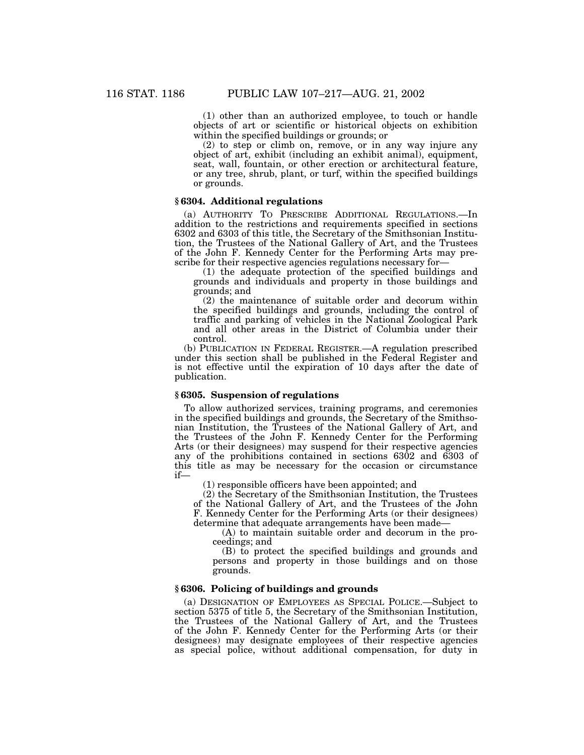(1) other than an authorized employee, to touch or handle objects of art or scientific or historical objects on exhibition within the specified buildings or grounds; or

(2) to step or climb on, remove, or in any way injure any object of art, exhibit (including an exhibit animal), equipment, seat, wall, fountain, or other erection or architectural feature, or any tree, shrub, plant, or turf, within the specified buildings or grounds.

### § 6304. Additional regulations

(a) AUTHORITY TO PRESCRIBE ADDITIONAL REGULATIONS.—In addition to the restrictions and requirements specified in sections 6302 and 6303 of this title, the Secretary of the Smithsonian Institution, the Trustees of the National Gallery of Art, and the Trustees of the John F. Kennedy Center for the Performing Arts may prescribe for their respective agencies regulations necessary for—

(1) the adequate protection of the specified buildings and grounds and individuals and property in those buildings and grounds; and

(2) the maintenance of suitable order and decorum within the specified buildings and grounds, including the control of traffic and parking of vehicles in the National Zoological Park and all other areas in the District of Columbia under their control.

(b) PUBLICATION IN FEDERAL REGISTER.—A regulation prescribed under this section shall be published in the Federal Register and is not effective until the expiration of 10 days after the date of publication.

### § 6305. Suspension of regulations

To allow authorized services, training programs, and ceremonies in the specified buildings and grounds, the Secretary of the Smithsonian Institution, the Trustees of the National Gallery of Art, and the Trustees of the John F. Kennedy Center for the Performing Arts (or their designees) may suspend for their respective agencies any of the prohibitions contained in sections 6302 and 6303 of this title as may be necessary for the occasion or circumstance if—

(1) responsible officers have been appointed; and

(2) the Secretary of the Smithsonian Institution, the Trustees of the National Gallery of Art, and the Trustees of the John F. Kennedy Center for the Performing Arts (or their designees) determine that adequate arrangements have been made—

(A) to maintain suitable order and decorum in the proceedings; and

(B) to protect the specified buildings and grounds and persons and property in those buildings and on those grounds.

### § 6306. Policing of buildings and grounds

(a) DESIGNATION OF EMPLOYEES AS SPECIAL POLICE.—Subject to section 5375 of title 5, the Secretary of the Smithsonian Institution, the Trustees of the National Gallery of Art, and the Trustees of the John F. Kennedy Center for the Performing Arts (or their designees) may designate employees of their respective agencies as special police, without additional compensation, for duty in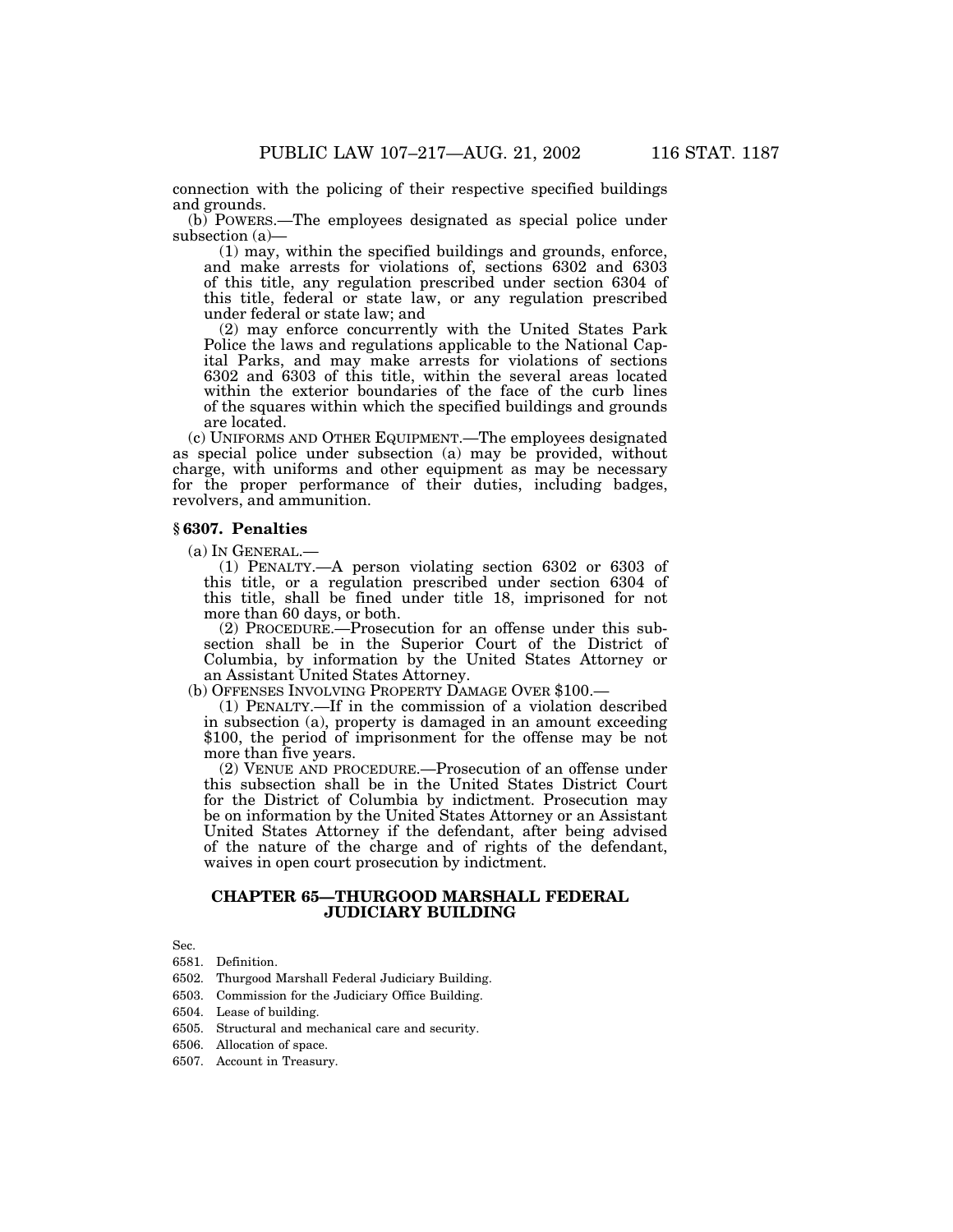connection with the policing of their respective specified buildings and grounds.

(b) POWERS.—The employees designated as special police under subsection (a)—

(1) may, within the specified buildings and grounds, enforce, and make arrests for violations of, sections 6302 and 6303 of this title, any regulation prescribed under section 6304 of this title, federal or state law, or any regulation prescribed under federal or state law; and

(2) may enforce concurrently with the United States Park Police the laws and regulations applicable to the National Capital Parks, and may make arrests for violations of sections 6302 and 6303 of this title, within the several areas located within the exterior boundaries of the face of the curb lines of the squares within which the specified buildings and grounds are located.

(c) UNIFORMS AND OTHER EQUIPMENT.—The employees designated as special police under subsection (a) may be provided, without charge, with uniforms and other equipment as may be necessary for the proper performance of their duties, including badges, revolvers, and ammunition.

### § 6307. Penalties

(a) IN GENERAL.—

(1) PENALTY.—A person violating section 6302 or 6303 of this title, or a regulation prescribed under section 6304 of this title, shall be fined under title 18, imprisoned for not more than 60 days, or both.

(2) PROCEDURE.—Prosecution for an offense under this subsection shall be in the Superior Court of the District of Columbia, by information by the United States Attorney or an Assistant United States Attorney.

(b) OFFENSES INVOLVING PROPERTY DAMAGE OVER $100.—

(1) PENALTY.—If in the commission of a violation described in subsection (a), property is damaged in an amount exceeding $100, the period of imprisonment for the offense may be not more than five years.

(2) VENUE AND PROCEDURE.—Prosecution of an offense under this subsection shall be in the United States District Court for the District of Columbia by indictment. Prosecution may be on information by the United States Attorney or an Assistant United States Attorney if the defendant, after being advised of the nature of the charge and of rights of the defendant, waives in open court prosecution by indictment.

## CHAPTER 65—THURGOOD MARSHALL FEDERAL JUDICIARY BUILDING

Sec.

6581. Definition.

6502. Thurgood Marshall Federal Judiciary Building.

6503. Commission for the Judiciary Office Building.

6504. Lease of building.

6505. Structural and mechanical care and security.

6506. Allocation of space.

6507. Account in Treasury.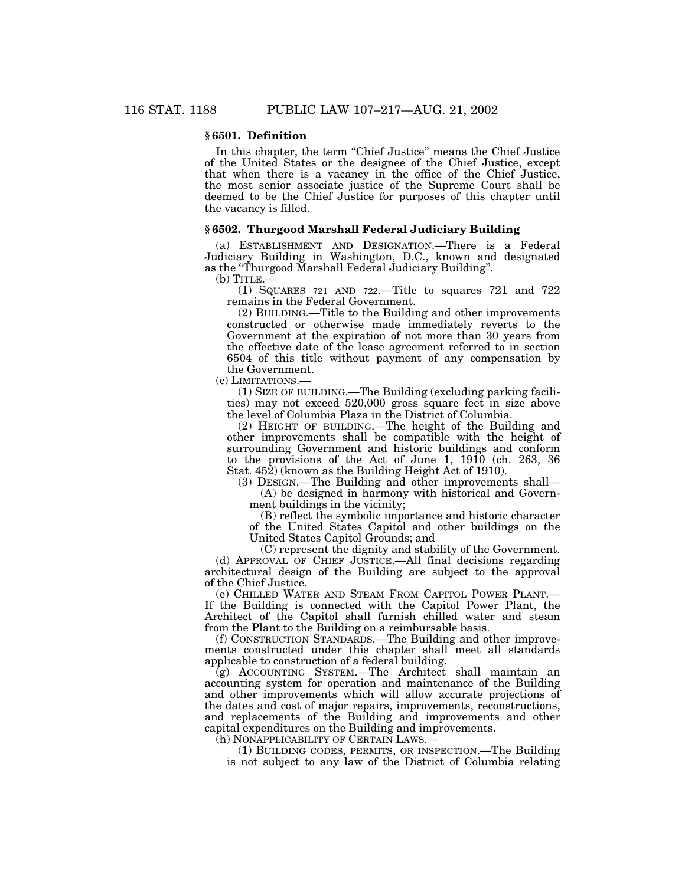### § 6501. Definition

In this chapter, the term "Chief Justice" means the Chief Justice of the United States or the designee of the Chief Justice, except that when there is a vacancy in the office of the Chief Justice, the most senior associate justice of the Supreme Court shall be deemed to be the Chief Justice for purposes of this chapter until the vacancy is filled.

### § 6502. Thurgood Marshall Federal Judiciary Building

(a) ESTABLISHMENT AND DESIGNATION.—There is a Federal Judiciary Building in Washington, D.C., known and designated as the "Thurgood Marshall Federal Judiciary Building".

(b) TITLE.—

(1) SQUARES 721 AND 722.—Title to squares 721 and 722 remains in the Federal Government.

(2) BUILDING.—Title to the Building and other improvements constructed or otherwise made immediately reverts to the Government at the expiration of not more than 30 years from the effective date of the lease agreement referred to in section 6504 of this title without payment of any compensation by the Government.

(c) LIMITATIONS.—

(1) SIZE OF BUILDING.—The Building (excluding parking facilities) may not exceed 520,000 gross square feet in size above the level of Columbia Plaza in the District of Columbia.

(2) HEIGHT OF BUILDING.—The height of the Building and other improvements shall be compatible with the height of surrounding Government and historic buildings and conform to the provisions of the Act of June 1, 1910 (ch. 263, 36 Stat. 452) (known as the Building Height Act of 1910).

(3) DESIGN.—The Building and other improvements shall—

(A) be designed in harmony with historical and Government buildings in the vicinity;

(B) reflect the symbolic importance and historic character of the United States Capitol and other buildings on the United States Capitol Grounds; and

(C) represent the dignity and stability of the Government.

(d) APPROVAL OF CHIEF JUSTICE.—All final decisions regarding architectural design of the Building are subject to the approval of the Chief Justice.

(e) CHILLED WATER AND STEAM FROM CAPITOL POWER PLANT.—If the Building is connected with the Capitol Power Plant, the Architect of the Capitol shall furnish chilled water and steam from the Plant to the Building on a reimbursable basis.

(f) CONSTRUCTION STANDARDS.—The Building and other improvements constructed under this chapter shall meet all standards applicable to construction of a federal building.

(g) ACCOUNTING SYSTEM.—The Architect shall maintain an accounting system for operation and maintenance of the Building and other improvements which will allow accurate projections of the dates and cost of major repairs, improvements, reconstructions, and replacements of the Building and improvements and other capital expenditures on the Building and improvements.

(h) NONAPPLICABILITY OF CERTAIN LAWS.—

(1) BUILDING CODES, PERMITS, OR INSPECTION.—The Building is not subject to any law of the District of Columbia relating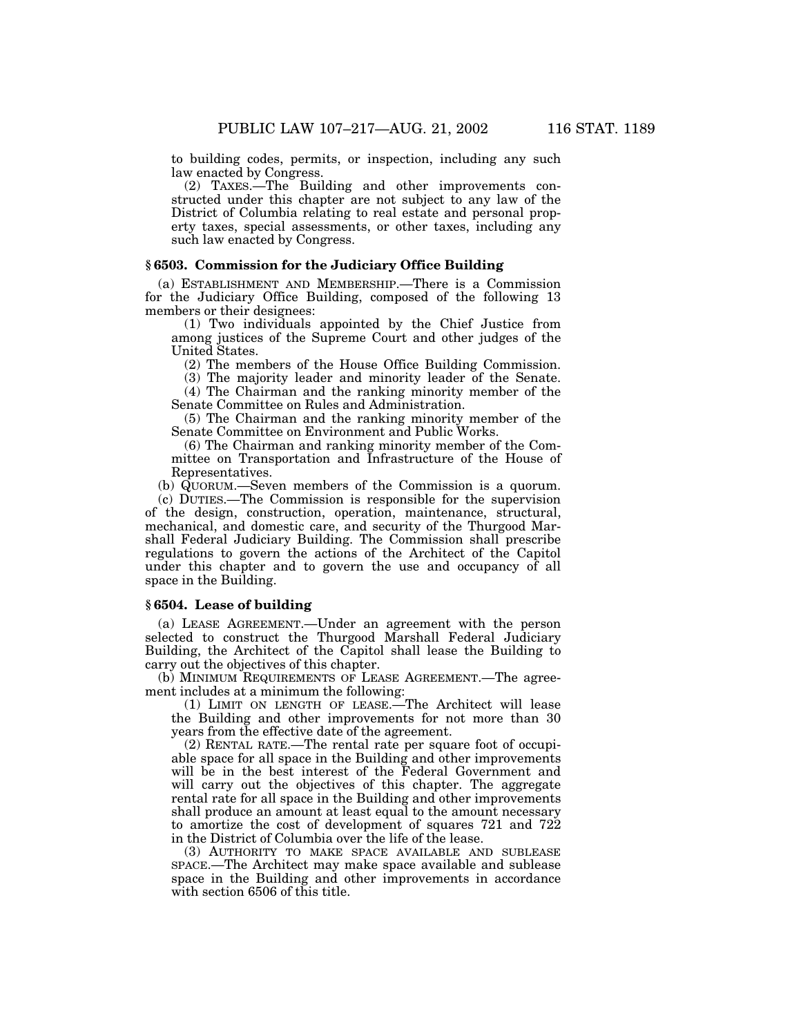to building codes, permits, or inspection, including any such law enacted by Congress.

(2) TAXES.—The Building and other improvements constructed under this chapter are not subject to any law of the District of Columbia relating to real estate and personal property taxes, special assessments, or other taxes, including any such law enacted by Congress.

### § 6503. Commission for the Judiciary Office Building

(a) ESTABLISHMENT AND MEMBERSHIP.—There is a Commission for the Judiciary Office Building, composed of the following 13 members or their designees:

(1) Two individuals appointed by the Chief Justice from among justices of the Supreme Court and other judges of the United States.

(2) The members of the House Office Building Commission.

(3) The majority leader and minority leader of the Senate.

(4) The Chairman and the ranking minority member of the Senate Committee on Rules and Administration.

(5) The Chairman and the ranking minority member of the Senate Committee on Environment and Public Works.

(6) The Chairman and ranking minority member of the Committee on Transportation and Infrastructure of the House of Representatives.

(b) QUORUM.—Seven members of the Commission is a quorum.

(c) DUTIES.—The Commission is responsible for the supervision of the design, construction, operation, maintenance, structural, mechanical, and domestic care, and security of the Thurgood Marshall Federal Judiciary Building. The Commission shall prescribe regulations to govern the actions of the Architect of the Capitol under this chapter and to govern the use and occupancy of all space in the Building.

### § 6504. Lease of building

(a) LEASE AGREEMENT.—Under an agreement with the person selected to construct the Thurgood Marshall Federal Judiciary Building, the Architect of the Capitol shall lease the Building to carry out the objectives of this chapter.

(b) MINIMUM REQUIREMENTS OF LEASE AGREEMENT.—The agreement includes at a minimum the following:

(1) LIMIT ON LENGTH OF LEASE.—The Architect will lease the Building and other improvements for not more than 30 years from the effective date of the agreement.

(2) RENTAL RATE.—The rental rate per square foot of occupiable space for all space in the Building and other improvements will be in the best interest of the Federal Government and will carry out the objectives of this chapter. The aggregate rental rate for all space in the Building and other improvements shall produce an amount at least equal to the amount necessary to amortize the cost of development of squares 721 and 722 in the District of Columbia over the life of the lease.

(3) AUTHORITY TO MAKE SPACE AVAILABLE AND SUBLEASE SPACE.—The Architect may make space available and sublease space in the Building and other improvements in accordance with section 6506 of this title.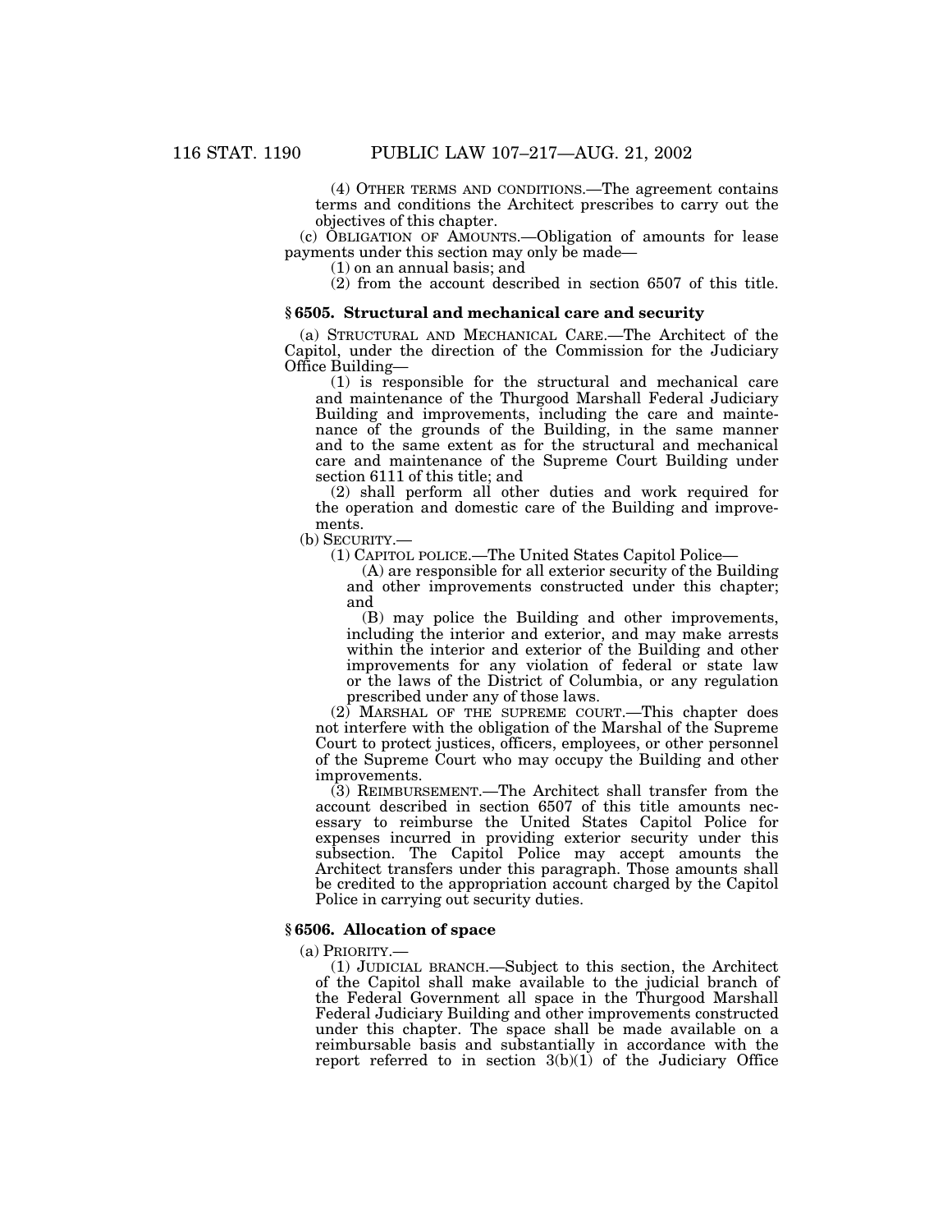(4) OTHER TERMS AND CONDITIONS.—The agreement contains terms and conditions the Architect prescribes to carry out the objectives of this chapter.

(c) OBLIGATION OF AMOUNTS.—Obligation of amounts for lease payments under this section may only be made—

(1) on an annual basis; and

(2) from the account described in section 6507 of this title.

### § 6505. Structural and mechanical care and security

(a) STRUCTURAL AND MECHANICAL CARE.—The Architect of the Capitol, under the direction of the Commission for the Judiciary Office Building—

(1) is responsible for the structural and mechanical care and maintenance of the Thurgood Marshall Federal Judiciary Building and improvements, including the care and maintenance of the grounds of the Building, in the same manner and to the same extent as for the structural and mechanical care and maintenance of the Supreme Court Building under section 6111 of this title; and

(2) shall perform all other duties and work required for the operation and domestic care of the Building and improvements.

(b) SECURITY.—

(1) CAPITOL POLICE.—The United States Capitol Police—

(A) are responsible for all exterior security of the Building and other improvements constructed under this chapter; and

(B) may police the Building and other improvements, including the interior and exterior, and may make arrests within the interior and exterior of the Building and other improvements for any violation of federal or state law or the laws of the District of Columbia, or any regulation prescribed under any of those laws.

(2) MARSHAL OF THE SUPREME COURT.—This chapter does not interfere with the obligation of the Marshal of the Supreme Court to protect justices, officers, employees, or other personnel of the Supreme Court who may occupy the Building and other improvements.

(3) REIMBURSEMENT.—The Architect shall transfer from the account described in section 6507 of this title amounts necessary to reimburse the United States Capitol Police for expenses incurred in providing exterior security under this subsection. The Capitol Police may accept amounts the Architect transfers under this paragraph. Those amounts shall be credited to the appropriation account charged by the Capitol Police in carrying out security duties.

### § 6506. Allocation of space

(a) PRIORITY.—

(1) JUDICIAL BRANCH.—Subject to this section, the Architect of the Capitol shall make available to the judicial branch of the Federal Government all space in the Thurgood Marshall Federal Judiciary Building and other improvements constructed under this chapter. The space shall be made available on a reimbursable basis and substantially in accordance with the report referred to in section 3(b)(1) of the Judiciary Office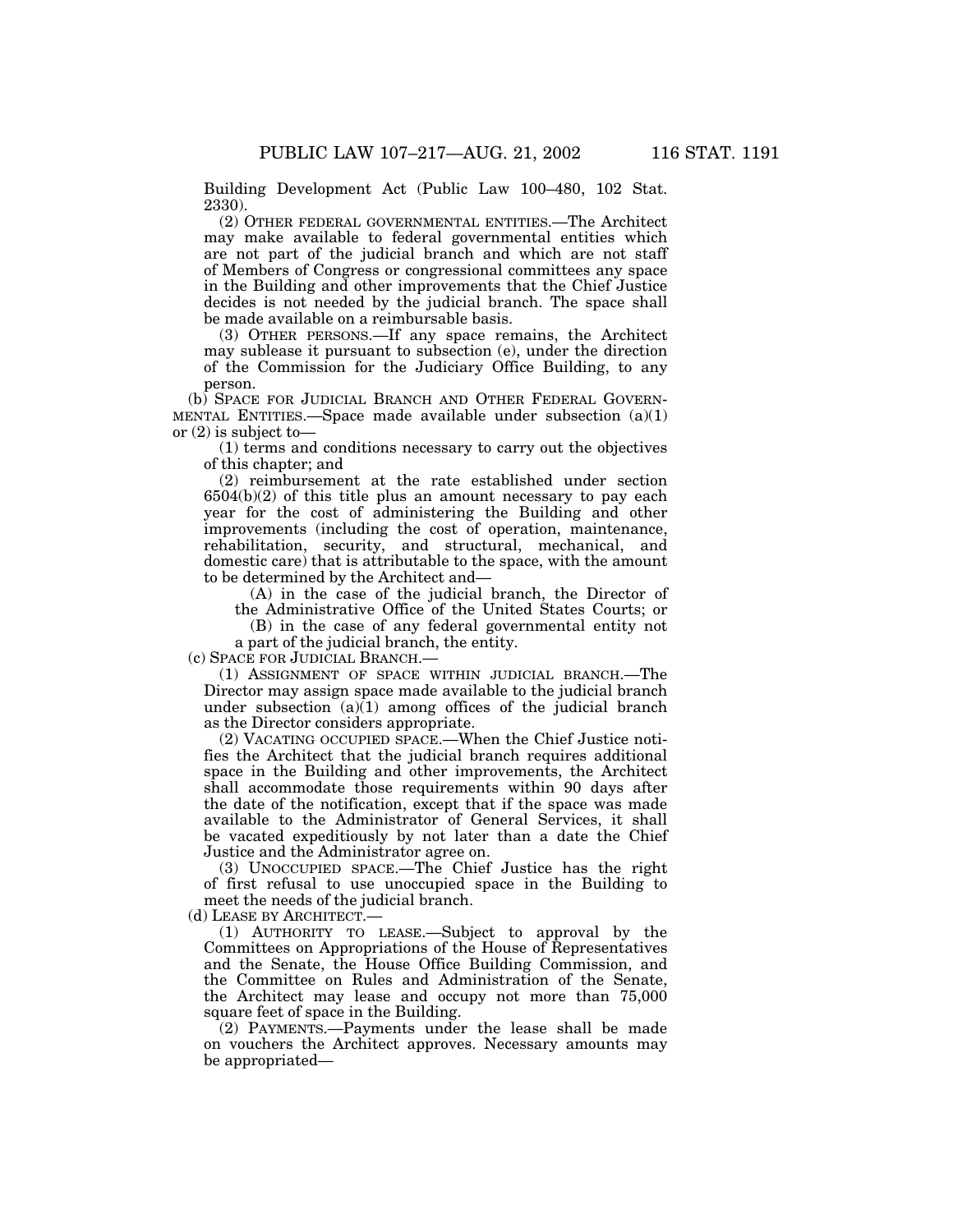Building Development Act (Public Law 100–480, 102 Stat. 2330).

(2) OTHER FEDERAL GOVERNMENTAL ENTITIES.—The Architect may make available to federal governmental entities which are not part of the judicial branch and which are not staff of Members of Congress or congressional committees any space in the Building and other improvements that the Chief Justice decides is not needed by the judicial branch. The space shall be made available on a reimbursable basis.

(3) OTHER PERSONS.—If any space remains, the Architect may sublease it pursuant to subsection (e), under the direction of the Commission for the Judiciary Office Building, to any person.

(b) SPACE FOR JUDICIAL BRANCH AND OTHER FEDERAL GOVERNMENTAL ENTITIES.—Space made available under subsection (a)(1) or (2) is subject to—

(1) terms and conditions necessary to carry out the objectives of this chapter; and

(2) reimbursement at the rate established under section 6504(b)(2) of this title plus an amount necessary to pay each year for the cost of administering the Building and other improvements (including the cost of operation, maintenance, rehabilitation, security, and structural, mechanical, and domestic care) that is attributable to the space, with the amount to be determined by the Architect and—

(A) in the case of the judicial branch, the Director of the Administrative Office of the United States Courts; or

(B) in the case of any federal governmental entity not a part of the judicial branch, the entity.

(c) SPACE FOR JUDICIAL BRANCH.—

(1) ASSIGNMENT OF SPACE WITHIN JUDICIAL BRANCH.—The Director may assign space made available to the judicial branch under subsection (a)(1) among offices of the judicial branch as the Director considers appropriate.

(2) VACATING OCCUPIED SPACE.—When the Chief Justice notifies the Architect that the judicial branch requires additional space in the Building and other improvements, the Architect shall accommodate those requirements within 90 days after the date of the notification, except that if the space was made available to the Administrator of General Services, it shall be vacated expeditiously by not later than a date the Chief Justice and the Administrator agree on.

(3) UNOCCUPIED SPACE.—The Chief Justice has the right of first refusal to use unoccupied space in the Building to meet the needs of the judicial branch.

(d) LEASE BY ARCHITECT.—

(1) AUTHORITY TO LEASE.—Subject to approval by the Committees on Appropriations of the House of Representatives and the Senate, the House Office Building Commission, and the Committee on Rules and Administration of the Senate, the Architect may lease and occupy not more than 75,000 square feet of space in the Building.

(2) PAYMENTS.—Payments under the lease shall be made on vouchers the Architect approves. Necessary amounts may be appropriated—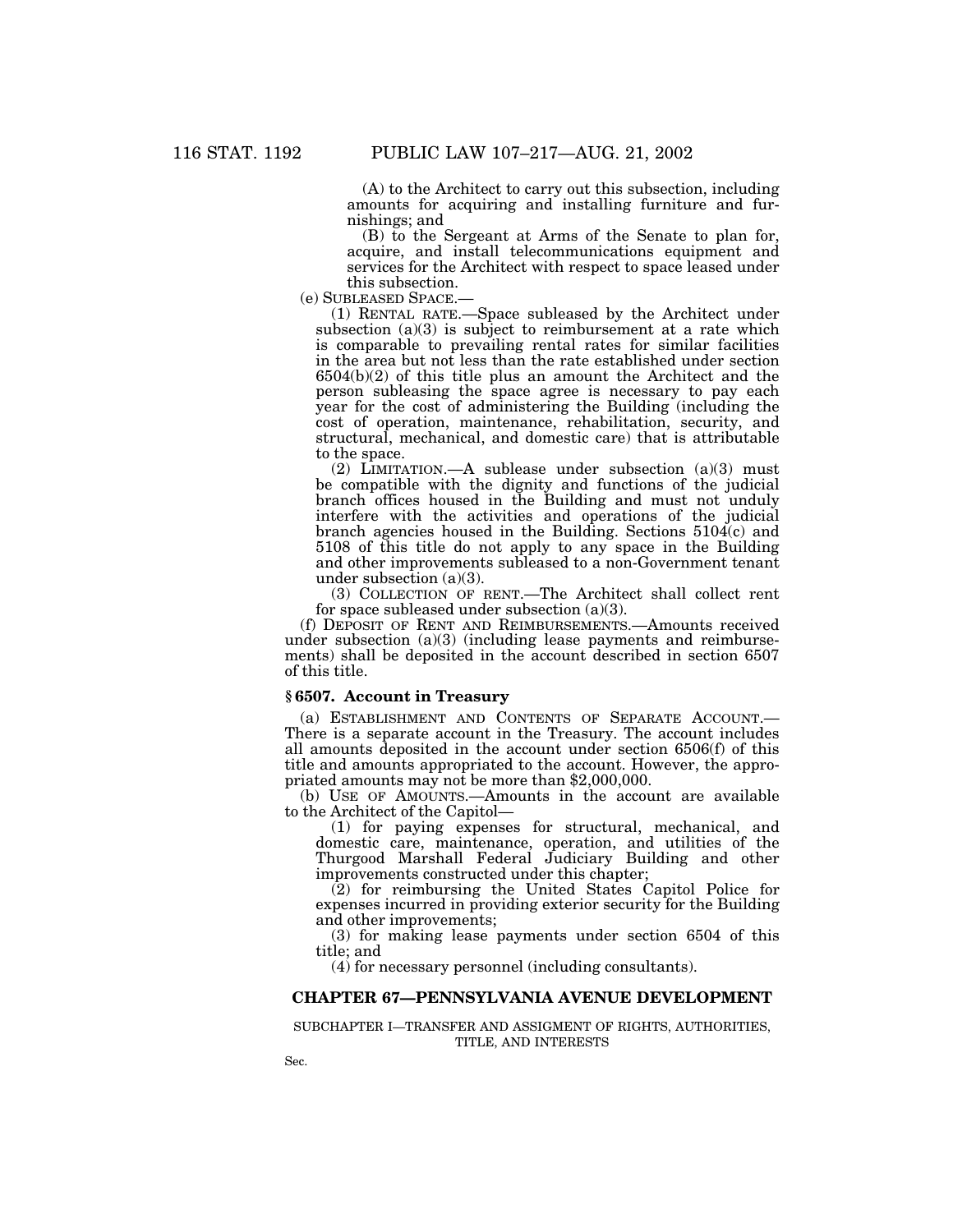(A) to the Architect to carry out this subsection, including amounts for acquiring and installing furniture and furnishings; and

(B) to the Sergeant at Arms of the Senate to plan for, acquire, and install telecommunications equipment and services for the Architect with respect to space leased under this subsection.

(e) SUBLEASED SPACE.—

(1) RENTAL RATE.—Space subleased by the Architect under subsection (a)(3) is subject to reimbursement at a rate which is comparable to prevailing rental rates for similar facilities in the area but not less than the rate established under section 6504(b)(2) of this title plus an amount the Architect and the person subleasing the space agree is necessary to pay each year for the cost of administering the Building (including the cost of operation, maintenance, rehabilitation, security, and structural, mechanical, and domestic care) that is attributable to the space.

(2) LIMITATION.—A sublease under subsection (a)(3) must be compatible with the dignity and functions of the judicial branch offices housed in the Building and must not unduly interfere with the activities and operations of the judicial branch agencies housed in the Building. Sections 5104(c) and 5108 of this title do not apply to any space in the Building and other improvements subleased to a non-Government tenant under subsection (a)(3).

(3) COLLECTION OF RENT.—The Architect shall collect rent for space subleased under subsection (a)(3).

(f) DEPOSIT OF RENT AND REIMBURSEMENTS.—Amounts received under subsection (a)(3) (including lease payments and reimbursements) shall be deposited in the account described in section 6507 of this title.

### § 6507. Account in Treasury

(a) ESTABLISHMENT AND CONTENTS OF SEPARATE ACCOUNT.—There is a separate account in the Treasury. The account includes all amounts deposited in the account under section 6506(f) of this title and amounts appropriated to the account. However, the appropriated amounts may not be more than $2,000,000.

(b) USE OF AMOUNTS.—Amounts in the account are available to the Architect of the Capitol—

(1) for paying expenses for structural, mechanical, and domestic care, maintenance, operation, and utilities of the Thurgood Marshall Federal Judiciary Building and other improvements constructed under this chapter;

(2) for reimbursing the United States Capitol Police for expenses incurred in providing exterior security for the Building and other improvements;

(3) for making lease payments under section 6504 of this title; and

(4) for necessary personnel (including consultants).

## CHAPTER 67—PENNSYLVANIA AVENUE DEVELOPMENT

SUBCHAPTER I—TRANSFER AND ASSIGMENT OF RIGHTS, AUTHORITIES, TITLE, AND INTERESTS

Sec.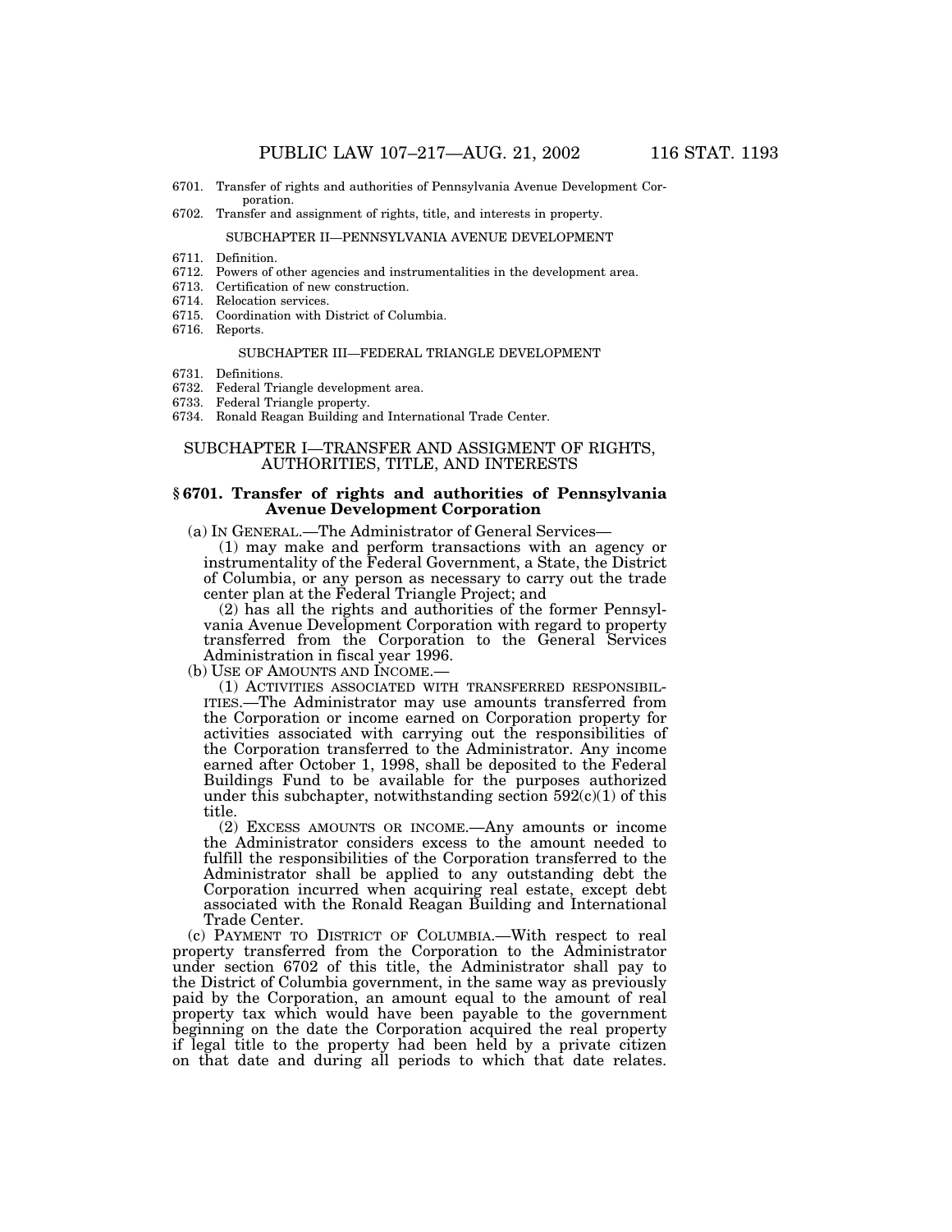6701. Transfer of rights and authorities of Pennsylvania Avenue Development Corporation.
6702. Transfer and assignment of rights, title, and interests in property.

SUBCHAPTER II—PENNSYLVANIA AVENUE DEVELOPMENT

6711. Definition.
6712. Powers of other agencies and instrumentalities in the development area.
6713. Certification of new construction.
6714. Relocation services.
6715. Coordination with District of Columbia.
6716. Reports.

SUBCHAPTER III—FEDERAL TRIANGLE DEVELOPMENT

6731. Definitions.
6732. Federal Triangle development area.
6733. Federal Triangle property.
6734. Ronald Reagan Building and International Trade Center.

## SUBCHAPTER I—TRANSFER AND ASSIGMENT OF RIGHTS, AUTHORITIES, TITLE, AND INTERESTS

### § 6701. Transfer of rights and authorities of Pennsylvania Avenue Development Corporation

(a) IN GENERAL.—The Administrator of General Services—

(1) may make and perform transactions with an agency or instrumentality of the Federal Government, a State, the District of Columbia, or any person as necessary to carry out the trade center plan at the Federal Triangle Project; and

(2) has all the rights and authorities of the former Pennsylvania Avenue Development Corporation with regard to property transferred from the Corporation to the General Services Administration in fiscal year 1996.

(b) USE OF AMOUNTS AND INCOME.—

(1) ACTIVITIES ASSOCIATED WITH TRANSFERRED RESPONSIBILITIES.—The Administrator may use amounts transferred from the Corporation or income earned on Corporation property for activities associated with carrying out the responsibilities of the Corporation transferred to the Administrator. Any income earned after October 1, 1998, shall be deposited to the Federal Buildings Fund to be available for the purposes authorized under this subchapter, notwithstanding section 592(c)(1) of this title.

(2) EXCESS AMOUNTS OR INCOME.—Any amounts or income the Administrator considers excess to the amount needed to fulfill the responsibilities of the Corporation transferred to the Administrator shall be applied to any outstanding debt the Corporation incurred when acquiring real estate, except debt associated with the Ronald Reagan Building and International Trade Center.

(c) PAYMENT TO DISTRICT OF COLUMBIA.—With respect to real property transferred from the Corporation to the Administrator under section 6702 of this title, the Administrator shall pay to the District of Columbia government, in the same way as previously paid by the Corporation, an amount equal to the amount of real property tax which would have been payable to the government beginning on the date the Corporation acquired the real property if legal title to the property had been held by a private citizen on that date and during all periods to which that date relates.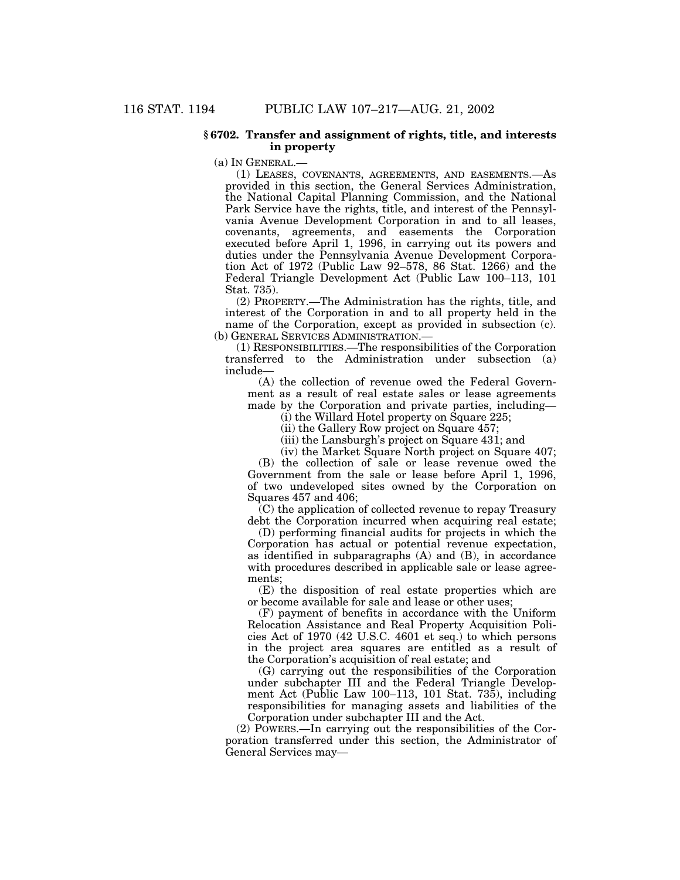### § 6702. Transfer and assignment of rights, title, and interests in property

(a) IN GENERAL.—

(1) LEASES, COVENANTS, AGREEMENTS, AND EASEMENTS.—As provided in this section, the General Services Administration, the National Capital Planning Commission, and the National Park Service have the rights, title, and interest of the Pennsylvania Avenue Development Corporation in and to all leases, covenants, agreements, and easements the Corporation executed before April 1, 1996, in carrying out its powers and duties under the Pennsylvania Avenue Development Corporation Act of 1972 (Public Law 92–578, 86 Stat. 1266) and the Federal Triangle Development Act (Public Law 100–113, 101 Stat. 735).

(2) PROPERTY.—The Administration has the rights, title, and interest of the Corporation in and to all property held in the name of the Corporation, except as provided in subsection (c).

(b) GENERAL SERVICES ADMINISTRATION.—

(1) RESPONSIBILITIES.—The responsibilities of the Corporation transferred to the Administration under subsection (a) include—

(A) the collection of revenue owed the Federal Government as a result of real estate sales or lease agreements made by the Corporation and private parties, including—

(i) the Willard Hotel property on Square 225;

(ii) the Gallery Row project on Square 457;

(iii) the Lansburgh's project on Square 431; and

(iv) the Market Square North project on Square 407;

(B) the collection of sale or lease revenue owed the Government from the sale or lease before April 1, 1996, of two undeveloped sites owned by the Corporation on Squares 457 and 406;

(C) the application of collected revenue to repay Treasury debt the Corporation incurred when acquiring real estate;

(D) performing financial audits for projects in which the Corporation has actual or potential revenue expectation, as identified in subparagraphs (A) and (B), in accordance with procedures described in applicable sale or lease agreements;

(E) the disposition of real estate properties which are or become available for sale and lease or other uses;

(F) payment of benefits in accordance with the Uniform Relocation Assistance and Real Property Acquisition Policies Act of 1970 (42 U.S.C. 4601 et seq.) to which persons in the project area squares are entitled as a result of the Corporation's acquisition of real estate; and

(G) carrying out the responsibilities of the Corporation under subchapter III and the Federal Triangle Development Act (Public Law 100–113, 101 Stat. 735), including responsibilities for managing assets and liabilities of the Corporation under subchapter III and the Act.

(2) POWERS.—In carrying out the responsibilities of the Corporation transferred under this section, the Administrator of General Services may—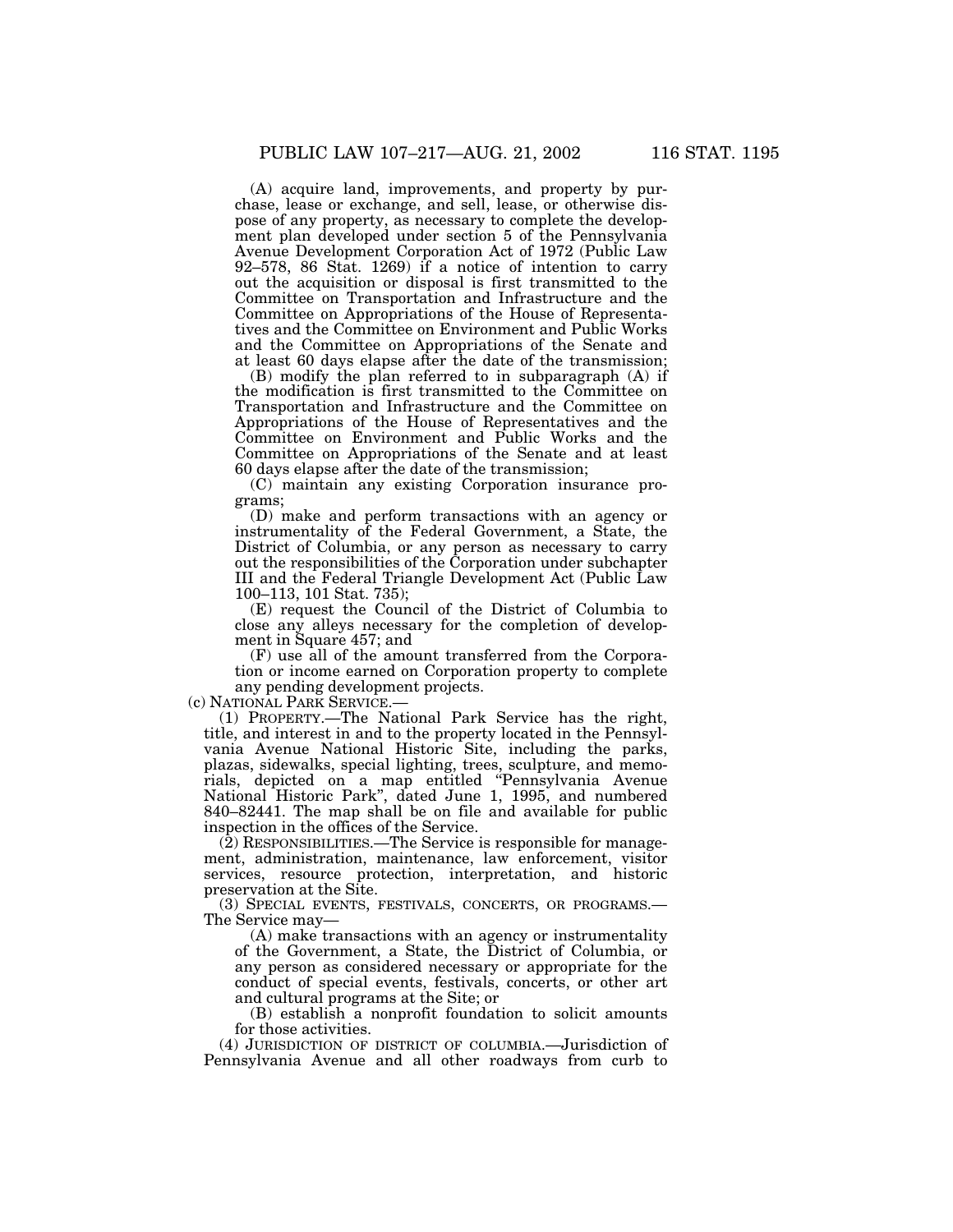(A) acquire land, improvements, and property by purchase, lease or exchange, and sell, lease, or otherwise dispose of any property, as necessary to complete the development plan developed under section 5 of the Pennsylvania Avenue Development Corporation Act of 1972 (Public Law 92–578, 86 Stat. 1269) if a notice of intention to carry out the acquisition or disposal is first transmitted to the Committee on Transportation and Infrastructure and the Committee on Appropriations of the House of Representatives and the Committee on Environment and Public Works and the Committee on Appropriations of the Senate and at least 60 days elapse after the date of the transmission;

(B) modify the plan referred to in subparagraph (A) if the modification is first transmitted to the Committee on Transportation and Infrastructure and the Committee on Appropriations of the House of Representatives and the Committee on Environment and Public Works and the Committee on Appropriations of the Senate and at least 60 days elapse after the date of the transmission;

(C) maintain any existing Corporation insurance programs;

(D) make and perform transactions with an agency or instrumentality of the Federal Government, a State, the District of Columbia, or any person as necessary to carry out the responsibilities of the Corporation under subchapter III and the Federal Triangle Development Act (Public Law 100–113, 101 Stat. 735);

(E) request the Council of the District of Columbia to close any alleys necessary for the completion of development in Square 457; and

(F) use all of the amount transferred from the Corporation or income earned on Corporation property to complete any pending development projects.

(c) NATIONAL PARK SERVICE.—

(1) PROPERTY.—The National Park Service has the right, title, and interest in and to the property located in the Pennsylvania Avenue National Historic Site, including the parks, plazas, sidewalks, special lighting, trees, sculpture, and memorials, depicted on a map entitled "Pennsylvania Avenue National Historic Park", dated June 1, 1995, and numbered 840–82441. The map shall be on file and available for public inspection in the offices of the Service.

(2) RESPONSIBILITIES.—The Service is responsible for management, administration, maintenance, law enforcement, visitor services, resource protection, interpretation, and historic preservation at the Site.

(3) SPECIAL EVENTS, FESTIVALS, CONCERTS, OR PROGRAMS.—The Service may—

(A) make transactions with an agency or instrumentality of the Government, a State, the District of Columbia, or any person as considered necessary or appropriate for the conduct of special events, festivals, concerts, or other art and cultural programs at the Site; or

(B) establish a nonprofit foundation to solicit amounts for those activities.

(4) JURISDICTION OF DISTRICT OF COLUMBIA.—Jurisdiction of Pennsylvania Avenue and all other roadways from curb to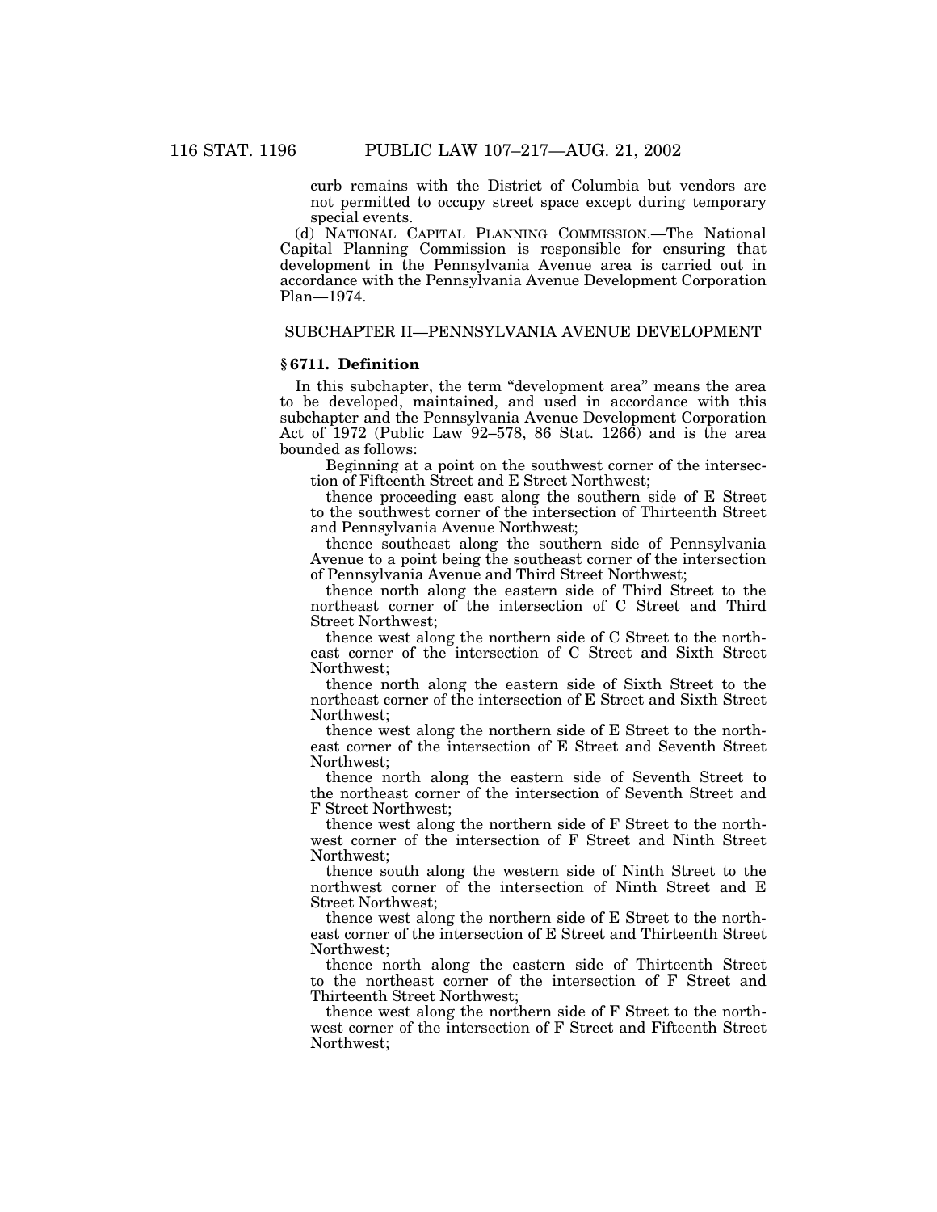curb remains with the District of Columbia but vendors are not permitted to occupy street space except during temporary special events.

(d) NATIONAL CAPITAL PLANNING COMMISSION.—The National Capital Planning Commission is responsible for ensuring that development in the Pennsylvania Avenue area is carried out in accordance with the Pennsylvania Avenue Development Corporation Plan—1974.

## SUBCHAPTER II—PENNSYLVANIA AVENUE DEVELOPMENT

### § 6711. Definition

In this subchapter, the term "development area" means the area to be developed, maintained, and used in accordance with this subchapter and the Pennsylvania Avenue Development Corporation Act of 1972 (Public Law 92–578, 86 Stat. 1266) and is the area bounded as follows:

Beginning at a point on the southwest corner of the intersection of Fifteenth Street and E Street Northwest;

thence proceeding east along the southern side of E Street to the southwest corner of the intersection of Thirteenth Street and Pennsylvania Avenue Northwest;

thence southeast along the southern side of Pennsylvania Avenue to a point being the southeast corner of the intersection of Pennsylvania Avenue and Third Street Northwest;

thence north along the eastern side of Third Street to the northeast corner of the intersection of C Street and Third Street Northwest;

thence west along the northern side of C Street to the northeast corner of the intersection of C Street and Sixth Street Northwest;

thence north along the eastern side of Sixth Street to the northeast corner of the intersection of E Street and Sixth Street Northwest;

thence west along the northern side of E Street to the northeast corner of the intersection of E Street and Seventh Street Northwest;

thence north along the eastern side of Seventh Street to the northeast corner of the intersection of Seventh Street and F Street Northwest;

thence west along the northern side of F Street to the northwest corner of the intersection of F Street and Ninth Street Northwest;

thence south along the western side of Ninth Street to the northwest corner of the intersection of Ninth Street and E Street Northwest;

thence west along the northern side of E Street to the northeast corner of the intersection of E Street and Thirteenth Street Northwest;

thence north along the eastern side of Thirteenth Street to the northeast corner of the intersection of F Street and Thirteenth Street Northwest;

thence west along the northern side of F Street to the northwest corner of the intersection of F Street and Fifteenth Street Northwest;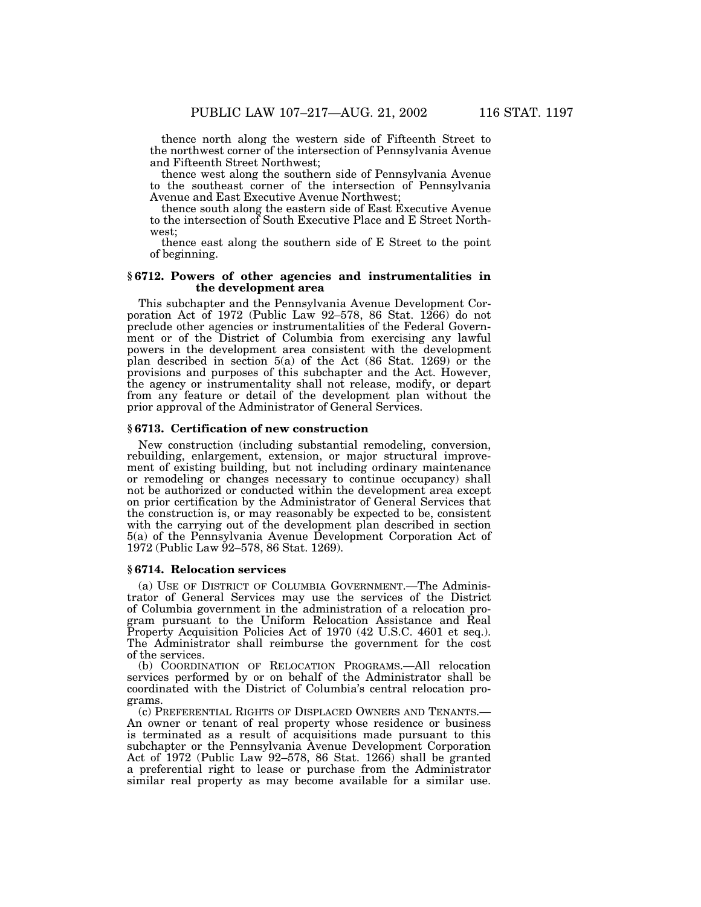thence north along the western side of Fifteenth Street to the northwest corner of the intersection of Pennsylvania Avenue and Fifteenth Street Northwest;

thence west along the southern side of Pennsylvania Avenue to the southeast corner of the intersection of Pennsylvania Avenue and East Executive Avenue Northwest;

thence south along the eastern side of East Executive Avenue to the intersection of South Executive Place and E Street Northwest;

thence east along the southern side of E Street to the point of beginning.

### § 6712. Powers of other agencies and instrumentalities in the development area

This subchapter and the Pennsylvania Avenue Development Corporation Act of 1972 (Public Law 92–578, 86 Stat. 1266) do not preclude other agencies or instrumentalities of the Federal Government or of the District of Columbia from exercising any lawful powers in the development area consistent with the development plan described in section 5(a) of the Act (86 Stat. 1269) or the provisions and purposes of this subchapter and the Act. However, the agency or instrumentality shall not release, modify, or depart from any feature or detail of the development plan without the prior approval of the Administrator of General Services.

### § 6713. Certification of new construction

New construction (including substantial remodeling, conversion, rebuilding, enlargement, extension, or major structural improvement of existing building, but not including ordinary maintenance or remodeling or changes necessary to continue occupancy) shall not be authorized or conducted within the development area except on prior certification by the Administrator of General Services that the construction is, or may reasonably be expected to be, consistent with the carrying out of the development plan described in section 5(a) of the Pennsylvania Avenue Development Corporation Act of 1972 (Public Law 92–578, 86 Stat. 1269).

### § 6714. Relocation services

(a) USE OF DISTRICT OF COLUMBIA GOVERNMENT.—The Administrator of General Services may use the services of the District of Columbia government in the administration of a relocation program pursuant to the Uniform Relocation Assistance and Real Property Acquisition Policies Act of 1970 (42 U.S.C. 4601 et seq.). The Administrator shall reimburse the government for the cost of the services.

(b) COORDINATION OF RELOCATION PROGRAMS.—All relocation services performed by or on behalf of the Administrator shall be coordinated with the District of Columbia's central relocation programs.

(c) PREFERENTIAL RIGHTS OF DISPLACED OWNERS AND TENANTS.—An owner or tenant of real property whose residence or business is terminated as a result of acquisitions made pursuant to this subchapter or the Pennsylvania Avenue Development Corporation Act of 1972 (Public Law 92–578, 86 Stat. 1266) shall be granted a preferential right to lease or purchase from the Administrator similar real property as may become available for a similar use.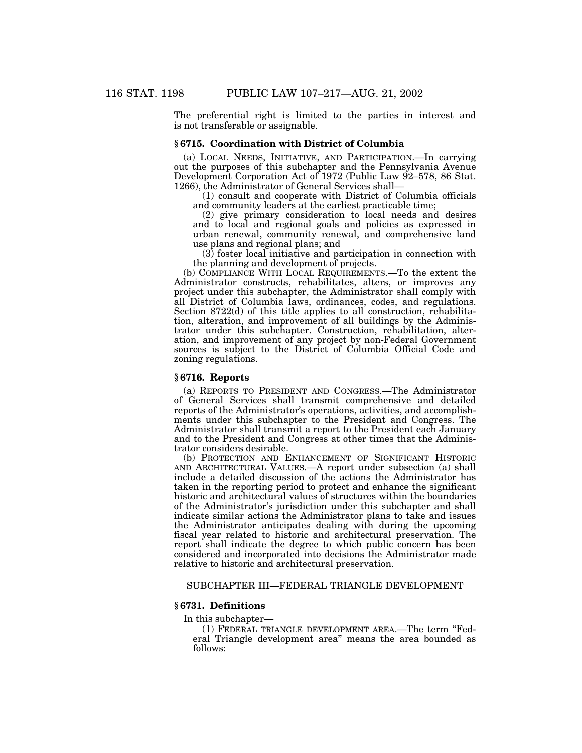The preferential right is limited to the parties in interest and is not transferable or assignable.

### § 6715. Coordination with District of Columbia

(a) LOCAL NEEDS, INITIATIVE, AND PARTICIPATION.—In carrying out the purposes of this subchapter and the Pennsylvania Avenue Development Corporation Act of 1972 (Public Law 92–578, 86 Stat. 1266), the Administrator of General Services shall—

(1) consult and cooperate with District of Columbia officials and community leaders at the earliest practicable time;

(2) give primary consideration to local needs and desires and to local and regional goals and policies as expressed in urban renewal, community renewal, and comprehensive land use plans and regional plans; and

(3) foster local initiative and participation in connection with the planning and development of projects.

(b) COMPLIANCE WITH LOCAL REQUIREMENTS.—To the extent the Administrator constructs, rehabilitates, alters, or improves any project under this subchapter, the Administrator shall comply with all District of Columbia laws, ordinances, codes, and regulations. Section 8722(d) of this title applies to all construction, rehabilitation, alteration, and improvement of all buildings by the Administrator under this subchapter. Construction, rehabilitation, alteration, and improvement of any project by non-Federal Government sources is subject to the District of Columbia Official Code and zoning regulations.

### § 6716. Reports

(a) REPORTS TO PRESIDENT AND CONGRESS.—The Administrator of General Services shall transmit comprehensive and detailed reports of the Administrator's operations, activities, and accomplishments under this subchapter to the President and Congress. The Administrator shall transmit a report to the President each January and to the President and Congress at other times that the Administrator considers desirable.

(b) PROTECTION AND ENHANCEMENT OF SIGNIFICANT HISTORIC AND ARCHITECTURAL VALUES.—A report under subsection (a) shall include a detailed discussion of the actions the Administrator has taken in the reporting period to protect and enhance the significant historic and architectural values of structures within the boundaries of the Administrator's jurisdiction under this subchapter and shall indicate similar actions the Administrator plans to take and issues the Administrator anticipates dealing with during the upcoming fiscal year related to historic and architectural preservation. The report shall indicate the degree to which public concern has been considered and incorporated into decisions the Administrator made relative to historic and architectural preservation.

## SUBCHAPTER III—FEDERAL TRIANGLE DEVELOPMENT

### § 6731. Definitions

In this subchapter—

(1) FEDERAL TRIANGLE DEVELOPMENT AREA.—The term "Federal Triangle development area" means the area bounded as follows: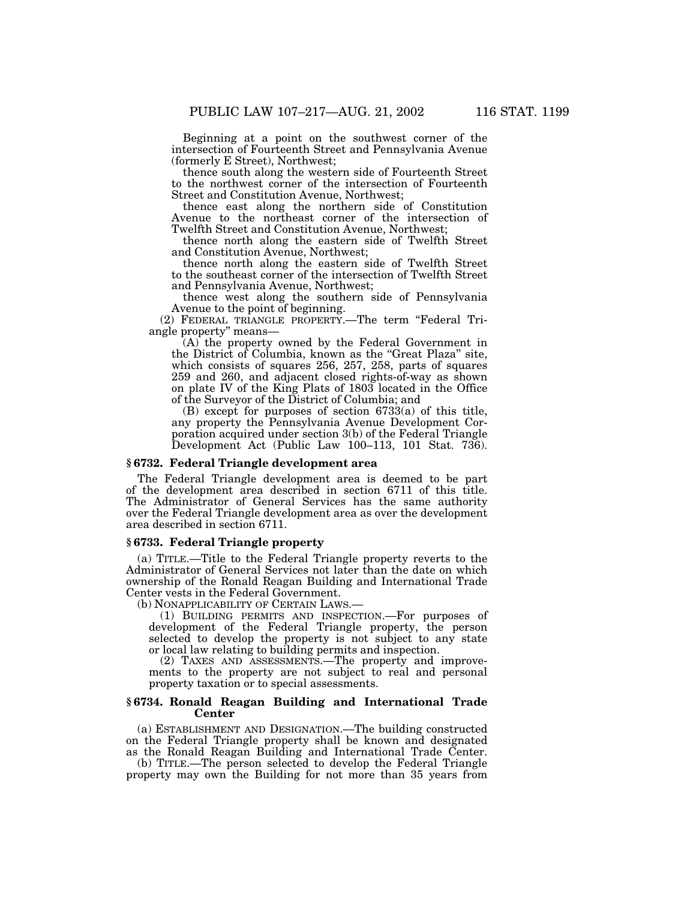Beginning at a point on the southwest corner of the intersection of Fourteenth Street and Pennsylvania Avenue (formerly E Street), Northwest;

thence south along the western side of Fourteenth Street to the northwest corner of the intersection of Fourteenth Street and Constitution Avenue, Northwest;

thence east along the northern side of Constitution Avenue to the northeast corner of the intersection of Twelfth Street and Constitution Avenue, Northwest;

thence north along the eastern side of Twelfth Street and Constitution Avenue, Northwest;

thence north along the eastern side of Twelfth Street to the southeast corner of the intersection of Twelfth Street and Pennsylvania Avenue, Northwest;

thence west along the southern side of Pennsylvania Avenue to the point of beginning.

(2) FEDERAL TRIANGLE PROPERTY.—The term "Federal Triangle property" means—

(A) the property owned by the Federal Government in the District of Columbia, known as the "Great Plaza" site, which consists of squares 256, 257, 258, parts of squares 259 and 260, and adjacent closed rights-of-way as shown on plate IV of the King Plats of 1803 located in the Office of the Surveyor of the District of Columbia; and

(B) except for purposes of section 6733(a) of this title, any property the Pennsylvania Avenue Development Corporation acquired under section 3(b) of the Federal Triangle Development Act (Public Law 100–113, 101 Stat. 736).

### § 6732. Federal Triangle development area

The Federal Triangle development area is deemed to be part of the development area described in section 6711 of this title. The Administrator of General Services has the same authority over the Federal Triangle development area as over the development area described in section 6711.

### § 6733. Federal Triangle property

(a) TITLE.—Title to the Federal Triangle property reverts to the Administrator of General Services not later than the date on which ownership of the Ronald Reagan Building and International Trade Center vests in the Federal Government.

(b) NONAPPLICABILITY OF CERTAIN LAWS.—

(1) BUILDING PERMITS AND INSPECTION.—For purposes of development of the Federal Triangle property, the person selected to develop the property is not subject to any state or local law relating to building permits and inspection.

(2) TAXES AND ASSESSMENTS.—The property and improvements to the property are not subject to real and personal property taxation or to special assessments.

### § 6734. Ronald Reagan Building and International Trade Center

(a) ESTABLISHMENT AND DESIGNATION.—The building constructed on the Federal Triangle property shall be known and designated as the Ronald Reagan Building and International Trade Center.

(b) TITLE.—The person selected to develop the Federal Triangle property may own the Building for not more than 35 years from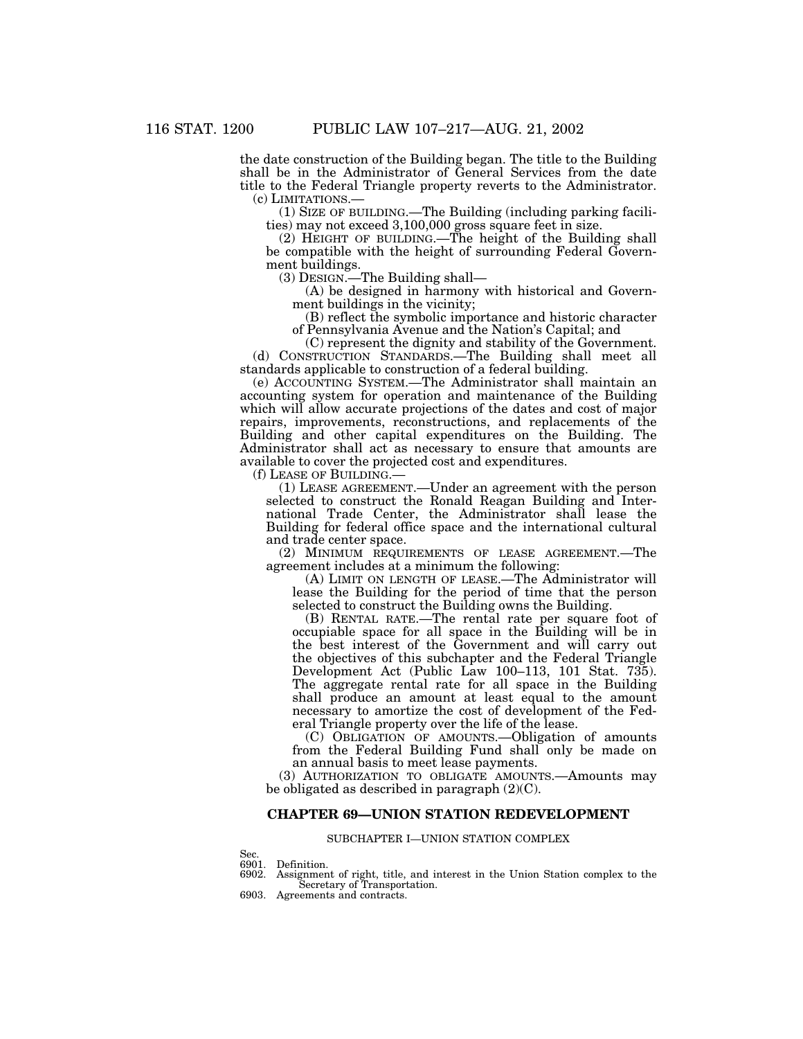the date construction of the Building began. The title to the Building shall be in the Administrator of General Services from the date title to the Federal Triangle property reverts to the Administrator.

(c) LIMITATIONS.—

(1) SIZE OF BUILDING.—The Building (including parking facilities) may not exceed 3,100,000 gross square feet in size.

(2) HEIGHT OF BUILDING.—The height of the Building shall be compatible with the height of surrounding Federal Government buildings.

(3) DESIGN.—The Building shall—

(A) be designed in harmony with historical and Government buildings in the vicinity;

(B) reflect the symbolic importance and historic character of Pennsylvania Avenue and the Nation's Capital; and

(C) represent the dignity and stability of the Government.

(d) CONSTRUCTION STANDARDS.—The Building shall meet all standards applicable to construction of a federal building.

(e) ACCOUNTING SYSTEM.—The Administrator shall maintain an accounting system for operation and maintenance of the Building which will allow accurate projections of the dates and cost of major repairs, improvements, reconstructions, and replacements of the Building and other capital expenditures on the Building. The Administrator shall act as necessary to ensure that amounts are available to cover the projected cost and expenditures.

(f) LEASE OF BUILDING.—

(1) LEASE AGREEMENT.—Under an agreement with the person selected to construct the Ronald Reagan Building and International Trade Center, the Administrator shall lease the Building for federal office space and the international cultural and trade center space.

(2) MINIMUM REQUIREMENTS OF LEASE AGREEMENT.—The agreement includes at a minimum the following:

(A) LIMIT ON LENGTH OF LEASE.—The Administrator will lease the Building for the period of time that the person selected to construct the Building owns the Building.

(B) RENTAL RATE.—The rental rate per square foot of occupiable space for all space in the Building will be in the best interest of the Government and will carry out the objectives of this subchapter and the Federal Triangle Development Act (Public Law 100–113, 101 Stat. 735). The aggregate rental rate for all space in the Building shall produce an amount at least equal to the amount necessary to amortize the cost of development of the Federal Triangle property over the life of the lease.

(C) OBLIGATION OF AMOUNTS.—Obligation of amounts from the Federal Building Fund shall only be made on an annual basis to meet lease payments.

(3) AUTHORIZATION TO OBLIGATE AMOUNTS.—Amounts may be obligated as described in paragraph (2)(C).

## CHAPTER 69—UNION STATION REDEVELOPMENT

SUBCHAPTER I—UNION STATION COMPLEX

Sec.
6901. Definition.
6902. Assignment of right, title, and interest in the Union Station complex to the Secretary of Transportation.
6903. Agreements and contracts.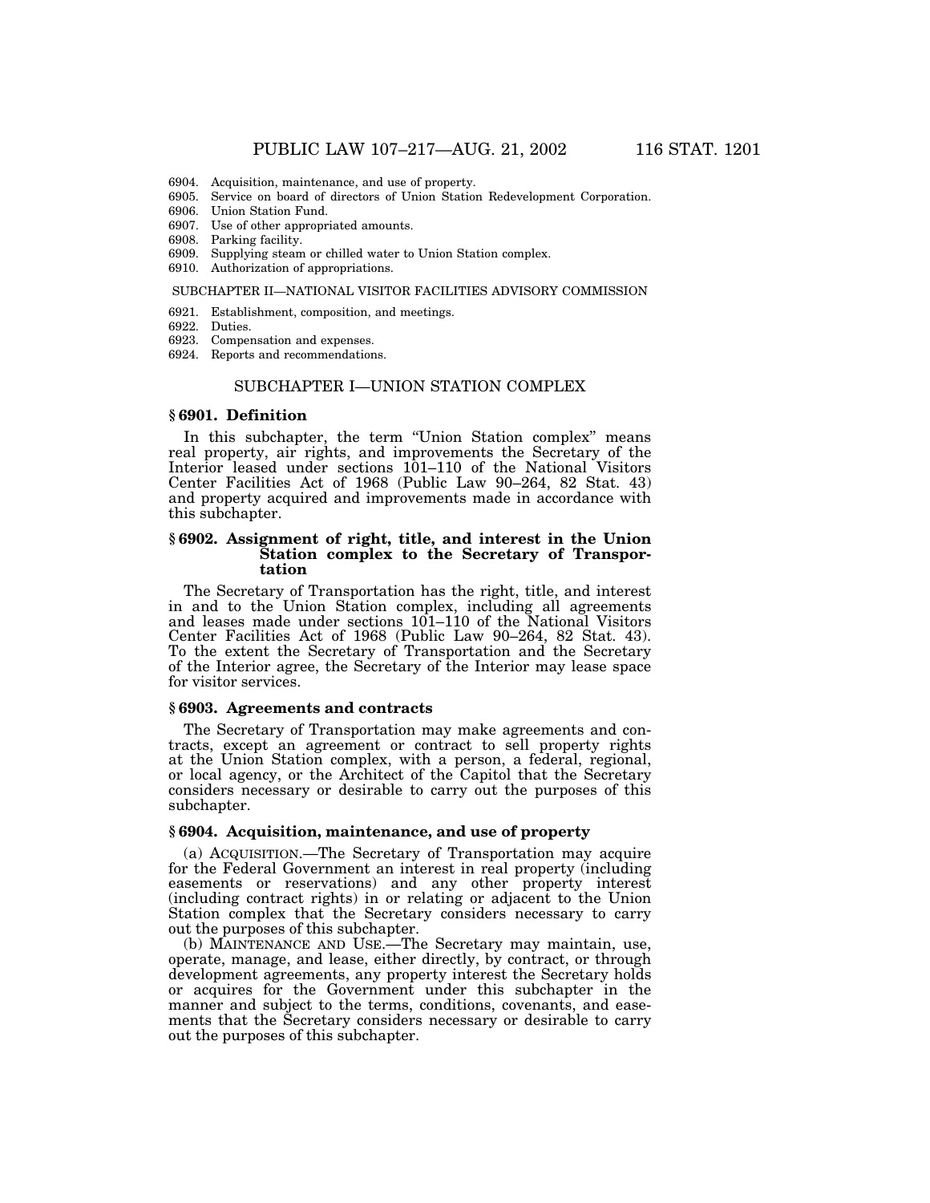6904. Acquisition, maintenance, and use of property.
6905. Service on board of directors of Union Station Redevelopment Corporation.
6906. Union Station Fund.
6907. Use of other appropriated amounts.
6908. Parking facility.
6909. Supplying steam or chilled water to Union Station complex.
6910. Authorization of appropriations.

SUBCHAPTER II—NATIONAL VISITOR FACILITIES ADVISORY COMMISSION

6921. Establishment, composition, and meetings.
6922. Duties.
6923. Compensation and expenses.
6924. Reports and recommendations.

## SUBCHAPTER I—UNION STATION COMPLEX

### § 6901. Definition

In this subchapter, the term "Union Station complex" means real property, air rights, and improvements the Secretary of the Interior leased under sections 101–110 of the National Visitors Center Facilities Act of 1968 (Public Law 90–264, 82 Stat. 43) and property acquired and improvements made in accordance with this subchapter.

### § 6902. Assignment of right, title, and interest in the Union Station complex to the Secretary of Transportation

The Secretary of Transportation has the right, title, and interest in and to the Union Station complex, including all agreements and leases made under sections 101–110 of the National Visitors Center Facilities Act of 1968 (Public Law 90–264, 82 Stat. 43). To the extent the Secretary of Transportation and the Secretary of the Interior agree, the Secretary of the Interior may lease space for visitor services.

### § 6903. Agreements and contracts

The Secretary of Transportation may make agreements and contracts, except an agreement or contract to sell property rights at the Union Station complex, with a person, a federal, regional, or local agency, or the Architect of the Capitol that the Secretary considers necessary or desirable to carry out the purposes of this subchapter.

### § 6904. Acquisition, maintenance, and use of property

(a) ACQUISITION.—The Secretary of Transportation may acquire for the Federal Government an interest in real property (including easements or reservations) and any other property interest (including contract rights) in or relating or adjacent to the Union Station complex that the Secretary considers necessary to carry out the purposes of this subchapter.

(b) MAINTENANCE AND USE.—The Secretary may maintain, use, operate, manage, and lease, either directly, by contract, or through development agreements, any property interest the Secretary holds or acquires for the Government under this subchapter in the manner and subject to the terms, conditions, covenants, and easements that the Secretary considers necessary or desirable to carry out the purposes of this subchapter.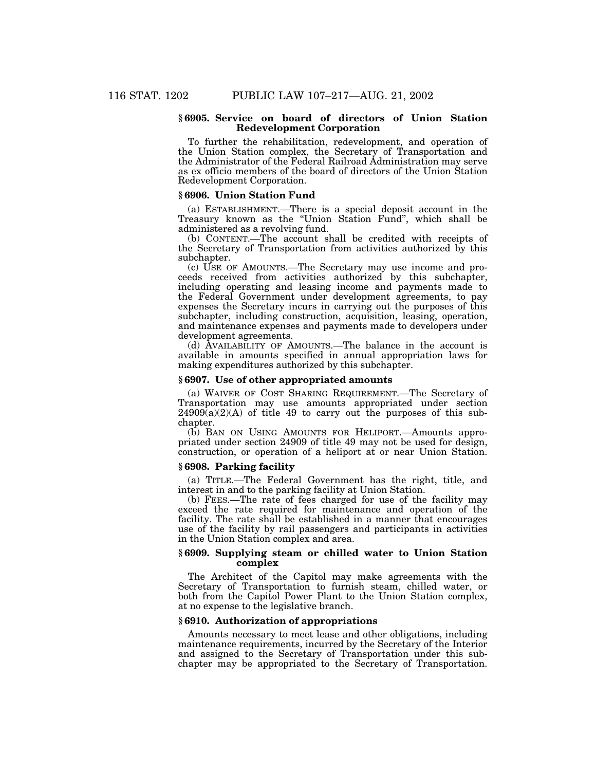**§ 6905. Service on board of directors of Union Station Redevelopment Corporation**

To further the rehabilitation, redevelopment, and operation of the Union Station complex, the Secretary of Transportation and the Administrator of the Federal Railroad Administration may serve as ex officio members of the board of directors of the Union Station Redevelopment Corporation.

**§ 6906. Union Station Fund**

(a) ESTABLISHMENT.—There is a special deposit account in the Treasury known as the "Union Station Fund", which shall be administered as a revolving fund.

(b) CONTENT.—The account shall be credited with receipts of the Secretary of Transportation from activities authorized by this subchapter.

(c) USE OF AMOUNTS.—The Secretary may use income and proceeds received from activities authorized by this subchapter, including operating and leasing income and payments made to the Federal Government under development agreements, to pay expenses the Secretary incurs in carrying out the purposes of this subchapter, including construction, acquisition, leasing, operation, and maintenance expenses and payments made to developers under development agreements.

(d) AVAILABILITY OF AMOUNTS.—The balance in the account is available in amounts specified in annual appropriation laws for making expenditures authorized by this subchapter.

**§ 6907. Use of other appropriated amounts**

(a) WAIVER OF COST SHARING REQUIREMENT.—The Secretary of Transportation may use amounts appropriated under section 24909(a)(2)(A) of title 49 to carry out the purposes of this subchapter.

(b) BAN ON USING AMOUNTS FOR HELIPORT.—Amounts appropriated under section 24909 of title 49 may not be used for design, construction, or operation of a heliport at or near Union Station.

**§ 6908. Parking facility**

(a) TITLE.—The Federal Government has the right, title, and interest in and to the parking facility at Union Station.

(b) FEES.—The rate of fees charged for use of the facility may exceed the rate required for maintenance and operation of the facility. The rate shall be established in a manner that encourages use of the facility by rail passengers and participants in activities in the Union Station complex and area.

**§ 6909. Supplying steam or chilled water to Union Station complex**

The Architect of the Capitol may make agreements with the Secretary of Transportation to furnish steam, chilled water, or both from the Capitol Power Plant to the Union Station complex, at no expense to the legislative branch.

**§ 6910. Authorization of appropriations**

Amounts necessary to meet lease and other obligations, including maintenance requirements, incurred by the Secretary of the Interior and assigned to the Secretary of Transportation under this subchapter may be appropriated to the Secretary of Transportation.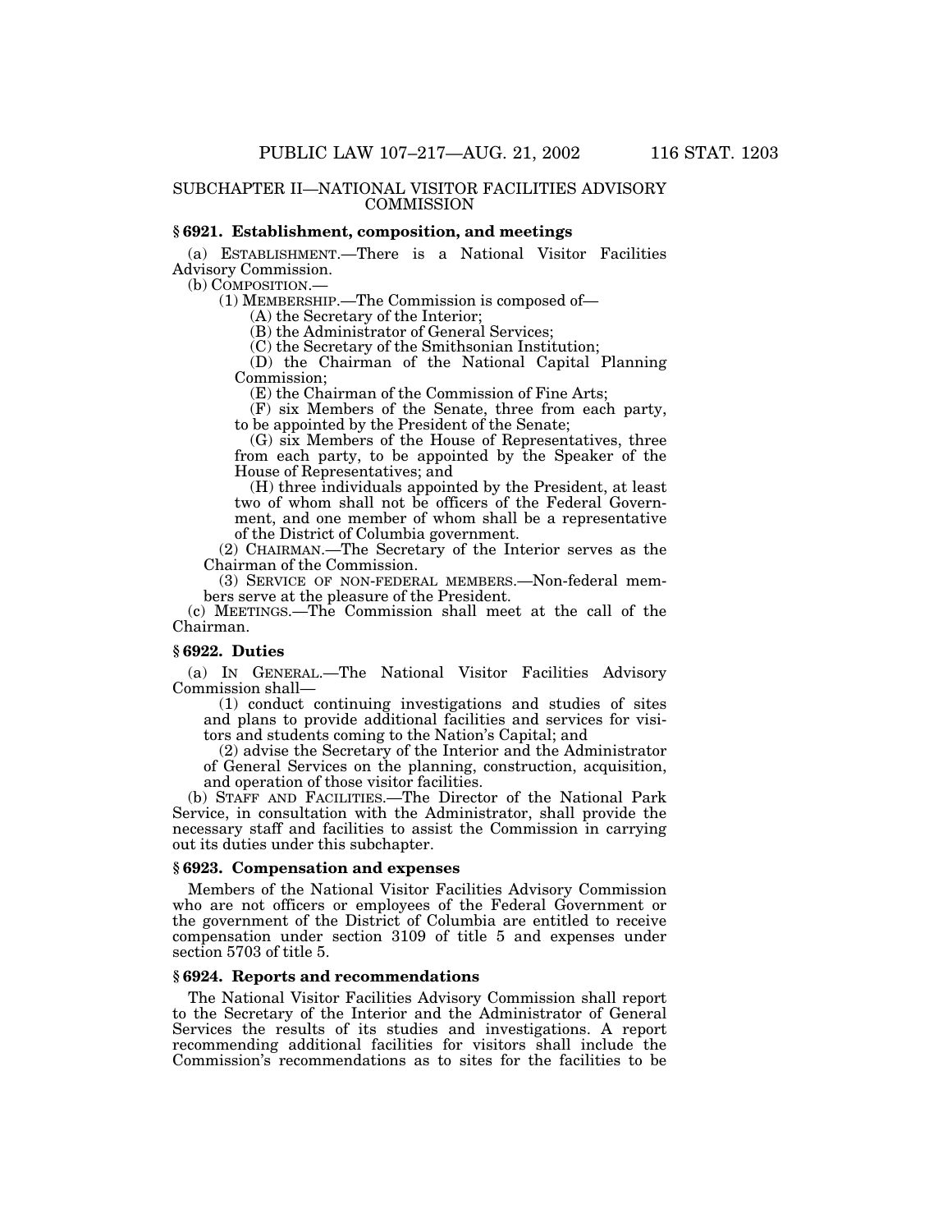## SUBCHAPTER II—NATIONAL VISITOR FACILITIES ADVISORY COMMISSION

### § 6921. Establishment, composition, and meetings

(a) ESTABLISHMENT.—There is a National Visitor Facilities Advisory Commission.

(b) COMPOSITION.—

(1) MEMBERSHIP.—The Commission is composed of—

(A) the Secretary of the Interior;

(B) the Administrator of General Services;

(C) the Secretary of the Smithsonian Institution;

(D) the Chairman of the National Capital Planning Commission;

(E) the Chairman of the Commission of Fine Arts;

(F) six Members of the Senate, three from each party, to be appointed by the President of the Senate;

(G) six Members of the House of Representatives, three from each party, to be appointed by the Speaker of the House of Representatives; and

(H) three individuals appointed by the President, at least two of whom shall not be officers of the Federal Government, and one member of whom shall be a representative of the District of Columbia government.

(2) CHAIRMAN.—The Secretary of the Interior serves as the Chairman of the Commission.

(3) SERVICE OF NON-FEDERAL MEMBERS.—Non-federal members serve at the pleasure of the President.

(c) MEETINGS.—The Commission shall meet at the call of the Chairman.

### § 6922. Duties

(a) IN GENERAL.—The National Visitor Facilities Advisory Commission shall—

(1) conduct continuing investigations and studies of sites and plans to provide additional facilities and services for visitors and students coming to the Nation's Capital; and

(2) advise the Secretary of the Interior and the Administrator of General Services on the planning, construction, acquisition, and operation of those visitor facilities.

(b) STAFF AND FACILITIES.—The Director of the National Park Service, in consultation with the Administrator, shall provide the necessary staff and facilities to assist the Commission in carrying out its duties under this subchapter.

### § 6923. Compensation and expenses

Members of the National Visitor Facilities Advisory Commission who are not officers or employees of the Federal Government or the government of the District of Columbia are entitled to receive compensation under section 3109 of title 5 and expenses under section 5703 of title 5.

### § 6924. Reports and recommendations

The National Visitor Facilities Advisory Commission shall report to the Secretary of the Interior and the Administrator of General Services the results of its studies and investigations. A report recommending additional facilities for visitors shall include the Commission's recommendations as to sites for the facilities to be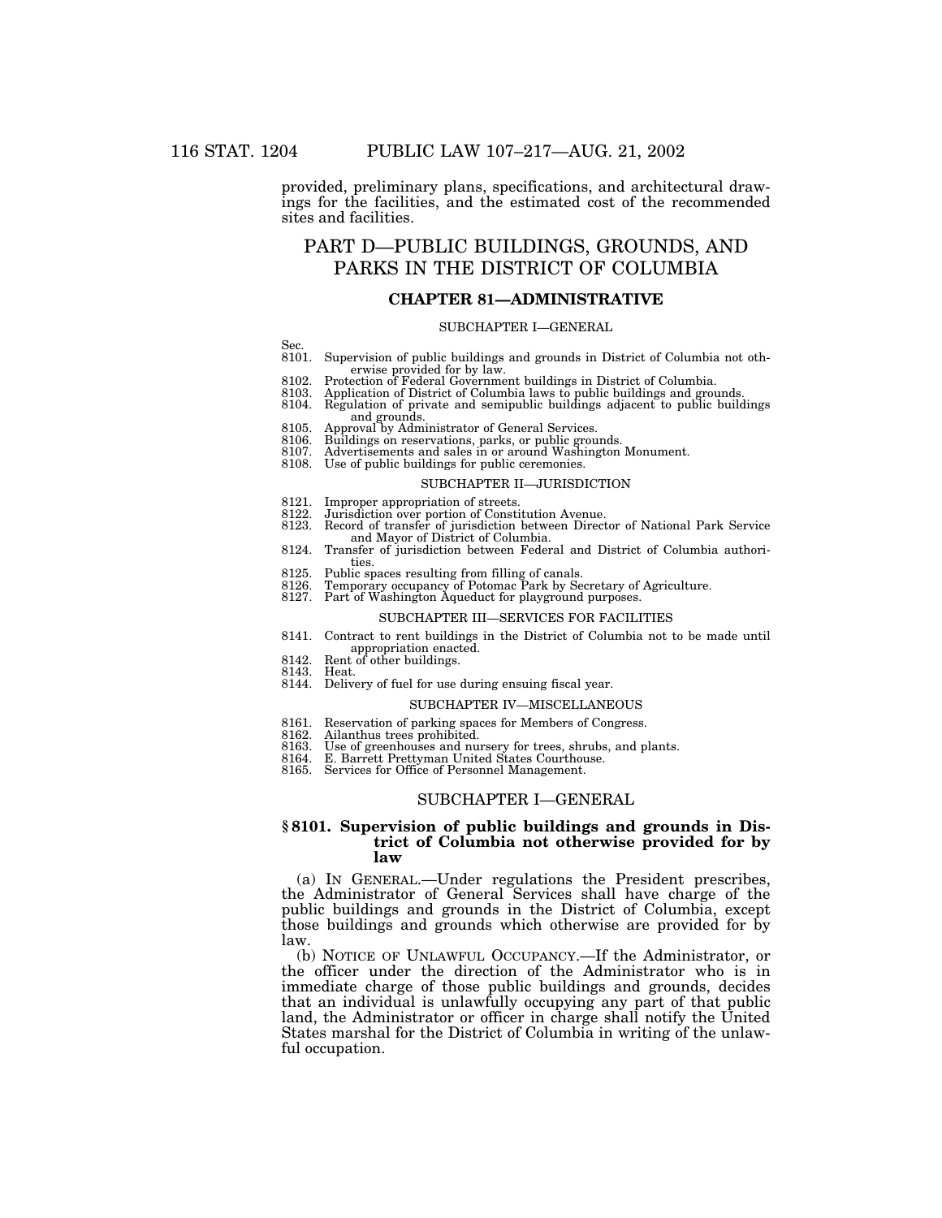provided, preliminary plans, specifications, and architectural drawings for the facilities, and the estimated cost of the recommended sites and facilities.

# PART D—PUBLIC BUILDINGS, GROUNDS, AND PARKS IN THE DISTRICT OF COLUMBIA

## CHAPTER 81—ADMINISTRATIVE

### SUBCHAPTER I—GENERAL

Sec.
8101. Supervision of public buildings and grounds in District of Columbia not otherwise provided for by law.
8102. Protection of Federal Government buildings in District of Columbia.
8103. Application of District of Columbia laws to public buildings and grounds.
8104. Regulation of private and semipublic buildings adjacent to public buildings and grounds.
8105. Approval by Administrator of General Services.
8106. Buildings on reservations, parks, or public grounds.
8107. Advertisements and sales in or around Washington Monument.
8108. Use of public buildings for public ceremonies.

### SUBCHAPTER II—JURISDICTION

8121. Improper appropriation of streets.
8122. Jurisdiction over portion of Constitution Avenue.
8123. Record of transfer of jurisdiction between Director of National Park Service and Mayor of District of Columbia.
8124. Transfer of jurisdiction between Federal and District of Columbia authorities.
8125. Public spaces resulting from filling of canals.
8126. Temporary occupancy of Potomac Park by Secretary of Agriculture.
8127. Part of Washington Aqueduct for playground purposes.

### SUBCHAPTER III—SERVICES FOR FACILITIES

8141. Contract to rent buildings in the District of Columbia not to be made until appropriation enacted.
8142. Rent of other buildings.
8143. Heat.
8144. Delivery of fuel for use during ensuing fiscal year.

### SUBCHAPTER IV—MISCELLANEOUS

8161. Reservation of parking spaces for Members of Congress.
8162. Ailanthus trees prohibited.
8163. Use of greenhouses and nursery for trees, shrubs, and plants.
8164. E. Barrett Prettyman United States Courthouse.
8165. Services for Office of Personnel Management.

### SUBCHAPTER I—GENERAL

#### § 8101. Supervision of public buildings and grounds in District of Columbia not otherwise provided for by law

(a) IN GENERAL.—Under regulations the President prescribes, the Administrator of General Services shall have charge of the public buildings and grounds in the District of Columbia, except those buildings and grounds which otherwise are provided for by law.

(b) NOTICE OF UNLAWFUL OCCUPANCY.—If the Administrator, or the officer under the direction of the Administrator who is in immediate charge of those public buildings and grounds, decides that an individual is unlawfully occupying any part of that public land, the Administrator or officer in charge shall notify the United States marshal for the District of Columbia in writing of the unlawful occupation.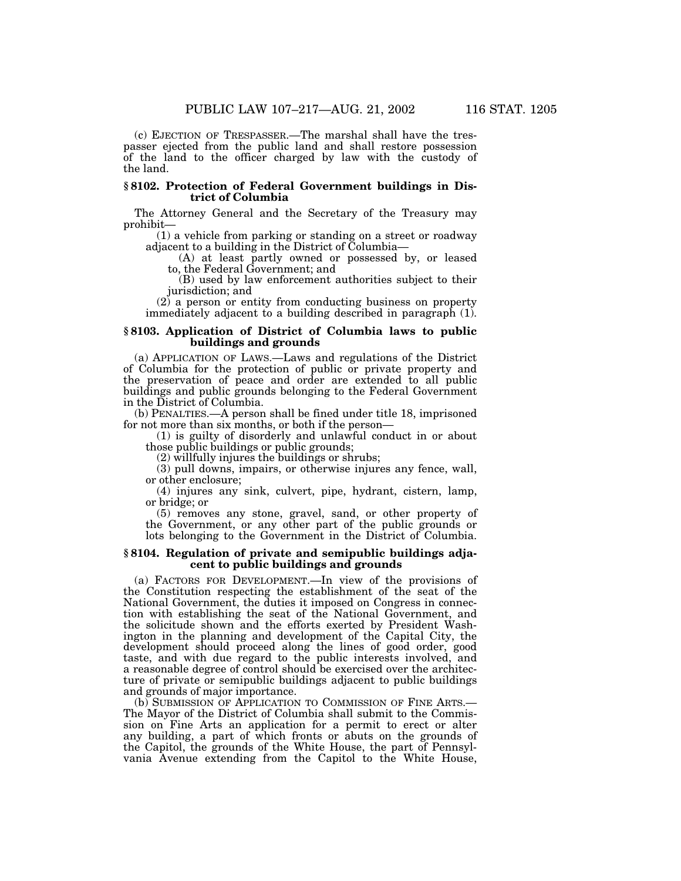(c) EJECTION OF TRESPASSER.—The marshal shall have the trespasser ejected from the public land and shall restore possession of the land to the officer charged by law with the custody of the land.

### § 8102. Protection of Federal Government buildings in District of Columbia

The Attorney General and the Secretary of the Treasury may prohibit—

(1) a vehicle from parking or standing on a street or roadway adjacent to a building in the District of Columbia—

(A) at least partly owned or possessed by, or leased to, the Federal Government; and

(B) used by law enforcement authorities subject to their jurisdiction; and

(2) a person or entity from conducting business on property immediately adjacent to a building described in paragraph (1).

### § 8103. Application of District of Columbia laws to public buildings and grounds

(a) APPLICATION OF LAWS.—Laws and regulations of the District of Columbia for the protection of public or private property and the preservation of peace and order are extended to all public buildings and public grounds belonging to the Federal Government in the District of Columbia.

(b) PENALTIES.—A person shall be fined under title 18, imprisoned for not more than six months, or both if the person—

(1) is guilty of disorderly and unlawful conduct in or about those public buildings or public grounds;

(2) willfully injures the buildings or shrubs;

(3) pull downs, impairs, or otherwise injures any fence, wall, or other enclosure;

(4) injures any sink, culvert, pipe, hydrant, cistern, lamp, or bridge; or

(5) removes any stone, gravel, sand, or other property of the Government, or any other part of the public grounds or lots belonging to the Government in the District of Columbia.

### § 8104. Regulation of private and semipublic buildings adjacent to public buildings and grounds

(a) FACTORS FOR DEVELOPMENT.—In view of the provisions of the Constitution respecting the establishment of the seat of the National Government, the duties it imposed on Congress in connection with establishing the seat of the National Government, and the solicitude shown and the efforts exerted by President Washington in the planning and development of the Capital City, the development should proceed along the lines of good order, good taste, and with due regard to the public interests involved, and a reasonable degree of control should be exercised over the architecture of private or semipublic buildings adjacent to public buildings and grounds of major importance.

(b) SUBMISSION OF APPLICATION TO COMMISSION OF FINE ARTS.—The Mayor of the District of Columbia shall submit to the Commission on Fine Arts an application for a permit to erect or alter any building, a part of which fronts or abuts on the grounds of the Capitol, the grounds of the White House, the part of Pennsylvania Avenue extending from the Capitol to the White House,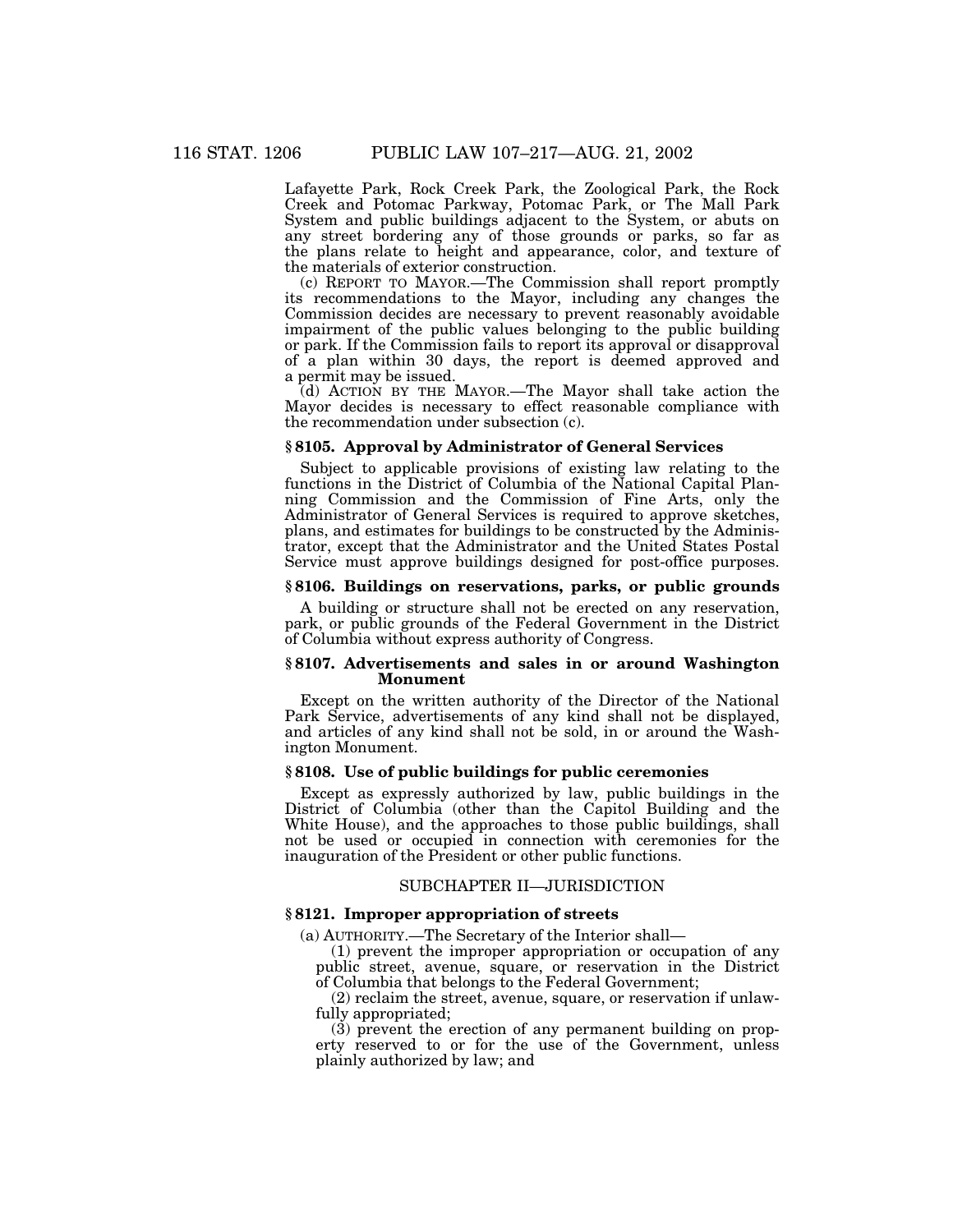Lafayette Park, Rock Creek Park, the Zoological Park, the Rock Creek and Potomac Parkway, Potomac Park, or The Mall Park System and public buildings adjacent to the System, or abuts on any street bordering any of those grounds or parks, so far as the plans relate to height and appearance, color, and texture of the materials of exterior construction.

(c) REPORT TO MAYOR.—The Commission shall report promptly its recommendations to the Mayor, including any changes the Commission decides are necessary to prevent reasonably avoidable impairment of the public values belonging to the public building or park. If the Commission fails to report its approval or disapproval of a plan within 30 days, the report is deemed approved and a permit may be issued.

(d) ACTION BY THE MAYOR.—The Mayor shall take action the Mayor decides is necessary to effect reasonable compliance with the recommendation under subsection (c).

### § 8105. Approval by Administrator of General Services

Subject to applicable provisions of existing law relating to the functions in the District of Columbia of the National Capital Planning Commission and the Commission of Fine Arts, only the Administrator of General Services is required to approve sketches, plans, and estimates for buildings to be constructed by the Administrator, except that the Administrator and the United States Postal Service must approve buildings designed for post-office purposes.

### § 8106. Buildings on reservations, parks, or public grounds

A building or structure shall not be erected on any reservation, park, or public grounds of the Federal Government in the District of Columbia without express authority of Congress.

### § 8107. Advertisements and sales in or around Washington Monument

Except on the written authority of the Director of the National Park Service, advertisements of any kind shall not be displayed, and articles of any kind shall not be sold, in or around the Washington Monument.

### § 8108. Use of public buildings for public ceremonies

Except as expressly authorized by law, public buildings in the District of Columbia (other than the Capitol Building and the White House), and the approaches to those public buildings, shall not be used or occupied in connection with ceremonies for the inauguration of the President or other public functions.

## SUBCHAPTER II—JURISDICTION

### § 8121. Improper appropriation of streets

(a) AUTHORITY.—The Secretary of the Interior shall—

(1) prevent the improper appropriation or occupation of any public street, avenue, square, or reservation in the District of Columbia that belongs to the Federal Government;

(2) reclaim the street, avenue, square, or reservation if unlawfully appropriated;

(3) prevent the erection of any permanent building on property reserved to or for the use of the Government, unless plainly authorized by law; and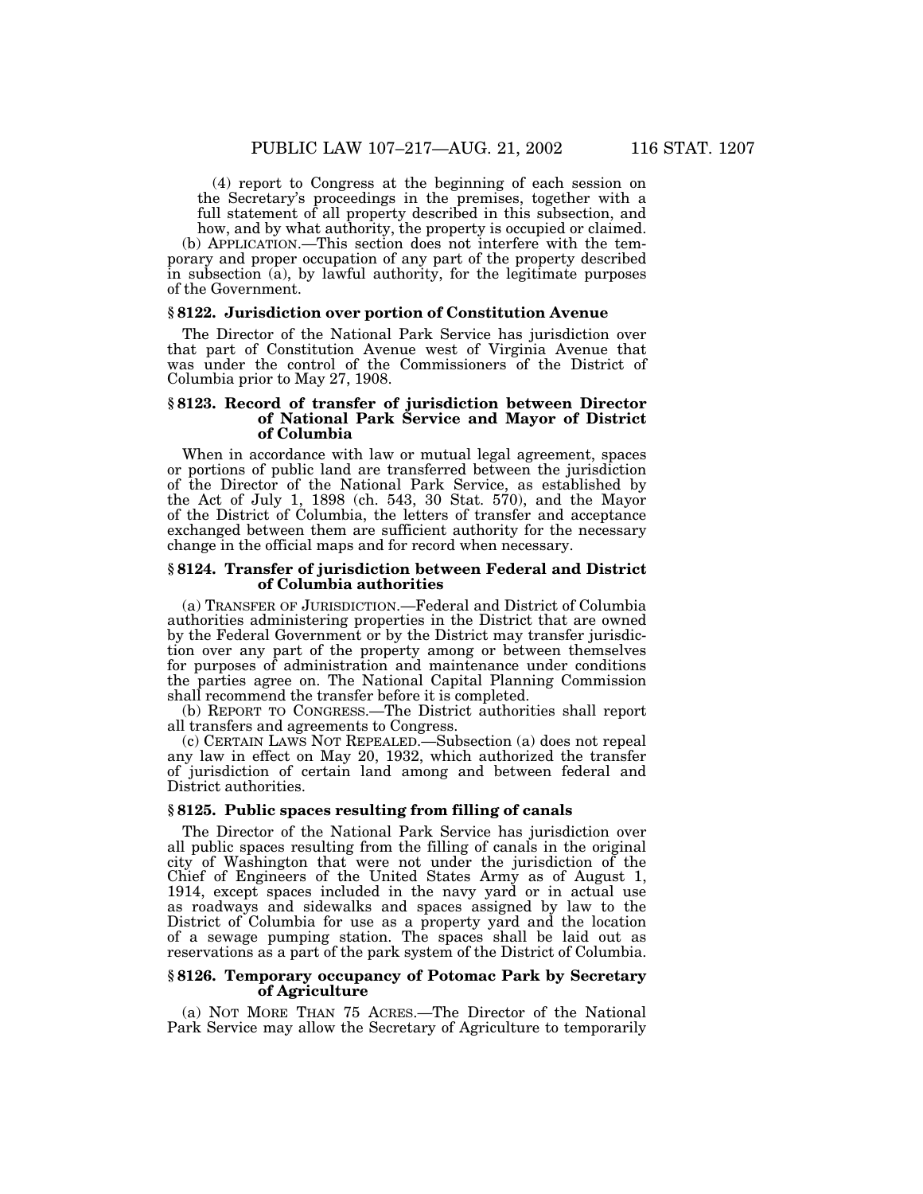(4) report to Congress at the beginning of each session on the Secretary's proceedings in the premises, together with a full statement of all property described in this subsection, and how, and by what authority, the property is occupied or claimed.

(b) APPLICATION.—This section does not interfere with the temporary and proper occupation of any part of the property described in subsection (a), by lawful authority, for the legitimate purposes of the Government.

### § 8122. Jurisdiction over portion of Constitution Avenue

The Director of the National Park Service has jurisdiction over that part of Constitution Avenue west of Virginia Avenue that was under the control of the Commissioners of the District of Columbia prior to May 27, 1908.

### § 8123. Record of transfer of jurisdiction between Director of National Park Service and Mayor of District of Columbia

When in accordance with law or mutual legal agreement, spaces or portions of public land are transferred between the jurisdiction of the Director of the National Park Service, as established by the Act of July 1, 1898 (ch. 543, 30 Stat. 570), and the Mayor of the District of Columbia, the letters of transfer and acceptance exchanged between them are sufficient authority for the necessary change in the official maps and for record when necessary.

### § 8124. Transfer of jurisdiction between Federal and District of Columbia authorities

(a) TRANSFER OF JURISDICTION.—Federal and District of Columbia authorities administering properties in the District that are owned by the Federal Government or by the District may transfer jurisdiction over any part of the property among or between themselves for purposes of administration and maintenance under conditions the parties agree on. The National Capital Planning Commission shall recommend the transfer before it is completed.

(b) REPORT TO CONGRESS.—The District authorities shall report all transfers and agreements to Congress.

(c) CERTAIN LAWS NOT REPEALED.—Subsection (a) does not repeal any law in effect on May 20, 1932, which authorized the transfer of jurisdiction of certain land among and between federal and District authorities.

### § 8125. Public spaces resulting from filling of canals

The Director of the National Park Service has jurisdiction over all public spaces resulting from the filling of canals in the original city of Washington that were not under the jurisdiction of the Chief of Engineers of the United States Army as of August 1, 1914, except spaces included in the navy yard or in actual use as roadways and sidewalks and spaces assigned by law to the District of Columbia for use as a property yard and the location of a sewage pumping station. The spaces shall be laid out as reservations as a part of the park system of the District of Columbia.

### § 8126. Temporary occupancy of Potomac Park by Secretary of Agriculture

(a) NOT MORE THAN 75 ACRES.—The Director of the National Park Service may allow the Secretary of Agriculture to temporarily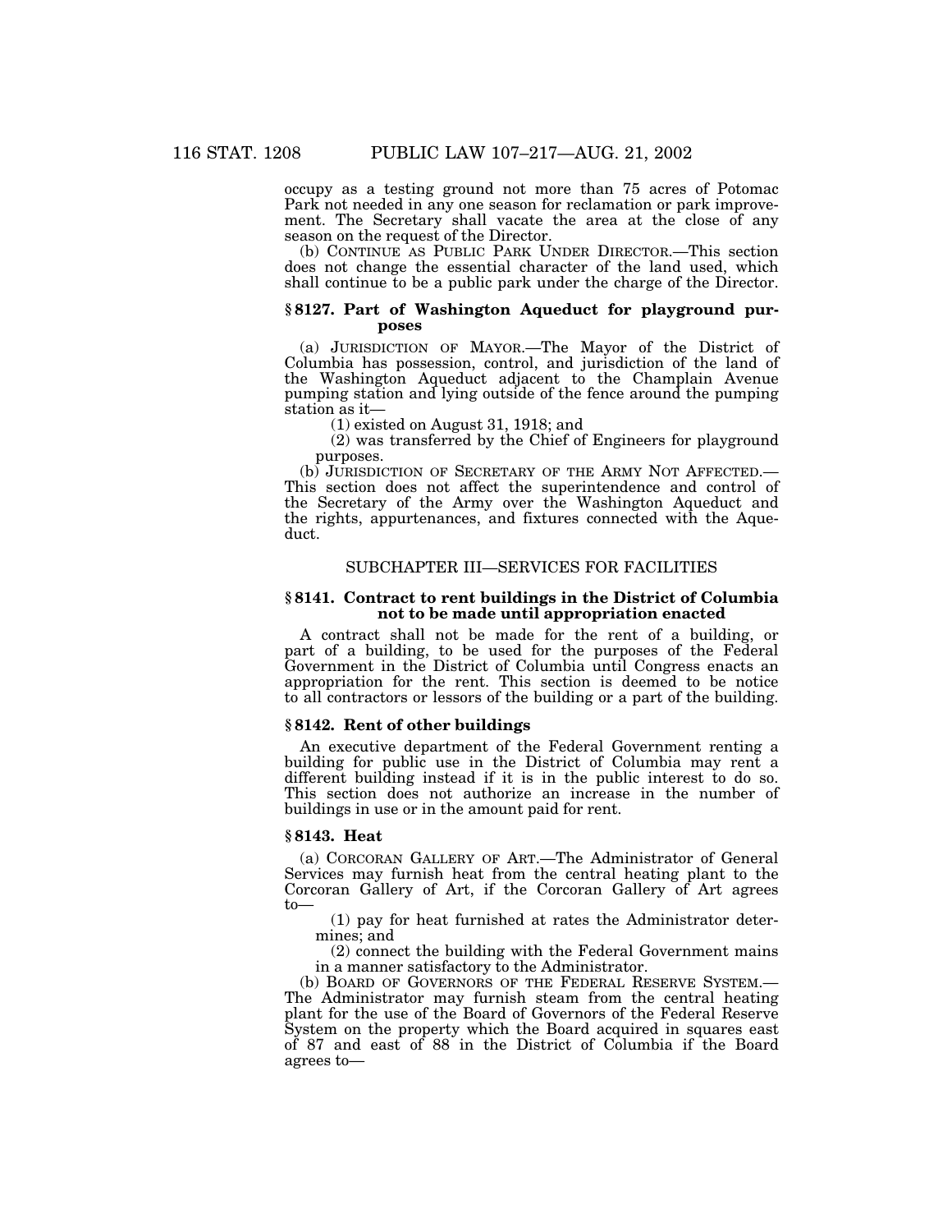occupy as a testing ground not more than 75 acres of Potomac Park not needed in any one season for reclamation or park improvement. The Secretary shall vacate the area at the close of any season on the request of the Director.

(b) CONTINUE AS PUBLIC PARK UNDER DIRECTOR.—This section does not change the essential character of the land used, which shall continue to be a public park under the charge of the Director.

### § 8127. Part of Washington Aqueduct for playground purposes

(a) JURISDICTION OF MAYOR.—The Mayor of the District of Columbia has possession, control, and jurisdiction of the land of the Washington Aqueduct adjacent to the Champlain Avenue pumping station and lying outside of the fence around the pumping station as it—

(1) existed on August 31, 1918; and

(2) was transferred by the Chief of Engineers for playground purposes.

(b) JURISDICTION OF SECRETARY OF THE ARMY NOT AFFECTED.—This section does not affect the superintendence and control of the Secretary of the Army over the Washington Aqueduct and the rights, appurtenances, and fixtures connected with the Aqueduct.

## SUBCHAPTER III—SERVICES FOR FACILITIES

### § 8141. Contract to rent buildings in the District of Columbia not to be made until appropriation enacted

A contract shall not be made for the rent of a building, or part of a building, to be used for the purposes of the Federal Government in the District of Columbia until Congress enacts an appropriation for the rent. This section is deemed to be notice to all contractors or lessors of the building or a part of the building.

### § 8142. Rent of other buildings

An executive department of the Federal Government renting a building for public use in the District of Columbia may rent a different building instead if it is in the public interest to do so. This section does not authorize an increase in the number of buildings in use or in the amount paid for rent.

### § 8143. Heat

(a) CORCORAN GALLERY OF ART.—The Administrator of General Services may furnish heat from the central heating plant to the Corcoran Gallery of Art, if the Corcoran Gallery of Art agrees to—

(1) pay for heat furnished at rates the Administrator determines; and

(2) connect the building with the Federal Government mains in a manner satisfactory to the Administrator.

(b) BOARD OF GOVERNORS OF THE FEDERAL RESERVE SYSTEM.—The Administrator may furnish steam from the central heating plant for the use of the Board of Governors of the Federal Reserve System on the property which the Board acquired in squares east of 87 and east of 88 in the District of Columbia if the Board agrees to—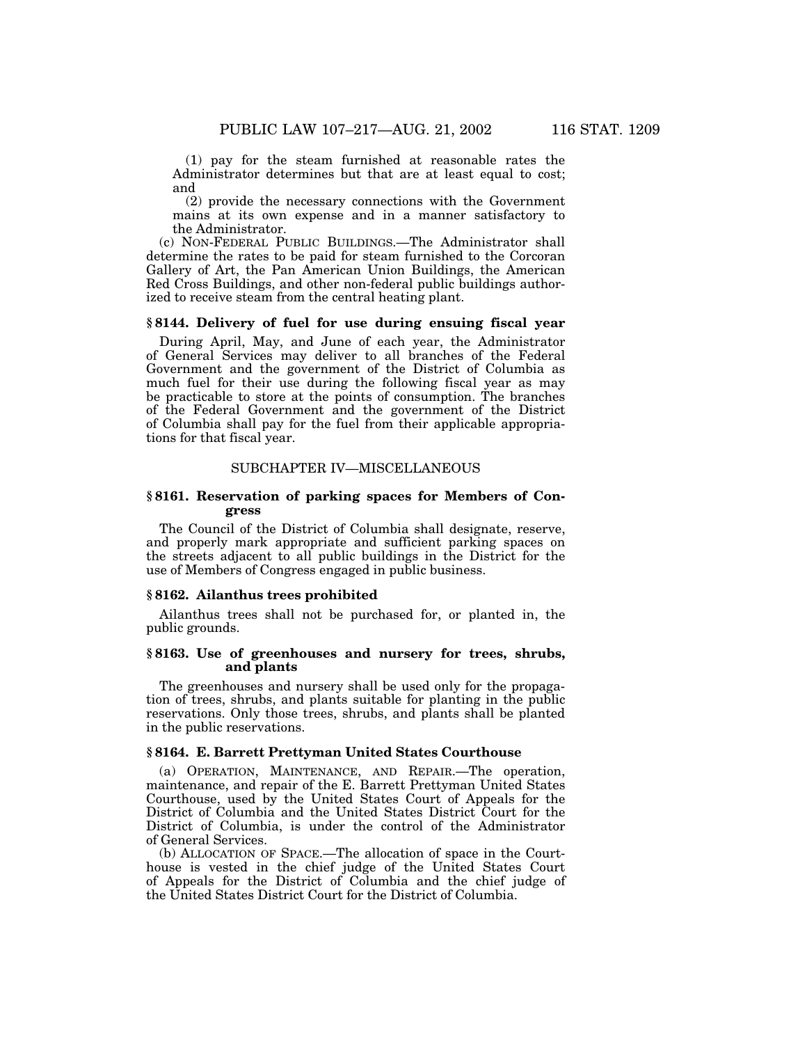(1) pay for the steam furnished at reasonable rates the Administrator determines but that are at least equal to cost; and

(2) provide the necessary connections with the Government mains at its own expense and in a manner satisfactory to the Administrator.

(c) NON-FEDERAL PUBLIC BUILDINGS.—The Administrator shall determine the rates to be paid for steam furnished to the Corcoran Gallery of Art, the Pan American Union Buildings, the American Red Cross Buildings, and other non-federal public buildings authorized to receive steam from the central heating plant.

### § 8144. Delivery of fuel for use during ensuing fiscal year

During April, May, and June of each year, the Administrator of General Services may deliver to all branches of the Federal Government and the government of the District of Columbia as much fuel for their use during the following fiscal year as may be practicable to store at the points of consumption. The branches of the Federal Government and the government of the District of Columbia shall pay for the fuel from their applicable appropriations for that fiscal year.

## SUBCHAPTER IV—MISCELLANEOUS

### § 8161. Reservation of parking spaces for Members of Congress

The Council of the District of Columbia shall designate, reserve, and properly mark appropriate and sufficient parking spaces on the streets adjacent to all public buildings in the District for the use of Members of Congress engaged in public business.

### § 8162. Ailanthus trees prohibited

Ailanthus trees shall not be purchased for, or planted in, the public grounds.

### § 8163. Use of greenhouses and nursery for trees, shrubs, and plants

The greenhouses and nursery shall be used only for the propagation of trees, shrubs, and plants suitable for planting in the public reservations. Only those trees, shrubs, and plants shall be planted in the public reservations.

### § 8164. E. Barrett Prettyman United States Courthouse

(a) OPERATION, MAINTENANCE, AND REPAIR.—The operation, maintenance, and repair of the E. Barrett Prettyman United States Courthouse, used by the United States Court of Appeals for the District of Columbia and the United States District Court for the District of Columbia, is under the control of the Administrator of General Services.

(b) ALLOCATION OF SPACE.—The allocation of space in the Courthouse is vested in the chief judge of the United States Court of Appeals for the District of Columbia and the chief judge of the United States District Court for the District of Columbia.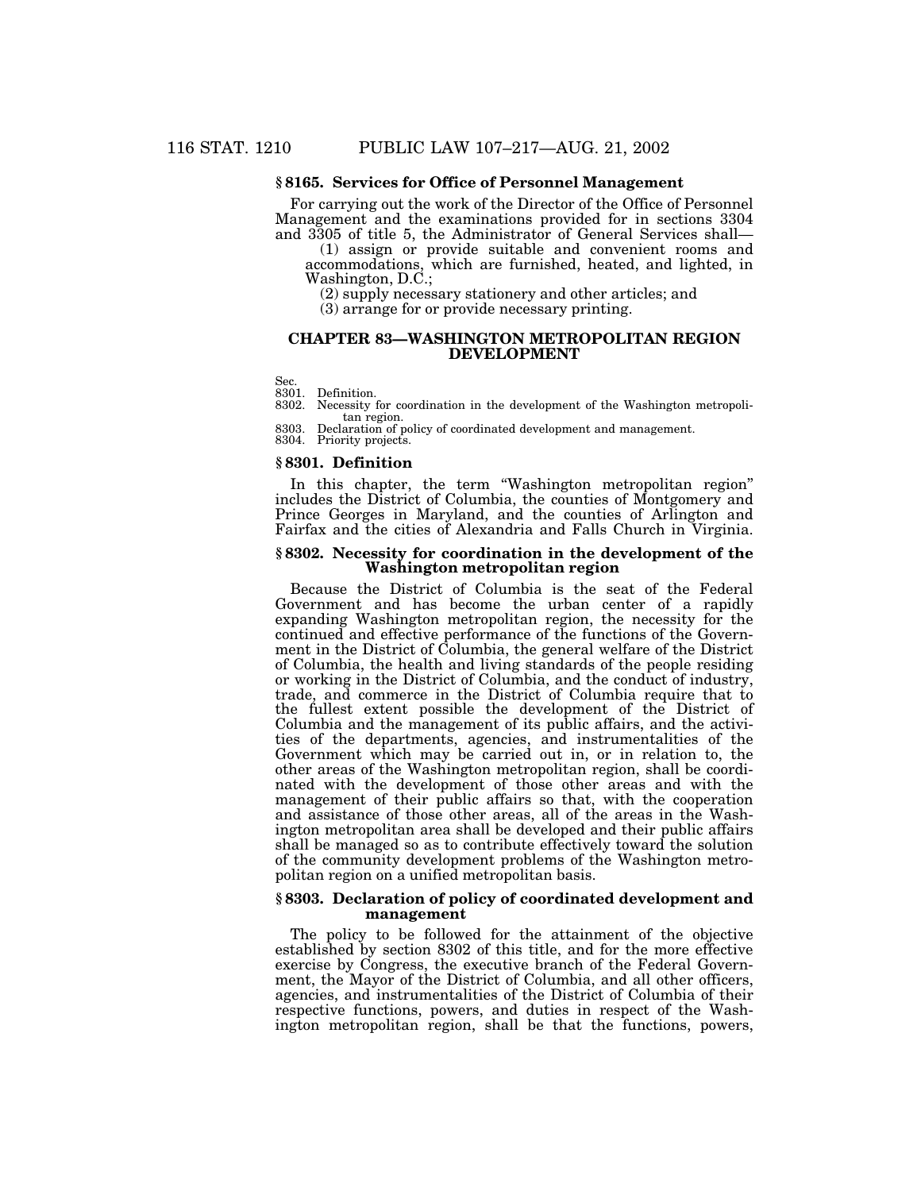### § 8165. Services for Office of Personnel Management

For carrying out the work of the Director of the Office of Personnel Management and the examinations provided for in sections 3304 and 3305 of title 5, the Administrator of General Services shall—

(1) assign or provide suitable and convenient rooms and accommodations, which are furnished, heated, and lighted, in Washington, D.C.;

(2) supply necessary stationery and other articles; and

(3) arrange for or provide necessary printing.

## CHAPTER 83—WASHINGTON METROPOLITAN REGION DEVELOPMENT

Sec.
8301. Definition.
8302. Necessity for coordination in the development of the Washington metropolitan region.
8303. Declaration of policy of coordinated development and management.
8304. Priority projects.

### § 8301. Definition

In this chapter, the term "Washington metropolitan region" includes the District of Columbia, the counties of Montgomery and Prince Georges in Maryland, and the counties of Arlington and Fairfax and the cities of Alexandria and Falls Church in Virginia.

### § 8302. Necessity for coordination in the development of the Washington metropolitan region

Because the District of Columbia is the seat of the Federal Government and has become the urban center of a rapidly expanding Washington metropolitan region, the necessity for the continued and effective performance of the functions of the Government in the District of Columbia, the general welfare of the District of Columbia, the health and living standards of the people residing or working in the District of Columbia, and the conduct of industry, trade, and commerce in the District of Columbia require that to the fullest extent possible the development of the District of Columbia and the management of its public affairs, and the activities of the departments, agencies, and instrumentalities of the Government which may be carried out in, or in relation to, the other areas of the Washington metropolitan region, shall be coordinated with the development of those other areas and with the management of their public affairs so that, with the cooperation and assistance of those other areas, all of the areas in the Washington metropolitan area shall be developed and their public affairs shall be managed so as to contribute effectively toward the solution of the community development problems of the Washington metropolitan region on a unified metropolitan basis.

### § 8303. Declaration of policy of coordinated development and management

The policy to be followed for the attainment of the objective established by section 8302 of this title, and for the more effective exercise by Congress, the executive branch of the Federal Government, the Mayor of the District of Columbia, and all other officers, agencies, and instrumentalities of the District of Columbia of their respective functions, powers, and duties in respect of the Washington metropolitan region, shall be that the functions, powers,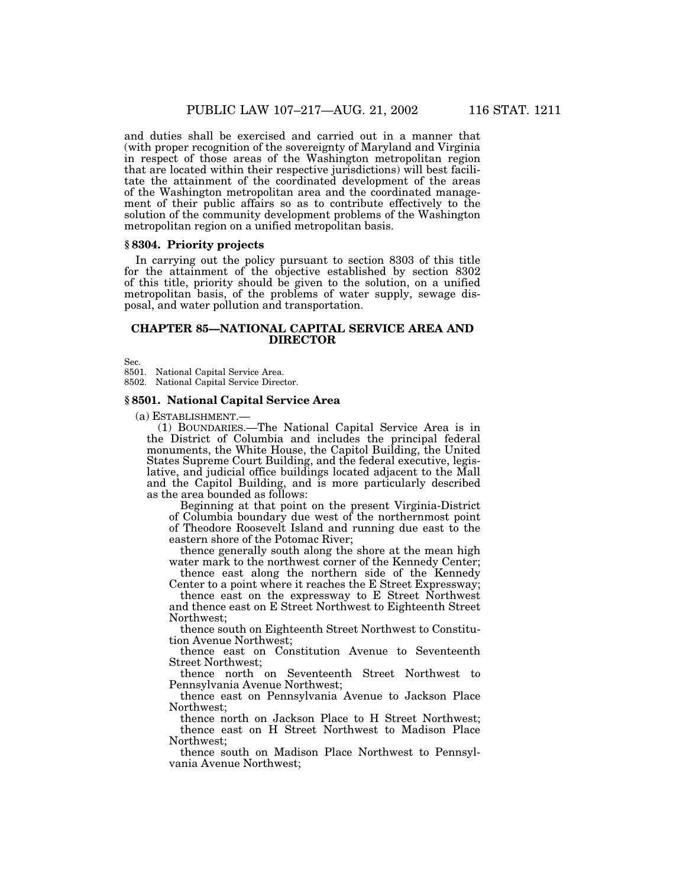and duties shall be exercised and carried out in a manner that (with proper recognition of the sovereignty of Maryland and Virginia in respect of those areas of the Washington metropolitan region that are located within their respective jurisdictions) will best facilitate the attainment of the coordinated development of the areas of the Washington metropolitan area and the coordinated management of their public affairs so as to contribute effectively to the solution of the community development problems of the Washington metropolitan region on a unified metropolitan basis.

### § 8304. Priority projects

In carrying out the policy pursuant to section 8303 of this title for the attainment of the objective established by section 8302 of this title, priority should be given to the solution, on a unified metropolitan basis, of the problems of water supply, sewage disposal, and water pollution and transportation.

## CHAPTER 85—NATIONAL CAPITAL SERVICE AREA AND DIRECTOR

Sec.
8501. National Capital Service Area.
8502. National Capital Service Director.

### § 8501. National Capital Service Area

(a) ESTABLISHMENT.—

(1) BOUNDARIES.—The National Capital Service Area is in the District of Columbia and includes the principal federal monuments, the White House, the Capitol Building, the United States Supreme Court Building, and the federal executive, legislative, and judicial office buildings located adjacent to the Mall and the Capitol Building, and is more particularly described as the area bounded as follows:

Beginning at that point on the present Virginia-District of Columbia boundary due west of the northernmost point of Theodore Roosevelt Island and running due east to the eastern shore of the Potomac River;

thence generally south along the shore at the mean high water mark to the northwest corner of the Kennedy Center;

thence east along the northern side of the Kennedy Center to a point where it reaches the E Street Expressway;

thence east on the expressway to E Street Northwest and thence east on E Street Northwest to Eighteenth Street Northwest;

thence south on Eighteenth Street Northwest to Constitution Avenue Northwest;

thence east on Constitution Avenue to Seventeenth Street Northwest;

thence north on Seventeenth Street Northwest to Pennsylvania Avenue Northwest;

thence east on Pennsylvania Avenue to Jackson Place Northwest;

thence north on Jackson Place to H Street Northwest;

thence east on H Street Northwest to Madison Place Northwest;

thence south on Madison Place Northwest to Pennsylvania Avenue Northwest;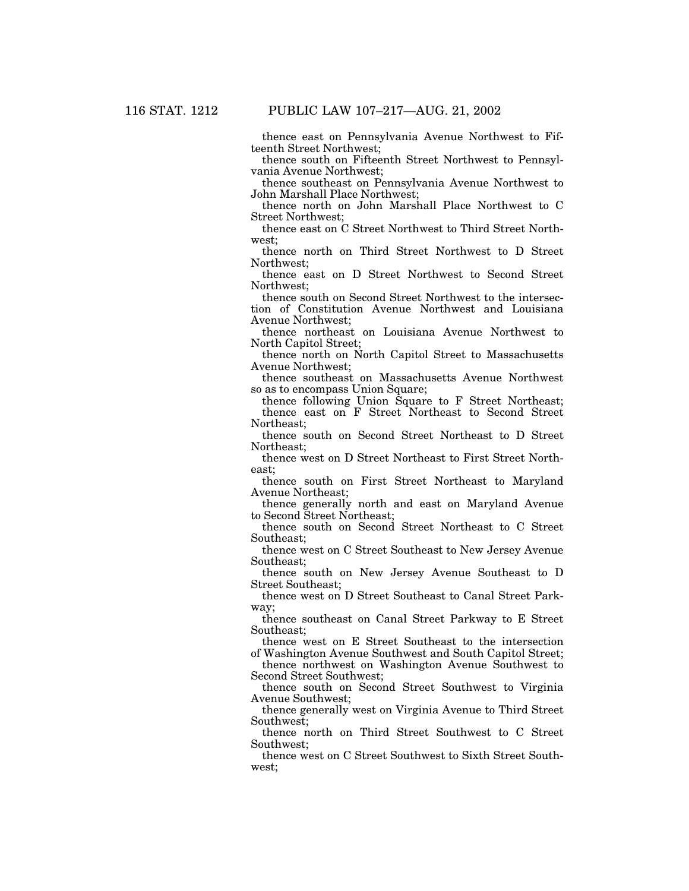thence east on Pennsylvania Avenue Northwest to Fifteenth Street Northwest;

thence south on Fifteenth Street Northwest to Pennsylvania Avenue Northwest;

thence southeast on Pennsylvania Avenue Northwest to John Marshall Place Northwest;

thence north on John Marshall Place Northwest to C Street Northwest;

thence east on C Street Northwest to Third Street Northwest;

thence north on Third Street Northwest to D Street Northwest;

thence east on D Street Northwest to Second Street Northwest;

thence south on Second Street Northwest to the intersection of Constitution Avenue Northwest and Louisiana Avenue Northwest;

thence northeast on Louisiana Avenue Northwest to North Capitol Street;

thence north on North Capitol Street to Massachusetts Avenue Northwest;

thence southeast on Massachusetts Avenue Northwest so as to encompass Union Square;

thence following Union Square to F Street Northeast;

thence east on F Street Northeast to Second Street Northeast;

thence south on Second Street Northeast to D Street Northeast;

thence west on D Street Northeast to First Street Northeast;

thence south on First Street Northeast to Maryland Avenue Northeast;

thence generally north and east on Maryland Avenue to Second Street Northeast;

thence south on Second Street Northeast to C Street Southeast;

thence west on C Street Southeast to New Jersey Avenue Southeast;

thence south on New Jersey Avenue Southeast to D Street Southeast;

thence west on D Street Southeast to Canal Street Parkway;

thence southeast on Canal Street Parkway to E Street Southeast;

thence west on E Street Southeast to the intersection of Washington Avenue Southwest and South Capitol Street;

thence northwest on Washington Avenue Southwest to Second Street Southwest;

thence south on Second Street Southwest to Virginia Avenue Southwest;

thence generally west on Virginia Avenue to Third Street Southwest;

thence north on Third Street Southwest to C Street Southwest;

thence west on C Street Southwest to Sixth Street Southwest;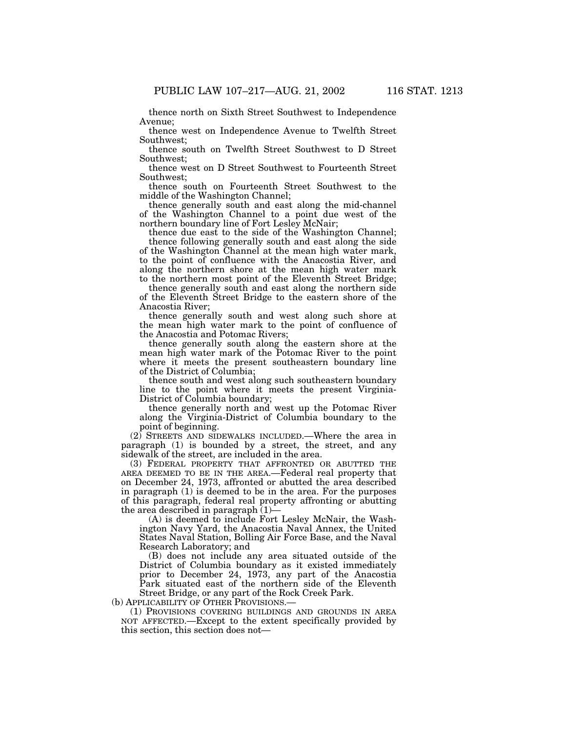thence north on Sixth Street Southwest to Independence Avenue;

thence west on Independence Avenue to Twelfth Street Southwest;

thence south on Twelfth Street Southwest to D Street Southwest;

thence west on D Street Southwest to Fourteenth Street Southwest;

thence south on Fourteenth Street Southwest to the middle of the Washington Channel;

thence generally south and east along the mid-channel of the Washington Channel to a point due west of the northern boundary line of Fort Lesley McNair;

thence due east to the side of the Washington Channel;

thence following generally south and east along the side of the Washington Channel at the mean high water mark, to the point of confluence with the Anacostia River, and along the northern shore at the mean high water mark to the northern most point of the Eleventh Street Bridge;

thence generally south and east along the northern side of the Eleventh Street Bridge to the eastern shore of the Anacostia River;

thence generally south and west along such shore at the mean high water mark to the point of confluence of the Anacostia and Potomac Rivers;

thence generally south along the eastern shore at the mean high water mark of the Potomac River to the point where it meets the present southeastern boundary line of the District of Columbia;

thence south and west along such southeastern boundary line to the point where it meets the present Virginia-District of Columbia boundary;

thence generally north and west up the Potomac River along the Virginia-District of Columbia boundary to the point of beginning.

(2) STREETS AND SIDEWALKS INCLUDED.—Where the area in paragraph (1) is bounded by a street, the street, and any sidewalk of the street, are included in the area.

(3) FEDERAL PROPERTY THAT AFFRONTED OR ABUTTED THE AREA DEEMED TO BE IN THE AREA.—Federal real property that on December 24, 1973, affronted or abutted the area described in paragraph (1) is deemed to be in the area. For the purposes of this paragraph, federal real property affronting or abutting the area described in paragraph (1)—

(A) is deemed to include Fort Lesley McNair, the Washington Navy Yard, the Anacostia Naval Annex, the United States Naval Station, Bolling Air Force Base, and the Naval Research Laboratory; and

(B) does not include any area situated outside of the District of Columbia boundary as it existed immediately prior to December 24, 1973, any part of the Anacostia Park situated east of the northern side of the Eleventh Street Bridge, or any part of the Rock Creek Park.

(b) APPLICABILITY OF OTHER PROVISIONS.—

(1) PROVISIONS COVERING BUILDINGS AND GROUNDS IN AREA NOT AFFECTED.—Except to the extent specifically provided by this section, this section does not—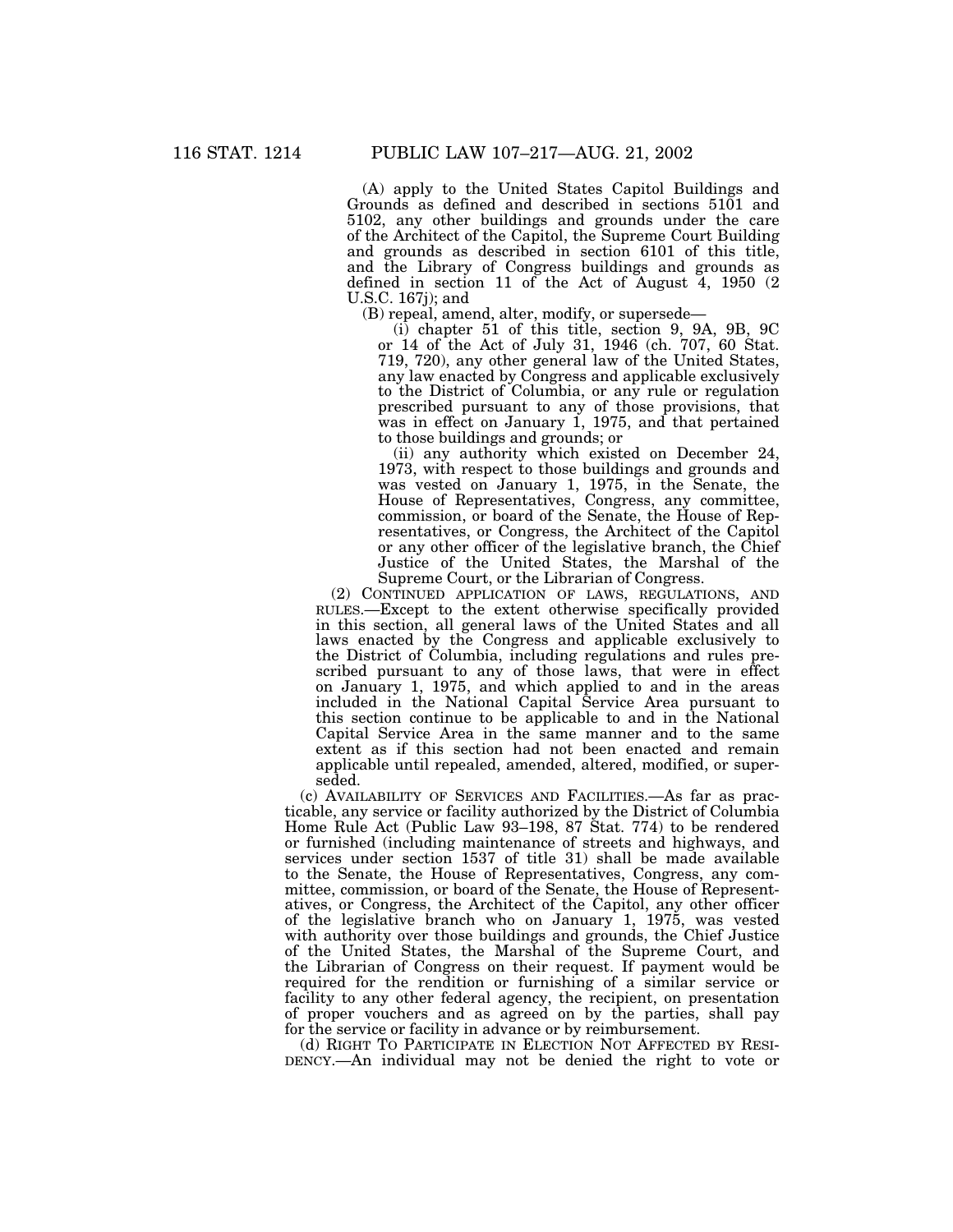(A) apply to the United States Capitol Buildings and Grounds as defined and described in sections 5101 and 5102, any other buildings and grounds under the care of the Architect of the Capitol, the Supreme Court Building and grounds as described in section 6101 of this title, and the Library of Congress buildings and grounds as defined in section 11 of the Act of August 4, 1950 (2 U.S.C. 167j); and

(B) repeal, amend, alter, modify, or supersede—

(i) chapter 51 of this title, section 9, 9A, 9B, 9C or 14 of the Act of July 31, 1946 (ch. 707, 60 Stat. 719, 720), any other general law of the United States, any law enacted by Congress and applicable exclusively to the District of Columbia, or any rule or regulation prescribed pursuant to any of those provisions, that was in effect on January 1, 1975, and that pertained to those buildings and grounds; or

(ii) any authority which existed on December 24, 1973, with respect to those buildings and grounds and was vested on January 1, 1975, in the Senate, the House of Representatives, Congress, any committee, commission, or board of the Senate, the House of Representatives, or Congress, the Architect of the Capitol or any other officer of the legislative branch, the Chief Justice of the United States, the Marshal of the Supreme Court, or the Librarian of Congress.

(2) CONTINUED APPLICATION OF LAWS, REGULATIONS, AND RULES.—Except to the extent otherwise specifically provided in this section, all general laws of the United States and all laws enacted by the Congress and applicable exclusively to the District of Columbia, including regulations and rules prescribed pursuant to any of those laws, that were in effect on January 1, 1975, and which applied to and in the areas included in the National Capital Service Area pursuant to this section continue to be applicable to and in the National Capital Service Area in the same manner and to the same extent as if this section had not been enacted and remain applicable until repealed, amended, altered, modified, or superseded.

(c) AVAILABILITY OF SERVICES AND FACILITIES.—As far as practicable, any service or facility authorized by the District of Columbia Home Rule Act (Public Law 93–198, 87 Stat. 774) to be rendered or furnished (including maintenance of streets and highways, and services under section 1537 of title 31) shall be made available to the Senate, the House of Representatives, Congress, any committee, commission, or board of the Senate, the House of Representatives, or Congress, the Architect of the Capitol, any other officer of the legislative branch who on January 1, 1975, was vested with authority over those buildings and grounds, the Chief Justice of the United States, the Marshal of the Supreme Court, and the Librarian of Congress on their request. If payment would be required for the rendition or furnishing of a similar service or facility to any other federal agency, the recipient, on presentation of proper vouchers and as agreed on by the parties, shall pay for the service or facility in advance or by reimbursement.

(d) RIGHT TO PARTICIPATE IN ELECTION NOT AFFECTED BY RESIDENCY.—An individual may not be denied the right to vote or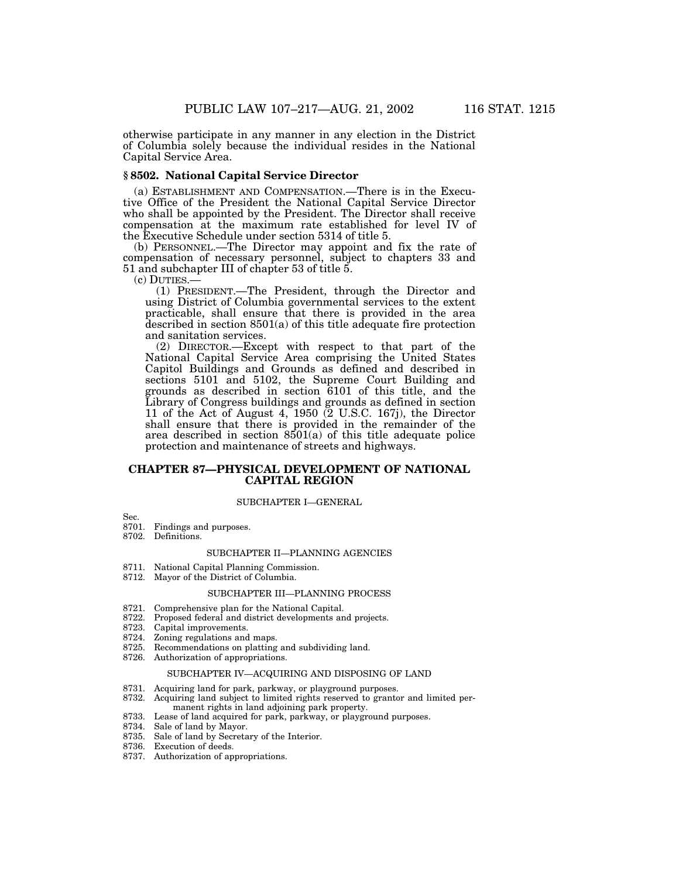otherwise participate in any manner in any election in the District of Columbia solely because the individual resides in the National Capital Service Area.

### § 8502. National Capital Service Director

(a) ESTABLISHMENT AND COMPENSATION.—There is in the Executive Office of the President the National Capital Service Director who shall be appointed by the President. The Director shall receive compensation at the maximum rate established for level IV of the Executive Schedule under section 5314 of title 5.

(b) PERSONNEL.—The Director may appoint and fix the rate of compensation of necessary personnel, subject to chapters 33 and 51 and subchapter III of chapter 53 of title 5.

(c) DUTIES.—

(1) PRESIDENT.—The President, through the Director and using District of Columbia governmental services to the extent practicable, shall ensure that there is provided in the area described in section 8501(a) of this title adequate fire protection and sanitation services.

(2) DIRECTOR.—Except with respect to that part of the National Capital Service Area comprising the United States Capitol Buildings and Grounds as defined and described in sections 5101 and 5102, the Supreme Court Building and grounds as described in section 6101 of this title, and the Library of Congress buildings and grounds as defined in section 11 of the Act of August 4, 1950 (2 U.S.C. 167j), the Director shall ensure that there is provided in the remainder of the area described in section 8501(a) of this title adequate police protection and maintenance of streets and highways.

## CHAPTER 87—PHYSICAL DEVELOPMENT OF NATIONAL CAPITAL REGION

SUBCHAPTER I—GENERAL

Sec.
8701. Findings and purposes.
8702. Definitions.

SUBCHAPTER II—PLANNING AGENCIES

8711. National Capital Planning Commission.
8712. Mayor of the District of Columbia.

SUBCHAPTER III—PLANNING PROCESS

8721. Comprehensive plan for the National Capital.
8722. Proposed federal and district developments and projects.
8723. Capital improvements.
8724. Zoning regulations and maps.
8725. Recommendations on platting and subdividing land.
8726. Authorization of appropriations.

SUBCHAPTER IV—ACQUIRING AND DISPOSING OF LAND

8731. Acquiring land for park, parkway, or playground purposes.
8732. Acquiring land subject to limited rights reserved to grantor and limited permanent rights in land adjoining park property.
8733. Lease of land acquired for park, parkway, or playground purposes.
8734. Sale of land by Mayor.
8735. Sale of land by Secretary of the Interior.
8736. Execution of deeds.
8737. Authorization of appropriations.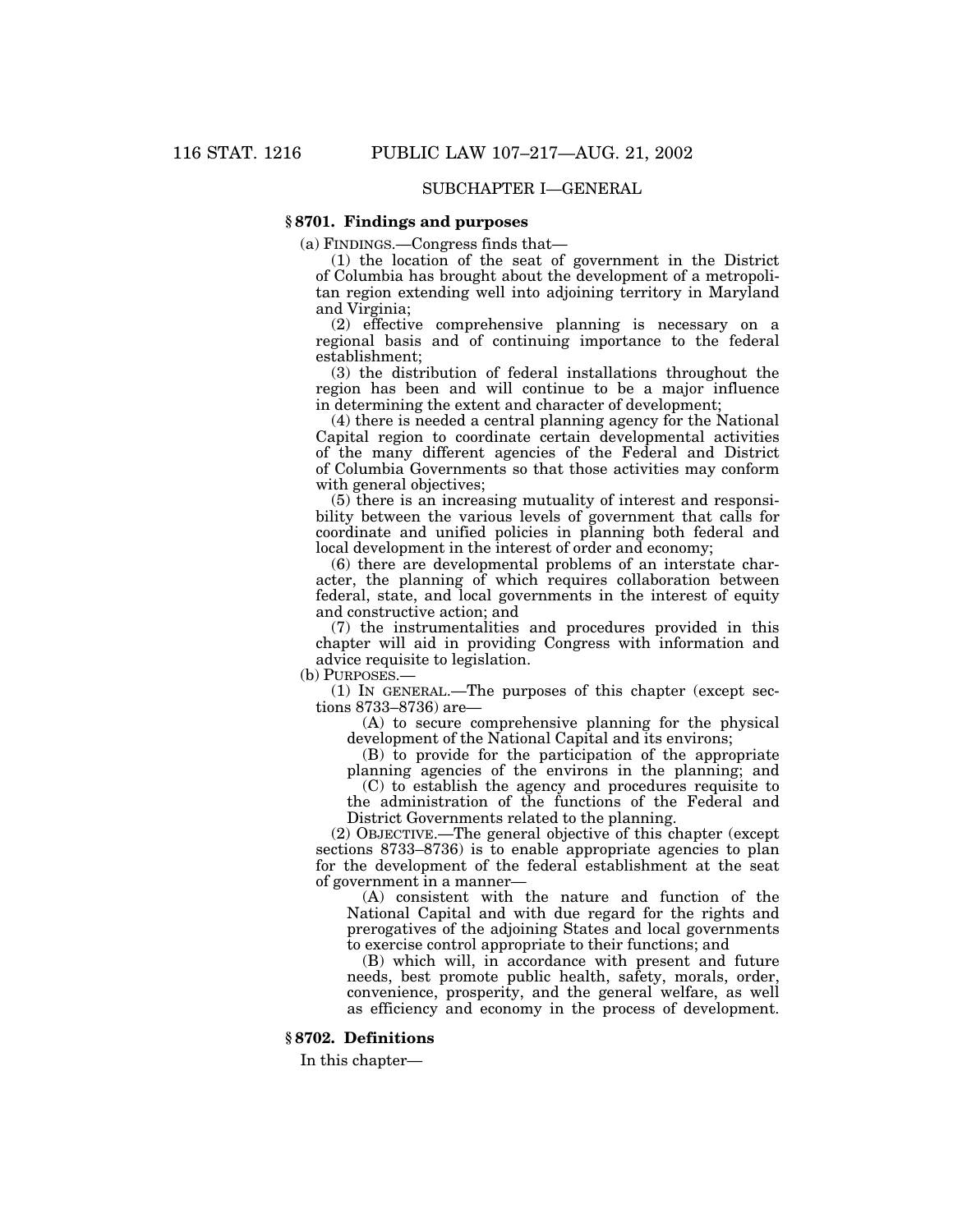## SUBCHAPTER I—GENERAL

### § 8701. Findings and purposes

(a) FINDINGS.—Congress finds that—

(1) the location of the seat of government in the District of Columbia has brought about the development of a metropolitan region extending well into adjoining territory in Maryland and Virginia;

(2) effective comprehensive planning is necessary on a regional basis and of continuing importance to the federal establishment;

(3) the distribution of federal installations throughout the region has been and will continue to be a major influence in determining the extent and character of development;

(4) there is needed a central planning agency for the National Capital region to coordinate certain developmental activities of the many different agencies of the Federal and District of Columbia Governments so that those activities may conform with general objectives;

(5) there is an increasing mutuality of interest and responsibility between the various levels of government that calls for coordinate and unified policies in planning both federal and local development in the interest of order and economy;

(6) there are developmental problems of an interstate character, the planning of which requires collaboration between federal, state, and local governments in the interest of equity and constructive action; and

(7) the instrumentalities and procedures provided in this chapter will aid in providing Congress with information and advice requisite to legislation.

(b) PURPOSES.—

(1) IN GENERAL.—The purposes of this chapter (except sections 8733–8736) are—

(A) to secure comprehensive planning for the physical development of the National Capital and its environs;

(B) to provide for the participation of the appropriate planning agencies of the environs in the planning; and

(C) to establish the agency and procedures requisite to the administration of the functions of the Federal and District Governments related to the planning.

(2) OBJECTIVE.—The general objective of this chapter (except sections 8733–8736) is to enable appropriate agencies to plan for the development of the federal establishment at the seat of government in a manner—

(A) consistent with the nature and function of the National Capital and with due regard for the rights and prerogatives of the adjoining States and local governments to exercise control appropriate to their functions; and

(B) which will, in accordance with present and future needs, best promote public health, safety, morals, order, convenience, prosperity, and the general welfare, as well as efficiency and economy in the process of development.

### § 8702. Definitions

In this chapter—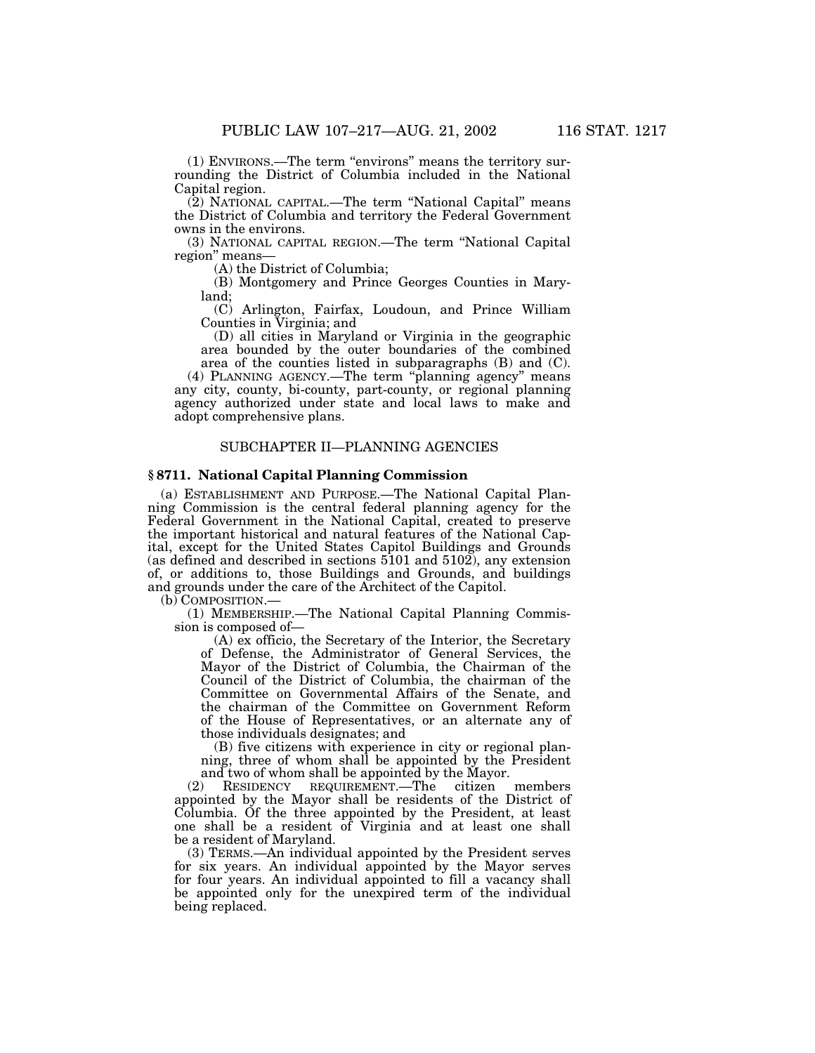(1) ENVIRONS.—The term "environs" means the territory surrounding the District of Columbia included in the National Capital region.

(2) NATIONAL CAPITAL.—The term "National Capital" means the District of Columbia and territory the Federal Government owns in the environs.

(3) NATIONAL CAPITAL REGION.—The term "National Capital region" means—

(A) the District of Columbia;

(B) Montgomery and Prince Georges Counties in Maryland;

(C) Arlington, Fairfax, Loudoun, and Prince William Counties in Virginia; and

(D) all cities in Maryland or Virginia in the geographic area bounded by the outer boundaries of the combined area of the counties listed in subparagraphs (B) and (C).

(4) PLANNING AGENCY.—The term "planning agency" means any city, county, bi-county, part-county, or regional planning agency authorized under state and local laws to make and adopt comprehensive plans.

## SUBCHAPTER II—PLANNING AGENCIES

### § 8711. National Capital Planning Commission

(a) ESTABLISHMENT AND PURPOSE.—The National Capital Planning Commission is the central federal planning agency for the Federal Government in the National Capital, created to preserve the important historical and natural features of the National Capital, except for the United States Capitol Buildings and Grounds (as defined and described in sections 5101 and 5102), any extension of, or additions to, those Buildings and Grounds, and buildings and grounds under the care of the Architect of the Capitol.

(b) COMPOSITION.—

(1) MEMBERSHIP.—The National Capital Planning Commission is composed of—

(A) ex officio, the Secretary of the Interior, the Secretary of Defense, the Administrator of General Services, the Mayor of the District of Columbia, the Chairman of the Council of the District of Columbia, the chairman of the Committee on Governmental Affairs of the Senate, and the chairman of the Committee on Government Reform of the House of Representatives, or an alternate any of those individuals designates; and

(B) five citizens with experience in city or regional planning, three of whom shall be appointed by the President and two of whom shall be appointed by the Mayor.

(2) RESIDENCY REQUIREMENT.—The citizen members appointed by the Mayor shall be residents of the District of Columbia. Of the three appointed by the President, at least one shall be a resident of Virginia and at least one shall be a resident of Maryland.

(3) TERMS.—An individual appointed by the President serves for six years. An individual appointed by the Mayor serves for four years. An individual appointed to fill a vacancy shall be appointed only for the unexpired term of the individual being replaced.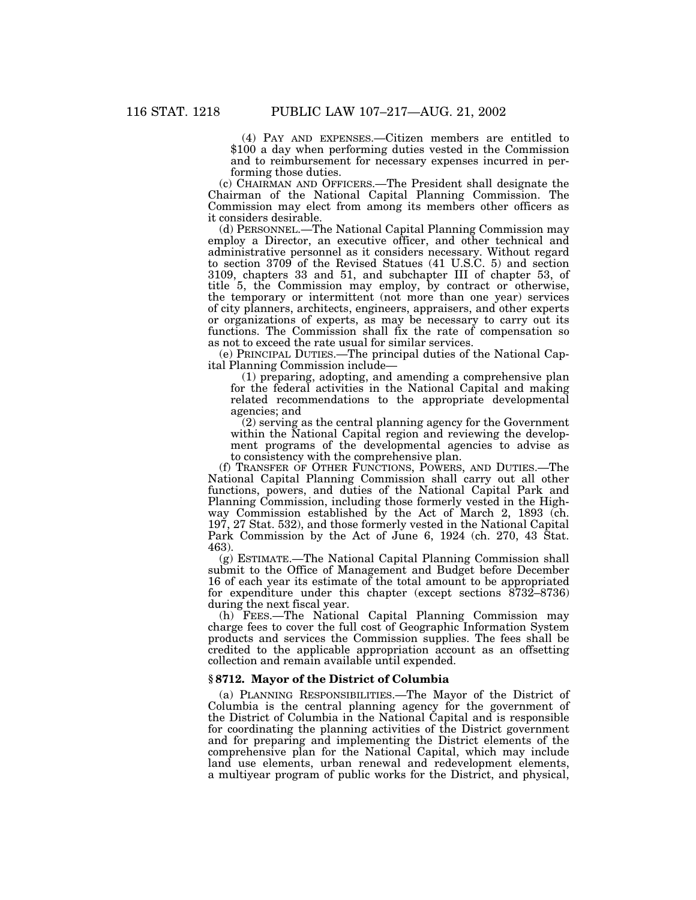(4) PAY AND EXPENSES.—Citizen members are entitled to $100 a day when performing duties vested in the Commission and to reimbursement for necessary expenses incurred in performing those duties.

(c) CHAIRMAN AND OFFICERS.—The President shall designate the Chairman of the National Capital Planning Commission. The Commission may elect from among its members other officers as it considers desirable.

(d) PERSONNEL.—The National Capital Planning Commission may employ a Director, an executive officer, and other technical and administrative personnel as it considers necessary. Without regard to section 3709 of the Revised Statues (41 U.S.C. 5) and section 3109, chapters 33 and 51, and subchapter III of chapter 53, of title 5, the Commission may employ, by contract or otherwise, the temporary or intermittent (not more than one year) services of city planners, architects, engineers, appraisers, and other experts or organizations of experts, as may be necessary to carry out its functions. The Commission shall fix the rate of compensation so as not to exceed the rate usual for similar services.

(e) PRINCIPAL DUTIES.—The principal duties of the National Capital Planning Commission include—

(1) preparing, adopting, and amending a comprehensive plan for the federal activities in the National Capital and making related recommendations to the appropriate developmental agencies; and

(2) serving as the central planning agency for the Government within the National Capital region and reviewing the development programs of the developmental agencies to advise as to consistency with the comprehensive plan.

(f) TRANSFER OF OTHER FUNCTIONS, POWERS, AND DUTIES.—The National Capital Planning Commission shall carry out all other functions, powers, and duties of the National Capital Park and Planning Commission, including those formerly vested in the Highway Commission established by the Act of March 2, 1893 (ch. 197, 27 Stat. 532), and those formerly vested in the National Capital Park Commission by the Act of June 6, 1924 (ch. 270, 43 Stat. 463).

(g) ESTIMATE.—The National Capital Planning Commission shall submit to the Office of Management and Budget before December 16 of each year its estimate of the total amount to be appropriated for expenditure under this chapter (except sections 8732–8736) during the next fiscal year.

(h) FEES.—The National Capital Planning Commission may charge fees to cover the full cost of Geographic Information System products and services the Commission supplies. The fees shall be credited to the applicable appropriation account as an offsetting collection and remain available until expended.

### § 8712. Mayor of the District of Columbia

(a) PLANNING RESPONSIBILITIES.—The Mayor of the District of Columbia is the central planning agency for the government of the District of Columbia in the National Capital and is responsible for coordinating the planning activities of the District government and for preparing and implementing the District elements of the comprehensive plan for the National Capital, which may include land use elements, urban renewal and redevelopment elements, a multiyear program of public works for the District, and physical,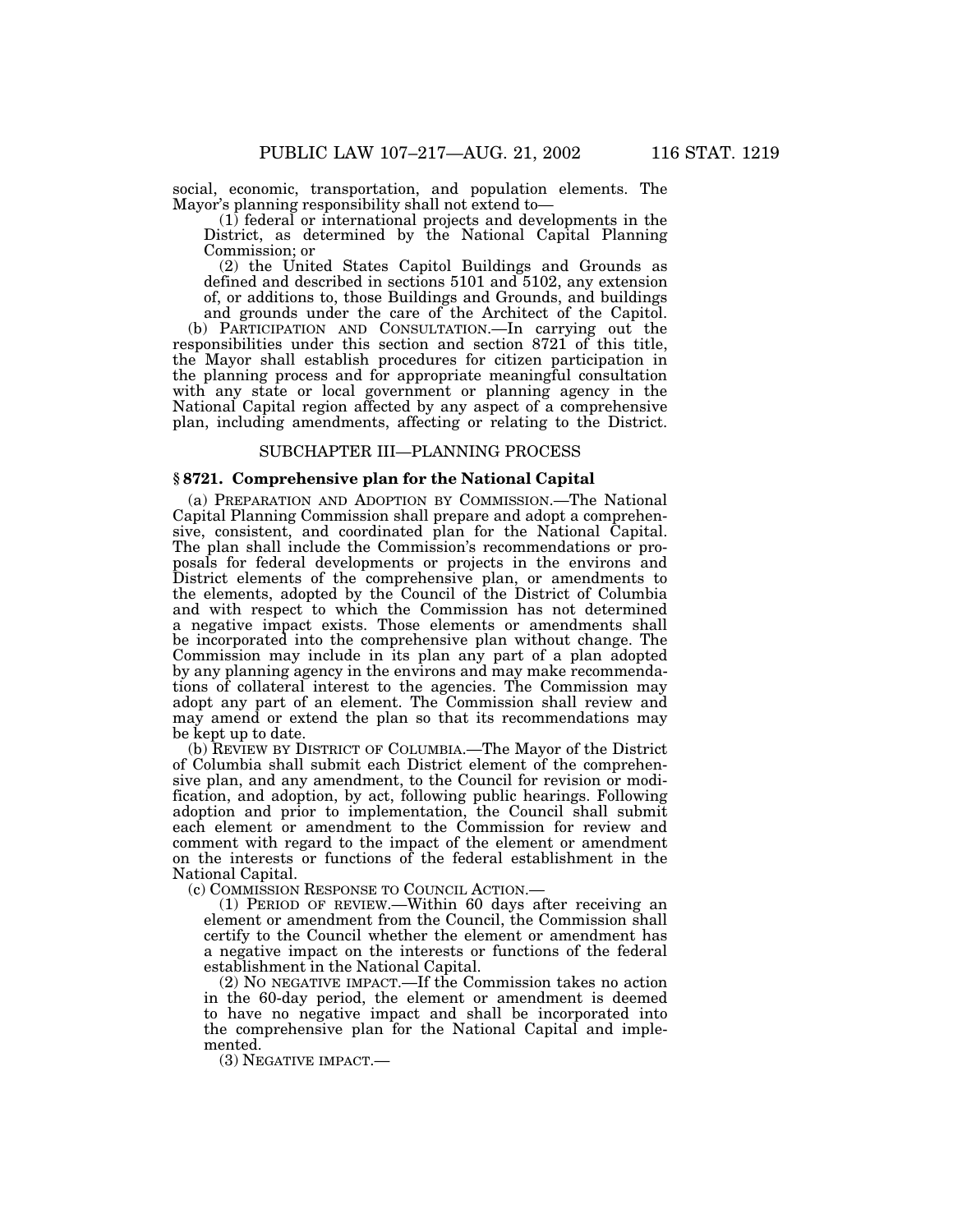social, economic, transportation, and population elements. The Mayor's planning responsibility shall not extend to—

(1) federal or international projects and developments in the District, as determined by the National Capital Planning Commission; or

(2) the United States Capitol Buildings and Grounds as defined and described in sections 5101 and 5102, any extension of, or additions to, those Buildings and Grounds, and buildings and grounds under the care of the Architect of the Capitol.

(b) PARTICIPATION AND CONSULTATION.—In carrying out the responsibilities under this section and section 8721 of this title, the Mayor shall establish procedures for citizen participation in the planning process and for appropriate meaningful consultation with any state or local government or planning agency in the National Capital region affected by any aspect of a comprehensive plan, including amendments, affecting or relating to the District.

## SUBCHAPTER III—PLANNING PROCESS

### § 8721. Comprehensive plan for the National Capital

(a) PREPARATION AND ADOPTION BY COMMISSION.—The National Capital Planning Commission shall prepare and adopt a comprehensive, consistent, and coordinated plan for the National Capital. The plan shall include the Commission's recommendations or proposals for federal developments or projects in the environs and District elements of the comprehensive plan, or amendments to the elements, adopted by the Council of the District of Columbia and with respect to which the Commission has not determined a negative impact exists. Those elements or amendments shall be incorporated into the comprehensive plan without change. The Commission may include in its plan any part of a plan adopted by any planning agency in the environs and may make recommendations of collateral interest to the agencies. The Commission may adopt any part of an element. The Commission shall review and may amend or extend the plan so that its recommendations may be kept up to date.

(b) REVIEW BY DISTRICT OF COLUMBIA.—The Mayor of the District of Columbia shall submit each District element of the comprehensive plan, and any amendment, to the Council for revision or modification, and adoption, by act, following public hearings. Following adoption and prior to implementation, the Council shall submit each element or amendment to the Commission for review and comment with regard to the impact of the element or amendment on the interests or functions of the federal establishment in the National Capital.

(c) COMMISSION RESPONSE TO COUNCIL ACTION.—

(1) PERIOD OF REVIEW.—Within 60 days after receiving an element or amendment from the Council, the Commission shall certify to the Council whether the element or amendment has a negative impact on the interests or functions of the federal establishment in the National Capital.

(2) NO NEGATIVE IMPACT.—If the Commission takes no action in the 60-day period, the element or amendment is deemed to have no negative impact and shall be incorporated into the comprehensive plan for the National Capital and implemented.

(3) NEGATIVE IMPACT.—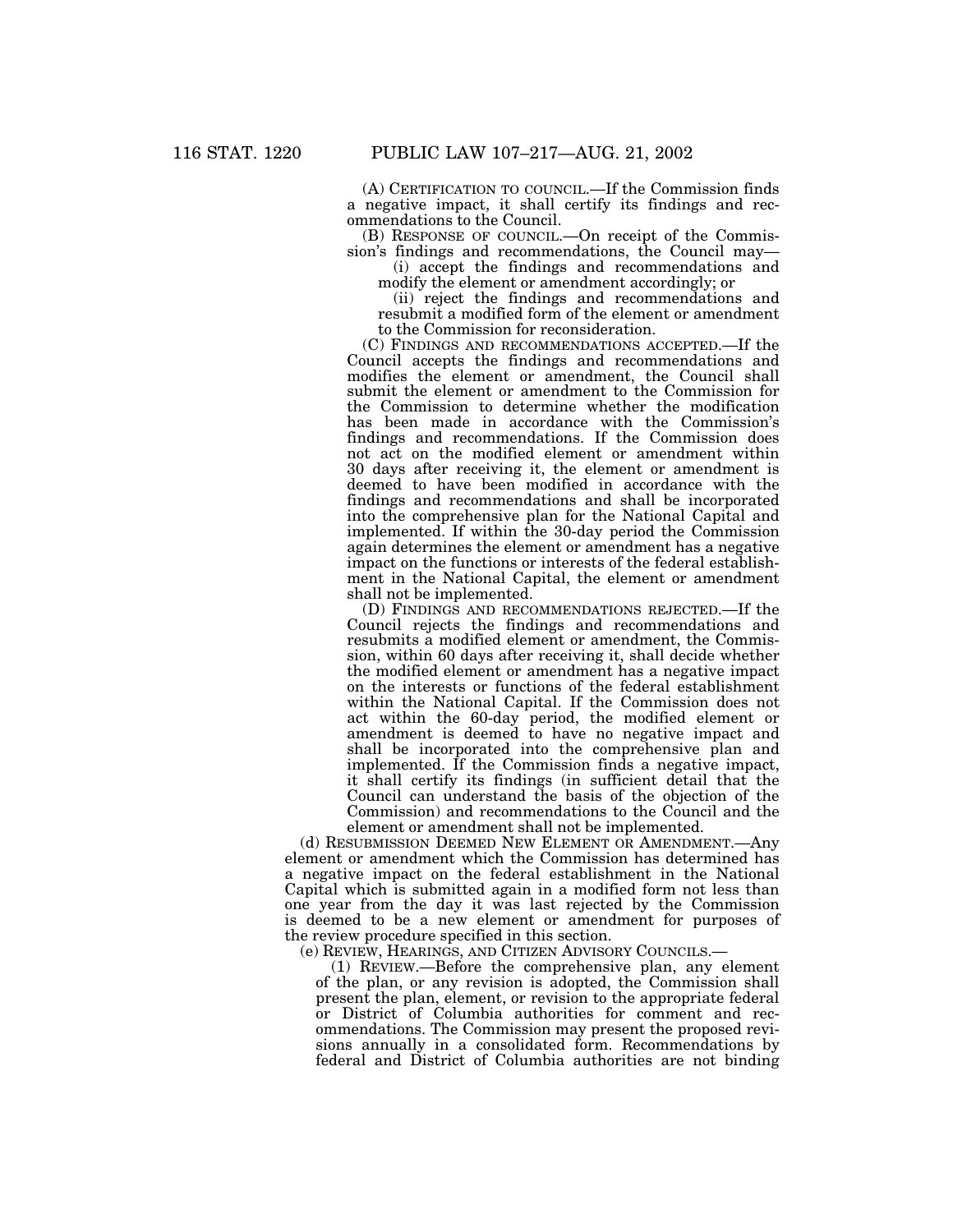(A) CERTIFICATION TO COUNCIL.—If the Commission finds a negative impact, it shall certify its findings and recommendations to the Council.

(B) RESPONSE OF COUNCIL.—On receipt of the Commission's findings and recommendations, the Council may—

(i) accept the findings and recommendations and modify the element or amendment accordingly; or

(ii) reject the findings and recommendations and resubmit a modified form of the element or amendment to the Commission for reconsideration.

(C) FINDINGS AND RECOMMENDATIONS ACCEPTED.—If the Council accepts the findings and recommendations and modifies the element or amendment, the Council shall submit the element or amendment to the Commission for the Commission to determine whether the modification has been made in accordance with the Commission's findings and recommendations. If the Commission does not act on the modified element or amendment within 30 days after receiving it, the element or amendment is deemed to have been modified in accordance with the findings and recommendations and shall be incorporated into the comprehensive plan for the National Capital and implemented. If within the 30-day period the Commission again determines the element or amendment has a negative impact on the functions or interests of the federal establishment in the National Capital, the element or amendment shall not be implemented.

(D) FINDINGS AND RECOMMENDATIONS REJECTED.—If the Council rejects the findings and recommendations and resubmits a modified element or amendment, the Commission, within 60 days after receiving it, shall decide whether the modified element or amendment has a negative impact on the interests or functions of the federal establishment within the National Capital. If the Commission does not act within the 60-day period, the modified element or amendment is deemed to have no negative impact and shall be incorporated into the comprehensive plan and implemented. If the Commission finds a negative impact, it shall certify its findings (in sufficient detail that the Council can understand the basis of the objection of the Commission) and recommendations to the Council and the element or amendment shall not be implemented.

(d) RESUBMISSION DEEMED NEW ELEMENT OR AMENDMENT.—Any element or amendment which the Commission has determined has a negative impact on the federal establishment in the National Capital which is submitted again in a modified form not less than one year from the day it was last rejected by the Commission is deemed to be a new element or amendment for purposes of the review procedure specified in this section.

(e) REVIEW, HEARINGS, AND CITIZEN ADVISORY COUNCILS.—

(1) REVIEW.—Before the comprehensive plan, any element of the plan, or any revision is adopted, the Commission shall present the plan, element, or revision to the appropriate federal or District of Columbia authorities for comment and recommendations. The Commission may present the proposed revisions annually in a consolidated form. Recommendations by federal and District of Columbia authorities are not binding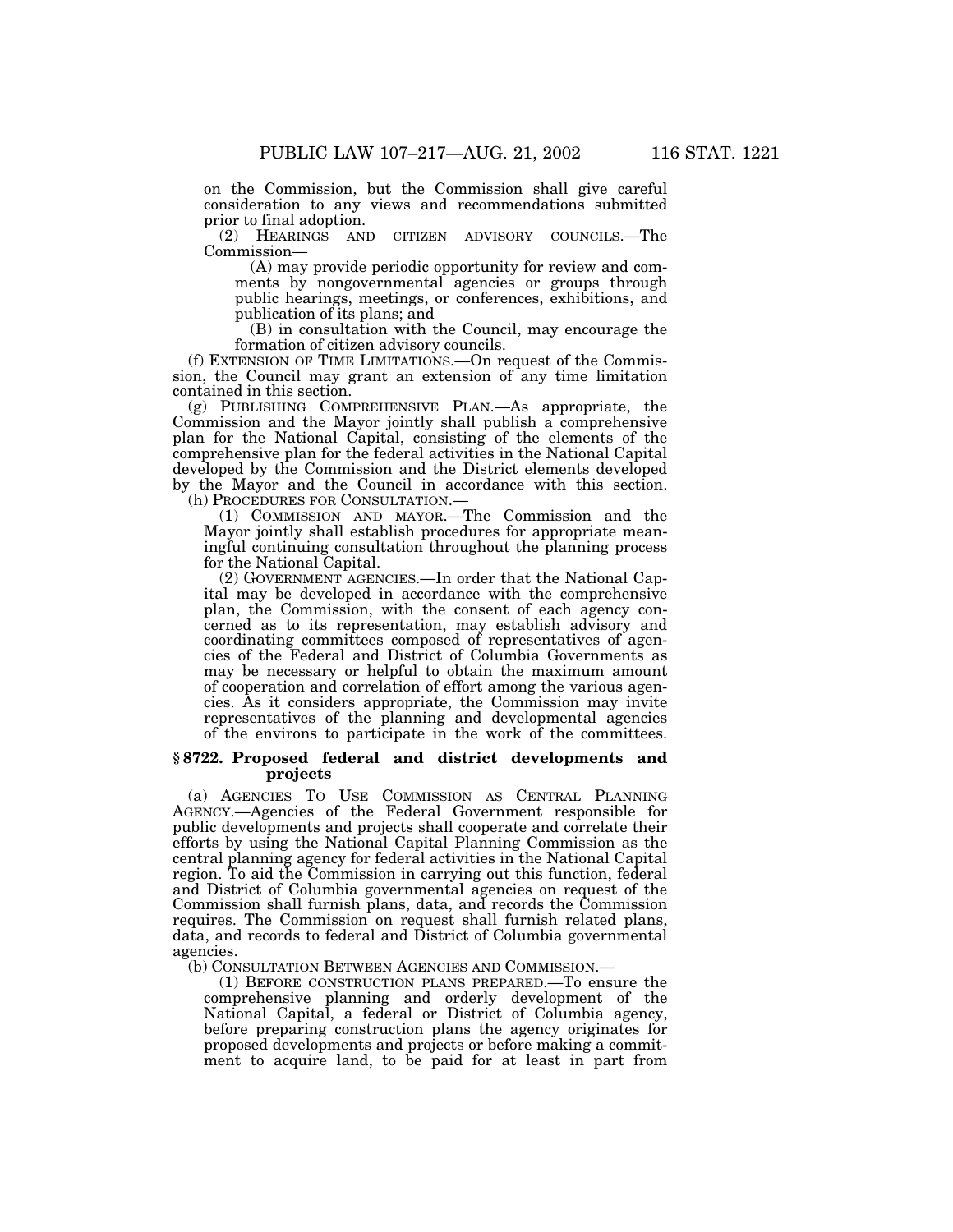on the Commission, but the Commission shall give careful consideration to any views and recommendations submitted prior to final adoption.

(2) HEARINGS AND CITIZEN ADVISORY COUNCILS.—The Commission—

(A) may provide periodic opportunity for review and comments by nongovernmental agencies or groups through public hearings, meetings, or conferences, exhibitions, and publication of its plans; and

(B) in consultation with the Council, may encourage the formation of citizen advisory councils.

(f) EXTENSION OF TIME LIMITATIONS.—On request of the Commission, the Council may grant an extension of any time limitation contained in this section.

(g) PUBLISHING COMPREHENSIVE PLAN.—As appropriate, the Commission and the Mayor jointly shall publish a comprehensive plan for the National Capital, consisting of the elements of the comprehensive plan for the federal activities in the National Capital developed by the Commission and the District elements developed by the Mayor and the Council in accordance with this section.

(h) PROCEDURES FOR CONSULTATION.—

(1) COMMISSION AND MAYOR.—The Commission and the Mayor jointly shall establish procedures for appropriate meaningful continuing consultation throughout the planning process for the National Capital.

(2) GOVERNMENT AGENCIES.—In order that the National Capital may be developed in accordance with the comprehensive plan, the Commission, with the consent of each agency concerned as to its representation, may establish advisory and coordinating committees composed of representatives of agencies of the Federal and District of Columbia Governments as may be necessary or helpful to obtain the maximum amount of cooperation and correlation of effort among the various agencies. As it considers appropriate, the Commission may invite representatives of the planning and developmental agencies of the environs to participate in the work of the committees.

### § 8722. Proposed federal and district developments and projects

(a) AGENCIES TO USE COMMISSION AS CENTRAL PLANNING AGENCY.—Agencies of the Federal Government responsible for public developments and projects shall cooperate and correlate their efforts by using the National Capital Planning Commission as the central planning agency for federal activities in the National Capital region. To aid the Commission in carrying out this function, federal and District of Columbia governmental agencies on request of the Commission shall furnish plans, data, and records the Commission requires. The Commission on request shall furnish related plans, data, and records to federal and District of Columbia governmental agencies.

(b) CONSULTATION BETWEEN AGENCIES AND COMMISSION.—

(1) BEFORE CONSTRUCTION PLANS PREPARED.—To ensure the comprehensive planning and orderly development of the National Capital, a federal or District of Columbia agency, before preparing construction plans the agency originates for proposed developments and projects or before making a commitment to acquire land, to be paid for at least in part from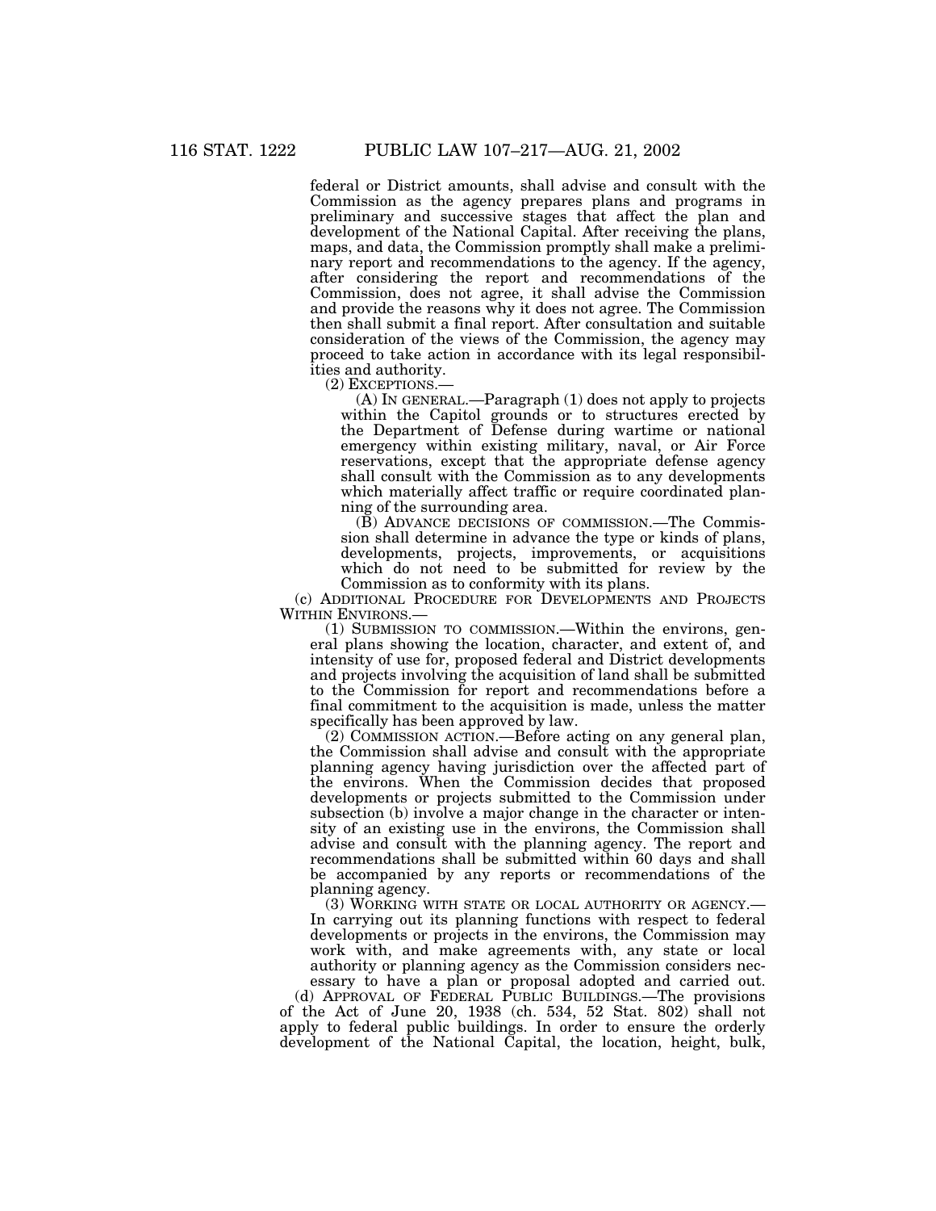federal or District amounts, shall advise and consult with the Commission as the agency prepares plans and programs in preliminary and successive stages that affect the plan and development of the National Capital. After receiving the plans, maps, and data, the Commission promptly shall make a preliminary report and recommendations to the agency. If the agency, after considering the report and recommendations of the Commission, does not agree, it shall advise the Commission and provide the reasons why it does not agree. The Commission then shall submit a final report. After consultation and suitable consideration of the views of the Commission, the agency may proceed to take action in accordance with its legal responsibilities and authority.

(2) EXCEPTIONS.—

(A) IN GENERAL.—Paragraph (1) does not apply to projects within the Capitol grounds or to structures erected by the Department of Defense during wartime or national emergency within existing military, naval, or Air Force reservations, except that the appropriate defense agency shall consult with the Commission as to any developments which materially affect traffic or require coordinated planning of the surrounding area.

(B) ADVANCE DECISIONS OF COMMISSION.—The Commission shall determine in advance the type or kinds of plans, developments, projects, improvements, or acquisitions which do not need to be submitted for review by the Commission as to conformity with its plans.

(c) ADDITIONAL PROCEDURE FOR DEVELOPMENTS AND PROJECTS WITHIN ENVIRONS.—

(1) SUBMISSION TO COMMISSION.—Within the environs, general plans showing the location, character, and extent of, and intensity of use for, proposed federal and District developments and projects involving the acquisition of land shall be submitted to the Commission for report and recommendations before a final commitment to the acquisition is made, unless the matter specifically has been approved by law.

(2) COMMISSION ACTION.—Before acting on any general plan, the Commission shall advise and consult with the appropriate planning agency having jurisdiction over the affected part of the environs. When the Commission decides that proposed developments or projects submitted to the Commission under subsection (b) involve a major change in the character or intensity of an existing use in the environs, the Commission shall advise and consult with the planning agency. The report and recommendations shall be submitted within 60 days and shall be accompanied by any reports or recommendations of the planning agency.

(3) WORKING WITH STATE OR LOCAL AUTHORITY OR AGENCY.—In carrying out its planning functions with respect to federal developments or projects in the environs, the Commission may work with, and make agreements with, any state or local authority or planning agency as the Commission considers necessary to have a plan or proposal adopted and carried out.

(d) APPROVAL OF FEDERAL PUBLIC BUILDINGS.—The provisions of the Act of June 20, 1938 (ch. 534, 52 Stat. 802) shall not apply to federal public buildings. In order to ensure the orderly development of the National Capital, the location, height, bulk,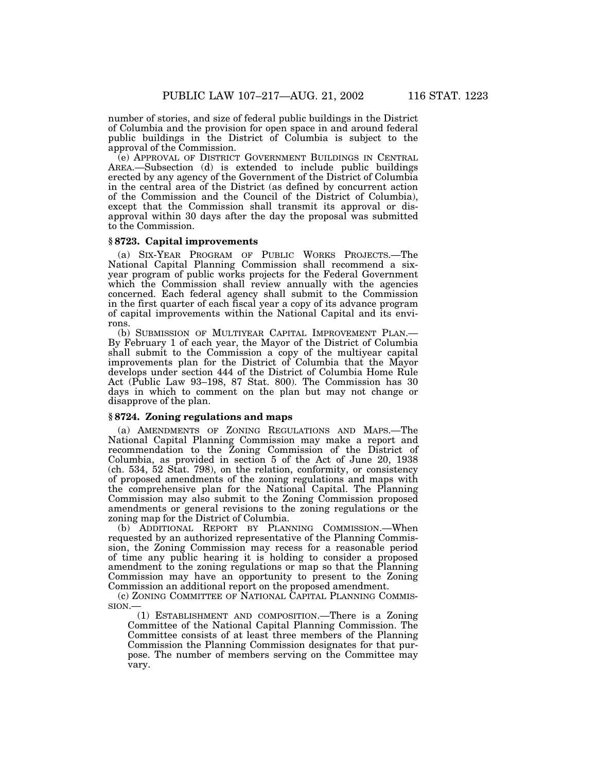number of stories, and size of federal public buildings in the District of Columbia and the provision for open space in and around federal public buildings in the District of Columbia is subject to the approval of the Commission.

(e) APPROVAL OF DISTRICT GOVERNMENT BUILDINGS IN CENTRAL AREA.—Subsection (d) is extended to include public buildings erected by any agency of the Government of the District of Columbia in the central area of the District (as defined by concurrent action of the Commission and the Council of the District of Columbia), except that the Commission shall transmit its approval or disapproval within 30 days after the day the proposal was submitted to the Commission.

### § 8723. Capital improvements

(a) SIX-YEAR PROGRAM OF PUBLIC WORKS PROJECTS.—The National Capital Planning Commission shall recommend a six-year program of public works projects for the Federal Government which the Commission shall review annually with the agencies concerned. Each federal agency shall submit to the Commission in the first quarter of each fiscal year a copy of its advance program of capital improvements within the National Capital and its environs.

(b) SUBMISSION OF MULTIYEAR CAPITAL IMPROVEMENT PLAN.—By February 1 of each year, the Mayor of the District of Columbia shall submit to the Commission a copy of the multiyear capital improvements plan for the District of Columbia that the Mayor develops under section 444 of the District of Columbia Home Rule Act (Public Law 93–198, 87 Stat. 800). The Commission has 30 days in which to comment on the plan but may not change or disapprove of the plan.

### § 8724. Zoning regulations and maps

(a) AMENDMENTS OF ZONING REGULATIONS AND MAPS.—The National Capital Planning Commission may make a report and recommendation to the Zoning Commission of the District of Columbia, as provided in section 5 of the Act of June 20, 1938 (ch. 534, 52 Stat. 798), on the relation, conformity, or consistency of proposed amendments of the zoning regulations and maps with the comprehensive plan for the National Capital. The Planning Commission may also submit to the Zoning Commission proposed amendments or general revisions to the zoning regulations or the zoning map for the District of Columbia.

(b) ADDITIONAL REPORT BY PLANNING COMMISSION.—When requested by an authorized representative of the Planning Commission, the Zoning Commission may recess for a reasonable period of time any public hearing it is holding to consider a proposed amendment to the zoning regulations or map so that the Planning Commission may have an opportunity to present to the Zoning Commission an additional report on the proposed amendment.

(c) ZONING COMMITTEE OF NATIONAL CAPITAL PLANNING COMMISSION.—

(1) ESTABLISHMENT AND COMPOSITION.—There is a Zoning Committee of the National Capital Planning Commission. The Committee consists of at least three members of the Planning Commission the Planning Commission designates for that purpose. The number of members serving on the Committee may vary.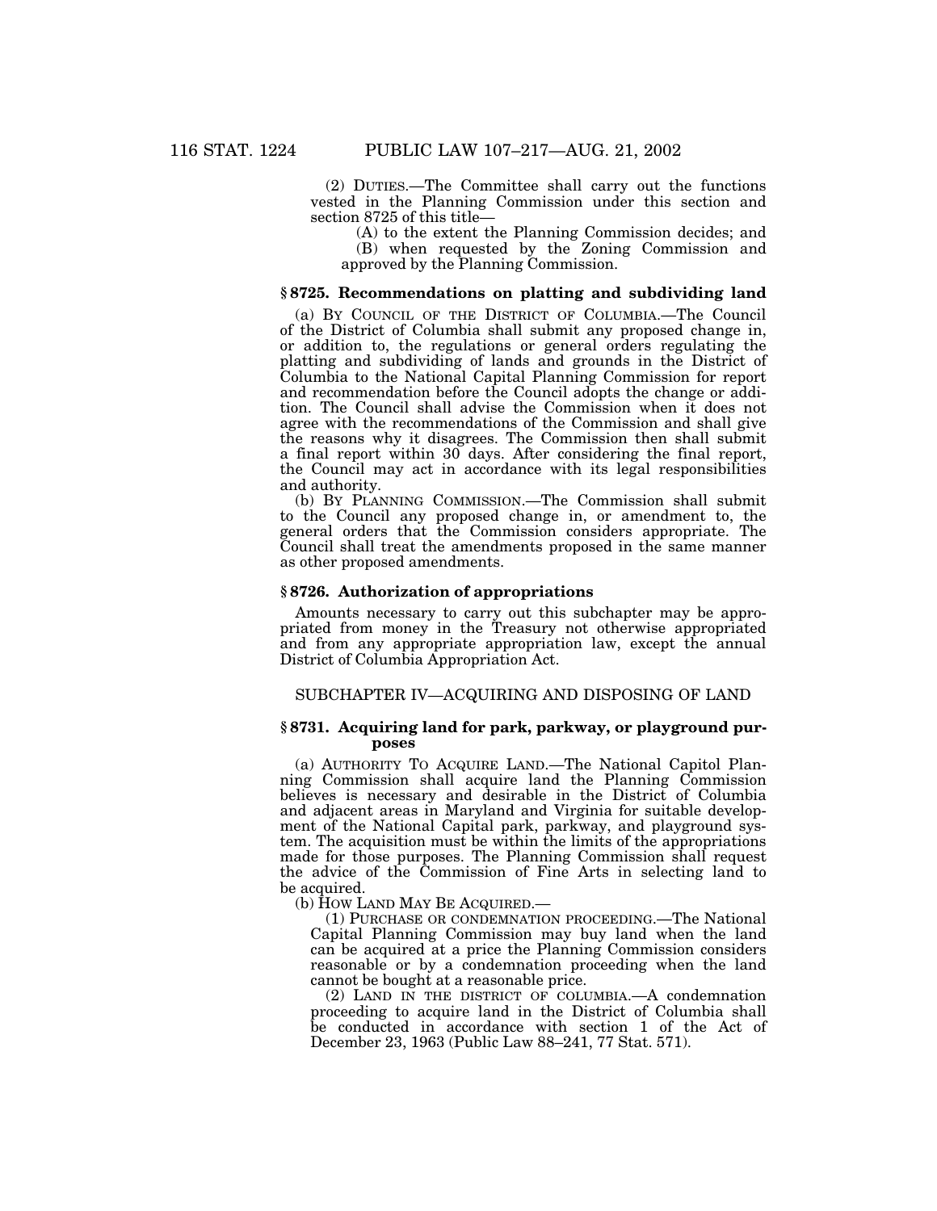(2) DUTIES.—The Committee shall carry out the functions vested in the Planning Commission under this section and section 8725 of this title—

(A) to the extent the Planning Commission decides; and

(B) when requested by the Zoning Commission and approved by the Planning Commission.

### § 8725. Recommendations on platting and subdividing land

(a) BY COUNCIL OF THE DISTRICT OF COLUMBIA.—The Council of the District of Columbia shall submit any proposed change in, or addition to, the regulations or general orders regulating the platting and subdividing of lands and grounds in the District of Columbia to the National Capital Planning Commission for report and recommendation before the Council adopts the change or addition. The Council shall advise the Commission when it does not agree with the recommendations of the Commission and shall give the reasons why it disagrees. The Commission then shall submit a final report within 30 days. After considering the final report, the Council may act in accordance with its legal responsibilities and authority.

(b) BY PLANNING COMMISSION.—The Commission shall submit to the Council any proposed change in, or amendment to, the general orders that the Commission considers appropriate. The Council shall treat the amendments proposed in the same manner as other proposed amendments.

### § 8726. Authorization of appropriations

Amounts necessary to carry out this subchapter may be appropriated from money in the Treasury not otherwise appropriated and from any appropriate appropriation law, except the annual District of Columbia Appropriation Act.

## SUBCHAPTER IV—ACQUIRING AND DISPOSING OF LAND

### § 8731. Acquiring land for park, parkway, or playground purposes

(a) AUTHORITY TO ACQUIRE LAND.—The National Capitol Planning Commission shall acquire land the Planning Commission believes is necessary and desirable in the District of Columbia and adjacent areas in Maryland and Virginia for suitable development of the National Capital park, parkway, and playground system. The acquisition must be within the limits of the appropriations made for those purposes. The Planning Commission shall request the advice of the Commission of Fine Arts in selecting land to be acquired.

(b) HOW LAND MAY BE ACQUIRED.—

(1) PURCHASE OR CONDEMNATION PROCEEDING.—The National Capital Planning Commission may buy land when the land can be acquired at a price the Planning Commission considers reasonable or by a condemnation proceeding when the land cannot be bought at a reasonable price.

(2) LAND IN THE DISTRICT OF COLUMBIA.—A condemnation proceeding to acquire land in the District of Columbia shall be conducted in accordance with section 1 of the Act of December 23, 1963 (Public Law 88–241, 77 Stat. 571).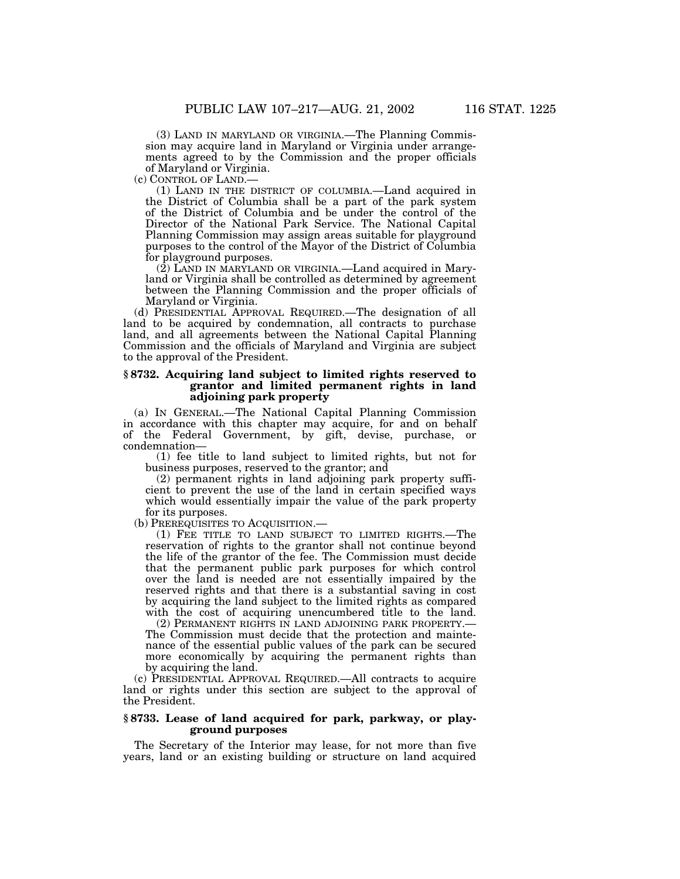(3) LAND IN MARYLAND OR VIRGINIA.—The Planning Commission may acquire land in Maryland or Virginia under arrangements agreed to by the Commission and the proper officials of Maryland or Virginia.

(c) CONTROL OF LAND.—

(1) LAND IN THE DISTRICT OF COLUMBIA.—Land acquired in the District of Columbia shall be a part of the park system of the District of Columbia and be under the control of the Director of the National Park Service. The National Capital Planning Commission may assign areas suitable for playground purposes to the control of the Mayor of the District of Columbia for playground purposes.

(2) LAND IN MARYLAND OR VIRGINIA.—Land acquired in Maryland or Virginia shall be controlled as determined by agreement between the Planning Commission and the proper officials of Maryland or Virginia.

(d) PRESIDENTIAL APPROVAL REQUIRED.—The designation of all land to be acquired by condemnation, all contracts to purchase land, and all agreements between the National Capital Planning Commission and the officials of Maryland and Virginia are subject to the approval of the President.

### § 8732. Acquiring land subject to limited rights reserved to grantor and limited permanent rights in land adjoining park property

(a) IN GENERAL.—The National Capital Planning Commission in accordance with this chapter may acquire, for and on behalf of the Federal Government, by gift, devise, purchase, or condemnation—

(1) fee title to land subject to limited rights, but not for business purposes, reserved to the grantor; and

(2) permanent rights in land adjoining park property sufficient to prevent the use of the land in certain specified ways which would essentially impair the value of the park property for its purposes.

(b) PREREQUISITES TO ACQUISITION.—

(1) FEE TITLE TO LAND SUBJECT TO LIMITED RIGHTS.—The reservation of rights to the grantor shall not continue beyond the life of the grantor of the fee. The Commission must decide that the permanent public park purposes for which control over the land is needed are not essentially impaired by the reserved rights and that there is a substantial saving in cost by acquiring the land subject to the limited rights as compared with the cost of acquiring unencumbered title to the land.

(2) PERMANENT RIGHTS IN LAND ADJOINING PARK PROPERTY.—The Commission must decide that the protection and maintenance of the essential public values of the park can be secured more economically by acquiring the permanent rights than by acquiring the land.

(c) PRESIDENTIAL APPROVAL REQUIRED.—All contracts to acquire land or rights under this section are subject to the approval of the President.

### § 8733. Lease of land acquired for park, parkway, or playground purposes

The Secretary of the Interior may lease, for not more than five years, land or an existing building or structure on land acquired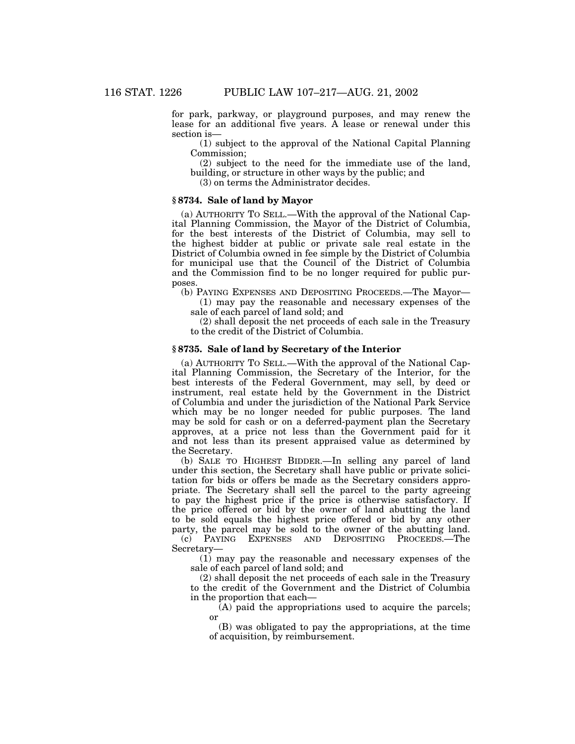for park, parkway, or playground purposes, and may renew the lease for an additional five years. A lease or renewal under this section is—

(1) subject to the approval of the National Capital Planning Commission;

(2) subject to the need for the immediate use of the land, building, or structure in other ways by the public; and

(3) on terms the Administrator decides.

### § 8734. Sale of land by Mayor

(a) AUTHORITY TO SELL.—With the approval of the National Capital Planning Commission, the Mayor of the District of Columbia, for the best interests of the District of Columbia, may sell to the highest bidder at public or private sale real estate in the District of Columbia owned in fee simple by the District of Columbia for municipal use that the Council of the District of Columbia and the Commission find to be no longer required for public purposes.

(b) PAYING EXPENSES AND DEPOSITING PROCEEDS.—The Mayor—

(1) may pay the reasonable and necessary expenses of the sale of each parcel of land sold; and

(2) shall deposit the net proceeds of each sale in the Treasury to the credit of the District of Columbia.

### § 8735. Sale of land by Secretary of the Interior

(a) AUTHORITY TO SELL.—With the approval of the National Capital Planning Commission, the Secretary of the Interior, for the best interests of the Federal Government, may sell, by deed or instrument, real estate held by the Government in the District of Columbia and under the jurisdiction of the National Park Service which may be no longer needed for public purposes. The land may be sold for cash or on a deferred-payment plan the Secretary approves, at a price not less than the Government paid for it and not less than its present appraised value as determined by the Secretary.

(b) SALE TO HIGHEST BIDDER.—In selling any parcel of land under this section, the Secretary shall have public or private solicitation for bids or offers be made as the Secretary considers appropriate. The Secretary shall sell the parcel to the party agreeing to pay the highest price if the price is otherwise satisfactory. If the price offered or bid by the owner of land abutting the land to be sold equals the highest price offered or bid by any other party, the parcel may be sold to the owner of the abutting land.

(c) PAYING EXPENSES AND DEPOSITING PROCEEDS.—The Secretary—

(1) may pay the reasonable and necessary expenses of the sale of each parcel of land sold; and

(2) shall deposit the net proceeds of each sale in the Treasury to the credit of the Government and the District of Columbia in the proportion that each—

(A) paid the appropriations used to acquire the parcels; or

(B) was obligated to pay the appropriations, at the time of acquisition, by reimbursement.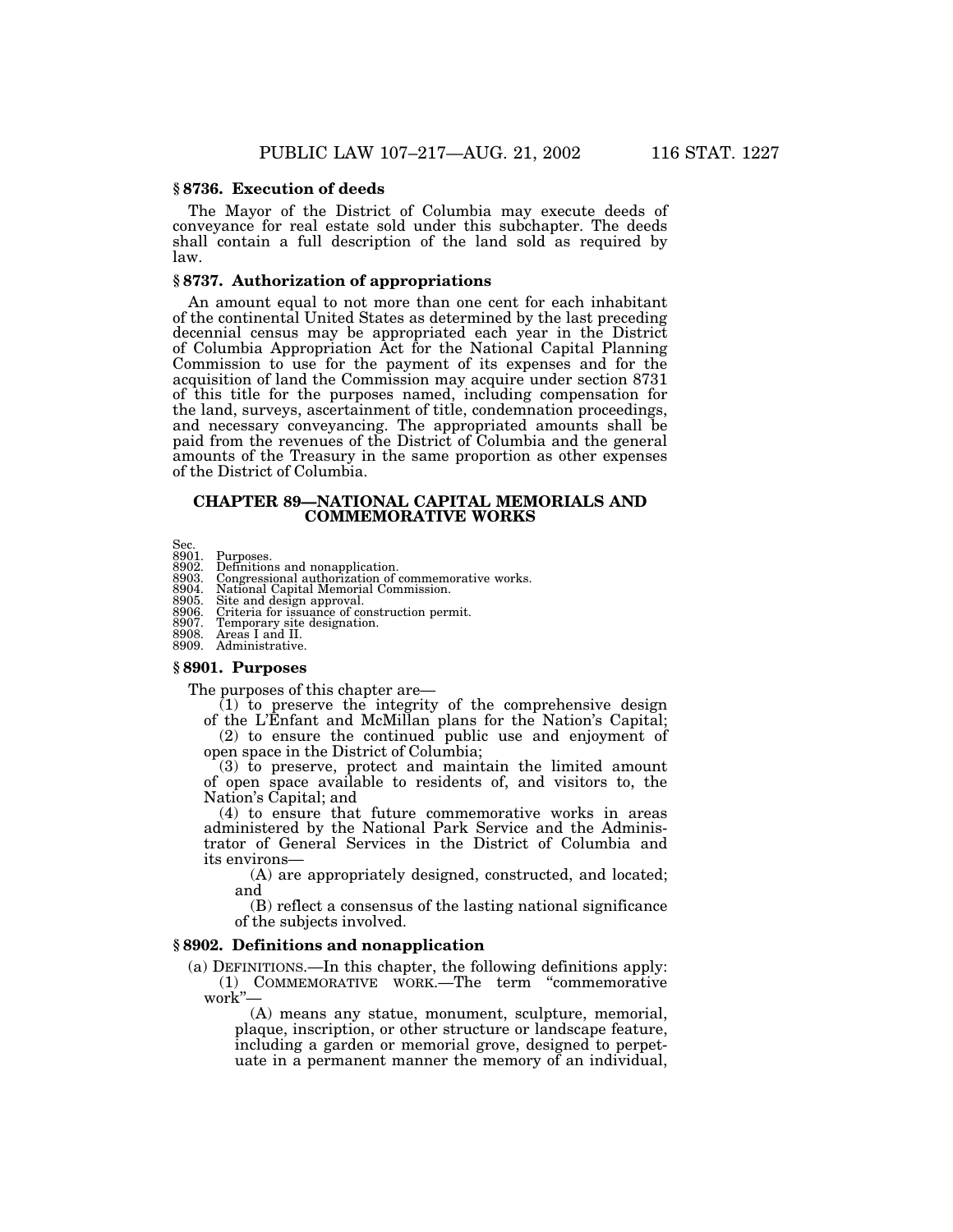### § 8736. Execution of deeds

The Mayor of the District of Columbia may execute deeds of conveyance for real estate sold under this subchapter. The deeds shall contain a full description of the land sold as required by law.

### § 8737. Authorization of appropriations

An amount equal to not more than one cent for each inhabitant of the continental United States as determined by the last preceding decennial census may be appropriated each year in the District of Columbia Appropriation Act for the National Capital Planning Commission to use for the payment of its expenses and for the acquisition of land the Commission may acquire under section 8731 of this title for the purposes named, including compensation for the land, surveys, ascertainment of title, condemnation proceedings, and necessary conveyancing. The appropriated amounts shall be paid from the revenues of the District of Columbia and the general amounts of the Treasury in the same proportion as other expenses of the District of Columbia.

## CHAPTER 89—NATIONAL CAPITAL MEMORIALS AND COMMEMORATIVE WORKS

Sec.
8901. Purposes.
8902. Definitions and nonapplication.
8903. Congressional authorization of commemorative works.
8904. National Capital Memorial Commission.
8905. Site and design approval.
8906. Criteria for issuance of construction permit.
8907. Temporary site designation.
8908. Areas I and II.
8909. Administrative.

### § 8901. Purposes

The purposes of this chapter are—

(1) to preserve the integrity of the comprehensive design of the L'Enfant and McMillan plans for the Nation's Capital;

(2) to ensure the continued public use and enjoyment of open space in the District of Columbia;

(3) to preserve, protect and maintain the limited amount of open space available to residents of, and visitors to, the Nation's Capital; and

(4) to ensure that future commemorative works in areas administered by the National Park Service and the Administrator of General Services in the District of Columbia and its environs—

(A) are appropriately designed, constructed, and located; and

(B) reflect a consensus of the lasting national significance of the subjects involved.

### § 8902. Definitions and nonapplication

(a) DEFINITIONS.—In this chapter, the following definitions apply:

(1) COMMEMORATIVE WORK.—The term "commemorative work"—

(A) means any statue, monument, sculpture, memorial, plaque, inscription, or other structure or landscape feature, including a garden or memorial grove, designed to perpetuate in a permanent manner the memory of an individual,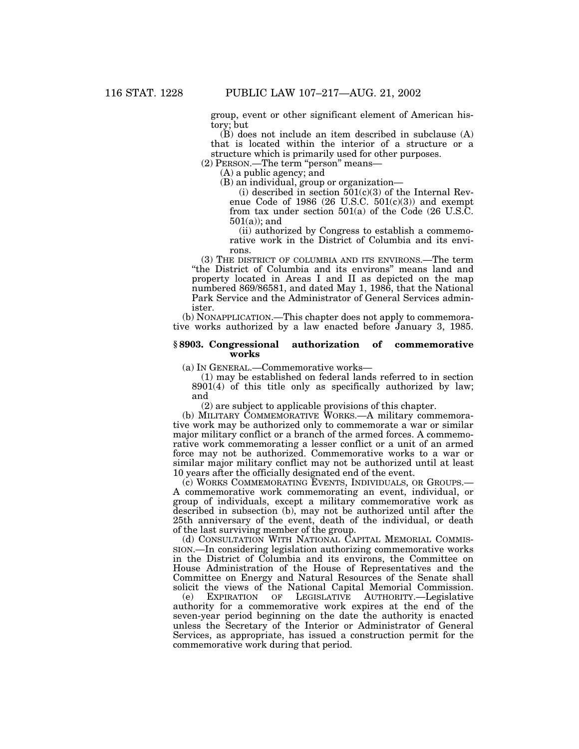group, event or other significant element of American history; but

(B) does not include an item described in subclause (A) that is located within the interior of a structure or a structure which is primarily used for other purposes.

(2) PERSON.—The term "person" means—

(A) a public agency; and

(B) an individual, group or organization—

(i) described in section 501(c)(3) of the Internal Revenue Code of 1986 (26 U.S.C. 501(c)(3)) and exempt from tax under section 501(a) of the Code (26 U.S.C. 501(a)); and

(ii) authorized by Congress to establish a commemorative work in the District of Columbia and its environs.

(3) THE DISTRICT OF COLUMBIA AND ITS ENVIRONS.—The term "the District of Columbia and its environs" means land and property located in Areas I and II as depicted on the map numbered 869/86581, and dated May 1, 1986, that the National Park Service and the Administrator of General Services administer.

(b) NONAPPLICATION.—This chapter does not apply to commemorative works authorized by a law enacted before January 3, 1985.

### § 8903. Congressional authorization of commemorative works

(a) IN GENERAL.—Commemorative works—

(1) may be established on federal lands referred to in section 8901(4) of this title only as specifically authorized by law; and

(2) are subject to applicable provisions of this chapter.

(b) MILITARY COMMEMORATIVE WORKS.—A military commemorative work may be authorized only to commemorate a war or similar major military conflict or a branch of the armed forces. A commemorative work commemorating a lesser conflict or a unit of an armed force may not be authorized. Commemorative works to a war or similar major military conflict may not be authorized until at least 10 years after the officially designated end of the event.

(c) WORKS COMMEMORATING EVENTS, INDIVIDUALS, OR GROUPS.—A commemorative work commemorating an event, individual, or group of individuals, except a military commemorative work as described in subsection (b), may not be authorized until after the 25th anniversary of the event, death of the individual, or death of the last surviving member of the group.

(d) CONSULTATION WITH NATIONAL CAPITAL MEMORIAL COMMISSION.—In considering legislation authorizing commemorative works in the District of Columbia and its environs, the Committee on House Administration of the House of Representatives and the Committee on Energy and Natural Resources of the Senate shall solicit the views of the National Capital Memorial Commission.

(e) EXPIRATION OF LEGISLATIVE AUTHORITY.—Legislative authority for a commemorative work expires at the end of the seven-year period beginning on the date the authority is enacted unless the Secretary of the Interior or Administrator of General Services, as appropriate, has issued a construction permit for the commemorative work during that period.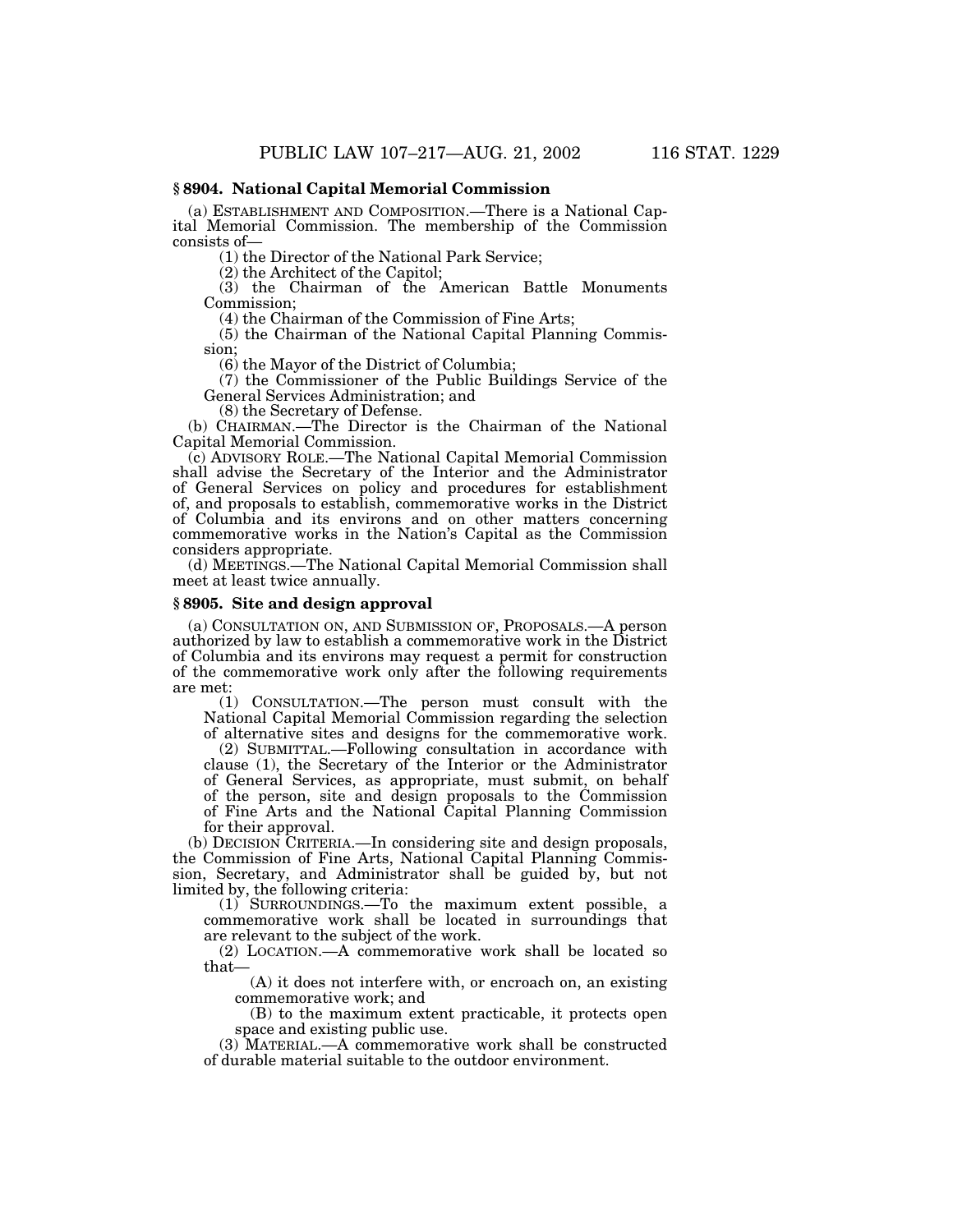### § 8904. National Capital Memorial Commission

(a) ESTABLISHMENT AND COMPOSITION.—There is a National Capital Memorial Commission. The membership of the Commission consists of—

(1) the Director of the National Park Service;

(2) the Architect of the Capitol;

(3) the Chairman of the American Battle Monuments Commission;

(4) the Chairman of the Commission of Fine Arts;

(5) the Chairman of the National Capital Planning Commission;

(6) the Mayor of the District of Columbia;

(7) the Commissioner of the Public Buildings Service of the General Services Administration; and

(8) the Secretary of Defense.

(b) CHAIRMAN.—The Director is the Chairman of the National Capital Memorial Commission.

(c) ADVISORY ROLE.—The National Capital Memorial Commission shall advise the Secretary of the Interior and the Administrator of General Services on policy and procedures for establishment of, and proposals to establish, commemorative works in the District of Columbia and its environs and on other matters concerning commemorative works in the Nation's Capital as the Commission considers appropriate.

(d) MEETINGS.—The National Capital Memorial Commission shall meet at least twice annually.

### § 8905. Site and design approval

(a) CONSULTATION ON, AND SUBMISSION OF, PROPOSALS.—A person authorized by law to establish a commemorative work in the District of Columbia and its environs may request a permit for construction of the commemorative work only after the following requirements are met:

(1) CONSULTATION.—The person must consult with the National Capital Memorial Commission regarding the selection of alternative sites and designs for the commemorative work.

(2) SUBMITTAL.—Following consultation in accordance with clause (1), the Secretary of the Interior or the Administrator of General Services, as appropriate, must submit, on behalf of the person, site and design proposals to the Commission of Fine Arts and the National Capital Planning Commission for their approval.

(b) DECISION CRITERIA.—In considering site and design proposals, the Commission of Fine Arts, National Capital Planning Commission, Secretary, and Administrator shall be guided by, but not limited by, the following criteria:

(1) SURROUNDINGS.—To the maximum extent possible, a commemorative work shall be located in surroundings that are relevant to the subject of the work.

(2) LOCATION.—A commemorative work shall be located so that—

(A) it does not interfere with, or encroach on, an existing commemorative work; and

(B) to the maximum extent practicable, it protects open space and existing public use.

(3) MATERIAL.—A commemorative work shall be constructed of durable material suitable to the outdoor environment.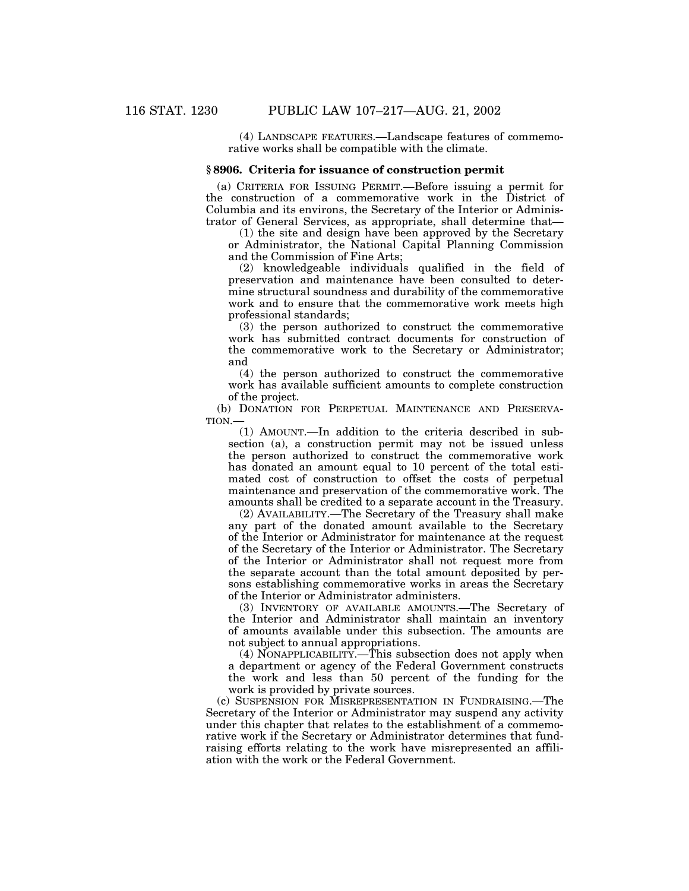(4) LANDSCAPE FEATURES.—Landscape features of commemorative works shall be compatible with the climate.

### § 8906. Criteria for issuance of construction permit

(a) CRITERIA FOR ISSUING PERMIT.—Before issuing a permit for the construction of a commemorative work in the District of Columbia and its environs, the Secretary of the Interior or Administrator of General Services, as appropriate, shall determine that—

(1) the site and design have been approved by the Secretary or Administrator, the National Capital Planning Commission and the Commission of Fine Arts;

(2) knowledgeable individuals qualified in the field of preservation and maintenance have been consulted to determine structural soundness and durability of the commemorative work and to ensure that the commemorative work meets high professional standards;

(3) the person authorized to construct the commemorative work has submitted contract documents for construction of the commemorative work to the Secretary or Administrator; and

(4) the person authorized to construct the commemorative work has available sufficient amounts to complete construction of the project.

(b) DONATION FOR PERPETUAL MAINTENANCE AND PRESERVATION.—

(1) AMOUNT.—In addition to the criteria described in subsection (a), a construction permit may not be issued unless the person authorized to construct the commemorative work has donated an amount equal to 10 percent of the total estimated cost of construction to offset the costs of perpetual maintenance and preservation of the commemorative work. The amounts shall be credited to a separate account in the Treasury.

(2) AVAILABILITY.—The Secretary of the Treasury shall make any part of the donated amount available to the Secretary of the Interior or Administrator for maintenance at the request of the Secretary of the Interior or Administrator. The Secretary of the Interior or Administrator shall not request more from the separate account than the total amount deposited by persons establishing commemorative works in areas the Secretary of the Interior or Administrator administers.

(3) INVENTORY OF AVAILABLE AMOUNTS.—The Secretary of the Interior and Administrator shall maintain an inventory of amounts available under this subsection. The amounts are not subject to annual appropriations.

(4) NONAPPLICABILITY.—This subsection does not apply when a department or agency of the Federal Government constructs the work and less than 50 percent of the funding for the work is provided by private sources.

(c) SUSPENSION FOR MISREPRESENTATION IN FUNDRAISING.—The Secretary of the Interior or Administrator may suspend any activity under this chapter that relates to the establishment of a commemorative work if the Secretary or Administrator determines that fundraising efforts relating to the work have misrepresented an affiliation with the work or the Federal Government.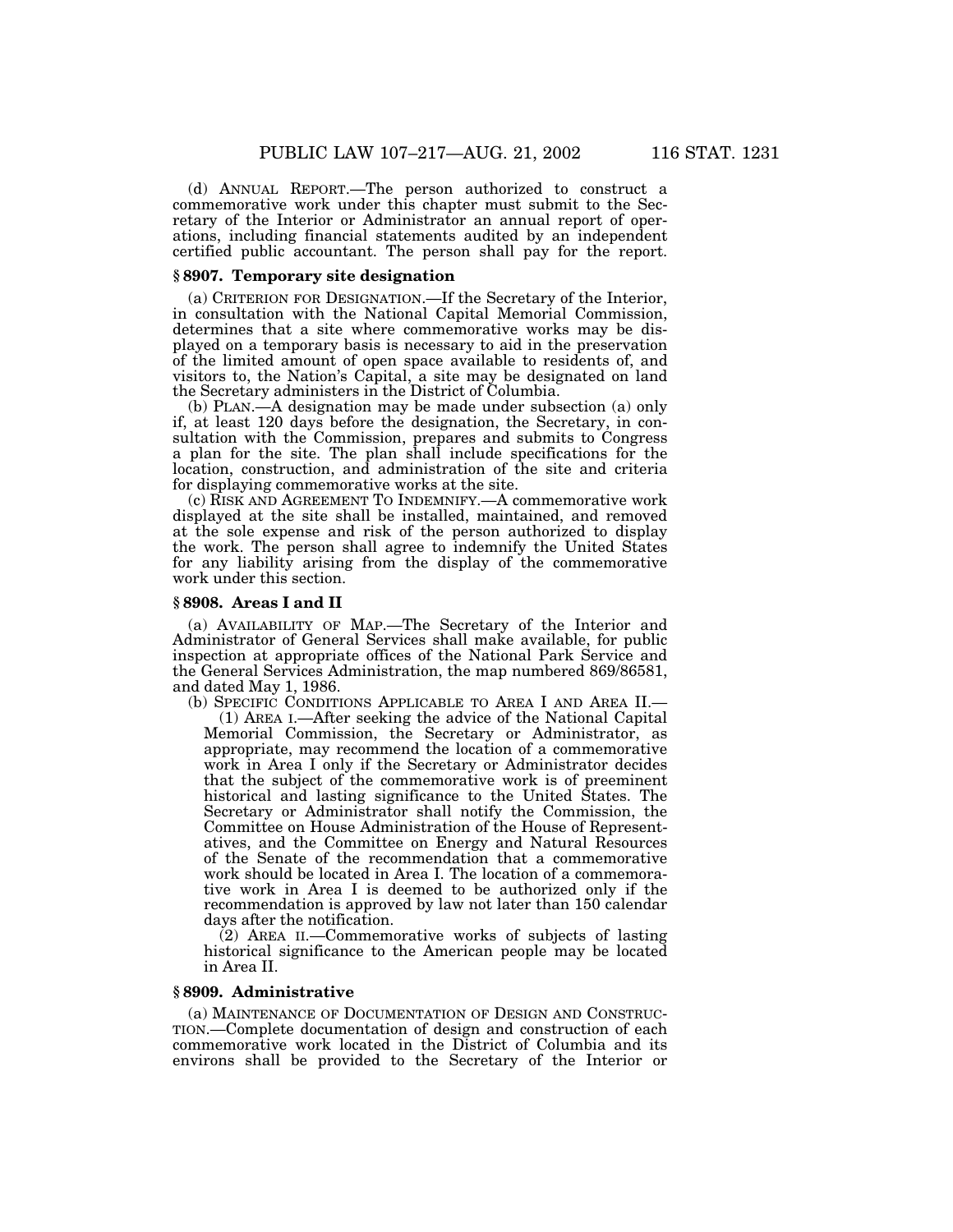(d) ANNUAL REPORT.—The person authorized to construct a commemorative work under this chapter must submit to the Secretary of the Interior or Administrator an annual report of operations, including financial statements audited by an independent certified public accountant. The person shall pay for the report.

### § 8907. Temporary site designation

(a) CRITERION FOR DESIGNATION.—If the Secretary of the Interior, in consultation with the National Capital Memorial Commission, determines that a site where commemorative works may be displayed on a temporary basis is necessary to aid in the preservation of the limited amount of open space available to residents of, and visitors to, the Nation's Capital, a site may be designated on land the Secretary administers in the District of Columbia.

(b) PLAN.—A designation may be made under subsection (a) only if, at least 120 days before the designation, the Secretary, in consultation with the Commission, prepares and submits to Congress a plan for the site. The plan shall include specifications for the location, construction, and administration of the site and criteria for displaying commemorative works at the site.

(c) RISK AND AGREEMENT TO INDEMNIFY.—A commemorative work displayed at the site shall be installed, maintained, and removed at the sole expense and risk of the person authorized to display the work. The person shall agree to indemnify the United States for any liability arising from the display of the commemorative work under this section.

### § 8908. Areas I and II

(a) AVAILABILITY OF MAP.—The Secretary of the Interior and Administrator of General Services shall make available, for public inspection at appropriate offices of the National Park Service and the General Services Administration, the map numbered 869/86581, and dated May 1, 1986.

(b) SPECIFIC CONDITIONS APPLICABLE TO AREA I AND AREA II.—

(1) AREA I.—After seeking the advice of the National Capital Memorial Commission, the Secretary or Administrator, as appropriate, may recommend the location of a commemorative work in Area I only if the Secretary or Administrator decides that the subject of the commemorative work is of preeminent historical and lasting significance to the United States. The Secretary or Administrator shall notify the Commission, the Committee on House Administration of the House of Representatives, and the Committee on Energy and Natural Resources of the Senate of the recommendation that a commemorative work should be located in Area I. The location of a commemorative work in Area I is deemed to be authorized only if the recommendation is approved by law not later than 150 calendar days after the notification.

(2) AREA II.—Commemorative works of subjects of lasting historical significance to the American people may be located in Area II.

### § 8909. Administrative

(a) MAINTENANCE OF DOCUMENTATION OF DESIGN AND CONSTRUCTION.—Complete documentation of design and construction of each commemorative work located in the District of Columbia and its environs shall be provided to the Secretary of the Interior or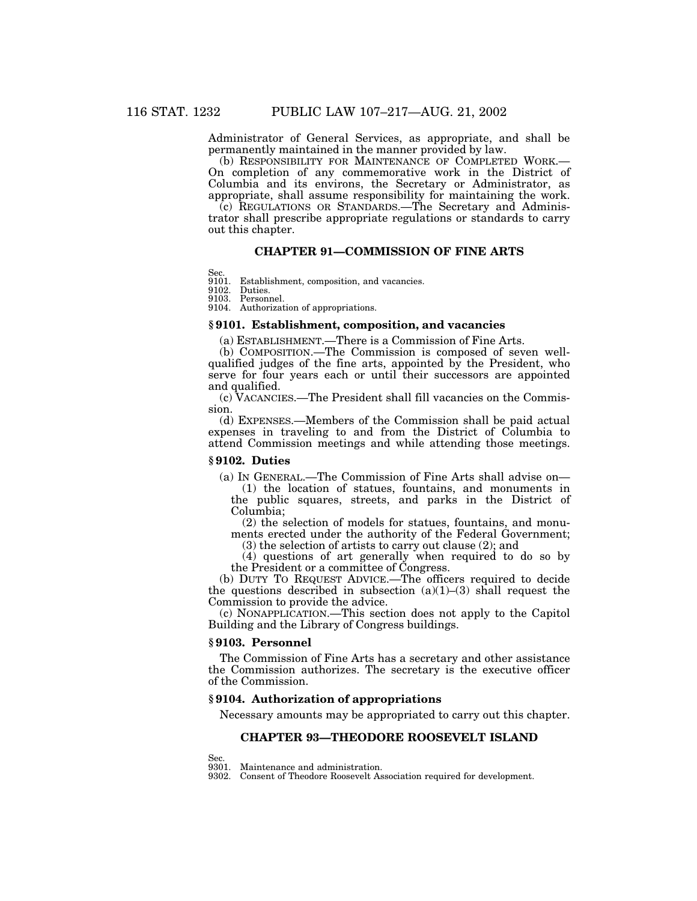Administrator of General Services, as appropriate, and shall be permanently maintained in the manner provided by law.

(b) RESPONSIBILITY FOR MAINTENANCE OF COMPLETED WORK.—On completion of any commemorative work in the District of Columbia and its environs, the Secretary or Administrator, as appropriate, shall assume responsibility for maintaining the work.

(c) REGULATIONS OR STANDARDS.—The Secretary and Administrator shall prescribe appropriate regulations or standards to carry out this chapter.

## CHAPTER 91—COMMISSION OF FINE ARTS

Sec.
9101. Establishment, composition, and vacancies.
9102. Duties.
9103. Personnel.
9104. Authorization of appropriations.

### § 9101. Establishment, composition, and vacancies

(a) ESTABLISHMENT.—There is a Commission of Fine Arts.

(b) COMPOSITION.—The Commission is composed of seven well-qualified judges of the fine arts, appointed by the President, who serve for four years each or until their successors are appointed and qualified.

(c) VACANCIES.—The President shall fill vacancies on the Commission.

(d) EXPENSES.—Members of the Commission shall be paid actual expenses in traveling to and from the District of Columbia to attend Commission meetings and while attending those meetings.

### § 9102. Duties

(a) IN GENERAL.—The Commission of Fine Arts shall advise on—

(1) the location of statues, fountains, and monuments in the public squares, streets, and parks in the District of Columbia;

(2) the selection of models for statues, fountains, and monuments erected under the authority of the Federal Government;

(3) the selection of artists to carry out clause (2); and

(4) questions of art generally when required to do so by the President or a committee of Congress.

(b) DUTY TO REQUEST ADVICE.—The officers required to decide the questions described in subsection (a)(1)–(3) shall request the Commission to provide the advice.

(c) NONAPPLICATION.—This section does not apply to the Capitol Building and the Library of Congress buildings.

### § 9103. Personnel

The Commission of Fine Arts has a secretary and other assistance the Commission authorizes. The secretary is the executive officer of the Commission.

### § 9104. Authorization of appropriations

Necessary amounts may be appropriated to carry out this chapter.

## CHAPTER 93—THEODORE ROOSEVELT ISLAND

Sec.
9301. Maintenance and administration.
9302. Consent of Theodore Roosevelt Association required for development.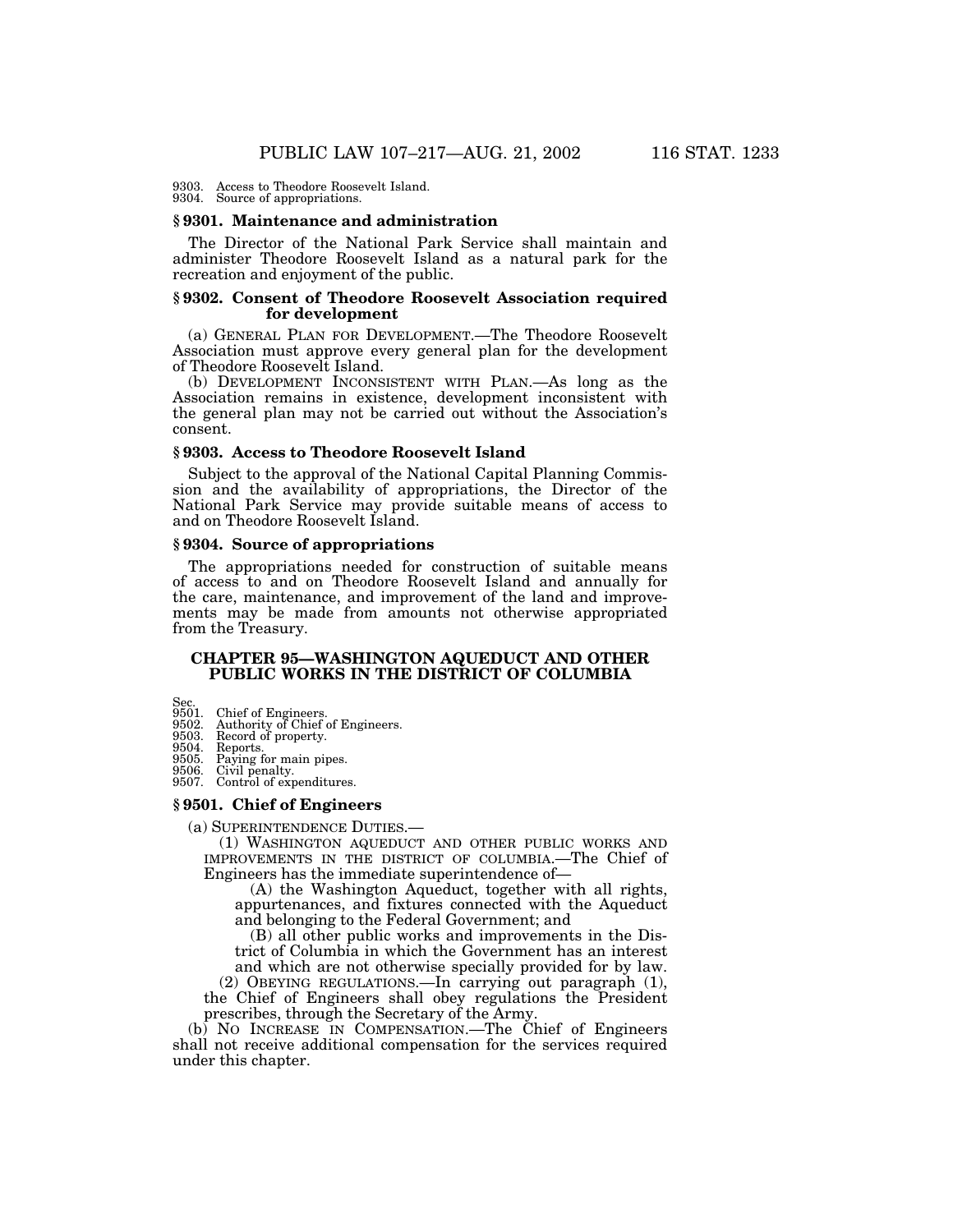9303. Access to Theodore Roosevelt Island.
9304. Source of appropriations.

### § 9301. Maintenance and administration

The Director of the National Park Service shall maintain and administer Theodore Roosevelt Island as a natural park for the recreation and enjoyment of the public.

### § 9302. Consent of Theodore Roosevelt Association required for development

(a) GENERAL PLAN FOR DEVELOPMENT.—The Theodore Roosevelt Association must approve every general plan for the development of Theodore Roosevelt Island.

(b) DEVELOPMENT INCONSISTENT WITH PLAN.—As long as the Association remains in existence, development inconsistent with the general plan may not be carried out without the Association's consent.

### § 9303. Access to Theodore Roosevelt Island

Subject to the approval of the National Capital Planning Commission and the availability of appropriations, the Director of the National Park Service may provide suitable means of access to and on Theodore Roosevelt Island.

### § 9304. Source of appropriations

The appropriations needed for construction of suitable means of access to and on Theodore Roosevelt Island and annually for the care, maintenance, and improvement of the land and improvements may be made from amounts not otherwise appropriated from the Treasury.

## CHAPTER 95—WASHINGTON AQUEDUCT AND OTHER PUBLIC WORKS IN THE DISTRICT OF COLUMBIA

Sec.
9501. Chief of Engineers.
9502. Authority of Chief of Engineers.
9503. Record of property.
9504. Reports.
9505. Paying for main pipes.
9506. Civil penalty.
9507. Control of expenditures.

### § 9501. Chief of Engineers

(a) SUPERINTENDENCE DUTIES.—

(1) WASHINGTON AQUEDUCT AND OTHER PUBLIC WORKS AND IMPROVEMENTS IN THE DISTRICT OF COLUMBIA.—The Chief of Engineers has the immediate superintendence of—

(A) the Washington Aqueduct, together with all rights, appurtenances, and fixtures connected with the Aqueduct and belonging to the Federal Government; and

(B) all other public works and improvements in the District of Columbia in which the Government has an interest and which are not otherwise specially provided for by law.

(2) OBEYING REGULATIONS.—In carrying out paragraph (1), the Chief of Engineers shall obey regulations the President prescribes, through the Secretary of the Army.

(b) NO INCREASE IN COMPENSATION.—The Chief of Engineers shall not receive additional compensation for the services required under this chapter.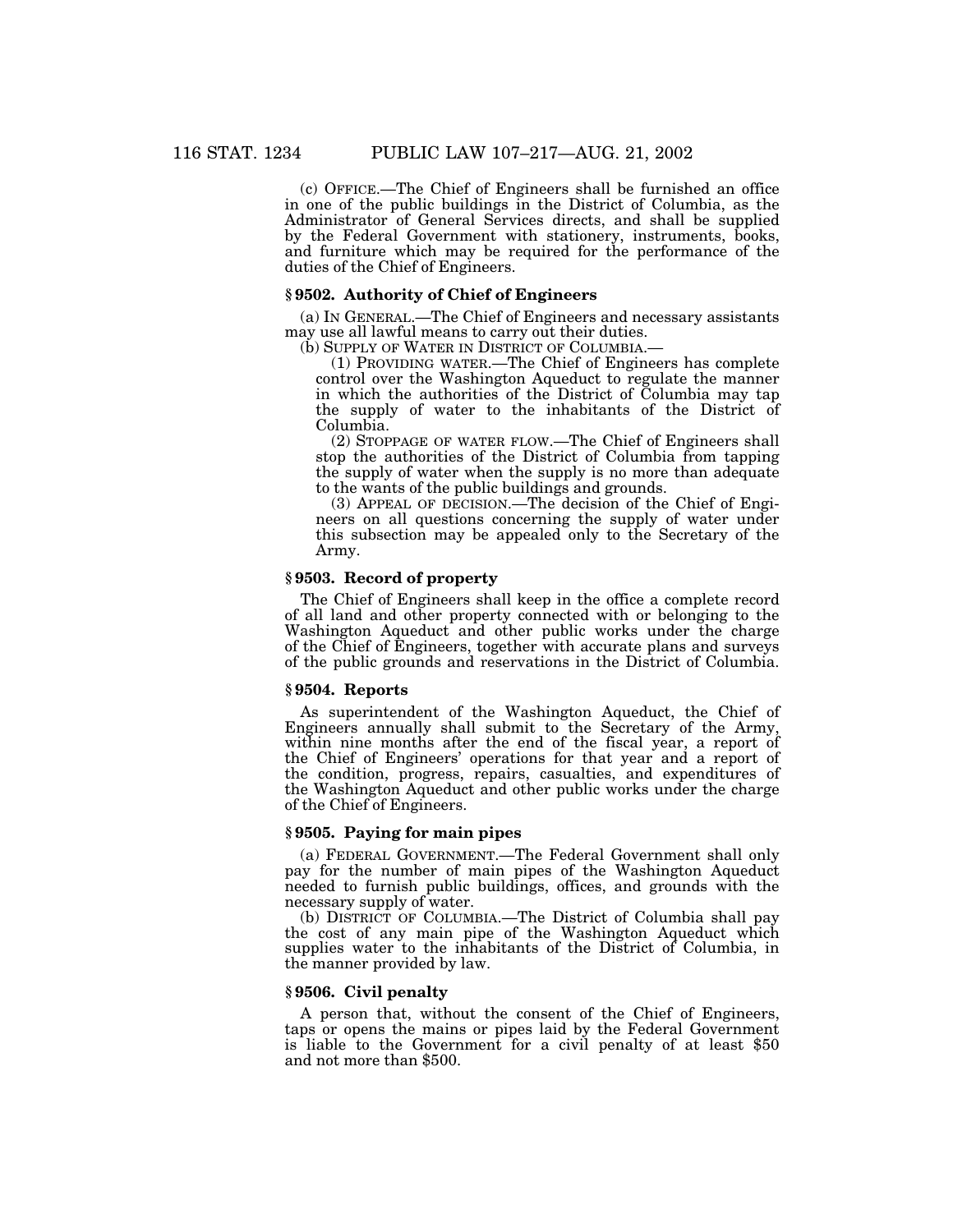(c) OFFICE.—The Chief of Engineers shall be furnished an office in one of the public buildings in the District of Columbia, as the Administrator of General Services directs, and shall be supplied by the Federal Government with stationery, instruments, books, and furniture which may be required for the performance of the duties of the Chief of Engineers.

### § 9502. Authority of Chief of Engineers

(a) IN GENERAL.—The Chief of Engineers and necessary assistants may use all lawful means to carry out their duties.

(b) SUPPLY OF WATER IN DISTRICT OF COLUMBIA.—

(1) PROVIDING WATER.—The Chief of Engineers has complete control over the Washington Aqueduct to regulate the manner in which the authorities of the District of Columbia may tap the supply of water to the inhabitants of the District of Columbia.

(2) STOPPAGE OF WATER FLOW.—The Chief of Engineers shall stop the authorities of the District of Columbia from tapping the supply of water when the supply is no more than adequate to the wants of the public buildings and grounds.

(3) APPEAL OF DECISION.—The decision of the Chief of Engineers on all questions concerning the supply of water under this subsection may be appealed only to the Secretary of the Army.

### § 9503. Record of property

The Chief of Engineers shall keep in the office a complete record of all land and other property connected with or belonging to the Washington Aqueduct and other public works under the charge of the Chief of Engineers, together with accurate plans and surveys of the public grounds and reservations in the District of Columbia.

### § 9504. Reports

As superintendent of the Washington Aqueduct, the Chief of Engineers annually shall submit to the Secretary of the Army, within nine months after the end of the fiscal year, a report of the Chief of Engineers' operations for that year and a report of the condition, progress, repairs, casualties, and expenditures of the Washington Aqueduct and other public works under the charge of the Chief of Engineers.

### § 9505. Paying for main pipes

(a) FEDERAL GOVERNMENT.—The Federal Government shall only pay for the number of main pipes of the Washington Aqueduct needed to furnish public buildings, offices, and grounds with the necessary supply of water.

(b) DISTRICT OF COLUMBIA.—The District of Columbia shall pay the cost of any main pipe of the Washington Aqueduct which supplies water to the inhabitants of the District of Columbia, in the manner provided by law.

### § 9506. Civil penalty

A person that, without the consent of the Chief of Engineers, taps or opens the mains or pipes laid by the Federal Government is liable to the Government for a civil penalty of at least $50 and not more than $500.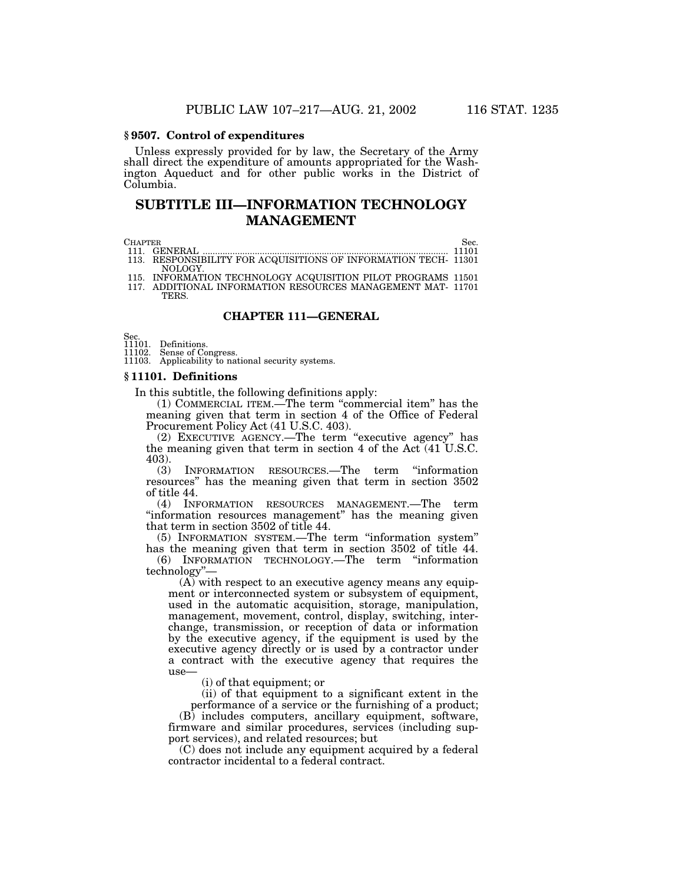### § 9507. Control of expenditures

Unless expressly provided for by law, the Secretary of the Army shall direct the expenditure of amounts appropriated for the Washington Aqueduct and for other public works in the District of Columbia.

# SUBTITLE III—INFORMATION TECHNOLOGY MANAGEMENT

| Chapter | | Sec. |
|---|---|---|
| 111. | GENERAL | 11101 |
| 113. | RESPONSIBILITY FOR ACQUISITIONS OF INFORMATION TECHNOLOGY. | 11301 |
| 115. | INFORMATION TECHNOLOGY ACQUISITION PILOT PROGRAMS | 11501 |
| 117. | ADDITIONAL INFORMATION RESOURCES MANAGEMENT MATTERS. | 11701 |

## CHAPTER 111—GENERAL

Sec.
11101. Definitions.
11102. Sense of Congress.
11103. Applicability to national security systems.

### § 11101. Definitions

In this subtitle, the following definitions apply:

(1) COMMERCIAL ITEM.—The term "commercial item" has the meaning given that term in section 4 of the Office of Federal Procurement Policy Act (41 U.S.C. 403).

(2) EXECUTIVE AGENCY.—The term "executive agency" has the meaning given that term in section 4 of the Act (41 U.S.C. 403).

(3) INFORMATION RESOURCES.—The term "information resources" has the meaning given that term in section 3502 of title 44.

(4) INFORMATION RESOURCES MANAGEMENT.—The term "information resources management" has the meaning given that term in section 3502 of title 44.

(5) INFORMATION SYSTEM.—The term "information system" has the meaning given that term in section 3502 of title 44.

(6) INFORMATION TECHNOLOGY.—The term "information technology"—

(A) with respect to an executive agency means any equipment or interconnected system or subsystem of equipment, used in the automatic acquisition, storage, manipulation, management, movement, control, display, switching, interchange, transmission, or reception of data or information by the executive agency, if the equipment is used by the executive agency directly or is used by a contractor under a contract with the executive agency that requires the use—

(i) of that equipment; or

(ii) of that equipment to a significant extent in the performance of a service or the furnishing of a product;

(B) includes computers, ancillary equipment, software, firmware and similar procedures, services (including support services), and related resources; but

(C) does not include any equipment acquired by a federal contractor incidental to a federal contract.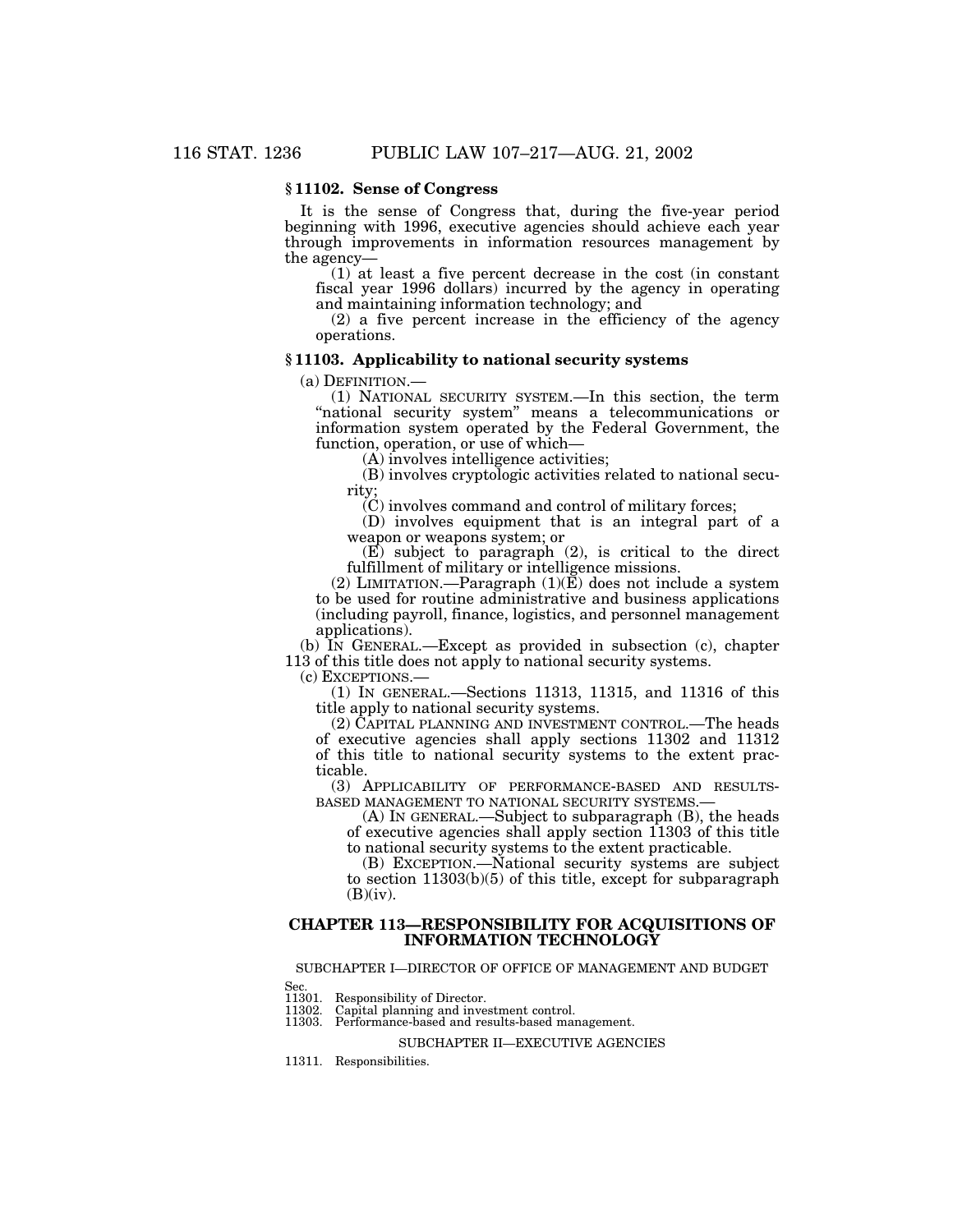### § 11102. Sense of Congress

It is the sense of Congress that, during the five-year period beginning with 1996, executive agencies should achieve each year through improvements in information resources management by the agency—

(1) at least a five percent decrease in the cost (in constant fiscal year 1996 dollars) incurred by the agency in operating and maintaining information technology; and

(2) a five percent increase in the efficiency of the agency operations.

### § 11103. Applicability to national security systems

(a) DEFINITION.—

(1) NATIONAL SECURITY SYSTEM.—In this section, the term "national security system" means a telecommunications or information system operated by the Federal Government, the function, operation, or use of which—

(A) involves intelligence activities;

(B) involves cryptologic activities related to national security;

(C) involves command and control of military forces;

(D) involves equipment that is an integral part of a weapon or weapons system; or

(E) subject to paragraph (2), is critical to the direct fulfillment of military or intelligence missions.

(2) LIMITATION.—Paragraph (1)(E) does not include a system to be used for routine administrative and business applications (including payroll, finance, logistics, and personnel management applications).

(b) IN GENERAL.—Except as provided in subsection (c), chapter 113 of this title does not apply to national security systems.

(c) EXCEPTIONS.—

(1) IN GENERAL.—Sections 11313, 11315, and 11316 of this title apply to national security systems.

(2) CAPITAL PLANNING AND INVESTMENT CONTROL.—The heads of executive agencies shall apply sections 11302 and 11312 of this title to national security systems to the extent practicable.

(3) APPLICABILITY OF PERFORMANCE-BASED AND RESULTS-BASED MANAGEMENT TO NATIONAL SECURITY SYSTEMS.—

(A) IN GENERAL.—Subject to subparagraph (B), the heads of executive agencies shall apply section 11303 of this title to national security systems to the extent practicable.

(B) EXCEPTION.—National security systems are subject to section 11303(b)(5) of this title, except for subparagraph (B)(iv).

## CHAPTER 113—RESPONSIBILITY FOR ACQUISITIONS OF INFORMATION TECHNOLOGY

SUBCHAPTER I—DIRECTOR OF OFFICE OF MANAGEMENT AND BUDGET

Sec.
11301. Responsibility of Director.
11302. Capital planning and investment control.
11303. Performance-based and results-based management.

SUBCHAPTER II—EXECUTIVE AGENCIES

11311. Responsibilities.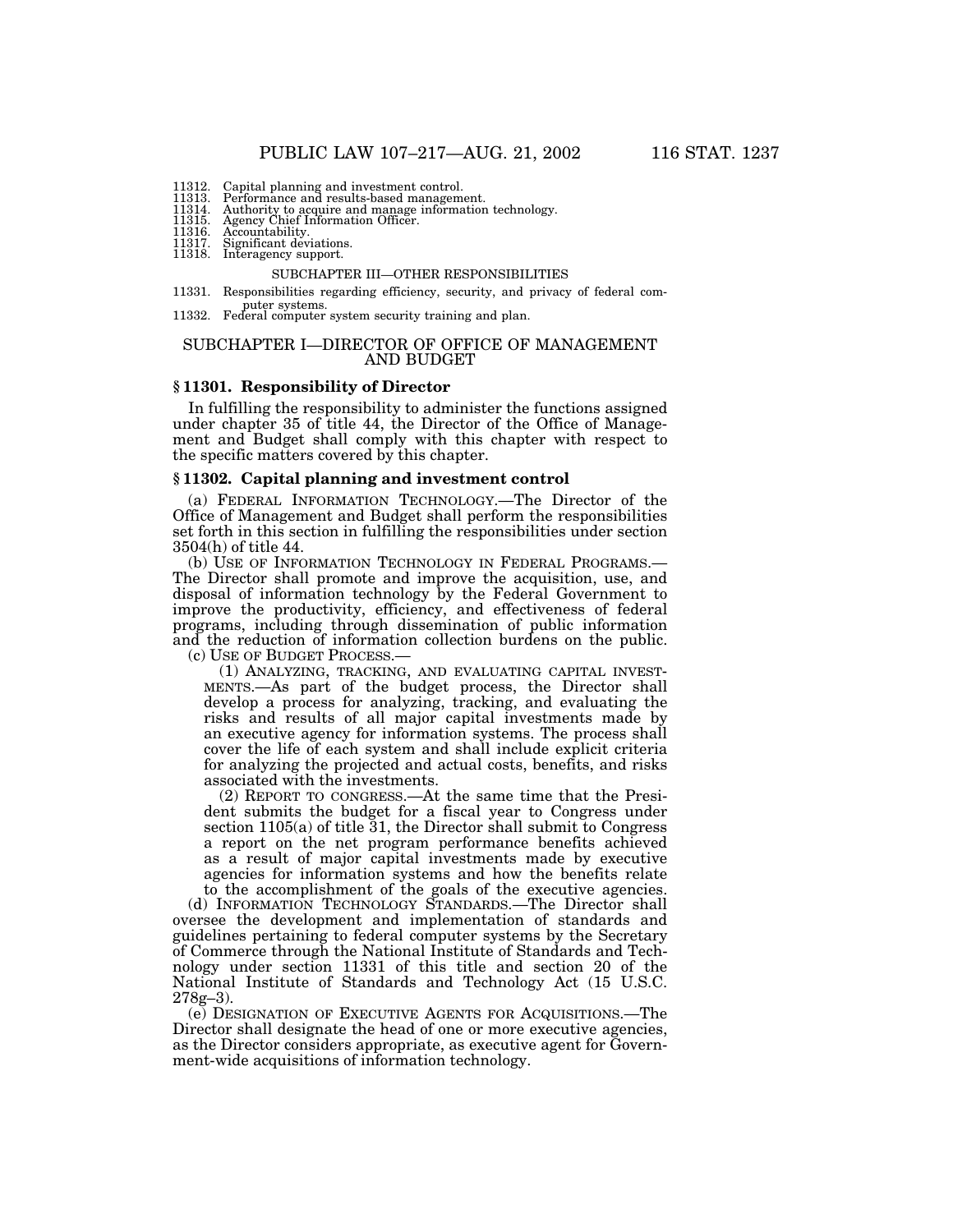11312. Capital planning and investment control.
11313. Performance and results-based management.
11314. Authority to acquire and manage information technology.
11315. Agency Chief Information Officer.
11316. Accountability.
11317. Significant deviations.
11318. Interagency support.

SUBCHAPTER III—OTHER RESPONSIBILITIES

11331. Responsibilities regarding efficiency, security, and privacy of federal computer systems.
11332. Federal computer system security training and plan.

## SUBCHAPTER I—DIRECTOR OF OFFICE OF MANAGEMENT AND BUDGET

### § 11301. Responsibility of Director

In fulfilling the responsibility to administer the functions assigned under chapter 35 of title 44, the Director of the Office of Management and Budget shall comply with this chapter with respect to the specific matters covered by this chapter.

### § 11302. Capital planning and investment control

(a) FEDERAL INFORMATION TECHNOLOGY.—The Director of the Office of Management and Budget shall perform the responsibilities set forth in this section in fulfilling the responsibilities under section 3504(h) of title 44.

(b) USE OF INFORMATION TECHNOLOGY IN FEDERAL PROGRAMS.—The Director shall promote and improve the acquisition, use, and disposal of information technology by the Federal Government to improve the productivity, efficiency, and effectiveness of federal programs, including through dissemination of public information and the reduction of information collection burdens on the public.

(c) USE OF BUDGET PROCESS.—

(1) ANALYZING, TRACKING, AND EVALUATING CAPITAL INVESTMENTS.—As part of the budget process, the Director shall develop a process for analyzing, tracking, and evaluating the risks and results of all major capital investments made by an executive agency for information systems. The process shall cover the life of each system and shall include explicit criteria for analyzing the projected and actual costs, benefits, and risks associated with the investments.

(2) REPORT TO CONGRESS.—At the same time that the President submits the budget for a fiscal year to Congress under section 1105(a) of title 31, the Director shall submit to Congress a report on the net program performance benefits achieved as a result of major capital investments made by executive agencies for information systems and how the benefits relate to the accomplishment of the goals of the executive agencies.

(d) INFORMATION TECHNOLOGY STANDARDS.—The Director shall oversee the development and implementation of standards and guidelines pertaining to federal computer systems by the Secretary of Commerce through the National Institute of Standards and Technology under section 11331 of this title and section 20 of the National Institute of Standards and Technology Act (15 U.S.C. 278g–3).

(e) DESIGNATION OF EXECUTIVE AGENTS FOR ACQUISITIONS.—The Director shall designate the head of one or more executive agencies, as the Director considers appropriate, as executive agent for Government-wide acquisitions of information technology.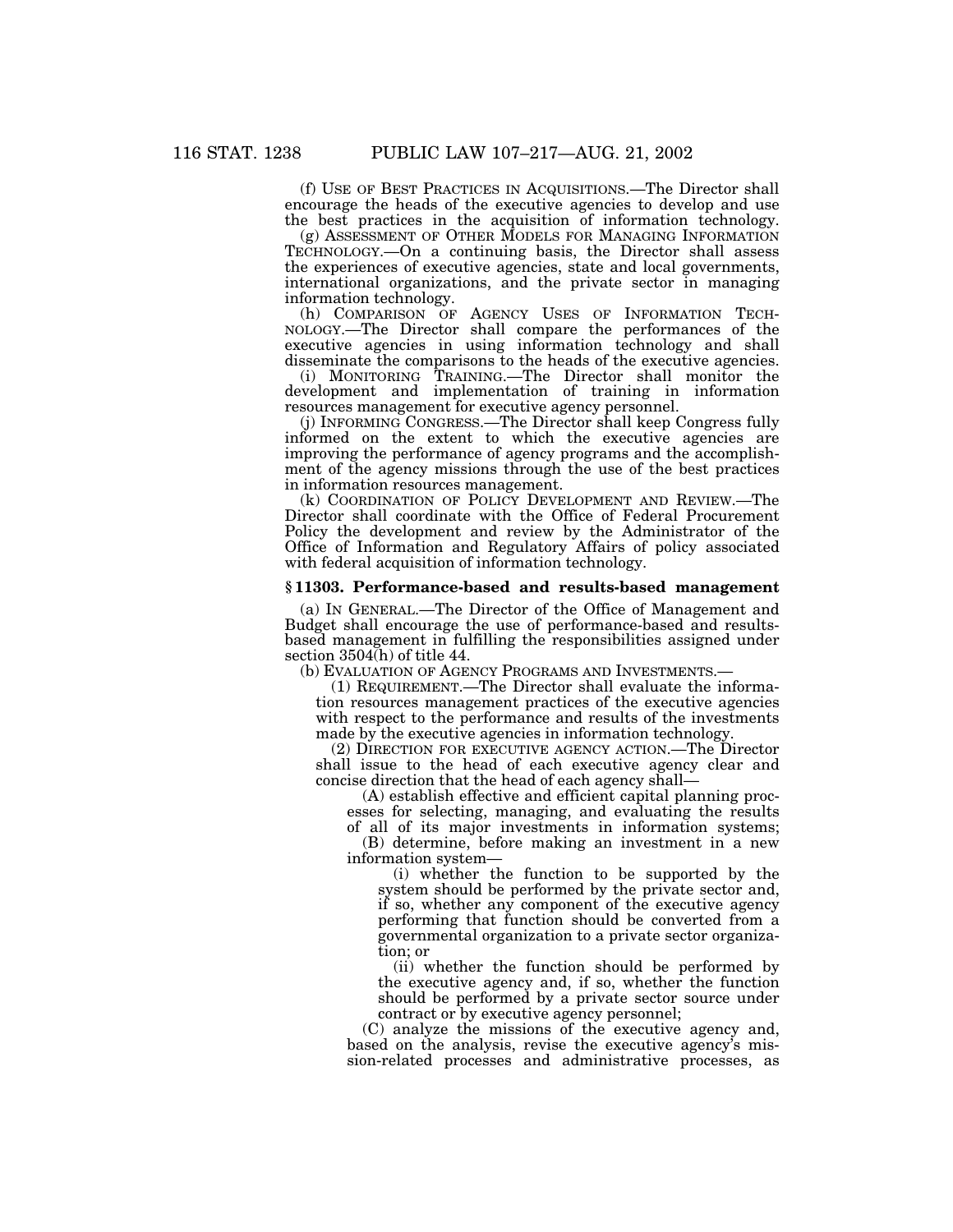(f) USE OF BEST PRACTICES IN ACQUISITIONS.—The Director shall encourage the heads of the executive agencies to develop and use the best practices in the acquisition of information technology.

(g) ASSESSMENT OF OTHER MODELS FOR MANAGING INFORMATION TECHNOLOGY.—On a continuing basis, the Director shall assess the experiences of executive agencies, state and local governments, international organizations, and the private sector in managing information technology.

(h) COMPARISON OF AGENCY USES OF INFORMATION TECHNOLOGY.—The Director shall compare the performances of the executive agencies in using information technology and shall disseminate the comparisons to the heads of the executive agencies.

(i) MONITORING TRAINING.—The Director shall monitor the development and implementation of training in information resources management for executive agency personnel.

(j) INFORMING CONGRESS.—The Director shall keep Congress fully informed on the extent to which the executive agencies are improving the performance of agency programs and the accomplishment of the agency missions through the use of the best practices in information resources management.

(k) COORDINATION OF POLICY DEVELOPMENT AND REVIEW.—The Director shall coordinate with the Office of Federal Procurement Policy the development and review by the Administrator of the Office of Information and Regulatory Affairs of policy associated with federal acquisition of information technology.

### § 11303. Performance-based and results-based management

(a) IN GENERAL.—The Director of the Office of Management and Budget shall encourage the use of performance-based and results-based management in fulfilling the responsibilities assigned under section 3504(h) of title 44.

(b) EVALUATION OF AGENCY PROGRAMS AND INVESTMENTS.—

(1) REQUIREMENT.—The Director shall evaluate the information resources management practices of the executive agencies with respect to the performance and results of the investments made by the executive agencies in information technology.

(2) DIRECTION FOR EXECUTIVE AGENCY ACTION.—The Director shall issue to the head of each executive agency clear and concise direction that the head of each agency shall—

(A) establish effective and efficient capital planning processes for selecting, managing, and evaluating the results of all of its major investments in information systems;

(B) determine, before making an investment in a new information system—

(i) whether the function to be supported by the system should be performed by the private sector and, if so, whether any component of the executive agency performing that function should be converted from a governmental organization to a private sector organization; or

(ii) whether the function should be performed by the executive agency and, if so, whether the function should be performed by a private sector source under contract or by executive agency personnel;

(C) analyze the missions of the executive agency and, based on the analysis, revise the executive agency's mission-related processes and administrative processes, as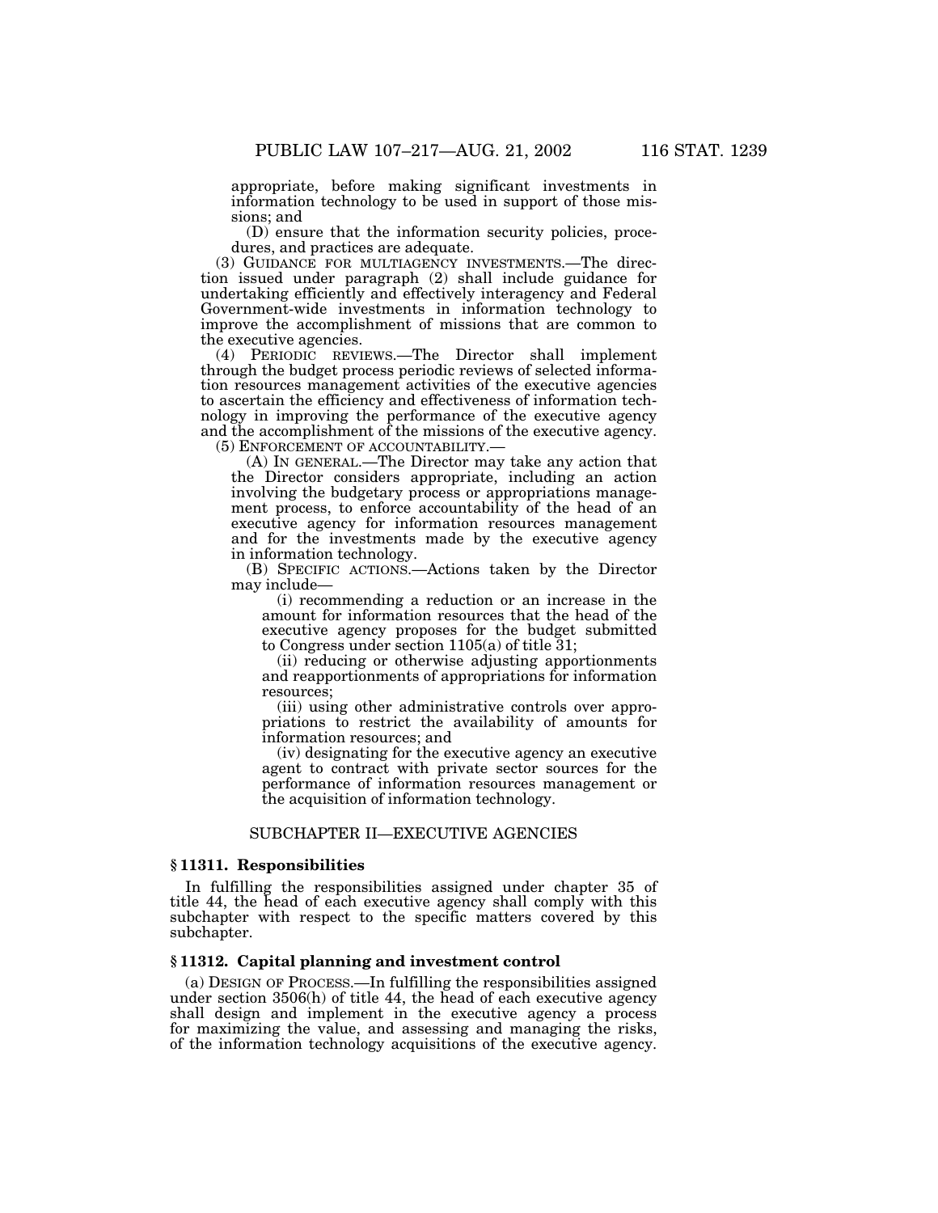appropriate, before making significant investments in information technology to be used in support of those missions; and

(D) ensure that the information security policies, procedures, and practices are adequate.

(3) GUIDANCE FOR MULTIAGENCY INVESTMENTS.—The direction issued under paragraph (2) shall include guidance for undertaking efficiently and effectively interagency and Federal Government-wide investments in information technology to improve the accomplishment of missions that are common to the executive agencies.

(4) PERIODIC REVIEWS.—The Director shall implement through the budget process periodic reviews of selected information resources management activities of the executive agencies to ascertain the efficiency and effectiveness of information technology in improving the performance of the executive agency and the accomplishment of the missions of the executive agency.

(5) ENFORCEMENT OF ACCOUNTABILITY.—

(A) IN GENERAL.—The Director may take any action that the Director considers appropriate, including an action involving the budgetary process or appropriations management process, to enforce accountability of the head of an executive agency for information resources management and for the investments made by the executive agency in information technology.

(B) SPECIFIC ACTIONS.—Actions taken by the Director may include—

(i) recommending a reduction or an increase in the amount for information resources that the head of the executive agency proposes for the budget submitted to Congress under section 1105(a) of title 31;

(ii) reducing or otherwise adjusting apportionments and reapportionments of appropriations for information resources;

(iii) using other administrative controls over appropriations to restrict the availability of amounts for information resources; and

(iv) designating for the executive agency an executive agent to contract with private sector sources for the performance of information resources management or the acquisition of information technology.

## SUBCHAPTER II—EXECUTIVE AGENCIES

### § 11311. Responsibilities

In fulfilling the responsibilities assigned under chapter 35 of title 44, the head of each executive agency shall comply with this subchapter with respect to the specific matters covered by this subchapter.

### § 11312. Capital planning and investment control

(a) DESIGN OF PROCESS.—In fulfilling the responsibilities assigned under section 3506(h) of title 44, the head of each executive agency shall design and implement in the executive agency a process for maximizing the value, and assessing and managing the risks, of the information technology acquisitions of the executive agency.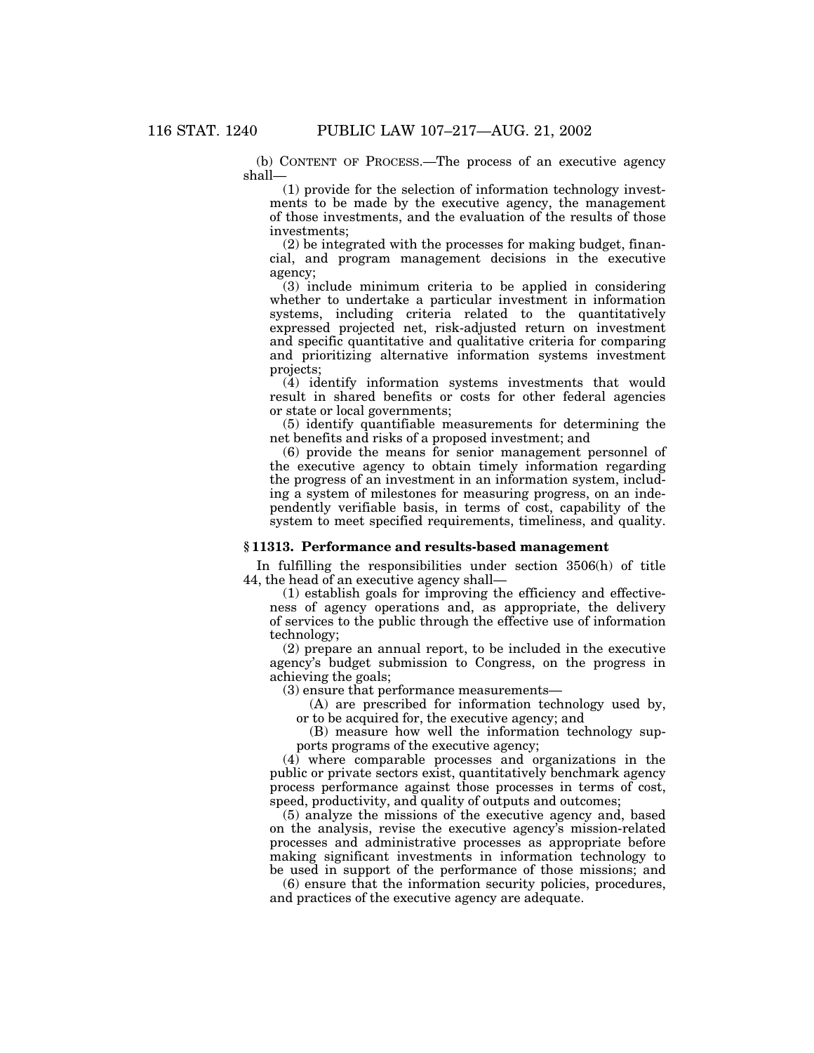(b) CONTENT OF PROCESS.—The process of an executive agency shall—

(1) provide for the selection of information technology investments to be made by the executive agency, the management of those investments, and the evaluation of the results of those investments;

(2) be integrated with the processes for making budget, financial, and program management decisions in the executive agency;

(3) include minimum criteria to be applied in considering whether to undertake a particular investment in information systems, including criteria related to the quantitatively expressed projected net, risk-adjusted return on investment and specific quantitative and qualitative criteria for comparing and prioritizing alternative information systems investment projects;

(4) identify information systems investments that would result in shared benefits or costs for other federal agencies or state or local governments;

(5) identify quantifiable measurements for determining the net benefits and risks of a proposed investment; and

(6) provide the means for senior management personnel of the executive agency to obtain timely information regarding the progress of an investment in an information system, including a system of milestones for measuring progress, on an independently verifiable basis, in terms of cost, capability of the system to meet specified requirements, timeliness, and quality.

### § 11313. Performance and results-based management

In fulfilling the responsibilities under section 3506(h) of title 44, the head of an executive agency shall—

(1) establish goals for improving the efficiency and effectiveness of agency operations and, as appropriate, the delivery of services to the public through the effective use of information technology;

(2) prepare an annual report, to be included in the executive agency's budget submission to Congress, on the progress in achieving the goals;

(3) ensure that performance measurements—

(A) are prescribed for information technology used by, or to be acquired for, the executive agency; and

(B) measure how well the information technology supports programs of the executive agency;

(4) where comparable processes and organizations in the public or private sectors exist, quantitatively benchmark agency process performance against those processes in terms of cost, speed, productivity, and quality of outputs and outcomes;

(5) analyze the missions of the executive agency and, based on the analysis, revise the executive agency's mission-related processes and administrative processes as appropriate before making significant investments in information technology to be used in support of the performance of those missions; and

(6) ensure that the information security policies, procedures, and practices of the executive agency are adequate.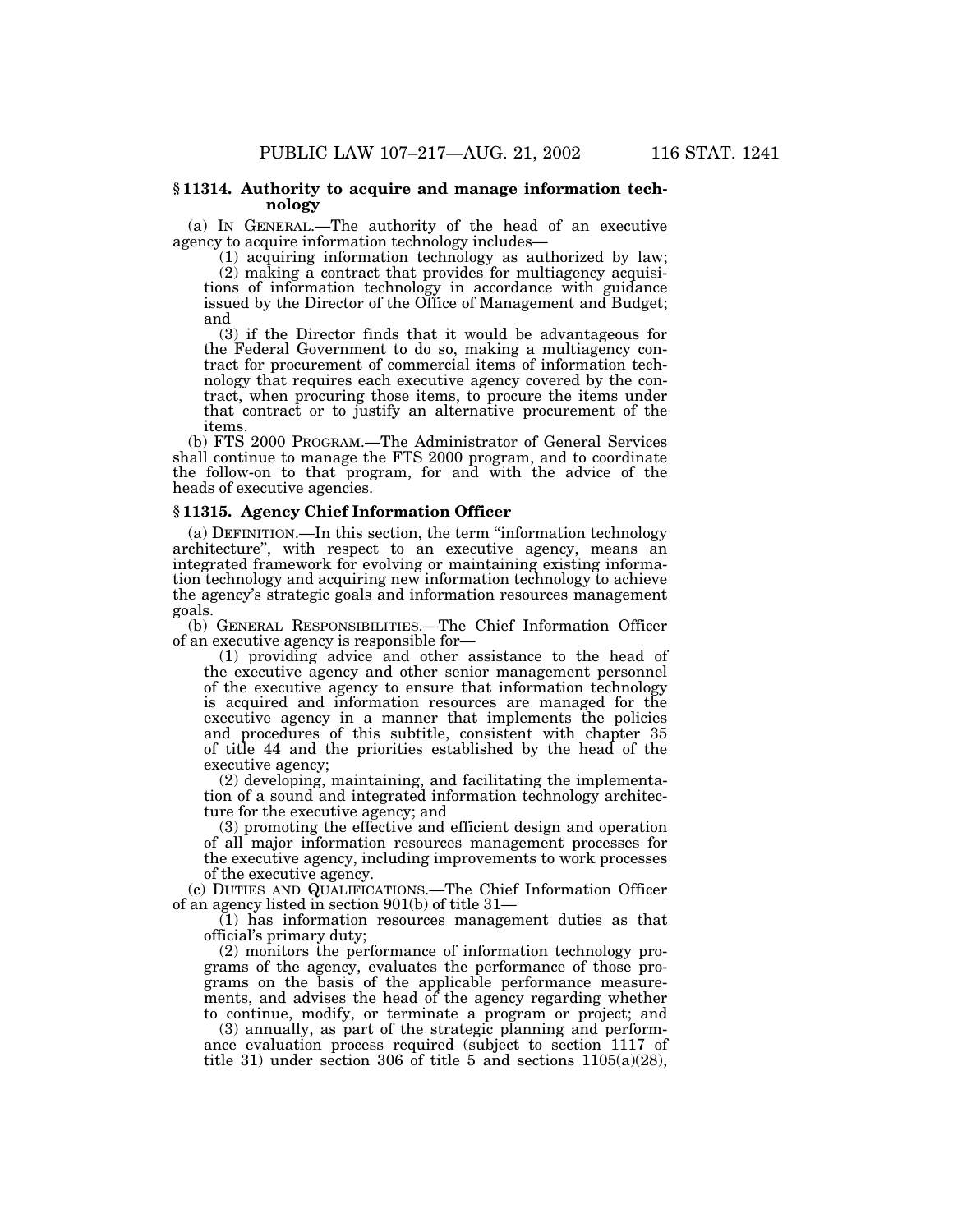### § 11314. Authority to acquire and manage information technology

(a) IN GENERAL.—The authority of the head of an executive agency to acquire information technology includes—

(1) acquiring information technology as authorized by law;

(2) making a contract that provides for multiagency acquisitions of information technology in accordance with guidance issued by the Director of the Office of Management and Budget; and

(3) if the Director finds that it would be advantageous for the Federal Government to do so, making a multiagency contract for procurement of commercial items of information technology that requires each executive agency covered by the contract, when procuring those items, to procure the items under that contract or to justify an alternative procurement of the items.

(b) FTS 2000 PROGRAM.—The Administrator of General Services shall continue to manage the FTS 2000 program, and to coordinate the follow-on to that program, for and with the advice of the heads of executive agencies.

### § 11315. Agency Chief Information Officer

(a) DEFINITION.—In this section, the term "information technology architecture", with respect to an executive agency, means an integrated framework for evolving or maintaining existing information technology and acquiring new information technology to achieve the agency's strategic goals and information resources management goals.

(b) GENERAL RESPONSIBILITIES.—The Chief Information Officer of an executive agency is responsible for—

(1) providing advice and other assistance to the head of the executive agency and other senior management personnel of the executive agency to ensure that information technology is acquired and information resources are managed for the executive agency in a manner that implements the policies and procedures of this subtitle, consistent with chapter 35 of title 44 and the priorities established by the head of the executive agency;

(2) developing, maintaining, and facilitating the implementation of a sound and integrated information technology architecture for the executive agency; and

(3) promoting the effective and efficient design and operation of all major information resources management processes for the executive agency, including improvements to work processes of the executive agency.

(c) DUTIES AND QUALIFICATIONS.—The Chief Information Officer of an agency listed in section 901(b) of title 31—

(1) has information resources management duties as that official's primary duty;

(2) monitors the performance of information technology programs of the agency, evaluates the performance of those programs on the basis of the applicable performance measurements, and advises the head of the agency regarding whether to continue, modify, or terminate a program or project; and

(3) annually, as part of the strategic planning and performance evaluation process required (subject to section 1117 of title 31) under section 306 of title 5 and sections 1105(a)(28),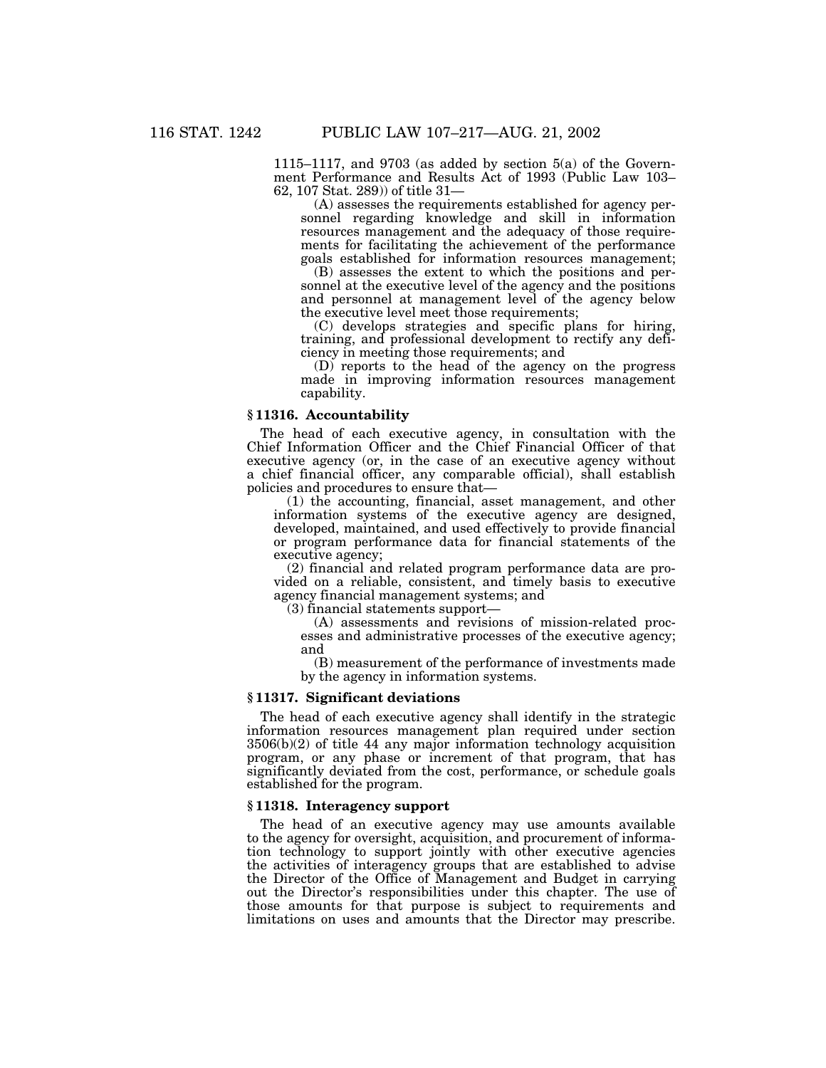1115–1117, and 9703 (as added by section 5(a) of the Government Performance and Results Act of 1993 (Public Law 103–62, 107 Stat. 289)) of title 31—

(A) assesses the requirements established for agency personnel regarding knowledge and skill in information resources management and the adequacy of those requirements for facilitating the achievement of the performance goals established for information resources management;

(B) assesses the extent to which the positions and personnel at the executive level of the agency and the positions and personnel at management level of the agency below the executive level meet those requirements;

(C) develops strategies and specific plans for hiring, training, and professional development to rectify any deficiency in meeting those requirements; and

(D) reports to the head of the agency on the progress made in improving information resources management capability.

### § 11316. Accountability

The head of each executive agency, in consultation with the Chief Information Officer and the Chief Financial Officer of that executive agency (or, in the case of an executive agency without a chief financial officer, any comparable official), shall establish policies and procedures to ensure that—

(1) the accounting, financial, asset management, and other information systems of the executive agency are designed, developed, maintained, and used effectively to provide financial or program performance data for financial statements of the executive agency;

(2) financial and related program performance data are provided on a reliable, consistent, and timely basis to executive agency financial management systems; and

(3) financial statements support—

(A) assessments and revisions of mission-related processes and administrative processes of the executive agency; and

(B) measurement of the performance of investments made by the agency in information systems.

### § 11317. Significant deviations

The head of each executive agency shall identify in the strategic information resources management plan required under section 3506(b)(2) of title 44 any major information technology acquisition program, or any phase or increment of that program, that has significantly deviated from the cost, performance, or schedule goals established for the program.

### § 11318. Interagency support

The head of an executive agency may use amounts available to the agency for oversight, acquisition, and procurement of information technology to support jointly with other executive agencies the activities of interagency groups that are established to advise the Director of the Office of Management and Budget in carrying out the Director's responsibilities under this chapter. The use of those amounts for that purpose is subject to requirements and limitations on uses and amounts that the Director may prescribe.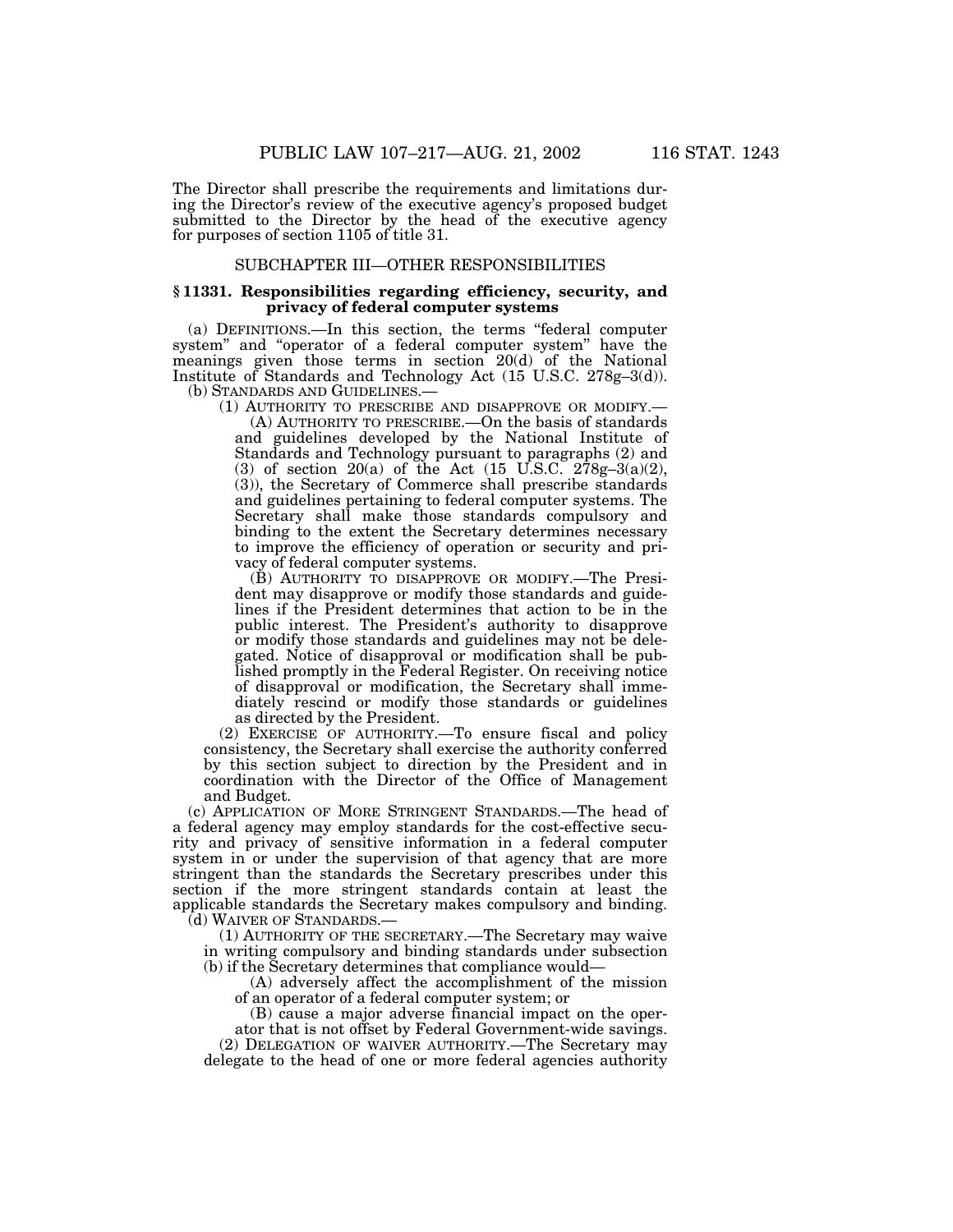The Director shall prescribe the requirements and limitations during the Director's review of the executive agency's proposed budget submitted to the Director by the head of the executive agency for purposes of section 1105 of title 31.

## SUBCHAPTER III—OTHER RESPONSIBILITIES

### § 11331. Responsibilities regarding efficiency, security, and privacy of federal computer systems

(a) DEFINITIONS.—In this section, the terms "federal computer system" and "operator of a federal computer system" have the meanings given those terms in section 20(d) of the National Institute of Standards and Technology Act (15 U.S.C. 278g–3(d)).

(b) STANDARDS AND GUIDELINES.—

(1) AUTHORITY TO PRESCRIBE AND DISAPPROVE OR MODIFY.—

(A) AUTHORITY TO PRESCRIBE.—On the basis of standards and guidelines developed by the National Institute of Standards and Technology pursuant to paragraphs (2) and (3) of section 20(a) of the Act (15 U.S.C. 278g–3(a)(2), (3)), the Secretary of Commerce shall prescribe standards and guidelines pertaining to federal computer systems. The Secretary shall make those standards compulsory and binding to the extent the Secretary determines necessary to improve the efficiency of operation or security and privacy of federal computer systems.

(B) AUTHORITY TO DISAPPROVE OR MODIFY.—The President may disapprove or modify those standards and guidelines if the President determines that action to be in the public interest. The President's authority to disapprove or modify those standards and guidelines may not be delegated. Notice of disapproval or modification shall be published promptly in the Federal Register. On receiving notice of disapproval or modification, the Secretary shall immediately rescind or modify those standards or guidelines as directed by the President.

(2) EXERCISE OF AUTHORITY.—To ensure fiscal and policy consistency, the Secretary shall exercise the authority conferred by this section subject to direction by the President and in coordination with the Director of the Office of Management and Budget.

(c) APPLICATION OF MORE STRINGENT STANDARDS.—The head of a federal agency may employ standards for the cost-effective security and privacy of sensitive information in a federal computer system in or under the supervision of that agency that are more stringent than the standards the Secretary prescribes under this section if the more stringent standards contain at least the applicable standards the Secretary makes compulsory and binding.

(d) WAIVER OF STANDARDS.—

(1) AUTHORITY OF THE SECRETARY.—The Secretary may waive in writing compulsory and binding standards under subsection (b) if the Secretary determines that compliance would—

(A) adversely affect the accomplishment of the mission of an operator of a federal computer system; or

(B) cause a major adverse financial impact on the operator that is not offset by Federal Government-wide savings.

(2) DELEGATION OF WAIVER AUTHORITY.—The Secretary may delegate to the head of one or more federal agencies authority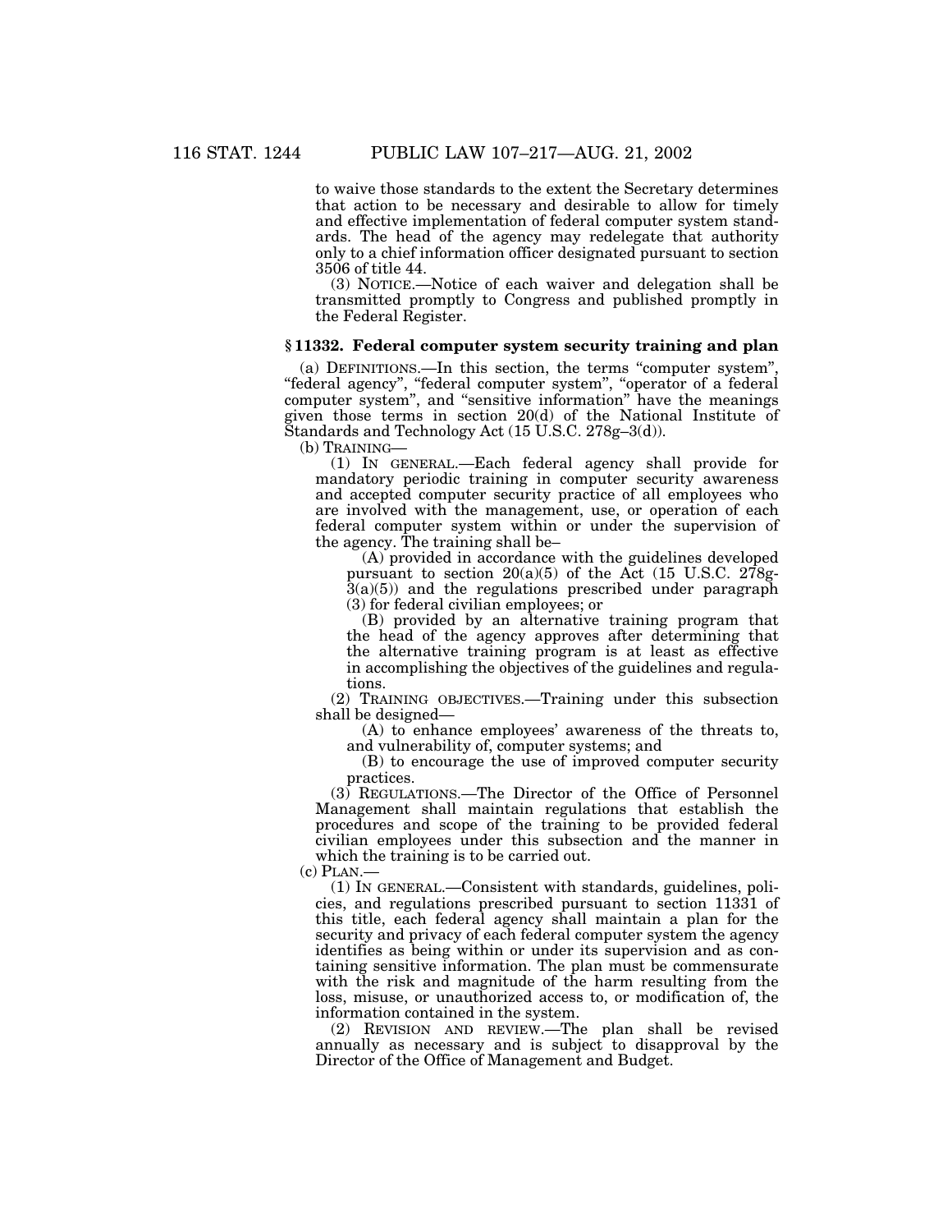to waive those standards to the extent the Secretary determines that action to be necessary and desirable to allow for timely and effective implementation of federal computer system standards. The head of the agency may redelegate that authority only to a chief information officer designated pursuant to section 3506 of title 44.

(3) NOTICE.—Notice of each waiver and delegation shall be transmitted promptly to Congress and published promptly in the Federal Register.

### § 11332. Federal computer system security training and plan

(a) DEFINITIONS.—In this section, the terms "computer system", "federal agency", "federal computer system", "operator of a federal computer system", and "sensitive information" have the meanings given those terms in section 20(d) of the National Institute of Standards and Technology Act (15 U.S.C. 278g–3(d)).

(b) TRAINING—

(1) IN GENERAL.—Each federal agency shall provide for mandatory periodic training in computer security awareness and accepted computer security practice of all employees who are involved with the management, use, or operation of each federal computer system within or under the supervision of the agency. The training shall be–

(A) provided in accordance with the guidelines developed pursuant to section 20(a)(5) of the Act (15 U.S.C. 278g-3(a)(5)) and the regulations prescribed under paragraph (3) for federal civilian employees; or

(B) provided by an alternative training program that the head of the agency approves after determining that the alternative training program is at least as effective in accomplishing the objectives of the guidelines and regulations.

(2) TRAINING OBJECTIVES.—Training under this subsection shall be designed—

(A) to enhance employees' awareness of the threats to, and vulnerability of, computer systems; and

(B) to encourage the use of improved computer security practices.

(3) REGULATIONS.—The Director of the Office of Personnel Management shall maintain regulations that establish the procedures and scope of the training to be provided federal civilian employees under this subsection and the manner in which the training is to be carried out.

(c) PLAN.—

(1) IN GENERAL.—Consistent with standards, guidelines, policies, and regulations prescribed pursuant to section 11331 of this title, each federal agency shall maintain a plan for the security and privacy of each federal computer system the agency identifies as being within or under its supervision and as containing sensitive information. The plan must be commensurate with the risk and magnitude of the harm resulting from the loss, misuse, or unauthorized access to, or modification of, the information contained in the system.

(2) REVISION AND REVIEW.—The plan shall be revised annually as necessary and is subject to disapproval by the Director of the Office of Management and Budget.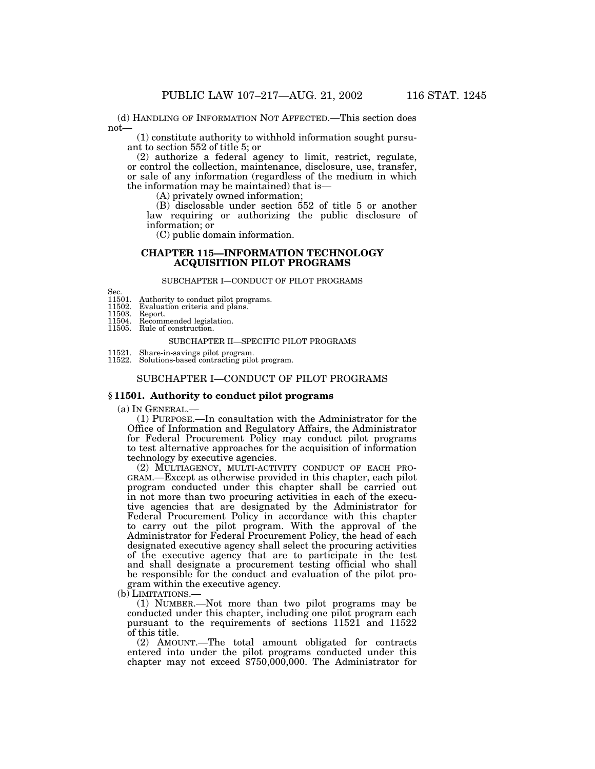(d) HANDLING OF INFORMATION NOT AFFECTED.—This section does not—

(1) constitute authority to withhold information sought pursuant to section 552 of title 5; or

(2) authorize a federal agency to limit, restrict, regulate, or control the collection, maintenance, disclosure, use, transfer, or sale of any information (regardless of the medium in which the information may be maintained) that is—

(A) privately owned information;

(B) disclosable under section 552 of title 5 or another law requiring or authorizing the public disclosure of information; or

(C) public domain information.

## CHAPTER 115—INFORMATION TECHNOLOGY ACQUISITION PILOT PROGRAMS

SUBCHAPTER I—CONDUCT OF PILOT PROGRAMS

Sec.
11501. Authority to conduct pilot programs.
11502. Evaluation criteria and plans.
11503. Report.
11504. Recommended legislation.
11505. Rule of construction.

SUBCHAPTER II—SPECIFIC PILOT PROGRAMS

11521. Share-in-savings pilot program.
11522. Solutions-based contracting pilot program.

### SUBCHAPTER I—CONDUCT OF PILOT PROGRAMS

### § 11501. Authority to conduct pilot programs

(a) IN GENERAL.—

(1) PURPOSE.—In consultation with the Administrator for the Office of Information and Regulatory Affairs, the Administrator for Federal Procurement Policy may conduct pilot programs to test alternative approaches for the acquisition of information technology by executive agencies.

(2) MULTIAGENCY, MULTI-ACTIVITY CONDUCT OF EACH PROGRAM.—Except as otherwise provided in this chapter, each pilot program conducted under this chapter shall be carried out in not more than two procuring activities in each of the executive agencies that are designated by the Administrator for Federal Procurement Policy in accordance with this chapter to carry out the pilot program. With the approval of the Administrator for Federal Procurement Policy, the head of each designated executive agency shall select the procuring activities of the executive agency that are to participate in the test and shall designate a procurement testing official who shall be responsible for the conduct and evaluation of the pilot program within the executive agency.

(b) LIMITATIONS.—

(1) NUMBER.—Not more than two pilot programs may be conducted under this chapter, including one pilot program each pursuant to the requirements of sections 11521 and 11522 of this title.

(2) AMOUNT.—The total amount obligated for contracts entered into under the pilot programs conducted under this chapter may not exceed $750,000,000. The Administrator for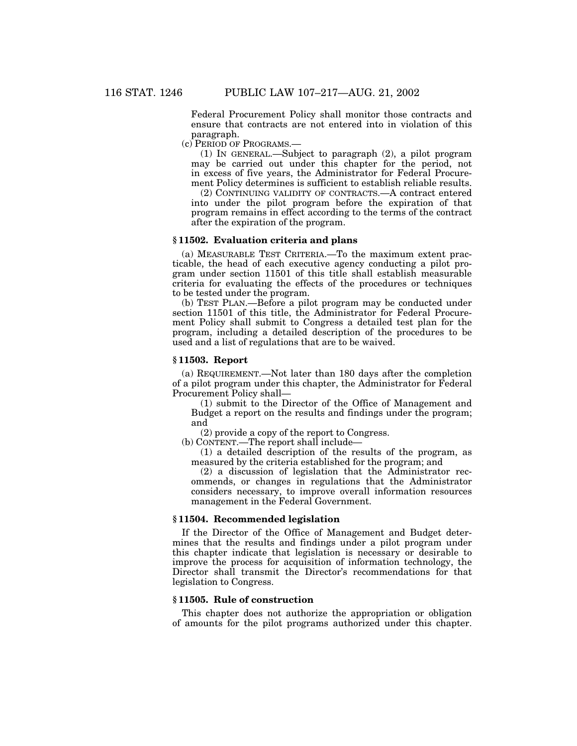Federal Procurement Policy shall monitor those contracts and ensure that contracts are not entered into in violation of this paragraph.

(c) PERIOD OF PROGRAMS.—

(1) IN GENERAL.—Subject to paragraph (2), a pilot program may be carried out under this chapter for the period, not in excess of five years, the Administrator for Federal Procurement Policy determines is sufficient to establish reliable results.

(2) CONTINUING VALIDITY OF CONTRACTS.—A contract entered into under the pilot program before the expiration of that program remains in effect according to the terms of the contract after the expiration of the program.

### § 11502. Evaluation criteria and plans

(a) MEASURABLE TEST CRITERIA.—To the maximum extent practicable, the head of each executive agency conducting a pilot program under section 11501 of this title shall establish measurable criteria for evaluating the effects of the procedures or techniques to be tested under the program.

(b) TEST PLAN.—Before a pilot program may be conducted under section 11501 of this title, the Administrator for Federal Procurement Policy shall submit to Congress a detailed test plan for the program, including a detailed description of the procedures to be used and a list of regulations that are to be waived.

### § 11503. Report

(a) REQUIREMENT.—Not later than 180 days after the completion of a pilot program under this chapter, the Administrator for Federal Procurement Policy shall—

(1) submit to the Director of the Office of Management and Budget a report on the results and findings under the program; and

(2) provide a copy of the report to Congress.

(b) CONTENT.—The report shall include—

(1) a detailed description of the results of the program, as measured by the criteria established for the program; and

(2) a discussion of legislation that the Administrator recommends, or changes in regulations that the Administrator considers necessary, to improve overall information resources management in the Federal Government.

### § 11504. Recommended legislation

If the Director of the Office of Management and Budget determines that the results and findings under a pilot program under this chapter indicate that legislation is necessary or desirable to improve the process for acquisition of information technology, the Director shall transmit the Director's recommendations for that legislation to Congress.

### § 11505. Rule of construction

This chapter does not authorize the appropriation or obligation of amounts for the pilot programs authorized under this chapter.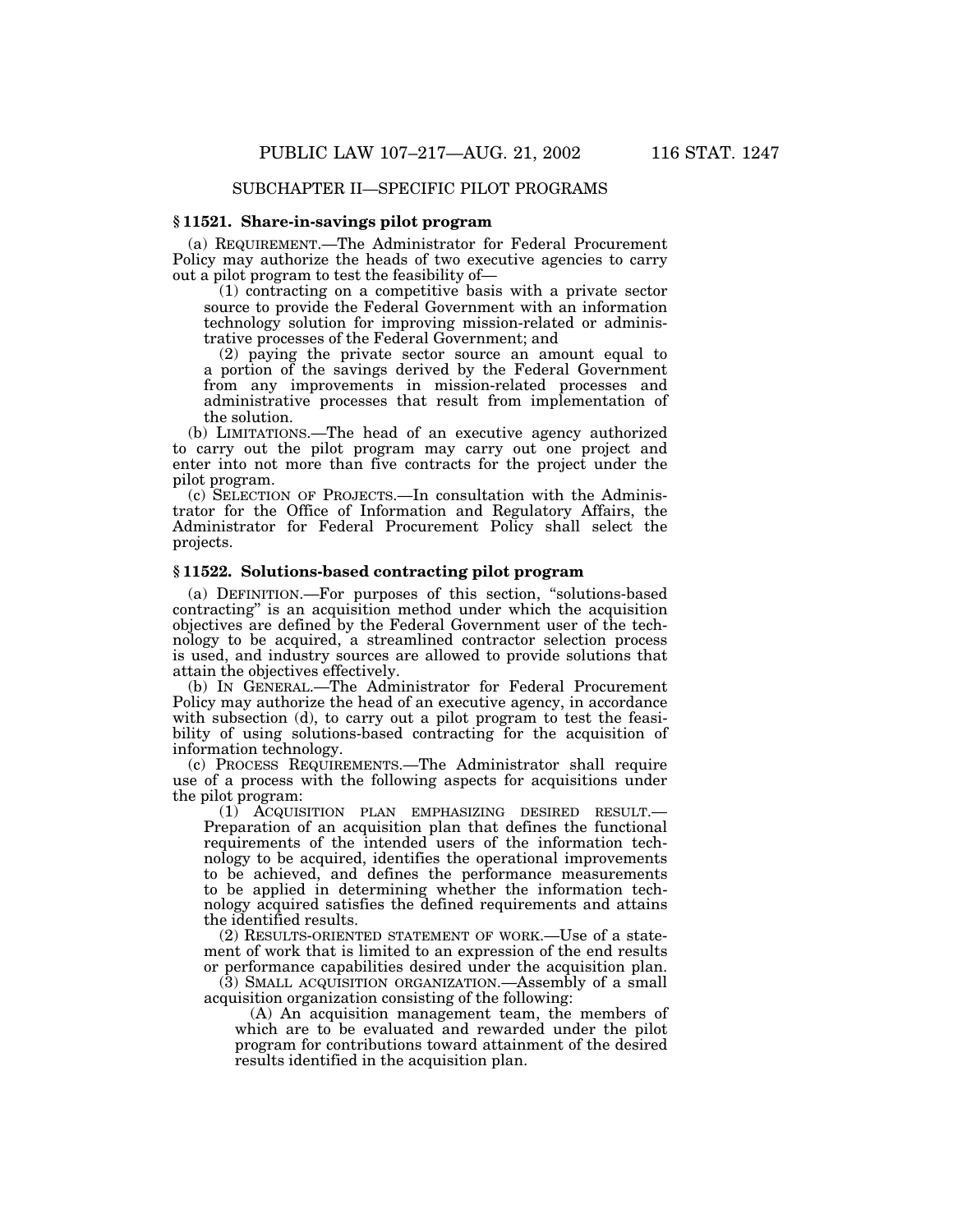## SUBCHAPTER II—SPECIFIC PILOT PROGRAMS

### § 11521. Share-in-savings pilot program

(a) REQUIREMENT.—The Administrator for Federal Procurement Policy may authorize the heads of two executive agencies to carry out a pilot program to test the feasibility of—

(1) contracting on a competitive basis with a private sector source to provide the Federal Government with an information technology solution for improving mission-related or administrative processes of the Federal Government; and

(2) paying the private sector source an amount equal to a portion of the savings derived by the Federal Government from any improvements in mission-related processes and administrative processes that result from implementation of the solution.

(b) LIMITATIONS.—The head of an executive agency authorized to carry out the pilot program may carry out one project and enter into not more than five contracts for the project under the pilot program.

(c) SELECTION OF PROJECTS.—In consultation with the Administrator for the Office of Information and Regulatory Affairs, the Administrator for Federal Procurement Policy shall select the projects.

### § 11522. Solutions-based contracting pilot program

(a) DEFINITION.—For purposes of this section, "solutions-based contracting" is an acquisition method under which the acquisition objectives are defined by the Federal Government user of the technology to be acquired, a streamlined contractor selection process is used, and industry sources are allowed to provide solutions that attain the objectives effectively.

(b) IN GENERAL.—The Administrator for Federal Procurement Policy may authorize the head of an executive agency, in accordance with subsection (d), to carry out a pilot program to test the feasibility of using solutions-based contracting for the acquisition of information technology.

(c) PROCESS REQUIREMENTS.—The Administrator shall require use of a process with the following aspects for acquisitions under the pilot program:

(1) ACQUISITION PLAN EMPHASIZING DESIRED RESULT.—Preparation of an acquisition plan that defines the functional requirements of the intended users of the information technology to be acquired, identifies the operational improvements to be achieved, and defines the performance measurements to be applied in determining whether the information technology acquired satisfies the defined requirements and attains the identified results.

(2) RESULTS-ORIENTED STATEMENT OF WORK.—Use of a statement of work that is limited to an expression of the end results or performance capabilities desired under the acquisition plan.

(3) SMALL ACQUISITION ORGANIZATION.—Assembly of a small acquisition organization consisting of the following:

(A) An acquisition management team, the members of which are to be evaluated and rewarded under the pilot program for contributions toward attainment of the desired results identified in the acquisition plan.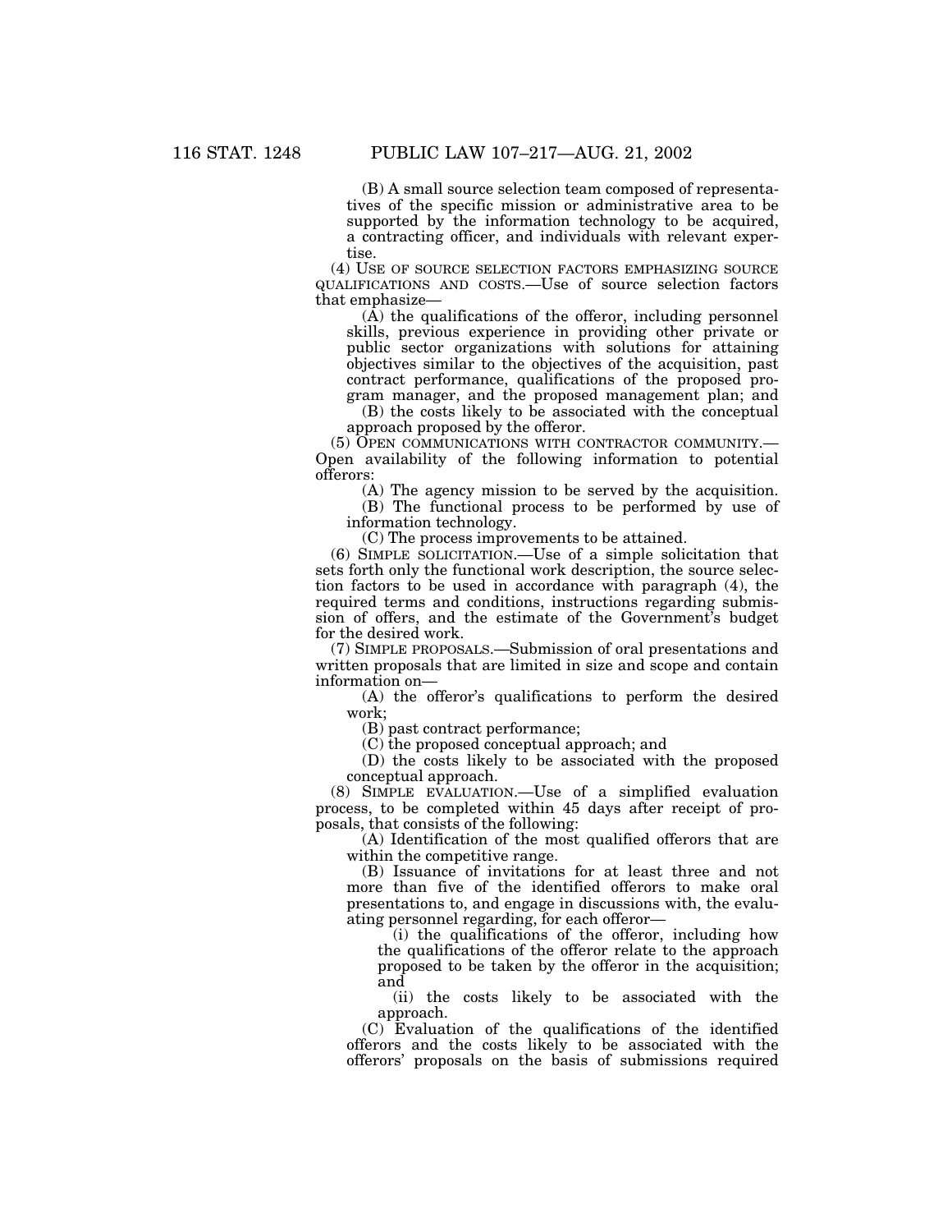(B) A small source selection team composed of representatives of the specific mission or administrative area to be supported by the information technology to be acquired, a contracting officer, and individuals with relevant expertise.

(4) USE OF SOURCE SELECTION FACTORS EMPHASIZING SOURCE QUALIFICATIONS AND COSTS.—Use of source selection factors that emphasize—

(A) the qualifications of the offeror, including personnel skills, previous experience in providing other private or public sector organizations with solutions for attaining objectives similar to the objectives of the acquisition, past contract performance, qualifications of the proposed program manager, and the proposed management plan; and

(B) the costs likely to be associated with the conceptual approach proposed by the offeror.

(5) OPEN COMMUNICATIONS WITH CONTRACTOR COMMUNITY.—Open availability of the following information to potential offerors:

(A) The agency mission to be served by the acquisition.

(B) The functional process to be performed by use of information technology.

(C) The process improvements to be attained.

(6) SIMPLE SOLICITATION.—Use of a simple solicitation that sets forth only the functional work description, the source selection factors to be used in accordance with paragraph (4), the required terms and conditions, instructions regarding submission of offers, and the estimate of the Government's budget for the desired work.

(7) SIMPLE PROPOSALS.—Submission of oral presentations and written proposals that are limited in size and scope and contain information on—

(A) the offeror's qualifications to perform the desired work;

(B) past contract performance;

(C) the proposed conceptual approach; and

(D) the costs likely to be associated with the proposed conceptual approach.

(8) SIMPLE EVALUATION.—Use of a simplified evaluation process, to be completed within 45 days after receipt of proposals, that consists of the following:

(A) Identification of the most qualified offerors that are within the competitive range.

(B) Issuance of invitations for at least three and not more than five of the identified offerors to make oral presentations to, and engage in discussions with, the evaluating personnel regarding, for each offeror—

(i) the qualifications of the offeror, including how the qualifications of the offeror relate to the approach proposed to be taken by the offeror in the acquisition; and

(ii) the costs likely to be associated with the approach.

(C) Evaluation of the qualifications of the identified offerors and the costs likely to be associated with the offerors' proposals on the basis of submissions required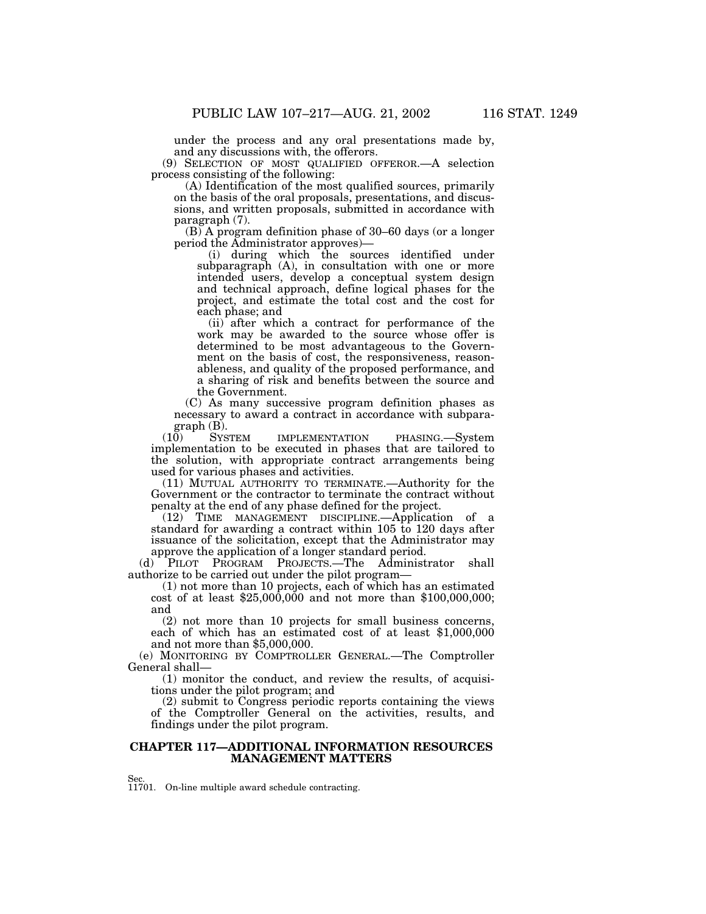under the process and any oral presentations made by, and any discussions with, the offerors.

(9) SELECTION OF MOST QUALIFIED OFFEROR.—A selection process consisting of the following:

(A) Identification of the most qualified sources, primarily on the basis of the oral proposals, presentations, and discussions, and written proposals, submitted in accordance with paragraph (7).

(B) A program definition phase of 30–60 days (or a longer period the Administrator approves)—

(i) during which the sources identified under subparagraph (A), in consultation with one or more intended users, develop a conceptual system design and technical approach, define logical phases for the project, and estimate the total cost and the cost for each phase; and

(ii) after which a contract for performance of the work may be awarded to the source whose offer is determined to be most advantageous to the Government on the basis of cost, the responsiveness, reasonableness, and quality of the proposed performance, and a sharing of risk and benefits between the source and the Government.

(C) As many successive program definition phases as necessary to award a contract in accordance with subparagraph (B).

(10) SYSTEM IMPLEMENTATION PHASING.—System implementation to be executed in phases that are tailored to the solution, with appropriate contract arrangements being used for various phases and activities.

(11) MUTUAL AUTHORITY TO TERMINATE.—Authority for the Government or the contractor to terminate the contract without penalty at the end of any phase defined for the project.

(12) TIME MANAGEMENT DISCIPLINE.—Application of a standard for awarding a contract within 105 to 120 days after issuance of the solicitation, except that the Administrator may approve the application of a longer standard period.

(d) PILOT PROGRAM PROJECTS.—The Administrator shall authorize to be carried out under the pilot program—

(1) not more than 10 projects, each of which has an estimated cost of at least $25,000,000 and not more than $100,000,000; and

(2) not more than 10 projects for small business concerns, each of which has an estimated cost of at least $1,000,000 and not more than $5,000,000.

(e) MONITORING BY COMPTROLLER GENERAL.—The Comptroller General shall—

(1) monitor the conduct, and review the results, of acquisitions under the pilot program; and

(2) submit to Congress periodic reports containing the views of the Comptroller General on the activities, results, and findings under the pilot program.

## CHAPTER 117—ADDITIONAL INFORMATION RESOURCES MANAGEMENT MATTERS

Sec.
11701. On-line multiple award schedule contracting.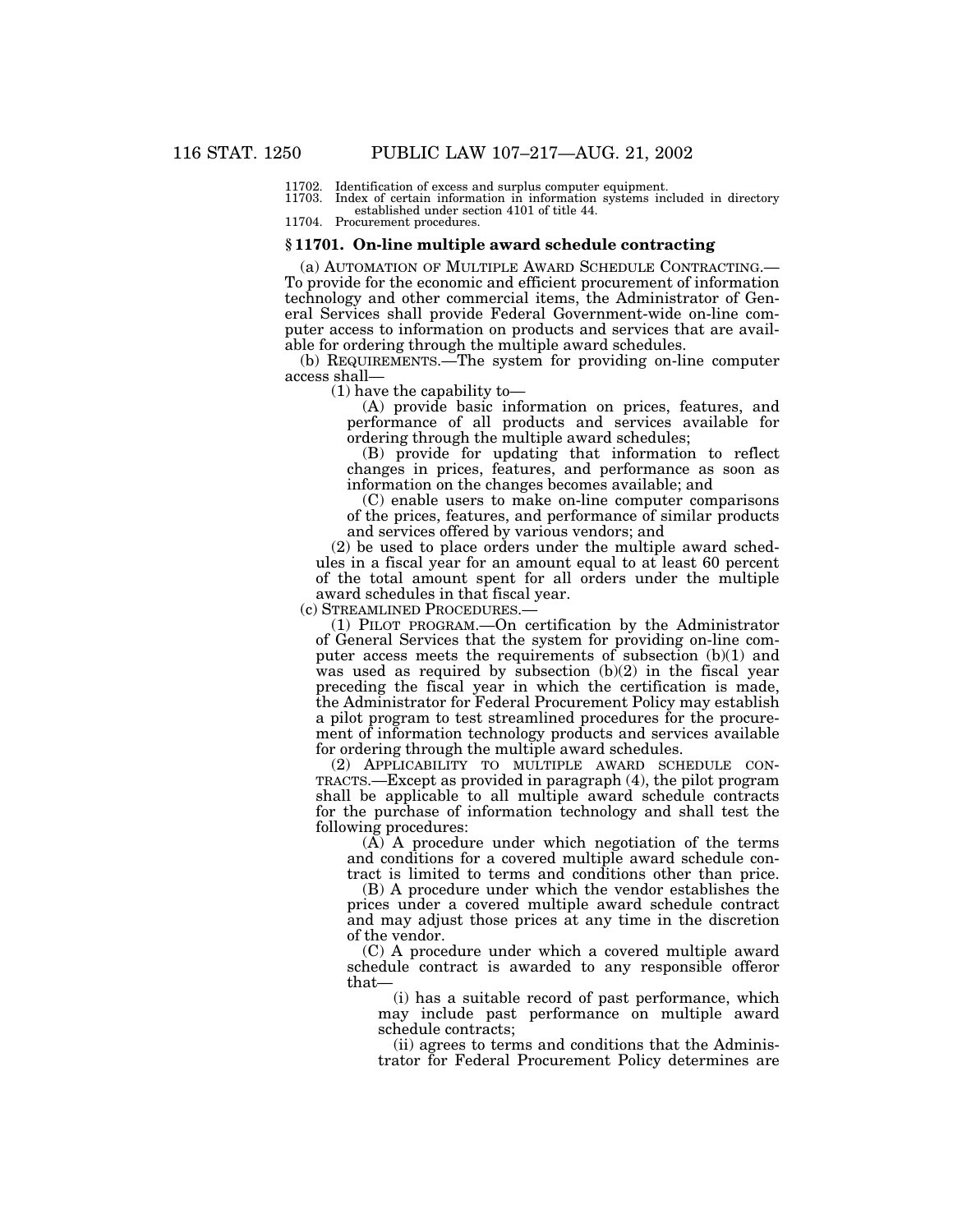11702. Identification of excess and surplus computer equipment.
11703. Index of certain information in information systems included in directory established under section 4101 of title 44.
11704. Procurement procedures.

### § 11701. On-line multiple award schedule contracting

(a) AUTOMATION OF MULTIPLE AWARD SCHEDULE CONTRACTING.—To provide for the economic and efficient procurement of information technology and other commercial items, the Administrator of General Services shall provide Federal Government-wide on-line computer access to information on products and services that are available for ordering through the multiple award schedules.

(b) REQUIREMENTS.—The system for providing on-line computer access shall—

(1) have the capability to—

(A) provide basic information on prices, features, and performance of all products and services available for ordering through the multiple award schedules;

(B) provide for updating that information to reflect changes in prices, features, and performance as soon as information on the changes becomes available; and

(C) enable users to make on-line computer comparisons of the prices, features, and performance of similar products and services offered by various vendors; and

(2) be used to place orders under the multiple award schedules in a fiscal year for an amount equal to at least 60 percent of the total amount spent for all orders under the multiple award schedules in that fiscal year.

(c) STREAMLINED PROCEDURES.—

(1) PILOT PROGRAM.—On certification by the Administrator of General Services that the system for providing on-line computer access meets the requirements of subsection (b)(1) and was used as required by subsection (b)(2) in the fiscal year preceding the fiscal year in which the certification is made, the Administrator for Federal Procurement Policy may establish a pilot program to test streamlined procedures for the procurement of information technology products and services available for ordering through the multiple award schedules.

(2) APPLICABILITY TO MULTIPLE AWARD SCHEDULE CONTRACTS.—Except as provided in paragraph (4), the pilot program shall be applicable to all multiple award schedule contracts for the purchase of information technology and shall test the following procedures:

(A) A procedure under which negotiation of the terms and conditions for a covered multiple award schedule contract is limited to terms and conditions other than price.

(B) A procedure under which the vendor establishes the prices under a covered multiple award schedule contract and may adjust those prices at any time in the discretion of the vendor.

(C) A procedure under which a covered multiple award schedule contract is awarded to any responsible offeror that—

(i) has a suitable record of past performance, which may include past performance on multiple award schedule contracts;

(ii) agrees to terms and conditions that the Administrator for Federal Procurement Policy determines are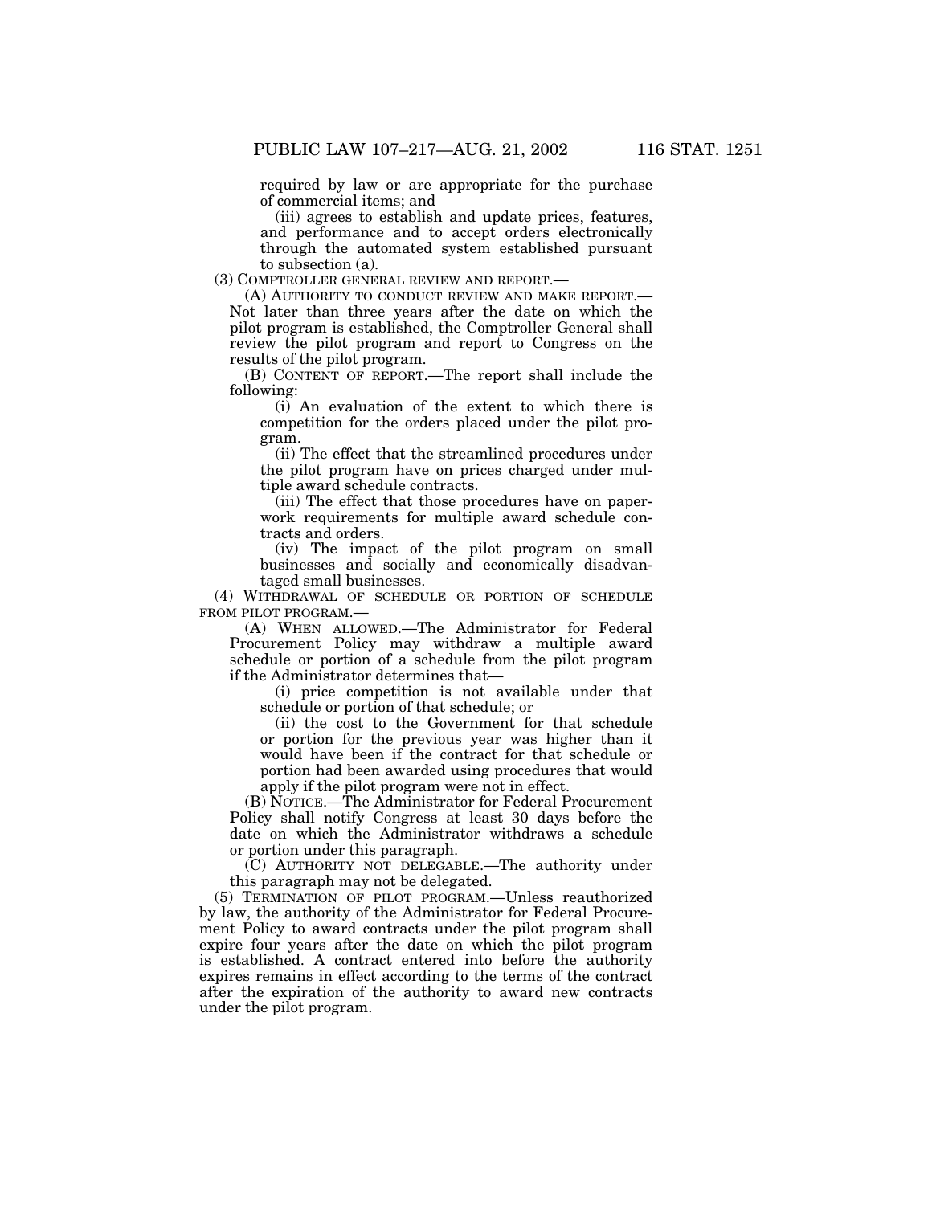required by law or are appropriate for the purchase of commercial items; and

(iii) agrees to establish and update prices, features, and performance and to accept orders electronically through the automated system established pursuant to subsection (a).

(3) COMPTROLLER GENERAL REVIEW AND REPORT.—

(A) AUTHORITY TO CONDUCT REVIEW AND MAKE REPORT.—Not later than three years after the date on which the pilot program is established, the Comptroller General shall review the pilot program and report to Congress on the results of the pilot program.

(B) CONTENT OF REPORT.—The report shall include the following:

(i) An evaluation of the extent to which there is competition for the orders placed under the pilot program.

(ii) The effect that the streamlined procedures under the pilot program have on prices charged under multiple award schedule contracts.

(iii) The effect that those procedures have on paperwork requirements for multiple award schedule contracts and orders.

(iv) The impact of the pilot program on small businesses and socially and economically disadvantaged small businesses.

(4) WITHDRAWAL OF SCHEDULE OR PORTION OF SCHEDULE FROM PILOT PROGRAM.—

(A) WHEN ALLOWED.—The Administrator for Federal Procurement Policy may withdraw a multiple award schedule or portion of a schedule from the pilot program if the Administrator determines that—

(i) price competition is not available under that schedule or portion of that schedule; or

(ii) the cost to the Government for that schedule or portion for the previous year was higher than it would have been if the contract for that schedule or portion had been awarded using procedures that would apply if the pilot program were not in effect.

(B) NOTICE.—The Administrator for Federal Procurement Policy shall notify Congress at least 30 days before the date on which the Administrator withdraws a schedule or portion under this paragraph.

(C) AUTHORITY NOT DELEGABLE.—The authority under this paragraph may not be delegated.

(5) TERMINATION OF PILOT PROGRAM.—Unless reauthorized by law, the authority of the Administrator for Federal Procurement Policy to award contracts under the pilot program shall expire four years after the date on which the pilot program is established. A contract entered into before the authority expires remains in effect according to the terms of the contract after the expiration of the authority to award new contracts under the pilot program.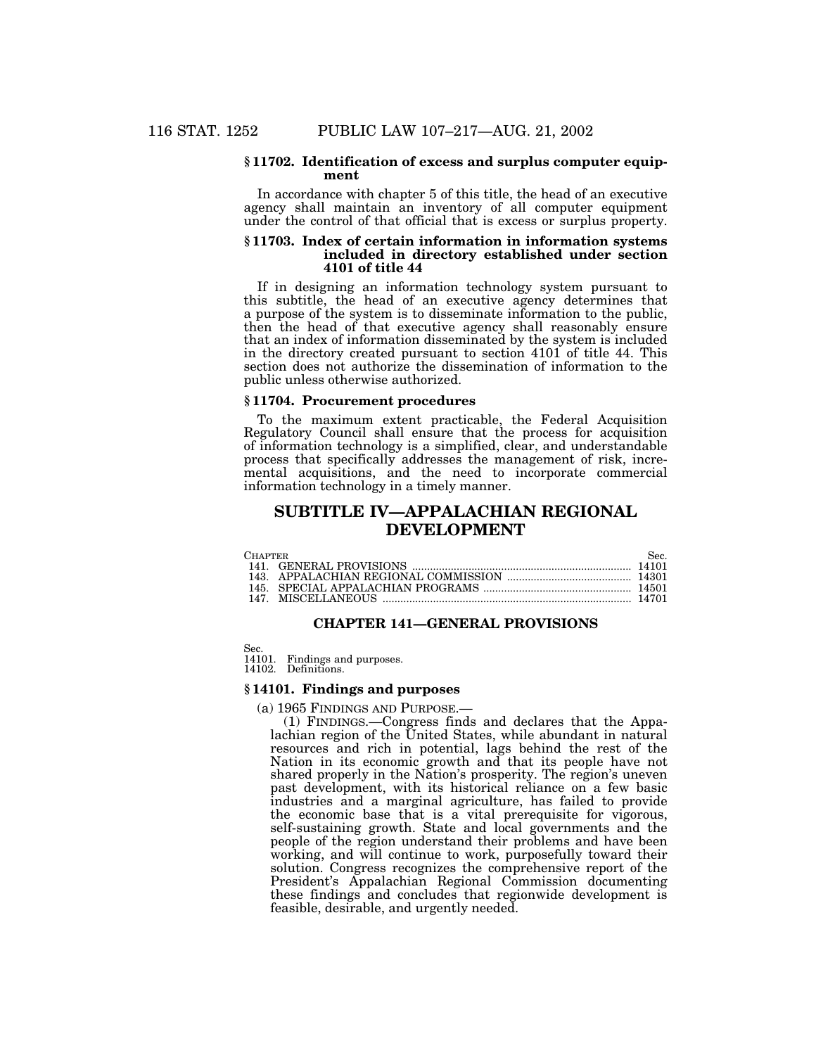### § 11702. Identification of excess and surplus computer equipment

In accordance with chapter 5 of this title, the head of an executive agency shall maintain an inventory of all computer equipment under the control of that official that is excess or surplus property.

### § 11703. Index of certain information in information systems included in directory established under section 4101 of title 44

If in designing an information technology system pursuant to this subtitle, the head of an executive agency determines that a purpose of the system is to disseminate information to the public, then the head of that executive agency shall reasonably ensure that an index of information disseminated by the system is included in the directory created pursuant to section 4101 of title 44. This section does not authorize the dissemination of information to the public unless otherwise authorized.

### § 11704. Procurement procedures

To the maximum extent practicable, the Federal Acquisition Regulatory Council shall ensure that the process for acquisition of information technology is a simplified, clear, and understandable process that specifically addresses the management of risk, incremental acquisitions, and the need to incorporate commercial information technology in a timely manner.

# SUBTITLE IV—APPALACHIAN REGIONAL DEVELOPMENT

| Chapter | Sec. |
|---|---|
| 141. GENERAL PROVISIONS | 14101 |
| 143. APPALACHIAN REGIONAL COMMISSION | 14301 |
| 145. SPECIAL APPALACHIAN PROGRAMS | 14501 |
| 147. MISCELLANEOUS | 14701 |

## CHAPTER 141—GENERAL PROVISIONS

Sec.
14101. Findings and purposes.
14102. Definitions.

### § 14101. Findings and purposes

(a) 1965 FINDINGS AND PURPOSE.—

(1) FINDINGS.—Congress finds and declares that the Appalachian region of the United States, while abundant in natural resources and rich in potential, lags behind the rest of the Nation in its economic growth and that its people have not shared properly in the Nation's prosperity. The region's uneven past development, with its historical reliance on a few basic industries and a marginal agriculture, has failed to provide the economic base that is a vital prerequisite for vigorous, self-sustaining growth. State and local governments and the people of the region understand their problems and have been working, and will continue to work, purposefully toward their solution. Congress recognizes the comprehensive report of the President's Appalachian Regional Commission documenting these findings and concludes that regionwide development is feasible, desirable, and urgently needed.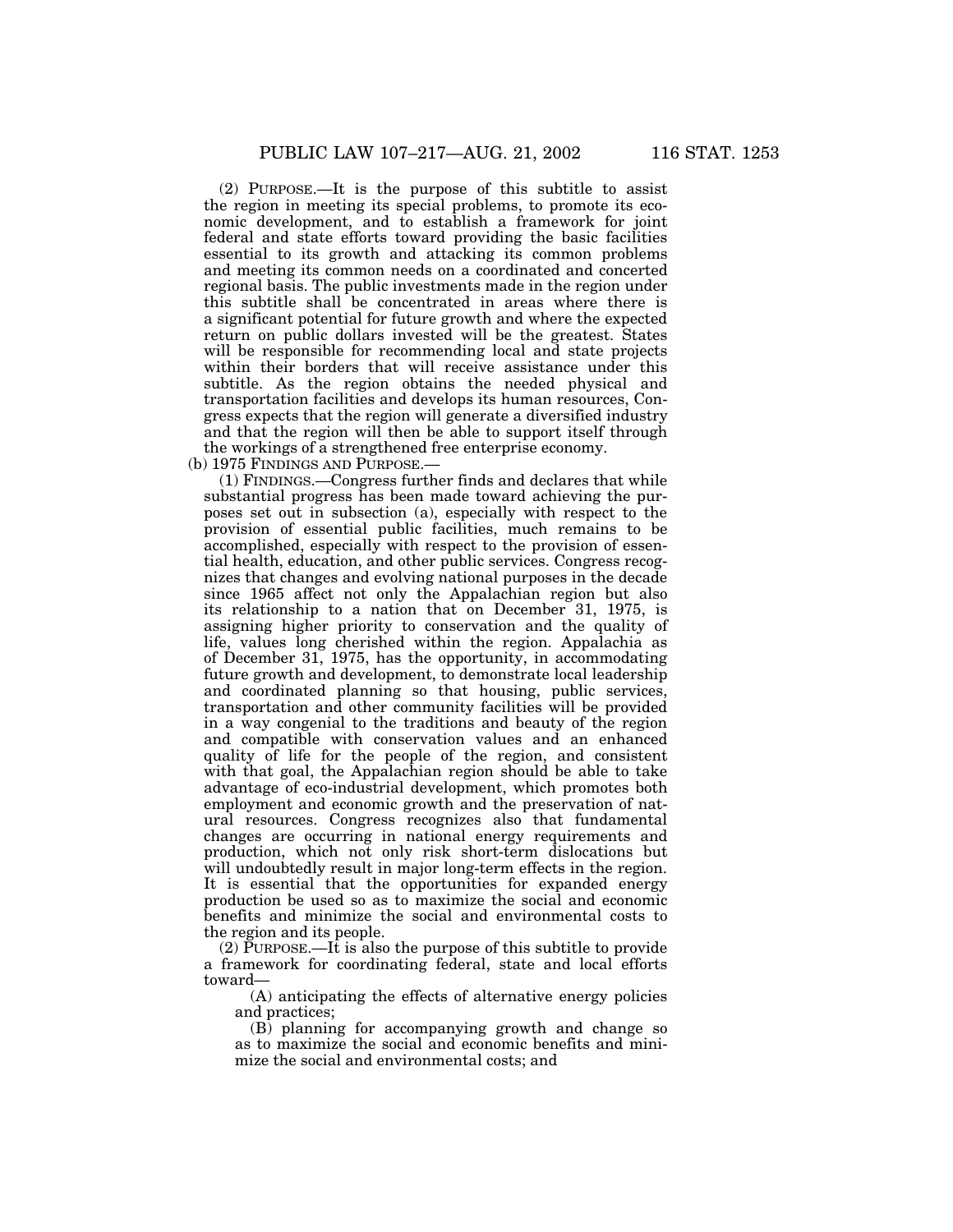(2) PURPOSE.—It is the purpose of this subtitle to assist the region in meeting its special problems, to promote its economic development, and to establish a framework for joint federal and state efforts toward providing the basic facilities essential to its growth and attacking its common problems and meeting its common needs on a coordinated and concerted regional basis. The public investments made in the region under this subtitle shall be concentrated in areas where there is a significant potential for future growth and where the expected return on public dollars invested will be the greatest. States will be responsible for recommending local and state projects within their borders that will receive assistance under this subtitle. As the region obtains the needed physical and transportation facilities and develops its human resources, Congress expects that the region will generate a diversified industry and that the region will then be able to support itself through the workings of a strengthened free enterprise economy.

(b) 1975 FINDINGS AND PURPOSE.—

(1) FINDINGS.—Congress further finds and declares that while substantial progress has been made toward achieving the purposes set out in subsection (a), especially with respect to the provision of essential public facilities, much remains to be accomplished, especially with respect to the provision of essential health, education, and other public services. Congress recognizes that changes and evolving national purposes in the decade since 1965 affect not only the Appalachian region but also its relationship to a nation that on December 31, 1975, is assigning higher priority to conservation and the quality of life, values long cherished within the region. Appalachia as of December 31, 1975, has the opportunity, in accommodating future growth and development, to demonstrate local leadership and coordinated planning so that housing, public services, transportation and other community facilities will be provided in a way congenial to the traditions and beauty of the region and compatible with conservation values and an enhanced quality of life for the people of the region, and consistent with that goal, the Appalachian region should be able to take advantage of eco-industrial development, which promotes both employment and economic growth and the preservation of natural resources. Congress recognizes also that fundamental changes are occurring in national energy requirements and production, which not only risk short-term dislocations but will undoubtedly result in major long-term effects in the region. It is essential that the opportunities for expanded energy production be used so as to maximize the social and economic benefits and minimize the social and environmental costs to the region and its people.

(2) PURPOSE.—It is also the purpose of this subtitle to provide a framework for coordinating federal, state and local efforts toward—

(A) anticipating the effects of alternative energy policies and practices;

(B) planning for accompanying growth and change so as to maximize the social and economic benefits and minimize the social and environmental costs; and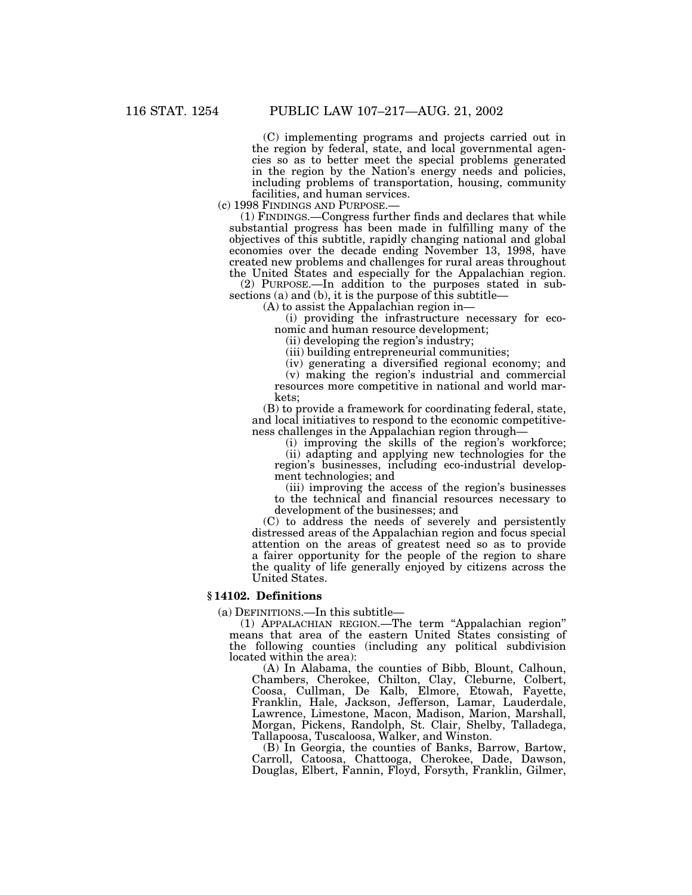(C) implementing programs and projects carried out in the region by federal, state, and local governmental agencies so as to better meet the special problems generated in the region by the Nation's energy needs and policies, including problems of transportation, housing, community facilities, and human services.

(c) 1998 FINDINGS AND PURPOSE.—

(1) FINDINGS.—Congress further finds and declares that while substantial progress has been made in fulfilling many of the objectives of this subtitle, rapidly changing national and global economies over the decade ending November 13, 1998, have created new problems and challenges for rural areas throughout the United States and especially for the Appalachian region.

(2) PURPOSE.—In addition to the purposes stated in subsections (a) and (b), it is the purpose of this subtitle—

(A) to assist the Appalachian region in—

(i) providing the infrastructure necessary for economic and human resource development;

(ii) developing the region's industry;

(iii) building entrepreneurial communities;

(iv) generating a diversified regional economy; and

(v) making the region's industrial and commercial resources more competitive in national and world markets;

(B) to provide a framework for coordinating federal, state, and local initiatives to respond to the economic competitiveness challenges in the Appalachian region through—

(i) improving the skills of the region's workforce;

(ii) adapting and applying new technologies for the region's businesses, including eco-industrial development technologies; and

(iii) improving the access of the region's businesses to the technical and financial resources necessary to development of the businesses; and

(C) to address the needs of severely and persistently distressed areas of the Appalachian region and focus special attention on the areas of greatest need so as to provide a fairer opportunity for the people of the region to share the quality of life generally enjoyed by citizens across the United States.

## § 14102. Definitions

(a) DEFINITIONS.—In this subtitle—

(1) APPALACHIAN REGION.—The term "Appalachian region" means that area of the eastern United States consisting of the following counties (including any political subdivision located within the area):

(A) In Alabama, the counties of Bibb, Blount, Calhoun, Chambers, Cherokee, Chilton, Clay, Cleburne, Colbert, Coosa, Cullman, De Kalb, Elmore, Etowah, Fayette, Franklin, Hale, Jackson, Jefferson, Lamar, Lauderdale, Lawrence, Limestone, Macon, Madison, Marion, Marshall, Morgan, Pickens, Randolph, St. Clair, Shelby, Talladega, Tallapoosa, Tuscaloosa, Walker, and Winston.

(B) In Georgia, the counties of Banks, Barrow, Bartow, Carroll, Catoosa, Chattooga, Cherokee, Dade, Dawson, Douglas, Elbert, Fannin, Floyd, Forsyth, Franklin, Gilmer,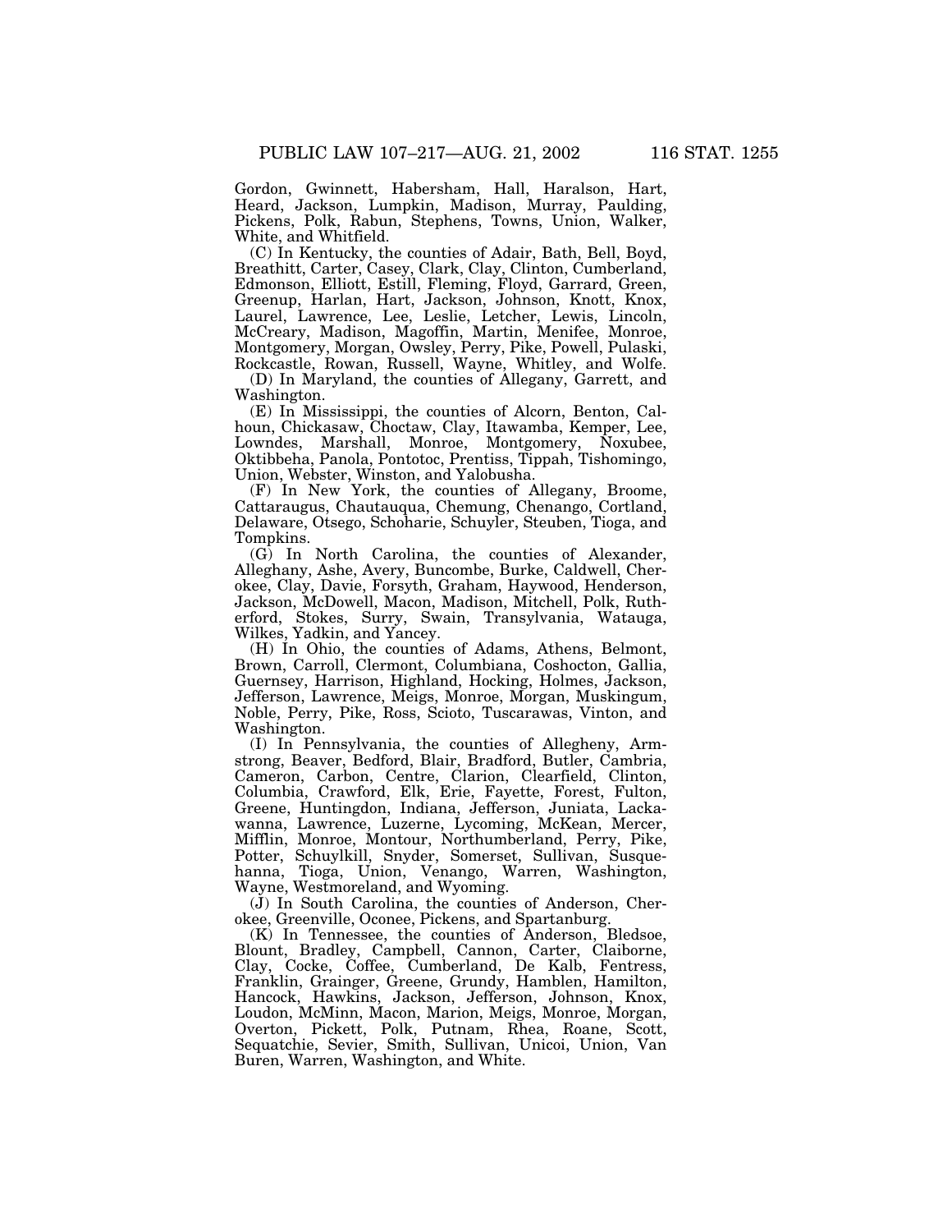Gordon, Gwinnett, Habersham, Hall, Haralson, Hart, Heard, Jackson, Lumpkin, Madison, Murray, Paulding, Pickens, Polk, Rabun, Stephens, Towns, Union, Walker, White, and Whitfield.

(C) In Kentucky, the counties of Adair, Bath, Bell, Boyd, Breathitt, Carter, Casey, Clark, Clay, Clinton, Cumberland, Edmonson, Elliott, Estill, Fleming, Floyd, Garrard, Green, Greenup, Harlan, Hart, Jackson, Johnson, Knott, Knox, Laurel, Lawrence, Lee, Leslie, Letcher, Lewis, Lincoln, McCreary, Madison, Magoffin, Martin, Menifee, Monroe, Montgomery, Morgan, Owsley, Perry, Pike, Powell, Pulaski, Rockcastle, Rowan, Russell, Wayne, Whitley, and Wolfe.

(D) In Maryland, the counties of Allegany, Garrett, and Washington.

(E) In Mississippi, the counties of Alcorn, Benton, Calhoun, Chickasaw, Choctaw, Clay, Itawamba, Kemper, Lee, Lowndes, Marshall, Monroe, Montgomery, Noxubee, Oktibbeha, Panola, Pontotoc, Prentiss, Tippah, Tishomingo, Union, Webster, Winston, and Yalobusha.

(F) In New York, the counties of Allegany, Broome, Cattaraugus, Chautauqua, Chemung, Chenango, Cortland, Delaware, Otsego, Schoharie, Schuyler, Steuben, Tioga, and Tompkins.

(G) In North Carolina, the counties of Alexander, Alleghany, Ashe, Avery, Buncombe, Burke, Caldwell, Cherokee, Clay, Davie, Forsyth, Graham, Haywood, Henderson, Jackson, McDowell, Macon, Madison, Mitchell, Polk, Rutherford, Stokes, Surry, Swain, Transylvania, Watauga, Wilkes, Yadkin, and Yancey.

(H) In Ohio, the counties of Adams, Athens, Belmont, Brown, Carroll, Clermont, Columbiana, Coshocton, Gallia, Guernsey, Harrison, Highland, Hocking, Holmes, Jackson, Jefferson, Lawrence, Meigs, Monroe, Morgan, Muskingum, Noble, Perry, Pike, Ross, Scioto, Tuscarawas, Vinton, and Washington.

(I) In Pennsylvania, the counties of Allegheny, Armstrong, Beaver, Bedford, Blair, Bradford, Butler, Cambria, Cameron, Carbon, Centre, Clarion, Clearfield, Clinton, Columbia, Crawford, Elk, Erie, Fayette, Forest, Fulton, Greene, Huntingdon, Indiana, Jefferson, Juniata, Lackawanna, Lawrence, Luzerne, Lycoming, McKean, Mercer, Mifflin, Monroe, Montour, Northumberland, Perry, Pike, Potter, Schuylkill, Snyder, Somerset, Sullivan, Susquehanna, Tioga, Union, Venango, Warren, Washington, Wayne, Westmoreland, and Wyoming.

(J) In South Carolina, the counties of Anderson, Cherokee, Greenville, Oconee, Pickens, and Spartanburg.

(K) In Tennessee, the counties of Anderson, Bledsoe, Blount, Bradley, Campbell, Cannon, Carter, Claiborne, Clay, Cocke, Coffee, Cumberland, De Kalb, Fentress, Franklin, Grainger, Greene, Grundy, Hamblen, Hamilton, Hancock, Hawkins, Jackson, Jefferson, Johnson, Knox, Loudon, McMinn, Macon, Marion, Meigs, Monroe, Morgan, Overton, Pickett, Polk, Putnam, Rhea, Roane, Scott, Sequatchie, Sevier, Smith, Sullivan, Unicoi, Union, Van Buren, Warren, Washington, and White.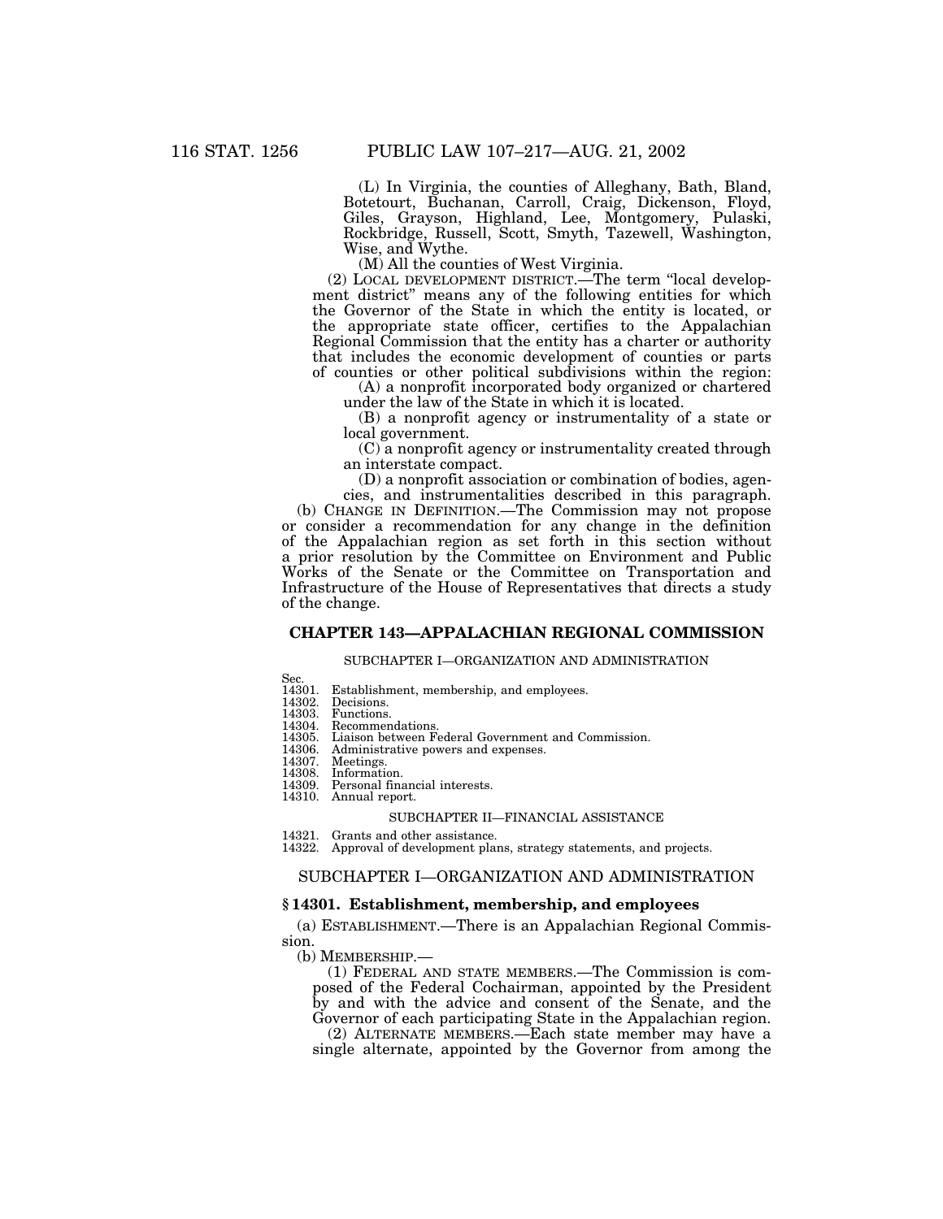(L) In Virginia, the counties of Alleghany, Bath, Bland, Botetourt, Buchanan, Carroll, Craig, Dickenson, Floyd, Giles, Grayson, Highland, Lee, Montgomery, Pulaski, Rockbridge, Russell, Scott, Smyth, Tazewell, Washington, Wise, and Wythe.

(M) All the counties of West Virginia.

(2) LOCAL DEVELOPMENT DISTRICT.—The term "local development district" means any of the following entities for which the Governor of the State in which the entity is located, or the appropriate state officer, certifies to the Appalachian Regional Commission that the entity has a charter or authority that includes the economic development of counties or parts of counties or other political subdivisions within the region:

(A) a nonprofit incorporated body organized or chartered under the law of the State in which it is located.

(B) a nonprofit agency or instrumentality of a state or local government.

(C) a nonprofit agency or instrumentality created through an interstate compact.

(D) a nonprofit association or combination of bodies, agencies, and instrumentalities described in this paragraph.

(b) CHANGE IN DEFINITION.—The Commission may not propose or consider a recommendation for any change in the definition of the Appalachian region as set forth in this section without a prior resolution by the Committee on Environment and Public Works of the Senate or the Committee on Transportation and Infrastructure of the House of Representatives that directs a study of the change.

## CHAPTER 143—APPALACHIAN REGIONAL COMMISSION

SUBCHAPTER I—ORGANIZATION AND ADMINISTRATION

Sec.
14301. Establishment, membership, and employees.
14302. Decisions.
14303. Functions.
14304. Recommendations.
14305. Liaison between Federal Government and Commission.
14306. Administrative powers and expenses.
14307. Meetings.
14308. Information.
14309. Personal financial interests.
14310. Annual report.

SUBCHAPTER II—FINANCIAL ASSISTANCE

14321. Grants and other assistance.
14322. Approval of development plans, strategy statements, and projects.

### SUBCHAPTER I—ORGANIZATION AND ADMINISTRATION

### § 14301. Establishment, membership, and employees

(a) ESTABLISHMENT.—There is an Appalachian Regional Commission.

(b) MEMBERSHIP.—

(1) FEDERAL AND STATE MEMBERS.—The Commission is composed of the Federal Cochairman, appointed by the President by and with the advice and consent of the Senate, and the Governor of each participating State in the Appalachian region.

(2) ALTERNATE MEMBERS.—Each state member may have a single alternate, appointed by the Governor from among the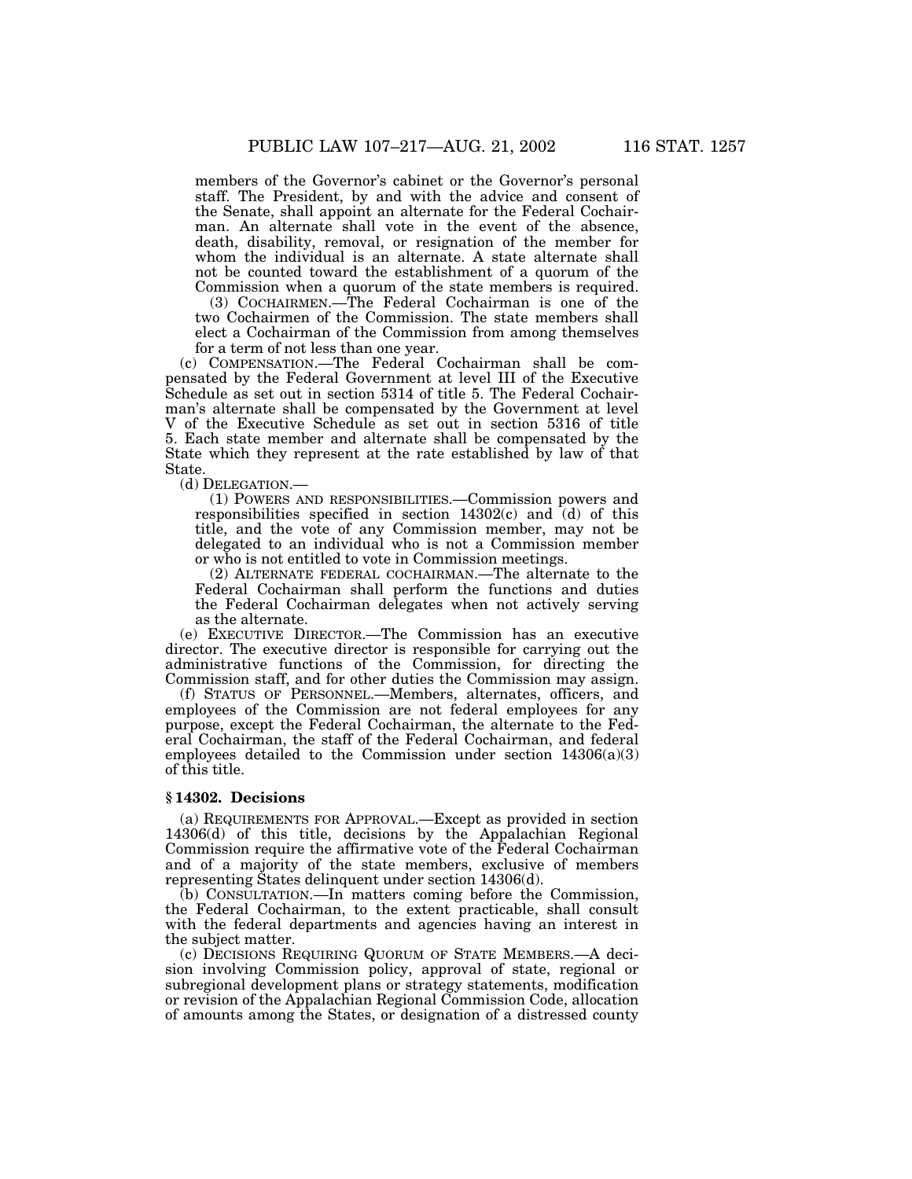members of the Governor's cabinet or the Governor's personal staff. The President, by and with the advice and consent of the Senate, shall appoint an alternate for the Federal Cochairman. An alternate shall vote in the event of the absence, death, disability, removal, or resignation of the member for whom the individual is an alternate. A state alternate shall not be counted toward the establishment of a quorum of the Commission when a quorum of the state members is required.

(3) COCHAIRMEN.—The Federal Cochairman is one of the two Cochairmen of the Commission. The state members shall elect a Cochairman of the Commission from among themselves for a term of not less than one year.

(c) COMPENSATION.—The Federal Cochairman shall be compensated by the Federal Government at level III of the Executive Schedule as set out in section 5314 of title 5. The Federal Cochairman's alternate shall be compensated by the Government at level V of the Executive Schedule as set out in section 5316 of title 5. Each state member and alternate shall be compensated by the State which they represent at the rate established by law of that State.

(d) DELEGATION.—

(1) POWERS AND RESPONSIBILITIES.—Commission powers and responsibilities specified in section 14302(c) and (d) of this title, and the vote of any Commission member, may not be delegated to an individual who is not a Commission member or who is not entitled to vote in Commission meetings.

(2) ALTERNATE FEDERAL COCHAIRMAN.—The alternate to the Federal Cochairman shall perform the functions and duties the Federal Cochairman delegates when not actively serving as the alternate.

(e) EXECUTIVE DIRECTOR.—The Commission has an executive director. The executive director is responsible for carrying out the administrative functions of the Commission, for directing the Commission staff, and for other duties the Commission may assign.

(f) STATUS OF PERSONNEL.—Members, alternates, officers, and employees of the Commission are not federal employees for any purpose, except the Federal Cochairman, the alternate to the Federal Cochairman, the staff of the Federal Cochairman, and federal employees detailed to the Commission under section 14306(a)(3) of this title.

### § 14302. Decisions

(a) REQUIREMENTS FOR APPROVAL.—Except as provided in section 14306(d) of this title, decisions by the Appalachian Regional Commission require the affirmative vote of the Federal Cochairman and of a majority of the state members, exclusive of members representing States delinquent under section 14306(d).

(b) CONSULTATION.—In matters coming before the Commission, the Federal Cochairman, to the extent practicable, shall consult with the federal departments and agencies having an interest in the subject matter.

(c) DECISIONS REQUIRING QUORUM OF STATE MEMBERS.—A decision involving Commission policy, approval of state, regional or subregional development plans or strategy statements, modification or revision of the Appalachian Regional Commission Code, allocation of amounts among the States, or designation of a distressed county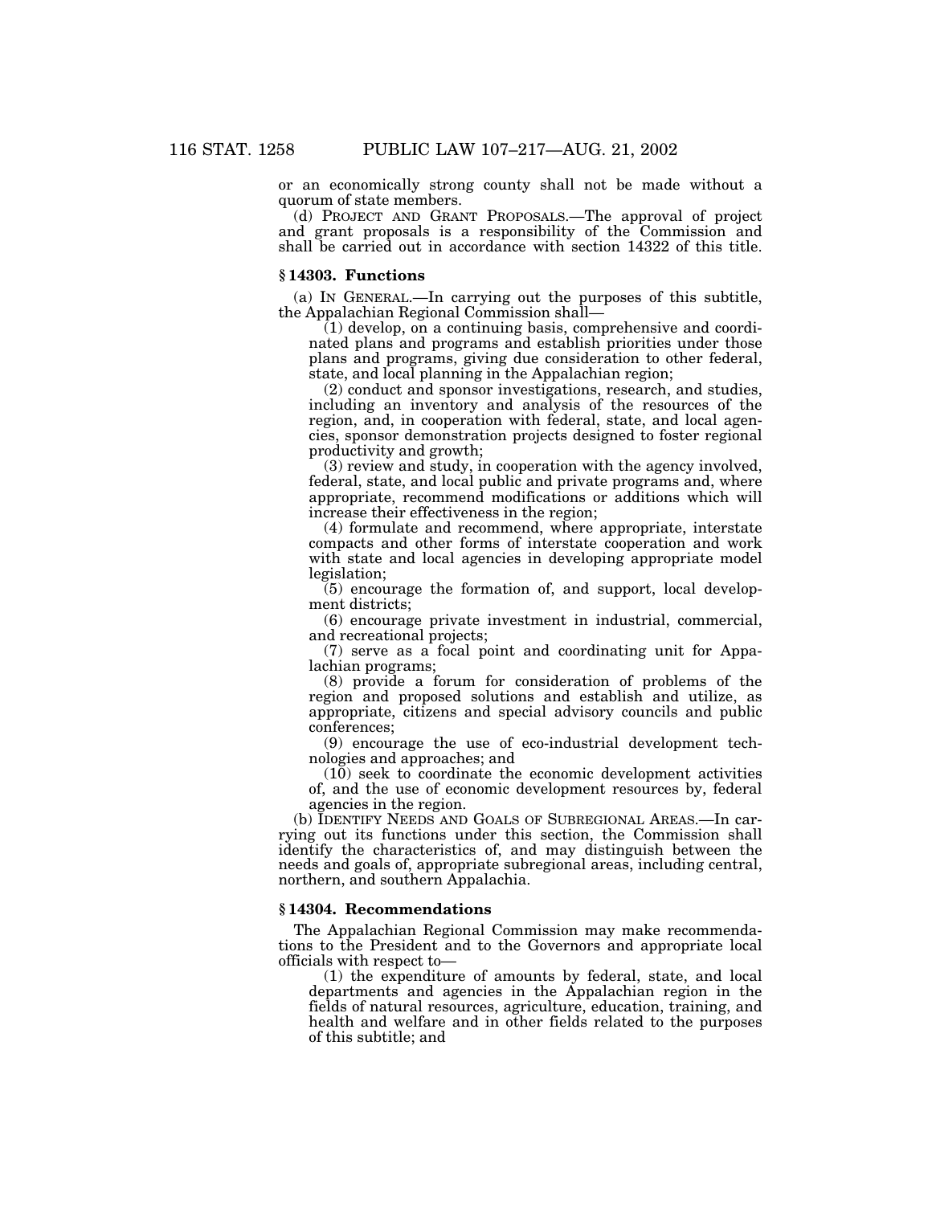or an economically strong county shall not be made without a quorum of state members.

(d) PROJECT AND GRANT PROPOSALS.—The approval of project and grant proposals is a responsibility of the Commission and shall be carried out in accordance with section 14322 of this title.

### § 14303. Functions

(a) IN GENERAL.—In carrying out the purposes of this subtitle, the Appalachian Regional Commission shall—

(1) develop, on a continuing basis, comprehensive and coordinated plans and programs and establish priorities under those plans and programs, giving due consideration to other federal, state, and local planning in the Appalachian region;

(2) conduct and sponsor investigations, research, and studies, including an inventory and analysis of the resources of the region, and, in cooperation with federal, state, and local agencies, sponsor demonstration projects designed to foster regional productivity and growth;

(3) review and study, in cooperation with the agency involved, federal, state, and local public and private programs and, where appropriate, recommend modifications or additions which will increase their effectiveness in the region;

(4) formulate and recommend, where appropriate, interstate compacts and other forms of interstate cooperation and work with state and local agencies in developing appropriate model legislation;

(5) encourage the formation of, and support, local development districts;

(6) encourage private investment in industrial, commercial, and recreational projects;

(7) serve as a focal point and coordinating unit for Appalachian programs;

(8) provide a forum for consideration of problems of the region and proposed solutions and establish and utilize, as appropriate, citizens and special advisory councils and public conferences;

(9) encourage the use of eco-industrial development technologies and approaches; and

(10) seek to coordinate the economic development activities of, and the use of economic development resources by, federal agencies in the region.

(b) IDENTIFY NEEDS AND GOALS OF SUBREGIONAL AREAS.—In carrying out its functions under this section, the Commission shall identify the characteristics of, and may distinguish between the needs and goals of, appropriate subregional areas, including central, northern, and southern Appalachia.

### § 14304. Recommendations

The Appalachian Regional Commission may make recommendations to the President and to the Governors and appropriate local officials with respect to—

(1) the expenditure of amounts by federal, state, and local departments and agencies in the Appalachian region in the fields of natural resources, agriculture, education, training, and health and welfare and in other fields related to the purposes of this subtitle; and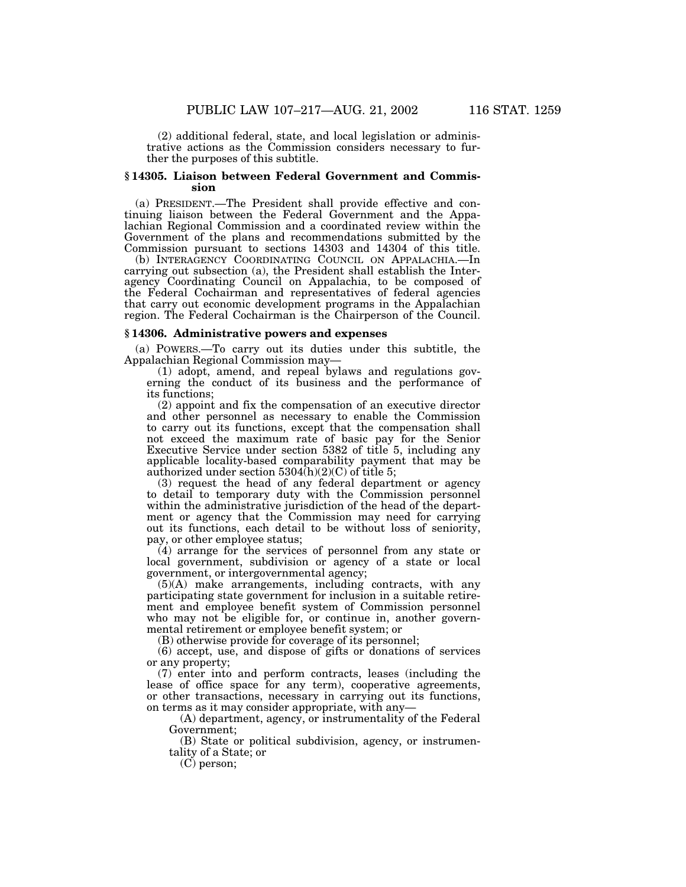(2) additional federal, state, and local legislation or administrative actions as the Commission considers necessary to further the purposes of this subtitle.

### § 14305. Liaison between Federal Government and Commission

(a) PRESIDENT.—The President shall provide effective and continuing liaison between the Federal Government and the Appalachian Regional Commission and a coordinated review within the Government of the plans and recommendations submitted by the Commission pursuant to sections 14303 and 14304 of this title.

(b) INTERAGENCY COORDINATING COUNCIL ON APPALACHIA.—In carrying out subsection (a), the President shall establish the Interagency Coordinating Council on Appalachia, to be composed of the Federal Cochairman and representatives of federal agencies that carry out economic development programs in the Appalachian region. The Federal Cochairman is the Chairperson of the Council.

### § 14306. Administrative powers and expenses

(a) POWERS.—To carry out its duties under this subtitle, the Appalachian Regional Commission may—

(1) adopt, amend, and repeal bylaws and regulations governing the conduct of its business and the performance of its functions;

(2) appoint and fix the compensation of an executive director and other personnel as necessary to enable the Commission to carry out its functions, except that the compensation shall not exceed the maximum rate of basic pay for the Senior Executive Service under section 5382 of title 5, including any applicable locality-based comparability payment that may be authorized under section 5304(h)(2)(C) of title 5;

(3) request the head of any federal department or agency to detail to temporary duty with the Commission personnel within the administrative jurisdiction of the head of the department or agency that the Commission may need for carrying out its functions, each detail to be without loss of seniority, pay, or other employee status;

(4) arrange for the services of personnel from any state or local government, subdivision or agency of a state or local government, or intergovernmental agency;

(5)(A) make arrangements, including contracts, with any participating state government for inclusion in a suitable retirement and employee benefit system of Commission personnel who may not be eligible for, or continue in, another governmental retirement or employee benefit system; or

(B) otherwise provide for coverage of its personnel;

(6) accept, use, and dispose of gifts or donations of services or any property;

(7) enter into and perform contracts, leases (including the lease of office space for any term), cooperative agreements, or other transactions, necessary in carrying out its functions, on terms as it may consider appropriate, with any—

(A) department, agency, or instrumentality of the Federal Government;

(B) State or political subdivision, agency, or instrumentality of a State; or

(C) person;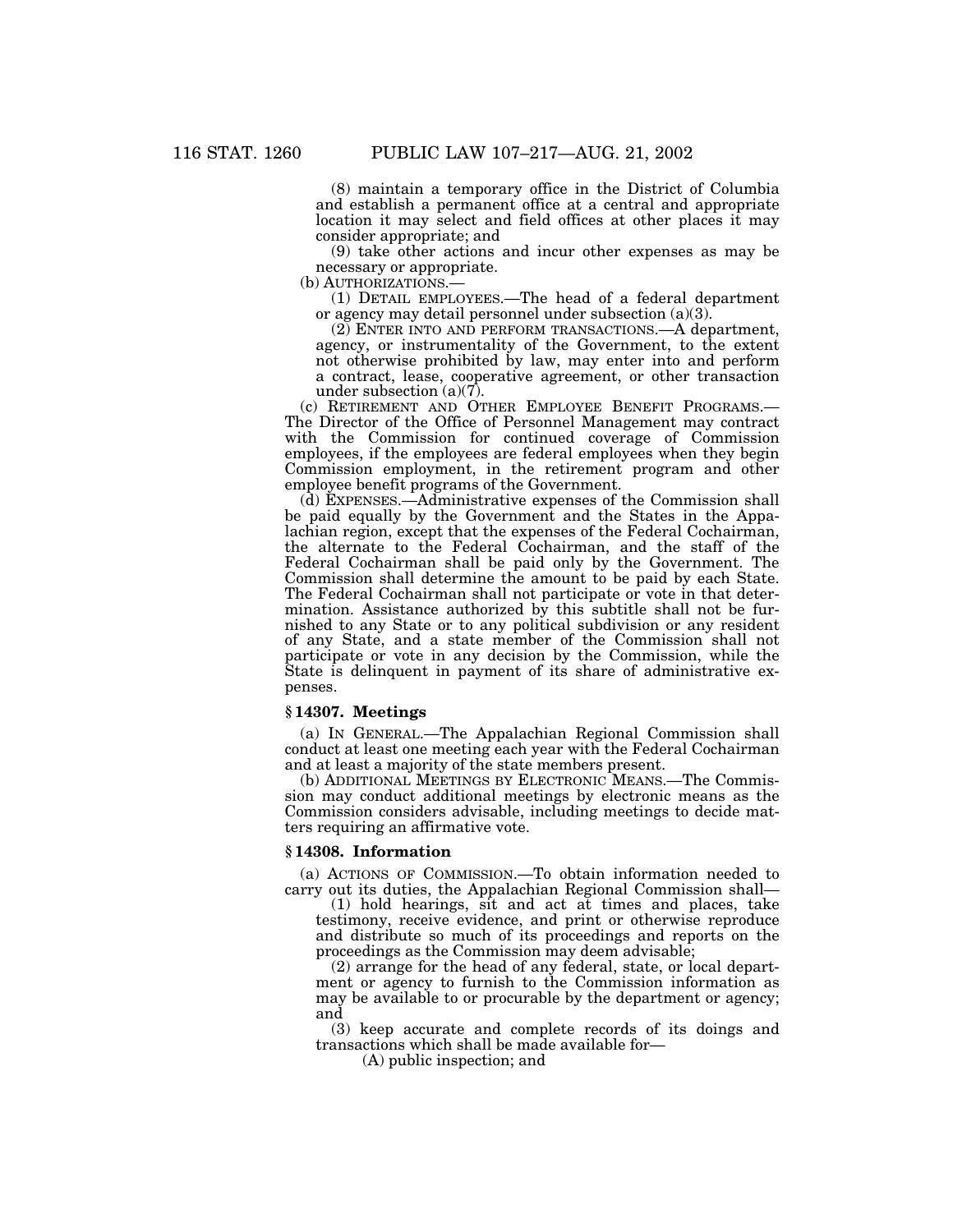(8) maintain a temporary office in the District of Columbia and establish a permanent office at a central and appropriate location it may select and field offices at other places it may consider appropriate; and

(9) take other actions and incur other expenses as may be necessary or appropriate.

(b) AUTHORIZATIONS.—

(1) DETAIL EMPLOYEES.—The head of a federal department or agency may detail personnel under subsection (a)(3).

(2) ENTER INTO AND PERFORM TRANSACTIONS.—A department, agency, or instrumentality of the Government, to the extent not otherwise prohibited by law, may enter into and perform a contract, lease, cooperative agreement, or other transaction under subsection (a)(7).

(c) RETIREMENT AND OTHER EMPLOYEE BENEFIT PROGRAMS.—The Director of the Office of Personnel Management may contract with the Commission for continued coverage of Commission employees, if the employees are federal employees when they begin Commission employment, in the retirement program and other employee benefit programs of the Government.

(d) EXPENSES.—Administrative expenses of the Commission shall be paid equally by the Government and the States in the Appalachian region, except that the expenses of the Federal Cochairman, the alternate to the Federal Cochairman, and the staff of the Federal Cochairman shall be paid only by the Government. The Commission shall determine the amount to be paid by each State. The Federal Cochairman shall not participate or vote in that determination. Assistance authorized by this subtitle shall not be furnished to any State or to any political subdivision or any resident of any State, and a state member of the Commission shall not participate or vote in any decision by the Commission, while the State is delinquent in payment of its share of administrative expenses.

### § 14307. Meetings

(a) IN GENERAL.—The Appalachian Regional Commission shall conduct at least one meeting each year with the Federal Cochairman and at least a majority of the state members present.

(b) ADDITIONAL MEETINGS BY ELECTRONIC MEANS.—The Commission may conduct additional meetings by electronic means as the Commission considers advisable, including meetings to decide matters requiring an affirmative vote.

### § 14308. Information

(a) ACTIONS OF COMMISSION.—To obtain information needed to carry out its duties, the Appalachian Regional Commission shall—

(1) hold hearings, sit and act at times and places, take testimony, receive evidence, and print or otherwise reproduce and distribute so much of its proceedings and reports on the proceedings as the Commission may deem advisable;

(2) arrange for the head of any federal, state, or local department or agency to furnish to the Commission information as may be available to or procurable by the department or agency; and

(3) keep accurate and complete records of its doings and transactions which shall be made available for—

(A) public inspection; and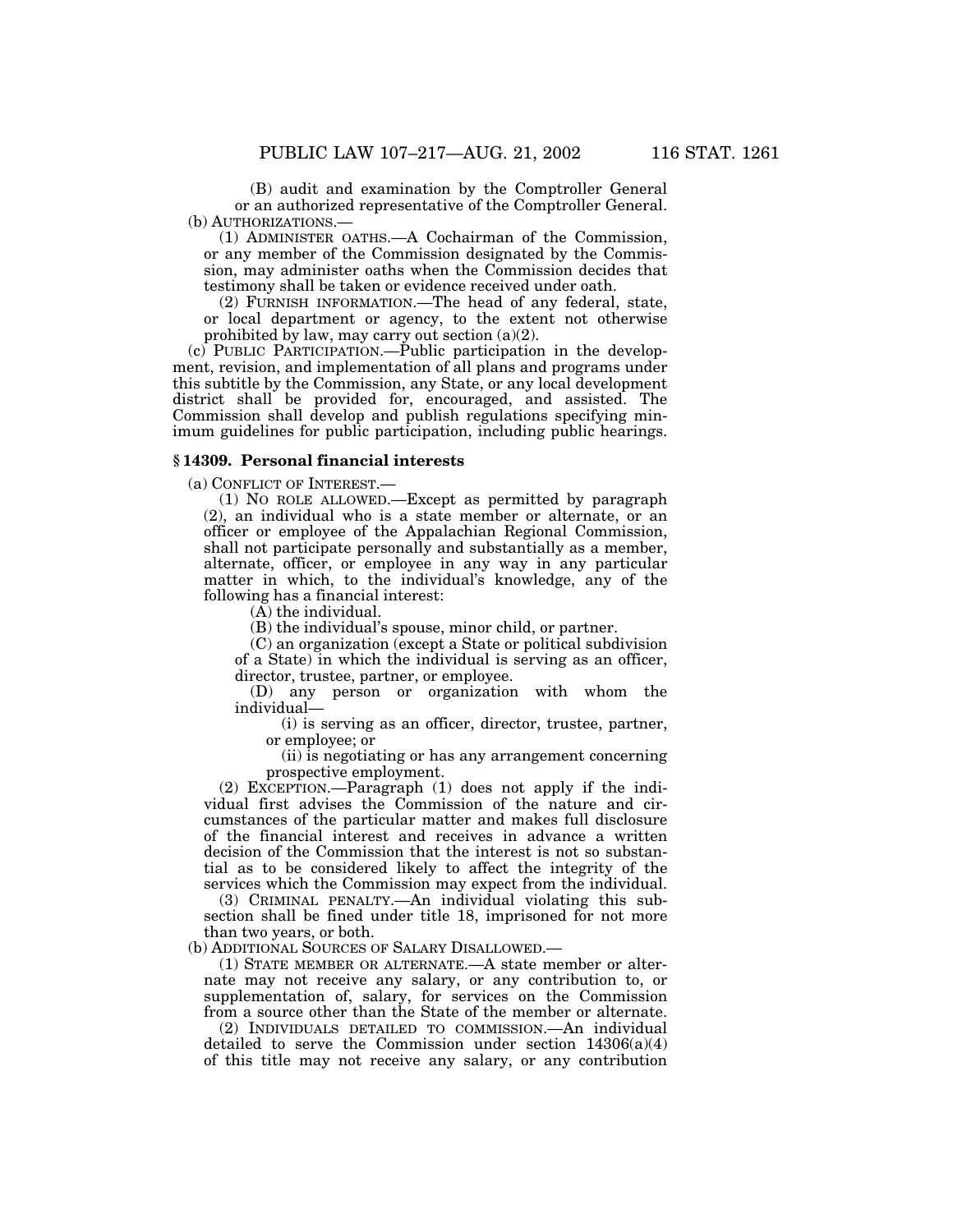(B) audit and examination by the Comptroller General or an authorized representative of the Comptroller General.

(b) AUTHORIZATIONS.—

(1) ADMINISTER OATHS.—A Cochairman of the Commission, or any member of the Commission designated by the Commission, may administer oaths when the Commission decides that testimony shall be taken or evidence received under oath.

(2) FURNISH INFORMATION.—The head of any federal, state, or local department or agency, to the extent not otherwise prohibited by law, may carry out section (a)(2).

(c) PUBLIC PARTICIPATION.—Public participation in the development, revision, and implementation of all plans and programs under this subtitle by the Commission, any State, or any local development district shall be provided for, encouraged, and assisted. The Commission shall develop and publish regulations specifying minimum guidelines for public participation, including public hearings.

### § 14309. Personal financial interests

(a) CONFLICT OF INTEREST.—

(1) NO ROLE ALLOWED.—Except as permitted by paragraph (2), an individual who is a state member or alternate, or an officer or employee of the Appalachian Regional Commission, shall not participate personally and substantially as a member, alternate, officer, or employee in any way in any particular matter in which, to the individual's knowledge, any of the following has a financial interest:

(A) the individual.

(B) the individual's spouse, minor child, or partner.

(C) an organization (except a State or political subdivision of a State) in which the individual is serving as an officer, director, trustee, partner, or employee.

(D) any person or organization with whom the individual—

(i) is serving as an officer, director, trustee, partner, or employee; or

(ii) is negotiating or has any arrangement concerning prospective employment.

(2) EXCEPTION.—Paragraph (1) does not apply if the individual first advises the Commission of the nature and circumstances of the particular matter and makes full disclosure of the financial interest and receives in advance a written decision of the Commission that the interest is not so substantial as to be considered likely to affect the integrity of the services which the Commission may expect from the individual.

(3) CRIMINAL PENALTY.—An individual violating this subsection shall be fined under title 18, imprisoned for not more than two years, or both.

(b) ADDITIONAL SOURCES OF SALARY DISALLOWED.—

(1) STATE MEMBER OR ALTERNATE.—A state member or alternate may not receive any salary, or any contribution to, or supplementation of, salary, for services on the Commission from a source other than the State of the member or alternate.

(2) INDIVIDUALS DETAILED TO COMMISSION.—An individual detailed to serve the Commission under section 14306(a)(4) of this title may not receive any salary, or any contribution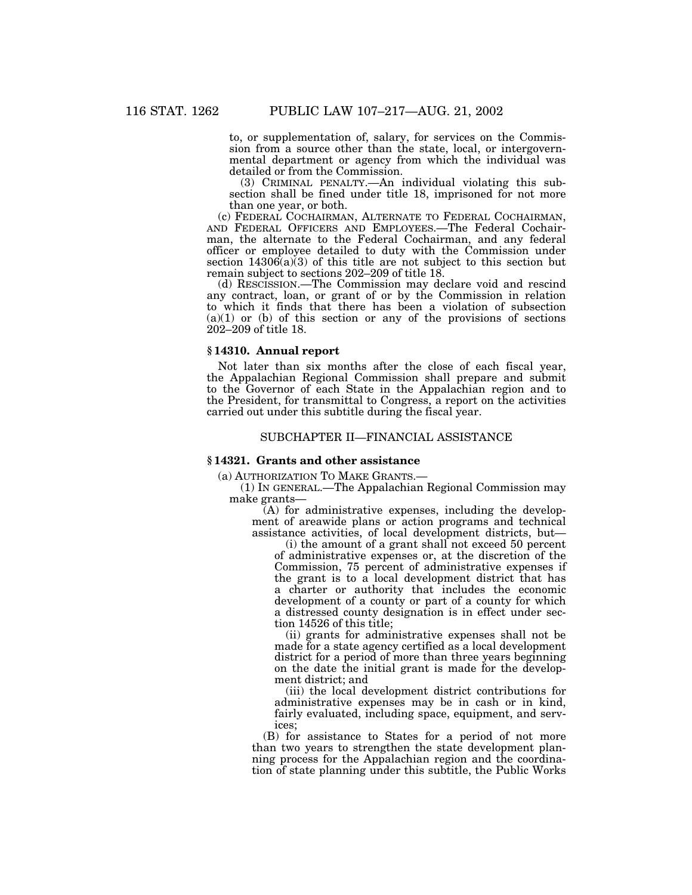to, or supplementation of, salary, for services on the Commission from a source other than the state, local, or intergovernmental department or agency from which the individual was detailed or from the Commission.

(3) CRIMINAL PENALTY.—An individual violating this subsection shall be fined under title 18, imprisoned for not more than one year, or both.

(c) FEDERAL COCHAIRMAN, ALTERNATE TO FEDERAL COCHAIRMAN, AND FEDERAL OFFICERS AND EMPLOYEES.—The Federal Cochairman, the alternate to the Federal Cochairman, and any federal officer or employee detailed to duty with the Commission under section 14306(a)(3) of this title are not subject to this section but remain subject to sections 202–209 of title 18.

(d) RESCISSION.—The Commission may declare void and rescind any contract, loan, or grant of or by the Commission in relation to which it finds that there has been a violation of subsection (a)(1) or (b) of this section or any of the provisions of sections 202–209 of title 18.

### § 14310. Annual report

Not later than six months after the close of each fiscal year, the Appalachian Regional Commission shall prepare and submit to the Governor of each State in the Appalachian region and to the President, for transmittal to Congress, a report on the activities carried out under this subtitle during the fiscal year.

## SUBCHAPTER II—FINANCIAL ASSISTANCE

### § 14321. Grants and other assistance

(a) AUTHORIZATION TO MAKE GRANTS.—

(1) IN GENERAL.—The Appalachian Regional Commission may make grants—

(A) for administrative expenses, including the development of areawide plans or action programs and technical assistance activities, of local development districts, but—

(i) the amount of a grant shall not exceed 50 percent of administrative expenses or, at the discretion of the Commission, 75 percent of administrative expenses if the grant is to a local development district that has a charter or authority that includes the economic development of a county or part of a county for which a distressed county designation is in effect under section 14526 of this title;

(ii) grants for administrative expenses shall not be made for a state agency certified as a local development district for a period of more than three years beginning on the date the initial grant is made for the development district; and

(iii) the local development district contributions for administrative expenses may be in cash or in kind, fairly evaluated, including space, equipment, and services;

(B) for assistance to States for a period of not more than two years to strengthen the state development planning process for the Appalachian region and the coordination of state planning under this subtitle, the Public Works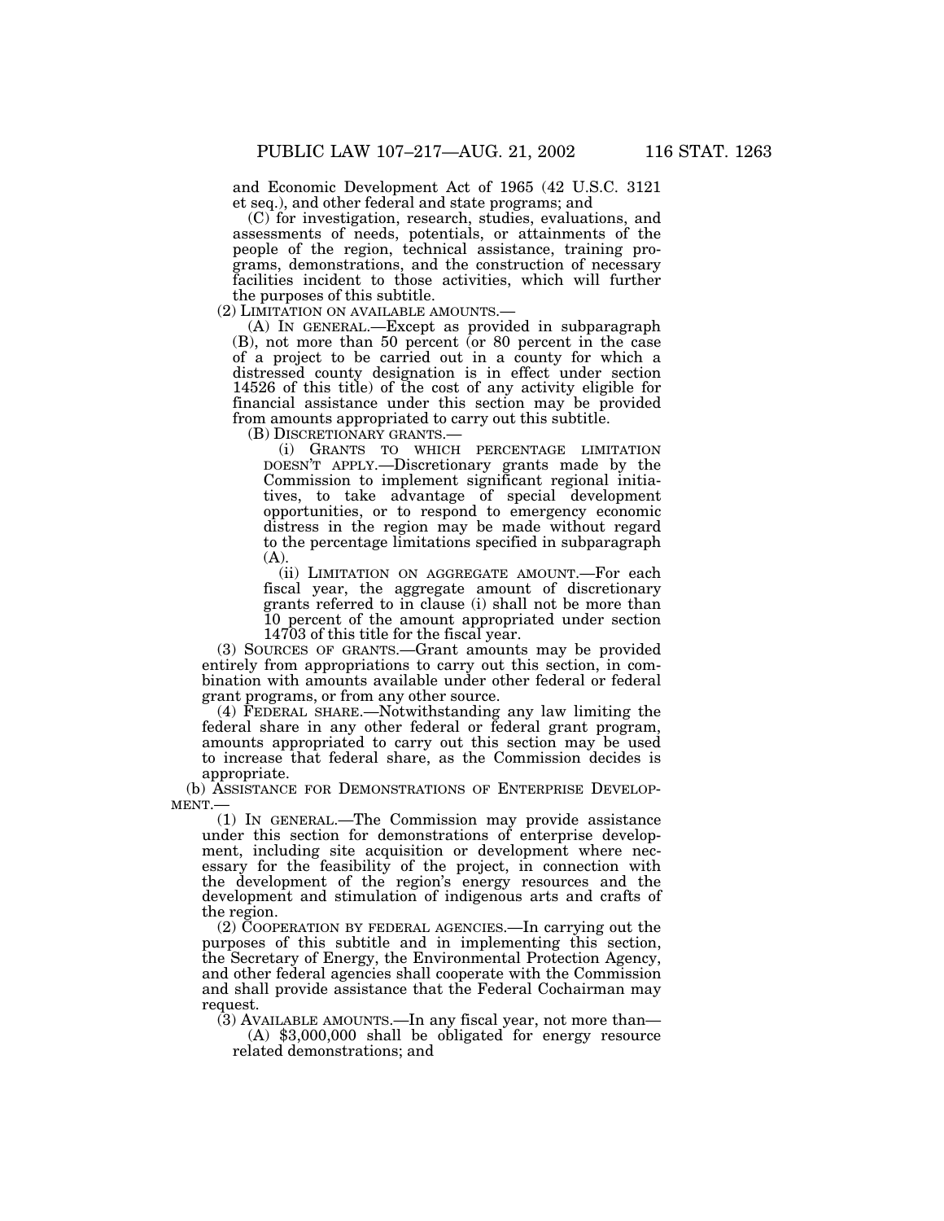and Economic Development Act of 1965 (42 U.S.C. 3121 et seq.), and other federal and state programs; and

(C) for investigation, research, studies, evaluations, and assessments of needs, potentials, or attainments of the people of the region, technical assistance, training programs, demonstrations, and the construction of necessary facilities incident to those activities, which will further the purposes of this subtitle.

(2) LIMITATION ON AVAILABLE AMOUNTS.—

(A) IN GENERAL.—Except as provided in subparagraph (B), not more than 50 percent (or 80 percent in the case of a project to be carried out in a county for which a distressed county designation is in effect under section 14526 of this title) of the cost of any activity eligible for financial assistance under this section may be provided from amounts appropriated to carry out this subtitle.

(B) DISCRETIONARY GRANTS.—

(i) GRANTS TO WHICH PERCENTAGE LIMITATION DOESN'T APPLY.—Discretionary grants made by the Commission to implement significant regional initiatives, to take advantage of special development opportunities, or to respond to emergency economic distress in the region may be made without regard to the percentage limitations specified in subparagraph (A).

(ii) LIMITATION ON AGGREGATE AMOUNT.—For each fiscal year, the aggregate amount of discretionary grants referred to in clause (i) shall not be more than 10 percent of the amount appropriated under section 14703 of this title for the fiscal year.

(3) SOURCES OF GRANTS.—Grant amounts may be provided entirely from appropriations to carry out this section, in combination with amounts available under other federal or federal grant programs, or from any other source.

(4) FEDERAL SHARE.—Notwithstanding any law limiting the federal share in any other federal or federal grant program, amounts appropriated to carry out this section may be used to increase that federal share, as the Commission decides is appropriate.

(b) ASSISTANCE FOR DEMONSTRATIONS OF ENTERPRISE DEVELOPMENT.—

(1) IN GENERAL.—The Commission may provide assistance under this section for demonstrations of enterprise development, including site acquisition or development where necessary for the feasibility of the project, in connection with the development of the region's energy resources and the development and stimulation of indigenous arts and crafts of the region.

(2) COOPERATION BY FEDERAL AGENCIES.—In carrying out the purposes of this subtitle and in implementing this section, the Secretary of Energy, the Environmental Protection Agency, and other federal agencies shall cooperate with the Commission and shall provide assistance that the Federal Cochairman may request.

(3) AVAILABLE AMOUNTS.—In any fiscal year, not more than—

(A) $3,000,000 shall be obligated for energy resource related demonstrations; and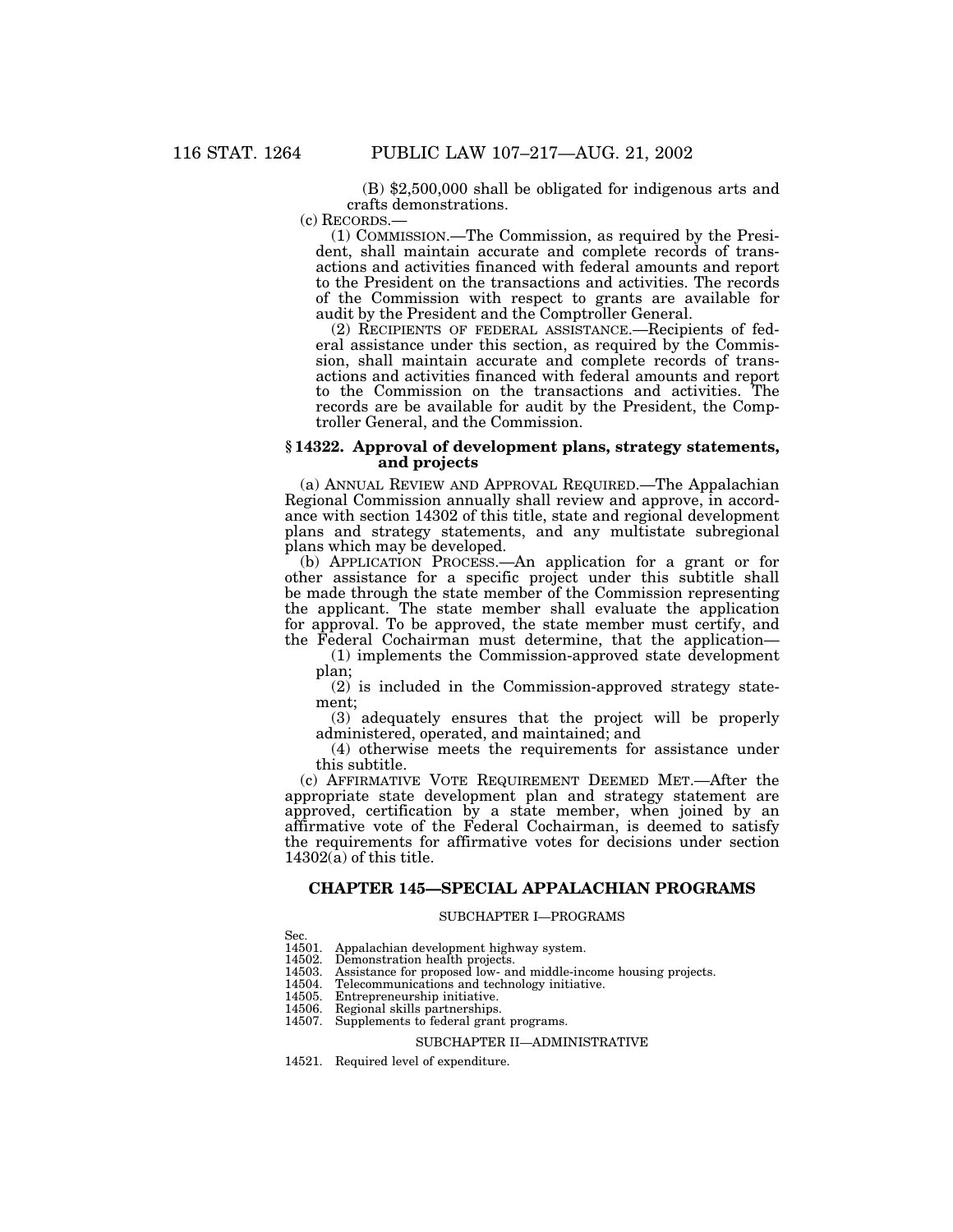(B) $2,500,000 shall be obligated for indigenous arts and crafts demonstrations.

(c) RECORDS.—

(1) COMMISSION.—The Commission, as required by the President, shall maintain accurate and complete records of transactions and activities financed with federal amounts and report to the President on the transactions and activities. The records of the Commission with respect to grants are available for audit by the President and the Comptroller General.

(2) RECIPIENTS OF FEDERAL ASSISTANCE.—Recipients of federal assistance under this section, as required by the Commission, shall maintain accurate and complete records of transactions and activities financed with federal amounts and report to the Commission on the transactions and activities. The records are be available for audit by the President, the Comptroller General, and the Commission.

### § 14322. Approval of development plans, strategy statements, and projects

(a) ANNUAL REVIEW AND APPROVAL REQUIRED.—The Appalachian Regional Commission annually shall review and approve, in accordance with section 14302 of this title, state and regional development plans and strategy statements, and any multistate subregional plans which may be developed.

(b) APPLICATION PROCESS.—An application for a grant or for other assistance for a specific project under this subtitle shall be made through the state member of the Commission representing the applicant. The state member shall evaluate the application for approval. To be approved, the state member must certify, and the Federal Cochairman must determine, that the application—

(1) implements the Commission-approved state development plan;

(2) is included in the Commission-approved strategy statement;

(3) adequately ensures that the project will be properly administered, operated, and maintained; and

(4) otherwise meets the requirements for assistance under this subtitle.

(c) AFFIRMATIVE VOTE REQUIREMENT DEEMED MET.—After the appropriate state development plan and strategy statement are approved, certification by a state member, when joined by an affirmative vote of the Federal Cochairman, is deemed to satisfy the requirements for affirmative votes for decisions under section 14302(a) of this title.

## CHAPTER 145—SPECIAL APPALACHIAN PROGRAMS

SUBCHAPTER I—PROGRAMS

Sec.
14501. Appalachian development highway system.
14502. Demonstration health projects.
14503. Assistance for proposed low- and middle-income housing projects.
14504. Telecommunications and technology initiative.
14505. Entrepreneurship initiative.
14506. Regional skills partnerships.
14507. Supplements to federal grant programs.

SUBCHAPTER II—ADMINISTRATIVE

14521. Required level of expenditure.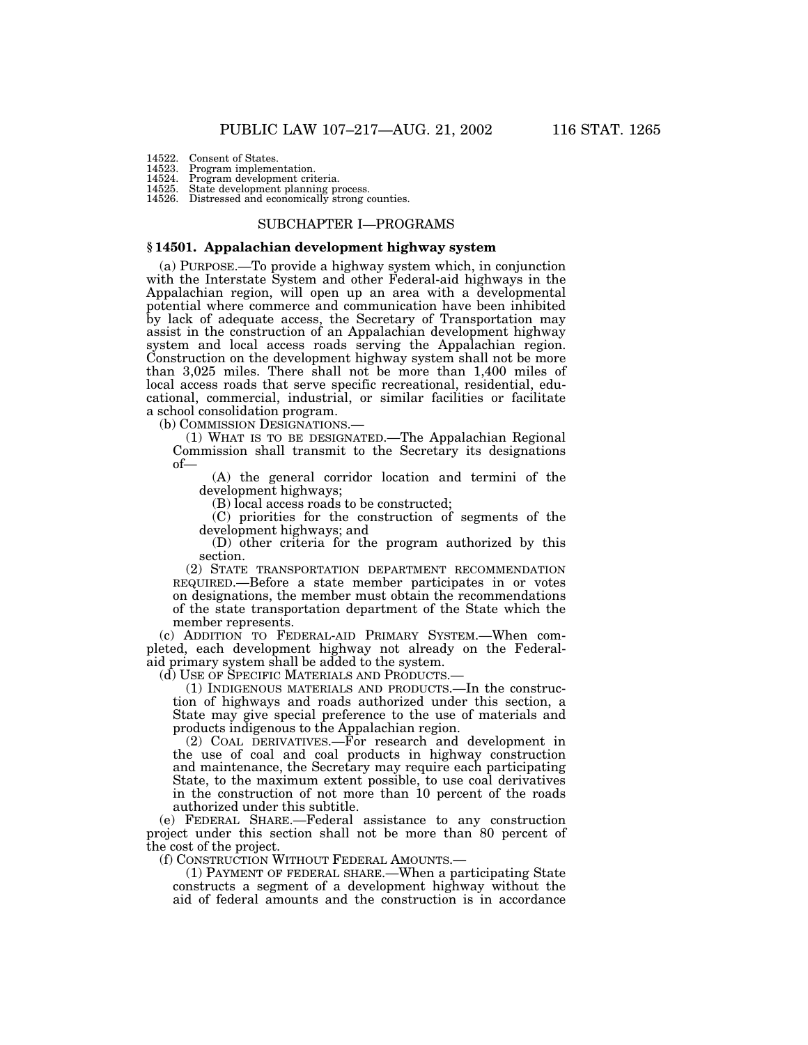14522. Consent of States.
14523. Program implementation.
14524. Program development criteria.
14525. State development planning process.
14526. Distressed and economically strong counties.

## SUBCHAPTER I—PROGRAMS

### § 14501. Appalachian development highway system

(a) PURPOSE.—To provide a highway system which, in conjunction with the Interstate System and other Federal-aid highways in the Appalachian region, will open up an area with a developmental potential where commerce and communication have been inhibited by lack of adequate access, the Secretary of Transportation may assist in the construction of an Appalachian development highway system and local access roads serving the Appalachian region. Construction on the development highway system shall not be more than 3,025 miles. There shall not be more than 1,400 miles of local access roads that serve specific recreational, residential, educational, commercial, industrial, or similar facilities or facilitate a school consolidation program.

(b) COMMISSION DESIGNATIONS.—

(1) WHAT IS TO BE DESIGNATED.—The Appalachian Regional Commission shall transmit to the Secretary its designations of—

(A) the general corridor location and termini of the development highways;

(B) local access roads to be constructed;

(C) priorities for the construction of segments of the development highways; and

(D) other criteria for the program authorized by this section.

(2) STATE TRANSPORTATION DEPARTMENT RECOMMENDATION REQUIRED.—Before a state member participates in or votes on designations, the member must obtain the recommendations of the state transportation department of the State which the member represents.

(c) ADDITION TO FEDERAL-AID PRIMARY SYSTEM.—When completed, each development highway not already on the Federal-aid primary system shall be added to the system.

(d) USE OF SPECIFIC MATERIALS AND PRODUCTS.—

(1) INDIGENOUS MATERIALS AND PRODUCTS.—In the construction of highways and roads authorized under this section, a State may give special preference to the use of materials and products indigenous to the Appalachian region.

(2) COAL DERIVATIVES.—For research and development in the use of coal and coal products in highway construction and maintenance, the Secretary may require each participating State, to the maximum extent possible, to use coal derivatives in the construction of not more than 10 percent of the roads authorized under this subtitle.

(e) FEDERAL SHARE.—Federal assistance to any construction project under this section shall not be more than 80 percent of the cost of the project.

(f) CONSTRUCTION WITHOUT FEDERAL AMOUNTS.—

(1) PAYMENT OF FEDERAL SHARE.—When a participating State constructs a segment of a development highway without the aid of federal amounts and the construction is in accordance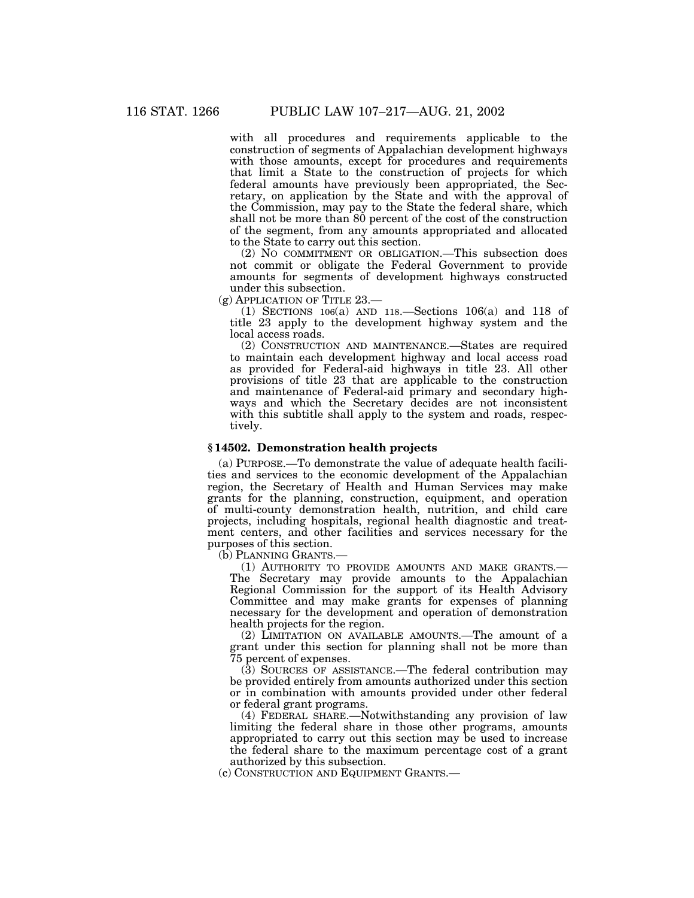with all procedures and requirements applicable to the construction of segments of Appalachian development highways with those amounts, except for procedures and requirements that limit a State to the construction of projects for which federal amounts have previously been appropriated, the Secretary, on application by the State and with the approval of the Commission, may pay to the State the federal share, which shall not be more than 80 percent of the cost of the construction of the segment, from any amounts appropriated and allocated to the State to carry out this section.

(2) NO COMMITMENT OR OBLIGATION.—This subsection does not commit or obligate the Federal Government to provide amounts for segments of development highways constructed under this subsection.

(g) APPLICATION OF TITLE 23.—

(1) SECTIONS 106(a) AND 118.—Sections 106(a) and 118 of title 23 apply to the development highway system and the local access roads.

(2) CONSTRUCTION AND MAINTENANCE.—States are required to maintain each development highway and local access road as provided for Federal-aid highways in title 23. All other provisions of title 23 that are applicable to the construction and maintenance of Federal-aid primary and secondary highways and which the Secretary decides are not inconsistent with this subtitle shall apply to the system and roads, respectively.

### § 14502. Demonstration health projects

(a) PURPOSE.—To demonstrate the value of adequate health facilities and services to the economic development of the Appalachian region, the Secretary of Health and Human Services may make grants for the planning, construction, equipment, and operation of multi-county demonstration health, nutrition, and child care projects, including hospitals, regional health diagnostic and treatment centers, and other facilities and services necessary for the purposes of this section.

(b) PLANNING GRANTS.—

(1) AUTHORITY TO PROVIDE AMOUNTS AND MAKE GRANTS.—The Secretary may provide amounts to the Appalachian Regional Commission for the support of its Health Advisory Committee and may make grants for expenses of planning necessary for the development and operation of demonstration health projects for the region.

(2) LIMITATION ON AVAILABLE AMOUNTS.—The amount of a grant under this section for planning shall not be more than 75 percent of expenses.

(3) SOURCES OF ASSISTANCE.—The federal contribution may be provided entirely from amounts authorized under this section or in combination with amounts provided under other federal or federal grant programs.

(4) FEDERAL SHARE.—Notwithstanding any provision of law limiting the federal share in those other programs, amounts appropriated to carry out this section may be used to increase the federal share to the maximum percentage cost of a grant authorized by this subsection.

(c) CONSTRUCTION AND EQUIPMENT GRANTS.—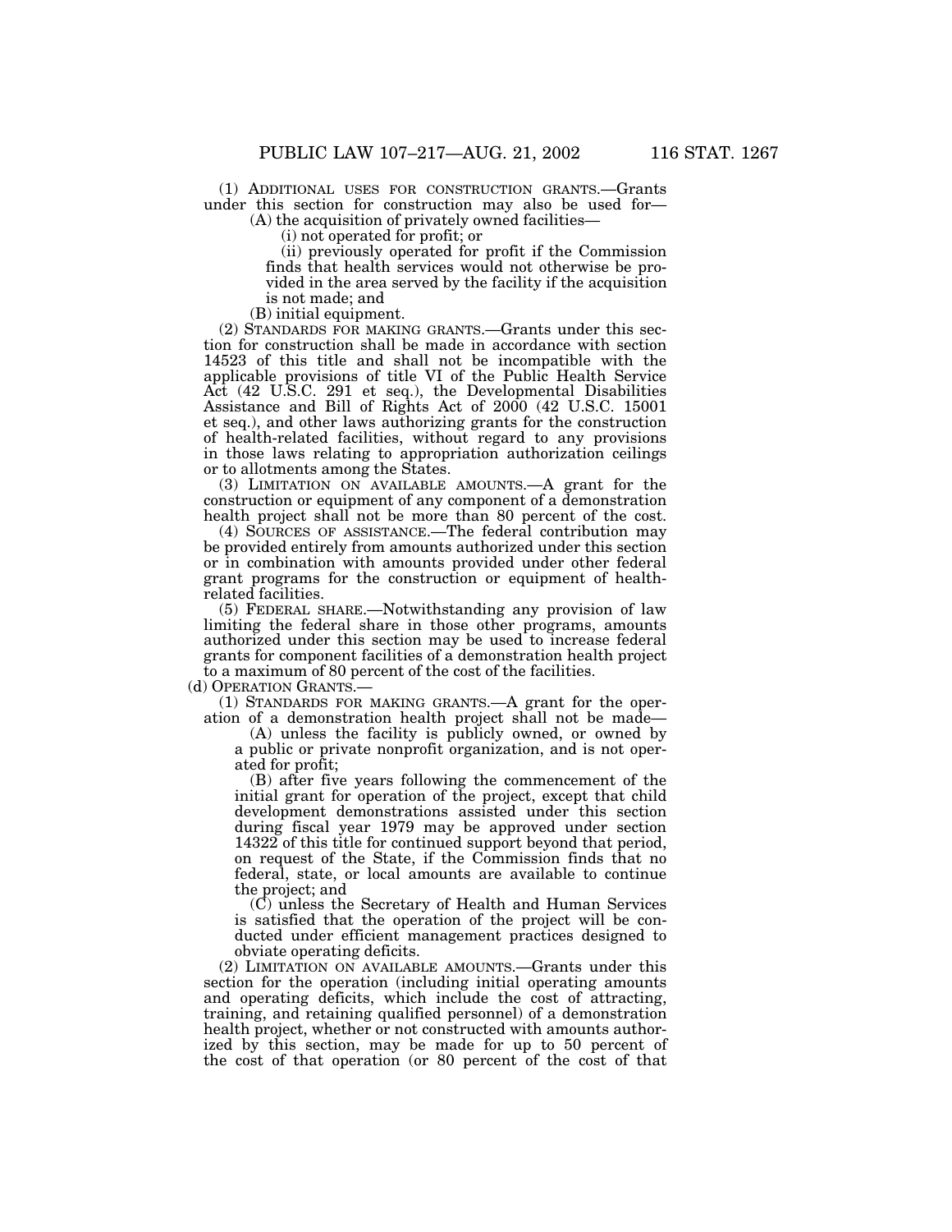(1) ADDITIONAL USES FOR CONSTRUCTION GRANTS.—Grants under this section for construction may also be used for—

(A) the acquisition of privately owned facilities—

(i) not operated for profit; or

(ii) previously operated for profit if the Commission finds that health services would not otherwise be provided in the area served by the facility if the acquisition is not made; and

(B) initial equipment.

(2) STANDARDS FOR MAKING GRANTS.—Grants under this section for construction shall be made in accordance with section 14523 of this title and shall not be incompatible with the applicable provisions of title VI of the Public Health Service Act (42 U.S.C. 291 et seq.), the Developmental Disabilities Assistance and Bill of Rights Act of 2000 (42 U.S.C. 15001 et seq.), and other laws authorizing grants for the construction of health-related facilities, without regard to any provisions in those laws relating to appropriation authorization ceilings or to allotments among the States.

(3) LIMITATION ON AVAILABLE AMOUNTS.—A grant for the construction or equipment of any component of a demonstration health project shall not be more than 80 percent of the cost.

(4) SOURCES OF ASSISTANCE.—The federal contribution may be provided entirely from amounts authorized under this section or in combination with amounts provided under other federal grant programs for the construction or equipment of health-related facilities.

(5) FEDERAL SHARE.—Notwithstanding any provision of law limiting the federal share in those other programs, amounts authorized under this section may be used to increase federal grants for component facilities of a demonstration health project to a maximum of 80 percent of the cost of the facilities.

(d) OPERATION GRANTS.—

(1) STANDARDS FOR MAKING GRANTS.—A grant for the operation of a demonstration health project shall not be made—

(A) unless the facility is publicly owned, or owned by a public or private nonprofit organization, and is not operated for profit;

(B) after five years following the commencement of the initial grant for operation of the project, except that child development demonstrations assisted under this section during fiscal year 1979 may be approved under section 14322 of this title for continued support beyond that period, on request of the State, if the Commission finds that no federal, state, or local amounts are available to continue the project; and

(C) unless the Secretary of Health and Human Services is satisfied that the operation of the project will be conducted under efficient management practices designed to obviate operating deficits.

(2) LIMITATION ON AVAILABLE AMOUNTS.—Grants under this section for the operation (including initial operating amounts and operating deficits, which include the cost of attracting, training, and retaining qualified personnel) of a demonstration health project, whether or not constructed with amounts authorized by this section, may be made for up to 50 percent of the cost of that operation (or 80 percent of the cost of that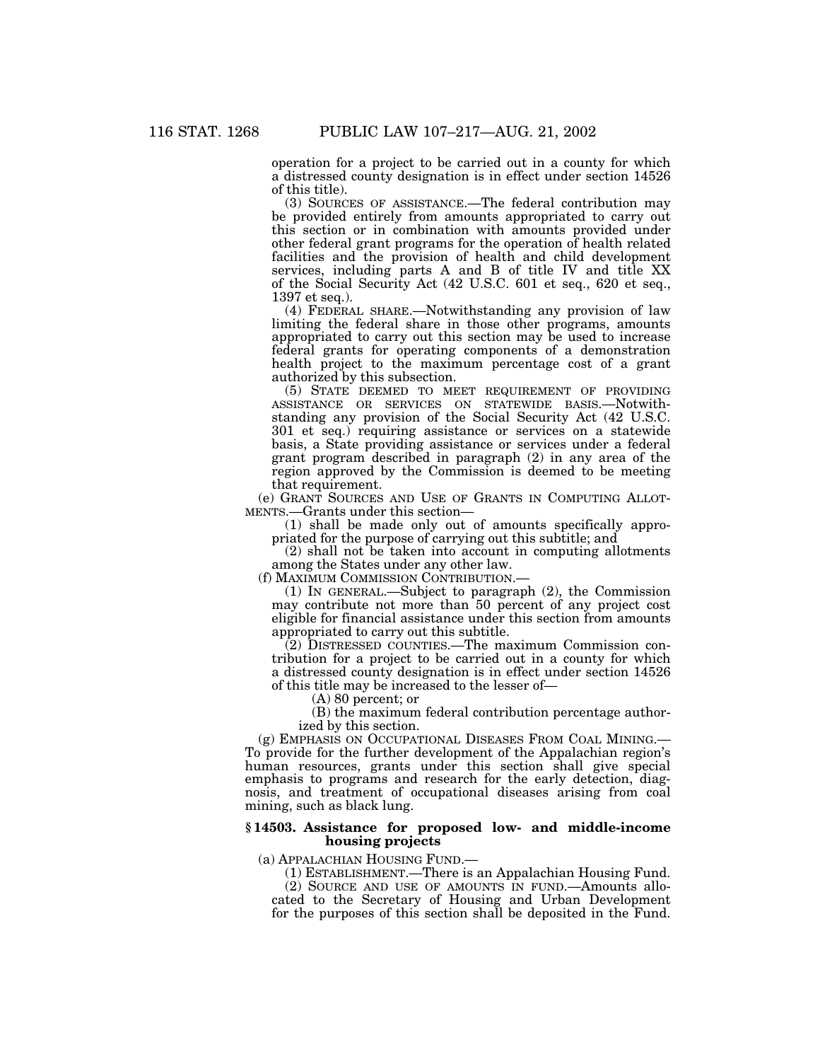operation for a project to be carried out in a county for which a distressed county designation is in effect under section 14526 of this title).

(3) SOURCES OF ASSISTANCE.—The federal contribution may be provided entirely from amounts appropriated to carry out this section or in combination with amounts provided under other federal grant programs for the operation of health related facilities and the provision of health and child development services, including parts A and B of title IV and title XX of the Social Security Act (42 U.S.C. 601 et seq., 620 et seq., 1397 et seq.).

(4) FEDERAL SHARE.—Notwithstanding any provision of law limiting the federal share in those other programs, amounts appropriated to carry out this section may be used to increase federal grants for operating components of a demonstration health project to the maximum percentage cost of a grant authorized by this subsection.

(5) STATE DEEMED TO MEET REQUIREMENT OF PROVIDING ASSISTANCE OR SERVICES ON STATEWIDE BASIS.—Notwithstanding any provision of the Social Security Act (42 U.S.C. 301 et seq.) requiring assistance or services on a statewide basis, a State providing assistance or services under a federal grant program described in paragraph (2) in any area of the region approved by the Commission is deemed to be meeting that requirement.

(e) GRANT SOURCES AND USE OF GRANTS IN COMPUTING ALLOTMENTS.—Grants under this section—

(1) shall be made only out of amounts specifically appropriated for the purpose of carrying out this subtitle; and

(2) shall not be taken into account in computing allotments among the States under any other law.

(f) MAXIMUM COMMISSION CONTRIBUTION.—

(1) IN GENERAL.—Subject to paragraph (2), the Commission may contribute not more than 50 percent of any project cost eligible for financial assistance under this section from amounts appropriated to carry out this subtitle.

(2) DISTRESSED COUNTIES.—The maximum Commission contribution for a project to be carried out in a county for which a distressed county designation is in effect under section 14526 of this title may be increased to the lesser of—

(A) 80 percent; or

(B) the maximum federal contribution percentage authorized by this section.

(g) EMPHASIS ON OCCUPATIONAL DISEASES FROM COAL MINING.—To provide for the further development of the Appalachian region's human resources, grants under this section shall give special emphasis to programs and research for the early detection, diagnosis, and treatment of occupational diseases arising from coal mining, such as black lung.

### § 14503. Assistance for proposed low- and middle-income housing projects

(a) APPALACHIAN HOUSING FUND.—

(1) ESTABLISHMENT.—There is an Appalachian Housing Fund.

(2) SOURCE AND USE OF AMOUNTS IN FUND.—Amounts allocated to the Secretary of Housing and Urban Development for the purposes of this section shall be deposited in the Fund.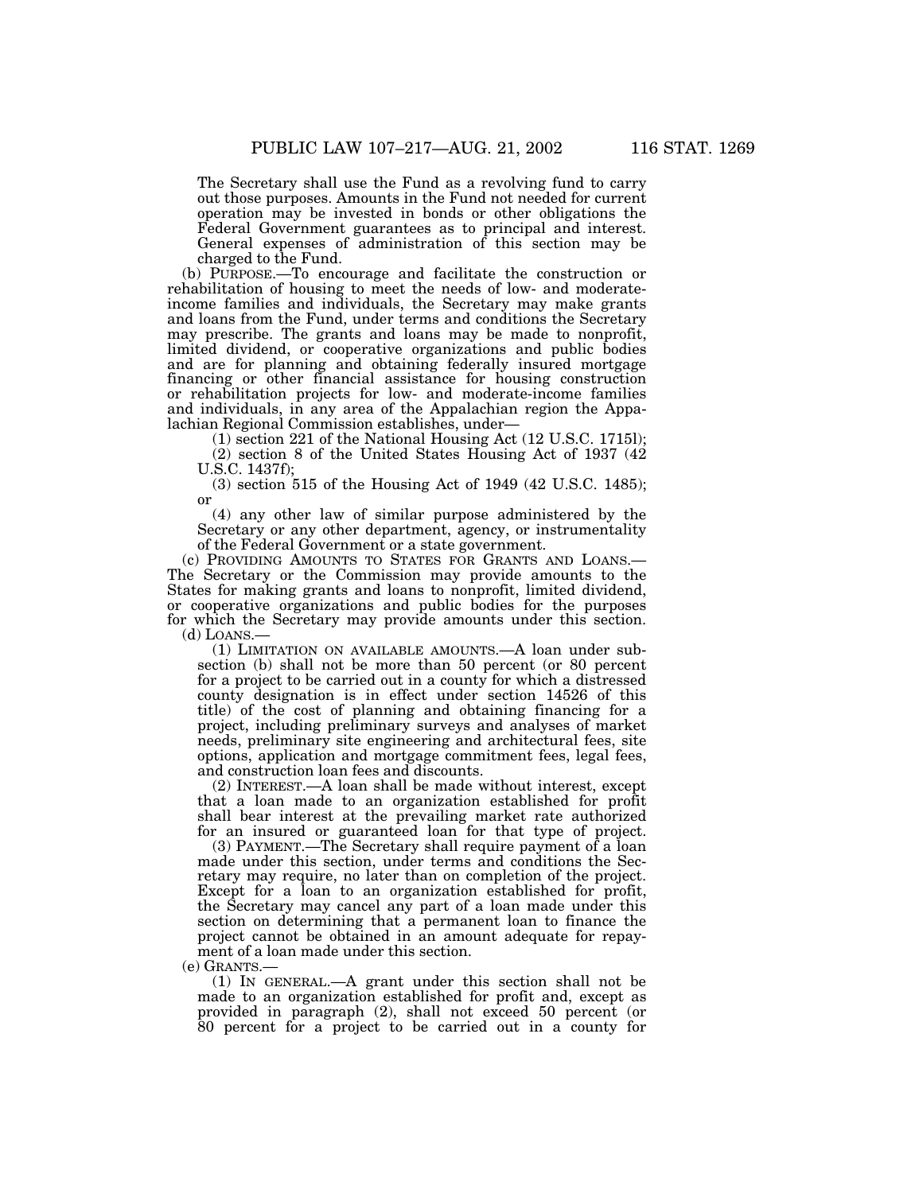The Secretary shall use the Fund as a revolving fund to carry out those purposes. Amounts in the Fund not needed for current operation may be invested in bonds or other obligations the Federal Government guarantees as to principal and interest. General expenses of administration of this section may be charged to the Fund.

(b) PURPOSE.—To encourage and facilitate the construction or rehabilitation of housing to meet the needs of low- and moderate-income families and individuals, the Secretary may make grants and loans from the Fund, under terms and conditions the Secretary may prescribe. The grants and loans may be made to nonprofit, limited dividend, or cooperative organizations and public bodies and are for planning and obtaining federally insured mortgage financing or other financial assistance for housing construction or rehabilitation projects for low- and moderate-income families and individuals, in any area of the Appalachian region the Appalachian Regional Commission establishes, under—

(1) section 221 of the National Housing Act (12 U.S.C. 1715l);

(2) section 8 of the United States Housing Act of 1937 (42 U.S.C. 1437f);

(3) section 515 of the Housing Act of 1949 (42 U.S.C. 1485); or

(4) any other law of similar purpose administered by the Secretary or any other department, agency, or instrumentality of the Federal Government or a state government.

(c) PROVIDING AMOUNTS TO STATES FOR GRANTS AND LOANS.—The Secretary or the Commission may provide amounts to the States for making grants and loans to nonprofit, limited dividend, or cooperative organizations and public bodies for the purposes for which the Secretary may provide amounts under this section.

(d) LOANS.—

(1) LIMITATION ON AVAILABLE AMOUNTS.—A loan under subsection (b) shall not be more than 50 percent (or 80 percent for a project to be carried out in a county for which a distressed county designation is in effect under section 14526 of this title) of the cost of planning and obtaining financing for a project, including preliminary surveys and analyses of market needs, preliminary site engineering and architectural fees, site options, application and mortgage commitment fees, legal fees, and construction loan fees and discounts.

(2) INTEREST.—A loan shall be made without interest, except that a loan made to an organization established for profit shall bear interest at the prevailing market rate authorized for an insured or guaranteed loan for that type of project.

(3) PAYMENT.—The Secretary shall require payment of a loan made under this section, under terms and conditions the Secretary may require, no later than on completion of the project. Except for a loan to an organization established for profit, the Secretary may cancel any part of a loan made under this section on determining that a permanent loan to finance the project cannot be obtained in an amount adequate for repayment of a loan made under this section.

(e) GRANTS.—

(1) IN GENERAL.—A grant under this section shall not be made to an organization established for profit and, except as provided in paragraph (2), shall not exceed 50 percent (or 80 percent for a project to be carried out in a county for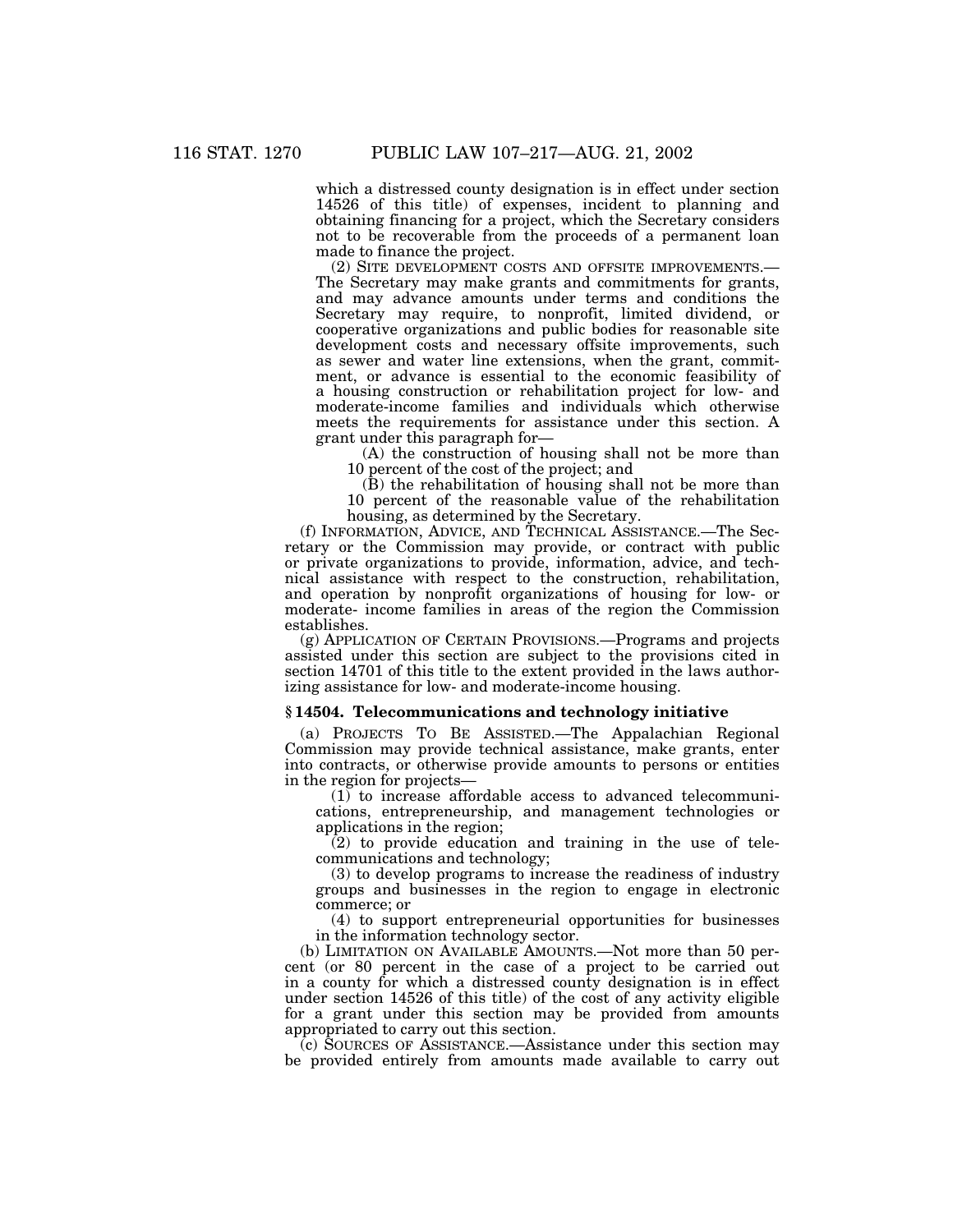which a distressed county designation is in effect under section 14526 of this title) of expenses, incident to planning and obtaining financing for a project, which the Secretary considers not to be recoverable from the proceeds of a permanent loan made to finance the project.

(2) SITE DEVELOPMENT COSTS AND OFFSITE IMPROVEMENTS.—The Secretary may make grants and commitments for grants, and may advance amounts under terms and conditions the Secretary may require, to nonprofit, limited dividend, or cooperative organizations and public bodies for reasonable site development costs and necessary offsite improvements, such as sewer and water line extensions, when the grant, commitment, or advance is essential to the economic feasibility of a housing construction or rehabilitation project for low- and moderate-income families and individuals which otherwise meets the requirements for assistance under this section. A grant under this paragraph for—

(A) the construction of housing shall not be more than 10 percent of the cost of the project; and

(B) the rehabilitation of housing shall not be more than 10 percent of the reasonable value of the rehabilitation housing, as determined by the Secretary.

(f) INFORMATION, ADVICE, AND TECHNICAL ASSISTANCE.—The Secretary or the Commission may provide, or contract with public or private organizations to provide, information, advice, and technical assistance with respect to the construction, rehabilitation, and operation by nonprofit organizations of housing for low- or moderate- income families in areas of the region the Commission establishes.

(g) APPLICATION OF CERTAIN PROVISIONS.—Programs and projects assisted under this section are subject to the provisions cited in section 14701 of this title to the extent provided in the laws authorizing assistance for low- and moderate-income housing.

### § 14504. Telecommunications and technology initiative

(a) PROJECTS TO BE ASSISTED.—The Appalachian Regional Commission may provide technical assistance, make grants, enter into contracts, or otherwise provide amounts to persons or entities in the region for projects—

(1) to increase affordable access to advanced telecommunications, entrepreneurship, and management technologies or applications in the region;

(2) to provide education and training in the use of telecommunications and technology;

(3) to develop programs to increase the readiness of industry groups and businesses in the region to engage in electronic commerce; or

(4) to support entrepreneurial opportunities for businesses in the information technology sector.

(b) LIMITATION ON AVAILABLE AMOUNTS.—Not more than 50 percent (or 80 percent in the case of a project to be carried out in a county for which a distressed county designation is in effect under section 14526 of this title) of the cost of any activity eligible for a grant under this section may be provided from amounts appropriated to carry out this section.

(c) SOURCES OF ASSISTANCE.—Assistance under this section may be provided entirely from amounts made available to carry out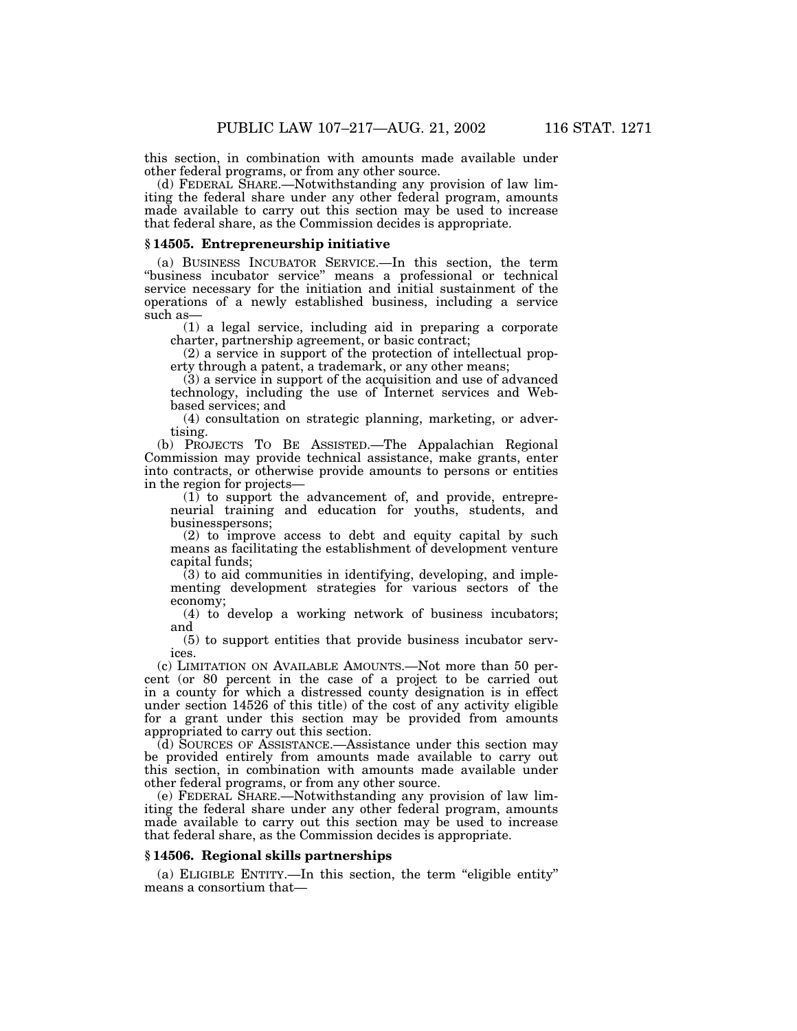this section, in combination with amounts made available under other federal programs, or from any other source.

(d) FEDERAL SHARE.—Notwithstanding any provision of law limiting the federal share under any other federal program, amounts made available to carry out this section may be used to increase that federal share, as the Commission decides is appropriate.

### § 14505. Entrepreneurship initiative

(a) BUSINESS INCUBATOR SERVICE.—In this section, the term "business incubator service" means a professional or technical service necessary for the initiation and initial sustainment of the operations of a newly established business, including a service such as—

(1) a legal service, including aid in preparing a corporate charter, partnership agreement, or basic contract;

(2) a service in support of the protection of intellectual property through a patent, a trademark, or any other means;

(3) a service in support of the acquisition and use of advanced technology, including the use of Internet services and Web-based services; and

(4) consultation on strategic planning, marketing, or advertising.

(b) PROJECTS TO BE ASSISTED.—The Appalachian Regional Commission may provide technical assistance, make grants, enter into contracts, or otherwise provide amounts to persons or entities in the region for projects—

(1) to support the advancement of, and provide, entrepreneurial training and education for youths, students, and businesspersons;

(2) to improve access to debt and equity capital by such means as facilitating the establishment of development venture capital funds;

(3) to aid communities in identifying, developing, and implementing development strategies for various sectors of the economy;

(4) to develop a working network of business incubators; and

(5) to support entities that provide business incubator services.

(c) LIMITATION ON AVAILABLE AMOUNTS.—Not more than 50 percent (or 80 percent in the case of a project to be carried out in a county for which a distressed county designation is in effect under section 14526 of this title) of the cost of any activity eligible for a grant under this section may be provided from amounts appropriated to carry out this section.

(d) SOURCES OF ASSISTANCE.—Assistance under this section may be provided entirely from amounts made available to carry out this section, in combination with amounts made available under other federal programs, or from any other source.

(e) FEDERAL SHARE.—Notwithstanding any provision of law limiting the federal share under any other federal program, amounts made available to carry out this section may be used to increase that federal share, as the Commission decides is appropriate.

### § 14506. Regional skills partnerships

(a) ELIGIBLE ENTITY.—In this section, the term "eligible entity" means a consortium that—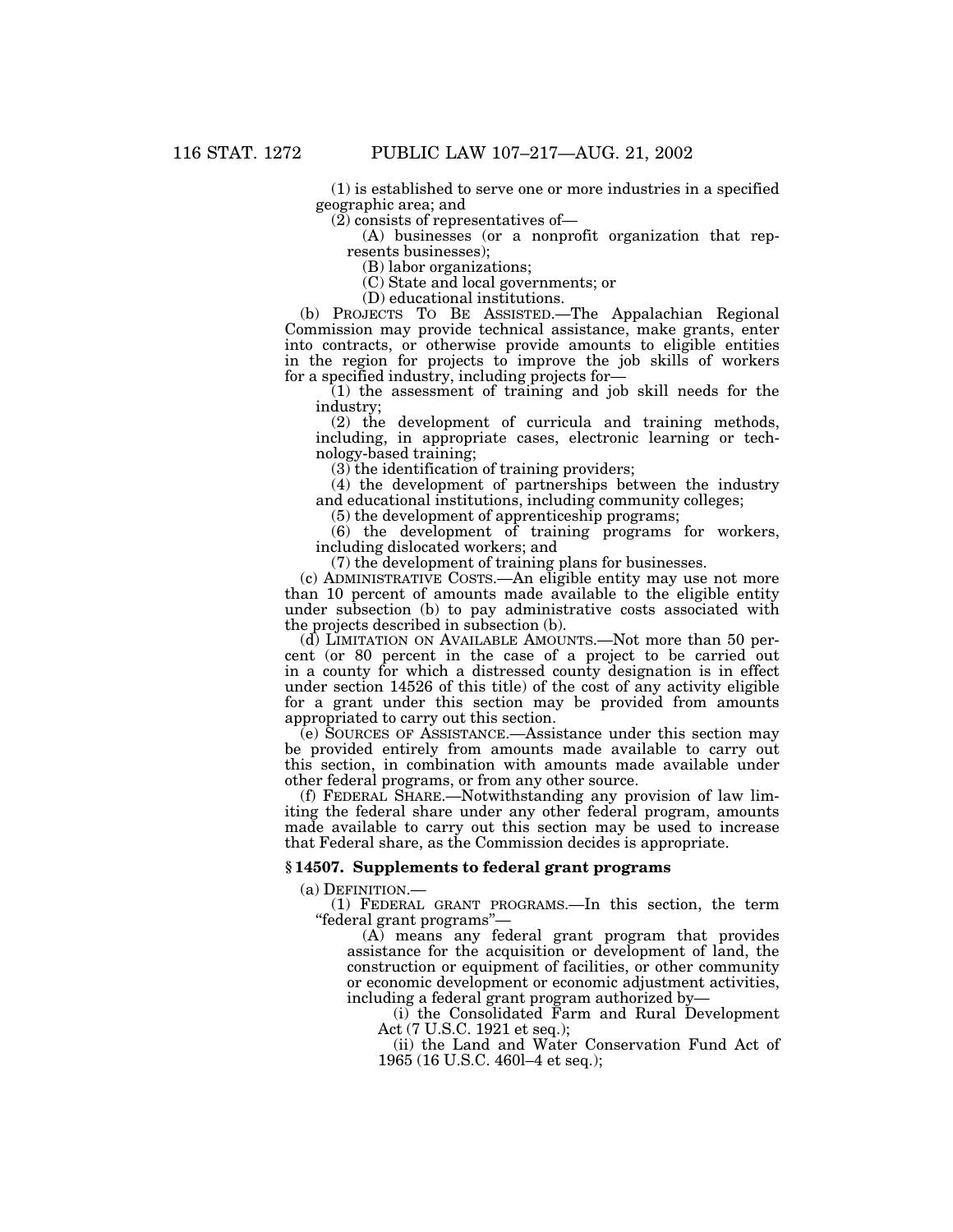(1) is established to serve one or more industries in a specified geographic area; and

(2) consists of representatives of—

(A) businesses (or a nonprofit organization that represents businesses);

(B) labor organizations;

(C) State and local governments; or

(D) educational institutions.

(b) PROJECTS TO BE ASSISTED.—The Appalachian Regional Commission may provide technical assistance, make grants, enter into contracts, or otherwise provide amounts to eligible entities in the region for projects to improve the job skills of workers for a specified industry, including projects for—

(1) the assessment of training and job skill needs for the industry;

(2) the development of curricula and training methods, including, in appropriate cases, electronic learning or technology-based training;

(3) the identification of training providers;

(4) the development of partnerships between the industry and educational institutions, including community colleges;

(5) the development of apprenticeship programs;

(6) the development of training programs for workers, including dislocated workers; and

(7) the development of training plans for businesses.

(c) ADMINISTRATIVE COSTS.—An eligible entity may use not more than 10 percent of amounts made available to the eligible entity under subsection (b) to pay administrative costs associated with the projects described in subsection (b).

(d) LIMITATION ON AVAILABLE AMOUNTS.—Not more than 50 percent (or 80 percent in the case of a project to be carried out in a county for which a distressed county designation is in effect under section 14526 of this title) of the cost of any activity eligible for a grant under this section may be provided from amounts appropriated to carry out this section.

(e) SOURCES OF ASSISTANCE.—Assistance under this section may be provided entirely from amounts made available to carry out this section, in combination with amounts made available under other federal programs, or from any other source.

(f) FEDERAL SHARE.—Notwithstanding any provision of law limiting the federal share under any other federal program, amounts made available to carry out this section may be used to increase that Federal share, as the Commission decides is appropriate.

### § 14507. Supplements to federal grant programs

(a) DEFINITION.—

(1) FEDERAL GRANT PROGRAMS.—In this section, the term "federal grant programs"—

(A) means any federal grant program that provides assistance for the acquisition or development of land, the construction or equipment of facilities, or other community or economic development or economic adjustment activities, including a federal grant program authorized by—

(i) the Consolidated Farm and Rural Development Act (7 U.S.C. 1921 et seq.);

(ii) the Land and Water Conservation Fund Act of 1965 (16 U.S.C. 460l–4 et seq.);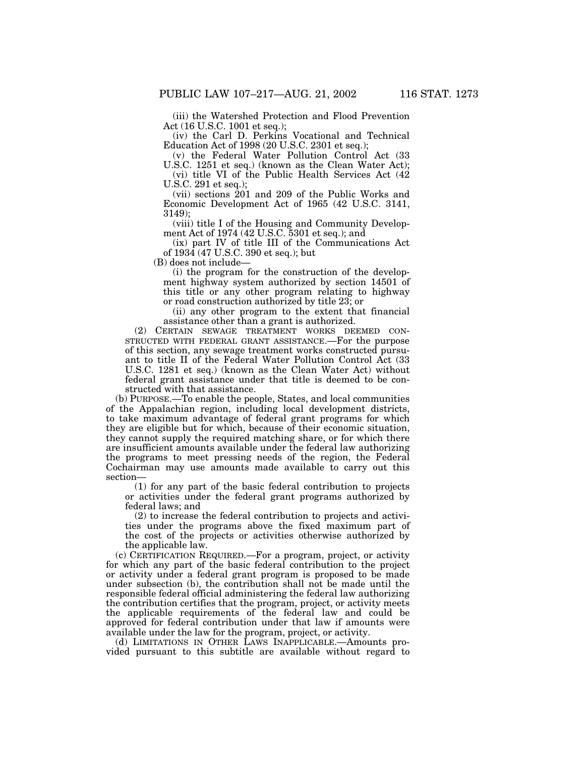(iii) the Watershed Protection and Flood Prevention Act (16 U.S.C. 1001 et seq.);

(iv) the Carl D. Perkins Vocational and Technical Education Act of 1998 (20 U.S.C. 2301 et seq.);

(v) the Federal Water Pollution Control Act (33 U.S.C. 1251 et seq.) (known as the Clean Water Act);

(vi) title VI of the Public Health Services Act (42 U.S.C. 291 et seq.);

(vii) sections 201 and 209 of the Public Works and Economic Development Act of 1965 (42 U.S.C. 3141, 3149);

(viii) title I of the Housing and Community Development Act of 1974 (42 U.S.C. 5301 et seq.); and

(ix) part IV of title III of the Communications Act of 1934 (47 U.S.C. 390 et seq.); but

(B) does not include—

(i) the program for the construction of the development highway system authorized by section 14501 of this title or any other program relating to highway or road construction authorized by title 23; or

(ii) any other program to the extent that financial assistance other than a grant is authorized.

(2) CERTAIN SEWAGE TREATMENT WORKS DEEMED CONSTRUCTED WITH FEDERAL GRANT ASSISTANCE.—For the purpose of this section, any sewage treatment works constructed pursuant to title II of the Federal Water Pollution Control Act (33 U.S.C. 1281 et seq.) (known as the Clean Water Act) without federal grant assistance under that title is deemed to be constructed with that assistance.

(b) PURPOSE.—To enable the people, States, and local communities of the Appalachian region, including local development districts, to take maximum advantage of federal grant programs for which they are eligible but for which, because of their economic situation, they cannot supply the required matching share, or for which there are insufficient amounts available under the federal law authorizing the programs to meet pressing needs of the region, the Federal Cochairman may use amounts made available to carry out this section—

(1) for any part of the basic federal contribution to projects or activities under the federal grant programs authorized by federal laws; and

(2) to increase the federal contribution to projects and activities under the programs above the fixed maximum part of the cost of the projects or activities otherwise authorized by the applicable law.

(c) CERTIFICATION REQUIRED.—For a program, project, or activity for which any part of the basic federal contribution to the project or activity under a federal grant program is proposed to be made under subsection (b), the contribution shall not be made until the responsible federal official administering the federal law authorizing the contribution certifies that the program, project, or activity meets the applicable requirements of the federal law and could be approved for federal contribution under that law if amounts were available under the law for the program, project, or activity.

(d) LIMITATIONS IN OTHER LAWS INAPPLICABLE.—Amounts provided pursuant to this subtitle are available without regard to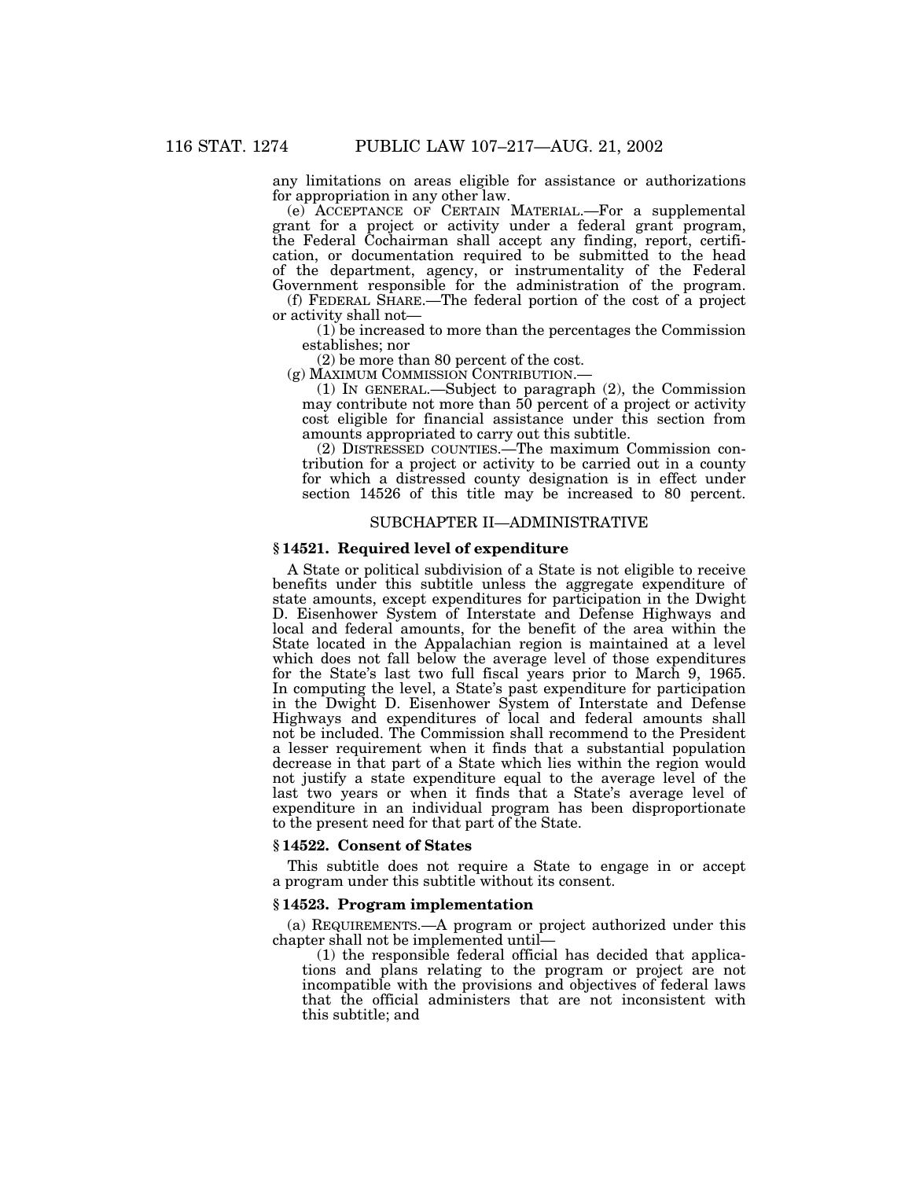any limitations on areas eligible for assistance or authorizations for appropriation in any other law.

(e) ACCEPTANCE OF CERTAIN MATERIAL.—For a supplemental grant for a project or activity under a federal grant program, the Federal Cochairman shall accept any finding, report, certification, or documentation required to be submitted to the head of the department, agency, or instrumentality of the Federal Government responsible for the administration of the program.

(f) FEDERAL SHARE.—The federal portion of the cost of a project or activity shall not—

(1) be increased to more than the percentages the Commission establishes; nor

(2) be more than 80 percent of the cost.

(g) MAXIMUM COMMISSION CONTRIBUTION.—

(1) IN GENERAL.—Subject to paragraph (2), the Commission may contribute not more than 50 percent of a project or activity cost eligible for financial assistance under this section from amounts appropriated to carry out this subtitle.

(2) DISTRESSED COUNTIES.—The maximum Commission contribution for a project or activity to be carried out in a county for which a distressed county designation is in effect under section 14526 of this title may be increased to 80 percent.

## SUBCHAPTER II—ADMINISTRATIVE

### § 14521. Required level of expenditure

A State or political subdivision of a State is not eligible to receive benefits under this subtitle unless the aggregate expenditure of state amounts, except expenditures for participation in the Dwight D. Eisenhower System of Interstate and Defense Highways and local and federal amounts, for the benefit of the area within the State located in the Appalachian region is maintained at a level which does not fall below the average level of those expenditures for the State's last two full fiscal years prior to March 9, 1965. In computing the level, a State's past expenditure for participation in the Dwight D. Eisenhower System of Interstate and Defense Highways and expenditures of local and federal amounts shall not be included. The Commission shall recommend to the President a lesser requirement when it finds that a substantial population decrease in that part of a State which lies within the region would not justify a state expenditure equal to the average level of the last two years or when it finds that a State's average level of expenditure in an individual program has been disproportionate to the present need for that part of the State.

### § 14522. Consent of States

This subtitle does not require a State to engage in or accept a program under this subtitle without its consent.

### § 14523. Program implementation

(a) REQUIREMENTS.—A program or project authorized under this chapter shall not be implemented until—

(1) the responsible federal official has decided that applications and plans relating to the program or project are not incompatible with the provisions and objectives of federal laws that the official administers that are not inconsistent with this subtitle; and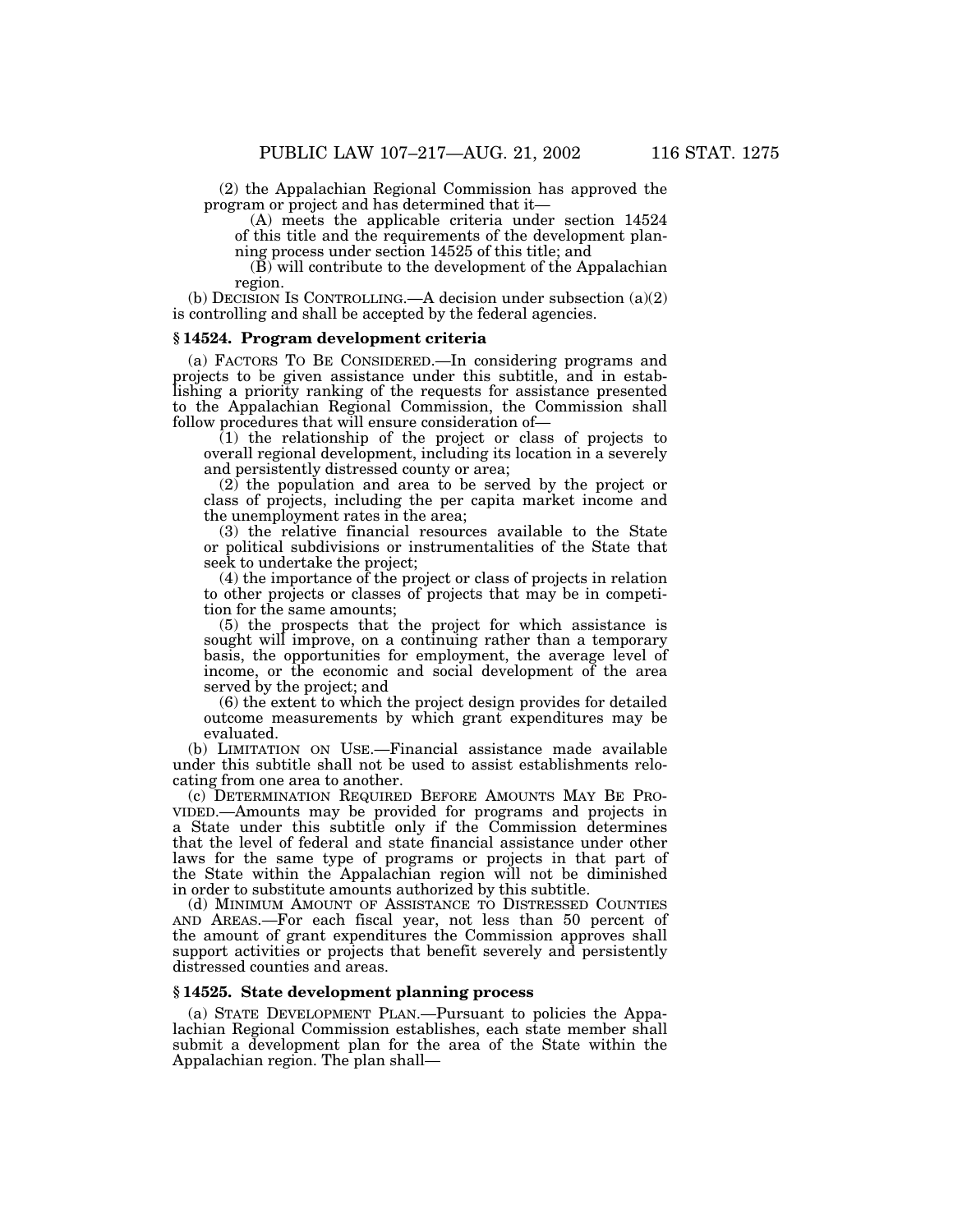(2) the Appalachian Regional Commission has approved the program or project and has determined that it—

(A) meets the applicable criteria under section 14524 of this title and the requirements of the development planning process under section 14525 of this title; and

(B) will contribute to the development of the Appalachian region.

(b) DECISION IS CONTROLLING.—A decision under subsection (a)(2) is controlling and shall be accepted by the federal agencies.

### § 14524. Program development criteria

(a) FACTORS TO BE CONSIDERED.—In considering programs and projects to be given assistance under this subtitle, and in establishing a priority ranking of the requests for assistance presented to the Appalachian Regional Commission, the Commission shall follow procedures that will ensure consideration of—

(1) the relationship of the project or class of projects to overall regional development, including its location in a severely and persistently distressed county or area;

(2) the population and area to be served by the project or class of projects, including the per capita market income and the unemployment rates in the area;

(3) the relative financial resources available to the State or political subdivisions or instrumentalities of the State that seek to undertake the project;

(4) the importance of the project or class of projects in relation to other projects or classes of projects that may be in competition for the same amounts;

(5) the prospects that the project for which assistance is sought will improve, on a continuing rather than a temporary basis, the opportunities for employment, the average level of income, or the economic and social development of the area served by the project; and

(6) the extent to which the project design provides for detailed outcome measurements by which grant expenditures may be evaluated.

(b) LIMITATION ON USE.—Financial assistance made available under this subtitle shall not be used to assist establishments relocating from one area to another.

(c) DETERMINATION REQUIRED BEFORE AMOUNTS MAY BE PROVIDED.—Amounts may be provided for programs and projects in a State under this subtitle only if the Commission determines that the level of federal and state financial assistance under other laws for the same type of programs or projects in that part of the State within the Appalachian region will not be diminished in order to substitute amounts authorized by this subtitle.

(d) MINIMUM AMOUNT OF ASSISTANCE TO DISTRESSED COUNTIES AND AREAS.—For each fiscal year, not less than 50 percent of the amount of grant expenditures the Commission approves shall support activities or projects that benefit severely and persistently distressed counties and areas.

### § 14525. State development planning process

(a) STATE DEVELOPMENT PLAN.—Pursuant to policies the Appalachian Regional Commission establishes, each state member shall submit a development plan for the area of the State within the Appalachian region. The plan shall—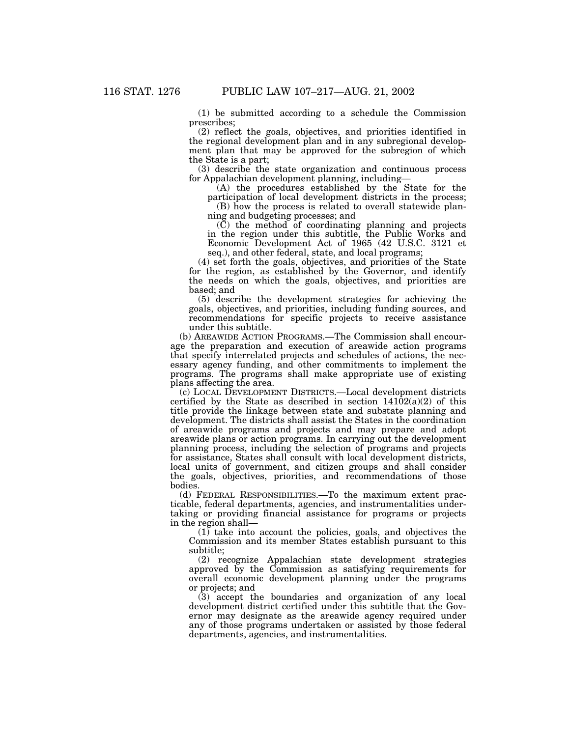(1) be submitted according to a schedule the Commission prescribes;

(2) reflect the goals, objectives, and priorities identified in the regional development plan and in any subregional development plan that may be approved for the subregion of which the State is a part;

(3) describe the state organization and continuous process for Appalachian development planning, including—

(A) the procedures established by the State for the participation of local development districts in the process;

(B) how the process is related to overall statewide planning and budgeting processes; and

(C) the method of coordinating planning and projects in the region under this subtitle, the Public Works and Economic Development Act of 1965 (42 U.S.C. 3121 et seq.), and other federal, state, and local programs;

(4) set forth the goals, objectives, and priorities of the State for the region, as established by the Governor, and identify the needs on which the goals, objectives, and priorities are based; and

(5) describe the development strategies for achieving the goals, objectives, and priorities, including funding sources, and recommendations for specific projects to receive assistance under this subtitle.

(b) AREAWIDE ACTION PROGRAMS.—The Commission shall encourage the preparation and execution of areawide action programs that specify interrelated projects and schedules of actions, the necessary agency funding, and other commitments to implement the programs. The programs shall make appropriate use of existing plans affecting the area.

(c) LOCAL DEVELOPMENT DISTRICTS.—Local development districts certified by the State as described in section 14102(a)(2) of this title provide the linkage between state and substate planning and development. The districts shall assist the States in the coordination of areawide programs and projects and may prepare and adopt areawide plans or action programs. In carrying out the development planning process, including the selection of programs and projects for assistance, States shall consult with local development districts, local units of government, and citizen groups and shall consider the goals, objectives, priorities, and recommendations of those bodies.

(d) FEDERAL RESPONSIBILITIES.—To the maximum extent practicable, federal departments, agencies, and instrumentalities undertaking or providing financial assistance for programs or projects in the region shall—

(1) take into account the policies, goals, and objectives the Commission and its member States establish pursuant to this subtitle;

(2) recognize Appalachian state development strategies approved by the Commission as satisfying requirements for overall economic development planning under the programs or projects; and

(3) accept the boundaries and organization of any local development district certified under this subtitle that the Governor may designate as the areawide agency required under any of those programs undertaken or assisted by those federal departments, agencies, and instrumentalities.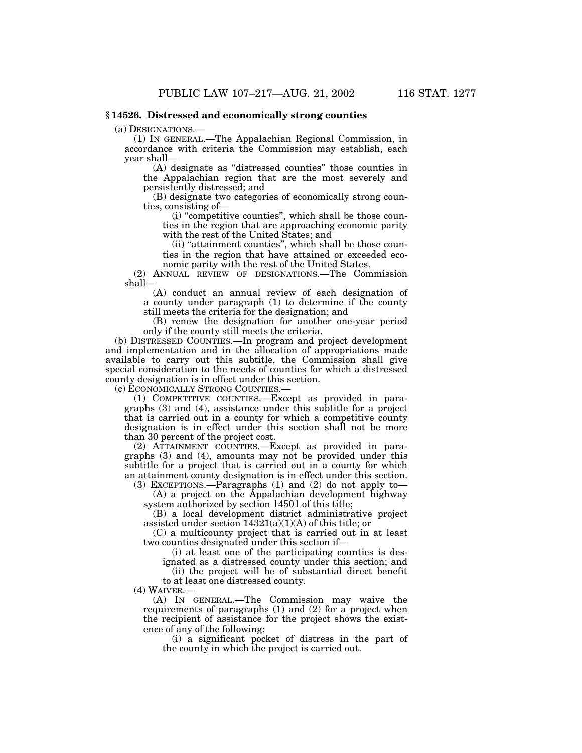### § 14526. Distressed and economically strong counties

(a) DESIGNATIONS.—

(1) IN GENERAL.—The Appalachian Regional Commission, in accordance with criteria the Commission may establish, each year shall—

(A) designate as "distressed counties" those counties in the Appalachian region that are the most severely and persistently distressed; and

(B) designate two categories of economically strong counties, consisting of—

(i) "competitive counties", which shall be those counties in the region that are approaching economic parity with the rest of the United States; and

(ii) "attainment counties", which shall be those counties in the region that have attained or exceeded economic parity with the rest of the United States.

(2) ANNUAL REVIEW OF DESIGNATIONS.—The Commission shall—

(A) conduct an annual review of each designation of a county under paragraph (1) to determine if the county still meets the criteria for the designation; and

(B) renew the designation for another one-year period only if the county still meets the criteria.

(b) DISTRESSED COUNTIES.—In program and project development and implementation and in the allocation of appropriations made available to carry out this subtitle, the Commission shall give special consideration to the needs of counties for which a distressed county designation is in effect under this section.

(c) ECONOMICALLY STRONG COUNTIES.—

(1) COMPETITIVE COUNTIES.—Except as provided in paragraphs (3) and (4), assistance under this subtitle for a project that is carried out in a county for which a competitive county designation is in effect under this section shall not be more than 30 percent of the project cost.

(2) ATTAINMENT COUNTIES.—Except as provided in paragraphs (3) and (4), amounts may not be provided under this subtitle for a project that is carried out in a county for which an attainment county designation is in effect under this section.

(3) EXCEPTIONS.—Paragraphs (1) and (2) do not apply to—

(A) a project on the Appalachian development highway system authorized by section 14501 of this title;

(B) a local development district administrative project assisted under section 14321(a)(1)(A) of this title; or

(C) a multicounty project that is carried out in at least two counties designated under this section if—

(i) at least one of the participating counties is designated as a distressed county under this section; and

(ii) the project will be of substantial direct benefit to at least one distressed county.

(4) WAIVER.—

(A) IN GENERAL.—The Commission may waive the requirements of paragraphs (1) and (2) for a project when the recipient of assistance for the project shows the existence of any of the following:

(i) a significant pocket of distress in the part of the county in which the project is carried out.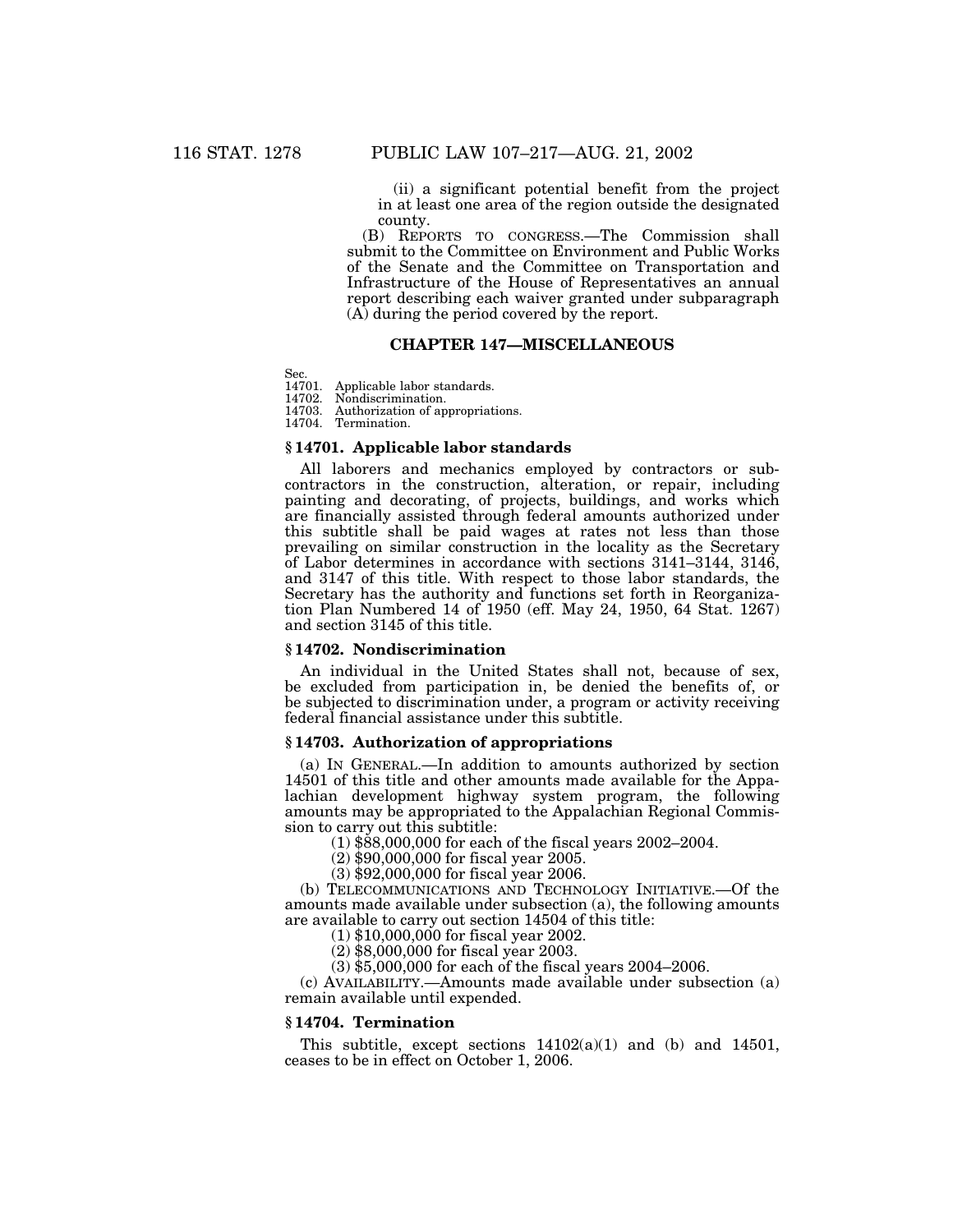(ii) a significant potential benefit from the project in at least one area of the region outside the designated county.

(B) REPORTS TO CONGRESS.—The Commission shall submit to the Committee on Environment and Public Works of the Senate and the Committee on Transportation and Infrastructure of the House of Representatives an annual report describing each waiver granted under subparagraph (A) during the period covered by the report.

## CHAPTER 147—MISCELLANEOUS

Sec.
14701. Applicable labor standards.
14702. Nondiscrimination.
14703. Authorization of appropriations.
14704. Termination.

### § 14701. Applicable labor standards

All laborers and mechanics employed by contractors or subcontractors in the construction, alteration, or repair, including painting and decorating, of projects, buildings, and works which are financially assisted through federal amounts authorized under this subtitle shall be paid wages at rates not less than those prevailing on similar construction in the locality as the Secretary of Labor determines in accordance with sections 3141–3144, 3146, and 3147 of this title. With respect to those labor standards, the Secretary has the authority and functions set forth in Reorganization Plan Numbered 14 of 1950 (eff. May 24, 1950, 64 Stat. 1267) and section 3145 of this title.

### § 14702. Nondiscrimination

An individual in the United States shall not, because of sex, be excluded from participation in, be denied the benefits of, or be subjected to discrimination under, a program or activity receiving federal financial assistance under this subtitle.

### § 14703. Authorization of appropriations

(a) IN GENERAL.—In addition to amounts authorized by section 14501 of this title and other amounts made available for the Appalachian development highway system program, the following amounts may be appropriated to the Appalachian Regional Commission to carry out this subtitle:

(1) $88,000,000 for each of the fiscal years 2002–2004.

(2) $90,000,000 for fiscal year 2005.

(3) $92,000,000 for fiscal year 2006.

(b) TELECOMMUNICATIONS AND TECHNOLOGY INITIATIVE.—Of the amounts made available under subsection (a), the following amounts are available to carry out section 14504 of this title:

(1) $10,000,000 for fiscal year 2002.

(2) $8,000,000 for fiscal year 2003.

(3) $5,000,000 for each of the fiscal years 2004–2006.

(c) AVAILABILITY.—Amounts made available under subsection (a) remain available until expended.

### § 14704. Termination

This subtitle, except sections 14102(a)(1) and (b) and 14501, ceases to be in effect on October 1, 2006.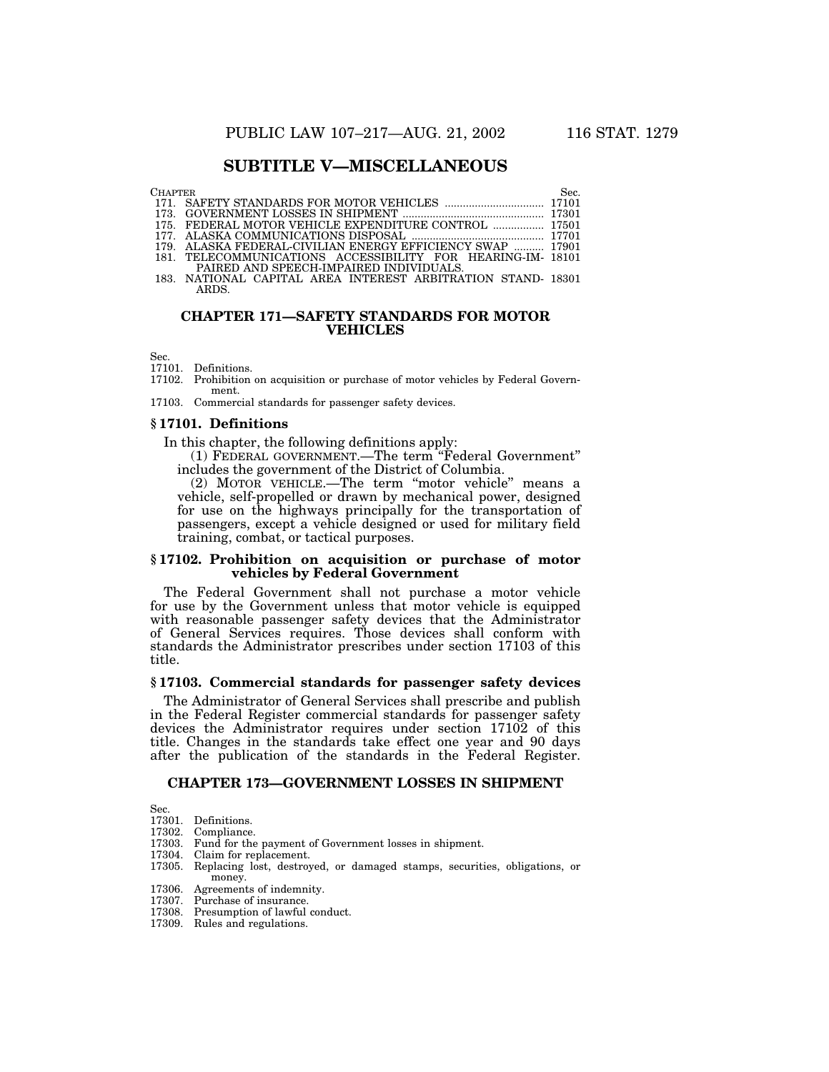# SUBTITLE V—MISCELLANEOUS

| CHAPTER | | Sec. |
|---|---|---|
| 171. | SAFETY STANDARDS FOR MOTOR VEHICLES | 17101 |
| 173. | GOVERNMENT LOSSES IN SHIPMENT | 17301 |
| 175. | FEDERAL MOTOR VEHICLE EXPENDITURE CONTROL | 17501 |
| 177. | ALASKA COMMUNICATIONS DISPOSAL | 17701 |
| 179. | ALASKA FEDERAL-CIVILIAN ENERGY EFFICIENCY SWAP | 17901 |
| 181. | TELECOMMUNICATIONS ACCESSIBILITY FOR HEARING-IMPAIRED AND SPEECH-IMPAIRED INDIVIDUALS. | 18101 |
| 183. | NATIONAL CAPITAL AREA INTEREST ARBITRATION STANDARDS. | 18301 |

## CHAPTER 171—SAFETY STANDARDS FOR MOTOR VEHICLES

Sec.
17101. Definitions.
17102. Prohibition on acquisition or purchase of motor vehicles by Federal Government.
17103. Commercial standards for passenger safety devices.

### § 17101. Definitions

In this chapter, the following definitions apply:

(1) FEDERAL GOVERNMENT.—The term "Federal Government" includes the government of the District of Columbia.

(2) MOTOR VEHICLE.—The term "motor vehicle" means a vehicle, self-propelled or drawn by mechanical power, designed for use on the highways principally for the transportation of passengers, except a vehicle designed or used for military field training, combat, or tactical purposes.

### § 17102. Prohibition on acquisition or purchase of motor vehicles by Federal Government

The Federal Government shall not purchase a motor vehicle for use by the Government unless that motor vehicle is equipped with reasonable passenger safety devices that the Administrator of General Services requires. Those devices shall conform with standards the Administrator prescribes under section 17103 of this title.

### § 17103. Commercial standards for passenger safety devices

The Administrator of General Services shall prescribe and publish in the Federal Register commercial standards for passenger safety devices the Administrator requires under section 17102 of this title. Changes in the standards take effect one year and 90 days after the publication of the standards in the Federal Register.

## CHAPTER 173—GOVERNMENT LOSSES IN SHIPMENT

Sec.
17301. Definitions.
17302. Compliance.
17303. Fund for the payment of Government losses in shipment.
17304. Claim for replacement.
17305. Replacing lost, destroyed, or damaged stamps, securities, obligations, or money.
17306. Agreements of indemnity.
17307. Purchase of insurance.
17308. Presumption of lawful conduct.
17309. Rules and regulations.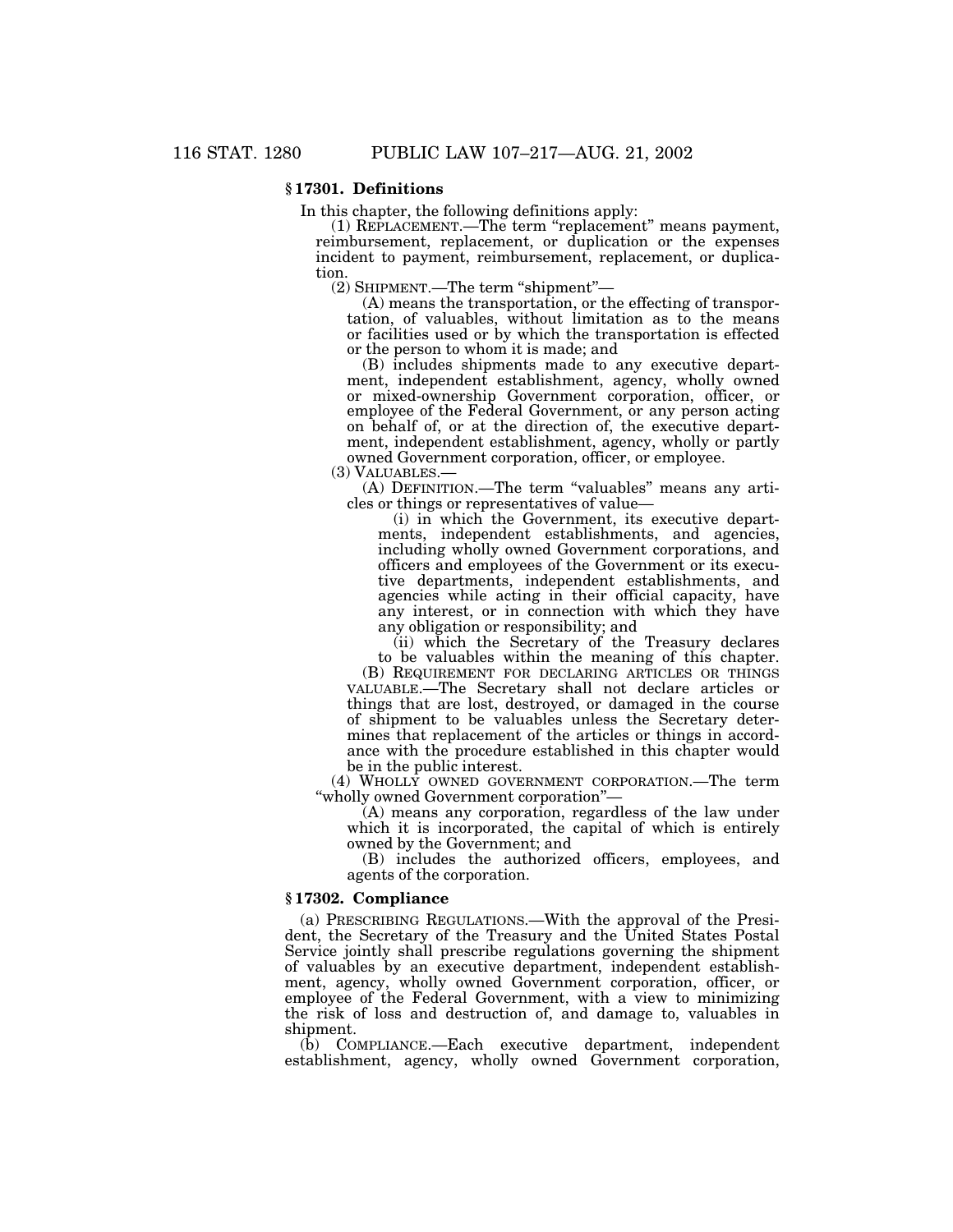### § 17301. Definitions

In this chapter, the following definitions apply:

(1) REPLACEMENT.—The term "replacement" means payment, reimbursement, replacement, or duplication or the expenses incident to payment, reimbursement, replacement, or duplication.

(2) SHIPMENT.—The term "shipment"—

(A) means the transportation, or the effecting of transportation, of valuables, without limitation as to the means or facilities used or by which the transportation is effected or the person to whom it is made; and

(B) includes shipments made to any executive department, independent establishment, agency, wholly owned or mixed-ownership Government corporation, officer, or employee of the Federal Government, or any person acting on behalf of, or at the direction of, the executive department, independent establishment, agency, wholly or partly owned Government corporation, officer, or employee.

(3) VALUABLES.—

(A) DEFINITION.—The term "valuables" means any articles or things or representatives of value—

(i) in which the Government, its executive departments, independent establishments, and agencies, including wholly owned Government corporations, and officers and employees of the Government or its executive departments, independent establishments, and agencies while acting in their official capacity, have any interest, or in connection with which they have any obligation or responsibility; and

(ii) which the Secretary of the Treasury declares to be valuables within the meaning of this chapter.

(B) REQUIREMENT FOR DECLARING ARTICLES OR THINGS VALUABLE.—The Secretary shall not declare articles or things that are lost, destroyed, or damaged in the course of shipment to be valuables unless the Secretary determines that replacement of the articles or things in accordance with the procedure established in this chapter would be in the public interest.

(4) WHOLLY OWNED GOVERNMENT CORPORATION.—The term "wholly owned Government corporation"—

(A) means any corporation, regardless of the law under which it is incorporated, the capital of which is entirely owned by the Government; and

(B) includes the authorized officers, employees, and agents of the corporation.

### § 17302. Compliance

(a) PRESCRIBING REGULATIONS.—With the approval of the President, the Secretary of the Treasury and the United States Postal Service jointly shall prescribe regulations governing the shipment of valuables by an executive department, independent establishment, agency, wholly owned Government corporation, officer, or employee of the Federal Government, with a view to minimizing the risk of loss and destruction of, and damage to, valuables in shipment.

(b) COMPLIANCE.—Each executive department, independent establishment, agency, wholly owned Government corporation,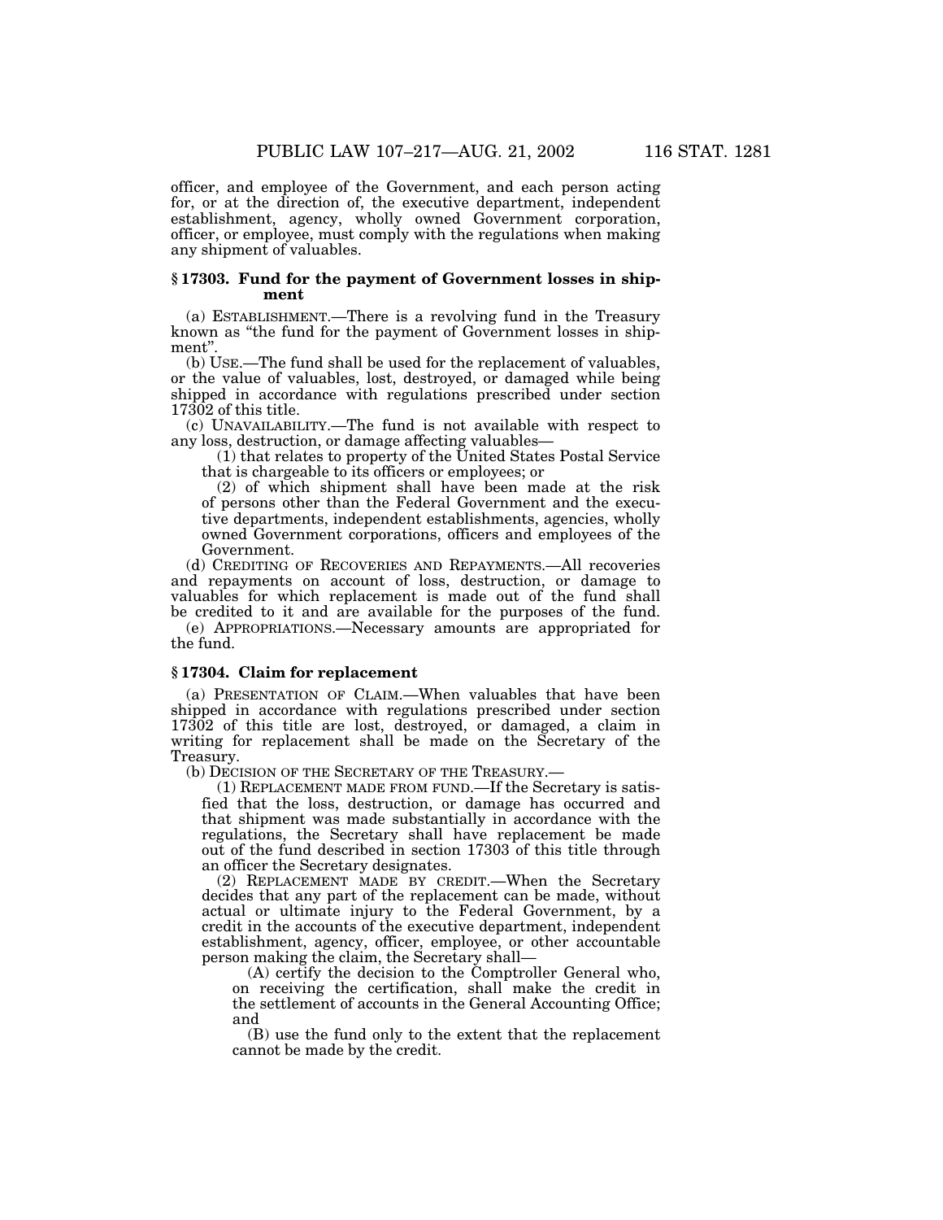officer, and employee of the Government, and each person acting for, or at the direction of, the executive department, independent establishment, agency, wholly owned Government corporation, officer, or employee, must comply with the regulations when making any shipment of valuables.

### § 17303. Fund for the payment of Government losses in shipment

(a) ESTABLISHMENT.—There is a revolving fund in the Treasury known as "the fund for the payment of Government losses in shipment".

(b) USE.—The fund shall be used for the replacement of valuables, or the value of valuables, lost, destroyed, or damaged while being shipped in accordance with regulations prescribed under section 17302 of this title.

(c) UNAVAILABILITY.—The fund is not available with respect to any loss, destruction, or damage affecting valuables—

(1) that relates to property of the United States Postal Service that is chargeable to its officers or employees; or

(2) of which shipment shall have been made at the risk of persons other than the Federal Government and the executive departments, independent establishments, agencies, wholly owned Government corporations, officers and employees of the Government.

(d) CREDITING OF RECOVERIES AND REPAYMENTS.—All recoveries and repayments on account of loss, destruction, or damage to valuables for which replacement is made out of the fund shall be credited to it and are available for the purposes of the fund.

(e) APPROPRIATIONS.—Necessary amounts are appropriated for the fund.

### § 17304. Claim for replacement

(a) PRESENTATION OF CLAIM.—When valuables that have been shipped in accordance with regulations prescribed under section 17302 of this title are lost, destroyed, or damaged, a claim in writing for replacement shall be made on the Secretary of the Treasury.

(b) DECISION OF THE SECRETARY OF THE TREASURY.—

(1) REPLACEMENT MADE FROM FUND.—If the Secretary is satisfied that the loss, destruction, or damage has occurred and that shipment was made substantially in accordance with the regulations, the Secretary shall have replacement be made out of the fund described in section 17303 of this title through an officer the Secretary designates.

(2) REPLACEMENT MADE BY CREDIT.—When the Secretary decides that any part of the replacement can be made, without actual or ultimate injury to the Federal Government, by a credit in the accounts of the executive department, independent establishment, agency, officer, employee, or other accountable person making the claim, the Secretary shall—

(A) certify the decision to the Comptroller General who, on receiving the certification, shall make the credit in the settlement of accounts in the General Accounting Office; and

(B) use the fund only to the extent that the replacement cannot be made by the credit.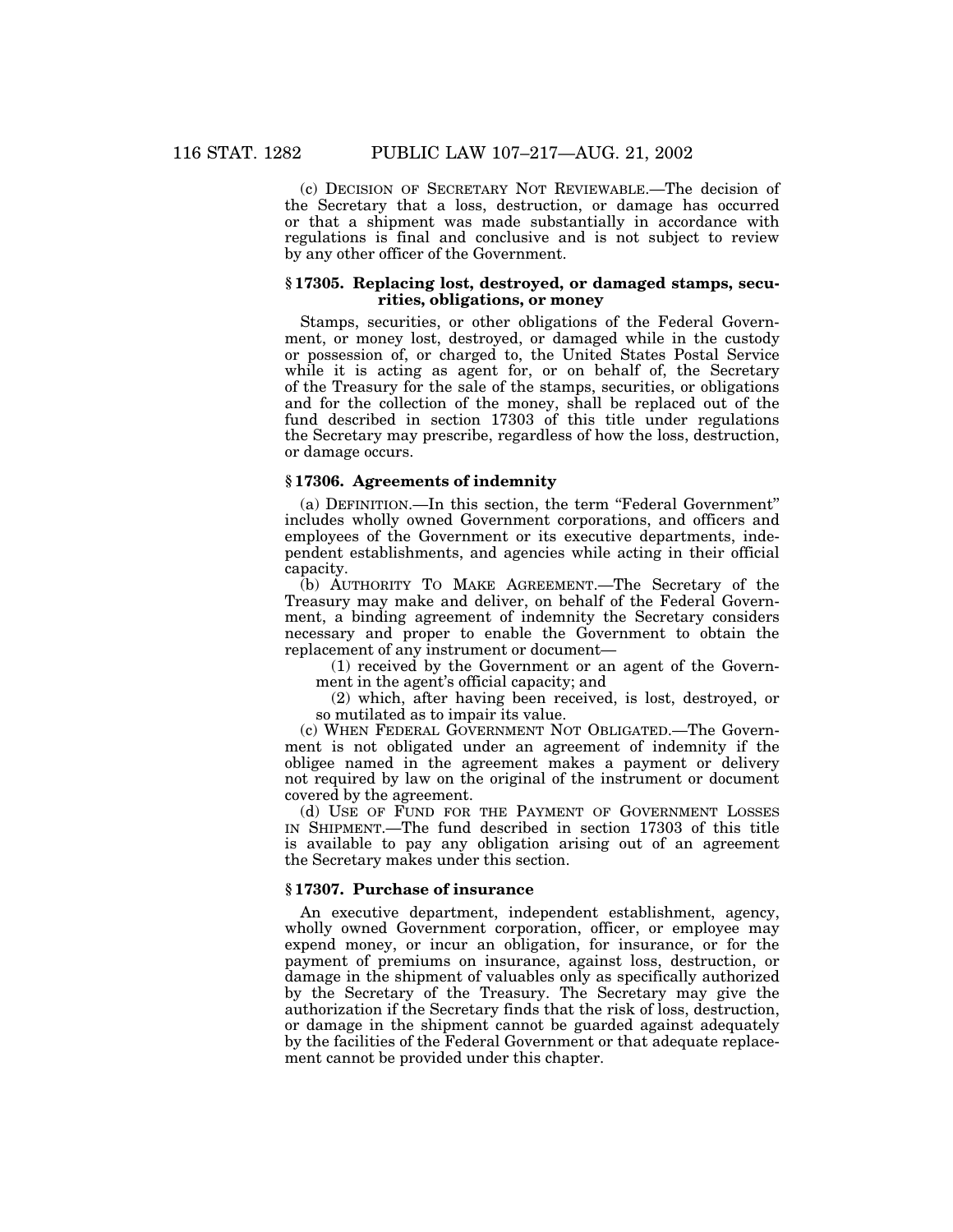(c) DECISION OF SECRETARY NOT REVIEWABLE.—The decision of the Secretary that a loss, destruction, or damage has occurred or that a shipment was made substantially in accordance with regulations is final and conclusive and is not subject to review by any other officer of the Government.

### § 17305. Replacing lost, destroyed, or damaged stamps, securities, obligations, or money

Stamps, securities, or other obligations of the Federal Government, or money lost, destroyed, or damaged while in the custody or possession of, or charged to, the United States Postal Service while it is acting as agent for, or on behalf of, the Secretary of the Treasury for the sale of the stamps, securities, or obligations and for the collection of the money, shall be replaced out of the fund described in section 17303 of this title under regulations the Secretary may prescribe, regardless of how the loss, destruction, or damage occurs.

### § 17306. Agreements of indemnity

(a) DEFINITION.—In this section, the term "Federal Government" includes wholly owned Government corporations, and officers and employees of the Government or its executive departments, independent establishments, and agencies while acting in their official capacity.

(b) AUTHORITY TO MAKE AGREEMENT.—The Secretary of the Treasury may make and deliver, on behalf of the Federal Government, a binding agreement of indemnity the Secretary considers necessary and proper to enable the Government to obtain the replacement of any instrument or document—

(1) received by the Government or an agent of the Government in the agent's official capacity; and

(2) which, after having been received, is lost, destroyed, or so mutilated as to impair its value.

(c) WHEN FEDERAL GOVERNMENT NOT OBLIGATED.—The Government is not obligated under an agreement of indemnity if the obligee named in the agreement makes a payment or delivery not required by law on the original of the instrument or document covered by the agreement.

(d) USE OF FUND FOR THE PAYMENT OF GOVERNMENT LOSSES IN SHIPMENT.—The fund described in section 17303 of this title is available to pay any obligation arising out of an agreement the Secretary makes under this section.

### § 17307. Purchase of insurance

An executive department, independent establishment, agency, wholly owned Government corporation, officer, or employee may expend money, or incur an obligation, for insurance, or for the payment of premiums on insurance, against loss, destruction, or damage in the shipment of valuables only as specifically authorized by the Secretary of the Treasury. The Secretary may give the authorization if the Secretary finds that the risk of loss, destruction, or damage in the shipment cannot be guarded against adequately by the facilities of the Federal Government or that adequate replacement cannot be provided under this chapter.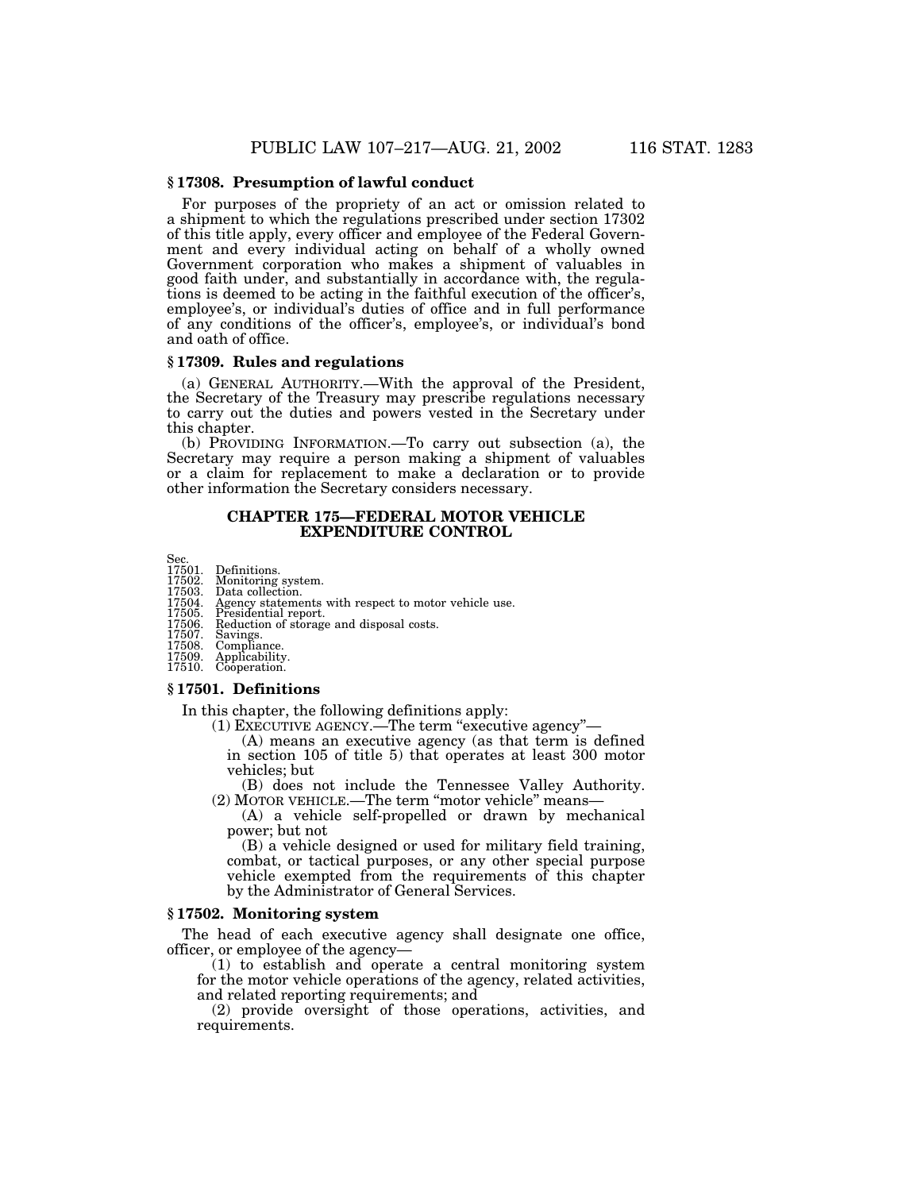### § 17308. Presumption of lawful conduct

For purposes of the propriety of an act or omission related to a shipment to which the regulations prescribed under section 17302 of this title apply, every officer and employee of the Federal Government and every individual acting on behalf of a wholly owned Government corporation who makes a shipment of valuables in good faith under, and substantially in accordance with, the regulations is deemed to be acting in the faithful execution of the officer's, employee's, or individual's duties of office and in full performance of any conditions of the officer's, employee's, or individual's bond and oath of office.

### § 17309. Rules and regulations

(a) GENERAL AUTHORITY.—With the approval of the President, the Secretary of the Treasury may prescribe regulations necessary to carry out the duties and powers vested in the Secretary under this chapter.

(b) PROVIDING INFORMATION.—To carry out subsection (a), the Secretary may require a person making a shipment of valuables or a claim for replacement to make a declaration or to provide other information the Secretary considers necessary.

## CHAPTER 175—FEDERAL MOTOR VEHICLE EXPENDITURE CONTROL

Sec.
17501. Definitions.
17502. Monitoring system.
17503. Data collection.
17504. Agency statements with respect to motor vehicle use.
17505. Presidential report.
17506. Reduction of storage and disposal costs.
17507. Savings.
17508. Compliance.
17509. Applicability.
17510. Cooperation.

### § 17501. Definitions

In this chapter, the following definitions apply:

(1) EXECUTIVE AGENCY.—The term "executive agency"—

(A) means an executive agency (as that term is defined in section 105 of title 5) that operates at least 300 motor vehicles; but

(B) does not include the Tennessee Valley Authority.

(2) MOTOR VEHICLE.—The term "motor vehicle" means—

(A) a vehicle self-propelled or drawn by mechanical power; but not

(B) a vehicle designed or used for military field training, combat, or tactical purposes, or any other special purpose vehicle exempted from the requirements of this chapter by the Administrator of General Services.

### § 17502. Monitoring system

The head of each executive agency shall designate one office, officer, or employee of the agency—

(1) to establish and operate a central monitoring system for the motor vehicle operations of the agency, related activities, and related reporting requirements; and

(2) provide oversight of those operations, activities, and requirements.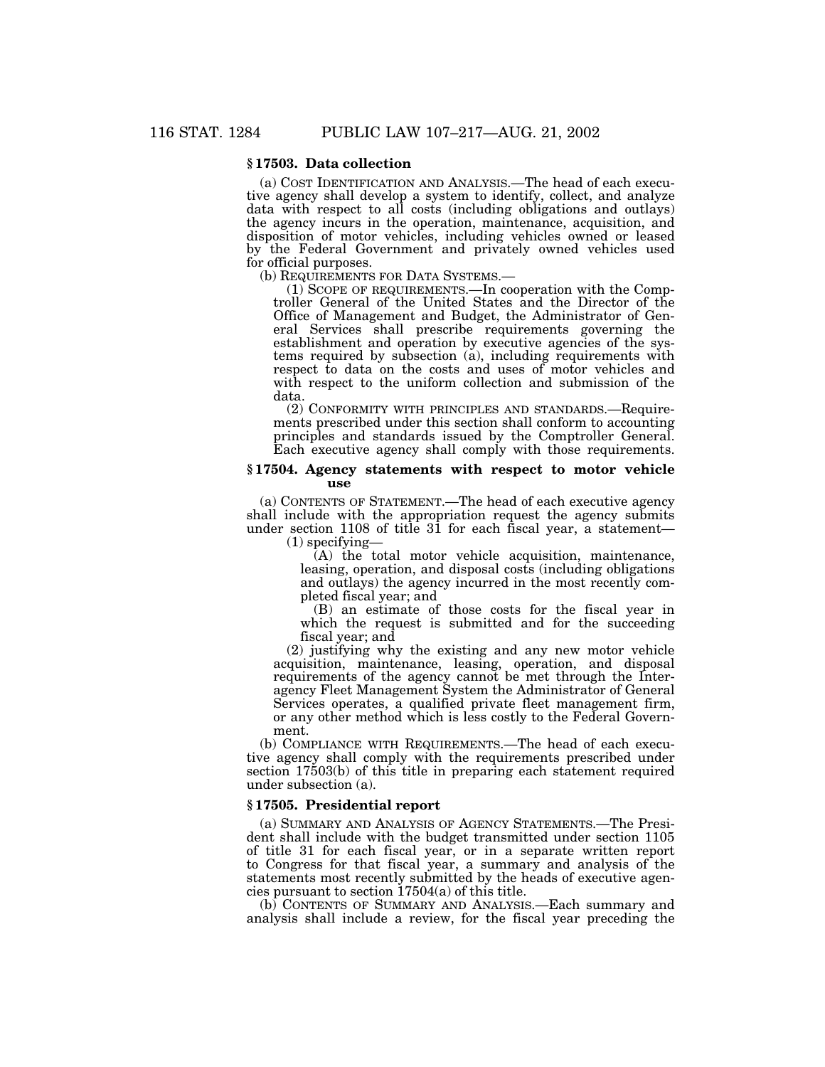### § 17503. Data collection

(a) COST IDENTIFICATION AND ANALYSIS.—The head of each executive agency shall develop a system to identify, collect, and analyze data with respect to all costs (including obligations and outlays) the agency incurs in the operation, maintenance, acquisition, and disposition of motor vehicles, including vehicles owned or leased by the Federal Government and privately owned vehicles used for official purposes.

(b) REQUIREMENTS FOR DATA SYSTEMS.—

(1) SCOPE OF REQUIREMENTS.—In cooperation with the Comptroller General of the United States and the Director of the Office of Management and Budget, the Administrator of General Services shall prescribe requirements governing the establishment and operation by executive agencies of the systems required by subsection (a), including requirements with respect to data on the costs and uses of motor vehicles and with respect to the uniform collection and submission of the data.

(2) CONFORMITY WITH PRINCIPLES AND STANDARDS.—Requirements prescribed under this section shall conform to accounting principles and standards issued by the Comptroller General. Each executive agency shall comply with those requirements.

### § 17504. Agency statements with respect to motor vehicle use

(a) CONTENTS OF STATEMENT.—The head of each executive agency shall include with the appropriation request the agency submits under section 1108 of title 31 for each fiscal year, a statement—

(1) specifying—

(A) the total motor vehicle acquisition, maintenance, leasing, operation, and disposal costs (including obligations and outlays) the agency incurred in the most recently completed fiscal year; and

(B) an estimate of those costs for the fiscal year in which the request is submitted and for the succeeding fiscal year; and

(2) justifying why the existing and any new motor vehicle acquisition, maintenance, leasing, operation, and disposal requirements of the agency cannot be met through the Interagency Fleet Management System the Administrator of General Services operates, a qualified private fleet management firm, or any other method which is less costly to the Federal Government.

(b) COMPLIANCE WITH REQUIREMENTS.—The head of each executive agency shall comply with the requirements prescribed under section 17503(b) of this title in preparing each statement required under subsection (a).

### § 17505. Presidential report

(a) SUMMARY AND ANALYSIS OF AGENCY STATEMENTS.—The President shall include with the budget transmitted under section 1105 of title 31 for each fiscal year, or in a separate written report to Congress for that fiscal year, a summary and analysis of the statements most recently submitted by the heads of executive agencies pursuant to section 17504(a) of this title.

(b) CONTENTS OF SUMMARY AND ANALYSIS.—Each summary and analysis shall include a review, for the fiscal year preceding the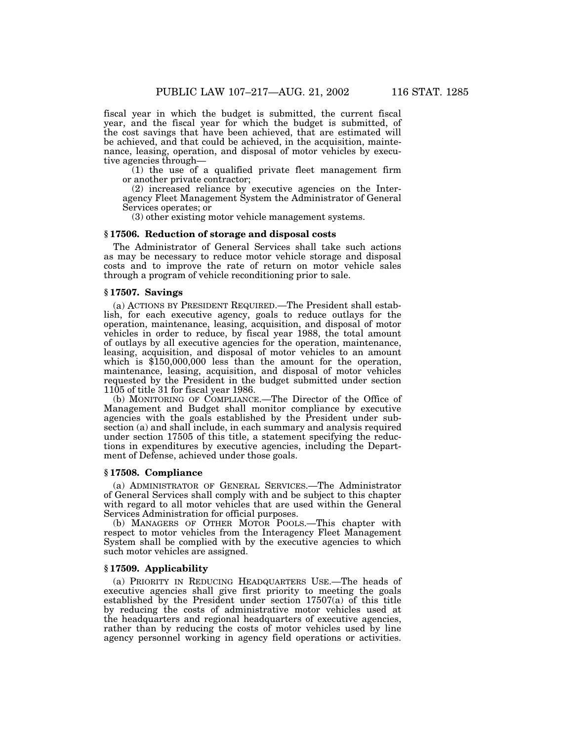fiscal year in which the budget is submitted, the current fiscal year, and the fiscal year for which the budget is submitted, of the cost savings that have been achieved, that are estimated will be achieved, and that could be achieved, in the acquisition, maintenance, leasing, operation, and disposal of motor vehicles by executive agencies through—

(1) the use of a qualified private fleet management firm or another private contractor;

(2) increased reliance by executive agencies on the Interagency Fleet Management System the Administrator of General Services operates; or

(3) other existing motor vehicle management systems.

### § 17506. Reduction of storage and disposal costs

The Administrator of General Services shall take such actions as may be necessary to reduce motor vehicle storage and disposal costs and to improve the rate of return on motor vehicle sales through a program of vehicle reconditioning prior to sale.

### § 17507. Savings

(a) ACTIONS BY PRESIDENT REQUIRED.—The President shall establish, for each executive agency, goals to reduce outlays for the operation, maintenance, leasing, acquisition, and disposal of motor vehicles in order to reduce, by fiscal year 1988, the total amount of outlays by all executive agencies for the operation, maintenance, leasing, acquisition, and disposal of motor vehicles to an amount which is $150,000,000 less than the amount for the operation, maintenance, leasing, acquisition, and disposal of motor vehicles requested by the President in the budget submitted under section 1105 of title 31 for fiscal year 1986.

(b) MONITORING OF COMPLIANCE.—The Director of the Office of Management and Budget shall monitor compliance by executive agencies with the goals established by the President under subsection (a) and shall include, in each summary and analysis required under section 17505 of this title, a statement specifying the reductions in expenditures by executive agencies, including the Department of Defense, achieved under those goals.

### § 17508. Compliance

(a) ADMINISTRATOR OF GENERAL SERVICES.—The Administrator of General Services shall comply with and be subject to this chapter with regard to all motor vehicles that are used within the General Services Administration for official purposes.

(b) MANAGERS OF OTHER MOTOR POOLS.—This chapter with respect to motor vehicles from the Interagency Fleet Management System shall be complied with by the executive agencies to which such motor vehicles are assigned.

### § 17509. Applicability

(a) PRIORITY IN REDUCING HEADQUARTERS USE.—The heads of executive agencies shall give first priority to meeting the goals established by the President under section 17507(a) of this title by reducing the costs of administrative motor vehicles used at the headquarters and regional headquarters of executive agencies, rather than by reducing the costs of motor vehicles used by line agency personnel working in agency field operations or activities.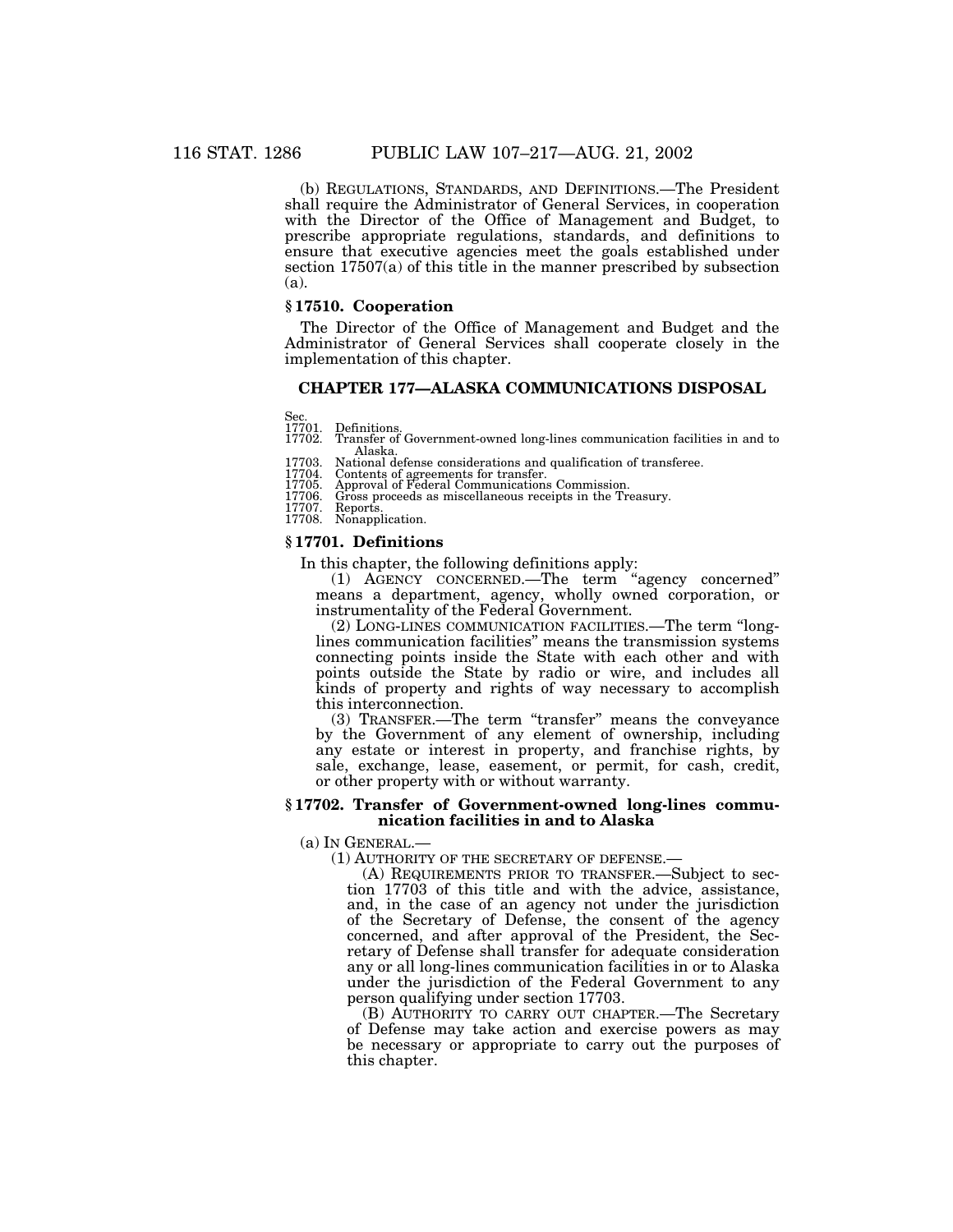(b) REGULATIONS, STANDARDS, AND DEFINITIONS.—The President shall require the Administrator of General Services, in cooperation with the Director of the Office of Management and Budget, to prescribe appropriate regulations, standards, and definitions to ensure that executive agencies meet the goals established under section 17507(a) of this title in the manner prescribed by subsection (a).

### § 17510. Cooperation

The Director of the Office of Management and Budget and the Administrator of General Services shall cooperate closely in the implementation of this chapter.

## CHAPTER 177—ALASKA COMMUNICATIONS DISPOSAL

Sec.
17701. Definitions.
17702. Transfer of Government-owned long-lines communication facilities in and to Alaska.
17703. National defense considerations and qualification of transferee.
17704. Contents of agreements for transfer.
17705. Approval of Federal Communications Commission.
17706. Gross proceeds as miscellaneous receipts in the Treasury.
17707. Reports.
17708. Nonapplication.

### § 17701. Definitions

In this chapter, the following definitions apply:

(1) AGENCY CONCERNED.—The term "agency concerned" means a department, agency, wholly owned corporation, or instrumentality of the Federal Government.

(2) LONG-LINES COMMUNICATION FACILITIES.—The term "long-lines communication facilities" means the transmission systems connecting points inside the State with each other and with points outside the State by radio or wire, and includes all kinds of property and rights of way necessary to accomplish this interconnection.

(3) TRANSFER.—The term "transfer" means the conveyance by the Government of any element of ownership, including any estate or interest in property, and franchise rights, by sale, exchange, lease, easement, or permit, for cash, credit, or other property with or without warranty.

### § 17702. Transfer of Government-owned long-lines communication facilities in and to Alaska

(a) IN GENERAL.—

(1) AUTHORITY OF THE SECRETARY OF DEFENSE.—

(A) REQUIREMENTS PRIOR TO TRANSFER.—Subject to section 17703 of this title and with the advice, assistance, and, in the case of an agency not under the jurisdiction of the Secretary of Defense, the consent of the agency concerned, and after approval of the President, the Secretary of Defense shall transfer for adequate consideration any or all long-lines communication facilities in or to Alaska under the jurisdiction of the Federal Government to any person qualifying under section 17703.

(B) AUTHORITY TO CARRY OUT CHAPTER.—The Secretary of Defense may take action and exercise powers as may be necessary or appropriate to carry out the purposes of this chapter.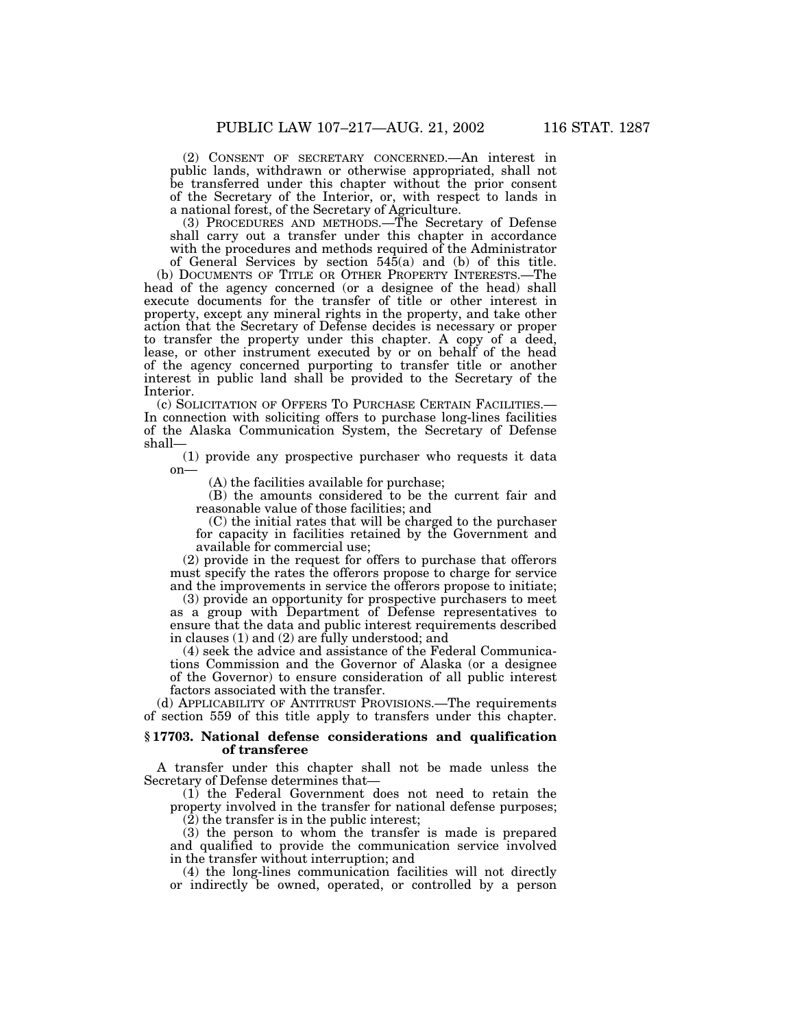(2) CONSENT OF SECRETARY CONCERNED.—An interest in public lands, withdrawn or otherwise appropriated, shall not be transferred under this chapter without the prior consent of the Secretary of the Interior, or, with respect to lands in a national forest, of the Secretary of Agriculture.

(3) PROCEDURES AND METHODS.—The Secretary of Defense shall carry out a transfer under this chapter in accordance with the procedures and methods required of the Administrator of General Services by section 545(a) and (b) of this title.

(b) DOCUMENTS OF TITLE OR OTHER PROPERTY INTERESTS.—The head of the agency concerned (or a designee of the head) shall execute documents for the transfer of title or other interest in property, except any mineral rights in the property, and take other action that the Secretary of Defense decides is necessary or proper to transfer the property under this chapter. A copy of a deed, lease, or other instrument executed by or on behalf of the head of the agency concerned purporting to transfer title or another interest in public land shall be provided to the Secretary of the Interior.

(c) SOLICITATION OF OFFERS TO PURCHASE CERTAIN FACILITIES.—In connection with soliciting offers to purchase long-lines facilities of the Alaska Communication System, the Secretary of Defense shall—

(1) provide any prospective purchaser who requests it data on—

(A) the facilities available for purchase;

(B) the amounts considered to be the current fair and reasonable value of those facilities; and

(C) the initial rates that will be charged to the purchaser for capacity in facilities retained by the Government and available for commercial use;

(2) provide in the request for offers to purchase that offerors must specify the rates the offerors propose to charge for service and the improvements in service the offerors propose to initiate;

(3) provide an opportunity for prospective purchasers to meet as a group with Department of Defense representatives to ensure that the data and public interest requirements described in clauses (1) and (2) are fully understood; and

(4) seek the advice and assistance of the Federal Communications Commission and the Governor of Alaska (or a designee of the Governor) to ensure consideration of all public interest factors associated with the transfer.

(d) APPLICABILITY OF ANTITRUST PROVISIONS.—The requirements of section 559 of this title apply to transfers under this chapter.

### § 17703. National defense considerations and qualification of transferee

A transfer under this chapter shall not be made unless the Secretary of Defense determines that—

(1) the Federal Government does not need to retain the property involved in the transfer for national defense purposes;

(2) the transfer is in the public interest;

(3) the person to whom the transfer is made is prepared and qualified to provide the communication service involved in the transfer without interruption; and

(4) the long-lines communication facilities will not directly or indirectly be owned, operated, or controlled by a person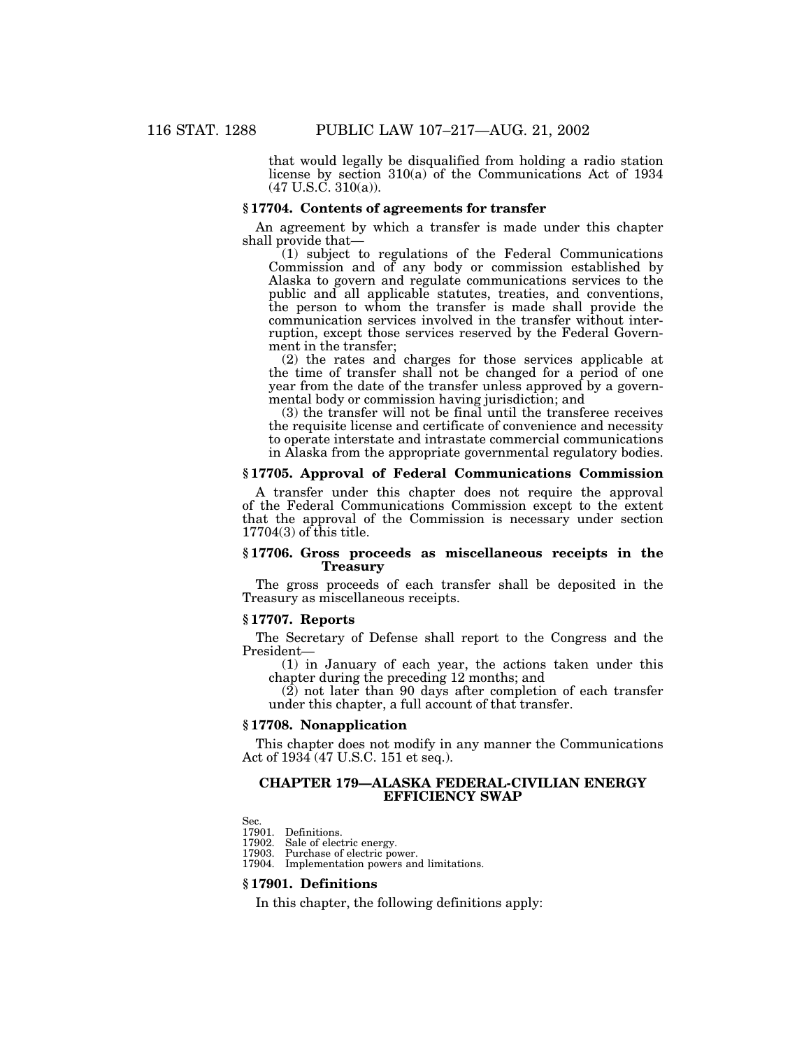that would legally be disqualified from holding a radio station license by section 310(a) of the Communications Act of 1934 (47 U.S.C. 310(a)).

### § 17704. Contents of agreements for transfer

An agreement by which a transfer is made under this chapter shall provide that—

(1) subject to regulations of the Federal Communications Commission and of any body or commission established by Alaska to govern and regulate communications services to the public and all applicable statutes, treaties, and conventions, the person to whom the transfer is made shall provide the communication services involved in the transfer without interruption, except those services reserved by the Federal Government in the transfer;

(2) the rates and charges for those services applicable at the time of transfer shall not be changed for a period of one year from the date of the transfer unless approved by a governmental body or commission having jurisdiction; and

(3) the transfer will not be final until the transferee receives the requisite license and certificate of convenience and necessity to operate interstate and intrastate commercial communications in Alaska from the appropriate governmental regulatory bodies.

### § 17705. Approval of Federal Communications Commission

A transfer under this chapter does not require the approval of the Federal Communications Commission except to the extent that the approval of the Commission is necessary under section 17704(3) of this title.

### § 17706. Gross proceeds as miscellaneous receipts in the Treasury

The gross proceeds of each transfer shall be deposited in the Treasury as miscellaneous receipts.

### § 17707. Reports

The Secretary of Defense shall report to the Congress and the President—

(1) in January of each year, the actions taken under this chapter during the preceding 12 months; and

(2) not later than 90 days after completion of each transfer under this chapter, a full account of that transfer.

### § 17708. Nonapplication

This chapter does not modify in any manner the Communications Act of 1934 (47 U.S.C. 151 et seq.).

## CHAPTER 179—ALASKA FEDERAL-CIVILIAN ENERGY EFFICIENCY SWAP

Sec.
17901. Definitions.
17902. Sale of electric energy.
17903. Purchase of electric power.
17904. Implementation powers and limitations.

### § 17901. Definitions

In this chapter, the following definitions apply: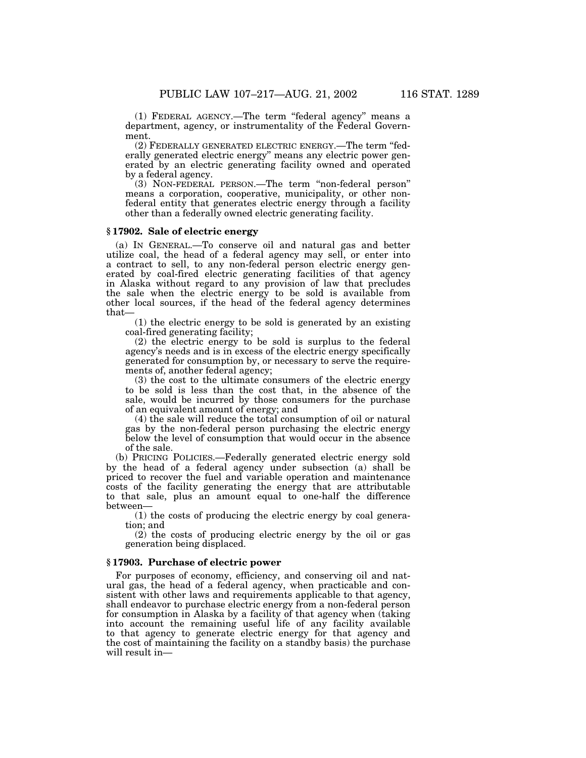(1) FEDERAL AGENCY.—The term "federal agency" means a department, agency, or instrumentality of the Federal Government.

(2) FEDERALLY GENERATED ELECTRIC ENERGY.—The term "federally generated electric energy" means any electric power generated by an electric generating facility owned and operated by a federal agency.

(3) NON-FEDERAL PERSON.—The term "non-federal person" means a corporation, cooperative, municipality, or other non-federal entity that generates electric energy through a facility other than a federally owned electric generating facility.

### § 17902. Sale of electric energy

(a) IN GENERAL.—To conserve oil and natural gas and better utilize coal, the head of a federal agency may sell, or enter into a contract to sell, to any non-federal person electric energy generated by coal-fired electric generating facilities of that agency in Alaska without regard to any provision of law that precludes the sale when the electric energy to be sold is available from other local sources, if the head of the federal agency determines that—

(1) the electric energy to be sold is generated by an existing coal-fired generating facility;

(2) the electric energy to be sold is surplus to the federal agency's needs and is in excess of the electric energy specifically generated for consumption by, or necessary to serve the requirements of, another federal agency;

(3) the cost to the ultimate consumers of the electric energy to be sold is less than the cost that, in the absence of the sale, would be incurred by those consumers for the purchase of an equivalent amount of energy; and

(4) the sale will reduce the total consumption of oil or natural gas by the non-federal person purchasing the electric energy below the level of consumption that would occur in the absence of the sale.

(b) PRICING POLICIES.—Federally generated electric energy sold by the head of a federal agency under subsection (a) shall be priced to recover the fuel and variable operation and maintenance costs of the facility generating the energy that are attributable to that sale, plus an amount equal to one-half the difference between—

(1) the costs of producing the electric energy by coal generation; and

(2) the costs of producing electric energy by the oil or gas generation being displaced.

### § 17903. Purchase of electric power

For purposes of economy, efficiency, and conserving oil and natural gas, the head of a federal agency, when practicable and consistent with other laws and requirements applicable to that agency, shall endeavor to purchase electric energy from a non-federal person for consumption in Alaska by a facility of that agency when (taking into account the remaining useful life of any facility available to that agency to generate electric energy for that agency and the cost of maintaining the facility on a standby basis) the purchase will result in—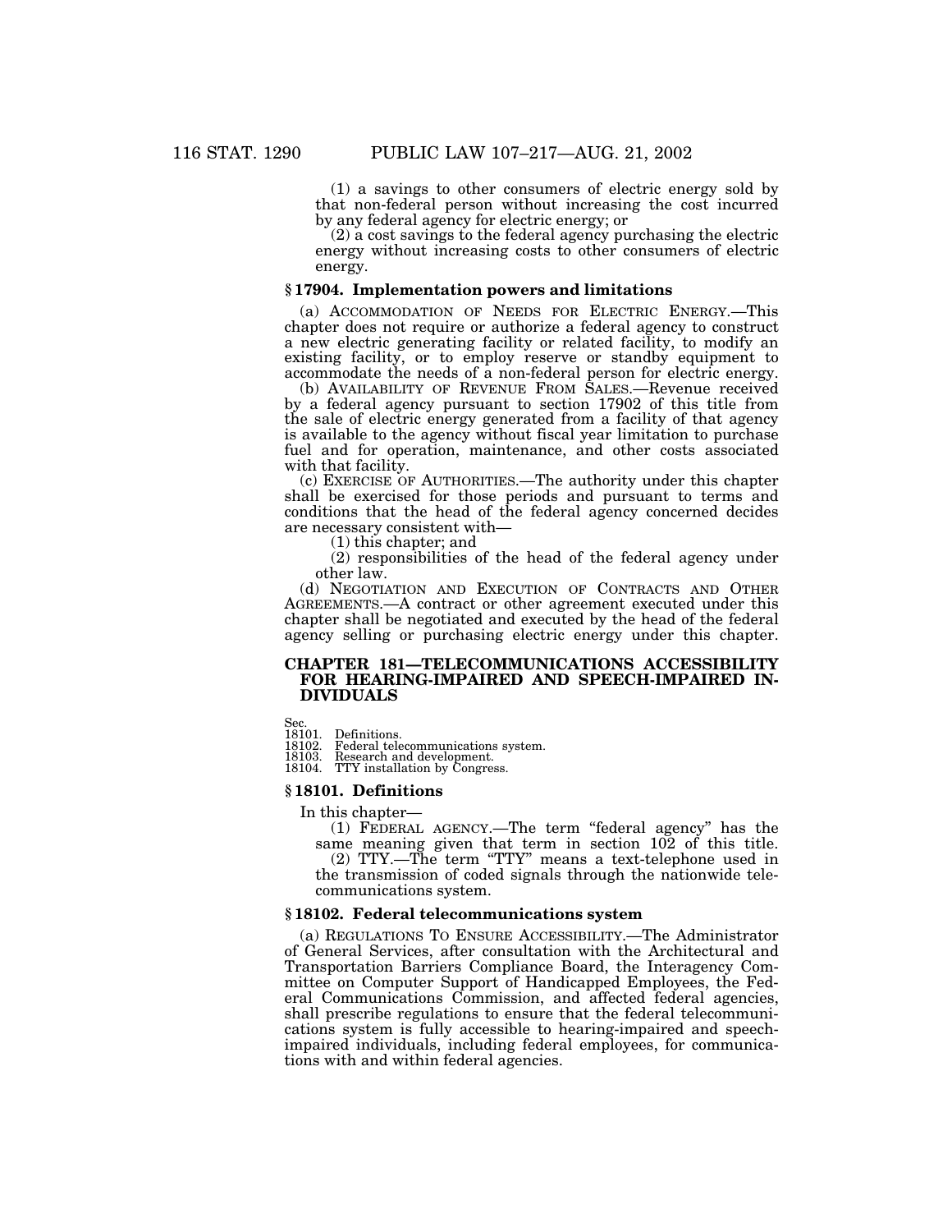(1) a savings to other consumers of electric energy sold by that non-federal person without increasing the cost incurred by any federal agency for electric energy; or

(2) a cost savings to the federal agency purchasing the electric energy without increasing costs to other consumers of electric energy.

### § 17904. Implementation powers and limitations

(a) ACCOMMODATION OF NEEDS FOR ELECTRIC ENERGY.—This chapter does not require or authorize a federal agency to construct a new electric generating facility or related facility, to modify an existing facility, or to employ reserve or standby equipment to accommodate the needs of a non-federal person for electric energy.

(b) AVAILABILITY OF REVENUE FROM SALES.—Revenue received by a federal agency pursuant to section 17902 of this title from the sale of electric energy generated from a facility of that agency is available to the agency without fiscal year limitation to purchase fuel and for operation, maintenance, and other costs associated with that facility.

(c) EXERCISE OF AUTHORITIES.—The authority under this chapter shall be exercised for those periods and pursuant to terms and conditions that the head of the federal agency concerned decides are necessary consistent with—

(1) this chapter; and

(2) responsibilities of the head of the federal agency under other law.

(d) NEGOTIATION AND EXECUTION OF CONTRACTS AND OTHER AGREEMENTS.—A contract or other agreement executed under this chapter shall be negotiated and executed by the head of the federal agency selling or purchasing electric energy under this chapter.

## CHAPTER 181—TELECOMMUNICATIONS ACCESSIBILITY FOR HEARING-IMPAIRED AND SPEECH-IMPAIRED INDIVIDUALS

Sec.
18101. Definitions.
18102. Federal telecommunications system.
18103. Research and development.
18104. TTY installation by Congress.

### § 18101. Definitions

In this chapter—

(1) FEDERAL AGENCY.—The term "federal agency" has the same meaning given that term in section 102 of this title.

(2) TTY.—The term "TTY" means a text-telephone used in the transmission of coded signals through the nationwide telecommunications system.

### § 18102. Federal telecommunications system

(a) REGULATIONS TO ENSURE ACCESSIBILITY.—The Administrator of General Services, after consultation with the Architectural and Transportation Barriers Compliance Board, the Interagency Committee on Computer Support of Handicapped Employees, the Federal Communications Commission, and affected federal agencies, shall prescribe regulations to ensure that the federal telecommunications system is fully accessible to hearing-impaired and speech-impaired individuals, including federal employees, for communications with and within federal agencies.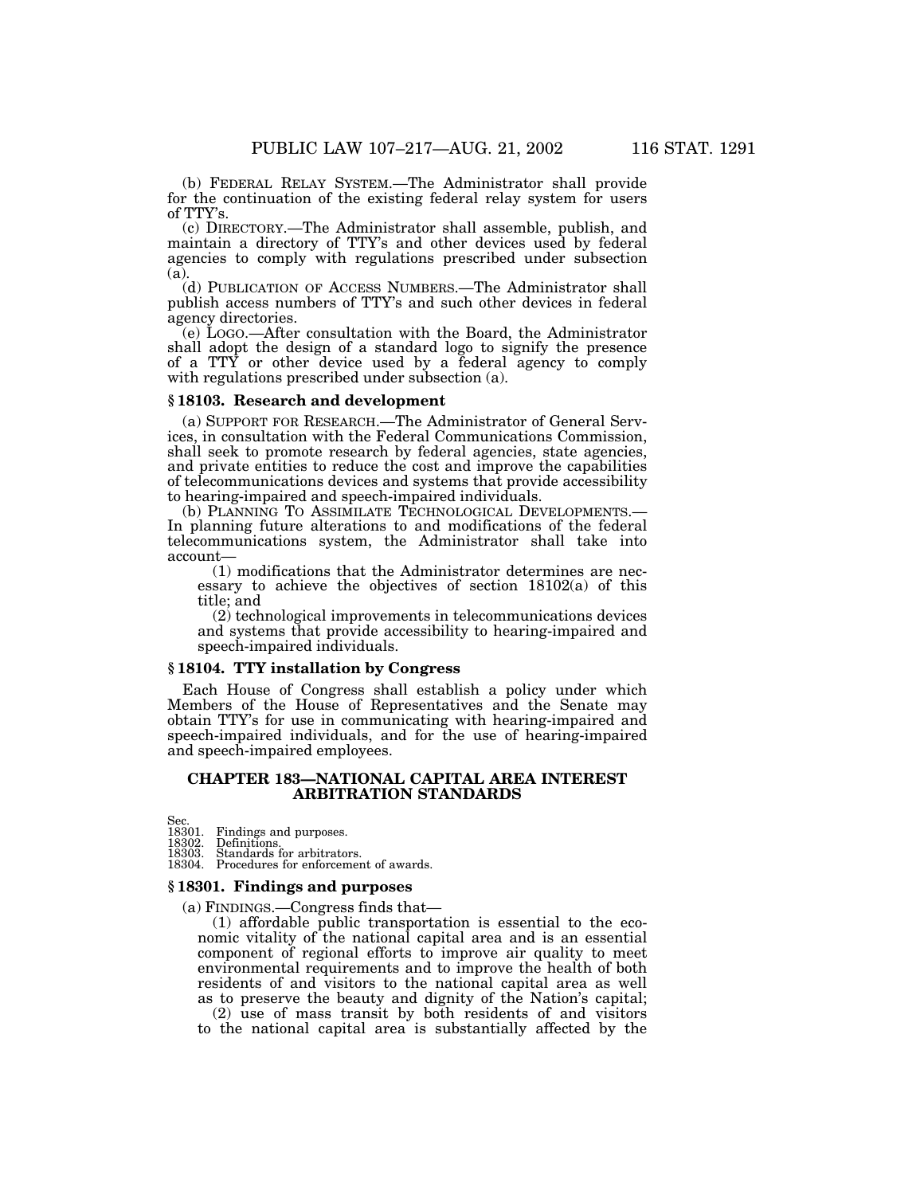(b) FEDERAL RELAY SYSTEM.—The Administrator shall provide for the continuation of the existing federal relay system for users of TTY's.

(c) DIRECTORY.—The Administrator shall assemble, publish, and maintain a directory of TTY's and other devices used by federal agencies to comply with regulations prescribed under subsection (a).

(d) PUBLICATION OF ACCESS NUMBERS.—The Administrator shall publish access numbers of TTY's and such other devices in federal agency directories.

(e) LOGO.—After consultation with the Board, the Administrator shall adopt the design of a standard logo to signify the presence of a TTY or other device used by a federal agency to comply with regulations prescribed under subsection (a).

### § 18103. Research and development

(a) SUPPORT FOR RESEARCH.—The Administrator of General Services, in consultation with the Federal Communications Commission, shall seek to promote research by federal agencies, state agencies, and private entities to reduce the cost and improve the capabilities of telecommunications devices and systems that provide accessibility to hearing-impaired and speech-impaired individuals.

(b) PLANNING TO ASSIMILATE TECHNOLOGICAL DEVELOPMENTS.—In planning future alterations to and modifications of the federal telecommunications system, the Administrator shall take into account—

(1) modifications that the Administrator determines are necessary to achieve the objectives of section 18102(a) of this title; and

(2) technological improvements in telecommunications devices and systems that provide accessibility to hearing-impaired and speech-impaired individuals.

### § 18104. TTY installation by Congress

Each House of Congress shall establish a policy under which Members of the House of Representatives and the Senate may obtain TTY's for use in communicating with hearing-impaired and speech-impaired individuals, and for the use of hearing-impaired and speech-impaired employees.

## CHAPTER 183—NATIONAL CAPITAL AREA INTEREST ARBITRATION STANDARDS

Sec.
18301. Findings and purposes.
18302. Definitions.
18303. Standards for arbitrators.
18304. Procedures for enforcement of awards.

### § 18301. Findings and purposes

(a) FINDINGS.—Congress finds that—

(1) affordable public transportation is essential to the economic vitality of the national capital area and is an essential component of regional efforts to improve air quality to meet environmental requirements and to improve the health of both residents of and visitors to the national capital area as well as to preserve the beauty and dignity of the Nation's capital;

(2) use of mass transit by both residents of and visitors to the national capital area is substantially affected by the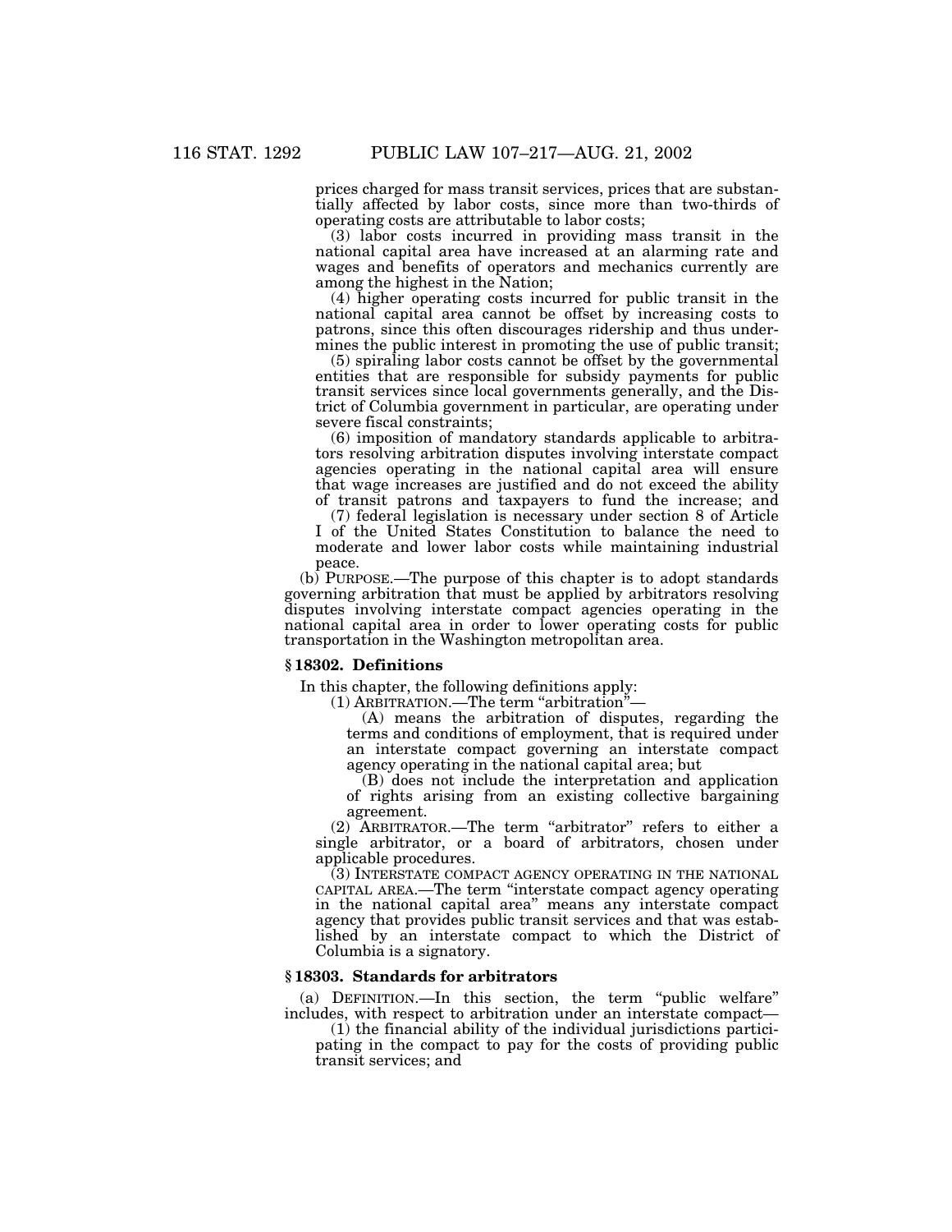prices charged for mass transit services, prices that are substantially affected by labor costs, since more than two-thirds of operating costs are attributable to labor costs;

(3) labor costs incurred in providing mass transit in the national capital area have increased at an alarming rate and wages and benefits of operators and mechanics currently are among the highest in the Nation;

(4) higher operating costs incurred for public transit in the national capital area cannot be offset by increasing costs to patrons, since this often discourages ridership and thus undermines the public interest in promoting the use of public transit;

(5) spiraling labor costs cannot be offset by the governmental entities that are responsible for subsidy payments for public transit services since local governments generally, and the District of Columbia government in particular, are operating under severe fiscal constraints;

(6) imposition of mandatory standards applicable to arbitrators resolving arbitration disputes involving interstate compact agencies operating in the national capital area will ensure that wage increases are justified and do not exceed the ability of transit patrons and taxpayers to fund the increase; and

(7) federal legislation is necessary under section 8 of Article I of the United States Constitution to balance the need to moderate and lower labor costs while maintaining industrial peace.

(b) PURPOSE.—The purpose of this chapter is to adopt standards governing arbitration that must be applied by arbitrators resolving disputes involving interstate compact agencies operating in the national capital area in order to lower operating costs for public transportation in the Washington metropolitan area.

### § 18302. Definitions

In this chapter, the following definitions apply:

(1) ARBITRATION.—The term "arbitration"—

(A) means the arbitration of disputes, regarding the terms and conditions of employment, that is required under an interstate compact governing an interstate compact agency operating in the national capital area; but

(B) does not include the interpretation and application of rights arising from an existing collective bargaining agreement.

(2) ARBITRATOR.—The term "arbitrator" refers to either a single arbitrator, or a board of arbitrators, chosen under applicable procedures.

(3) INTERSTATE COMPACT AGENCY OPERATING IN THE NATIONAL CAPITAL AREA.—The term "interstate compact agency operating in the national capital area" means any interstate compact agency that provides public transit services and that was established by an interstate compact to which the District of Columbia is a signatory.

### § 18303. Standards for arbitrators

(a) DEFINITION.—In this section, the term "public welfare" includes, with respect to arbitration under an interstate compact—

(1) the financial ability of the individual jurisdictions participating in the compact to pay for the costs of providing public transit services; and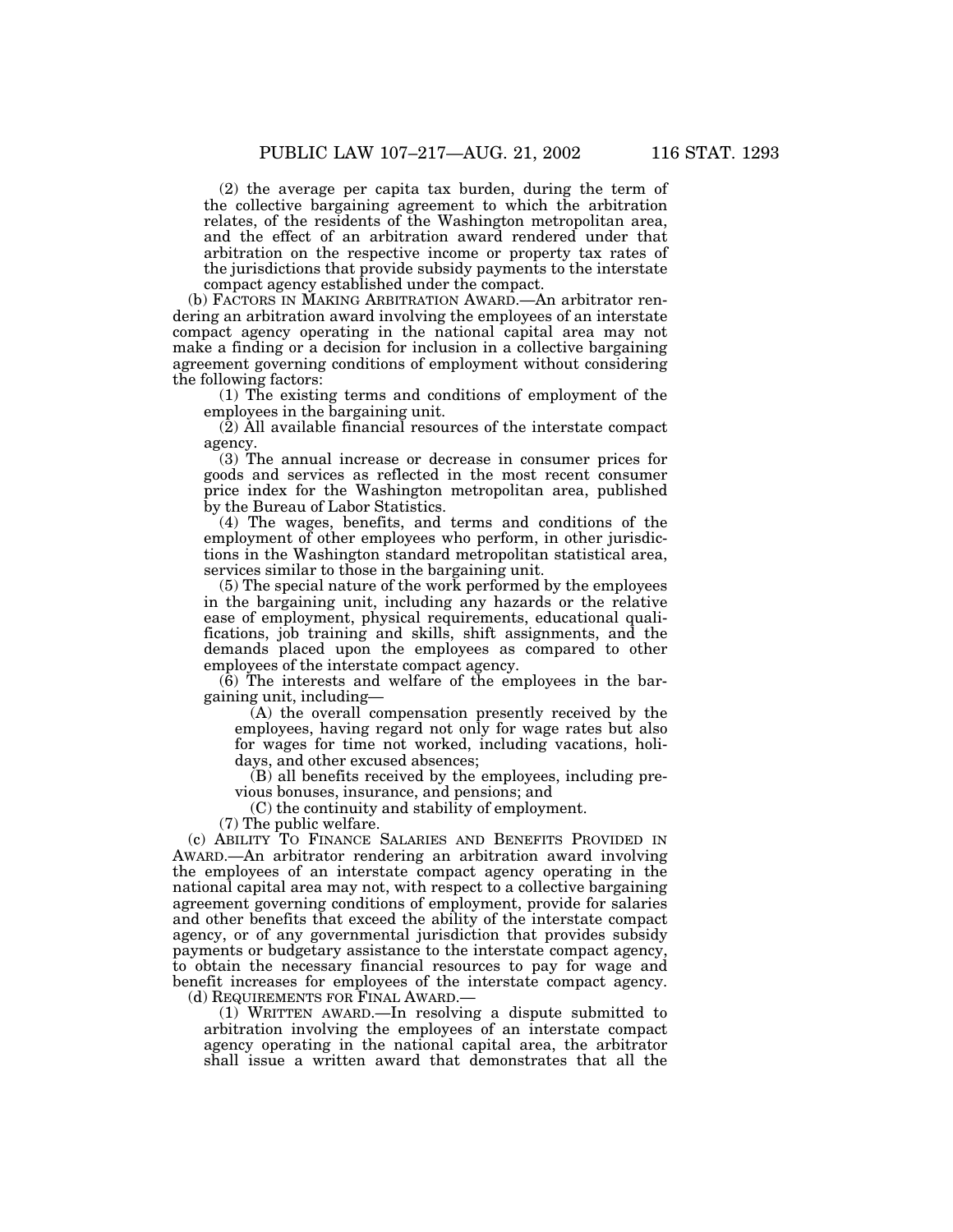(2) the average per capita tax burden, during the term of the collective bargaining agreement to which the arbitration relates, of the residents of the Washington metropolitan area, and the effect of an arbitration award rendered under that arbitration on the respective income or property tax rates of the jurisdictions that provide subsidy payments to the interstate compact agency established under the compact.

(b) FACTORS IN MAKING ARBITRATION AWARD.—An arbitrator rendering an arbitration award involving the employees of an interstate compact agency operating in the national capital area may not make a finding or a decision for inclusion in a collective bargaining agreement governing conditions of employment without considering the following factors:

(1) The existing terms and conditions of employment of the employees in the bargaining unit.

(2) All available financial resources of the interstate compact agency.

(3) The annual increase or decrease in consumer prices for goods and services as reflected in the most recent consumer price index for the Washington metropolitan area, published by the Bureau of Labor Statistics.

(4) The wages, benefits, and terms and conditions of the employment of other employees who perform, in other jurisdictions in the Washington standard metropolitan statistical area, services similar to those in the bargaining unit.

(5) The special nature of the work performed by the employees in the bargaining unit, including any hazards or the relative ease of employment, physical requirements, educational qualifications, job training and skills, shift assignments, and the demands placed upon the employees as compared to other employees of the interstate compact agency.

(6) The interests and welfare of the employees in the bargaining unit, including—

(A) the overall compensation presently received by the employees, having regard not only for wage rates but also for wages for time not worked, including vacations, holidays, and other excused absences;

(B) all benefits received by the employees, including previous bonuses, insurance, and pensions; and

(C) the continuity and stability of employment.

(7) The public welfare.

(c) ABILITY TO FINANCE SALARIES AND BENEFITS PROVIDED IN AWARD.—An arbitrator rendering an arbitration award involving the employees of an interstate compact agency operating in the national capital area may not, with respect to a collective bargaining agreement governing conditions of employment, provide for salaries and other benefits that exceed the ability of the interstate compact agency, or of any governmental jurisdiction that provides subsidy payments or budgetary assistance to the interstate compact agency, to obtain the necessary financial resources to pay for wage and benefit increases for employees of the interstate compact agency.

(d) REQUIREMENTS FOR FINAL AWARD.—

(1) WRITTEN AWARD.—In resolving a dispute submitted to arbitration involving the employees of an interstate compact agency operating in the national capital area, the arbitrator shall issue a written award that demonstrates that all the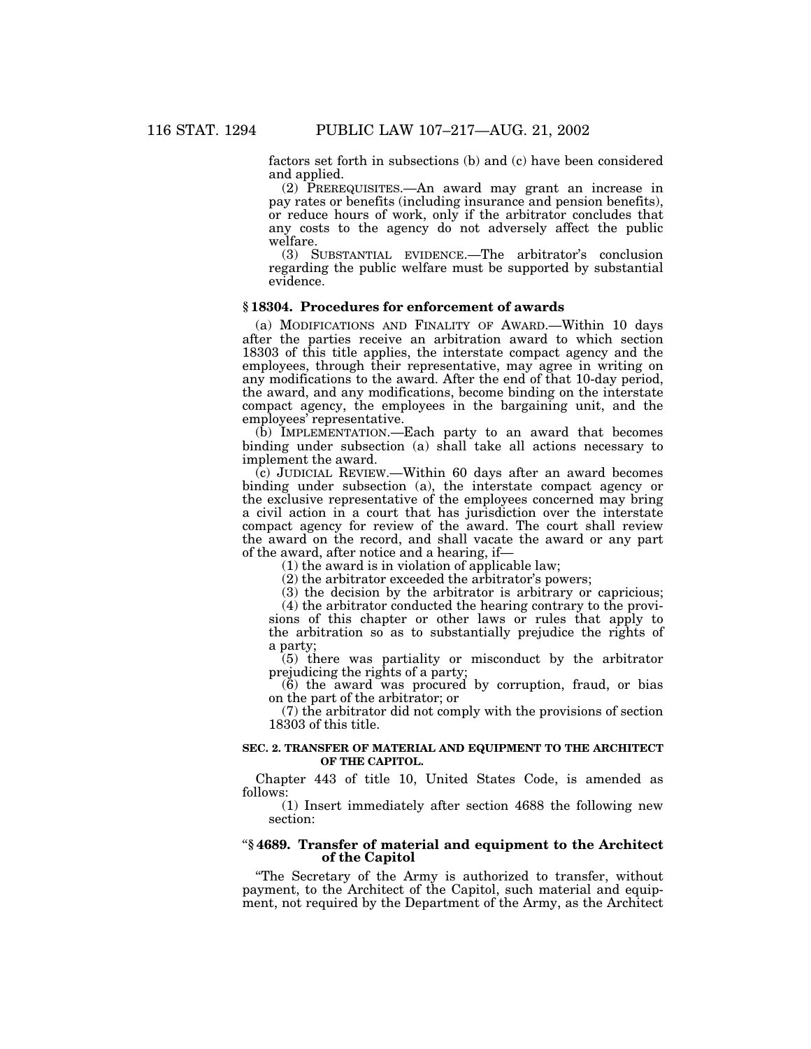factors set forth in subsections (b) and (c) have been considered and applied.

(2) PREREQUISITES.—An award may grant an increase in pay rates or benefits (including insurance and pension benefits), or reduce hours of work, only if the arbitrator concludes that any costs to the agency do not adversely affect the public welfare.

(3) SUBSTANTIAL EVIDENCE.—The arbitrator's conclusion regarding the public welfare must be supported by substantial evidence.

### § 18304. Procedures for enforcement of awards

(a) MODIFICATIONS AND FINALITY OF AWARD.—Within 10 days after the parties receive an arbitration award to which section 18303 of this title applies, the interstate compact agency and the employees, through their representative, may agree in writing on any modifications to the award. After the end of that 10-day period, the award, and any modifications, become binding on the interstate compact agency, the employees in the bargaining unit, and the employees' representative.

(b) IMPLEMENTATION.—Each party to an award that becomes binding under subsection (a) shall take all actions necessary to implement the award.

(c) JUDICIAL REVIEW.—Within 60 days after an award becomes binding under subsection (a), the interstate compact agency or the exclusive representative of the employees concerned may bring a civil action in a court that has jurisdiction over the interstate compact agency for review of the award. The court shall review the award on the record, and shall vacate the award or any part of the award, after notice and a hearing, if—

(1) the award is in violation of applicable law;

(2) the arbitrator exceeded the arbitrator's powers;

(3) the decision by the arbitrator is arbitrary or capricious;

(4) the arbitrator conducted the hearing contrary to the provisions of this chapter or other laws or rules that apply to the arbitration so as to substantially prejudice the rights of a party;

(5) there was partiality or misconduct by the arbitrator prejudicing the rights of a party;

(6) the award was procured by corruption, fraud, or bias on the part of the arbitrator; or

(7) the arbitrator did not comply with the provisions of section 18303 of this title.

## SEC. 2. TRANSFER OF MATERIAL AND EQUIPMENT TO THE ARCHITECT OF THE CAPITOL.

Chapter 443 of title 10, United States Code, is amended as follows:

(1) Insert immediately after section 4688 the following new section:

### "§ 4689. Transfer of material and equipment to the Architect of the Capitol

"The Secretary of the Army is authorized to transfer, without payment, to the Architect of the Capitol, such material and equipment, not required by the Department of the Army, as the Architect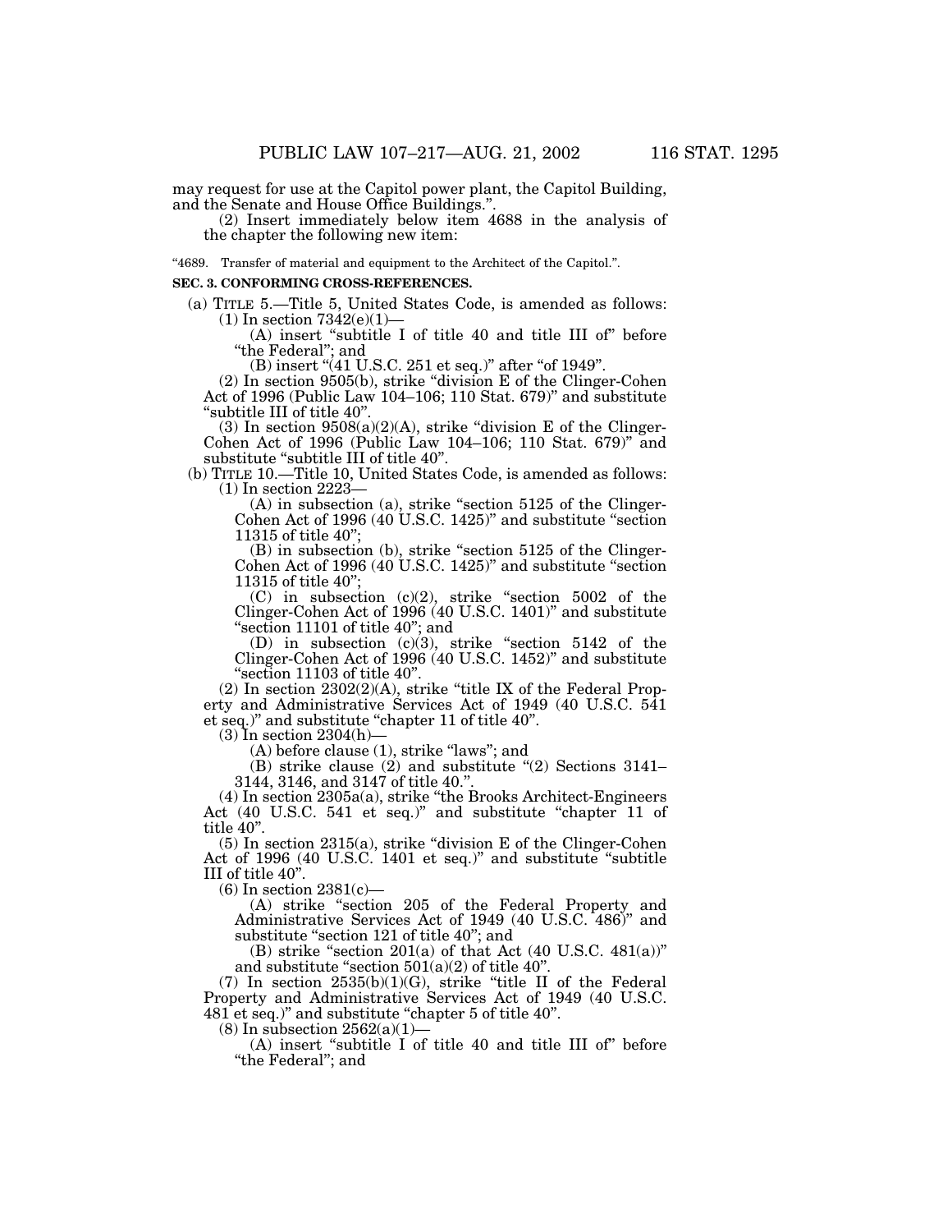may request for use at the Capitol power plant, the Capitol Building, and the Senate and House Office Buildings.".

(2) Insert immediately below item 4688 in the analysis of the chapter the following new item:

"4689. Transfer of material and equipment to the Architect of the Capitol.".

**SEC. 3. CONFORMING CROSS-REFERENCES.**

(a) TITLE 5.—Title 5, United States Code, is amended as follows:

(1) In section 7342(e)(1)—

(A) insert "subtitle I of title 40 and title III of" before "the Federal"; and

(B) insert "(41 U.S.C. 251 et seq.)" after "of 1949".

(2) In section 9505(b), strike "division E of the Clinger-Cohen Act of 1996 (Public Law 104–106; 110 Stat. 679)" and substitute "subtitle III of title 40".

(3) In section 9508(a)(2)(A), strike "division E of the Clinger-Cohen Act of 1996 (Public Law 104–106; 110 Stat. 679)" and substitute "subtitle III of title 40".

(b) TITLE 10.—Title 10, United States Code, is amended as follows:

(1) In section 2223—

(A) in subsection (a), strike "section 5125 of the Clinger-Cohen Act of 1996 (40 U.S.C. 1425)" and substitute "section 11315 of title 40";

(B) in subsection (b), strike "section 5125 of the Clinger-Cohen Act of 1996 (40 U.S.C. 1425)" and substitute "section 11315 of title 40";

(C) in subsection (c)(2), strike "section 5002 of the Clinger-Cohen Act of 1996 (40 U.S.C. 1401)" and substitute "section 11101 of title 40"; and

(D) in subsection (c)(3), strike "section 5142 of the Clinger-Cohen Act of 1996 (40 U.S.C. 1452)" and substitute "section 11103 of title 40".

(2) In section 2302(2)(A), strike "title IX of the Federal Property and Administrative Services Act of 1949 (40 U.S.C. 541 et seq.)" and substitute "chapter 11 of title 40".

(3) In section 2304(h)—

(A) before clause (1), strike "laws"; and

(B) strike clause (2) and substitute "(2) Sections 3141–3144, 3146, and 3147 of title 40.".

(4) In section 2305a(a), strike "the Brooks Architect-Engineers Act (40 U.S.C. 541 et seq.)" and substitute "chapter 11 of title 40".

(5) In section 2315(a), strike "division E of the Clinger-Cohen Act of 1996 (40 U.S.C. 1401 et seq.)" and substitute "subtitle III of title 40".

(6) In section 2381(c)—

(A) strike "section 205 of the Federal Property and Administrative Services Act of 1949 (40 U.S.C. 486)" and substitute "section 121 of title 40"; and

(B) strike "section 201(a) of that Act (40 U.S.C. 481(a))" and substitute "section 501(a)(2) of title 40".

(7) In section 2535(b)(1)(G), strike "title II of the Federal Property and Administrative Services Act of 1949 (40 U.S.C. 481 et seq.)" and substitute "chapter 5 of title 40".

(8) In subsection 2562(a)(1)—

(A) insert "subtitle I of title 40 and title III of" before "the Federal"; and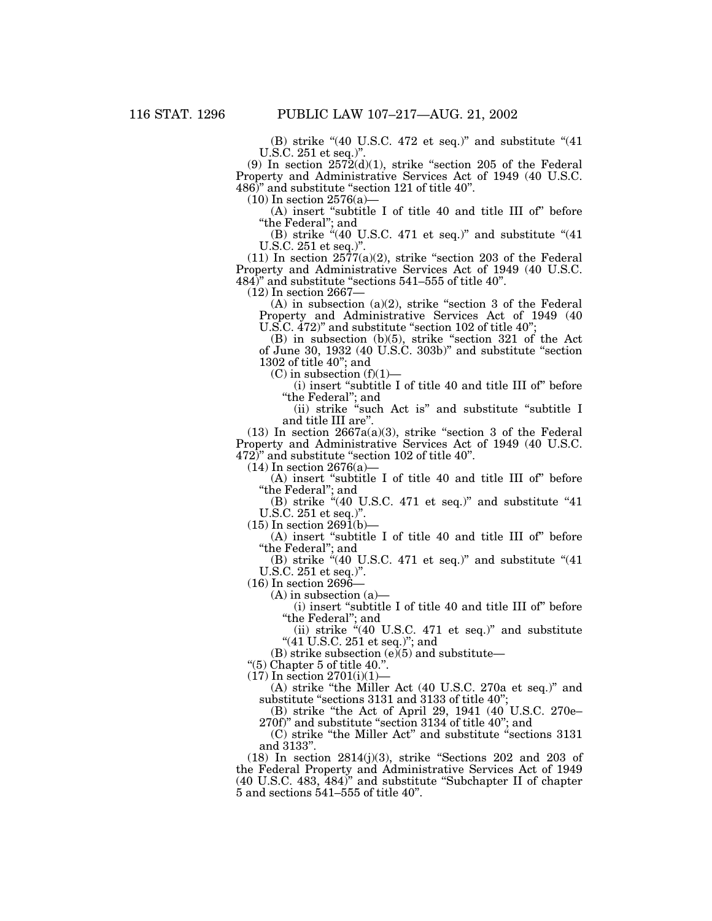(B) strike "(40 U.S.C. 472 et seq.)" and substitute "(41 U.S.C. 251 et seq.)".

(9) In section 2572(d)(1), strike "section 205 of the Federal Property and Administrative Services Act of 1949 (40 U.S.C. 486)" and substitute "section 121 of title 40".

(10) In section 2576(a)—

(A) insert "subtitle I of title 40 and title III of" before "the Federal"; and

(B) strike "(40 U.S.C. 471 et seq.)" and substitute "(41 U.S.C. 251 et seq.)".

(11) In section 2577(a)(2), strike "section 203 of the Federal Property and Administrative Services Act of 1949 (40 U.S.C. 484)" and substitute "sections 541–555 of title 40".

(12) In section 2667—

(A) in subsection (a)(2), strike "section 3 of the Federal Property and Administrative Services Act of 1949 (40 U.S.C. 472)" and substitute "section 102 of title 40";

(B) in subsection (b)(5), strike "section 321 of the Act of June 30, 1932 (40 U.S.C. 303b)" and substitute "section 1302 of title 40"; and

(C) in subsection (f)(1)—

(i) insert "subtitle I of title 40 and title III of" before "the Federal"; and

(ii) strike "such Act is" and substitute "subtitle I and title III are".

(13) In section 2667a(a)(3), strike "section 3 of the Federal Property and Administrative Services Act of 1949 (40 U.S.C. 472)" and substitute "section 102 of title 40".

(14) In section 2676(a)—

(A) insert "subtitle I of title 40 and title III of" before "the Federal"; and

(B) strike "(40 U.S.C. 471 et seq.)" and substitute "41 U.S.C. 251 et seq.)".

(15) In section 2691(b)—

(A) insert "subtitle I of title 40 and title III of" before "the Federal"; and

(B) strike "(40 U.S.C. 471 et seq.)" and substitute "(41 U.S.C. 251 et seq.)".

(16) In section 2696—

(A) in subsection (a)—

(i) insert "subtitle I of title 40 and title III of" before "the Federal"; and

(ii) strike "(40 U.S.C. 471 et seq.)" and substitute "(41 U.S.C. 251 et seq.)"; and

(B) strike subsection (e)(5) and substitute—

"(5) Chapter 5 of title 40.".

(17) In section 2701(i)(1)—

(A) strike "the Miller Act (40 U.S.C. 270a et seq.)" and substitute "sections 3131 and 3133 of title 40";

(B) strike "the Act of April 29, 1941 (40 U.S.C. 270e–270f)" and substitute "section 3134 of title 40"; and

(C) strike "the Miller Act" and substitute "sections 3131 and 3133".

(18) In section 2814(j)(3), strike "Sections 202 and 203 of the Federal Property and Administrative Services Act of 1949 (40 U.S.C. 483, 484)" and substitute "Subchapter II of chapter 5 and sections 541–555 of title 40".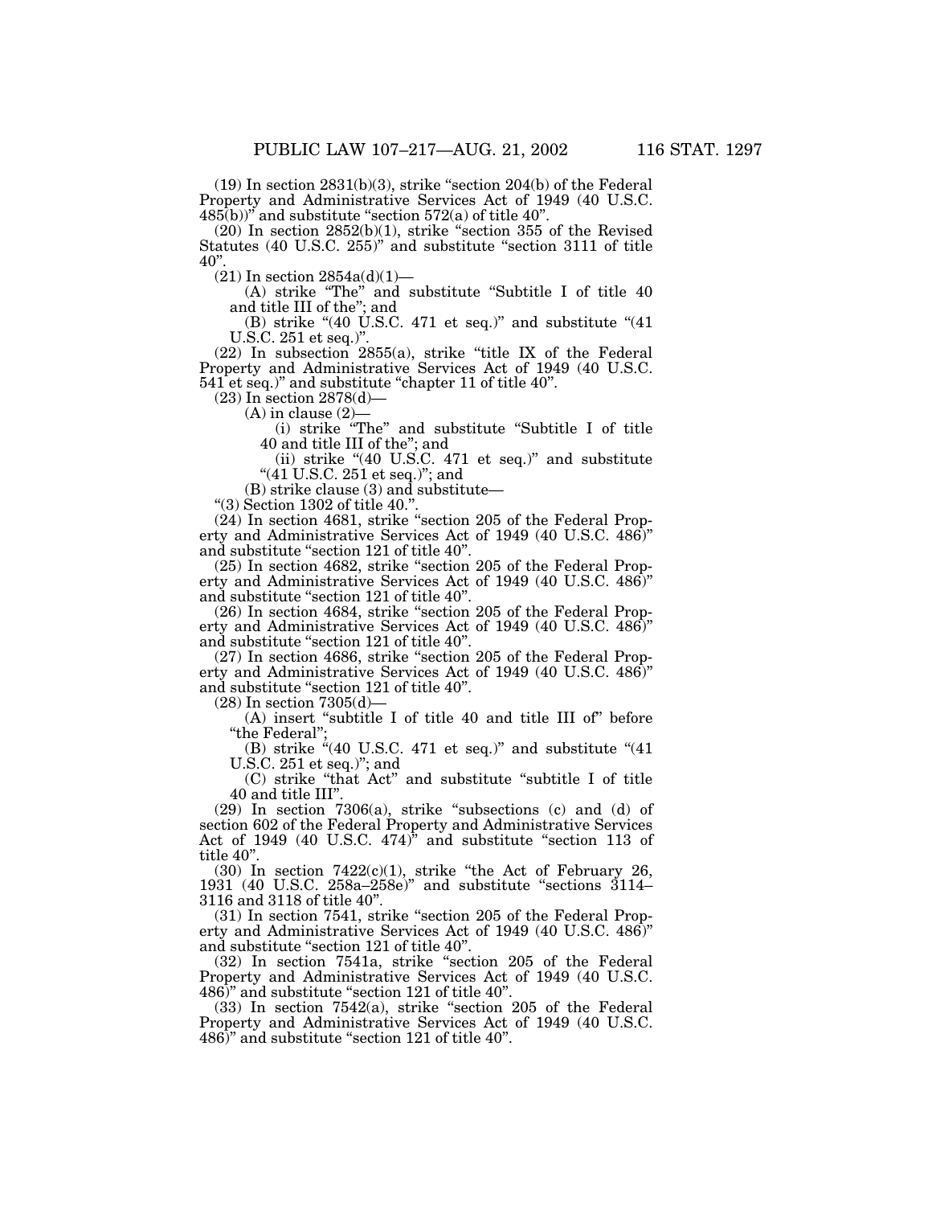(19) In section 2831(b)(3), strike "section 204(b) of the Federal Property and Administrative Services Act of 1949 (40 U.S.C. 485(b))" and substitute "section 572(a) of title 40".

(20) In section 2852(b)(1), strike "section 355 of the Revised Statutes (40 U.S.C. 255)" and substitute "section 3111 of title 40".

(21) In section 2854a(d)(1)—

(A) strike "The" and substitute "Subtitle I of title 40 and title III of the"; and

(B) strike "(40 U.S.C. 471 et seq.)" and substitute "(41 U.S.C. 251 et seq.)".

(22) In subsection 2855(a), strike "title IX of the Federal Property and Administrative Services Act of 1949 (40 U.S.C. 541 et seq.)" and substitute "chapter 11 of title 40".

(23) In section 2878(d)—

(A) in clause (2)—

(i) strike "The" and substitute "Subtitle I of title 40 and title III of the"; and

(ii) strike "(40 U.S.C. 471 et seq.)" and substitute "(41 U.S.C. 251 et seq.)"; and

(B) strike clause (3) and substitute—

"(3) Section 1302 of title 40.".

(24) In section 4681, strike "section 205 of the Federal Property and Administrative Services Act of 1949 (40 U.S.C. 486)" and substitute "section 121 of title 40".

(25) In section 4682, strike "section 205 of the Federal Property and Administrative Services Act of 1949 (40 U.S.C. 486)" and substitute "section 121 of title 40".

(26) In section 4684, strike "section 205 of the Federal Property and Administrative Services Act of 1949 (40 U.S.C. 486)" and substitute "section 121 of title 40".

(27) In section 4686, strike "section 205 of the Federal Property and Administrative Services Act of 1949 (40 U.S.C. 486)" and substitute "section 121 of title 40".

(28) In section 7305(d)—

(A) insert "subtitle I of title 40 and title III of" before "the Federal";

(B) strike "(40 U.S.C. 471 et seq.)" and substitute "(41 U.S.C. 251 et seq.)"; and

(C) strike "that Act" and substitute "subtitle I of title 40 and title III".

(29) In section 7306(a), strike "subsections (c) and (d) of section 602 of the Federal Property and Administrative Services Act of 1949 (40 U.S.C. 474)" and substitute "section 113 of title 40".

(30) In section 7422(c)(1), strike "the Act of February 26, 1931 (40 U.S.C. 258a–258e)" and substitute "sections 3114–3116 and 3118 of title 40".

(31) In section 7541, strike "section 205 of the Federal Property and Administrative Services Act of 1949 (40 U.S.C. 486)" and substitute "section 121 of title 40".

(32) In section 7541a, strike "section 205 of the Federal Property and Administrative Services Act of 1949 (40 U.S.C. 486)" and substitute "section 121 of title 40".

(33) In section 7542(a), strike "section 205 of the Federal Property and Administrative Services Act of 1949 (40 U.S.C. 486)" and substitute "section 121 of title 40".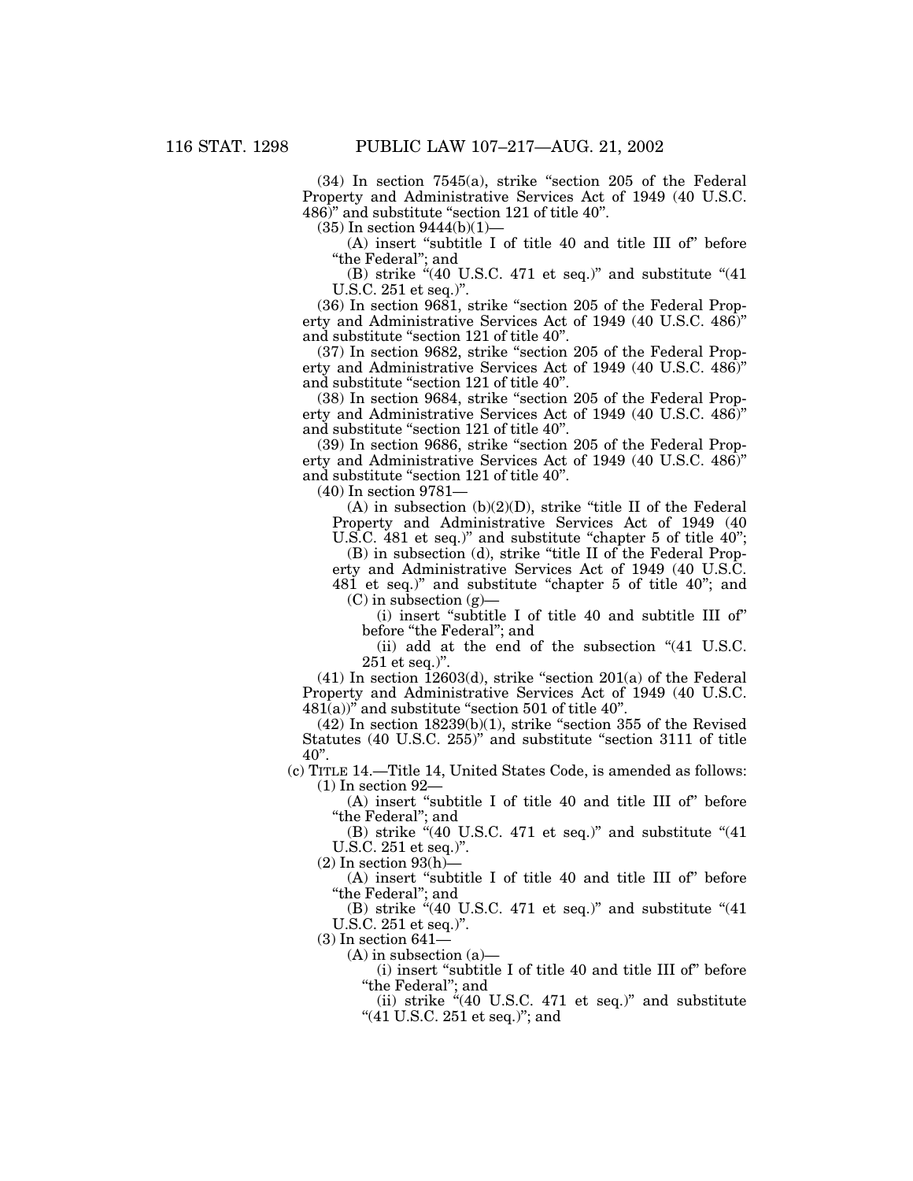(34) In section 7545(a), strike "section 205 of the Federal Property and Administrative Services Act of 1949 (40 U.S.C. 486)" and substitute "section 121 of title 40".

(35) In section 9444(b)(1)—

(A) insert "subtitle I of title 40 and title III of" before "the Federal"; and

(B) strike "(40 U.S.C. 471 et seq.)" and substitute "(41 U.S.C. 251 et seq.)".

(36) In section 9681, strike "section 205 of the Federal Property and Administrative Services Act of 1949 (40 U.S.C. 486)" and substitute "section 121 of title 40".

(37) In section 9682, strike "section 205 of the Federal Property and Administrative Services Act of 1949 (40 U.S.C. 486)" and substitute "section 121 of title 40".

(38) In section 9684, strike "section 205 of the Federal Property and Administrative Services Act of 1949 (40 U.S.C. 486)" and substitute "section 121 of title 40".

(39) In section 9686, strike "section 205 of the Federal Property and Administrative Services Act of 1949 (40 U.S.C. 486)" and substitute "section 121 of title 40".

(40) In section 9781—

(A) in subsection (b)(2)(D), strike "title II of the Federal Property and Administrative Services Act of 1949 (40 U.S.C. 481 et seq.)" and substitute "chapter 5 of title 40";

(B) in subsection (d), strike "title II of the Federal Property and Administrative Services Act of 1949 (40 U.S.C. 481 et seq.)" and substitute "chapter 5 of title 40"; and

(C) in subsection (g)—

(i) insert "subtitle I of title 40 and subtitle III of" before "the Federal"; and

(ii) add at the end of the subsection "(41 U.S.C. 251 et seq.)".

(41) In section 12603(d), strike "section 201(a) of the Federal Property and Administrative Services Act of 1949 (40 U.S.C. 481(a))" and substitute "section 501 of title 40".

(42) In section 18239(b)(1), strike "section 355 of the Revised Statutes (40 U.S.C. 255)" and substitute "section 3111 of title 40".

(c) TITLE 14.—Title 14, United States Code, is amended as follows:

(1) In section 92—

(A) insert "subtitle I of title 40 and title III of" before "the Federal"; and

(B) strike "(40 U.S.C. 471 et seq.)" and substitute "(41 U.S.C. 251 et seq.)".

(2) In section 93(h)—

(A) insert "subtitle I of title 40 and title III of" before "the Federal"; and

(B) strike "(40 U.S.C. 471 et seq.)" and substitute "(41 U.S.C. 251 et seq.)".

(3) In section 641—

(A) in subsection (a)—

(i) insert "subtitle I of title 40 and title III of" before "the Federal"; and

(ii) strike "(40 U.S.C. 471 et seq.)" and substitute "(41 U.S.C. 251 et seq.)"; and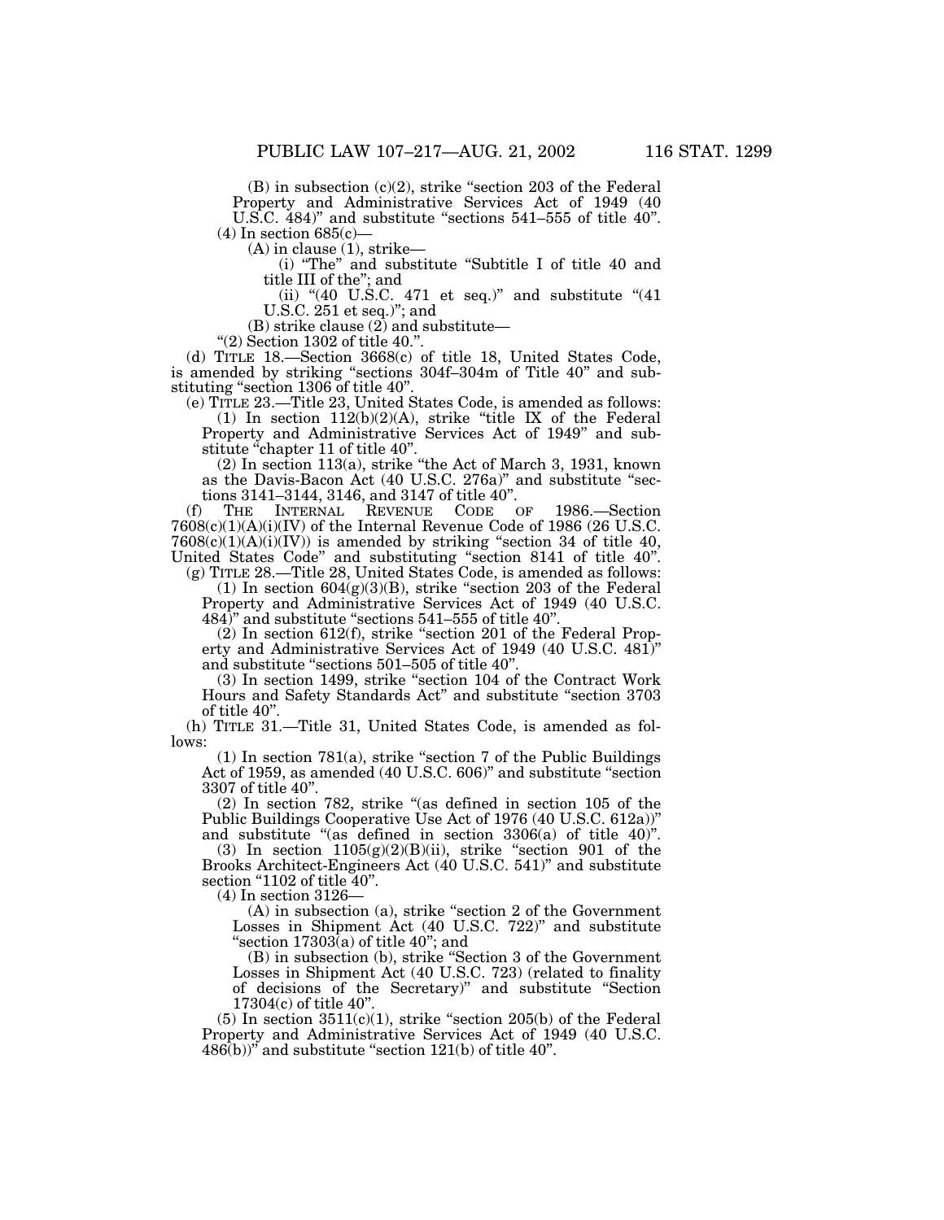(B) in subsection (c)(2), strike "section 203 of the Federal Property and Administrative Services Act of 1949 (40 U.S.C. 484)" and substitute "sections 541–555 of title 40".

(4) In section 685(c)—

(A) in clause (1), strike—

(i) "The" and substitute "Subtitle I of title 40 and title III of the"; and

(ii) "(40 U.S.C. 471 et seq.)" and substitute "(41 U.S.C. 251 et seq.)"; and

(B) strike clause (2) and substitute—

"(2) Section 1302 of title 40.".

(d) TITLE 18.—Section 3668(c) of title 18, United States Code, is amended by striking "sections 304f–304m of Title 40" and substituting "section 1306 of title 40".

(e) TITLE 23.—Title 23, United States Code, is amended as follows:

(1) In section 112(b)(2)(A), strike "title IX of the Federal Property and Administrative Services Act of 1949" and substitute "chapter 11 of title 40".

(2) In section 113(a), strike "the Act of March 3, 1931, known as the Davis-Bacon Act (40 U.S.C. 276a)" and substitute "sections 3141–3144, 3146, and 3147 of title 40".

(f) THE INTERNAL REVENUE CODE OF 1986.—Section 7608(c)(1)(A)(i)(IV) of the Internal Revenue Code of 1986 (26 U.S.C. 7608(c)(1)(A)(i)(IV)) is amended by striking "section 34 of title 40, United States Code" and substituting "section 8141 of title 40".

(g) TITLE 28.—Title 28, United States Code, is amended as follows:

(1) In section 604(g)(3)(B), strike "section 203 of the Federal Property and Administrative Services Act of 1949 (40 U.S.C. 484)" and substitute "sections 541–555 of title 40".

(2) In section 612(f), strike "section 201 of the Federal Property and Administrative Services Act of 1949 (40 U.S.C. 481)" and substitute "sections 501–505 of title 40".

(3) In section 1499, strike "section 104 of the Contract Work Hours and Safety Standards Act" and substitute "section 3703 of title 40".

(h) TITLE 31.—Title 31, United States Code, is amended as follows:

(1) In section 781(a), strike "section 7 of the Public Buildings Act of 1959, as amended (40 U.S.C. 606)" and substitute "section 3307 of title 40".

(2) In section 782, strike "(as defined in section 105 of the Public Buildings Cooperative Use Act of 1976 (40 U.S.C. 612a))" and substitute "(as defined in section 3306(a) of title 40)".

(3) In section 1105(g)(2)(B)(ii), strike "section 901 of the Brooks Architect-Engineers Act (40 U.S.C. 541)" and substitute section "1102 of title 40".

(4) In section 3126—

(A) in subsection (a), strike "section 2 of the Government Losses in Shipment Act (40 U.S.C. 722)" and substitute "section 17303(a) of title 40"; and

(B) in subsection (b), strike "Section 3 of the Government Losses in Shipment Act (40 U.S.C. 723) (related to finality of decisions of the Secretary)" and substitute "Section 17304(c) of title 40".

(5) In section 3511(c)(1), strike "section 205(b) of the Federal Property and Administrative Services Act of 1949 (40 U.S.C. 486(b))" and substitute "section 121(b) of title 40".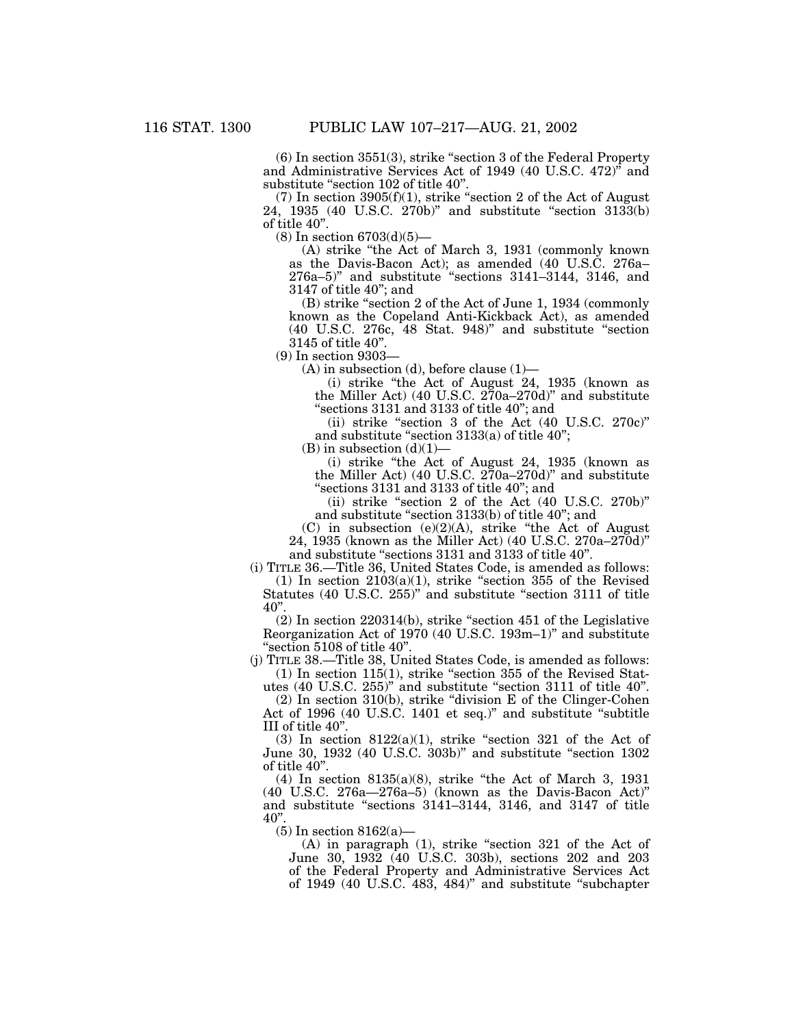(6) In section 3551(3), strike "section 3 of the Federal Property and Administrative Services Act of 1949 (40 U.S.C. 472)" and substitute "section 102 of title 40".

(7) In section 3905(f)(1), strike "section 2 of the Act of August 24, 1935 (40 U.S.C. 270b)" and substitute "section 3133(b) of title 40".

(8) In section 6703(d)(5)—

(A) strike "the Act of March 3, 1931 (commonly known as the Davis-Bacon Act); as amended (40 U.S.C. 276a–276a–5)" and substitute "sections 3141–3144, 3146, and 3147 of title 40"; and

(B) strike "section 2 of the Act of June 1, 1934 (commonly known as the Copeland Anti-Kickback Act), as amended (40 U.S.C. 276c, 48 Stat. 948)" and substitute "section 3145 of title 40".

(9) In section 9303—

(A) in subsection (d), before clause (1)—

(i) strike "the Act of August 24, 1935 (known as the Miller Act) (40 U.S.C. 270a–270d)" and substitute "sections 3131 and 3133 of title 40"; and

(ii) strike "section 3 of the Act (40 U.S.C. 270c)" and substitute "section 3133(a) of title 40";

(B) in subsection (d)(1)—

(i) strike "the Act of August 24, 1935 (known as the Miller Act) (40 U.S.C. 270a–270d)" and substitute "sections 3131 and 3133 of title 40"; and

(ii) strike "section 2 of the Act (40 U.S.C. 270b)" and substitute "section 3133(b) of title 40"; and

(C) in subsection (e)(2)(A), strike "the Act of August 24, 1935 (known as the Miller Act) (40 U.S.C. 270a–270d)" and substitute "sections 3131 and 3133 of title 40".

(i) TITLE 36.—Title 36, United States Code, is amended as follows:

(1) In section 2103(a)(1), strike "section 355 of the Revised Statutes (40 U.S.C. 255)" and substitute "section 3111 of title 40".

(2) In section 220314(b), strike "section 451 of the Legislative Reorganization Act of 1970 (40 U.S.C. 193m–1)" and substitute "section 5108 of title 40".

(j) TITLE 38.—Title 38, United States Code, is amended as follows:

(1) In section 115(1), strike "section 355 of the Revised Statutes (40 U.S.C. 255)" and substitute "section 3111 of title 40".

(2) In section 310(b), strike "division E of the Clinger-Cohen Act of 1996 (40 U.S.C. 1401 et seq.)" and substitute "subtitle III of title 40".

(3) In section 8122(a)(1), strike "section 321 of the Act of June 30, 1932 (40 U.S.C. 303b)" and substitute "section 1302 of title 40".

(4) In section 8135(a)(8), strike "the Act of March 3, 1931 (40 U.S.C. 276a—276a–5) (known as the Davis-Bacon Act)" and substitute "sections 3141–3144, 3146, and 3147 of title 40".

(5) In section 8162(a)—

(A) in paragraph (1), strike "section 321 of the Act of June 30, 1932 (40 U.S.C. 303b), sections 202 and 203 of the Federal Property and Administrative Services Act of 1949 (40 U.S.C. 483, 484)" and substitute "subchapter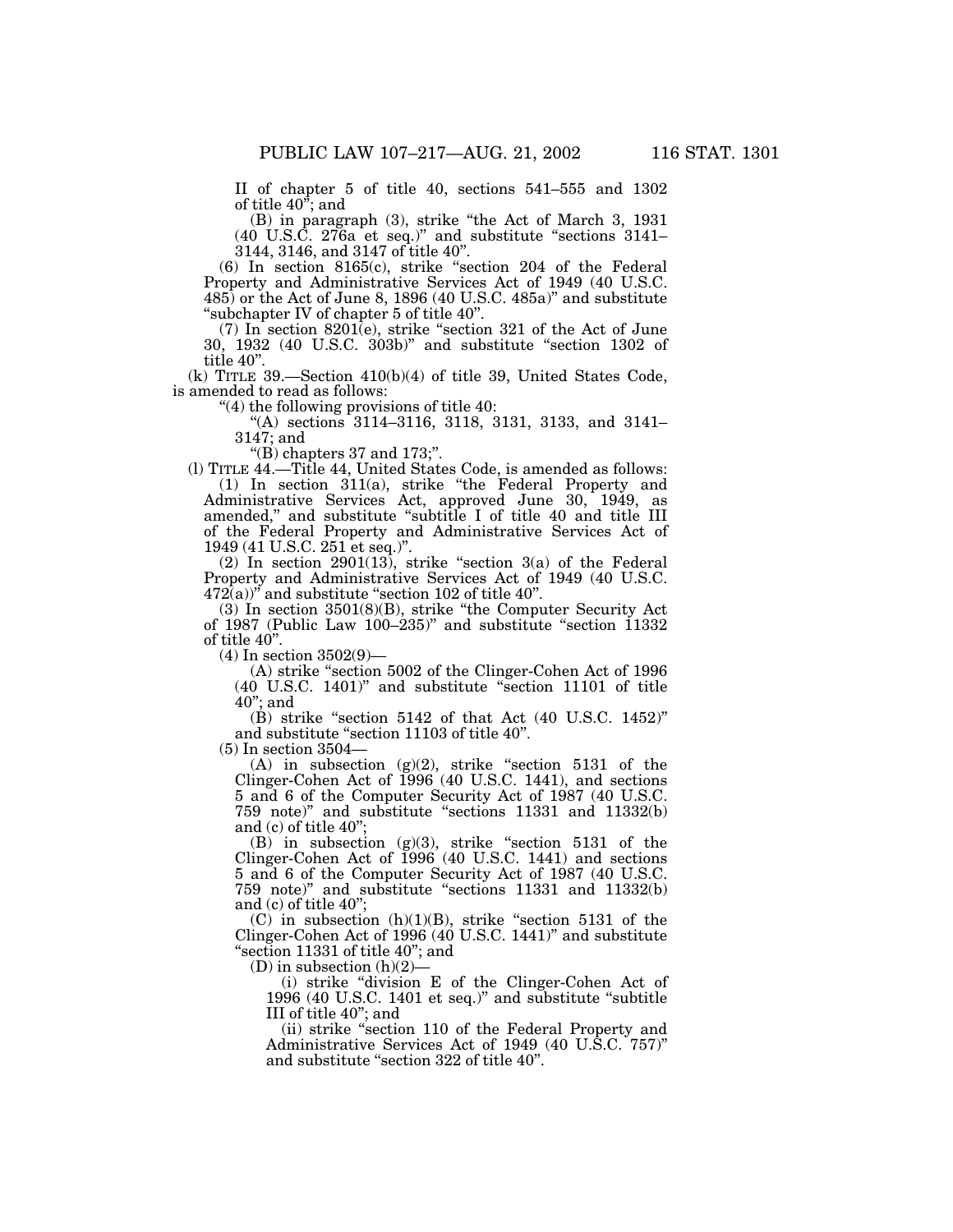II of chapter 5 of title 40, sections 541–555 and 1302 of title 40"; and

(B) in paragraph (3), strike "the Act of March 3, 1931 (40 U.S.C. 276a et seq.)" and substitute "sections 3141–3144, 3146, and 3147 of title 40".

(6) In section 8165(c), strike "section 204 of the Federal Property and Administrative Services Act of 1949 (40 U.S.C. 485) or the Act of June 8, 1896 (40 U.S.C. 485a)" and substitute "subchapter IV of chapter 5 of title 40".

(7) In section 8201(e), strike "section 321 of the Act of June 30, 1932 (40 U.S.C. 303b)" and substitute "section 1302 of title 40".

(k) TITLE 39.—Section 410(b)(4) of title 39, United States Code, is amended to read as follows:

"(4) the following provisions of title 40:

"(A) sections 3114–3116, 3118, 3131, 3133, and 3141–3147; and

"(B) chapters 37 and 173;".

(l) TITLE 44.—Title 44, United States Code, is amended as follows:

(1) In section 311(a), strike "the Federal Property and Administrative Services Act, approved June 30, 1949, as amended," and substitute "subtitle I of title 40 and title III of the Federal Property and Administrative Services Act of 1949 (41 U.S.C. 251 et seq.)".

(2) In section 2901(13), strike "section 3(a) of the Federal Property and Administrative Services Act of 1949 (40 U.S.C. 472(a))" and substitute "section 102 of title 40".

(3) In section 3501(8)(B), strike "the Computer Security Act of 1987 (Public Law 100–235)" and substitute "section 11332 of title 40".

(4) In section 3502(9)—

(A) strike "section 5002 of the Clinger-Cohen Act of 1996 (40 U.S.C. 1401)" and substitute "section 11101 of title 40"; and

(B) strike "section 5142 of that Act (40 U.S.C. 1452)" and substitute "section 11103 of title 40".

(5) In section 3504—

(A) in subsection (g)(2), strike "section 5131 of the Clinger-Cohen Act of 1996 (40 U.S.C. 1441), and sections 5 and 6 of the Computer Security Act of 1987 (40 U.S.C. 759 note)" and substitute "sections 11331 and 11332(b) and (c) of title 40";

(B) in subsection (g)(3), strike "section 5131 of the Clinger-Cohen Act of 1996 (40 U.S.C. 1441) and sections 5 and 6 of the Computer Security Act of 1987 (40 U.S.C. 759 note)" and substitute "sections 11331 and 11332(b) and (c) of title 40";

(C) in subsection (h)(1)(B), strike "section 5131 of the Clinger-Cohen Act of 1996 (40 U.S.C. 1441)" and substitute "section 11331 of title 40"; and

(D) in subsection (h)(2)—

(i) strike "division E of the Clinger-Cohen Act of 1996 (40 U.S.C. 1401 et seq.)" and substitute "subtitle III of title 40"; and

(ii) strike "section 110 of the Federal Property and Administrative Services Act of 1949 (40 U.S.C. 757)" and substitute "section 322 of title 40".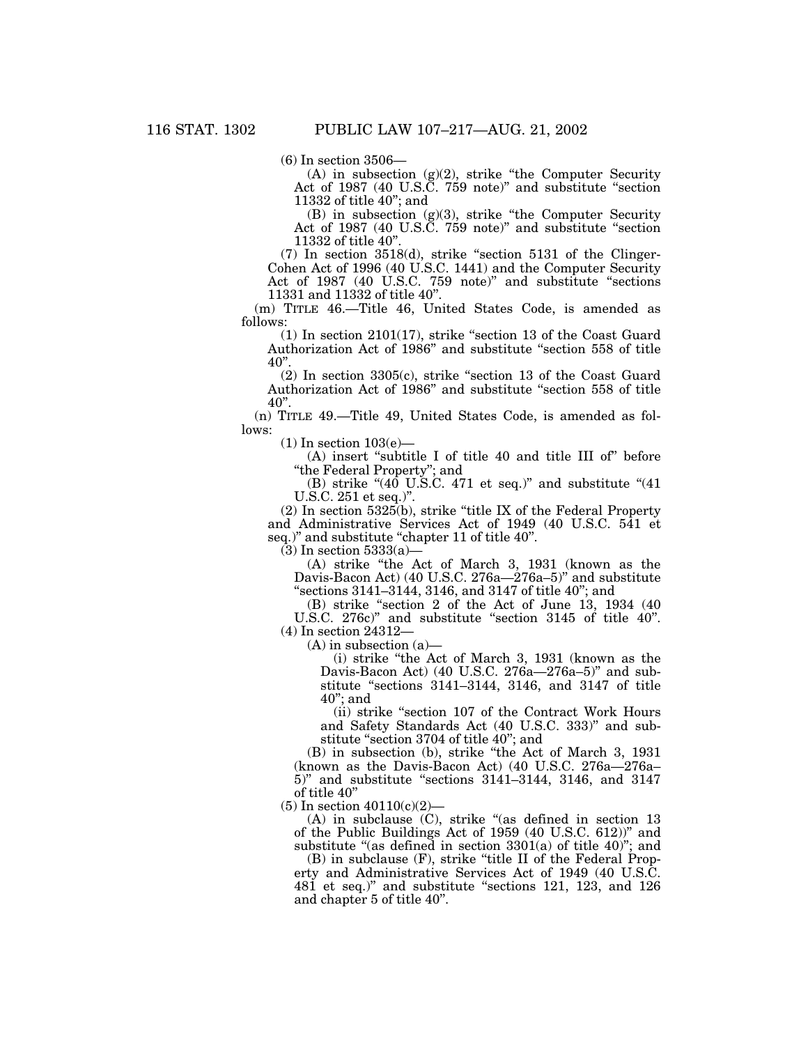(6) In section 3506—

(A) in subsection (g)(2), strike "the Computer Security Act of 1987 (40 U.S.C. 759 note)" and substitute "section 11332 of title 40"; and

(B) in subsection (g)(3), strike "the Computer Security Act of 1987 (40 U.S.C. 759 note)" and substitute "section 11332 of title 40".

(7) In section 3518(d), strike "section 5131 of the Clinger-Cohen Act of 1996 (40 U.S.C. 1441) and the Computer Security Act of 1987 (40 U.S.C. 759 note)" and substitute "sections 11331 and 11332 of title 40".

(m) TITLE 46.—Title 46, United States Code, is amended as follows:

(1) In section 2101(17), strike "section 13 of the Coast Guard Authorization Act of 1986" and substitute "section 558 of title 40".

(2) In section 3305(c), strike "section 13 of the Coast Guard Authorization Act of 1986" and substitute "section 558 of title 40".

(n) TITLE 49.—Title 49, United States Code, is amended as follows:

(1) In section 103(e)—

(A) insert "subtitle I of title 40 and title III of" before "the Federal Property"; and

(B) strike "(40 U.S.C. 471 et seq.)" and substitute "(41 U.S.C. 251 et seq.)".

(2) In section 5325(b), strike "title IX of the Federal Property and Administrative Services Act of 1949 (40 U.S.C. 541 et seq.)" and substitute "chapter 11 of title 40".

(3) In section 5333(a)—

(A) strike "the Act of March 3, 1931 (known as the Davis-Bacon Act) (40 U.S.C. 276a—276a–5)" and substitute "sections 3141–3144, 3146, and 3147 of title 40"; and

(B) strike "section 2 of the Act of June 13, 1934 (40 U.S.C. 276c)" and substitute "section 3145 of title 40".

(4) In section 24312—

(A) in subsection (a)—

(i) strike "the Act of March 3, 1931 (known as the Davis-Bacon Act) (40 U.S.C. 276a—276a–5)" and substitute "sections 3141–3144, 3146, and 3147 of title 40"; and

(ii) strike "section 107 of the Contract Work Hours and Safety Standards Act (40 U.S.C. 333)" and substitute "section 3704 of title 40"; and

(B) in subsection (b), strike "the Act of March 3, 1931 (known as the Davis-Bacon Act) (40 U.S.C. 276a—276a–5)" and substitute "sections 3141–3144, 3146, and 3147 of title 40"

(5) In section 40110(c)(2)—

(A) in subclause (C), strike "(as defined in section 13 of the Public Buildings Act of 1959 (40 U.S.C. 612))" and substitute "(as defined in section 3301(a) of title 40)"; and

(B) in subclause (F), strike "title II of the Federal Property and Administrative Services Act of 1949 (40 U.S.C. 481 et seq.)" and substitute "sections 121, 123, and 126 and chapter 5 of title 40".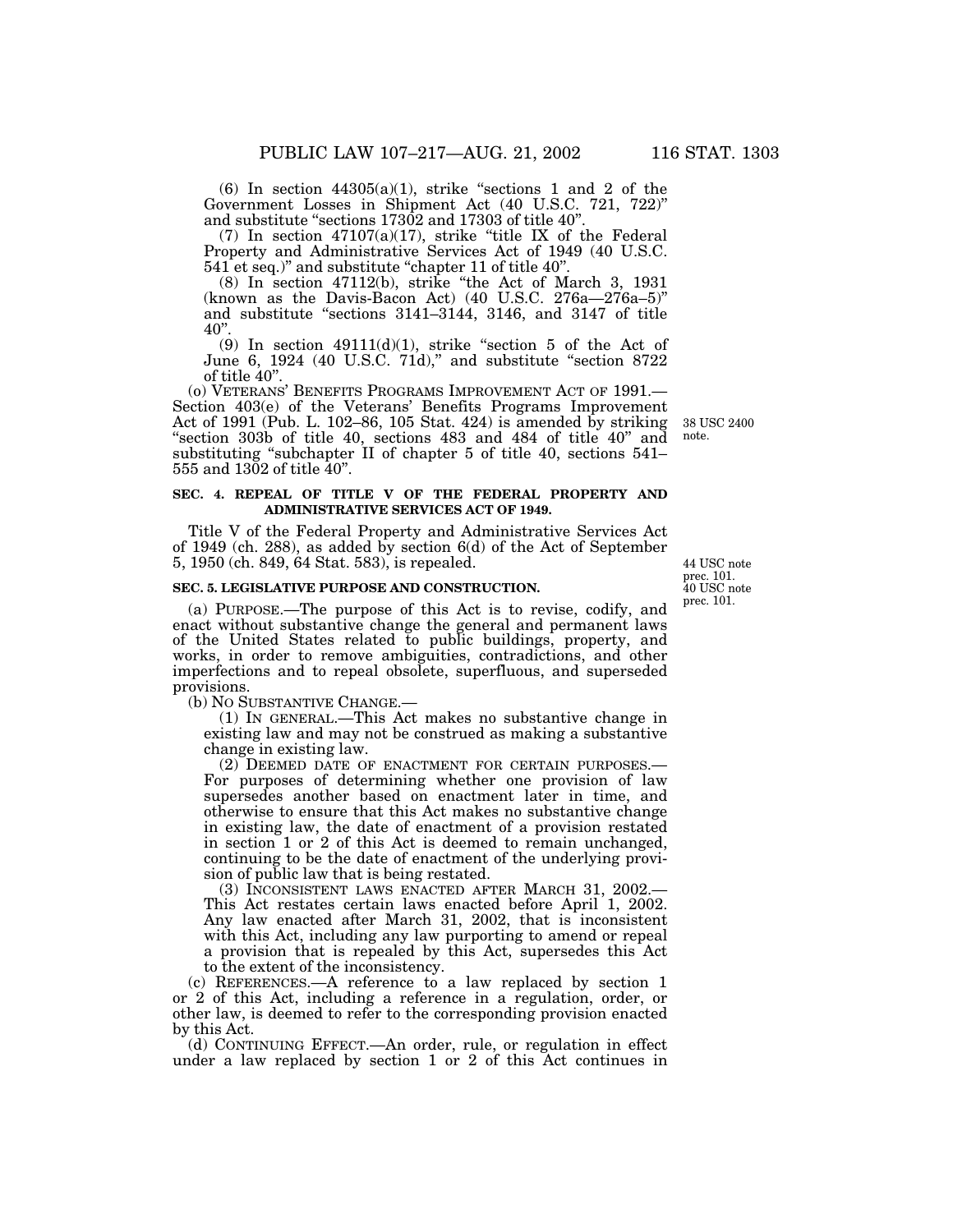(6) In section 44305(a)(1), strike "sections 1 and 2 of the Government Losses in Shipment Act (40 U.S.C. 721, 722)" and substitute "sections 17302 and 17303 of title 40".

(7) In section 47107(a)(17), strike "title IX of the Federal Property and Administrative Services Act of 1949 (40 U.S.C. 541 et seq.)" and substitute "chapter 11 of title 40".

(8) In section 47112(b), strike "the Act of March 3, 1931 (known as the Davis-Bacon Act) (40 U.S.C. 276a—276a–5)" and substitute "sections 3141–3144, 3146, and 3147 of title 40".

(9) In section 49111(d)(1), strike "section 5 of the Act of June 6, 1924 (40 U.S.C. 71d)," and substitute "section 8722 of title 40".

(o) VETERANS' BENEFITS PROGRAMS IMPROVEMENT ACT OF 1991.—Section 403(e) of the Veterans' Benefits Programs Improvement Act of 1991 (Pub. L. 102–86, 105 Stat. 424) is amended by striking "section 303b of title 40, sections 483 and 484 of title 40" and substituting "subchapter II of chapter 5 of title 40, sections 541–555 and 1302 of title 40".

38 USC 2400 note.

### SEC. 4. REPEAL OF TITLE V OF THE FEDERAL PROPERTY AND ADMINISTRATIVE SERVICES ACT OF 1949.

Title V of the Federal Property and Administrative Services Act of 1949 (ch. 288), as added by section 6(d) of the Act of September 5, 1950 (ch. 849, 64 Stat. 583), is repealed.

44 USC note prec. 101.

40 USC note prec. 101.

### SEC. 5. LEGISLATIVE PURPOSE AND CONSTRUCTION.

(a) PURPOSE.—The purpose of this Act is to revise, codify, and enact without substantive change the general and permanent laws of the United States related to public buildings, property, and works, in order to remove ambiguities, contradictions, and other imperfections and to repeal obsolete, superfluous, and superseded provisions.

(b) NO SUBSTANTIVE CHANGE.—

(1) IN GENERAL.—This Act makes no substantive change in existing law and may not be construed as making a substantive change in existing law.

(2) DEEMED DATE OF ENACTMENT FOR CERTAIN PURPOSES.—For purposes of determining whether one provision of law supersedes another based on enactment later in time, and otherwise to ensure that this Act makes no substantive change in existing law, the date of enactment of a provision restated in section 1 or 2 of this Act is deemed to remain unchanged, continuing to be the date of enactment of the underlying provision of public law that is being restated.

(3) INCONSISTENT LAWS ENACTED AFTER MARCH 31, 2002.—This Act restates certain laws enacted before April 1, 2002. Any law enacted after March 31, 2002, that is inconsistent with this Act, including any law purporting to amend or repeal a provision that is repealed by this Act, supersedes this Act to the extent of the inconsistency.

(c) REFERENCES.—A reference to a law replaced by section 1 or 2 of this Act, including a reference in a regulation, order, or other law, is deemed to refer to the corresponding provision enacted by this Act.

(d) CONTINUING EFFECT.—An order, rule, or regulation in effect under a law replaced by section 1 or 2 of this Act continues in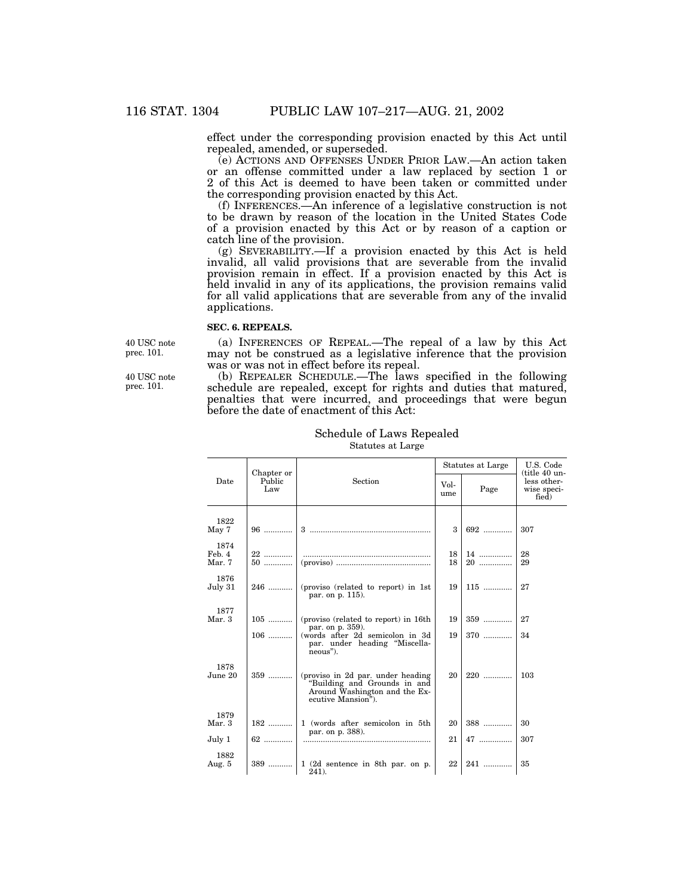effect under the corresponding provision enacted by this Act until repealed, amended, or superseded.

(e) ACTIONS AND OFFENSES UNDER PRIOR LAW.—An action taken or an offense committed under a law replaced by section 1 or 2 of this Act is deemed to have been taken or committed under the corresponding provision enacted by this Act.

(f) INFERENCES.—An inference of a legislative construction is not to be drawn by reason of the location in the United States Code of a provision enacted by this Act or by reason of a caption or catch line of the provision.

(g) SEVERABILITY.—If a provision enacted by this Act is held invalid, all valid provisions that are severable from the invalid provision remain in effect. If a provision enacted by this Act is held invalid in any of its applications, the provision remains valid for all valid applications that are severable from any of the invalid applications.

**SEC. 6. REPEALS.**

40 USC note prec. 101.

(a) INFERENCES OF REPEAL.—The repeal of a law by this Act may not be construed as a legislative inference that the provision was or was not in effect before its repeal.

40 USC note prec. 101.

(b) REPEALER SCHEDULE.—The laws specified in the following schedule are repealed, except for rights and duties that matured, penalties that were incurred, and proceedings that were begun before the date of enactment of this Act:

Schedule of Laws Repealed

Statutes at Large

| Date | Chapter or Public Law | Section | Statutes at Large | | U.S. Code (title 40 unless otherwise specified) |
|---|---|---|---|---|---|
| | | | Volume | Page | |
| 1822 May 7 | 96 | 3 | 3 | 692 | 307 |
| 1874 Feb. 4 | 22 | | 18 | 14 | 28 |
| Mar. 7 | 50 | (proviso) | 18 | 20 | 29 |
| 1876 July 31 | 246 | (proviso (related to report) in 1st par. on p. 115). | 19 | 115 | 27 |
| 1877 Mar. 3 | 105 | (proviso (related to report) in 16th par. on p. 359). | 19 | 359 | 27 |
| | 106 | (words after 2d semicolon in 3d par. under heading "Miscellaneous"). | 19 | 370 | 34 |
| 1878 June 20 | 359 | (proviso in 2d par. under heading "Building and Grounds in and Around Washington and the Executive Mansion"). | 20 | 220 | 103 |
| 1879 Mar. 3 | 182 | 1 (words after semicolon in 5th par. on p. 388). | 20 | 388 | 30 |
| July 1 | 62 | | 21 | 47 | 307 |
| 1882 Aug. 5 | 389 | 1 (2d sentence in 8th par. on p. 241). | 22 | 241 | 35 |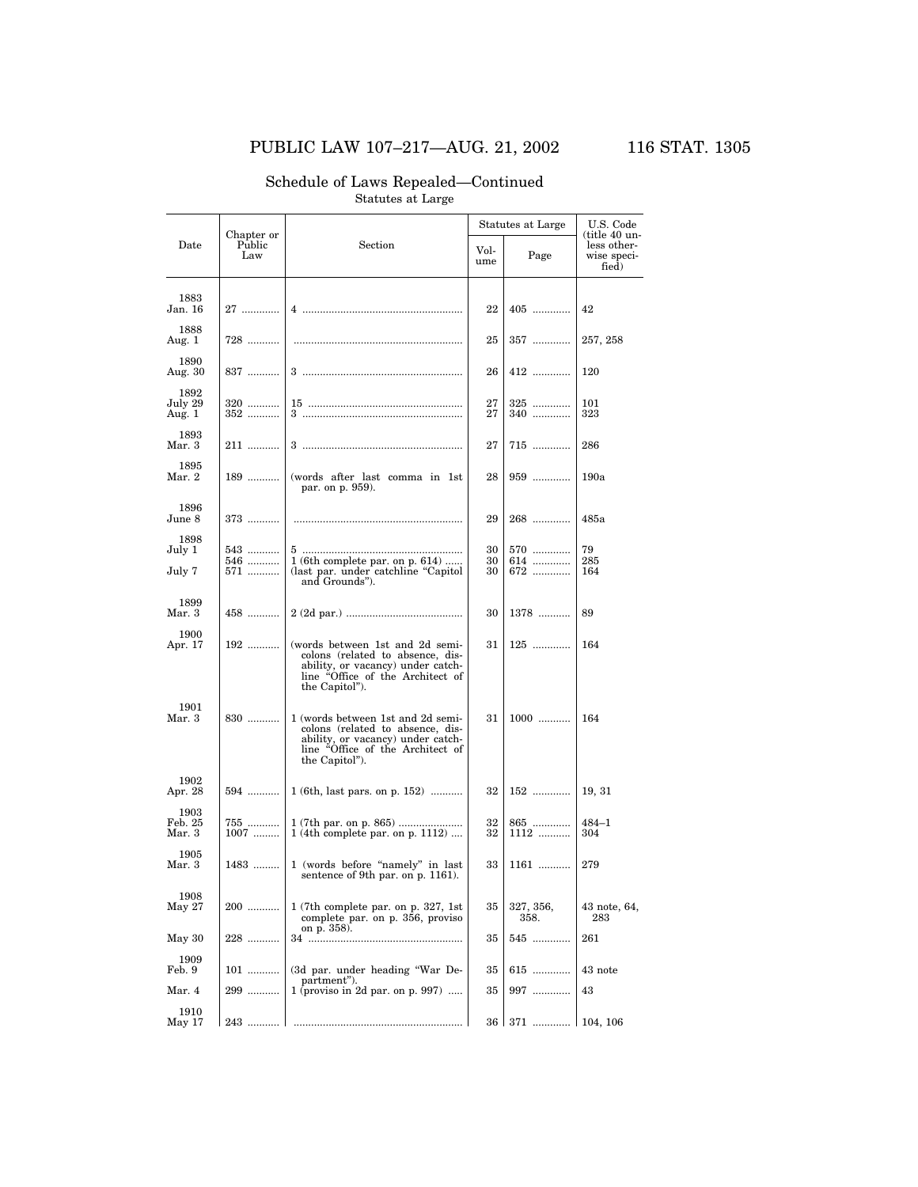## Schedule of Laws Repealed—Continued

Statutes at Large

| Date | Chapter or Public Law | Section | Statutes at Large | | U.S. Code (title 40 unless otherwise specified) |
|---|---|---|---|---|---|
| | | | Volume | Page | |
| 1883 Jan. 16 | 27 | 4 | 22 | 405 | 42 |
| 1888 Aug. 1 | 728 | | 25 | 357 | 257, 258 |
| 1890 Aug. 30 | 837 | 3 | 26 | 412 | 120 |
| 1892 July 29 | 320 | 15 | 27 | 325 | 101 |
| Aug. 1 | 352 | 3 | 27 | 340 | 323 |
| 1893 Mar. 3 | 211 | 3 | 27 | 715 | 286 |
| 1895 Mar. 2 | 189 | (words after last comma in 1st par. on p. 959). | 28 | 959 | 190a |
| 1896 June 8 | 373 | | 29 | 268 | 485a |
| 1898 July 1 | 543 | 5 | 30 | 570 | 79 |
| | 546 | 1 (6th complete par. on p. 614) | 30 | 614 | 285 |
| July 7 | 571 | (last par. under catchline "Capitol and Grounds"). | 30 | 672 | 164 |
| 1899 Mar. 3 | 458 | 2 (2d par.) | 30 | 1378 | 89 |
| 1900 Apr. 17 | 192 | (words between 1st and 2d semicolons (related to absence, disability, or vacancy) under catchline "Office of the Architect of the Capitol"). | 31 | 125 | 164 |
| 1901 Mar. 3 | 830 | 1 (words between 1st and 2d semicolons (related to absence, disability, or vacancy) under catchline "Office of the Architect of the Capitol"). | 31 | 1000 | 164 |
| 1902 Apr. 28 | 594 | 1 (6th, last pars. on p. 152) | 32 | 152 | 19, 31 |
| 1903 Feb. 25 | 755 | 1 (7th par. on p. 865) | 32 | 865 | 484–1 |
| Mar. 3 | 1007 | 1 (4th complete par. on p. 1112) | 32 | 1112 | 304 |
| 1905 Mar. 3 | 1483 | 1 (words before "namely" in last sentence of 9th par. on p. 1161). | 33 | 1161 | 279 |
| 1908 May 27 | 200 | 1 (7th complete par. on p. 327, 1st complete par. on p. 356, proviso on p. 358). | 35 | 327, 356, 358. | 43 note, 64, 283 |
| May 30 | 228 | 34 | 35 | 545 | 261 |
| 1909 Feb. 9 | 101 | (3d par. under heading "War Department"). | 35 | 615 | 43 note |
| Mar. 4 | 299 | 1 (proviso in 2d par. on p. 997) | 35 | 997 | 43 |
| 1910 May 17 | 243 | | 36 | 371 | 104, 106 |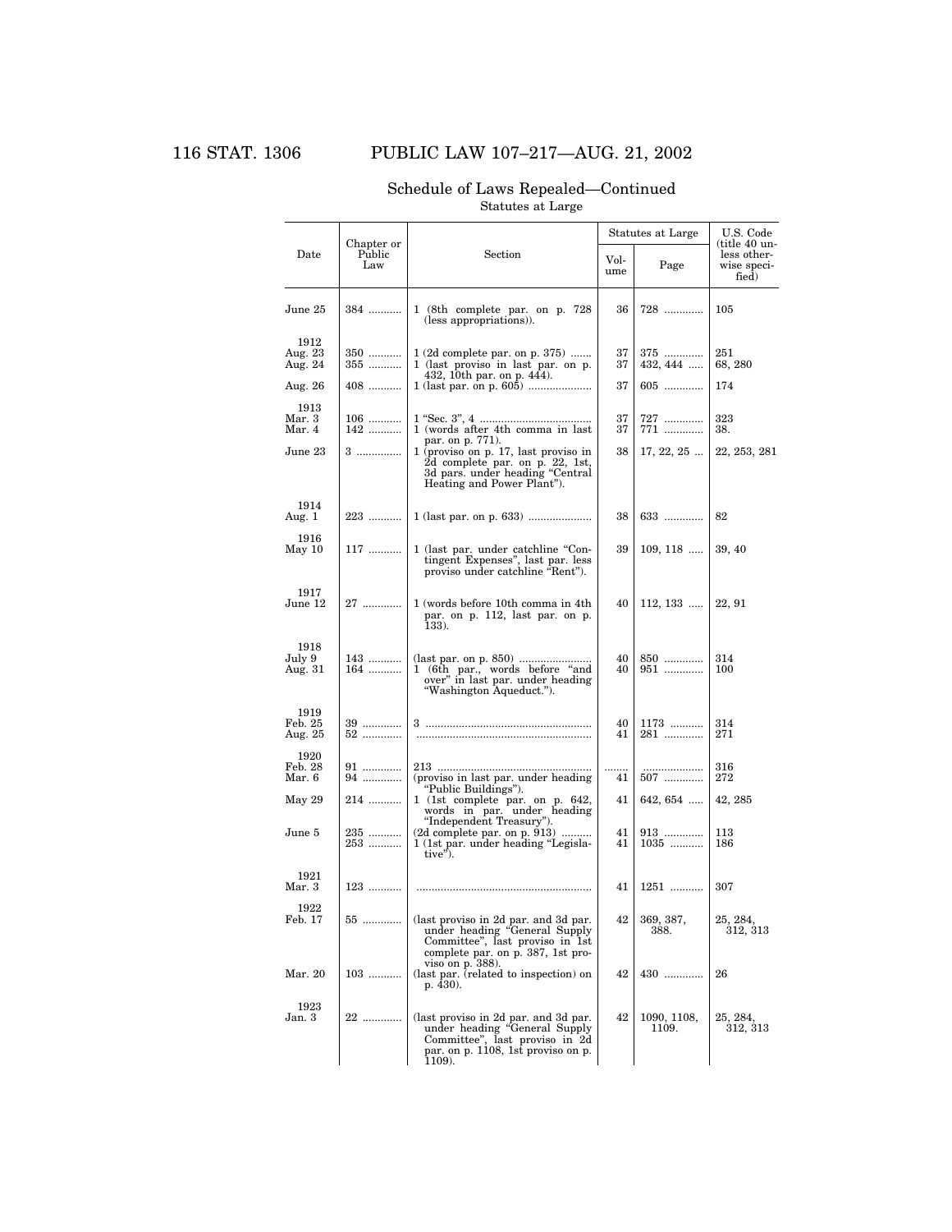## Schedule of Laws Repealed—Continued

Statutes at Large

| Date | Chapter or Public Law | Section | Statutes at Large | | U.S. Code (title 40 unless otherwise specified) |
|---|---|---|---|---|---|
| | | | Volume | Page | |
| June 25 | 384 | 1 (8th complete par. on p. 728 (less appropriations)). | 36 | 728 | 105 |
| 1912 | | | | | |
| Aug. 23 | 350 | 1 (2d complete par. on p. 375) | 37 | 375 | 251 |
| Aug. 24 | 355 | 1 (last proviso in last par. on p. 432, 10th par. on p. 444). | 37 | 432, 444 | 68, 280 |
| Aug. 26 | 408 | 1 (last par. on p. 605) | 37 | 605 | 174 |
| 1913 | | | | | |
| Mar. 3 | 106 | 1 "Sec. 3", 4 | 37 | 727 | 323 |
| Mar. 4 | 142 | 1 (words after 4th comma in last par. on p. 771). | 37 | 771 | 38. |
| June 23 | 3 | 1 (proviso on p. 17, last proviso in 2d complete par. on p. 22, 1st, 3d pars. under heading "Central Heating and Power Plant"). | 38 | 17, 22, 25 | 22, 253, 281 |
| 1914 | | | | | |
| Aug. 1 | 223 | 1 (last par. on p. 633) | 38 | 633 | 82 |
| 1916 | | | | | |
| May 10 | 117 | 1 (last par. under catchline "Contingent Expenses", last par. less proviso under catchline "Rent"). | 39 | 109, 118 | 39, 40 |
| 1917 | | | | | |
| June 12 | 27 | 1 (words before 10th comma in 4th par. on p. 112, last par. on p. 133). | 40 | 112, 133 | 22, 91 |
| 1918 | | | | | |
| July 9 | 143 | (last par. on p. 850) | 40 | 850 | 314 |
| Aug. 31 | 164 | 1 (6th par., words before "and over" in last par. under heading "Washington Aqueduct."). | 40 | 951 | 100 |
| 1919 | | | | | |
| Feb. 25 | 39 | 3 | 40 | 1173 | 314 |
| Aug. 25 | 52 | | 41 | 281 | 271 |
| 1920 | | | | | |
| Feb. 28 | 91 | 213 | | | 316 |
| Mar. 6 | 94 | (proviso in last par. under heading "Public Buildings"). | 41 | 507 | 272 |
| May 29 | 214 | 1 (1st complete par. on p. 642, words in par. under heading "Independent Treasury"). | 41 | 642, 654 | 42, 285 |
| June 5 | 235 | (2d complete par. on p. 913) | 41 | 913 | 113 |
| | 253 | 1 (1st par. under heading "Legislative"). | 41 | 1035 | 186 |
| 1921 | | | | | |
| Mar. 3 | 123 | | 41 | 1251 | 307 |
| 1922 | | | | | |
| Feb. 17 | 55 | (last proviso in 2d par. and 3d par. under heading "General Supply Committee", last proviso in 1st complete par. on p. 387, 1st proviso on p. 388). | 42 | 369, 387, 388. | 25, 284, 312, 313 |
| Mar. 20 | 103 | (last par. (related to inspection) on p. 430). | 42 | 430 | 26 |
| 1923 | | | | | |
| Jan. 3 | 22 | (last proviso in 2d par. and 3d par. under heading "General Supply Committee", last proviso in 2d par. on p. 1108, 1st proviso on p. 1109). | 42 | 1090, 1108, 1109. | 25, 284, 312, 313 |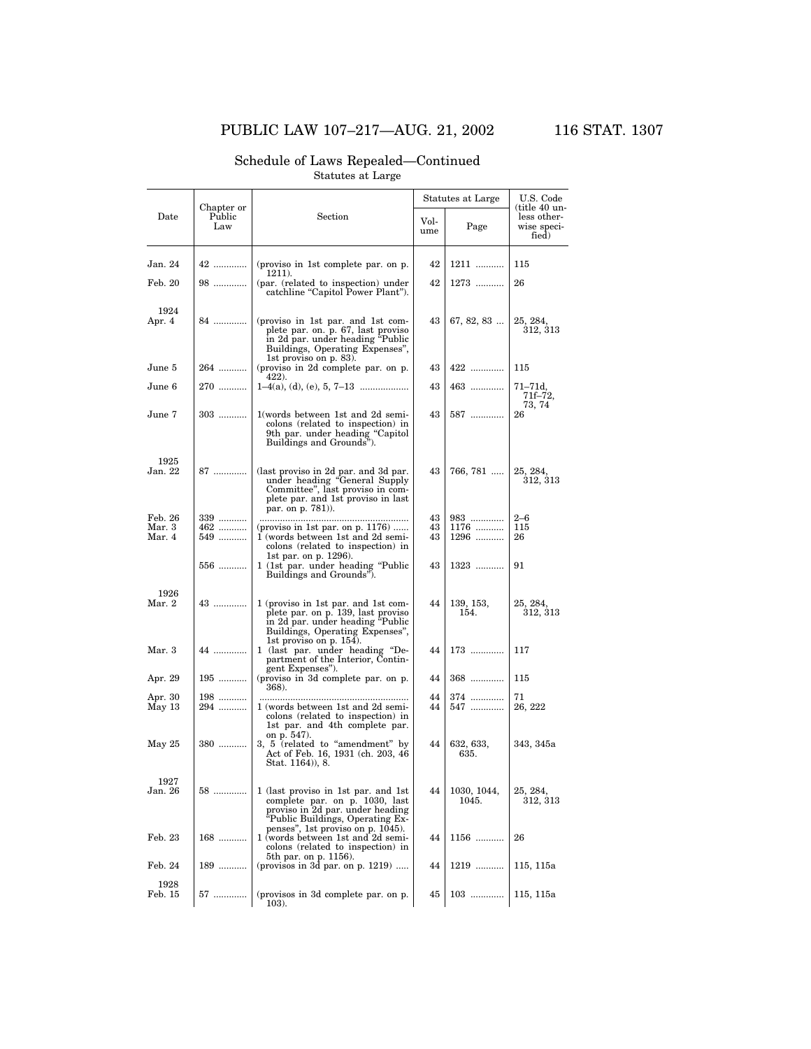## Schedule of Laws Repealed—Continued

Statutes at Large

| Date | Chapter or Public Law | Section | Statutes at Large | | U.S. Code (title 40 unless otherwise specified) |
|---|---|---|---|---|---|
| | | | Volume | Page | |
| Jan. 24 | 42 ............ | (proviso in 1st complete par. on p. 1211). | 42 | 1211 .......... | 115 |
| Feb. 20 | 98 ............ | (par. (related to inspection) under catchline "Capitol Power Plant"). | 42 | 1273 .......... | 26 |
| 1924 | | | | | |
| Apr. 4 | 84 ............ | (proviso in 1st par. and 1st complete par. on. p. 67, last proviso in 2d par. under heading "Public Buildings, Operating Expenses", 1st proviso on p. 83). | 43 | 67, 82, 83 ... | 25, 284, 312, 313 |
| June 5 | 264 .......... | (proviso in 2d complete par. on p. 422). | 43 | 422 ............ | 115 |
| June 6 | 270 .......... | 1–4(a), (d), (e), 5, 7–13 .................. | 43 | 463 ............ | 71–71d, 71f–72, 73, 74 |
| June 7 | 303 .......... | 1(words between 1st and 2d semicolons (related to inspection) in 9th par. under heading "Capitol Buildings and Grounds"). | 43 | 587 ............ | 26 |
| 1925 | | | | | |
| Jan. 22 | 87 ............ | (last proviso in 2d par. and 3d par. under heading "General Supply Committee", last proviso in complete par. and 1st proviso in last par. on p. 781)). | 43 | 766, 781 ..... | 25, 284, 312, 313 |
| Feb. 26 | 339 .......... | ........................................................ | 43 | 983 ............ | 2–6 |
| Mar. 3 | 462 .......... | (proviso in 1st par. on p. 1176) ...... | 43 | 1176 .......... | 115 |
| Mar. 4 | 549 .......... | 1 (words between 1st and 2d semicolons (related to inspection) in 1st par. on p. 1296). | 43 | 1296 .......... | 26 |
| | 556 .......... | 1 (1st par. under heading "Public Buildings and Grounds"). | 43 | 1323 .......... | 91 |
| 1926 | | | | | |
| Mar. 2 | 43 ............ | 1 (proviso in 1st par. and 1st complete par. on p. 139, last proviso in 2d par. under heading "Public Buildings, Operating Expenses", 1st proviso on p. 154). | 44 | 139, 153, 154. | 25, 284, 312, 313 |
| Mar. 3 | 44 ............ | 1 (last par. under heading "Department of the Interior, Contingent Expenses"). | 44 | 173 ............ | 117 |
| Apr. 29 | 195 .......... | (proviso in 3d complete par. on p. 368). | 44 | 368 ............ | 115 |
| Apr. 30 | 198 .......... | ........................................................ | 44 | 374 ............ | 71 |
| May 13 | 294 .......... | 1 (words between 1st and 2d semicolons (related to inspection) in 1st par. and 4th complete par. on p. 547). | 44 | 547 ............ | 26, 222 |
| May 25 | 380 .......... | 3, 5 (related to "amendment" by Act of Feb. 16, 1931 (ch. 203, 46 Stat. 1164)), 8. | 44 | 632, 633, 635. | 343, 345a |
| 1927 | | | | | |
| Jan. 26 | 58 ............ | 1 (last proviso in 1st par. and 1st complete par. on p. 1030, last proviso in 2d par. under heading "Public Buildings, Operating Expenses", 1st proviso on p. 1045). | 44 | 1030, 1044, 1045. | 25, 284, 312, 313 |
| Feb. 23 | 168 .......... | 1 (words between 1st and 2d semicolons (related to inspection) in 5th par. on p. 1156). | 44 | 1156 .......... | 26 |
| Feb. 24 | 189 .......... | (provisos in 3d par. on p. 1219) ..... | 44 | 1219 .......... | 115, 115a |
| 1928 | | | | | |
| Feb. 15 | 57 ............ | (provisos in 3d complete par. on p. 103). | 45 | 103 ............ | 115, 115a |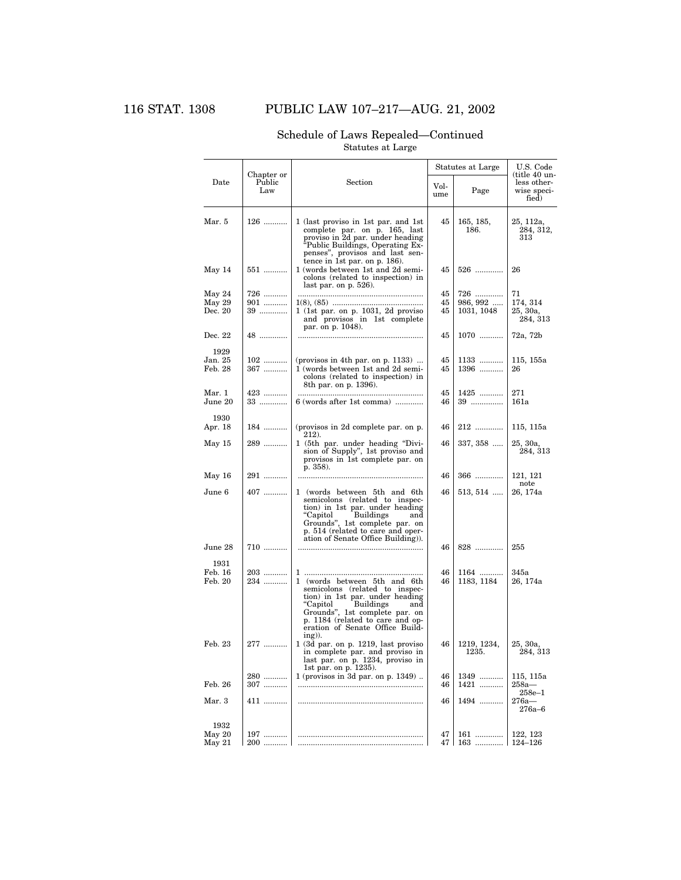## Schedule of Laws Repealed—Continued

Statutes at Large

| Date | Chapter or Public Law | Section | Statutes at Large | | U.S. Code (title 40 unless otherwise specified) |
|---|---|---|---|---|---|
| | | | Volume | Page | |
| Mar. 5 | 126 | 1 (last proviso in 1st par. and 1st complete par. on p. 165, last proviso in 2d par. under heading "Public Buildings, Operating Expenses", provisos and last sentence in 1st par. on p. 186). | 45 | 165, 185, 186. | 25, 112a, 284, 312, 313 |
| May 14 | 551 | 1 (words between 1st and 2d semicolons (related to inspection) in last par. on p. 526). | 45 | 526 | 26 |
| May 24 | 726 | | 45 | 726 | 71 |
| May 29 | 901 | 1(8), (85) | 45 | 986, 992 | 174, 314 |
| Dec. 20 | 39 | 1 (1st par. on p. 1031, 2d proviso and provisos in 1st complete par. on p. 1048). | 45 | 1031, 1048 | 25, 30a, 284, 313 |
| Dec. 22 | 48 | | 45 | 1070 | 72a, 72b |
| 1929 | | | | | |
| Jan. 25 | 102 | (provisos in 4th par. on p. 1133) | 45 | 1133 | 115, 155a |
| Feb. 28 | 367 | 1 (words between 1st and 2d semicolons (related to inspection) in 8th par. on p. 1396). | 45 | 1396 | 26 |
| Mar. 1 | 423 | | 45 | 1425 | 271 |
| June 20 | 33 | 6 (words after 1st comma) | 46 | 39 | 161a |
| 1930 | | | | | |
| Apr. 18 | 184 | (provisos in 2d complete par. on p. 212). | 46 | 212 | 115, 115a |
| May 15 | 289 | 1 (5th par. under heading "Division of Supply", 1st proviso and provisos in 1st complete par. on p. 358). | 46 | 337, 358 | 25, 30a, 284, 313 |
| May 16 | 291 | | 46 | 366 | 121, 121 note |
| June 6 | 407 | 1 (words between 5th and 6th semicolons (related to inspection) in 1st par. under heading "Capitol Buildings and Grounds", 1st complete par. on p. 514 (related to care and operation of Senate Office Building)). | 46 | 513, 514 | 26, 174a |
| June 28 | 710 | | 46 | 828 | 255 |
| 1931 | | | | | |
| Feb. 16 | 203 | 1 | 46 | 1164 | 345a |
| Feb. 20 | 234 | 1 (words between 5th and 6th semicolons (related to inspection) in 1st par. under heading "Capitol Buildings and Grounds", 1st complete par. on p. 1184 (related to care and operation of Senate Office Building)). | 46 | 1183, 1184 | 26, 174a |
| Feb. 23 | 277 | 1 (3d par. on p. 1219, last proviso in complete par. and proviso in last par. on p. 1234, proviso in 1st par. on p. 1235). | 46 | 1219, 1234, 1235. | 25, 30a, 284, 313 |
| | 280 | 1 (provisos in 3d par. on p. 1349) | 46 | 1349 | 115, 115a |
| Feb. 26 | 307 | | 46 | 1421 | 258a—258e–1 |
| Mar. 3 | 411 | | 46 | 1494 | 276a—276a–6 |
| 1932 | | | | | |
| May 20 | 197 | | 47 | 161 | 122, 123 |
| May 21 | 200 | | 47 | 163 | 124–126 |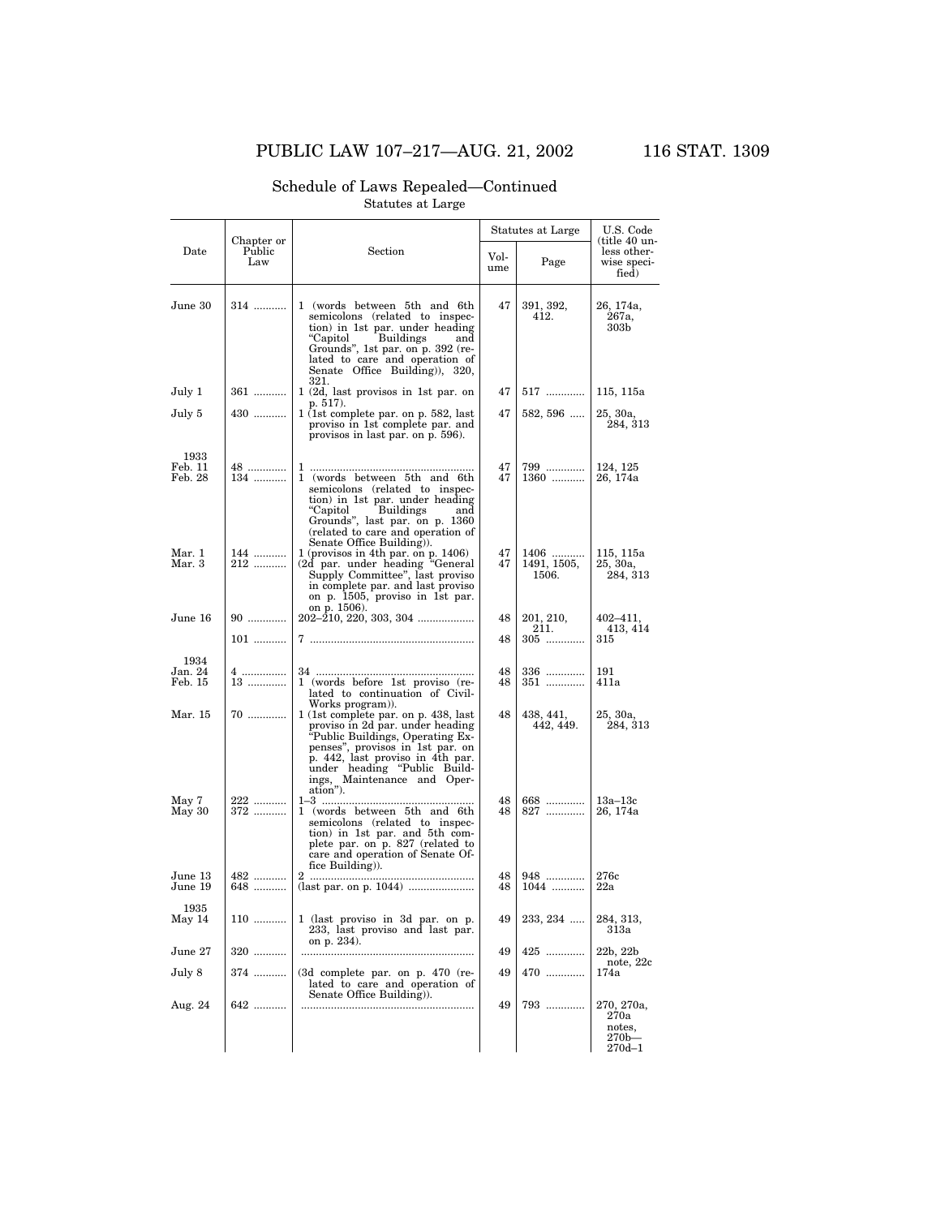## Schedule of Laws Repealed—Continued

Statutes at Large

| Date | Chapter or Public Law | Section | Statutes at Large | | U.S. Code (title 40 unless otherwise specified) |
|---|---|---|---|---|---|
| | | | Volume | Page | |
| June 30 | 314 | 1 (words between 5th and 6th semicolons (related to inspection) in 1st par. under heading "Capitol Buildings and Grounds", 1st par. on p. 392 (related to care and operation of Senate Office Building)), 320, 321. | 47 | 391, 392, 412. | 26, 174a, 267a, 303b |
| July 1 | 361 | 1 (2d, last provisos in 1st par. on p. 517). | 47 | 517 | 115, 115a |
| July 5 | 430 | 1 (1st complete par. on p. 582, last proviso in 1st complete par. and provisos in last par. on p. 596). | 47 | 582, 596 | 25, 30a, 284, 313 |
| 1933 | | | | | |
| Feb. 11 | 48 | 1 | 47 | 799 | 124, 125 |
| Feb. 28 | 134 | 1 (words between 5th and 6th semicolons (related to inspection) in 1st par. under heading "Capitol Buildings and Grounds", last par. on p. 1360 (related to care and operation of Senate Office Building)). | 47 | 1360 | 26, 174a |
| Mar. 1 | 144 | 1 (provisos in 4th par. on p. 1406) | 47 | 1406 | 115, 115a |
| Mar. 3 | 212 | (2d par. under heading "General Supply Committee", last proviso in complete par. and last proviso on p. 1505, proviso in 1st par. on p. 1506). | 47 | 1491, 1505, 1506. | 25, 30a, 284, 313 |
| June 16 | 90 | 202–210, 220, 303, 304 | 48 | 201, 210, 211. | 402–411, 413, 414 |
| | 101 | 7 | 48 | 305 | 315 |
| 1934 | | | | | |
| Jan. 24 | 4 | 34 | 48 | 336 | 191 |
| Feb. 15 | 13 | 1 (words before 1st proviso (related to continuation of Civil-Works program)). | 48 | 351 | 411a |
| Mar. 15 | 70 | 1 (1st complete par. on p. 438, last proviso in 2d par. under heading "Public Buildings, Operating Expenses", provisos in 1st par. on p. 442, last proviso in 4th par. under heading "Public Buildings, Maintenance and Operation"). | 48 | 438, 441, 442, 449. | 25, 30a, 284, 313 |
| May 7 | 222 | 1–3 | 48 | 668 | 13a–13c |
| May 30 | 372 | 1 (words between 5th and 6th semicolons (related to inspection) in 1st par. and 5th complete par. on p. 827 (related to care and operation of Senate Office Building)). | 48 | 827 | 26, 174a |
| June 13 | 482 | 2 | 48 | 948 | 276c |
| June 19 | 648 | (last par. on p. 1044) | 48 | 1044 | 22a |
| 1935 | | | | | |
| May 14 | 110 | 1 (last proviso in 3d par. on p. 233, last proviso and last par. on p. 234). | 49 | 233, 234 | 284, 313, 313a |
| June 27 | 320 | | 49 | 425 | 22b, 22b note, 22c |
| July 8 | 374 | (3d complete par. on p. 470 (related to care and operation of Senate Office Building)). | 49 | 470 | 174a |
| Aug. 24 | 642 | | 49 | 793 | 270, 270a, 270a notes, 270b—270d–1 |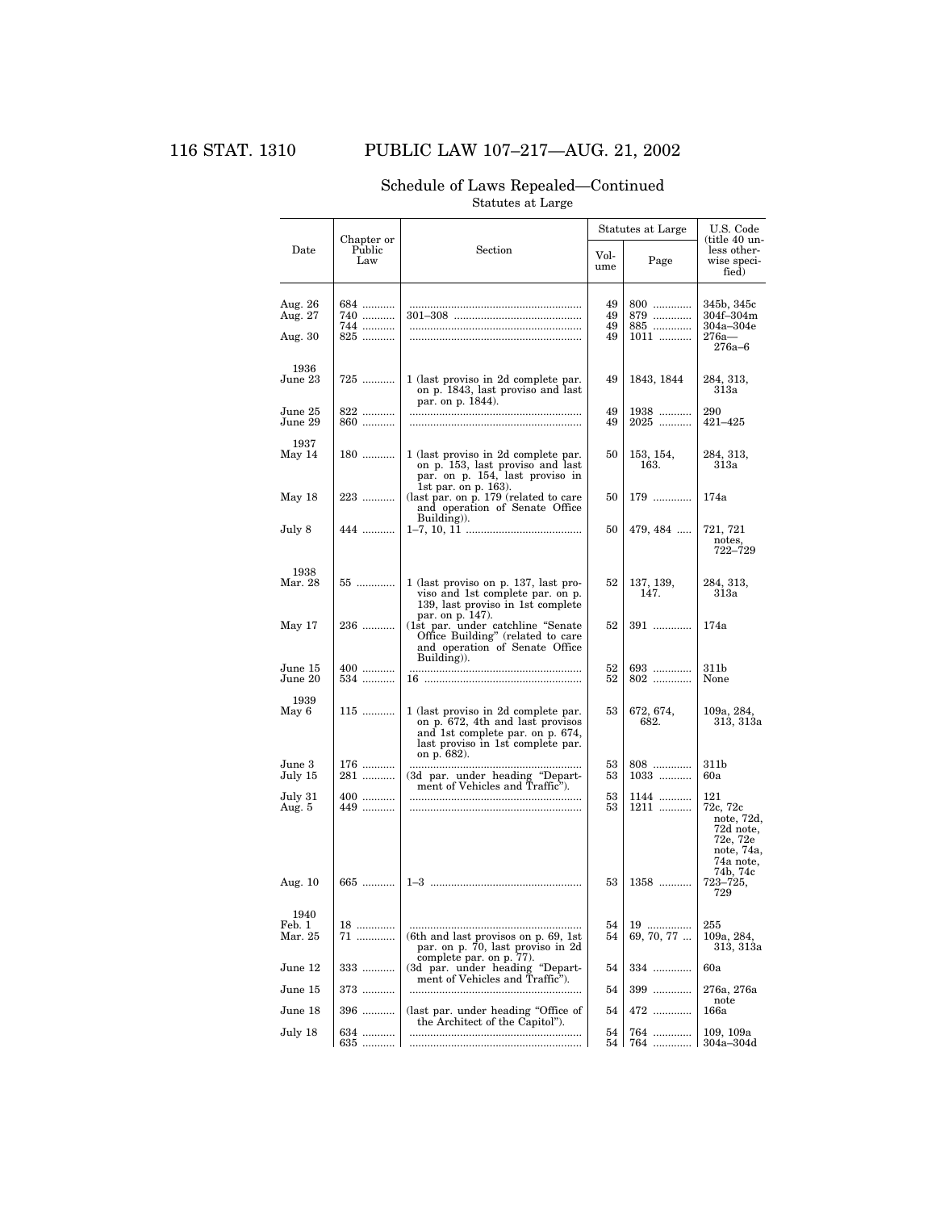## Schedule of Laws Repealed—Continued

Statutes at Large

| Date | Chapter or Public Law | Section | Statutes at Large | | U.S. Code (title 40 unless otherwise specified) |
|---|---|---|---|---|---|
| | | | Volume | Page | |
| Aug. 26 | 684 | | 49 | 800 | 345b, 345c |
| Aug. 27 | 740 | 301–308 | 49 | 879 | 304f–304m |
| | 744 | | 49 | 885 | 304a–304e |
| Aug. 30 | 825 | | 49 | 1011 | 276a—276a–6 |
| 1936 | | | | | |
| June 23 | 725 | 1 (last proviso in 2d complete par. on p. 1843, last proviso and last par. on p. 1844). | 49 | 1843, 1844 | 284, 313, 313a |
| June 25 | 822 | | 49 | 1938 | 290 |
| June 29 | 860 | | 49 | 2025 | 421–425 |
| 1937 | | | | | |
| May 14 | 180 | 1 (last proviso in 2d complete par. on p. 153, last proviso and last par. on p. 154, last proviso in 1st par. on p. 163). | 50 | 153, 154, 163. | 284, 313, 313a |
| May 18 | 223 | (last par. on p. 179 (related to care and operation of Senate Office Building)). | 50 | 179 | 174a |
| July 8 | 444 | 1–7, 10, 11 | 50 | 479, 484 | 721, 721 notes, 722–729 |
| 1938 | | | | | |
| Mar. 28 | 55 | 1 (last proviso on p. 137, last proviso and 1st complete par. on p. 139, last proviso in 1st complete par. on p. 147). | 52 | 137, 139, 147. | 284, 313, 313a |
| May 17 | 236 | (1st par. under catchline "Senate Office Building" (related to care and operation of Senate Office Building)). | 52 | 391 | 174a |
| June 15 | 400 | | 52 | 693 | 311b |
| June 20 | 534 | 16 | 52 | 802 | None |
| 1939 | | | | | |
| May 6 | 115 | 1 (last proviso in 2d complete par. on p. 672, 4th and last provisos and 1st complete par. on p. 674, last proviso in 1st complete par. on p. 682). | 53 | 672, 674, 682. | 109a, 284, 313, 313a |
| June 3 | 176 | | 53 | 808 | 311b |
| July 15 | 281 | (3d par. under heading "Department of Vehicles and Traffic"). | 53 | 1033 | 60a |
| July 31 | 400 | | 53 | 1144 | 121 |
| Aug. 5 | 449 | | 53 | 1211 | 72c, 72c note, 72d, 72d note, 72e, 72e note, 74a, 74a note, 74b, 74c |
| Aug. 10 | 665 | 1–3 | 53 | 1358 | 723–725, 729 |
| 1940 | | | | | |
| Feb. 1 | 18 | | 54 | 19 | 255 |
| Mar. 25 | 71 | (6th and last provisos on p. 69, 1st par. on p. 70, last proviso in 2d complete par. on p. 77). | 54 | 69, 70, 77 | 109a, 284, 313, 313a |
| June 12 | 333 | (3d par. under heading "Department of Vehicles and Traffic"). | 54 | 334 | 60a |
| June 15 | 373 | | 54 | 399 | 276a, 276a note |
| June 18 | 396 | (last par. under heading "Office of the Architect of the Capitol"). | 54 | 472 | 166a |
| July 18 | 634 | | 54 | 764 | 109, 109a |
| | 635 | | 54 | 764 | 304a–304d |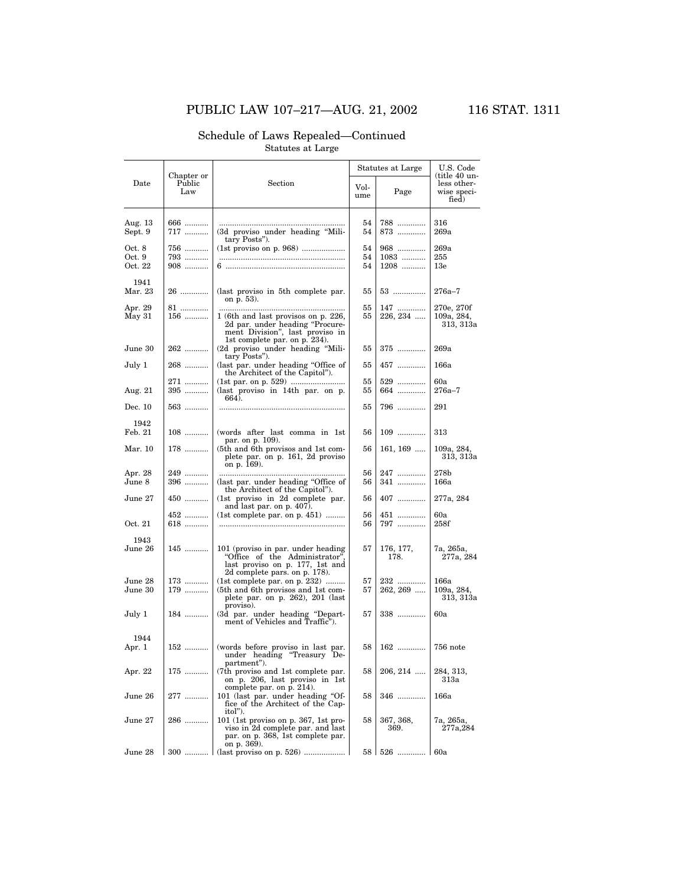## Schedule of Laws Repealed—Continued

Statutes at Large

| Date | Chapter or Public Law | Section | Statutes at Large | | U.S. Code (title 40 unless otherwise specified) |
|---|---|---|---|---|---|
| | | | Volume | Page | |
| Aug. 13 | 666 | | 54 | 788 | 316 |
| Sept. 9 | 717 | (3d proviso under heading "Military Posts"). | 54 | 873 | 269a |
| Oct. 8 | 756 | (1st proviso on p. 968) | 54 | 968 | 269a |
| Oct. 9 | 793 | | 54 | 1083 | 255 |
| Oct. 22 | 908 | 6 | 54 | 1208 | 13e |
| 1941 | | | | | |
| Mar. 23 | 26 | (last proviso in 5th complete par. on p. 53). | 55 | 53 | 276a–7 |
| Apr. 29 | 81 | | 55 | 147 | 270e, 270f |
| May 31 | 156 | 1 (6th and last provisos on p. 226, 2d par. under heading "Procurement Division", last proviso in 1st complete par. on p. 234). | 55 | 226, 234 | 109a, 284, 313, 313a |
| June 30 | 262 | (2d proviso under heading "Military Posts"). | 55 | 375 | 269a |
| July 1 | 268 | (last par. under heading "Office of the Architect of the Capitol"). | 55 | 457 | 166a |
| | 271 | (1st par. on p. 529) | 55 | 529 | 60a |
| Aug. 21 | 395 | (last proviso in 14th par. on p. 664). | 55 | 664 | 276a–7 |
| Dec. 10 | 563 | | 55 | 796 | 291 |
| 1942 | | | | | |
| Feb. 21 | 108 | (words after last comma in 1st par. on p. 109). | 56 | 109 | 313 |
| Mar. 10 | 178 | (5th and 6th provisos and 1st complete par. on p. 161, 2d proviso on p. 169). | 56 | 161, 169 | 109a, 284, 313, 313a |
| Apr. 28 | 249 | | 56 | 247 | 278b |
| June 8 | 396 | (last par. under heading "Office of the Architect of the Capitol"). | 56 | 341 | 166a |
| June 27 | 450 | (1st proviso in 2d complete par. and last par. on p. 407). | 56 | 407 | 277a, 284 |
| | 452 | (1st complete par. on p. 451) | 56 | 451 | 60a |
| Oct. 21 | 618 | | 56 | 797 | 258f |
| 1943 | | | | | |
| June 26 | 145 | 101 (proviso in par. under heading "Office of the Administrator", last proviso on p. 177, 1st and 2d complete pars. on p. 178). | 57 | 176, 177, 178. | 7a, 265a, 277a, 284 |
| June 28 | 173 | (1st complete par. on p. 232) | 57 | 232 | 166a |
| June 30 | 179 | (5th and 6th provisos and 1st complete par. on p. 262), 201 (last proviso). | 57 | 262, 269 | 109a, 284, 313, 313a |
| July 1 | 184 | (3d par. under heading "Department of Vehicles and Traffic"). | 57 | 338 | 60a |
| 1944 | | | | | |
| Apr. 1 | 152 | (words before proviso in last par. under heading "Treasury Department"). | 58 | 162 | 756 note |
| Apr. 22 | 175 | (7th proviso and 1st complete par. on p. 206, last proviso in 1st complete par. on p. 214). | 58 | 206, 214 | 284, 313, 313a |
| June 26 | 277 | 101 (last par. under heading "Office of the Architect of the Capitol"). | 58 | 346 | 166a |
| June 27 | 286 | 101 (1st proviso on p. 367, 1st proviso in 2d complete par. and last par. on p. 368, 1st complete par. on p. 369). | 58 | 367, 368, 369. | 7a, 265a, 277a,284 |
| June 28 | 300 | (last proviso on p. 526) | 58 | 526 | 60a |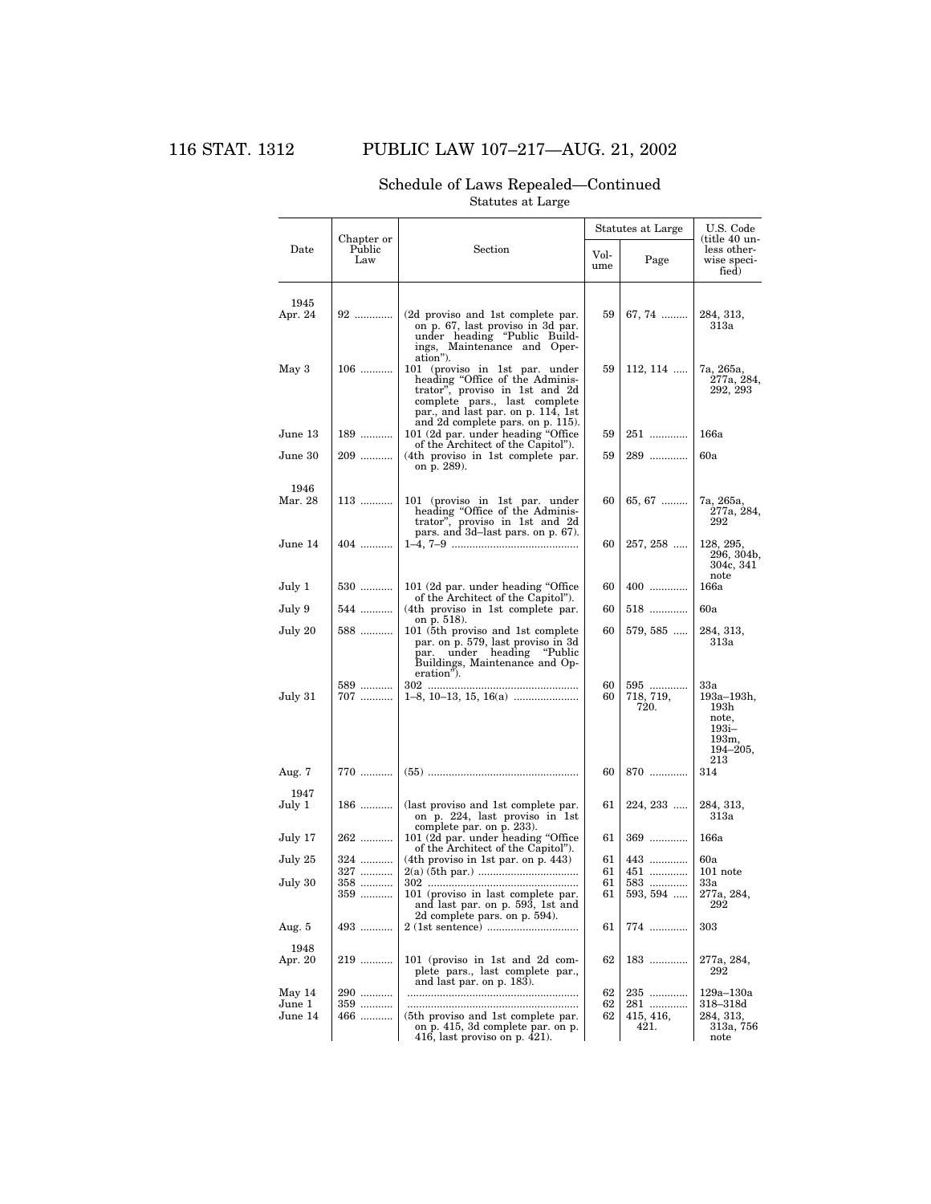## Schedule of Laws Repealed—Continued

Statutes at Large

| Date | Chapter or Public Law | Section | Statutes at Large | | U.S. Code (title 40 unless otherwise specified) |
|---|---|---|---|---|---|
| | | | Volume | Page | |
| 1945 | | | | | |
| Apr. 24 | 92 | (2d proviso and 1st complete par. on p. 67, last proviso in 3d par. under heading "Public Buildings, Maintenance and Operation"). | 59 | 67, 74 | 284, 313, 313a |
| May 3 | 106 | 101 (proviso in 1st par. under heading "Office of the Administrator", proviso in 1st and 2d complete pars., last complete par., and last par. on p. 114, 1st and 2d complete pars. on p. 115). | 59 | 112, 114 | 7a, 265a, 277a, 284, 292, 293 |
| June 13 | 189 | 101 (2d par. under heading "Office of the Architect of the Capitol"). | 59 | 251 | 166a |
| June 30 | 209 | (4th proviso in 1st complete par. on p. 289). | 59 | 289 | 60a |
| 1946 | | | | | |
| Mar. 28 | 113 | 101 (proviso in 1st par. under heading "Office of the Administrator", proviso in 1st and 2d pars. and 3d–last pars. on p. 67). | 60 | 65, 67 | 7a, 265a, 277a, 284, 292 |
| June 14 | 404 | 1–4, 7–9 | 60 | 257, 258 | 128, 295, 296, 304b, 304c, 341 note |
| July 1 | 530 | 101 (2d par. under heading "Office of the Architect of the Capitol"). | 60 | 400 | 166a |
| July 9 | 544 | (4th proviso in 1st complete par. on p. 518). | 60 | 518 | 60a |
| July 20 | 588 | 101 (5th proviso and 1st complete par. on p. 579, last proviso in 3d par. under heading "Public Buildings, Maintenance and Operation"). | 60 | 579, 585 | 284, 313, 313a |
| | 589 | 302 | 60 | 595 | 33a |
| July 31 | 707 | 1–8, 10–13, 15, 16(a) | 60 | 718, 719, 720. | 193a–193h, 193h note, 193i–193m, 194–205, 213 |
| Aug. 7 | 770 | (55) | 60 | 870 | 314 |
| 1947 | | | | | |
| July 1 | 186 | (last proviso and 1st complete par. on p. 224, last proviso in 1st complete par. on p. 233). | 61 | 224, 233 | 284, 313, 313a |
| July 17 | 262 | 101 (2d par. under heading "Office of the Architect of the Capitol"). | 61 | 369 | 166a |
| July 25 | 324 | (4th proviso in 1st par. on p. 443) | 61 | 443 | 60a |
| | 327 | 2(a) (5th par.) | 61 | 451 | 101 note |
| July 30 | 358 | 302 | 61 | 583 | 33a |
| | 359 | 101 (proviso in last complete par. and last par. on p. 593, 1st and 2d complete pars. on p. 594). | 61 | 593, 594 | 277a, 284, 292 |
| Aug. 5 | 493 | 2 (1st sentence) | 61 | 774 | 303 |
| 1948 | | | | | |
| Apr. 20 | 219 | 101 (proviso in 1st and 2d complete pars., last complete par., and last par. on p. 183). | 62 | 183 | 277a, 284, 292 |
| May 14 | 290 | | 62 | 235 | 129a–130a |
| June 1 | 359 | | 62 | 281 | 318–318d |
| June 14 | 466 | (5th proviso and 1st complete par. on p. 415, 3d complete par. on p. 416, last proviso on p. 421). | 62 | 415, 416, 421. | 284, 313, 313a, 756 note |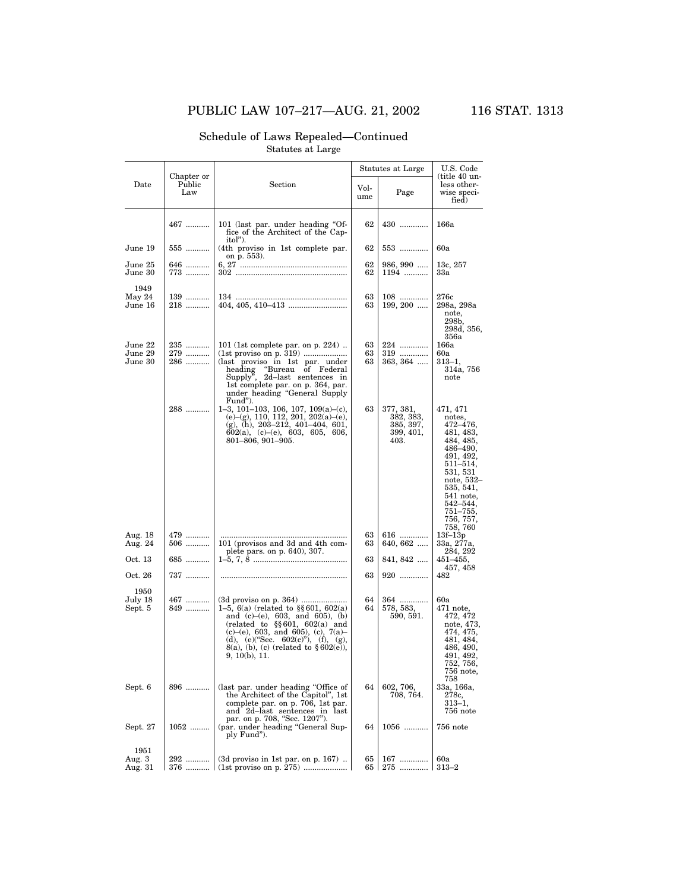## Schedule of Laws Repealed—Continued

Statutes at Large

| Date | Chapter or Public Law | Section | Statutes at Large | | U.S. Code (title 40 unless otherwise specified) |
|---|---|---|---|---|---|
| | | | Volume | Page | |
| | 467 | 101 (last par. under heading "Office of the Architect of the Capitol"). | 62 | 430 | 166a |
| June 19 | 555 | (4th proviso in 1st complete par. on p. 553). | 62 | 553 | 60a |
| June 25 | 646 | 6, 27 | 62 | 986, 990 | 13c, 257 |
| June 30 | 773 | 302 | 62 | 1194 | 33a |
| 1949 | | | | | |
| May 24 | 139 | 134 | 63 | 108 | 276c |
| June 16 | 218 | 404, 405, 410–413 | 63 | 199, 200 | 298a, 298a note, 298b, 298d, 356, 356a |
| June 22 | 235 | 101 (1st complete par. on p. 224) | 63 | 224 | 166a |
| June 29 | 279 | (1st proviso on p. 319) | 63 | 319 | 60a |
| June 30 | 286 | (last proviso in 1st par. under heading "Bureau of Federal Supply", 2d–last sentences in 1st complete par. on p. 364, par. under heading "General Supply Fund"). | 63 | 363, 364 | 313–1, 314a, 756 note |
| | 288 | 1–3, 101–103, 106, 107, 109(a)–(c), (e)–(g), 110, 112, 201, 202(a)–(e), (g), (h), 203–212, 401–404, 601, 602(a), (c)–(e), 603, 605, 606, 801–806, 901–905. | 63 | 377, 381, 382, 383, 385, 397, 399, 401, 403. | 471, 471 notes, 472–476, 481, 483, 484, 485, 486–490, 491, 492, 511–514, 531, 531 note, 532–535, 541, 541 note, 542–544, 751–755, 756, 757, 758, 760 |
| Aug. 18 | 479 | | 63 | 616 | 13f–13p |
| Aug. 24 | 506 | 101 (provisos and 3d and 4th complete pars. on p. 640), 307. | 63 | 640, 662 | 33a, 277a, 284, 292 |
| Oct. 13 | 685 | 1–5, 7, 8 | 63 | 841, 842 | 451–455, 457, 458 |
| Oct. 26 | 737 | | 63 | 920 | 482 |
| 1950 | | | | | |
| July 18 | 467 | (3d proviso on p. 364) | 64 | 364 | 60a |
| Sept. 5 | 849 | 1–5, 6(a) (related to §§601, 602(a) and (c)–(e), 603, and 605), (b) (related to §§601, 602(a) and (c)–(e), 603, and 605), (c), 7(a)–(d), (e)("Sec. 602(c)"), (f), (g), 8(a), (b), (c) (related to §602(e)), 9, 10(b), 11. | 64 | 578, 583, 590, 591. | 471 note, 472, 472 note, 473, 474, 475, 481, 484, 486, 490, 491, 492, 752, 756, 756 note, 758 |
| Sept. 6 | 896 | (last par. under heading "Office of the Architect of the Capitol", 1st complete par. on p. 706, 1st par. and 2d–last sentences in last par. on p. 708, "Sec. 1207"). | 64 | 602, 706, 708, 764. | 33a, 166a, 278c, 313–1, 756 note |
| Sept. 27 | 1052 | (par. under heading "General Supply Fund"). | 64 | 1056 | 756 note |
| 1951 | | | | | |
| Aug. 3 | 292 | (3d proviso in 1st par. on p. 167) | 65 | 167 | 60a |
| Aug. 31 | 376 | (1st proviso on p. 275) | 65 | 275 | 313–2 |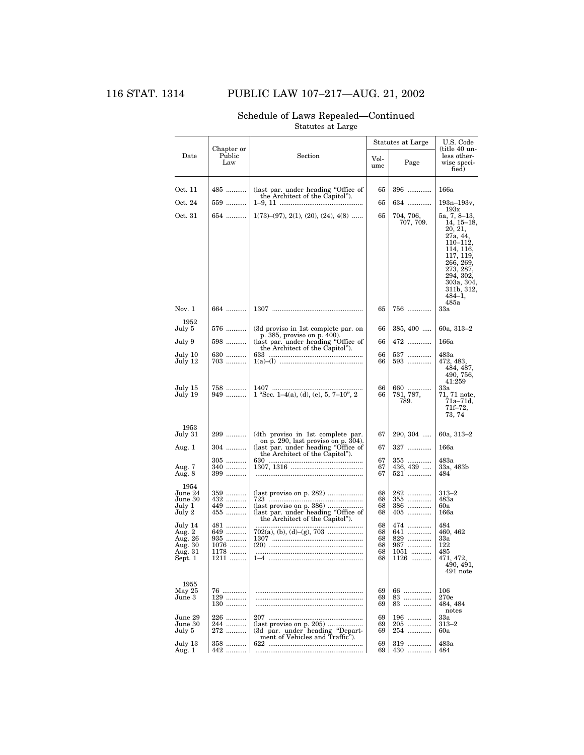## Schedule of Laws Repealed—Continued

Statutes at Large

| Date | Chapter or Public Law | Section | Statutes at Large | | U.S. Code (title 40 unless otherwise specified) |
|---|---|---|---|---|---|
| | | | Volume | Page | |
| Oct. 11 | 485 | (last par. under heading "Office of the Architect of the Capitol"). | 65 | 396 | 166a |
| Oct. 24 | 559 | 1–9, 11 | 65 | 634 | 193n–193v, 193x |
| Oct. 31 | 654 | 1(73)–(97), 2(1), (20), (24), 4(8) | 65 | 704, 706, 707, 709. | 5a, 7, 8–13, 14, 15–18, 20, 21, 27a, 44, 110–112, 114, 116, 117, 119, 266, 269, 273, 287, 294, 302, 303a, 304, 311b, 312, 484–1, 485a |
| Nov. 1 | 664 | 1307 | 65 | 756 | 33a |
| 1952 | | | | | |
| July 5 | 576 | (3d proviso in 1st complete par. on p. 385, proviso on p. 400). | 66 | 385, 400 | 60a, 313–2 |
| July 9 | 598 | (last par. under heading "Office of the Architect of the Capitol"). | 66 | 472 | 166a |
| July 10 | 630 | 633 | 66 | 537 | 483a |
| July 12 | 703 | 1(a)–(l) | 66 | 593 | 472, 483, 484, 487, 490, 756, 41:259 |
| July 15 | 758 | 1407 | 66 | 660 | 33a |
| July 19 | 949 | 1 "Sec. 1–4(a), (d), (e), 5, 7–10", 2 | 66 | 781, 787, 789. | 71, 71 note, 71a–71d, 71f–72, 73, 74 |
| 1953 | | | | | |
| July 31 | 299 | (4th proviso in 1st complete par. on p. 290, last proviso on p. 304). | 67 | 290, 304 | 60a, 313–2 |
| Aug. 1 | 304 | (last par. under heading "Office of the Architect of the Capitol"). | 67 | 327 | 166a |
| | 305 | 630 | 67 | 355 | 483a |
| Aug. 7 | 340 | 1307, 1316 | 67 | 436, 439 | 33a, 483b |
| Aug. 8 | 399 | | 67 | 521 | 484 |
| 1954 | | | | | |
| June 24 | 359 | (last proviso on p. 282) | 68 | 282 | 313–2 |
| June 30 | 432 | 723 | 68 | 355 | 483a |
| July 1 | 449 | (last proviso on p. 386) | 68 | 386 | 60a |
| July 2 | 455 | (last par. under heading "Office of the Architect of the Capitol"). | 68 | 405 | 166a |
| July 14 | 481 | | 68 | 474 | 484 |
| Aug. 2 | 649 | 702(a), (b), (d)–(g), 703 | 68 | 641 | 460, 462 |
| Aug. 26 | 935 | 1307 | 68 | 829 | 33a |
| Aug. 30 | 1076 | (20) | 68 | 967 | 122 |
| Aug. 31 | 1178 | | 68 | 1051 | 485 |
| Sept. 1 | 1211 | 1–4 | 68 | 1126 | 471, 472, 490, 491, 491 note |
| 1955 | | | | | |
| May 25 | 76 | | 69 | 66 | 106 |
| June 3 | 129 | | 69 | 83 | 270e |
| | 130 | | 69 | 83 | 484, 484 notes |
| June 29 | 226 | 207 | 69 | 196 | 33a |
| June 30 | 244 | (last proviso on p. 205) | 69 | 205 | 313–2 |
| July 5 | 272 | (3d par. under heading "Department of Vehicles and Traffic"). | 69 | 254 | 60a |
| July 13 | 358 | 622 | 69 | 319 | 483a |
| Aug. 1 | 442 | | 69 | 430 | 484 |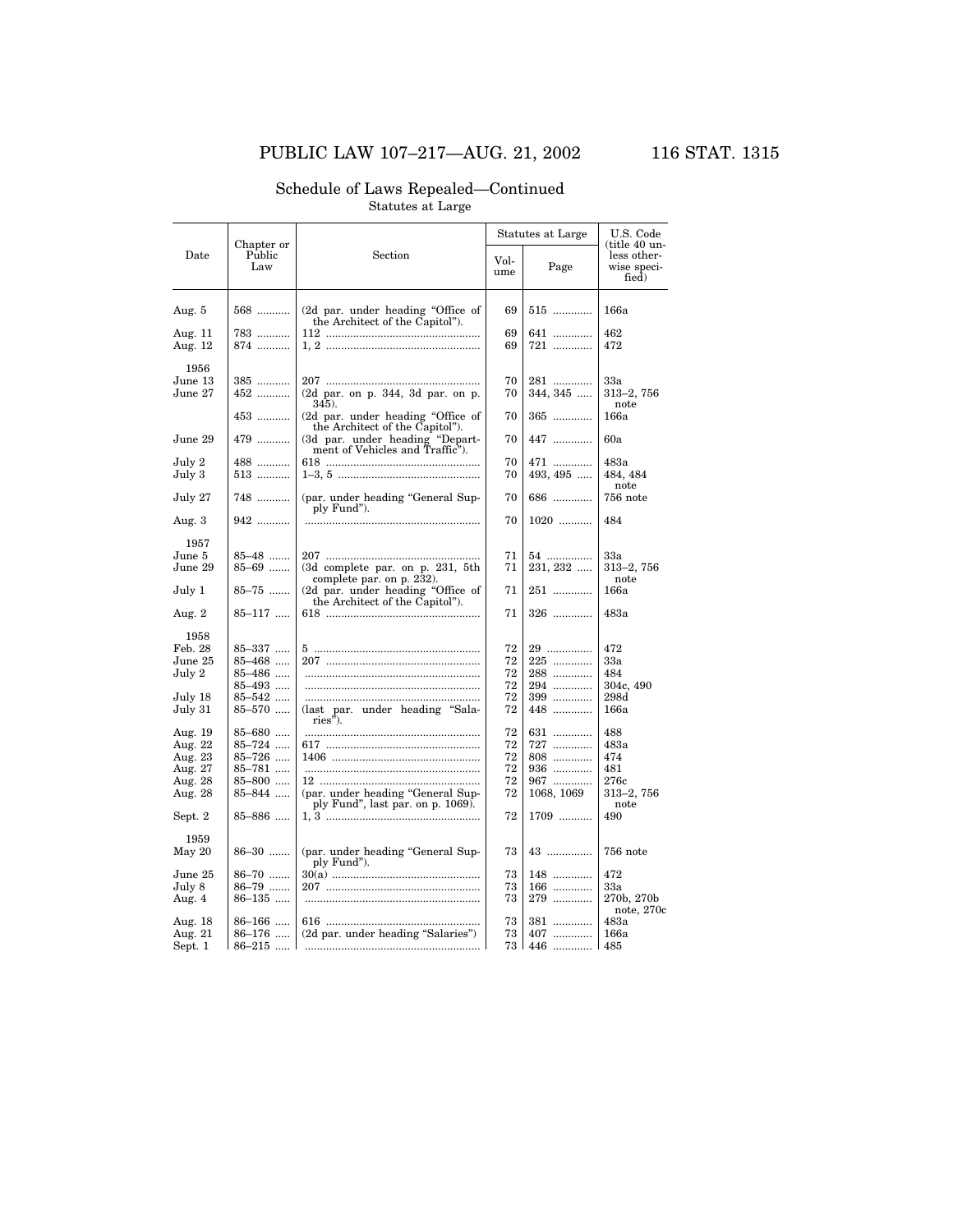## Schedule of Laws Repealed—Continued

Statutes at Large

| Date | Chapter or Public Law | Section | Statutes at Large | | U.S. Code (title 40 unless otherwise specified) |
|---|---|---|---|---|---|
| | | | Volume | Page | |
| Aug. 5 | 568 | (2d par. under heading "Office of the Architect of the Capitol"). | 69 | 515 | 166a |
| Aug. 11 | 783 | 112 | 69 | 641 | 462 |
| Aug. 12 | 874 | 1, 2 | 69 | 721 | 472 |
| 1956 | | | | | |
| June 13 | 385 | 207 | 70 | 281 | 33a |
| June 27 | 452 | (2d par. on p. 344, 3d par. on p. 345). | 70 | 344, 345 | 313–2, 756 note |
| | 453 | (2d par. under heading "Office of the Architect of the Capitol"). | 70 | 365 | 166a |
| June 29 | 479 | (3d par. under heading "Department of Vehicles and Traffic"). | 70 | 447 | 60a |
| July 2 | 488 | 618 | 70 | 471 | 483a |
| July 3 | 513 | 1–3, 5 | 70 | 493, 495 | 484, 484 note |
| July 27 | 748 | (par. under heading "General Supply Fund"). | 70 | 686 | 756 note |
| Aug. 3 | 942 | | 70 | 1020 | 484 |
| 1957 | | | | | |
| June 5 | 85–48 | 207 | 71 | 54 | 33a |
| June 29 | 85–69 | (3d complete par. on p. 231, 5th complete par. on p. 232). | 71 | 231, 232 | 313–2, 756 note |
| July 1 | 85–75 | (2d par. under heading "Office of the Architect of the Capitol"). | 71 | 251 | 166a |
| Aug. 2 | 85–117 | 618 | 71 | 326 | 483a |
| 1958 | | | | | |
| Feb. 28 | 85–337 | 5 | 72 | 29 | 472 |
| June 25 | 85–468 | 207 | 72 | 225 | 33a |
| July 2 | 85–486 | | 72 | 288 | 484 |
| | 85–493 | | 72 | 294 | 304c, 490 |
| July 18 | 85–542 | | 72 | 399 | 298d |
| July 31 | 85–570 | (last par. under heading "Salaries"). | 72 | 448 | 166a |
| Aug. 19 | 85–680 | | 72 | 631 | 488 |
| Aug. 22 | 85–724 | 617 | 72 | 727 | 483a |
| Aug. 23 | 85–726 | 1406 | 72 | 808 | 474 |
| Aug. 27 | 85–781 | | 72 | 936 | 481 |
| Aug. 28 | 85–800 | 12 | 72 | 967 | 276c |
| Aug. 28 | 85–844 | (par. under heading "General Supply Fund", last par. on p. 1069). | 72 | 1068, 1069 | 313–2, 756 note |
| Sept. 2 | 85–886 | 1, 3 | 72 | 1709 | 490 |
| 1959 | | | | | |
| May 20 | 86–30 | (par. under heading "General Supply Fund"). | 73 | 43 | 756 note |
| June 25 | 86–70 | 30(a) | 73 | 148 | 472 |
| July 8 | 86–79 | 207 | 73 | 166 | 33a |
| Aug. 4 | 86–135 | | 73 | 279 | 270b, 270b note, 270c |
| Aug. 18 | 86–166 | 616 | 73 | 381 | 483a |
| Aug. 21 | 86–176 | (2d par. under heading "Salaries") | 73 | 407 | 166a |
| Sept. 1 | 86–215 | | 73 | 446 | 485 |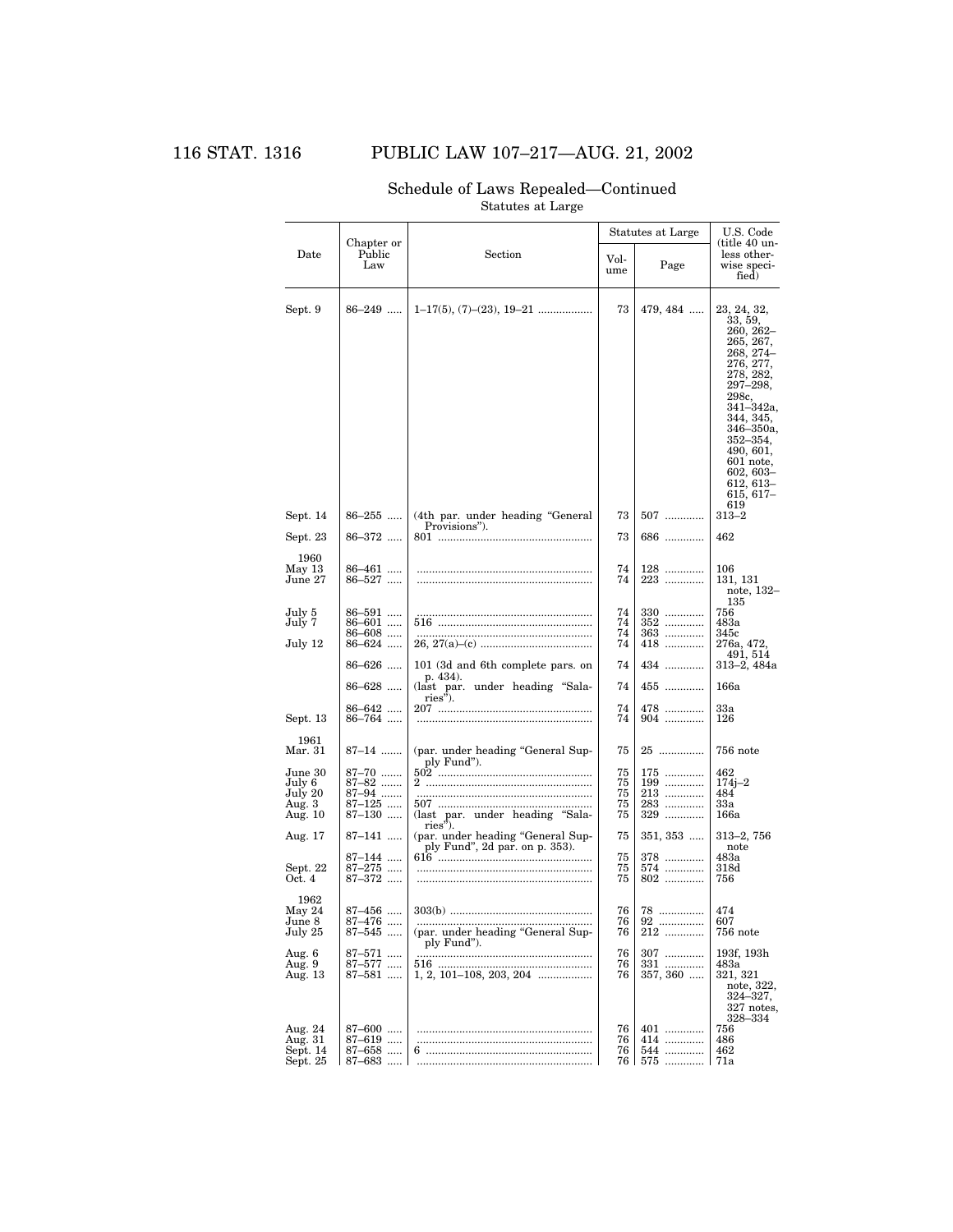## Schedule of Laws Repealed—Continued

Statutes at Large

| Date | Chapter or Public Law | Section | Statutes at Large | | U.S. Code (title 40 unless otherwise specified) |
|---|---|---|---|---|---|
| | | | Volume | Page | |
| Sept. 9 | 86–249 | 1–17(5), (7)–(23), 19–21 | 73 | 479, 484 | 23, 24, 32, 33, 59, 260, 262–265, 267, 268, 274–276, 277, 278, 282, 297–298, 298c, 341–342a, 344, 345, 346–350a, 352–354, 490, 601, 601 note, 602, 603–612, 613–615, 617–619 |
| Sept. 14 | 86–255 | (4th par. under heading "General Provisions"). | 73 | 507 | 313–2 |
| Sept. 23 | 86–372 | 801 | 73 | 686 | 462 |
| 1960 | | | | | |
| May 13 | 86–461 | | 74 | 128 | 106 |
| June 27 | 86–527 | | 74 | 223 | 131, 131 note, 132–135 |
| July 5 | 86–591 | | 74 | 330 | 756 |
| July 7 | 86–601 | 516 | 74 | 352 | 483a |
| | 86–608 | | 74 | 363 | 345c |
| July 12 | 86–624 | 26, 27(a)–(c) | 74 | 418 | 276a, 472, 491, 514 |
| | 86–626 | 101 (3d and 6th complete pars. on p. 434). | 74 | 434 | 313–2, 484a |
| | 86–628 | (last par. under heading "Salaries"). | 74 | 455 | 166a |
| | 86–642 | 207 | 74 | 478 | 33a |
| Sept. 13 | 86–764 | | 74 | 904 | 126 |
| 1961 | | | | | |
| Mar. 31 | 87–14 | (par. under heading "General Supply Fund"). | 75 | 25 | 756 note |
| June 30 | 87–70 | 502 | 75 | 175 | 462 |
| July 6 | 87–82 | 2 | 75 | 199 | 174j–2 |
| July 20 | 87–94 | | 75 | 213 | 484 |
| Aug. 3 | 87–125 | 507 | 75 | 283 | 33a |
| Aug. 10 | 87–130 | (last par. under heading "Salaries"). | 75 | 329 | 166a |
| Aug. 17 | 87–141 | (par. under heading "General Supply Fund", 2d par. on p. 353). | 75 | 351, 353 | 313–2, 756 note |
| | 87–144 | 616 | 75 | 378 | 483a |
| Sept. 22 | 87–275 | | 75 | 574 | 318d |
| Oct. 4 | 87–372 | | 75 | 802 | 756 |
| 1962 | | | | | |
| May 24 | 87–456 | 303(b) | 76 | 78 | 474 |
| June 8 | 87–476 | | 76 | 92 | 607 |
| July 25 | 87–545 | (par. under heading "General Supply Fund"). | 76 | 212 | 756 note |
| Aug. 6 | 87–571 | | 76 | 307 | 193f, 193h |
| Aug. 9 | 87–577 | 516 | 76 | 331 | 483a |
| Aug. 13 | 87–581 | 1, 2, 101–108, 203, 204 | 76 | 357, 360 | 321, 321 note, 322, 324–327, 327 notes, 328–334 |
| Aug. 24 | 87–600 | | 76 | 401 | 756 |
| Aug. 31 | 87–619 | | 76 | 414 | 486 |
| Sept. 14 | 87–658 | 6 | 76 | 544 | 462 |
| Sept. 25 | 87–683 | | 76 | 575 | 71a |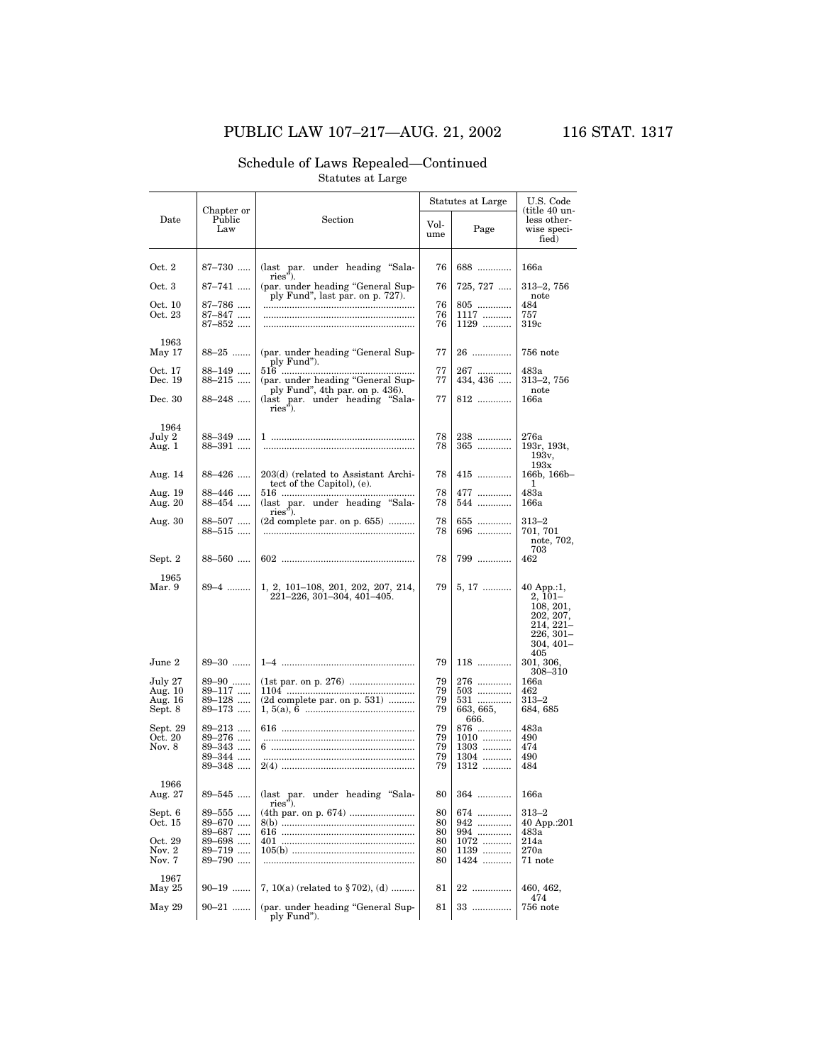## Schedule of Laws Repealed—Continued

Statutes at Large

| Date | Chapter or Public Law | Section | Statutes at Large Volume | Statutes at Large Page | U.S. Code (title 40 unless otherwise specified) |
|---|---|---|---|---|---|
| Oct. 2 | 87–730 | (last par. under heading "Salaries"). | 76 | 688 | 166a |
| Oct. 3 | 87–741 | (par. under heading "General Supply Fund", last par. on p. 727). | 76 | 725, 727 | 313–2, 756 note |
| Oct. 10 | 87–786 | | 76 | 805 | 484 |
| Oct. 23 | 87–847 | | 76 | 1117 | 757 |
| | 87–852 | | 76 | 1129 | 319c |
| 1963 | | | | | |
| May 17 | 88–25 | (par. under heading "General Supply Fund"). | 77 | 26 | 756 note |
| Oct. 17 | 88–149 | 516 | 77 | 267 | 483a |
| Dec. 19 | 88–215 | (par. under heading "General Supply Fund", 4th par. on p. 436). | 77 | 434, 436 | 313–2, 756 note |
| Dec. 30 | 88–248 | (last par. under heading "Salaries"). | 77 | 812 | 166a |
| 1964 | | | | | |
| July 2 | 88–349 | 1 | 78 | 238 | 276a |
| Aug. 1 | 88–391 | | 78 | 365 | 193r, 193t, 193v, 193x |
| Aug. 14 | 88–426 | 203(d) (related to Assistant Architect of the Capitol), (e). | 78 | 415 | 166b, 166b–1 |
| Aug. 19 | 88–446 | 516 | 78 | 477 | 483a |
| Aug. 20 | 88–454 | (last par. under heading "Salaries"). | 78 | 544 | 166a |
| Aug. 30 | 88–507 | (2d complete par. on p. 655) | 78 | 655 | 313–2 |
| | 88–515 | | 78 | 696 | 701, 701 note, 702, 703 |
| Sept. 2 | 88–560 | 602 | 78 | 799 | 462 |
| 1965 | | | | | |
| Mar. 9 | 89–4 | 1, 2, 101–108, 201, 202, 207, 214, 221–226, 301–304, 401–405. | 79 | 5, 17 | 40 App.:1, 2, 101–108, 201, 202, 207, 214, 221–226, 301–304, 401–405 |
| June 2 | 89–30 | 1–4 | 79 | 118 | 301, 306, 308–310 |
| July 27 | 89–90 | (1st par. on p. 276) | 79 | 276 | 166a |
| Aug. 10 | 89–117 | 1104 | 79 | 503 | 462 |
| Aug. 16 | 89–128 | (2d complete par. on p. 531) | 79 | 531 | 313–2 |
| Sept. 8 | 89–173 | 1, 5(a), 6 | 79 | 663, 665, 666. | 684, 685 |
| Sept. 29 | 89–213 | 616 | 79 | 876 | 483a |
| Oct. 20 | 89–276 | | 79 | 1010 | 490 |
| Nov. 8 | 89–343 | 6 | 79 | 1303 | 474 |
| | 89–344 | | 79 | 1304 | 490 |
| | 89–348 | 2(4) | 79 | 1312 | 484 |
| 1966 | | | | | |
| Aug. 27 | 89–545 | (last par. under heading "Salaries"). | 80 | 364 | 166a |
| Sept. 6 | 89–555 | (4th par. on p. 674) | 80 | 674 | 313–2 |
| Oct. 15 | 89–670 | 8(b) | 80 | 942 | 40 App.:201 |
| | 89–687 | 616 | 80 | 994 | 483a |
| Oct. 29 | 89–698 | 401 | 80 | 1072 | 214a |
| Nov. 2 | 89–719 | 105(b) | 80 | 1139 | 270a |
| Nov. 7 | 89–790 | | 80 | 1424 | 71 note |
| 1967 | | | | | |
| May 25 | 90–19 | 7, 10(a) (related to §702), (d) | 81 | 22 | 460, 462, 474 |
| May 29 | 90–21 | (par. under heading "General Supply Fund"). | 81 | 33 | 756 note |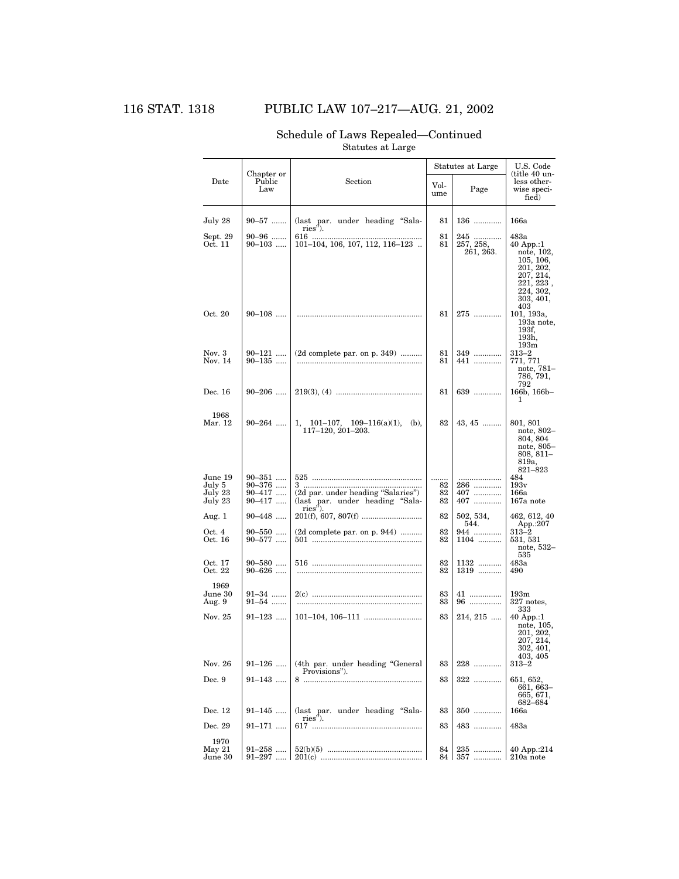## Schedule of Laws Repealed—Continued

Statutes at Large

| Date | Chapter or Public Law | Section | Statutes at Large | | U.S. Code (title 40 unless otherwise specified) |
|---|---|---|---|---|---|
| | | | Volume | Page | |
| July 28 | 90–57 | (last par. under heading "Salaries"). | 81 | 136 | 166a |
| Sept. 29 | 90–96 | 616 | 81 | 245 | 483a |
| Oct. 11 | 90–103 | 101–104, 106, 107, 112, 116–123 | 81 | 257, 258, 261, 263. | 40 App.:1 note, 102, 105, 106, 201, 202, 207, 214, 221, 223, 224, 302, 303, 401, 403 |
| Oct. 20 | 90–108 | | 81 | 275 | 101, 193a, 193a note, 193f, 193h, 193m |
| Nov. 3 | 90–121 | (2d complete par. on p. 349) | 81 | 349 | 313–2 |
| Nov. 14 | 90–135 | | 81 | 441 | 771, 771 note, 781–786, 791, 792 |
| Dec. 16 | 90–206 | 219(3), (4) | 81 | 639 | 166b, 166b–1 |
| 1968 | | | | | |
| Mar. 12 | 90–264 | 1, 101–107, 109–116(a)(1), (b), 117–120, 201–203. | 82 | 43, 45 | 801, 801 note, 802–804, 804 note, 805–808, 811–819a, 821–823 |
| June 19 | 90–351 | 525 | | | 484 |
| July 5 | 90–376 | 3 | 82 | 286 | 193v |
| July 23 | 90–417 | (2d par. under heading "Salaries") | 82 | 407 | 166a |
| July 23 | 90–417 | (last par. under heading "Salaries"). | 82 | 407 | 167a note |
| Aug. 1 | 90–448 | 201(f), 607, 807(f) | 82 | 502, 534, 544. | 462, 612, 40 App.:207 |
| Oct. 4 | 90–550 | (2d complete par. on p. 944) | 82 | 944 | 313–2 |
| Oct. 16 | 90–577 | 501 | 82 | 1104 | 531, 531 note, 532–535 |
| Oct. 17 | 90–580 | 516 | 82 | 1132 | 483a |
| Oct. 22 | 90–626 | | 82 | 1319 | 490 |
| 1969 | | | | | |
| June 30 | 91–34 | 2(c) | 83 | 41 | 193m |
| Aug. 9 | 91–54 | | 83 | 96 | 327 notes, 333 |
| Nov. 25 | 91–123 | 101–104, 106–111 | 83 | 214, 215 | 40 App.:1 note, 105, 201, 202, 207, 214, 302, 401, 403, 405 |
| Nov. 26 | 91–126 | (4th par. under heading "General Provisions"). | 83 | 228 | 313–2 |
| Dec. 9 | 91–143 | 8 | 83 | 322 | 651, 652, 661, 663–665, 671, 682–684 |
| Dec. 12 | 91–145 | (last par. under heading "Salaries"). | 83 | 350 | 166a |
| Dec. 29 | 91–171 | 617 | 83 | 483 | 483a |
| 1970 | | | | | |
| May 21 | 91–258 | 52(b)(5) | 84 | 235 | 40 App.:214 |
| June 30 | 91–297 | 201(c) | 84 | 357 | 210a note |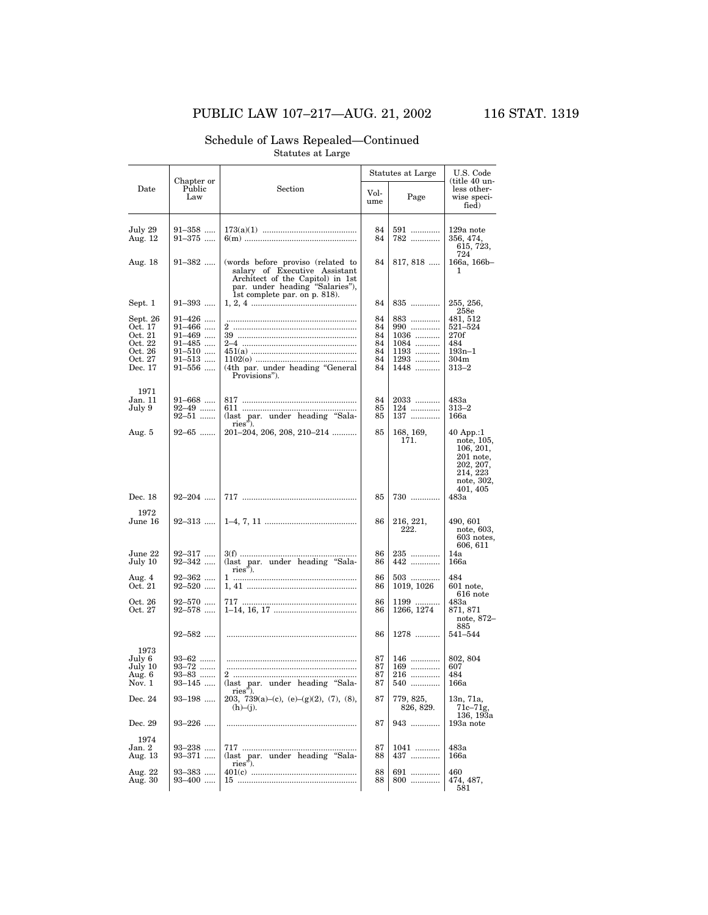## Schedule of Laws Repealed—Continued

Statutes at Large

| Date | Chapter or Public Law | Section | Statutes at Large | | U.S. Code (title 40 unless otherwise specified) |
|---|---|---|---|---|---|
| | | | Volume | Page | |
| July 29 | 91–358 | 173(a)(1) | 84 | 591 | 129a note |
| Aug. 12 | 91–375 | 6(m) | 84 | 782 | 356, 474, 615, 723, 724 |
| Aug. 18 | 91–382 | (words before proviso (related to salary of Executive Assistant Architect of the Capitol) in 1st par. under heading "Salaries"), 1st complete par. on p. 818). | 84 | 817, 818 | 166a, 166b–1 |
| Sept. 1 | 91–393 | 1, 2, 4 | 84 | 835 | 255, 256, 258e |
| Sept. 26 | 91–426 | | 84 | 883 | 481, 512 |
| Oct. 17 | 91–466 | 2 | 84 | 990 | 521–524 |
| Oct. 21 | 91–469 | 39 | 84 | 1036 | 270f |
| Oct. 22 | 91–485 | 2–4 | 84 | 1084 | 484 |
| Oct. 26 | 91–510 | 451(a) | 84 | 1193 | 193n–1 |
| Oct. 27 | 91–513 | 1102(o) | 84 | 1293 | 304m |
| Dec. 17 | 91–556 | (4th par. under heading "General Provisions"). | 84 | 1448 | 313–2 |
| 1971 | | | | | |
| Jan. 11 | 91–668 | 817 | 84 | 2033 | 483a |
| July 9 | 92–49 | 611 | 85 | 124 | 313–2 |
| | 92–51 | (last par. under heading "Salaries"). | 85 | 137 | 166a |
| Aug. 5 | 92–65 | 201–204, 206, 208, 210–214 | 85 | 168, 169, 171. | 40 App.:1 note, 105, 106, 201, 201 note, 202, 207, 214, 223 note, 302, 401, 405 |
| Dec. 18 | 92–204 | 717 | 85 | 730 | 483a |
| 1972 | | | | | |
| June 16 | 92–313 | 1–4, 7, 11 | 86 | 216, 221, 222. | 490, 601 note, 603, 603 notes, 606, 611 |
| June 22 | 92–317 | 3(f) | 86 | 235 | 14a |
| July 10 | 92–342 | (last par. under heading "Salaries"). | 86 | 442 | 166a |
| Aug. 4 | 92–362 | 1 | 86 | 503 | 484 |
| Oct. 21 | 92–520 | 1, 41 | 86 | 1019, 1026 | 601 note, 616 note |
| Oct. 26 | 92–570 | 717 | 86 | 1199 | 483a |
| Oct. 27 | 92–578 | 1–14, 16, 17 | 86 | 1266, 1274 | 871, 871 note, 872–885 |
| | 92–582 | | 86 | 1278 | 541–544 |
| 1973 | | | | | |
| July 6 | 93–62 | | 87 | 146 | 802, 804 |
| July 10 | 93–72 | | 87 | 169 | 607 |
| Aug. 6 | 93–83 | 2 | 87 | 216 | 484 |
| Nov. 1 | 93–145 | (last par. under heading "Salaries"). | 87 | 540 | 166a |
| Dec. 24 | 93–198 | 203, 739(a)–(c), (e)–(g)(2), (7), (8), (h)–(j). | 87 | 779, 825, 826, 829. | 13n, 71a, 71c–71g, 136, 193a |
| Dec. 29 | 93–226 | | 87 | 943 | 193a note |
| 1974 | | | | | |
| Jan. 2 | 93–238 | 717 | 87 | 1041 | 483a |
| Aug. 13 | 93–371 | (last par. under heading "Salaries"). | 88 | 437 | 166a |
| Aug. 22 | 93–383 | 401(c) | 88 | 691 | 460 |
| Aug. 30 | 93–400 | 15 | 88 | 800 | 474, 487, 581 |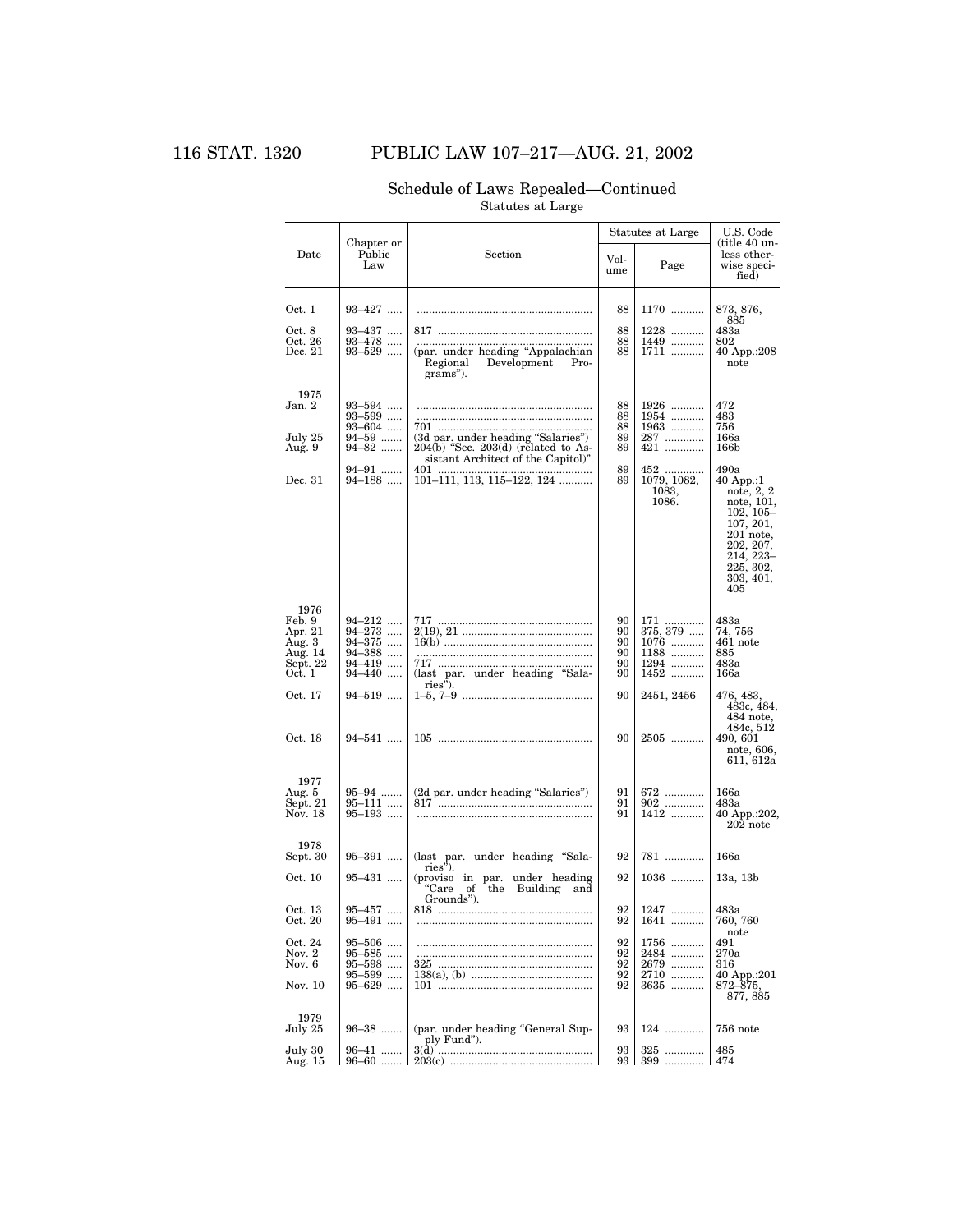Schedule of Laws Repealed—Continued

Statutes at Large

| Date | Chapter or Public Law | Section | Statutes at Large | | U.S. Code (title 40 unless otherwise specified) |
|---|---|---|---|---|---|
| | | | Volume | Page | |
| Oct. 1 | 93–427 | | 88 | 1170 | 873, 876, 885 |
| Oct. 8 | 93–437 | 817 | 88 | 1228 | 483a |
| Oct. 26 | 93–478 | | 88 | 1449 | 802 |
| Dec. 21 | 93–529 | (par. under heading "Appalachian Regional Development Programs"). | 88 | 1711 | 40 App.:208 note |
| 1975 | | | | | |
| Jan. 2 | 93–594 | | 88 | 1926 | 472 |
| | 93–599 | | 88 | 1954 | 483 |
| | 93–604 | 701 | 88 | 1963 | 756 |
| July 25 | 94–59 | (3d par. under heading "Salaries") | 89 | 287 | 166a |
| Aug. 9 | 94–82 | 204(b) "Sec. 203(d) (related to Assistant Architect of the Capitol)". | 89 | 421 | 166b |
| | 94–91 | 401 | 89 | 452 | 490a |
| Dec. 31 | 94–188 | 101–111, 113, 115–122, 124 | 89 | 1079, 1082, 1083, 1086. | 40 App.:1 note, 2, 2 note, 101, 102, 105–107, 201, 201 note, 202, 207, 214, 223–225, 302, 303, 401, 405 |
| 1976 | | | | | |
| Feb. 9 | 94–212 | 717 | 90 | 171 | 483a |
| Apr. 21 | 94–273 | 2(19), 21 | 90 | 375, 379 | 74, 756 |
| Aug. 3 | 94–375 | 16(b) | 90 | 1076 | 461 note |
| Aug. 14 | 94–388 | | 90 | 1188 | 885 |
| Sept. 22 | 94–419 | 717 | 90 | 1294 | 483a |
| Oct. 1 | 94–440 | (last par. under heading "Salaries"). | 90 | 1452 | 166a |
| Oct. 17 | 94–519 | 1–5, 7–9 | 90 | 2451, 2456 | 476, 483, 483c, 484, 484 note, 484c, 512 |
| Oct. 18 | 94–541 | 105 | 90 | 2505 | 490, 601 note, 606, 611, 612a |
| 1977 | | | | | |
| Aug. 5 | 95–94 | (2d par. under heading "Salaries") | 91 | 672 | 166a |
| Sept. 21 | 95–111 | 817 | 91 | 902 | 483a |
| Nov. 18 | 95–193 | | 91 | 1412 | 40 App.:202, 202 note |
| 1978 | | | | | |
| Sept. 30 | 95–391 | (last par. under heading "Salaries"). | 92 | 781 | 166a |
| Oct. 10 | 95–431 | (proviso in par. under heading "Care of the Building and Grounds"). | 92 | 1036 | 13a, 13b |
| Oct. 13 | 95–457 | 818 | 92 | 1247 | 483a |
| Oct. 20 | 95–491 | | 92 | 1641 | 760, 760 note |
| Oct. 24 | 95–506 | | 92 | 1756 | 491 |
| Nov. 2 | 95–585 | | 92 | 2484 | 270a |
| Nov. 6 | 95–598 | 325 | 92 | 2679 | 316 |
| | 95–599 | 138(a), (b) | 92 | 2710 | 40 App.:201 |
| Nov. 10 | 95–629 | 101 | 92 | 3635 | 872–875, 877, 885 |
| 1979 | | | | | |
| July 25 | 96–38 | (par. under heading "General Supply Fund"). | 93 | 124 | 756 note |
| July 30 | 96–41 | 3(d) | 93 | 325 | 485 |
| Aug. 15 | 96–60 | 203(c) | 93 | 399 | 474 |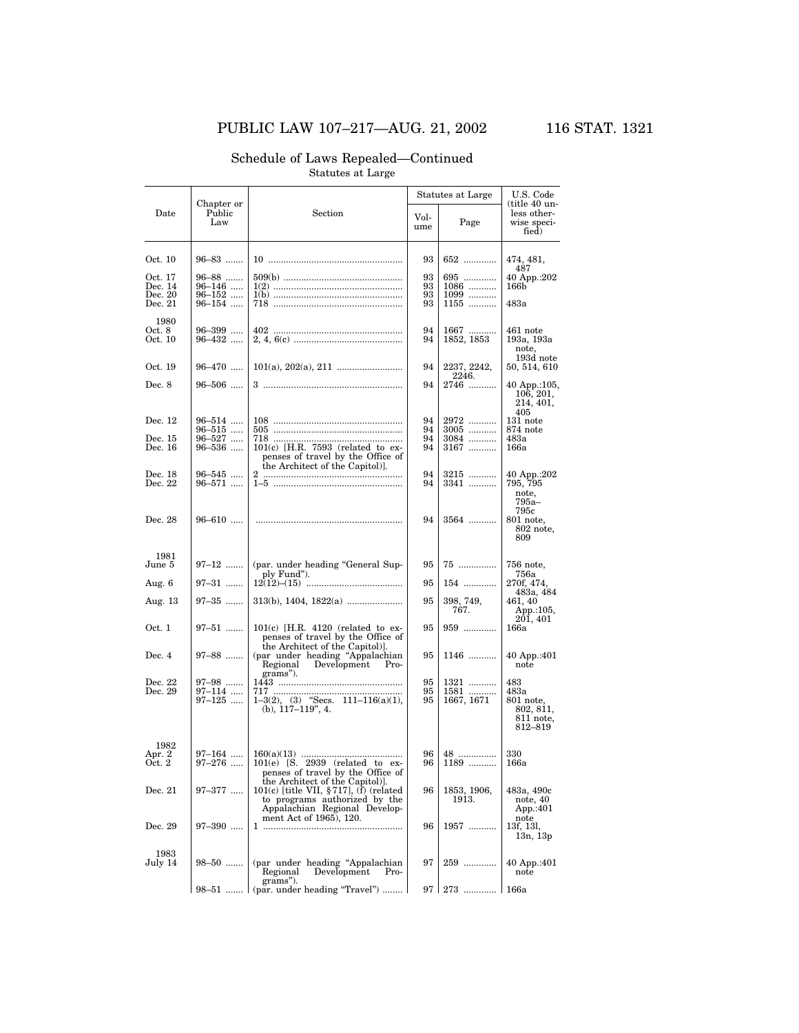## Schedule of Laws Repealed—Continued

Statutes at Large

| Date | Chapter or Public Law | Section | Statutes at Large | | U.S. Code (title 40 unless otherwise specified) |
|---|---|---|---|---|---|
| | | | Volume | Page | |
| Oct. 10 | 96–83 | 10 | 93 | 652 | 474, 481, 487 |
| Oct. 17 | 96–88 | 509(b) | 93 | 695 | 40 App.:202 |
| Dec. 14 | 96–146 | 1(2) | 93 | 1086 | 166b |
| Dec. 20 | 96–152 | 1(b) | 93 | 1099 | |
| Dec. 21 | 96–154 | 718 | 93 | 1155 | 483a |
| 1980 | | | | | |
| Oct. 8 | 96–399 | 402 | 94 | 1667 | 461 note |
| Oct. 10 | 96–432 | 2, 4, 6(c) | 94 | 1852, 1853 | 193a, 193a note, 193d note |
| Oct. 19 | 96–470 | 101(a), 202(a), 211 | 94 | 2237, 2242, 2246. | 50, 514, 610 |
| Dec. 8 | 96–506 | 3 | 94 | 2746 | 40 App.:105, 106, 201, 214, 401, 405 |
| Dec. 12 | 96–514 | 108 | 94 | 2972 | 131 note |
| | 96–515 | 505 | 94 | 3005 | 874 note |
| Dec. 15 | 96–527 | 718 | 94 | 3084 | 483a |
| Dec. 16 | 96–536 | 101(c) [H.R. 7593 (related to expenses of travel by the Office of the Architect of the Capitol)]. | 94 | 3167 | 166a |
| Dec. 18 | 96–545 | 2 | 94 | 3215 | 40 App.:202 |
| Dec. 22 | 96–571 | 1–5 | 94 | 3341 | 795, 795 note, 795a–795c |
| Dec. 28 | 96–610 | | 94 | 3564 | 801 note, 802 note, 809 |
| 1981 | | | | | |
| June 5 | 97–12 | (par. under heading "General Supply Fund"). | 95 | 75 | 756 note, 756a |
| Aug. 6 | 97–31 | 12(12)–(15) | 95 | 154 | 270f, 474, 483a, 484 |
| Aug. 13 | 97–35 | 313(b), 1404, 1822(a) | 95 | 398, 749, 767. | 461, 40 App.:105, 201, 401 |
| Oct. 1 | 97–51 | 101(c) [H.R. 4120 (related to expenses of travel by the Office of the Architect of the Capitol)]. | 95 | 959 | 166a |
| Dec. 4 | 97–88 | (par under heading "Appalachian Regional Development Programs"). | 95 | 1146 | 40 App.:401 note |
| Dec. 22 | 97–98 | 1443 | 95 | 1321 | 483 |
| Dec. 29 | 97–114 | 717 | 95 | 1581 | 483a |
| | 97–125 | 1–3(2), (3) "Secs. 111–116(a)(1), (b), 117–119", 4. | 95 | 1667, 1671 | 801 note, 802, 811, 811 note, 812–819 |
| 1982 | | | | | |
| Apr. 2 | 97–164 | 160(a)(13) | 96 | 48 | 330 |
| Oct. 2 | 97–276 | 101(e) [S. 2939 (related to expenses of travel by the Office of the Architect of the Capitol)]. | 96 | 1189 | 166a |
| Dec. 21 | 97–377 | 101(c) [title VII, §717], (f) (related to programs authorized by the Appalachian Regional Development Act of 1965), 120. | 96 | 1853, 1906, 1913. | 483a, 490c note, 40 App.:401 note |
| Dec. 29 | 97–390 | 1 | 96 | 1957 | 13f, 13l, 13n, 13p |
| 1983 | | | | | |
| July 14 | 98–50 | (par under heading "Appalachian Regional Development Programs"). | 97 | 259 | 40 App.:401 note |
| | 98–51 | (par. under heading "Travel") | 97 | 273 | 166a |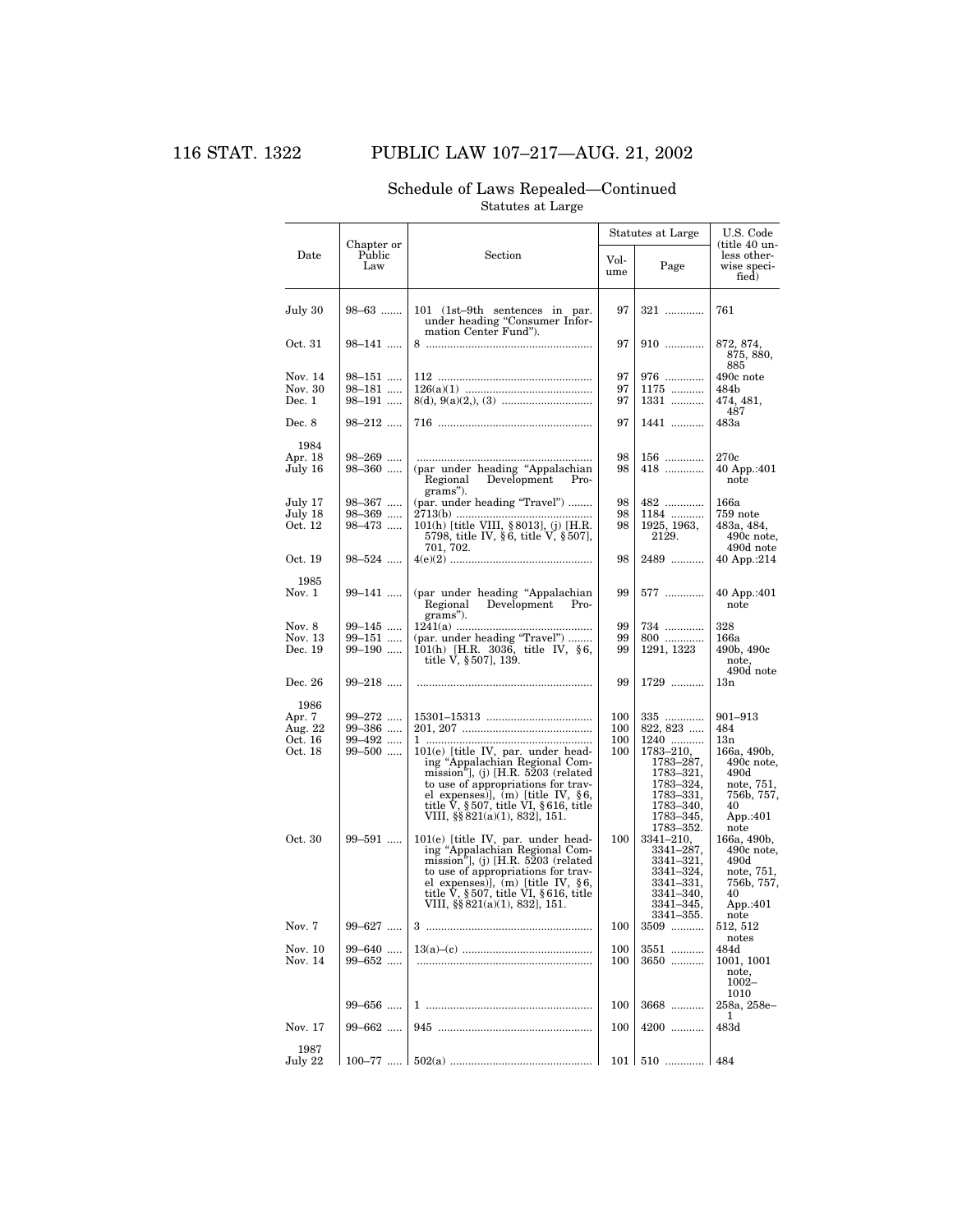## Schedule of Laws Repealed—Continued

Statutes at Large

| Date | Chapter or Public Law | Section | Statutes at Large | | U.S. Code (title 40 unless otherwise specified) |
|---|---|---|---|---|---|
| | | | Volume | Page | |
| July 30 | 98–63 | 101 (1st–9th sentences in par. under heading "Consumer Information Center Fund"). | 97 | 321 | 761 |
| Oct. 31 | 98–141 | 8 | 97 | 910 | 872, 874, 875, 880, 885 |
| Nov. 14 | 98–151 | 112 | 97 | 976 | 490c note |
| Nov. 30 | 98–181 | 126(a)(1) | 97 | 1175 | 484b |
| Dec. 1 | 98–191 | 8(d), 9(a)(2,), (3) | 97 | 1331 | 474, 481, 487 |
| Dec. 8 | 98–212 | 716 | 97 | 1441 | 483a |
| 1984 | | | | | |
| Apr. 18 | 98–269 | | 98 | 156 | 270c |
| July 16 | 98–360 | (par under heading "Appalachian Regional Development Programs"). | 98 | 418 | 40 App.:401 note |
| July 17 | 98–367 | (par. under heading "Travel") | 98 | 482 | 166a |
| July 18 | 98–369 | 2713(b) | 98 | 1184 | 759 note |
| Oct. 12 | 98–473 | 101(h) [title VIII, §8013], (j) [H.R. 5798, title IV, §6, title V, §507], 701, 702. | 98 | 1925, 1963, 2129. | 483a, 484, 490c note, 490d note |
| Oct. 19 | 98–524 | 4(e)(2) | 98 | 2489 | 40 App.:214 |
| 1985 | | | | | |
| Nov. 1 | 99–141 | (par under heading "Appalachian Regional Development Programs"). | 99 | 577 | 40 App.:401 note |
| Nov. 8 | 99–145 | 1241(a) | 99 | 734 | 328 |
| Nov. 13 | 99–151 | (par. under heading "Travel") | 99 | 800 | 166a |
| Dec. 19 | 99–190 | 101(h) [H.R. 3036, title IV, §6, title V, §507], 139. | 99 | 1291, 1323 | 490b, 490c note, 490d note |
| Dec. 26 | 99–218 | | 99 | 1729 | 13n |
| 1986 | | | | | |
| Apr. 7 | 99–272 | 15301–15313 | 100 | 335 | 901–913 |
| Aug. 22 | 99–386 | 201, 207 | 100 | 822, 823 | 484 |
| Oct. 16 | 99–492 | 1 | 100 | 1240 | 13n |
| Oct. 18 | 99–500 | 101(e) [title IV, par. under heading "Appalachian Regional Commission"], (j) [H.R. 5203 (related to use of appropriations for travel expenses)], (m) [title IV, §6, title V, §507, title VI, §616, title VIII, §§821(a)(1), 832], 151. | 100 | 1783–210, 1783–287, 1783–321, 1783–324, 1783–331, 1783–340, 1783–345, 1783–352. | 166a, 490b, 490c note, 490d note, 751, 756b, 757, 40 App.:401 note |
| Oct. 30 | 99–591 | 101(e) [title IV, par. under heading "Appalachian Regional Commission"], (j) [H.R. 5203 (related to use of appropriations for travel expenses)], (m) [title IV, §6, title V, §507, title VI, §616, title VIII, §§821(a)(1), 832], 151. | 100 | 3341–210, 3341–287, 3341–321, 3341–324, 3341–331, 3341–340, 3341–345, 3341–355. | 166a, 490b, 490c note, 490d note, 751, 756b, 757, 40 App.:401 note |
| Nov. 7 | 99–627 | 3 | 100 | 3509 | 512, 512 notes |
| Nov. 10 | 99–640 | 13(a)–(c) | 100 | 3551 | 484d |
| Nov. 14 | 99–652 | | 100 | 3650 | 1001, 1001 note, 1002–1010 |
| | 99–656 | 1 | 100 | 3668 | 258a, 258e–1 |
| Nov. 17 | 99–662 | 945 | 100 | 4200 | 483d |
| 1987 | | | | | |
| July 22 | 100–77 | 502(a) | 101 | 510 | 484 |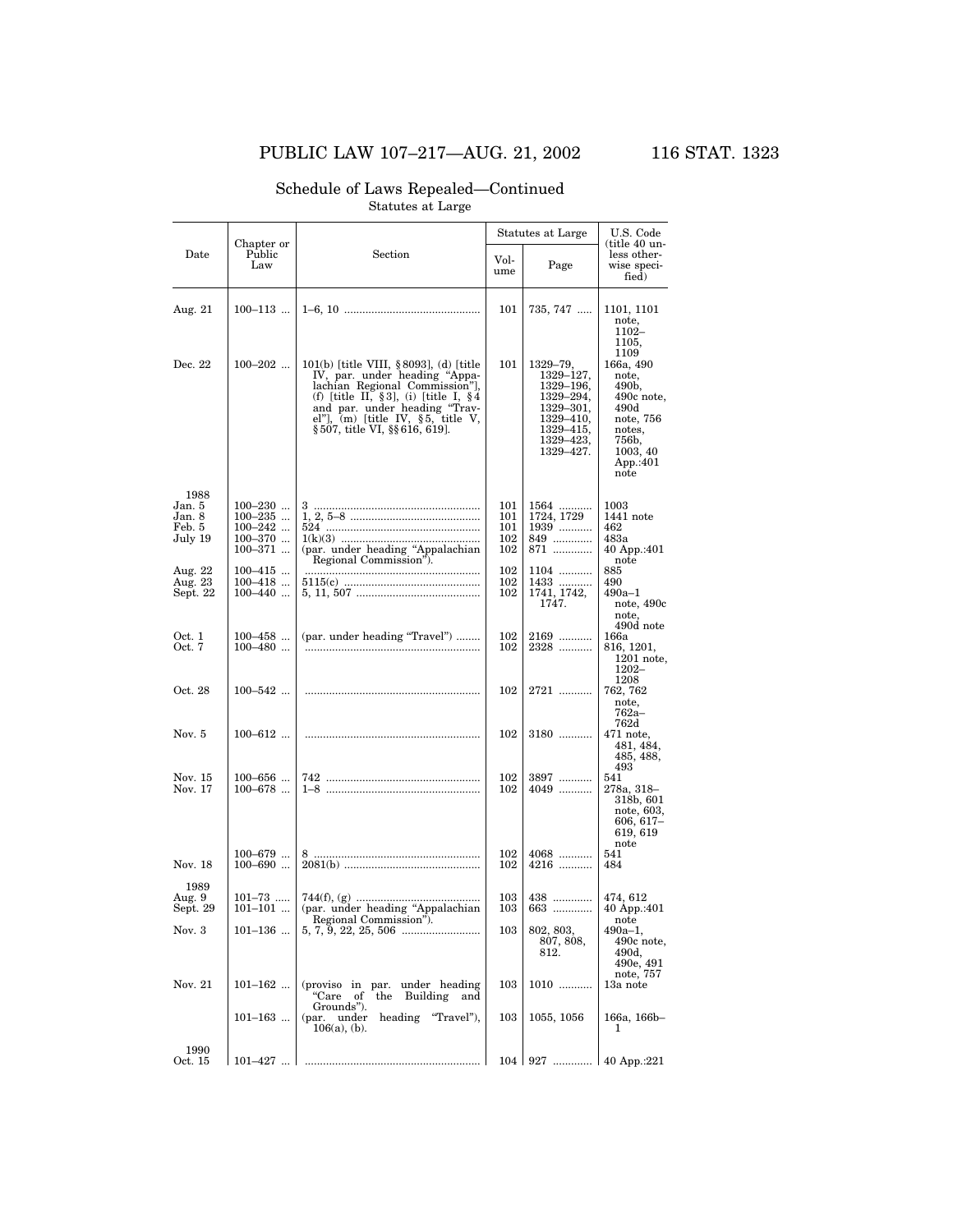## Schedule of Laws Repealed—Continued

Statutes at Large

| Date | Chapter or Public Law | Section | Statutes at Large | | U.S. Code (title 40 unless otherwise specified) |
|---|---|---|---|---|---|
| | | | Volume | Page | |
| Aug. 21 | 100–113 | 1–6, 10 | 101 | 735, 747 | 1101, 1101 note, 1102–1105, 1109 |
| Dec. 22 | 100–202 | 101(b) [title VIII, § 8093], (d) [title IV, par. under heading "Appalachian Regional Commission"], (f) [title II, § 3], (i) [title I, § 4 and par. under heading "Travel"], (m) [title IV, § 5, title V, § 507, title VI, §§ 616, 619]. | 101 | 1329–79, 1329–127, 1329–196, 1329–294, 1329–301, 1329–410, 1329–415, 1329–423, 1329–427. | 166a, 490 note, 490b, 490c note, 490d note, 756 notes, 756b, 1003, 40 App.:401 note |
| 1988 | | | | | |
| Jan. 5 | 100–230 | 3 | 101 | 1564 | 1003 |
| Jan. 8 | 100–235 | 1, 2, 5–8 | 101 | 1724, 1729 | 1441 note |
| Feb. 5 | 100–242 | 524 | 101 | 1939 | 462 |
| July 19 | 100–370 | 1(k)(3) | 102 | 849 | 483a |
| | 100–371 | (par. under heading "Appalachian Regional Commission"). | 102 | 871 | 40 App.:401 note |
| Aug. 22 | 100–415 | | 102 | 1104 | 885 |
| Aug. 23 | 100–418 | 5115(c) | 102 | 1433 | 490 |
| Sept. 22 | 100–440 | 5, 11, 507 | 102 | 1741, 1742, 1747. | 490a–1 note, 490c note, 490d note |
| Oct. 1 | 100–458 | (par. under heading "Travel") | 102 | 2169 | 166a |
| Oct. 7 | 100–480 | | 102 | 2328 | 816, 1201, 1201 note, 1202–1208 |
| Oct. 28 | 100–542 | | 102 | 2721 | 762, 762 note, 762a–762d |
| Nov. 5 | 100–612 | | 102 | 3180 | 471 note, 481, 484, 485, 488, 493 |
| Nov. 15 | 100–656 | 742 | 102 | 3897 | 541 |
| Nov. 17 | 100–678 | 1–8 | 102 | 4049 | 278a, 318–318b, 601 note, 603, 606, 617–619, 619 note |
| | 100–679 | 8 | 102 | 4068 | 541 |
| Nov. 18 | 100–690 | 2081(b) | 102 | 4216 | 484 |
| 1989 | | | | | |
| Aug. 9 | 101–73 | 744(f), (g) | 103 | 438 | 474, 612 |
| Sept. 29 | 101–101 | (par. under heading "Appalachian Regional Commission"). | 103 | 663 | 40 App.:401 note |
| Nov. 3 | 101–136 | 5, 7, 9, 22, 25, 506 | 103 | 802, 803, 807, 808, 812. | 490a–1, 490c note, 490d, 490e, 491 note, 757 |
| Nov. 21 | 101–162 | (proviso in par. under heading "Care of the Building and Grounds"). | 103 | 1010 | 13a note |
| | 101–163 | (par. under heading "Travel"), 106(a), (b). | 103 | 1055, 1056 | 166a, 166b–1 |
| 1990 | | | | | |
| Oct. 15 | 101–427 | | 104 | 927 | 40 App.:221 |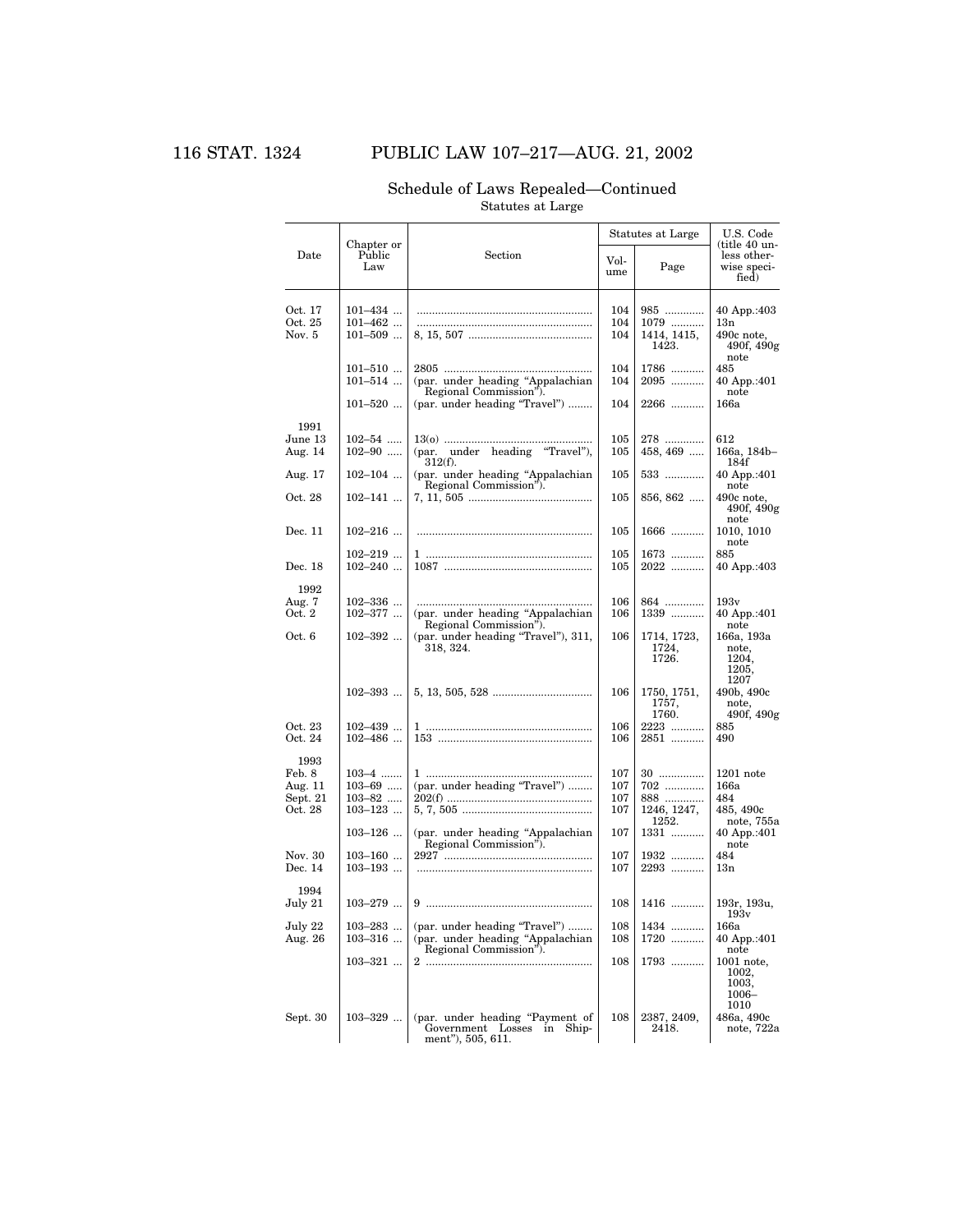## Schedule of Laws Repealed—Continued

Statutes at Large

| Date | Chapter or Public Law | Section | Statutes at Large Volume | Statutes at Large Page | U.S. Code (title 40 unless otherwise specified) |
|---|---|---|---|---|---|
| Oct. 17 | 101–434 | | 104 | 985 | 40 App.:403 |
| Oct. 25 | 101–462 | | 104 | 1079 | 13n |
| Nov. 5 | 101–509 | 8, 15, 507 | 104 | 1414, 1415, 1423. | 490c note, 490f, 490g note |
| | 101–510 | 2805 | 104 | 1786 | 485 |
| | 101–514 | (par. under heading "Appalachian Regional Commission"). | 104 | 2095 | 40 App.:401 note |
| | 101–520 | (par. under heading "Travel") | 104 | 2266 | 166a |
| 1991 | | | | | |
| June 13 | 102–54 | 13(o) | 105 | 278 | 612 |
| Aug. 14 | 102–90 | (par. under heading "Travel"), 312(f). | 105 | 458, 469 | 166a, 184b–184f |
| Aug. 17 | 102–104 | (par. under heading "Appalachian Regional Commission"). | 105 | 533 | 40 App.:401 note |
| Oct. 28 | 102–141 | 7, 11, 505 | 105 | 856, 862 | 490c note, 490f, 490g note |
| Dec. 11 | 102–216 | | 105 | 1666 | 1010, 1010 note |
| | 102–219 | 1 | 105 | 1673 | 885 |
| Dec. 18 | 102–240 | 1087 | 105 | 2022 | 40 App.:403 |
| 1992 | | | | | |
| Aug. 7 | 102–336 | | 106 | 864 | 193v |
| Oct. 2 | 102–377 | (par. under heading "Appalachian Regional Commission"). | 106 | 1339 | 40 App.:401 note |
| Oct. 6 | 102–392 | (par. under heading "Travel"), 311, 318, 324. | 106 | 1714, 1723, 1724, 1726. | 166a, 193a note, 1204, 1205, 1207 |
| | 102–393 | 5, 13, 505, 528 | 106 | 1750, 1751, 1757, 1760. | 490b, 490c note, 490f, 490g |
| Oct. 23 | 102–439 | 1 | 106 | 2223 | 885 |
| Oct. 24 | 102–486 | 153 | 106 | 2851 | 490 |
| 1993 | | | | | |
| Feb. 8 | 103–4 | 1 | 107 | 30 | 1201 note |
| Aug. 11 | 103–69 | (par. under heading "Travel") | 107 | 702 | 166a |
| Sept. 21 | 103–82 | 202(f) | 107 | 888 | 484 |
| Oct. 28 | 103–123 | 5, 7, 505 | 107 | 1246, 1247, 1252. | 485, 490c note, 755a |
| | 103–126 | (par. under heading "Appalachian Regional Commission"). | 107 | 1331 | 40 App.:401 note |
| Nov. 30 | 103–160 | 2927 | 107 | 1932 | 484 |
| Dec. 14 | 103–193 | | 107 | 2293 | 13n |
| 1994 | | | | | |
| July 21 | 103–279 | 9 | 108 | 1416 | 193r, 193u, 193v |
| July 22 | 103–283 | (par. under heading "Travel") | 108 | 1434 | 166a |
| Aug. 26 | 103–316 | (par. under heading "Appalachian Regional Commission"). | 108 | 1720 | 40 App.:401 note |
| | 103–321 | 2 | 108 | 1793 | 1001 note, 1002, 1003, 1006–1010 |
| Sept. 30 | 103–329 | (par. under heading "Payment of Government Losses in Shipment"), 505, 611. | 108 | 2387, 2409, 2418. | 486a, 490c note, 722a |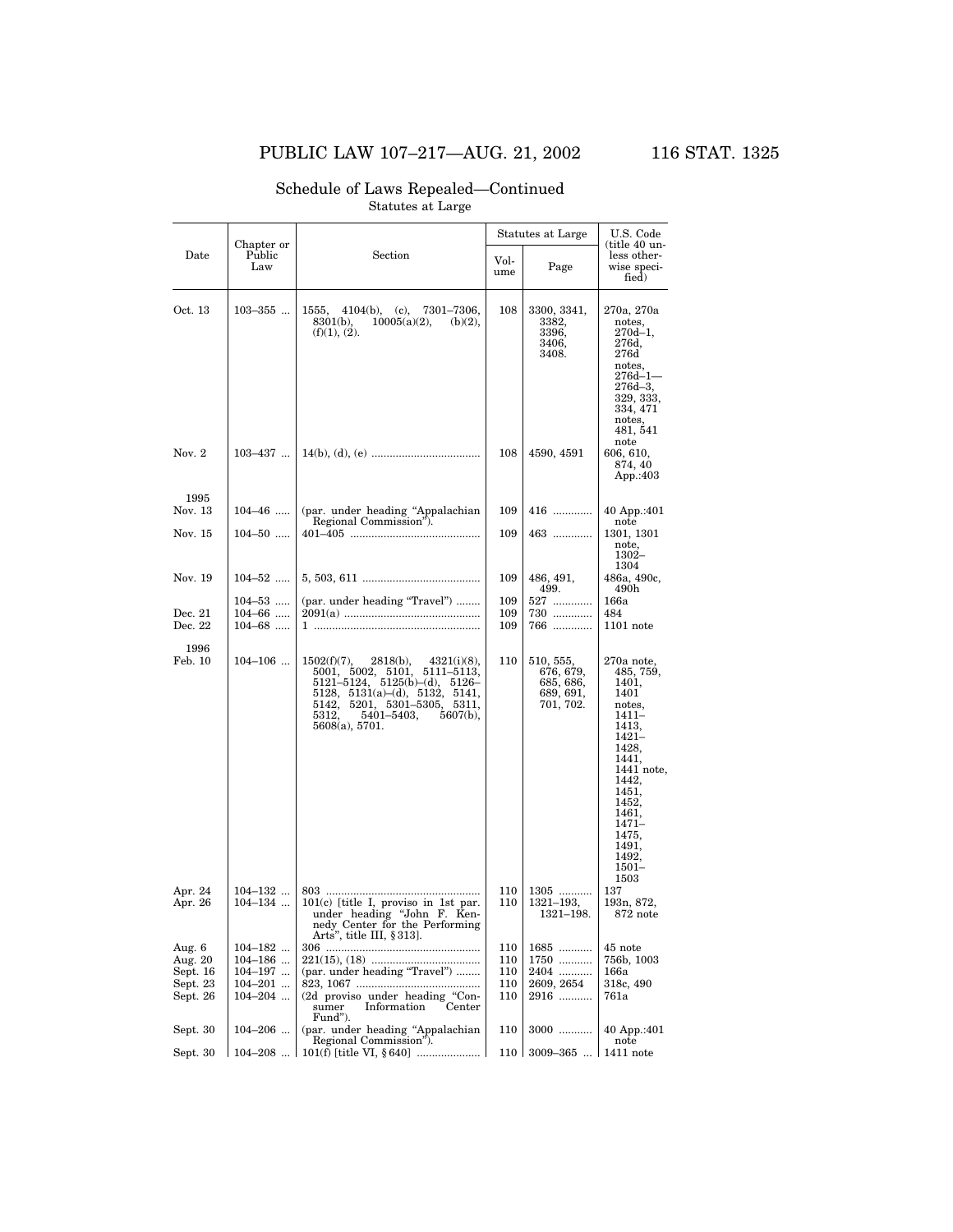## Schedule of Laws Repealed—Continued

Statutes at Large

| Date | Chapter or Public Law | Section | Statutes at Large | | U.S. Code (title 40 unless otherwise specified) |
|---|---|---|---|---|---|
| | | | Volume | Page | |
| Oct. 13 | 103–355 | 1555, 4104(b), (c), 7301–7306, 8301(b), 10005(a)(2), (b)(2), (f)(1), (2). | 108 | 3300, 3341, 3382, 3396, 3406, 3408. | 270a, 270a notes, 270d–1, 276d, 276d notes, 276d–1—276d–3, 329, 333, 334, 471 notes, 481, 541 note |
| Nov. 2 | 103–437 | 14(b), (d), (e) | 108 | 4590, 4591 | 606, 610, 874, 40 App.:403 |
| 1995 | | | | | |
| Nov. 13 | 104–46 | (par. under heading "Appalachian Regional Commission"). | 109 | 416 | 40 App.:401 note |
| Nov. 15 | 104–50 | 401–405 | 109 | 463 | 1301, 1301 note, 1302–1304 |
| Nov. 19 | 104–52 | 5, 503, 611 | 109 | 486, 491, 499. | 486a, 490c, 490h |
| | 104–53 | (par. under heading "Travel") | 109 | 527 | 166a |
| Dec. 21 | 104–66 | 2091(a) | 109 | 730 | 484 |
| Dec. 22 | 104–68 | 1 | 109 | 766 | 1101 note |
| 1996 | | | | | |
| Feb. 10 | 104–106 | 1502(f)(7), 2818(b), 4321(i)(8), 5001, 5002, 5101, 5111–5113, 5121–5124, 5125(b)–(d), 5126–5128, 5131(a)–(d), 5132, 5141, 5142, 5201, 5301–5305, 5311, 5312, 5401–5403, 5607(b), 5608(a), 5701. | 110 | 510, 555, 676, 679, 685, 686, 689, 691, 701, 702. | 270a note, 485, 759, 1401, 1401 notes, 1411–1413, 1421–1428, 1441, 1441 note, 1442, 1451, 1452, 1461, 1471–1475, 1491, 1492, 1501–1503 |
| Apr. 24 | 104–132 | 803 | 110 | 1305 | 137 |
| Apr. 26 | 104–134 | 101(c) [title I, proviso in 1st par. under heading "John F. Kennedy Center for the Performing Arts", title III, §313]. | 110 | 1321–193, 1321–198. | 193n, 872, 872 note |
| Aug. 6 | 104–182 | 306 | 110 | 1685 | 45 note |
| Aug. 20 | 104–186 | 221(15), (18) | 110 | 1750 | 756b, 1003 |
| Sept. 16 | 104–197 | (par. under heading "Travel") | 110 | 2404 | 166a |
| Sept. 23 | 104–201 | 823, 1067 | 110 | 2609, 2654 | 318c, 490 |
| Sept. 26 | 104–204 | (2d proviso under heading "Consumer Information Center Fund"). | 110 | 2916 | 761a |
| Sept. 30 | 104–206 | (par. under heading "Appalachian Regional Commission"). | 110 | 3000 | 40 App.:401 note |
| Sept. 30 | 104–208 | 101(f) [title VI, §640] | 110 | 3009–365 | 1411 note |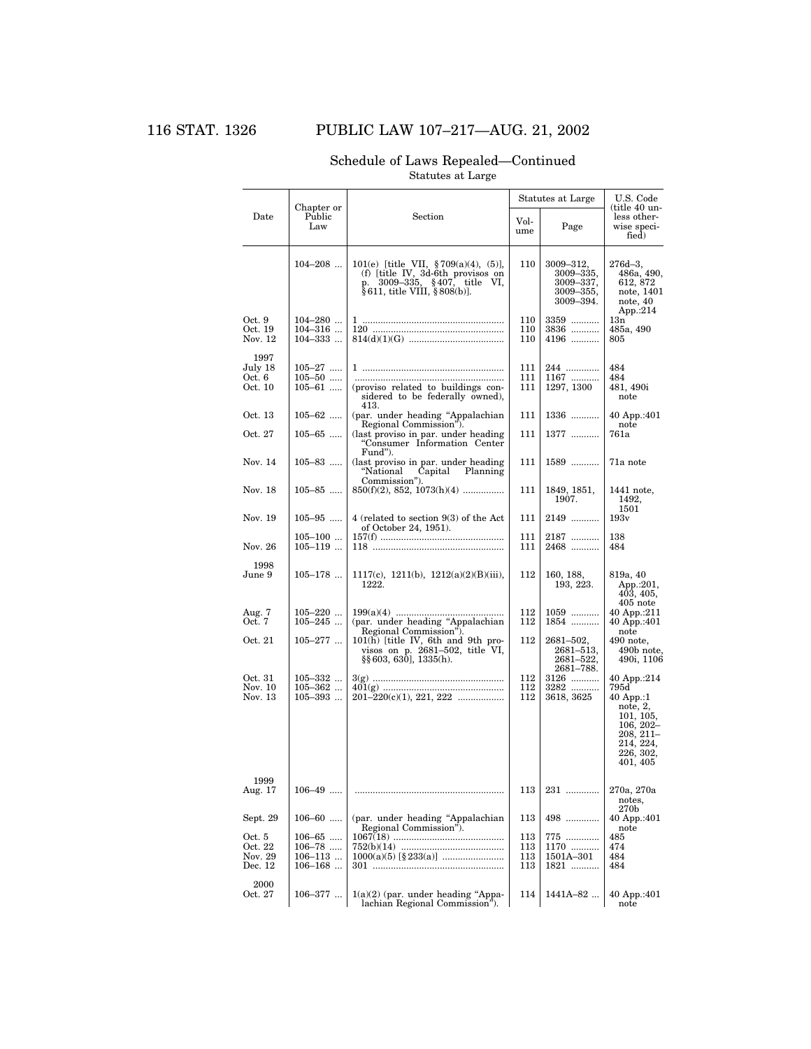## Schedule of Laws Repealed—Continued

Statutes at Large

| Date | Chapter or Public Law | Section | Statutes at Large | | U.S. Code (title 40 unless otherwise specified) |
|---|---|---|---|---|---|
| | | | Volume | Page | |
| | 104–208 ... | 101(e) [title VII, §709(a)(4), (5)], (f) [title IV, 3d-6th provisos on p. 3009–335, §407, title VI, §611, title VIII, §808(b)]. | 110 | 3009–312, 3009–335, 3009–337, 3009–355, 3009–394. | 276d–3, 486a, 490, 612, 872 note, 1401 note, 40 App.:214 |
| Oct. 9 | 104–280 ... | 1 | 110 | 3359 | 13n |
| Oct. 19 | 104–316 ... | 120 | 110 | 3836 | 485a, 490 |
| Nov. 12 | 104–333 ... | 814(d)(1)(G) | 110 | 4196 | 805 |
| 1997 | | | | | |
| July 18 | 105–27 ..... | 1 | 111 | 244 | 484 |
| Oct. 6 | 105–50 ..... | | 111 | 1167 | 484 |
| Oct. 10 | 105–61 ..... | (proviso related to buildings considered to be federally owned), 413. | 111 | 1297, 1300 | 481, 490i note |
| Oct. 13 | 105–62 ..... | (par. under heading “Appalachian Regional Commission”). | 111 | 1336 | 40 App.:401 note |
| Oct. 27 | 105–65 ..... | (last proviso in par. under heading “Consumer Information Center Fund”). | 111 | 1377 | 761a |
| Nov. 14 | 105–83 ..... | (last proviso in par. under heading “National Capital Planning Commission”). | 111 | 1589 | 71a note |
| Nov. 18 | 105–85 ..... | 850(f)(2), 852, 1073(h)(4) | 111 | 1849, 1851, 1907. | 1441 note, 1492, 1501 |
| Nov. 19 | 105–95 ..... | 4 (related to section 9(3) of the Act of October 24, 1951). | 111 | 2149 | 193v |
| | 105–100 ... | 157(f) | 111 | 2187 | 138 |
| Nov. 26 | 105–119 ... | 118 | 111 | 2468 | 484 |
| 1998 | | | | | |
| June 9 | 105–178 ... | 1117(c), 1211(b), 1212(a)(2)(B)(iii), 1222. | 112 | 160, 188, 193, 223. | 819a, 40 App.:201, 403, 405, 405 note |
| Aug. 7 | 105–220 ... | 199(a)(4) | 112 | 1059 | 40 App.:211 |
| Oct. 7 | 105–245 ... | (par. under heading “Appalachian Regional Commission”). | 112 | 1854 | 40 App.:401 note |
| Oct. 21 | 105–277 ... | 101(h) [title IV, 6th and 9th provisos on p. 2681–502, title VI, §§603, 630], 1335(h). | 112 | 2681–502, 2681–513, 2681–522, 2681–788. | 490 note, 490b note, 490i, 1106 |
| Oct. 31 | 105–332 ... | 3(g) | 112 | 3126 | 40 App.:214 |
| Nov. 10 | 105–362 ... | 401(g) | 112 | 3282 | 795d |
| Nov. 13 | 105–393 ... | 201–220(c)(1), 221, 222 | 112 | 3618, 3625 | 40 App.:1 note, 2, 101, 105, 106, 202–208, 211–214, 224, 226, 302, 401, 405 |
| 1999 | | | | | |
| Aug. 17 | 106–49 ..... | | 113 | 231 | 270a, 270a notes, 270b |
| Sept. 29 | 106–60 ..... | (par. under heading “Appalachian Regional Commission”). | 113 | 498 | 40 App.:401 note |
| Oct. 5 | 106–65 ..... | 1067(18) | 113 | 775 | 485 |
| Oct. 22 | 106–78 ..... | 752(b)(14) | 113 | 1170 | 474 |
| Nov. 29 | 106–113 ... | 1000(a)(5) [§233(a)] | 113 | 1501A–301 | 484 |
| Dec. 12 | 106–168 ... | 301 | 113 | 1821 | 484 |
| 2000 | | | | | |
| Oct. 27 | 106–377 ... | 1(a)(2) (par. under heading “Appalachian Regional Commission”). | 114 | 1441A–82 ... | 40 App.:401 note |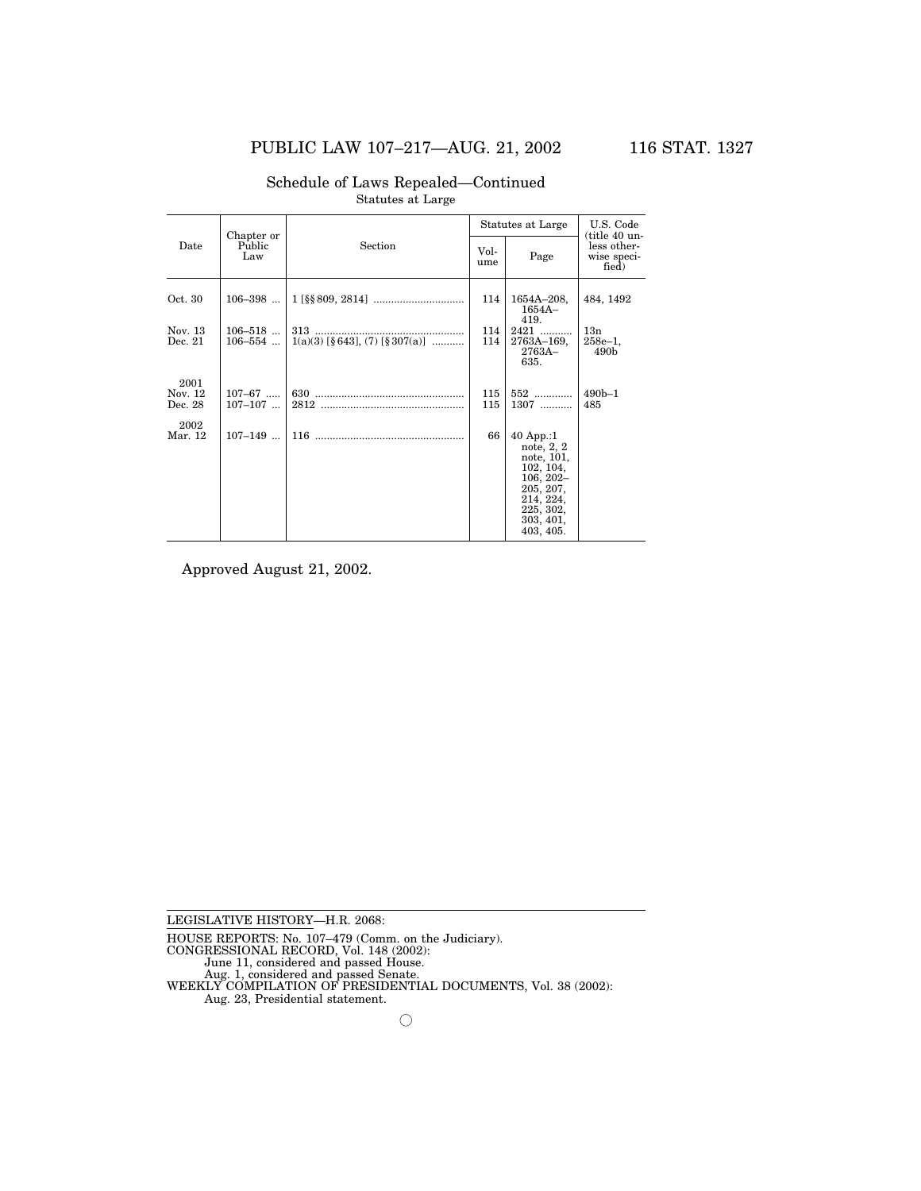## Schedule of Laws Repealed—Continued

Statutes at Large

| Date | Chapter or Public Law | Section | Statutes at Large | | U.S. Code (title 40 unless otherwise specified) |
|---|---|---|---|---|---|
| | | | Volume | Page | |
| Oct. 30 | 106–398 | 1 [§§ 809, 2814] | 114 | 1654A–208, 1654A–419. | 484, 1492 |
| Nov. 13 | 106–518 | 313 | 114 | 2421 | 13n |
| Dec. 21 | 106–554 | 1(a)(3) [§ 643], (7) [§ 307(a)] | 114 | 2763A–169, 2763A–635. | 258e–1, 490b |
| 2001 | | | | | |
| Nov. 12 | 107–67 | 630 | 115 | 552 | 490b–1 |
| Dec. 28 | 107–107 | 2812 | 115 | 1307 | 485 |
| 2002 | | | | | |
| Mar. 12 | 107–149 | 116 | 66 | 40 App.:1 note, 2, 2 note, 101, 102, 104, 106, 202–205, 207, 214, 224, 225, 302, 303, 401, 403, 405. | |

Approved August 21, 2002.

---

LEGISLATIVE HISTORY—H.R. 2068:

HOUSE REPORTS: No. 107–479 (Comm. on the Judiciary).
CONGRESSIONAL RECORD, Vol. 148 (2002):
June 11, considered and passed House.
Aug. 1, considered and passed Senate.
WEEKLY COMPILATION OF PRESIDENTIAL DOCUMENTS, Vol. 38 (2002):
Aug. 23, Presidential statement.